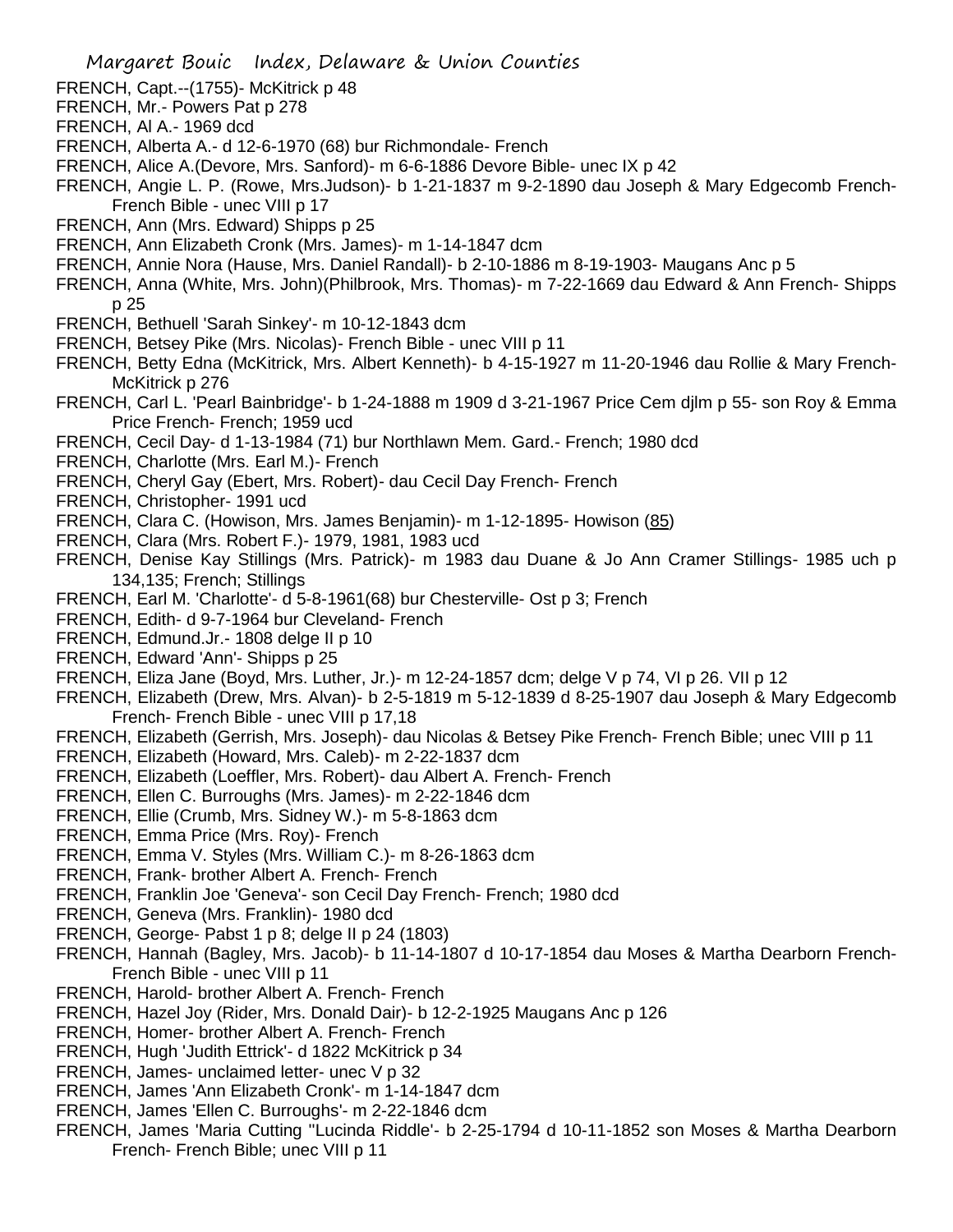FRENCH, Capt.--(1755)- McKitrick p 48

FRENCH, Mr.- Powers Pat p 278

FRENCH, Al A.- 1969 dcd

FRENCH, Alberta A.- d 12-6-1970 (68) bur Richmondale- French

FRENCH, Alice A.(Devore, Mrs. Sanford)- m 6-6-1886 Devore Bible- unec IX p 42

FRENCH, Angie L. P. (Rowe, Mrs.Judson)- b 1-21-1837 m 9-2-1890 dau Joseph & Mary Edgecomb French- French Bible - unec VIII p 17

FRENCH, Ann (Mrs. Edward) Shipps p 25

FRENCH, Ann Elizabeth Cronk (Mrs. James)- m 1-14-1847 dcm

FRENCH, Annie Nora (Hause, Mrs. Daniel Randall)- b 2-10-1886 m 8-19-1903- Maugans Anc p 5

FRENCH, Anna (White, Mrs. John)(Philbrook, Mrs. Thomas)- m 7-22-1669 dau Edward & Ann French- Shipps p 25

FRENCH, Bethuell 'Sarah Sinkey'- m 10-12-1843 dcm

FRENCH, Betsey Pike (Mrs. Nicolas)- French Bible - unec VIII p 11

FRENCH, Betty Edna (McKitrick, Mrs. Albert Kenneth)- b 4-15-1927 m 11-20-1946 dau Rollie & Mary French- McKitrick p 276

FRENCH, Carl L. 'Pearl Bainbridge'- b 1-24-1888 m 1909 d 3-21-1967 Price Cem djlm p 55- son Roy & Emma Price French- French; 1959 ucd

FRENCH, Cecil Day- d 1-13-1984 (71) bur Northlawn Mem. Gard.- French; 1980 dcd

FRENCH, Charlotte (Mrs. Earl M.)- French

FRENCH, Cheryl Gay (Ebert, Mrs. Robert)- dau Cecil Day French- French

FRENCH, Christopher- 1991 ucd

FRENCH, Clara C. (Howison, Mrs. James Benjamin)- m 1-12-1895- Howison (85)

FRENCH, Clara (Mrs. Robert F.)- 1979, 1981, 1983 ucd

FRENCH, Denise Kay Stillings (Mrs. Patrick)- m 1983 dau Duane & Jo Ann Cramer Stillings- 1985 uch p 134,135; French; Stillings

FRENCH, Earl M. 'Charlotte'- d 5-8-1961(68) bur Chesterville- Ost p 3; French

FRENCH, Edith- d 9-7-1964 bur Cleveland- French

FRENCH, Edmund.Jr.- 1808 delge II p 10

FRENCH, Edward 'Ann'- Shipps p 25

FRENCH, Eliza Jane (Boyd, Mrs. Luther, Jr.)- m 12-24-1857 dcm; delge V p 74, VI p 26. VII p 12

FRENCH, Elizabeth (Drew, Mrs. Alvan)- b 2-5-1819 m 5-12-1839 d 8-25-1907 dau Joseph & Mary Edgecomb French- French Bible - unec VIII p 17,18

FRENCH, Elizabeth (Gerrish, Mrs. Joseph)- dau Nicolas & Betsey Pike French- French Bible; unec VIII p 11

FRENCH, Elizabeth (Howard, Mrs. Caleb)- m 2-22-1837 dcm

FRENCH, Elizabeth (Loeffler, Mrs. Robert)- dau Albert A. French- French

FRENCH, Ellen C. Burroughs (Mrs. James)- m 2-22-1846 dcm

FRENCH, Ellie (Crumb, Mrs. Sidney W.)- m 5-8-1863 dcm

FRENCH, Emma Price (Mrs. Roy)- French

FRENCH, Emma V. Styles (Mrs. William C.)- m 8-26-1863 dcm

FRENCH, Frank- brother Albert A. French- French

FRENCH, Franklin Joe 'Geneva'- son Cecil Day French- French; 1980 dcd

FRENCH, Geneva (Mrs. Franklin)- 1980 dcd

FRENCH, George- Pabst 1 p 8; delge II p 24 (1803)

FRENCH, Hannah (Bagley, Mrs. Jacob)- b 11-14-1807 d 10-17-1854 dau Moses & Martha Dearborn French- French Bible - unec VIII p 11

FRENCH, Harold- brother Albert A. French- French

FRENCH, Hazel Joy (Rider, Mrs. Donald Dair)- b 12-2-1925 Maugans Anc p 126

FRENCH, Homer- brother Albert A. French- French

FRENCH, Hugh 'Judith Ettrick'- d 1822 McKitrick p 34

FRENCH, James- unclaimed letter- unec V p 32

FRENCH, James 'Ann Elizabeth Cronk'- m 1-14-1847 dcm

FRENCH, James 'Ellen C. Burroughs'- m 2-22-1846 dcm

FRENCH, James 'Maria Cutting ''Lucinda Riddle'- b 2-25-1794 d 10-11-1852 son Moses & Martha Dearborn French- French Bible; unec VIII p 11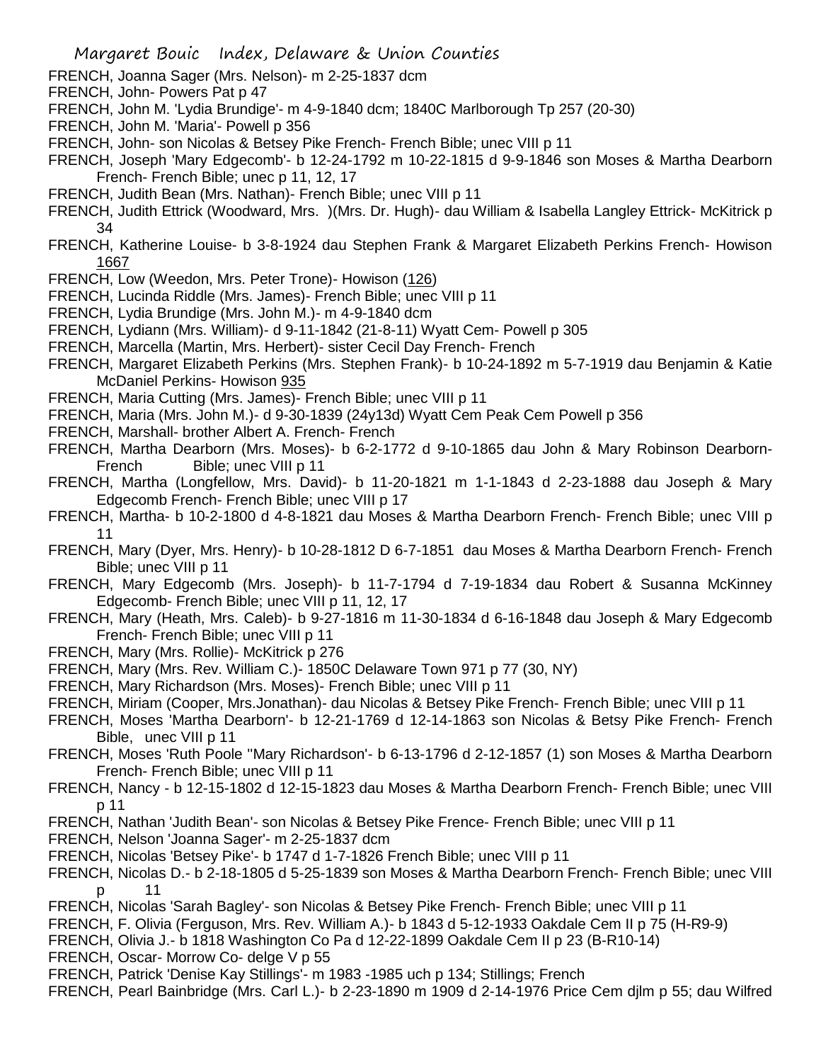FRENCH, Joanna Sager (Mrs. Nelson)- m 2-25-1837 dcm

FRENCH, John- Powers Pat p 47

FRENCH, John M. 'Lydia Brundige'- m 4-9-1840 dcm; 1840C Marlborough Tp 257 (20-30)

FRENCH, John M. 'Maria'- Powell p 356

FRENCH, John- son Nicolas & Betsey Pike French- French Bible; unec VIII p 11

FRENCH, Joseph 'Mary Edgecomb'- b 12-24-1792 m 10-22-1815 d 9-9-1846 son Moses & Martha Dearborn French- French Bible; unec p 11, 12, 17

FRENCH, Judith Bean (Mrs. Nathan)- French Bible; unec VIII p 11

FRENCH, Judith Ettrick (Woodward, Mrs. )(Mrs. Dr. Hugh)- dau William & Isabella Langley Ettrick- McKitrick p 34

FRENCH, Katherine Louise- b 3-8-1924 dau Stephen Frank & Margaret Elizabeth Perkins French- Howison 1667

FRENCH, Low (Weedon, Mrs. Peter Trone)- Howison (126)

FRENCH, Lucinda Riddle (Mrs. James)- French Bible; unec VIII p 11

FRENCH, Lydia Brundige (Mrs. John M.)- m 4-9-1840 dcm

FRENCH, Lydiann (Mrs. William)- d 9-11-1842 (21-8-11) Wyatt Cem- Powell p 305

FRENCH, Marcella (Martin, Mrs. Herbert)- sister Cecil Day French- French

FRENCH, Margaret Elizabeth Perkins (Mrs. Stephen Frank)- b 10-24-1892 m 5-7-1919 dau Benjamin & Katie McDaniel Perkins- Howison 935

FRENCH, Maria Cutting (Mrs. James)- French Bible; unec VIII p 11

FRENCH, Maria (Mrs. John M.)- d 9-30-1839 (24y13d) Wyatt Cem Peak Cem Powell p 356

FRENCH, Marshall- brother Albert A. French- French

FRENCH, Martha Dearborn (Mrs. Moses)- b 6-2-1772 d 9-10-1865 dau John & Mary Robinson Dearborn- French Bible; unec VIII p 11

FRENCH, Martha (Longfellow, Mrs. David)- b 11-20-1821 m 1-1-1843 d 2-23-1888 dau Joseph & Mary Edgecomb French- French Bible; unec VIII p 17

FRENCH, Martha- b 10-2-1800 d 4-8-1821 dau Moses & Martha Dearborn French- French Bible; unec VIII p 11

FRENCH, Mary (Dyer, Mrs. Henry)- b 10-28-1812 D 6-7-1851 dau Moses & Martha Dearborn French- French Bible; unec VIII p 11

FRENCH, Mary Edgecomb (Mrs. Joseph)- b 11-7-1794 d 7-19-1834 dau Robert & Susanna McKinney Edgecomb- French Bible; unec VIII p 11, 12, 17

FRENCH, Mary (Heath, Mrs. Caleb)- b 9-27-1816 m 11-30-1834 d 6-16-1848 dau Joseph & Mary Edgecomb French- French Bible; unec VIII p 11

FRENCH, Mary (Mrs. Rollie)- McKitrick p 276

FRENCH, Mary (Mrs. Rev. William C.)- 1850C Delaware Town 971 p 77 (30, NY)

FRENCH, Mary Richardson (Mrs. Moses)- French Bible; unec VIII p 11

FRENCH, Miriam (Cooper, Mrs.Jonathan)- dau Nicolas & Betsey Pike French- French Bible; unec VIII p 11

FRENCH, Moses 'Martha Dearborn'- b 12-21-1769 d 12-14-1863 son Nicolas & Betsy Pike French- French Bible, unec VIII p 11

FRENCH, Moses 'Ruth Poole ''Mary Richardson'- b 6-13-1796 d 2-12-1857 (1) son Moses & Martha Dearborn French- French Bible; unec VIII p 11

FRENCH, Nancy - b 12-15-1802 d 12-15-1823 dau Moses & Martha Dearborn French- French Bible; unec VIII p 11

FRENCH, Nathan 'Judith Bean'- son Nicolas & Betsey Pike Frence- French Bible; unec VIII p 11

FRENCH, Nelson 'Joanna Sager'- m 2-25-1837 dcm

FRENCH, Nicolas 'Betsey Pike'- b 1747 d 1-7-1826 French Bible; unec VIII p 11

FRENCH, Nicolas D.- b 2-18-1805 d 5-25-1839 son Moses & Martha Dearborn French- French Bible; unec VIII p 11

FRENCH, Nicolas 'Sarah Bagley'- son Nicolas & Betsey Pike French- French Bible; unec VIII p 11

FRENCH, F. Olivia (Ferguson, Mrs. Rev. William A.)- b 1843 d 5-12-1933 Oakdale Cem II p 75 (H-R9-9)

FRENCH, Olivia J.- b 1818 Washington Co Pa d 12-22-1899 Oakdale Cem II p 23 (B-R10-14)

FRENCH, Oscar- Morrow Co- delge V p 55

FRENCH, Patrick 'Denise Kay Stillings'- m 1983 -1985 uch p 134; Stillings; French

FRENCH, Pearl Bainbridge (Mrs. Carl L.)- b 2-23-1890 m 1909 d 2-14-1976 Price Cem djlm p 55; dau Wilfred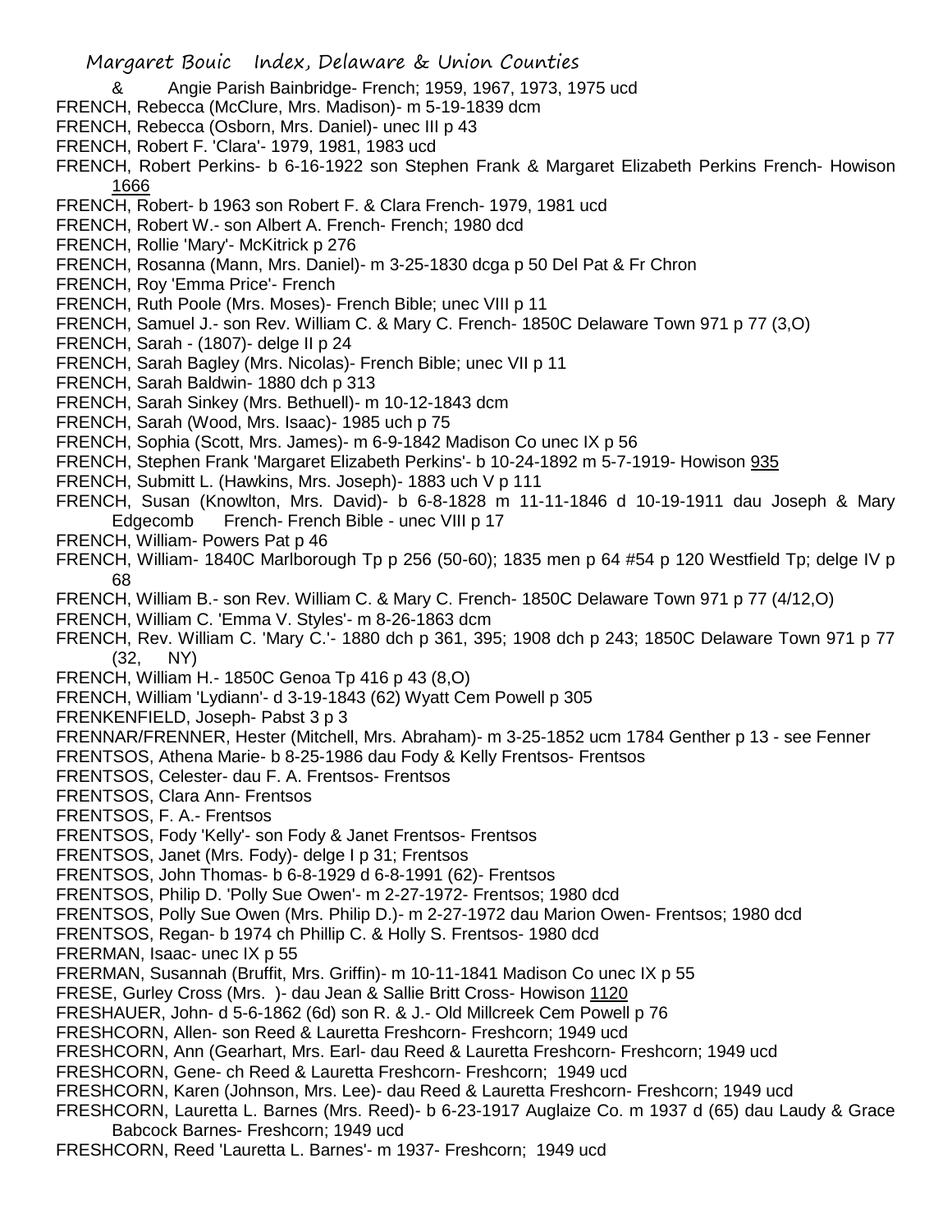& Angie Parish Bainbridge- French; 1959, 1967, 1973, 1975 ucd

FRENCH, Rebecca (McClure, Mrs. Madison)- m 5-19-1839 dcm

FRENCH, Rebecca (Osborn, Mrs. Daniel)- unec III p 43

FRENCH, Robert F. 'Clara'- 1979, 1981, 1983 ucd

FRENCH, Robert Perkins- b 6-16-1922 son Stephen Frank & Margaret Elizabeth Perkins French- Howison 1666

FRENCH, Robert- b 1963 son Robert F. & Clara French- 1979, 1981 ucd

FRENCH, Robert W.- son Albert A. French- French; 1980 dcd

FRENCH, Rollie 'Mary'- McKitrick p 276

FRENCH, Rosanna (Mann, Mrs. Daniel)- m 3-25-1830 dcga p 50 Del Pat & Fr Chron

FRENCH, Roy 'Emma Price'- French

FRENCH, Ruth Poole (Mrs. Moses)- French Bible; unec VIII p 11

FRENCH, Samuel J.- son Rev. William C. & Mary C. French- 1850C Delaware Town 971 p 77 (3,O)

FRENCH, Sarah - (1807)- delge II p 24

FRENCH, Sarah Bagley (Mrs. Nicolas)- French Bible; unec VII p 11

FRENCH, Sarah Baldwin- 1880 dch p 313

FRENCH, Sarah Sinkey (Mrs. Bethuell)- m 10-12-1843 dcm

FRENCH, Sarah (Wood, Mrs. Isaac)- 1985 uch p 75

FRENCH, Sophia (Scott, Mrs. James)- m 6-9-1842 Madison Co unec IX p 56

FRENCH, Stephen Frank 'Margaret Elizabeth Perkins'- b 10-24-1892 m 5-7-1919- Howison 935

FRENCH, Submitt L. (Hawkins, Mrs. Joseph)- 1883 uch V p 111

FRENCH, Susan (Knowlton, Mrs. David)- b 6-8-1828 m 11-11-1846 d 10-19-1911 dau Joseph & Mary Edgecomb French- French Bible - unec VIII p 17

FRENCH, William- Powers Pat p 46

FRENCH, William- 1840C Marlborough Tp p 256 (50-60); 1835 men p 64 #54 p 120 Westfield Tp; delge IV p 68

FRENCH, William B.- son Rev. William C. & Mary C. French- 1850C Delaware Town 971 p 77 (4/12,O)

FRENCH, William C. 'Emma V. Styles'- m 8-26-1863 dcm

FRENCH, Rev. William C. 'Mary C.'- 1880 dch p 361, 395; 1908 dch p 243; 1850C Delaware Town 971 p 77 (32, NY)

FRENCH, William H.- 1850C Genoa Tp 416 p 43 (8,O)

FRENCH, William 'Lydiann'- d 3-19-1843 (62) Wyatt Cem Powell p 305

FRENKENFIELD, Joseph- Pabst 3 p 3

FRENNAR/FRENNER, Hester (Mitchell, Mrs. Abraham)- m 3-25-1852 ucm 1784 Genther p 13 - see Fenner

FRENTSOS, Athena Marie- b 8-25-1986 dau Fody & Kelly Frentsos- Frentsos

FRENTSOS, Celester- dau F. A. Frentsos- Frentsos

FRENTSOS, Clara Ann- Frentsos

FRENTSOS, F. A.- Frentsos

FRENTSOS, Fody 'Kelly'- son Fody & Janet Frentsos- Frentsos

FRENTSOS, Janet (Mrs. Fody)- delge I p 31; Frentsos

FRENTSOS, John Thomas- b 6-8-1929 d 6-8-1991 (62)- Frentsos

FRENTSOS, Philip D. 'Polly Sue Owen'- m 2-27-1972- Frentsos; 1980 dcd

FRENTSOS, Polly Sue Owen (Mrs. Philip D.)- m 2-27-1972 dau Marion Owen- Frentsos; 1980 dcd

FRENTSOS, Regan- b 1974 ch Phillip C. & Holly S. Frentsos- 1980 dcd

FRERMAN, Isaac- unec IX p 55

FRERMAN, Susannah (Bruffit, Mrs. Griffin)- m 10-11-1841 Madison Co unec IX p 55

FRESE, Gurley Cross (Mrs. )- dau Jean & Sallie Britt Cross- Howison 1120

FRESHAUER, John- d 5-6-1862 (6d) son R. & J.- Old Millcreek Cem Powell p 76

FRESHCORN, Allen- son Reed & Lauretta Freshcorn- Freshcorn; 1949 ucd

FRESHCORN, Ann (Gearhart, Mrs. Earl- dau Reed & Lauretta Freshcorn- Freshcorn; 1949 ucd

FRESHCORN, Gene- ch Reed & Lauretta Freshcorn- Freshcorn; 1949 ucd

FRESHCORN, Karen (Johnson, Mrs. Lee)- dau Reed & Lauretta Freshcorn- Freshcorn; 1949 ucd

FRESHCORN, Lauretta L. Barnes (Mrs. Reed)- b 6-23-1917 Auglaize Co. m 1937 d (65) dau Laudy & Grace Babcock Barnes- Freshcorn; 1949 ucd

FRESHCORN, Reed 'Lauretta L. Barnes'- m 1937- Freshcorn; 1949 ucd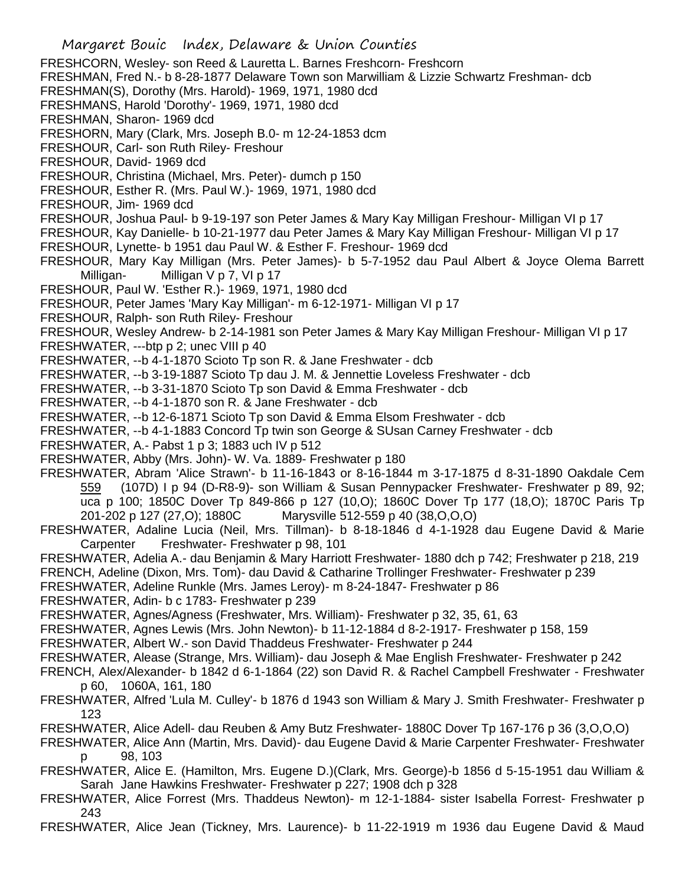FRESHCORN, Wesley- son Reed & Lauretta L. Barnes Freshcorn- Freshcorn
FRESHMAN, Fred N.- b 8-28-1877 Delaware Town son Marwilliam & Lizzie Schwartz Freshman- dcb
FRESHMAN(S), Dorothy (Mrs. Harold)- 1969, 1971, 1980 dcd
FRESHMANS, Harold 'Dorothy'- 1969, 1971, 1980 dcd
FRESHMAN, Sharon- 1969 dcd
FRESHORN, Mary (Clark, Mrs. Joseph B.0- m 12-24-1853 dcm
FRESHOUR, Carl- son Ruth Riley- Freshour
FRESHOUR, David- 1969 dcd
FRESHOUR, Christina (Michael, Mrs. Peter)- dumch p 150
FRESHOUR, Esther R. (Mrs. Paul W.)- 1969, 1971, 1980 dcd
FRESHOUR, Jim- 1969 dcd
FRESHOUR, Joshua Paul- b 9-19-197 son Peter James & Mary Kay Milligan Freshour- Milligan VI p 17
FRESHOUR, Kay Danielle- b 10-21-1977 dau Peter James & Mary Kay Milligan Freshour- Milligan VI p 17
FRESHOUR, Lynette- b 1951 dau Paul W. & Esther F. Freshour- 1969 dcd
FRESHOUR, Mary Kay Milligan (Mrs. Peter James)- b 5-7-1952 dau Paul Albert & Joyce Olema Barrett Milligan- Milligan V p 7, VI p 17
FRESHOUR, Paul W. 'Esther R.)- 1969, 1971, 1980 dcd
FRESHOUR, Peter James 'Mary Kay Milligan'- m 6-12-1971- Milligan VI p 17
FRESHOUR, Ralph- son Ruth Riley- Freshour
FRESHOUR, Wesley Andrew- b 2-14-1981 son Peter James & Mary Kay Milligan Freshour- Milligan VI p 17
FRESHWATER, ---btp p 2; unec VIII p 40
FRESHWATER, --b 4-1-1870 Scioto Tp son R. & Jane Freshwater - dcb
FRESHWATER, --b 3-19-1887 Scioto Tp dau J. M. & Jennettie Loveless Freshwater - dcb
FRESHWATER, --b 3-31-1870 Scioto Tp son David & Emma Freshwater - dcb
FRESHWATER, --b 4-1-1870 son R. & Jane Freshwater - dcb
FRESHWATER, --b 12-6-1871 Scioto Tp son David & Emma Elsom Freshwater - dcb
FRESHWATER, --b 4-1-1883 Concord Tp twin son George & SUsan Carney Freshwater - dcb
FRESHWATER, A.- Pabst 1 p 3; 1883 uch IV p 512
FRESHWATER, Abby (Mrs. John)- W. Va. 1889- Freshwater p 180
FRESHWATER, Abram 'Alice Strawn'- b 11-16-1843 or 8-16-1844 m 3-17-1875 d 8-31-1890 Oakdale Cem 559 (107D) I p 94 (D-R8-9)- son William & Susan Pennypacker Freshwater- Freshwater p 89, 92; uca p 100; 1850C Dover Tp 849-866 p 127 (10,O); 1860C Dover Tp 177 (18,O); 1870C Paris Tp 201-202 p 127 (27,O); 1880C Marysville 512-559 p 40 (38,O,O,O)
FRESHWATER, Adaline Lucia (Neil, Mrs. Tillman)- b 8-18-1846 d 4-1-1928 dau Eugene David & Marie Carpenter Freshwater- Freshwater p 98, 101
FRESHWATER, Adelia A.- dau Benjamin & Mary Harriott Freshwater- 1880 dch p 742; Freshwater p 218, 219
FRENCH, Adeline (Dixon, Mrs. Tom)- dau David & Catharine Trollinger Freshwater- Freshwater p 239
FRESHWATER, Adeline Runkle (Mrs. James Leroy)- m 8-24-1847- Freshwater p 86
FRESHWATER, Adin- b c 1783- Freshwater p 239
FRESHWATER, Agnes/Agness (Freshwater, Mrs. William)- Freshwater p 32, 35, 61, 63
FRESHWATER, Agnes Lewis (Mrs. John Newton)- b 11-12-1884 d 8-2-1917- Freshwater p 158, 159
FRESHWATER, Albert W.- son David Thaddeus Freshwater- Freshwater p 244
FRESHWATER, Alease (Strange, Mrs. William)- dau Joseph & Mae English Freshwater- Freshwater p 242
FRENCH, Alex/Alexander- b 1842 d 6-1-1864 (22) son David R. & Rachel Campbell Freshwater - Freshwater p 60, 1060A, 161, 180
FRESHWATER, Alfred 'Lula M. Culley'- b 1876 d 1943 son William & Mary J. Smith Freshwater- Freshwater p 123
FRESHWATER, Alice Adell- dau Reuben & Amy Butz Freshwater- 1880C Dover Tp 167-176 p 36 (3,O,O,O)
FRESHWATER, Alice Ann (Martin, Mrs. David)- dau Eugene David & Marie Carpenter Freshwater- Freshwater p 98, 103
FRESHWATER, Alice E. (Hamilton, Mrs. Eugene D.)(Clark, Mrs. George)-b 1856 d 5-15-1951 dau William & Sarah Jane Hawkins Freshwater- Freshwater p 227; 1908 dch p 328
FRESHWATER, Alice Forrest (Mrs. Thaddeus Newton)- m 12-1-1884- sister Isabella Forrest- Freshwater p 243
FRESHWATER, Alice Jean (Tickney, Mrs. Laurence)- b 11-22-1919 m 1936 dau Eugene David & Maud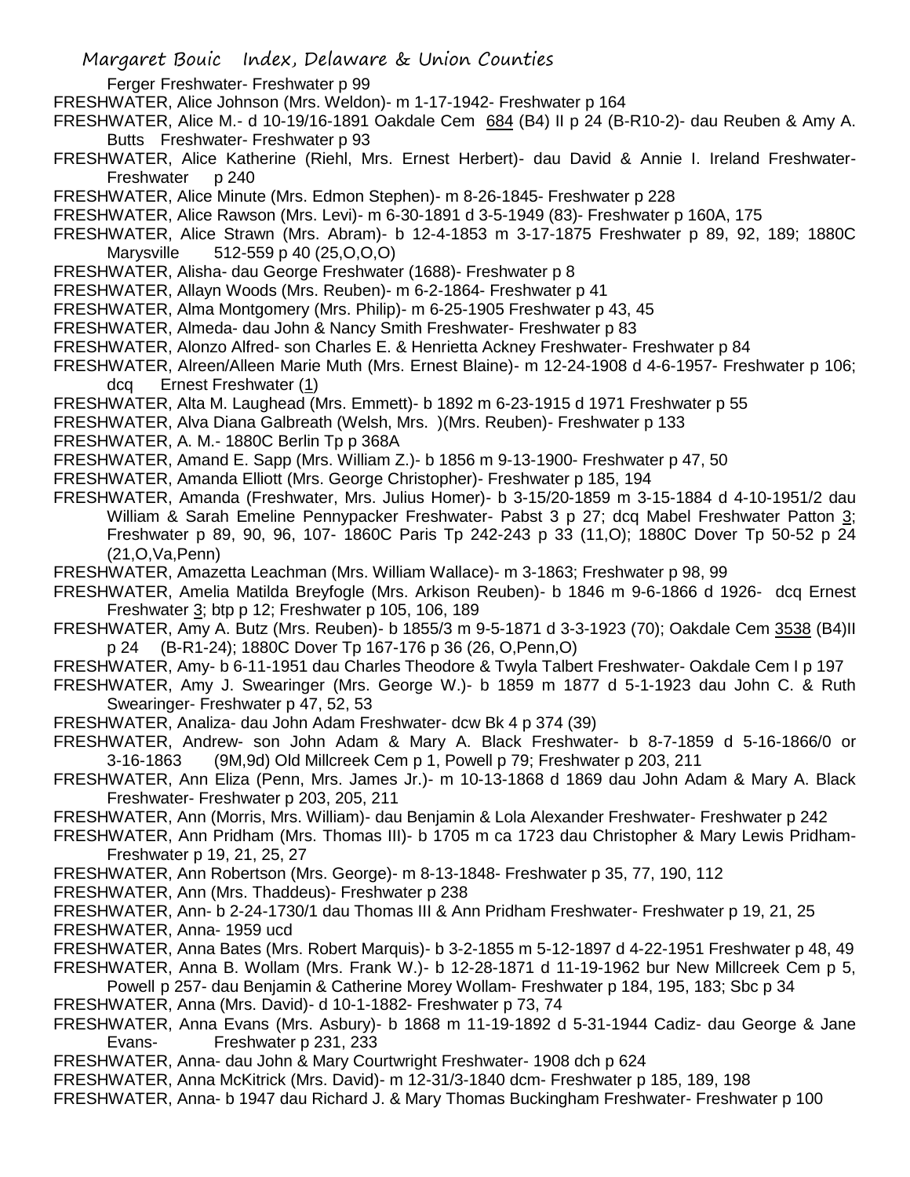Ferger Freshwater- Freshwater p 99

FRESHWATER, Alice Johnson (Mrs. Weldon)- m 1-17-1942- Freshwater p 164

FRESHWATER, Alice M.- d 10-19/16-1891 Oakdale Cem 684 (B4) II p 24 (B-R10-2)- dau Reuben & Amy A. Butts Freshwater- Freshwater p 93

FRESHWATER, Alice Katherine (Riehl, Mrs. Ernest Herbert)- dau David & Annie I. Ireland Freshwater- Freshwater p 240

FRESHWATER, Alice Minute (Mrs. Edmon Stephen)- m 8-26-1845- Freshwater p 228

FRESHWATER, Alice Rawson (Mrs. Levi)- m 6-30-1891 d 3-5-1949 (83)- Freshwater p 160A, 175

FRESHWATER, Alice Strawn (Mrs. Abram)- b 12-4-1853 m 3-17-1875 Freshwater p 89, 92, 189; 1880C Marysville 512-559 p 40 (25,O,O,O)

FRESHWATER, Alisha- dau George Freshwater (1688)- Freshwater p 8

FRESHWATER, Allayn Woods (Mrs. Reuben)- m 6-2-1864- Freshwater p 41

FRESHWATER, Alma Montgomery (Mrs. Philip)- m 6-25-1905 Freshwater p 43, 45

FRESHWATER, Almeda- dau John & Nancy Smith Freshwater- Freshwater p 83

FRESHWATER, Alonzo Alfred- son Charles E. & Henrietta Ackney Freshwater- Freshwater p 84

FRESHWATER, Alreen/Alleen Marie Muth (Mrs. Ernest Blaine)- m 12-24-1908 d 4-6-1957- Freshwater p 106; dcq Ernest Freshwater (1)

FRESHWATER, Alta M. Laughead (Mrs. Emmett)- b 1892 m 6-23-1915 d 1971 Freshwater p 55

FRESHWATER, Alva Diana Galbreath (Welsh, Mrs. )(Mrs. Reuben)- Freshwater p 133

FRESHWATER, A. M.- 1880C Berlin Tp p 368A

FRESHWATER, Amand E. Sapp (Mrs. William Z.)- b 1856 m 9-13-1900- Freshwater p 47, 50

FRESHWATER, Amanda Elliott (Mrs. George Christopher)- Freshwater p 185, 194

FRESHWATER, Amanda (Freshwater, Mrs. Julius Homer)- b 3-15/20-1859 m 3-15-1884 d 4-10-1951/2 dau William & Sarah Emeline Pennypacker Freshwater- Pabst 3 p 27; dcq Mabel Freshwater Patton 3; Freshwater p 89, 90, 96, 107- 1860C Paris Tp 242-243 p 33 (11,O); 1880C Dover Tp 50-52 p 24 (21,O,Va,Penn)

FRESHWATER, Amazetta Leachman (Mrs. William Wallace)- m 3-1863; Freshwater p 98, 99

FRESHWATER, Amelia Matilda Breyfogle (Mrs. Arkison Reuben)- b 1846 m 9-6-1866 d 1926- dcq Ernest Freshwater 3; btp p 12; Freshwater p 105, 106, 189

FRESHWATER, Amy A. Butz (Mrs. Reuben)- b 1855/3 m 9-5-1871 d 3-3-1923 (70); Oakdale Cem 3538 (B4)II p 24 (B-R1-24); 1880C Dover Tp 167-176 p 36 (26, O,Penn,O)

FRESHWATER, Amy- b 6-11-1951 dau Charles Theodore & Twyla Talbert Freshwater- Oakdale Cem I p 197

FRESHWATER, Amy J. Swearinger (Mrs. George W.)- b 1859 m 1877 d 5-1-1923 dau John C. & Ruth Swearinger- Freshwater p 47, 52, 53

FRESHWATER, Analiza- dau John Adam Freshwater- dcw Bk 4 p 374 (39)

FRESHWATER, Andrew- son John Adam & Mary A. Black Freshwater- b 8-7-1859 d 5-16-1866/0 or 3-16-1863 (9M,9d) Old Millcreek Cem p 1, Powell p 79; Freshwater p 203, 211

FRESHWATER, Ann Eliza (Penn, Mrs. James Jr.)- m 10-13-1868 d 1869 dau John Adam & Mary A. Black Freshwater- Freshwater p 203, 205, 211

FRESHWATER, Ann (Morris, Mrs. William)- dau Benjamin & Lola Alexander Freshwater- Freshwater p 242

FRESHWATER, Ann Pridham (Mrs. Thomas III)- b 1705 m ca 1723 dau Christopher & Mary Lewis Pridham- Freshwater p 19, 21, 25, 27

FRESHWATER, Ann Robertson (Mrs. George)- m 8-13-1848- Freshwater p 35, 77, 190, 112

FRESHWATER, Ann (Mrs. Thaddeus)- Freshwater p 238

FRESHWATER, Ann- b 2-24-1730/1 dau Thomas III & Ann Pridham Freshwater- Freshwater p 19, 21, 25

FRESHWATER, Anna- 1959 ucd

FRESHWATER, Anna Bates (Mrs. Robert Marquis)- b 3-2-1855 m 5-12-1897 d 4-22-1951 Freshwater p 48, 49

FRESHWATER, Anna B. Wollam (Mrs. Frank W.)- b 12-28-1871 d 11-19-1962 bur New Millcreek Cem p 5, Powell p 257- dau Benjamin & Catherine Morey Wollam- Freshwater p 184, 195, 183; Sbc p 34

FRESHWATER, Anna (Mrs. David)- d 10-1-1882- Freshwater p 73, 74

FRESHWATER, Anna Evans (Mrs. Asbury)- b 1868 m 11-19-1892 d 5-31-1944 Cadiz- dau George & Jane Evans- Freshwater p 231, 233

FRESHWATER, Anna- dau John & Mary Courtwright Freshwater- 1908 dch p 624

FRESHWATER, Anna McKitrick (Mrs. David)- m 12-31/3-1840 dcm- Freshwater p 185, 189, 198

FRESHWATER, Anna- b 1947 dau Richard J. & Mary Thomas Buckingham Freshwater- Freshwater p 100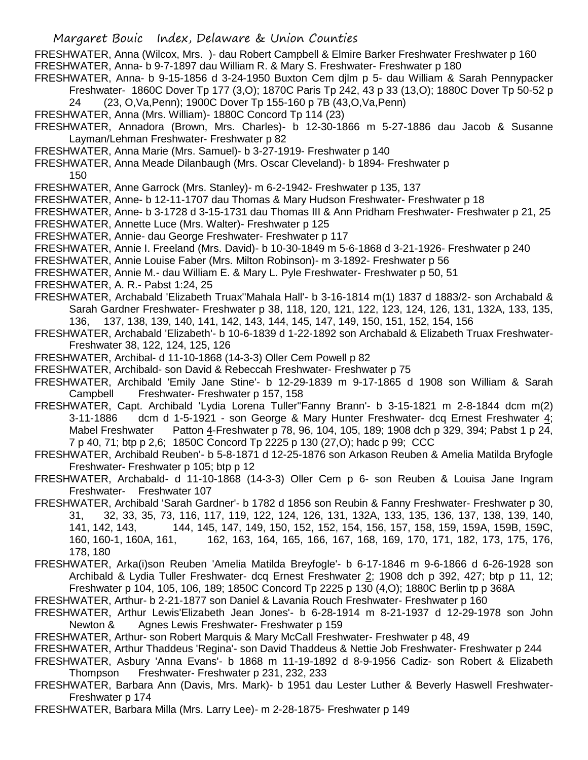FRESHWATER, Anna (Wilcox, Mrs. )- dau Robert Campbell & Elmire Barker Freshwater Freshwater p 160

FRESHWATER, Anna- b 9-7-1897 dau William R. & Mary S. Freshwater- Freshwater p 180

FRESHWATER, Anna- b 9-15-1856 d 3-24-1950 Buxton Cem djlm p 5- dau William & Sarah Pennypacker Freshwater- 1860C Dover Tp 177 (3,O); 1870C Paris Tp 242, 43 p 33 (13,O); 1880C Dover Tp 50-52 p 24 (23, O,Va,Penn); 1900C Dover Tp 155-160 p 7B (43,O,Va,Penn)

FRESHWATER, Anna (Mrs. William)- 1880C Concord Tp 114 (23)

FRESHWATER, Annadora (Brown, Mrs. Charles)- b 12-30-1866 m 5-27-1886 dau Jacob & Susanne Layman/Lehman Freshwater- Freshwater p 82

FRESHWATER, Anna Marie (Mrs. Samuel)- b 3-27-1919- Freshwater p 140

FRESHWATER, Anna Meade Dilanbaugh (Mrs. Oscar Cleveland)- b 1894- Freshwater p 150

FRESHWATER, Anne Garrock (Mrs. Stanley)- m 6-2-1942- Freshwater p 135, 137

FRESHWATER, Anne- b 12-11-1707 dau Thomas & Mary Hudson Freshwater- Freshwater p 18

FRESHWATER, Anne- b 3-1728 d 3-15-1731 dau Thomas III & Ann Pridham Freshwater- Freshwater p 21, 25

FRESHWATER, Annette Luce (Mrs. Walter)- Freshwater p 125

FRESHWATER, Annie- dau George Freshwater- Freshwater p 117

FRESHWATER, Annie I. Freeland (Mrs. David)- b 10-30-1849 m 5-6-1868 d 3-21-1926- Freshwater p 240

FRESHWATER, Annie Louise Faber (Mrs. Milton Robinson)- m 3-1892- Freshwater p 56

FRESHWATER, Annie M.- dau William E. & Mary L. Pyle Freshwater- Freshwater p 50, 51

FRESHWATER, A. R.- Pabst 1:24, 25

FRESHWATER, Archabald 'Elizabeth Truax''Mahala Hall'- b 3-16-1814 m(1) 1837 d 1883/2- son Archabald & Sarah Gardner Freshwater- Freshwater p 38, 118, 120, 121, 122, 123, 124, 126, 131, 132A, 133, 135, 136, 137, 138, 139, 140, 141, 142, 143, 144, 145, 147, 149, 150, 151, 152, 154, 156

FRESHWATER, Archabald 'Elizabeth'- b 10-6-1839 d 1-22-1892 son Archabald & Elizabeth Truax Freshwater- Freshwater 38, 122, 124, 125, 126

FRESHWATER, Archibal- d 11-10-1868 (14-3-3) Oller Cem Powell p 82

FRESHWATER, Archibald- son David & Rebeccah Freshwater- Freshwater p 75

FRESHWATER, Archibald 'Emily Jane Stine'- b 12-29-1839 m 9-17-1865 d 1908 son William & Sarah Campbell Freshwater- Freshwater p 157, 158

FRESHWATER, Capt. Archibald 'Lydia Lorena Tuller''Fanny Brann'- b 3-15-1821 m 2-8-1844 dcm m(2) 3-11-1886 dcm d 1-5-1921 - son George & Mary Hunter Freshwater- dcq Ernest Freshwater 4; Mabel Freshwater Patton 4-Freshwater p 78, 96, 104, 105, 189; 1908 dch p 329, 394; Pabst 1 p 24, 7 p 40, 71; btp p 2,6; 1850C Concord Tp 2225 p 130 (27,O); hadc p 99; CCC

FRESHWATER, Archibald Reuben'- b 5-8-1871 d 12-25-1876 son Arkason Reuben & Amelia Matilda Bryfogle Freshwater- Freshwater p 105; btp p 12

FRESHWATER, Archabald- d 11-10-1868 (14-3-3) Oller Cem p 6- son Reuben & Louisa Jane Ingram Freshwater- Freshwater 107

FRESHWATER, Archibald 'Sarah Gardner'- b 1782 d 1856 son Reubin & Fanny Freshwater- Freshwater p 30, 31, 32, 33, 35, 73, 116, 117, 119, 122, 124, 126, 131, 132A, 133, 135, 136, 137, 138, 139, 140, 141, 142, 143, 144, 145, 147, 149, 150, 152, 152, 154, 156, 157, 158, 159, 159A, 159B, 159C, 160, 160-1, 160A, 161, 162, 163, 164, 165, 166, 167, 168, 169, 170, 171, 182, 173, 175, 176, 178, 180

FRESHWATER, Arka(i)son Reuben 'Amelia Matilda Breyfogle'- b 6-17-1846 m 9-6-1866 d 6-26-1928 son Archibald & Lydia Tuller Freshwater- dcq Ernest Freshwater 2; 1908 dch p 392, 427; btp p 11, 12; Freshwater p 104, 105, 106, 189; 1850C Concord Tp 2225 p 130 (4,O); 1880C Berlin tp p 368A

FRESHWATER, Arthur- b 2-21-1877 son Daniel & Lavania Rouch Freshwater- Freshwater p 160

FRESHWATER, Arthur Lewis'Elizabeth Jean Jones'- b 6-28-1914 m 8-21-1937 d 12-29-1978 son John Newton & Agnes Lewis Freshwater- Freshwater p 159

FRESHWATER, Arthur- son Robert Marquis & Mary McCall Freshwater- Freshwater p 48, 49

FRESHWATER, Arthur Thaddeus 'Regina'- son David Thaddeus & Nettie Job Freshwater- Freshwater p 244

FRESHWATER, Asbury 'Anna Evans'- b 1868 m 11-19-1892 d 8-9-1956 Cadiz- son Robert & Elizabeth Thompson Freshwater- Freshwater p 231, 232, 233

FRESHWATER, Barbara Ann (Davis, Mrs. Mark)- b 1951 dau Lester Luther & Beverly Haswell Freshwater- Freshwater p 174

FRESHWATER, Barbara Milla (Mrs. Larry Lee)- m 2-28-1875- Freshwater p 149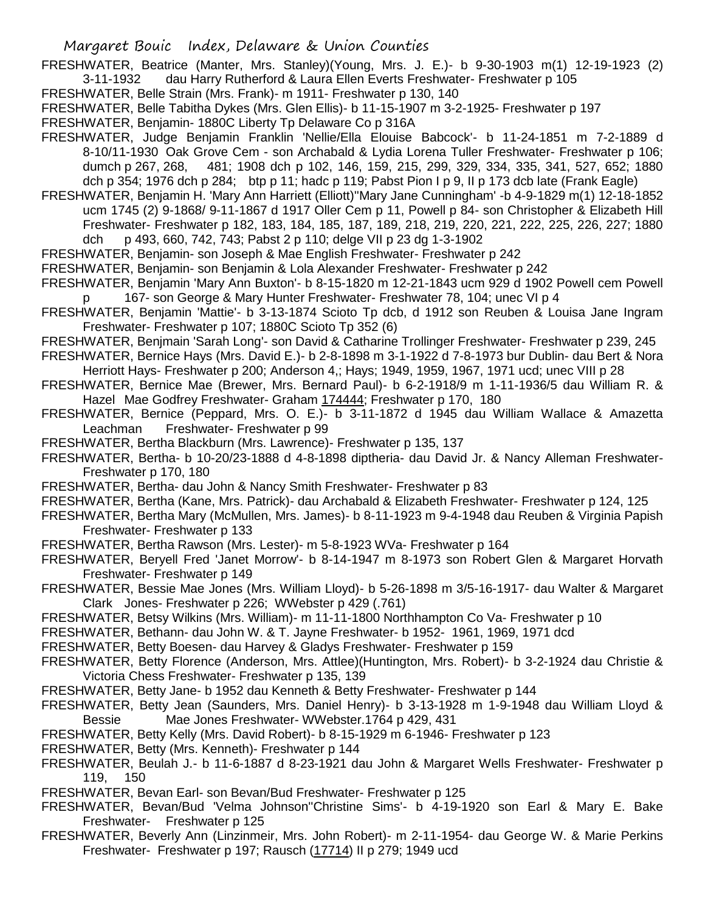FRESHWATER, Beatrice (Manter, Mrs. Stanley)(Young, Mrs. J. E.)- b 9-30-1903 m(1) 12-19-1923 (2) 3-11-1932 dau Harry Rutherford & Laura Ellen Everts Freshwater- Freshwater p 105

FRESHWATER, Belle Strain (Mrs. Frank)- m 1911- Freshwater p 130, 140

FRESHWATER, Belle Tabitha Dykes (Mrs. Glen Ellis)- b 11-15-1907 m 3-2-1925- Freshwater p 197

FRESHWATER, Benjamin- 1880C Liberty Tp Delaware Co p 316A

FRESHWATER, Judge Benjamin Franklin 'Nellie/Ella Elouise Babcock'- b 11-24-1851 m 7-2-1889 d 8-10/11-1930 Oak Grove Cem - son Archabald & Lydia Lorena Tuller Freshwater- Freshwater p 106; dumch p 267, 268, 481; 1908 dch p 102, 146, 159, 215, 299, 329, 334, 335, 341, 527, 652; 1880 dch p 354; 1976 dch p 284; btp p 11; hadc p 119; Pabst Pion I p 9, II p 173 dcb late (Frank Eagle)

FRESHWATER, Benjamin H. 'Mary Ann Harriett (Elliott)''Mary Jane Cunningham' -b 4-9-1829 m(1) 12-18-1852 ucm 1745 (2) 9-1868/ 9-11-1867 d 1917 Oller Cem p 11, Powell p 84- son Christopher & Elizabeth Hill Freshwater- Freshwater p 182, 183, 184, 185, 187, 189, 218, 219, 220, 221, 222, 225, 226, 227; 1880 dch p 493, 660, 742, 743; Pabst 2 p 110; delge VII p 23 dg 1-3-1902

FRESHWATER, Benjamin- son Joseph & Mae English Freshwater- Freshwater p 242

FRESHWATER, Benjamin- son Benjamin & Lola Alexander Freshwater- Freshwater p 242

FRESHWATER, Benjamin 'Mary Ann Buxton'- b 8-15-1820 m 12-21-1843 ucm 929 d 1902 Powell cem Powell p 167- son George & Mary Hunter Freshwater- Freshwater 78, 104; unec VI p 4

FRESHWATER, Benjamin 'Mattie'- b 3-13-1874 Scioto Tp dcb, d 1912 son Reuben & Louisa Jane Ingram Freshwater- Freshwater p 107; 1880C Scioto Tp 352 (6)

FRESHWATER, Benjmain 'Sarah Long'- son David & Catharine Trollinger Freshwater- Freshwater p 239, 245

FRESHWATER, Bernice Hays (Mrs. David E.)- b 2-8-1898 m 3-1-1922 d 7-8-1973 bur Dublin- dau Bert & Nora Herriott Hays- Freshwater p 200; Anderson 4,; Hays; 1949, 1959, 1967, 1971 ucd; unec VIII p 28

FRESHWATER, Bernice Mae (Brewer, Mrs. Bernard Paul)- b 6-2-1918/9 m 1-11-1936/5 dau William R. & Hazel Mae Godfrey Freshwater- Graham 174444; Freshwater p 170, 180

FRESHWATER, Bernice (Peppard, Mrs. O. E.)- b 3-11-1872 d 1945 dau William Wallace & Amazetta Leachman Freshwater- Freshwater p 99

FRESHWATER, Bertha Blackburn (Mrs. Lawrence)- Freshwater p 135, 137

FRESHWATER, Bertha- b 10-20/23-1888 d 4-8-1898 diptheria- dau David Jr. & Nancy Alleman Freshwater- Freshwater p 170, 180

FRESHWATER, Bertha- dau John & Nancy Smith Freshwater- Freshwater p 83

FRESHWATER, Bertha (Kane, Mrs. Patrick)- dau Archabald & Elizabeth Freshwater- Freshwater p 124, 125

FRESHWATER, Bertha Mary (McMullen, Mrs. James)- b 8-11-1923 m 9-4-1948 dau Reuben & Virginia Papish Freshwater- Freshwater p 133

FRESHWATER, Bertha Rawson (Mrs. Lester)- m 5-8-1923 WVa- Freshwater p 164

FRESHWATER, Beryell Fred 'Janet Morrow'- b 8-14-1947 m 8-1973 son Robert Glen & Margaret Horvath Freshwater- Freshwater p 149

FRESHWATER, Bessie Mae Jones (Mrs. William Lloyd)- b 5-26-1898 m 3/5-16-1917- dau Walter & Margaret Clark Jones- Freshwater p 226; WWebster p 429 (.761)

FRESHWATER, Betsy Wilkins (Mrs. William)- m 11-11-1800 Northhampton Co Va- Freshwater p 10

FRESHWATER, Bethann- dau John W. & T. Jayne Freshwater- b 1952- 1961, 1969, 1971 dcd

FRESHWATER, Betty Boesen- dau Harvey & Gladys Freshwater- Freshwater p 159

FRESHWATER, Betty Florence (Anderson, Mrs. Attlee)(Huntington, Mrs. Robert)- b 3-2-1924 dau Christie & Victoria Chess Freshwater- Freshwater p 135, 139

FRESHWATER, Betty Jane- b 1952 dau Kenneth & Betty Freshwater- Freshwater p 144

FRESHWATER, Betty Jean (Saunders, Mrs. Daniel Henry)- b 3-13-1928 m 1-9-1948 dau William Lloyd & Bessie Mae Jones Freshwater- WWebster.1764 p 429, 431

FRESHWATER, Betty Kelly (Mrs. David Robert)- b 8-15-1929 m 6-1946- Freshwater p 123

FRESHWATER, Betty (Mrs. Kenneth)- Freshwater p 144

FRESHWATER, Beulah J.- b 11-6-1887 d 8-23-1921 dau John & Margaret Wells Freshwater- Freshwater p 119, 150

FRESHWATER, Bevan Earl- son Bevan/Bud Freshwater- Freshwater p 125

FRESHWATER, Bevan/Bud 'Velma Johnson''Christine Sims'- b 4-19-1920 son Earl & Mary E. Bake Freshwater- Freshwater p 125

FRESHWATER, Beverly Ann (Linzinmeir, Mrs. John Robert)- m 2-11-1954- dau George W. & Marie Perkins Freshwater- Freshwater p 197; Rausch (17714) II p 279; 1949 ucd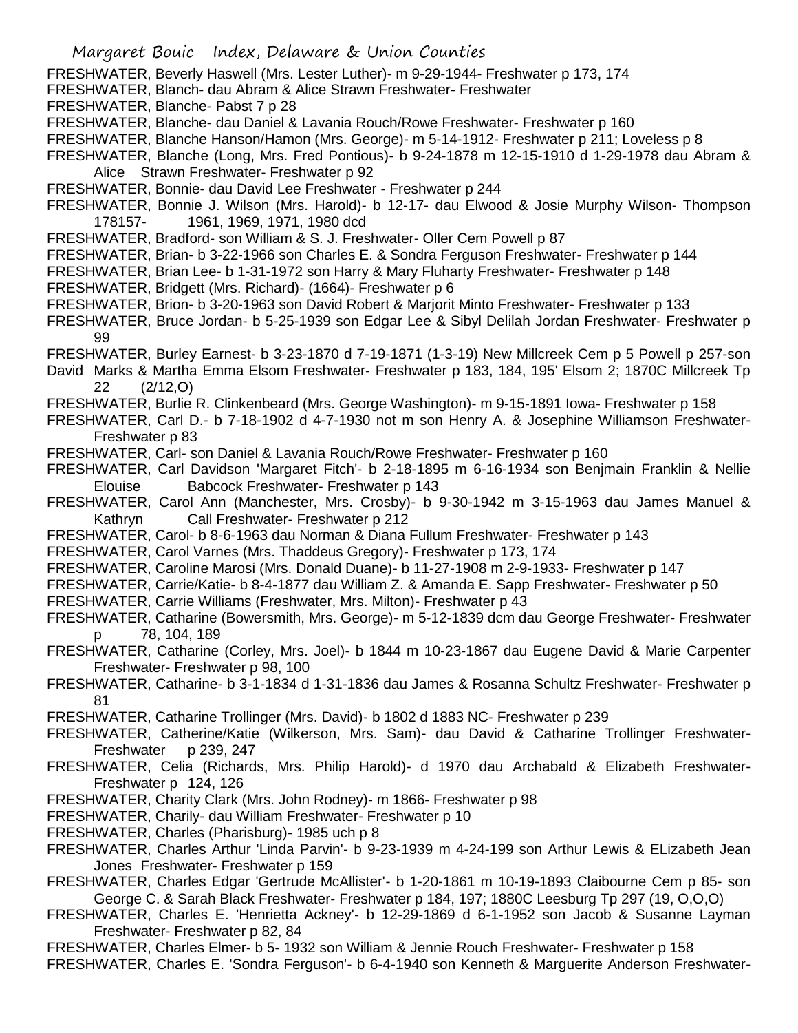FRESHWATER, Beverly Haswell (Mrs. Lester Luther)- m 9-29-1944- Freshwater p 173, 174

FRESHWATER, Blanch- dau Abram & Alice Strawn Freshwater- Freshwater

FRESHWATER, Blanche- Pabst 7 p 28

FRESHWATER, Blanche- dau Daniel & Lavania Rouch/Rowe Freshwater- Freshwater p 160

FRESHWATER, Blanche Hanson/Hamon (Mrs. George)- m 5-14-1912- Freshwater p 211; Loveless p 8

FRESHWATER, Blanche (Long, Mrs. Fred Pontious)- b 9-24-1878 m 12-15-1910 d 1-29-1978 dau Abram & Alice Strawn Freshwater- Freshwater p 92

FRESHWATER, Bonnie- dau David Lee Freshwater - Freshwater p 244

FRESHWATER, Bonnie J. Wilson (Mrs. Harold)- b 12-17- dau Elwood & Josie Murphy Wilson- Thompson 178157- 1961, 1969, 1971, 1980 dcd

FRESHWATER, Bradford- son William & S. J. Freshwater- Oller Cem Powell p 87

FRESHWATER, Brian- b 3-22-1966 son Charles E. & Sondra Ferguson Freshwater- Freshwater p 144

FRESHWATER, Brian Lee- b 1-31-1972 son Harry & Mary Fluharty Freshwater- Freshwater p 148

FRESHWATER, Bridgett (Mrs. Richard)- (1664)- Freshwater p 6

FRESHWATER, Brion- b 3-20-1963 son David Robert & Marjorit Minto Freshwater- Freshwater p 133

FRESHWATER, Bruce Jordan- b 5-25-1939 son Edgar Lee & Sibyl Delilah Jordan Freshwater- Freshwater p 99

FRESHWATER, Burley Earnest- b 3-23-1870 d 7-19-1871 (1-3-19) New Millcreek Cem p 5 Powell p 257-son David Marks & Martha Emma Elsom Freshwater- Freshwater p 183, 184, 195' Elsom 2; 1870C Millcreek Tp 22 (2/12,O)

FRESHWATER, Burlie R. Clinkenbeard (Mrs. George Washington)- m 9-15-1891 Iowa- Freshwater p 158

FRESHWATER, Carl D.- b 7-18-1902 d 4-7-1930 not m son Henry A. & Josephine Williamson Freshwater- Freshwater p 83

FRESHWATER, Carl- son Daniel & Lavania Rouch/Rowe Freshwater- Freshwater p 160

FRESHWATER, Carl Davidson 'Margaret Fitch'- b 2-18-1895 m 6-16-1934 son Benjmain Franklin & Nellie Elouise Babcock Freshwater- Freshwater p 143

FRESHWATER, Carol Ann (Manchester, Mrs. Crosby)- b 9-30-1942 m 3-15-1963 dau James Manuel & Kathryn Call Freshwater- Freshwater p 212

FRESHWATER, Carol- b 8-6-1963 dau Norman & Diana Fullum Freshwater- Freshwater p 143

FRESHWATER, Carol Varnes (Mrs. Thaddeus Gregory)- Freshwater p 173, 174

FRESHWATER, Caroline Marosi (Mrs. Donald Duane)- b 11-27-1908 m 2-9-1933- Freshwater p 147

FRESHWATER, Carrie/Katie- b 8-4-1877 dau William Z. & Amanda E. Sapp Freshwater- Freshwater p 50

FRESHWATER, Carrie Williams (Freshwater, Mrs. Milton)- Freshwater p 43

FRESHWATER, Catharine (Bowersmith, Mrs. George)- m 5-12-1839 dcm dau George Freshwater- Freshwater p 78, 104, 189

FRESHWATER, Catharine (Corley, Mrs. Joel)- b 1844 m 10-23-1867 dau Eugene David & Marie Carpenter Freshwater- Freshwater p 98, 100

FRESHWATER, Catharine- b 3-1-1834 d 1-31-1836 dau James & Rosanna Schultz Freshwater- Freshwater p 81

FRESHWATER, Catharine Trollinger (Mrs. David)- b 1802 d 1883 NC- Freshwater p 239

FRESHWATER, Catherine/Katie (Wilkerson, Mrs. Sam)- dau David & Catharine Trollinger Freshwater- Freshwater p 239, 247

FRESHWATER, Celia (Richards, Mrs. Philip Harold)- d 1970 dau Archabald & Elizabeth Freshwater- Freshwater p 124, 126

FRESHWATER, Charity Clark (Mrs. John Rodney)- m 1866- Freshwater p 98

FRESHWATER, Charily- dau William Freshwater- Freshwater p 10

FRESHWATER, Charles (Pharisburg)- 1985 uch p 8

FRESHWATER, Charles Arthur 'Linda Parvin'- b 9-23-1939 m 4-24-199 son Arthur Lewis & ELizabeth Jean Jones Freshwater- Freshwater p 159

FRESHWATER, Charles Edgar 'Gertrude McAllister'- b 1-20-1861 m 10-19-1893 Claibourne Cem p 85- son George C. & Sarah Black Freshwater- Freshwater p 184, 197; 1880C Leesburg Tp 297 (19, O,O,O)

FRESHWATER, Charles E. 'Henrietta Ackney'- b 12-29-1869 d 6-1-1952 son Jacob & Susanne Layman Freshwater- Freshwater p 82, 84

FRESHWATER, Charles Elmer- b 5- 1932 son William & Jennie Rouch Freshwater- Freshwater p 158

FRESHWATER, Charles E. 'Sondra Ferguson'- b 6-4-1940 son Kenneth & Marguerite Anderson Freshwater-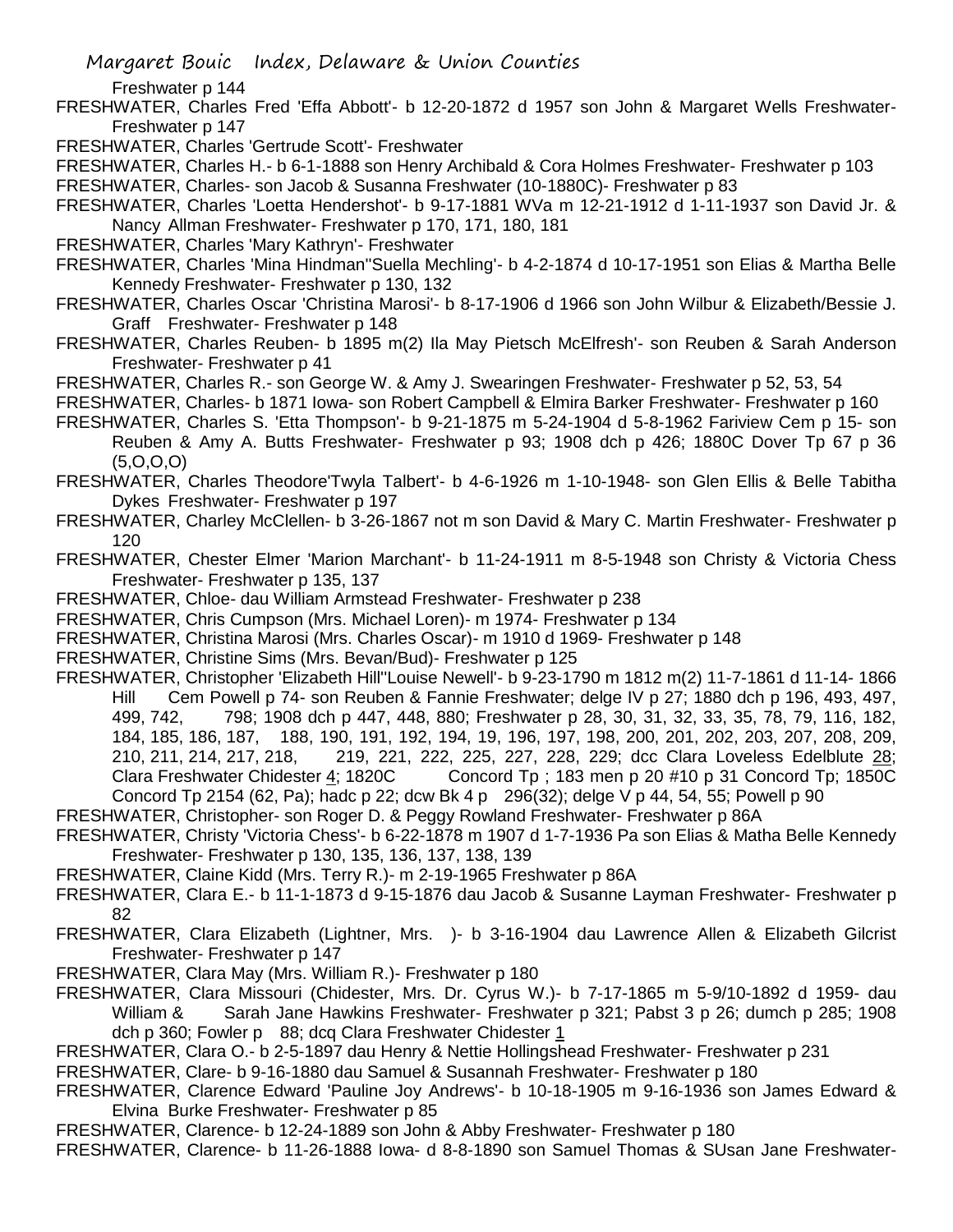Freshwater p 144

FRESHWATER, Charles Fred 'Effa Abbott'- b 12-20-1872 d 1957 son John & Margaret Wells Freshwater- Freshwater p 147

FRESHWATER, Charles 'Gertrude Scott'- Freshwater

FRESHWATER, Charles H.- b 6-1-1888 son Henry Archibald & Cora Holmes Freshwater- Freshwater p 103

FRESHWATER, Charles- son Jacob & Susanna Freshwater (10-1880C)- Freshwater p 83

FRESHWATER, Charles 'Loetta Hendershot'- b 9-17-1881 WVa m 12-21-1912 d 1-11-1937 son David Jr. & Nancy Allman Freshwater- Freshwater p 170, 171, 180, 181

FRESHWATER, Charles 'Mary Kathryn'- Freshwater

FRESHWATER, Charles 'Mina Hindman''Suella Mechling'- b 4-2-1874 d 10-17-1951 son Elias & Martha Belle Kennedy Freshwater- Freshwater p 130, 132

FRESHWATER, Charles Oscar 'Christina Marosi'- b 8-17-1906 d 1966 son John Wilbur & Elizabeth/Bessie J. Graff Freshwater- Freshwater p 148

FRESHWATER, Charles Reuben- b 1895 m(2) Ila May Pietsch McElfresh'- son Reuben & Sarah Anderson Freshwater- Freshwater p 41

FRESHWATER, Charles R.- son George W. & Amy J. Swearingen Freshwater- Freshwater p 52, 53, 54

FRESHWATER, Charles- b 1871 Iowa- son Robert Campbell & Elmira Barker Freshwater- Freshwater p 160

FRESHWATER, Charles S. 'Etta Thompson'- b 9-21-1875 m 5-24-1904 d 5-8-1962 Fariview Cem p 15- son Reuben & Amy A. Butts Freshwater- Freshwater p 93; 1908 dch p 426; 1880C Dover Tp 67 p 36 (5,O,O,O)

FRESHWATER, Charles Theodore'Twyla Talbert'- b 4-6-1926 m 1-10-1948- son Glen Ellis & Belle Tabitha Dykes Freshwater- Freshwater p 197

FRESHWATER, Charley McClellen- b 3-26-1867 not m son David & Mary C. Martin Freshwater- Freshwater p 120

FRESHWATER, Chester Elmer 'Marion Marchant'- b 11-24-1911 m 8-5-1948 son Christy & Victoria Chess Freshwater- Freshwater p 135, 137

FRESHWATER, Chloe- dau William Armstead Freshwater- Freshwater p 238

FRESHWATER, Chris Cumpson (Mrs. Michael Loren)- m 1974- Freshwater p 134

FRESHWATER, Christina Marosi (Mrs. Charles Oscar)- m 1910 d 1969- Freshwater p 148

FRESHWATER, Christine Sims (Mrs. Bevan/Bud)- Freshwater p 125

FRESHWATER, Christopher 'Elizabeth Hill''Louise Newell'- b 9-23-1790 m 1812 m(2) 11-7-1861 d 11-14- 1866 Hill Cem Powell p 74- son Reuben & Fannie Freshwater; delge IV p 27; 1880 dch p 196, 493, 497, 499, 742, 798; 1908 dch p 447, 448, 880; Freshwater p 28, 30, 31, 32, 33, 35, 78, 79, 116, 182, 184, 185, 186, 187, 188, 190, 191, 192, 194, 19, 196, 197, 198, 200, 201, 202, 203, 207, 208, 209, 210, 211, 214, 217, 218, 219, 221, 222, 225, 227, 228, 229; dcc Clara Loveless Edelblute 28; Clara Freshwater Chidester 4; 1820C Concord Tp ; 183 men p 20 #10 p 31 Concord Tp; 1850C Concord Tp 2154 (62, Pa); hadc p 22; dcw Bk 4 p 296(32); delge V p 44, 54, 55; Powell p 90

FRESHWATER, Christopher- son Roger D. & Peggy Rowland Freshwater- Freshwater p 86A

FRESHWATER, Christy 'Victoria Chess'- b 6-22-1878 m 1907 d 1-7-1936 Pa son Elias & Matha Belle Kennedy Freshwater- Freshwater p 130, 135, 136, 137, 138, 139

FRESHWATER, Claine Kidd (Mrs. Terry R.)- m 2-19-1965 Freshwater p 86A

FRESHWATER, Clara E.- b 11-1-1873 d 9-15-1876 dau Jacob & Susanne Layman Freshwater- Freshwater p 82

FRESHWATER, Clara Elizabeth (Lightner, Mrs. )- b 3-16-1904 dau Lawrence Allen & Elizabeth Gilcrist Freshwater- Freshwater p 147

FRESHWATER, Clara May (Mrs. William R.)- Freshwater p 180

FRESHWATER, Clara Missouri (Chidester, Mrs. Dr. Cyrus W.)- b 7-17-1865 m 5-9/10-1892 d 1959- dau William & Sarah Jane Hawkins Freshwater- Freshwater p 321; Pabst 3 p 26; dumch p 285; 1908 dch p 360; Fowler p 88; dcq Clara Freshwater Chidester 1

FRESHWATER, Clara O.- b 2-5-1897 dau Henry & Nettie Hollingshead Freshwater- Freshwater p 231

FRESHWATER, Clare- b 9-16-1880 dau Samuel & Susannah Freshwater- Freshwater p 180

FRESHWATER, Clarence Edward 'Pauline Joy Andrews'- b 10-18-1905 m 9-16-1936 son James Edward & Elvina Burke Freshwater- Freshwater p 85

FRESHWATER, Clarence- b 12-24-1889 son John & Abby Freshwater- Freshwater p 180

FRESHWATER, Clarence- b 11-26-1888 Iowa- d 8-8-1890 son Samuel Thomas & SUsan Jane Freshwater-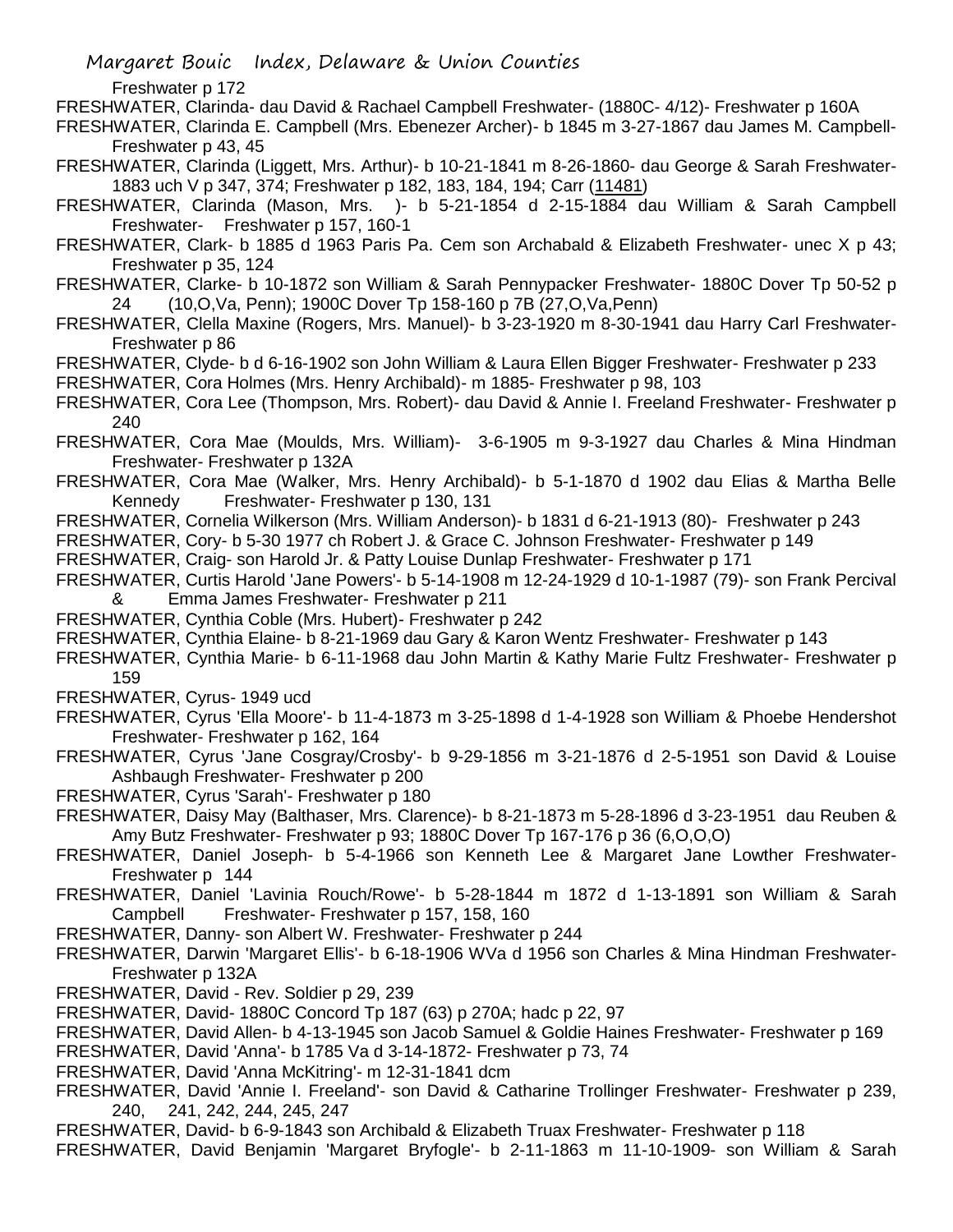Freshwater p 172

FRESHWATER, Clarinda- dau David & Rachael Campbell Freshwater- (1880C- 4/12)- Freshwater p 160A

FRESHWATER, Clarinda E. Campbell (Mrs. Ebenezer Archer)- b 1845 m 3-27-1867 dau James M. Campbell- Freshwater p 43, 45

FRESHWATER, Clarinda (Liggett, Mrs. Arthur)- b 10-21-1841 m 8-26-1860- dau George & Sarah Freshwater- 1883 uch V p 347, 374; Freshwater p 182, 183, 184, 194; Carr (11481)

FRESHWATER, Clarinda (Mason, Mrs. )- b 5-21-1854 d 2-15-1884 dau William & Sarah Campbell Freshwater- Freshwater p 157, 160-1

FRESHWATER, Clark- b 1885 d 1963 Paris Pa. Cem son Archabald & Elizabeth Freshwater- unec X p 43; Freshwater p 35, 124

FRESHWATER, Clarke- b 10-1872 son William & Sarah Pennypacker Freshwater- 1880C Dover Tp 50-52 p 24 (10,O,Va, Penn); 1900C Dover Tp 158-160 p 7B (27,O,Va,Penn)

FRESHWATER, Clella Maxine (Rogers, Mrs. Manuel)- b 3-23-1920 m 8-30-1941 dau Harry Carl Freshwater- Freshwater p 86

FRESHWATER, Clyde- b d 6-16-1902 son John William & Laura Ellen Bigger Freshwater- Freshwater p 233

FRESHWATER, Cora Holmes (Mrs. Henry Archibald)- m 1885- Freshwater p 98, 103

FRESHWATER, Cora Lee (Thompson, Mrs. Robert)- dau David & Annie I. Freeland Freshwater- Freshwater p 240

FRESHWATER, Cora Mae (Moulds, Mrs. William)- 3-6-1905 m 9-3-1927 dau Charles & Mina Hindman Freshwater- Freshwater p 132A

FRESHWATER, Cora Mae (Walker, Mrs. Henry Archibald)- b 5-1-1870 d 1902 dau Elias & Martha Belle Kennedy Freshwater- Freshwater p 130, 131

FRESHWATER, Cornelia Wilkerson (Mrs. William Anderson)- b 1831 d 6-21-1913 (80)- Freshwater p 243

FRESHWATER, Cory- b 5-30 1977 ch Robert J. & Grace C. Johnson Freshwater- Freshwater p 149

FRESHWATER, Craig- son Harold Jr. & Patty Louise Dunlap Freshwater- Freshwater p 171

FRESHWATER, Curtis Harold 'Jane Powers'- b 5-14-1908 m 12-24-1929 d 10-1-1987 (79)- son Frank Percival & Emma James Freshwater- Freshwater p 211

FRESHWATER, Cynthia Coble (Mrs. Hubert)- Freshwater p 242

FRESHWATER, Cynthia Elaine- b 8-21-1969 dau Gary & Karon Wentz Freshwater- Freshwater p 143

FRESHWATER, Cynthia Marie- b 6-11-1968 dau John Martin & Kathy Marie Fultz Freshwater- Freshwater p 159

FRESHWATER, Cyrus- 1949 ucd

FRESHWATER, Cyrus 'Ella Moore'- b 11-4-1873 m 3-25-1898 d 1-4-1928 son William & Phoebe Hendershot Freshwater- Freshwater p 162, 164

FRESHWATER, Cyrus 'Jane Cosgray/Crosby'- b 9-29-1856 m 3-21-1876 d 2-5-1951 son David & Louise Ashbaugh Freshwater- Freshwater p 200

FRESHWATER, Cyrus 'Sarah'- Freshwater p 180

FRESHWATER, Daisy May (Balthaser, Mrs. Clarence)- b 8-21-1873 m 5-28-1896 d 3-23-1951 dau Reuben & Amy Butz Freshwater- Freshwater p 93; 1880C Dover Tp 167-176 p 36 (6,O,O,O)

FRESHWATER, Daniel Joseph- b 5-4-1966 son Kenneth Lee & Margaret Jane Lowther Freshwater- Freshwater p 144

FRESHWATER, Daniel 'Lavinia Rouch/Rowe'- b 5-28-1844 m 1872 d 1-13-1891 son William & Sarah Campbell Freshwater- Freshwater p 157, 158, 160

FRESHWATER, Danny- son Albert W. Freshwater- Freshwater p 244

FRESHWATER, Darwin 'Margaret Ellis'- b 6-18-1906 WVa d 1956 son Charles & Mina Hindman Freshwater- Freshwater p 132A

FRESHWATER, David - Rev. Soldier p 29, 239

FRESHWATER, David- 1880C Concord Tp 187 (63) p 270A; hadc p 22, 97

FRESHWATER, David Allen- b 4-13-1945 son Jacob Samuel & Goldie Haines Freshwater- Freshwater p 169

FRESHWATER, David 'Anna'- b 1785 Va d 3-14-1872- Freshwater p 73, 74

FRESHWATER, David 'Anna McKitring'- m 12-31-1841 dcm

FRESHWATER, David 'Annie I. Freeland'- son David & Catharine Trollinger Freshwater- Freshwater p 239, 240, 241, 242, 244, 245, 247

FRESHWATER, David- b 6-9-1843 son Archibald & Elizabeth Truax Freshwater- Freshwater p 118

FRESHWATER, David Benjamin 'Margaret Bryfogle'- b 2-11-1863 m 11-10-1909- son William & Sarah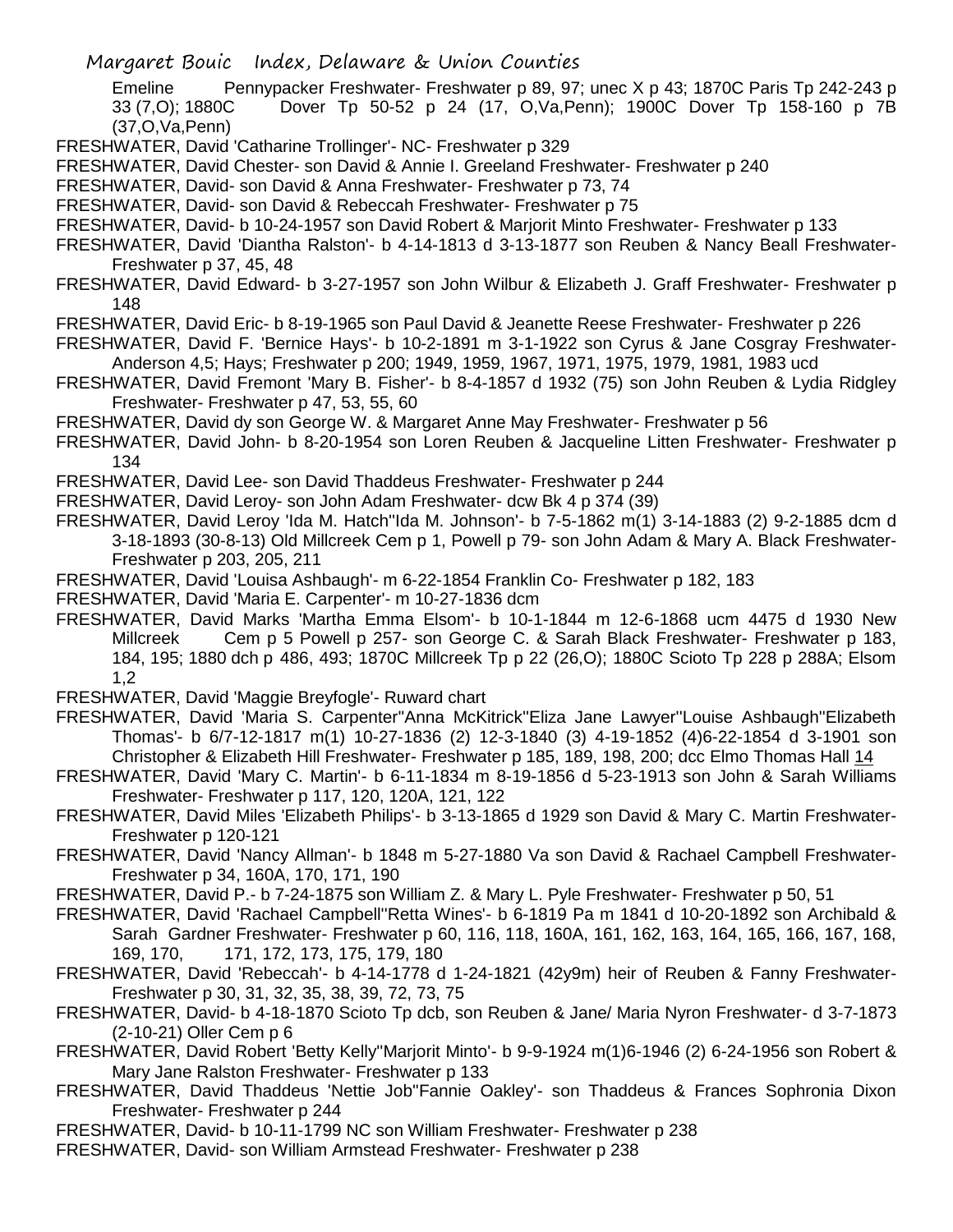Emeline Pennypacker Freshwater- Freshwater p 89, 97; unec X p 43; 1870C Paris Tp 242-243 p 33 (7,O); 1880C Dover Tp 50-52 p 24 (17, O,Va,Penn); 1900C Dover Tp 158-160 p 7B (37,O,Va,Penn)

FRESHWATER, David 'Catharine Trollinger'- NC- Freshwater p 329

FRESHWATER, David Chester- son David & Annie I. Greeland Freshwater- Freshwater p 240

FRESHWATER, David- son David & Anna Freshwater- Freshwater p 73, 74

FRESHWATER, David- son David & Rebeccah Freshwater- Freshwater p 75

FRESHWATER, David- b 10-24-1957 son David Robert & Marjorit Minto Freshwater- Freshwater p 133

FRESHWATER, David 'Diantha Ralston'- b 4-14-1813 d 3-13-1877 son Reuben & Nancy Beall Freshwater- Freshwater p 37, 45, 48

FRESHWATER, David Edward- b 3-27-1957 son John Wilbur & Elizabeth J. Graff Freshwater- Freshwater p 148

FRESHWATER, David Eric- b 8-19-1965 son Paul David & Jeanette Reese Freshwater- Freshwater p 226

FRESHWATER, David F. 'Bernice Hays'- b 10-2-1891 m 3-1-1922 son Cyrus & Jane Cosgray Freshwater- Anderson 4,5; Hays; Freshwater p 200; 1949, 1959, 1967, 1971, 1975, 1979, 1981, 1983 ucd

FRESHWATER, David Fremont 'Mary B. Fisher'- b 8-4-1857 d 1932 (75) son John Reuben & Lydia Ridgley Freshwater- Freshwater p 47, 53, 55, 60

FRESHWATER, David dy son George W. & Margaret Anne May Freshwater- Freshwater p 56

FRESHWATER, David John- b 8-20-1954 son Loren Reuben & Jacqueline Litten Freshwater- Freshwater p 134

FRESHWATER, David Lee- son David Thaddeus Freshwater- Freshwater p 244

FRESHWATER, David Leroy- son John Adam Freshwater- dcw Bk 4 p 374 (39)

FRESHWATER, David Leroy 'Ida M. Hatch''Ida M. Johnson'- b 7-5-1862 m(1) 3-14-1883 (2) 9-2-1885 dcm d 3-18-1893 (30-8-13) Old Millcreek Cem p 1, Powell p 79- son John Adam & Mary A. Black Freshwater- Freshwater p 203, 205, 211

FRESHWATER, David 'Louisa Ashbaugh'- m 6-22-1854 Franklin Co- Freshwater p 182, 183

FRESHWATER, David 'Maria E. Carpenter'- m 10-27-1836 dcm

FRESHWATER, David Marks 'Martha Emma Elsom'- b 10-1-1844 m 12-6-1868 ucm 4475 d 1930 New Millcreek Cem p 5 Powell p 257- son George C. & Sarah Black Freshwater- Freshwater p 183, 184, 195; 1880 dch p 486, 493; 1870C Millcreek Tp p 22 (26,O); 1880C Scioto Tp 228 p 288A; Elsom 1,2

FRESHWATER, David 'Maggie Breyfogle'- Ruward chart

FRESHWATER, David 'Maria S. Carpenter''Anna McKitrick''Eliza Jane Lawyer''Louise Ashbaugh''Elizabeth Thomas'- b 6/7-12-1817 m(1) 10-27-1836 (2) 12-3-1840 (3) 4-19-1852 (4)6-22-1854 d 3-1901 son Christopher & Elizabeth Hill Freshwater- Freshwater p 185, 189, 198, 200; dcc Elmo Thomas Hall 14

FRESHWATER, David 'Mary C. Martin'- b 6-11-1834 m 8-19-1856 d 5-23-1913 son John & Sarah Williams Freshwater- Freshwater p 117, 120, 120A, 121, 122

FRESHWATER, David Miles 'Elizabeth Philips'- b 3-13-1865 d 1929 son David & Mary C. Martin Freshwater- Freshwater p 120-121

FRESHWATER, David 'Nancy Allman'- b 1848 m 5-27-1880 Va son David & Rachael Campbell Freshwater- Freshwater p 34, 160A, 170, 171, 190

FRESHWATER, David P.- b 7-24-1875 son William Z. & Mary L. Pyle Freshwater- Freshwater p 50, 51

FRESHWATER, David 'Rachael Campbell''Retta Wines'- b 6-1819 Pa m 1841 d 10-20-1892 son Archibald & Sarah Gardner Freshwater- Freshwater p 60, 116, 118, 160A, 161, 162, 163, 164, 165, 166, 167, 168, 169, 170, 171, 172, 173, 175, 179, 180

FRESHWATER, David 'Rebeccah'- b 4-14-1778 d 1-24-1821 (42y9m) heir of Reuben & Fanny Freshwater- Freshwater p 30, 31, 32, 35, 38, 39, 72, 73, 75

FRESHWATER, David- b 4-18-1870 Scioto Tp dcb, son Reuben & Jane/ Maria Nyron Freshwater- d 3-7-1873 (2-10-21) Oller Cem p 6

FRESHWATER, David Robert 'Betty Kelly''Marjorit Minto'- b 9-9-1924 m(1)6-1946 (2) 6-24-1956 son Robert & Mary Jane Ralston Freshwater- Freshwater p 133

FRESHWATER, David Thaddeus 'Nettie Job''Fannie Oakley'- son Thaddeus & Frances Sophronia Dixon Freshwater- Freshwater p 244

FRESHWATER, David- b 10-11-1799 NC son William Freshwater- Freshwater p 238

FRESHWATER, David- son William Armstead Freshwater- Freshwater p 238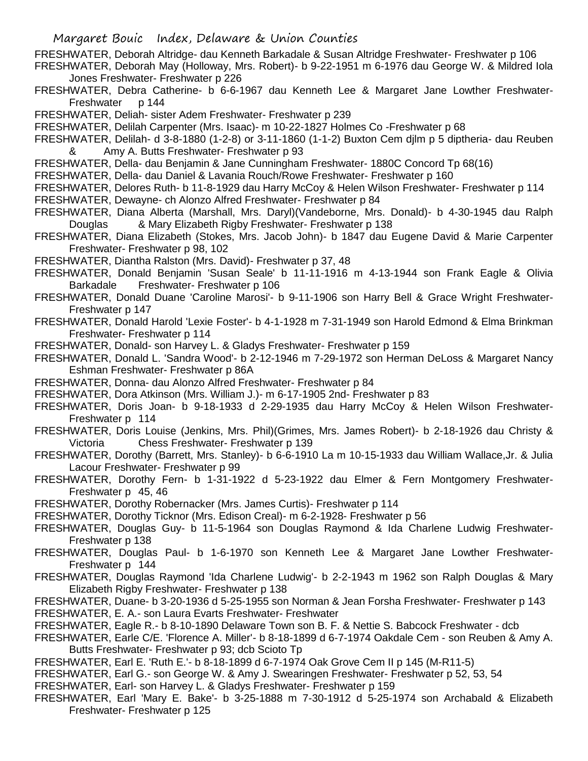FRESHWATER, Deborah Altridge- dau Kenneth Barkadale & Susan Altridge Freshwater- Freshwater p 106

FRESHWATER, Deborah May (Holloway, Mrs. Robert)- b 9-22-1951 m 6-1976 dau George W. & Mildred Iola Jones Freshwater- Freshwater p 226

FRESHWATER, Debra Catherine- b 6-6-1967 dau Kenneth Lee & Margaret Jane Lowther Freshwater- Freshwater p 144

FRESHWATER, Deliah- sister Adem Freshwater- Freshwater p 239

FRESHWATER, Delilah Carpenter (Mrs. Isaac)- m 10-22-1827 Holmes Co -Freshwater p 68

FRESHWATER, Delilah- d 3-8-1880 (1-2-8) or 3-11-1860 (1-1-2) Buxton Cem djlm p 5 diptheria- dau Reuben & Amy A. Butts Freshwater- Freshwater p 93

FRESHWATER, Della- dau Benjamin & Jane Cunningham Freshwater- 1880C Concord Tp 68(16)

FRESHWATER, Della- dau Daniel & Lavania Rouch/Rowe Freshwater- Freshwater p 160

FRESHWATER, Delores Ruth- b 11-8-1929 dau Harry McCoy & Helen Wilson Freshwater- Freshwater p 114

FRESHWATER, Dewayne- ch Alonzo Alfred Freshwater- Freshwater p 84

FRESHWATER, Diana Alberta (Marshall, Mrs. Daryl)(Vandeborne, Mrs. Donald)- b 4-30-1945 dau Ralph Douglas & Mary Elizabeth Rigby Freshwater- Freshwater p 138

FRESHWATER, Diana Elizabeth (Stokes, Mrs. Jacob John)- b 1847 dau Eugene David & Marie Carpenter Freshwater- Freshwater p 98, 102

FRESHWATER, Diantha Ralston (Mrs. David)- Freshwater p 37, 48

FRESHWATER, Donald Benjamin 'Susan Seale' b 11-11-1916 m 4-13-1944 son Frank Eagle & Olivia Barkadale Freshwater- Freshwater p 106

FRESHWATER, Donald Duane 'Caroline Marosi'- b 9-11-1906 son Harry Bell & Grace Wright Freshwater- Freshwater p 147

FRESHWATER, Donald Harold 'Lexie Foster'- b 4-1-1928 m 7-31-1949 son Harold Edmond & Elma Brinkman Freshwater- Freshwater p 114

FRESHWATER, Donald- son Harvey L. & Gladys Freshwater- Freshwater p 159

FRESHWATER, Donald L. 'Sandra Wood'- b 2-12-1946 m 7-29-1972 son Herman DeLoss & Margaret Nancy Eshman Freshwater- Freshwater p 86A

FRESHWATER, Donna- dau Alonzo Alfred Freshwater- Freshwater p 84

FRESHWATER, Dora Atkinson (Mrs. William J.)- m 6-17-1905 2nd- Freshwater p 83

FRESHWATER, Doris Joan- b 9-18-1933 d 2-29-1935 dau Harry McCoy & Helen Wilson Freshwater- Freshwater p 114

FRESHWATER, Doris Louise (Jenkins, Mrs. Phil)(Grimes, Mrs. James Robert)- b 2-18-1926 dau Christy & Victoria Chess Freshwater- Freshwater p 139

FRESHWATER, Dorothy (Barrett, Mrs. Stanley)- b 6-6-1910 La m 10-15-1933 dau William Wallace,Jr. & Julia Lacour Freshwater- Freshwater p 99

FRESHWATER, Dorothy Fern- b 1-31-1922 d 5-23-1922 dau Elmer & Fern Montgomery Freshwater- Freshwater p 45, 46

FRESHWATER, Dorothy Robernacker (Mrs. James Curtis)- Freshwater p 114

FRESHWATER, Dorothy Ticknor (Mrs. Edison Creal)- m 6-2-1928- Freshwater p 56

FRESHWATER, Douglas Guy- b 11-5-1964 son Douglas Raymond & Ida Charlene Ludwig Freshwater- Freshwater p 138

FRESHWATER, Douglas Paul- b 1-6-1970 son Kenneth Lee & Margaret Jane Lowther Freshwater- Freshwater p 144

FRESHWATER, Douglas Raymond 'Ida Charlene Ludwig'- b 2-2-1943 m 1962 son Ralph Douglas & Mary Elizabeth Rigby Freshwater- Freshwater p 138

FRESHWATER, Duane- b 3-20-1936 d 5-25-1955 son Norman & Jean Forsha Freshwater- Freshwater p 143

FRESHWATER, E. A.- son Laura Evarts Freshwater- Freshwater

FRESHWATER, Eagle R.- b 8-10-1890 Delaware Town son B. F. & Nettie S. Babcock Freshwater - dcb

FRESHWATER, Earle C/E. 'Florence A. Miller'- b 8-18-1899 d 6-7-1974 Oakdale Cem - son Reuben & Amy A. Butts Freshwater- Freshwater p 93; dcb Scioto Tp

FRESHWATER, Earl E. 'Ruth E.'- b 8-18-1899 d 6-7-1974 Oak Grove Cem II p 145 (M-R11-5)

FRESHWATER, Earl G.- son George W. & Amy J. Swearingen Freshwater- Freshwater p 52, 53, 54

FRESHWATER, Earl- son Harvey L. & Gladys Freshwater- Freshwater p 159

FRESHWATER, Earl 'Mary E. Bake'- b 3-25-1888 m 7-30-1912 d 5-25-1974 son Archabald & Elizabeth Freshwater- Freshwater p 125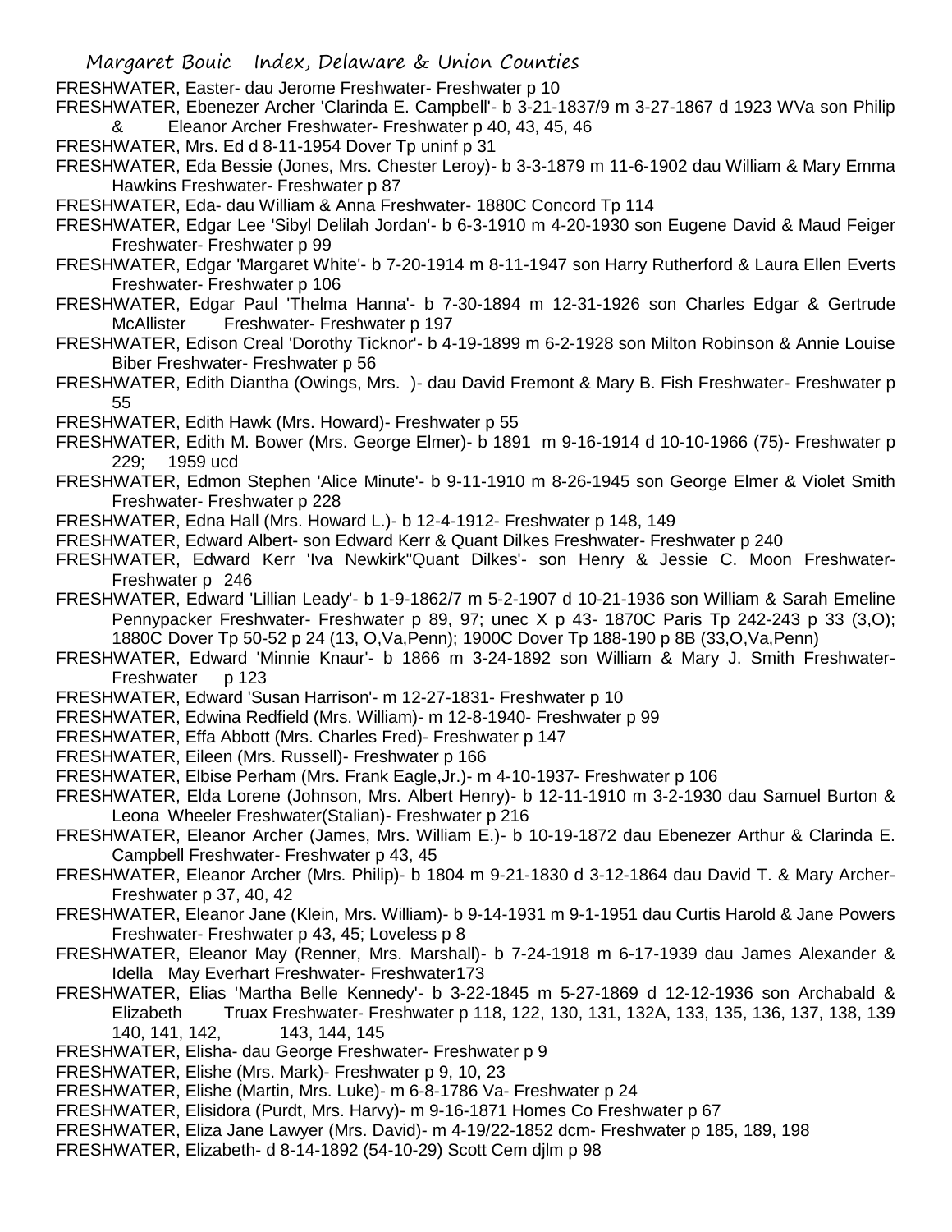FRESHWATER, Easter- dau Jerome Freshwater- Freshwater p 10

FRESHWATER, Ebenezer Archer 'Clarinda E. Campbell'- b 3-21-1837/9 m 3-27-1867 d 1923 WVa son Philip & Eleanor Archer Freshwater- Freshwater p 40, 43, 45, 46

FRESHWATER, Mrs. Ed d 8-11-1954 Dover Tp uninf p 31

FRESHWATER, Eda Bessie (Jones, Mrs. Chester Leroy)- b 3-3-1879 m 11-6-1902 dau William & Mary Emma Hawkins Freshwater- Freshwater p 87

FRESHWATER, Eda- dau William & Anna Freshwater- 1880C Concord Tp 114

FRESHWATER, Edgar Lee 'Sibyl Delilah Jordan'- b 6-3-1910 m 4-20-1930 son Eugene David & Maud Feiger Freshwater- Freshwater p 99

FRESHWATER, Edgar 'Margaret White'- b 7-20-1914 m 8-11-1947 son Harry Rutherford & Laura Ellen Everts Freshwater- Freshwater p 106

FRESHWATER, Edgar Paul 'Thelma Hanna'- b 7-30-1894 m 12-31-1926 son Charles Edgar & Gertrude McAllister Freshwater- Freshwater p 197

FRESHWATER, Edison Creal 'Dorothy Ticknor'- b 4-19-1899 m 6-2-1928 son Milton Robinson & Annie Louise Biber Freshwater- Freshwater p 56

FRESHWATER, Edith Diantha (Owings, Mrs. )- dau David Fremont & Mary B. Fish Freshwater- Freshwater p 55

FRESHWATER, Edith Hawk (Mrs. Howard)- Freshwater p 55

FRESHWATER, Edith M. Bower (Mrs. George Elmer)- b 1891 m 9-16-1914 d 10-10-1966 (75)- Freshwater p 229; 1959 ucd

FRESHWATER, Edmon Stephen 'Alice Minute'- b 9-11-1910 m 8-26-1945 son George Elmer & Violet Smith Freshwater- Freshwater p 228

FRESHWATER, Edna Hall (Mrs. Howard L.)- b 12-4-1912- Freshwater p 148, 149

FRESHWATER, Edward Albert- son Edward Kerr & Quant Dilkes Freshwater- Freshwater p 240

FRESHWATER, Edward Kerr 'Iva Newkirk''Quant Dilkes'- son Henry & Jessie C. Moon Freshwater- Freshwater p 246

FRESHWATER, Edward 'Lillian Leady'- b 1-9-1862/7 m 5-2-1907 d 10-21-1936 son William & Sarah Emeline Pennypacker Freshwater- Freshwater p 89, 97; unec X p 43- 1870C Paris Tp 242-243 p 33 (3,O); 1880C Dover Tp 50-52 p 24 (13, O,Va,Penn); 1900C Dover Tp 188-190 p 8B (33,O,Va,Penn)

FRESHWATER, Edward 'Minnie Knaur'- b 1866 m 3-24-1892 son William & Mary J. Smith Freshwater- Freshwater p 123

FRESHWATER, Edward 'Susan Harrison'- m 12-27-1831- Freshwater p 10

FRESHWATER, Edwina Redfield (Mrs. William)- m 12-8-1940- Freshwater p 99

FRESHWATER, Effa Abbott (Mrs. Charles Fred)- Freshwater p 147

FRESHWATER, Eileen (Mrs. Russell)- Freshwater p 166

FRESHWATER, Elbise Perham (Mrs. Frank Eagle,Jr.)- m 4-10-1937- Freshwater p 106

FRESHWATER, Elda Lorene (Johnson, Mrs. Albert Henry)- b 12-11-1910 m 3-2-1930 dau Samuel Burton & Leona Wheeler Freshwater(Stalian)- Freshwater p 216

FRESHWATER, Eleanor Archer (James, Mrs. William E.)- b 10-19-1872 dau Ebenezer Arthur & Clarinda E. Campbell Freshwater- Freshwater p 43, 45

FRESHWATER, Eleanor Archer (Mrs. Philip)- b 1804 m 9-21-1830 d 3-12-1864 dau David T. & Mary Archer- Freshwater p 37, 40, 42

FRESHWATER, Eleanor Jane (Klein, Mrs. William)- b 9-14-1931 m 9-1-1951 dau Curtis Harold & Jane Powers Freshwater- Freshwater p 43, 45; Loveless p 8

FRESHWATER, Eleanor May (Renner, Mrs. Marshall)- b 7-24-1918 m 6-17-1939 dau James Alexander & Idella May Everhart Freshwater- Freshwater173

FRESHWATER, Elias 'Martha Belle Kennedy'- b 3-22-1845 m 5-27-1869 d 12-12-1936 son Archabald & Elizabeth Truax Freshwater- Freshwater p 118, 122, 130, 131, 132A, 133, 135, 136, 137, 138, 139 140, 141, 142, 143, 144, 145

FRESHWATER, Elisha- dau George Freshwater- Freshwater p 9

FRESHWATER, Elishe (Mrs. Mark)- Freshwater p 9, 10, 23

FRESHWATER, Elishe (Martin, Mrs. Luke)- m 6-8-1786 Va- Freshwater p 24

FRESHWATER, Elisidora (Purdt, Mrs. Harvy)- m 9-16-1871 Homes Co Freshwater p 67

FRESHWATER, Eliza Jane Lawyer (Mrs. David)- m 4-19/22-1852 dcm- Freshwater p 185, 189, 198

FRESHWATER, Elizabeth- d 8-14-1892 (54-10-29) Scott Cem djlm p 98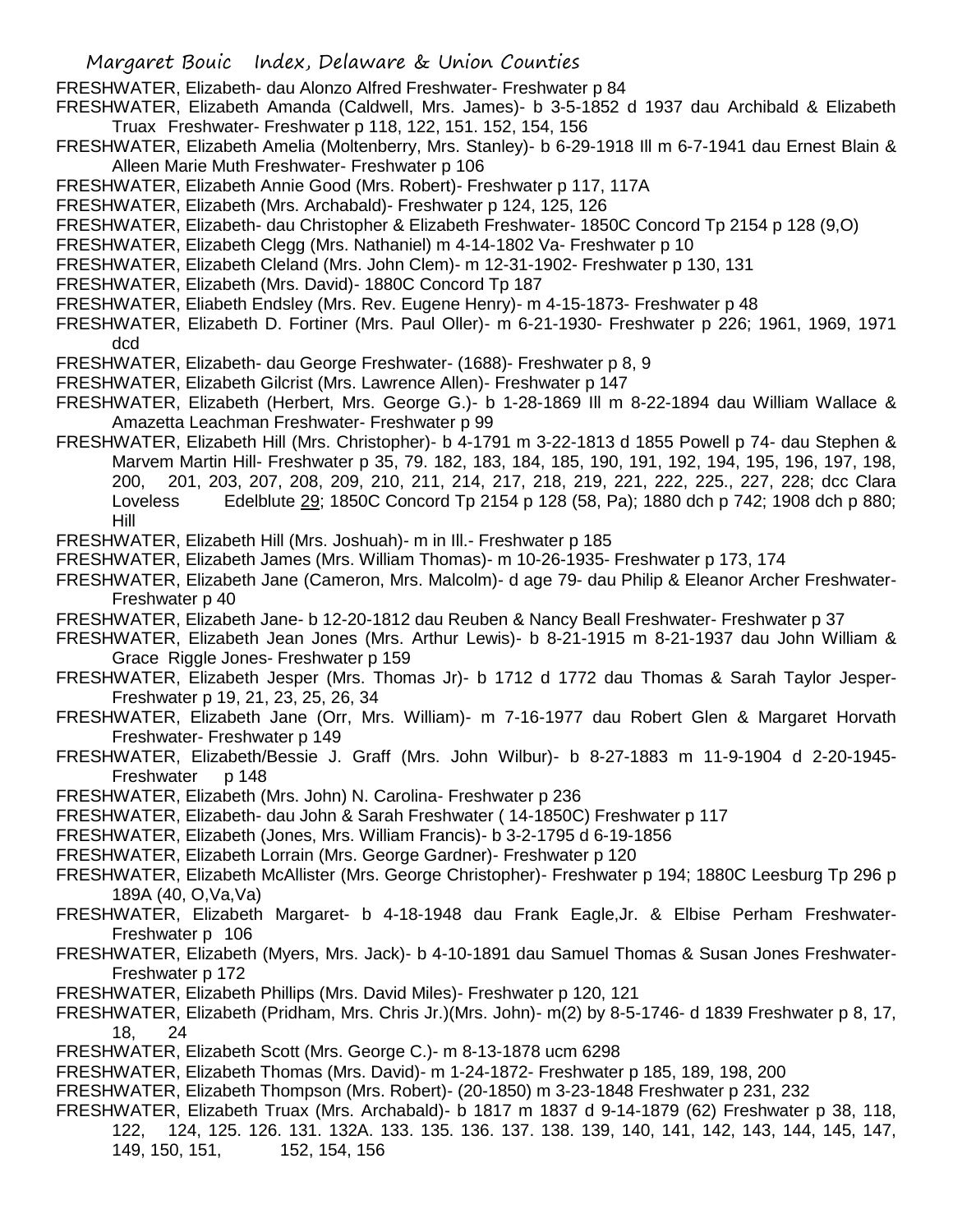FRESHWATER, Elizabeth- dau Alonzo Alfred Freshwater- Freshwater p 84

FRESHWATER, Elizabeth Amanda (Caldwell, Mrs. James)- b 3-5-1852 d 1937 dau Archibald & Elizabeth Truax Freshwater- Freshwater p 118, 122, 151. 152, 154, 156

FRESHWATER, Elizabeth Amelia (Moltenberry, Mrs. Stanley)- b 6-29-1918 Ill m 6-7-1941 dau Ernest Blain & Alleen Marie Muth Freshwater- Freshwater p 106

FRESHWATER, Elizabeth Annie Good (Mrs. Robert)- Freshwater p 117, 117A

FRESHWATER, Elizabeth (Mrs. Archabald)- Freshwater p 124, 125, 126

FRESHWATER, Elizabeth- dau Christopher & Elizabeth Freshwater- 1850C Concord Tp 2154 p 128 (9,O)

FRESHWATER, Elizabeth Clegg (Mrs. Nathaniel) m 4-14-1802 Va- Freshwater p 10

FRESHWATER, Elizabeth Cleland (Mrs. John Clem)- m 12-31-1902- Freshwater p 130, 131

FRESHWATER, Elizabeth (Mrs. David)- 1880C Concord Tp 187

FRESHWATER, Eliabeth Endsley (Mrs. Rev. Eugene Henry)- m 4-15-1873- Freshwater p 48

FRESHWATER, Elizabeth D. Fortiner (Mrs. Paul Oller)- m 6-21-1930- Freshwater p 226; 1961, 1969, 1971 dcd

FRESHWATER, Elizabeth- dau George Freshwater- (1688)- Freshwater p 8, 9

FRESHWATER, Elizabeth Gilcrist (Mrs. Lawrence Allen)- Freshwater p 147

FRESHWATER, Elizabeth (Herbert, Mrs. George G.)- b 1-28-1869 Ill m 8-22-1894 dau William Wallace & Amazetta Leachman Freshwater- Freshwater p 99

FRESHWATER, Elizabeth Hill (Mrs. Christopher)- b 4-1791 m 3-22-1813 d 1855 Powell p 74- dau Stephen & Marvem Martin Hill- Freshwater p 35, 79. 182, 183, 184, 185, 190, 191, 192, 194, 195, 196, 197, 198, 200, 201, 203, 207, 208, 209, 210, 211, 214, 217, 218, 219, 221, 222, 225., 227, 228; dcc Clara Loveless Edelblute 29; 1850C Concord Tp 2154 p 128 (58, Pa); 1880 dch p 742; 1908 dch p 880; Hill

FRESHWATER, Elizabeth Hill (Mrs. Joshuah)- m in Ill.- Freshwater p 185

FRESHWATER, Elizabeth James (Mrs. William Thomas)- m 10-26-1935- Freshwater p 173, 174

FRESHWATER, Elizabeth Jane (Cameron, Mrs. Malcolm)- d age 79- dau Philip & Eleanor Archer Freshwater- Freshwater p 40

FRESHWATER, Elizabeth Jane- b 12-20-1812 dau Reuben & Nancy Beall Freshwater- Freshwater p 37

FRESHWATER, Elizabeth Jean Jones (Mrs. Arthur Lewis)- b 8-21-1915 m 8-21-1937 dau John William & Grace Riggle Jones- Freshwater p 159

FRESHWATER, Elizabeth Jesper (Mrs. Thomas Jr)- b 1712 d 1772 dau Thomas & Sarah Taylor Jesper- Freshwater p 19, 21, 23, 25, 26, 34

FRESHWATER, Elizabeth Jane (Orr, Mrs. William)- m 7-16-1977 dau Robert Glen & Margaret Horvath Freshwater- Freshwater p 149

FRESHWATER, Elizabeth/Bessie J. Graff (Mrs. John Wilbur)- b 8-27-1883 m 11-9-1904 d 2-20-1945- Freshwater p 148

FRESHWATER, Elizabeth (Mrs. John) N. Carolina- Freshwater p 236

FRESHWATER, Elizabeth- dau John & Sarah Freshwater ( 14-1850C) Freshwater p 117

FRESHWATER, Elizabeth (Jones, Mrs. William Francis)- b 3-2-1795 d 6-19-1856

FRESHWATER, Elizabeth Lorrain (Mrs. George Gardner)- Freshwater p 120

FRESHWATER, Elizabeth McAllister (Mrs. George Christopher)- Freshwater p 194; 1880C Leesburg Tp 296 p 189A (40, O,Va,Va)

FRESHWATER, Elizabeth Margaret- b 4-18-1948 dau Frank Eagle,Jr. & Elbise Perham Freshwater- Freshwater p 106

FRESHWATER, Elizabeth (Myers, Mrs. Jack)- b 4-10-1891 dau Samuel Thomas & Susan Jones Freshwater- Freshwater p 172

FRESHWATER, Elizabeth Phillips (Mrs. David Miles)- Freshwater p 120, 121

FRESHWATER, Elizabeth (Pridham, Mrs. Chris Jr.)(Mrs. John)- m(2) by 8-5-1746- d 1839 Freshwater p 8, 17, 18, 24

FRESHWATER, Elizabeth Scott (Mrs. George C.)- m 8-13-1878 ucm 6298

FRESHWATER, Elizabeth Thomas (Mrs. David)- m 1-24-1872- Freshwater p 185, 189, 198, 200

FRESHWATER, Elizabeth Thompson (Mrs. Robert)- (20-1850) m 3-23-1848 Freshwater p 231, 232

FRESHWATER, Elizabeth Truax (Mrs. Archabald)- b 1817 m 1837 d 9-14-1879 (62) Freshwater p 38, 118, 122, 124, 125. 126. 131. 132A. 133. 135. 136. 137. 138. 139, 140, 141, 142, 143, 144, 145, 147, 149, 150, 151, 152, 154, 156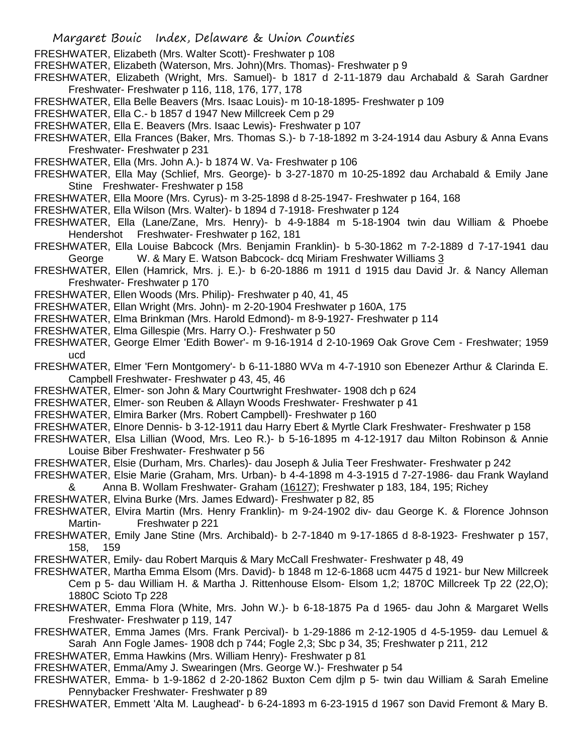FRESHWATER, Elizabeth (Mrs. Walter Scott)- Freshwater p 108

FRESHWATER, Elizabeth (Waterson, Mrs. John)(Mrs. Thomas)- Freshwater p 9

FRESHWATER, Elizabeth (Wright, Mrs. Samuel)- b 1817 d 2-11-1879 dau Archabald & Sarah Gardner Freshwater- Freshwater p 116, 118, 176, 177, 178

FRESHWATER, Ella Belle Beavers (Mrs. Isaac Louis)- m 10-18-1895- Freshwater p 109

FRESHWATER, Ella C.- b 1857 d 1947 New Millcreek Cem p 29

FRESHWATER, Ella E. Beavers (Mrs. Isaac Lewis)- Freshwater p 107

FRESHWATER, Ella Frances (Baker, Mrs. Thomas S.)- b 7-18-1892 m 3-24-1914 dau Asbury & Anna Evans Freshwater- Freshwater p 231

FRESHWATER, Ella (Mrs. John A.)- b 1874 W. Va- Freshwater p 106

FRESHWATER, Ella May (Schlief, Mrs. George)- b 3-27-1870 m 10-25-1892 dau Archabald & Emily Jane Stine Freshwater- Freshwater p 158

FRESHWATER, Ella Moore (Mrs. Cyrus)- m 3-25-1898 d 8-25-1947- Freshwater p 164, 168

FRESHWATER, Ella Wilson (Mrs. Walter)- b 1894 d 7-1918- Freshwater p 124

FRESHWATER, Ella (Lane/Zane, Mrs. Henry)- b 4-9-1884 m 5-18-1904 twin dau William & Phoebe Hendershot Freshwater- Freshwater p 162, 181

FRESHWATER, Ella Louise Babcock (Mrs. Benjamin Franklin)- b 5-30-1862 m 7-2-1889 d 7-17-1941 dau George W. & Mary E. Watson Babcock- dcq Miriam Freshwater Williams 3

FRESHWATER, Ellen (Hamrick, Mrs. j. E.)- b 6-20-1886 m 1911 d 1915 dau David Jr. & Nancy Alleman Freshwater- Freshwater p 170

FRESHWATER, Ellen Woods (Mrs. Philip)- Freshwater p 40, 41, 45

FRESHWATER, Ellan Wright (Mrs. John)- m 2-20-1904 Freshwater p 160A, 175

FRESHWATER, Elma Brinkman (Mrs. Harold Edmond)- m 8-9-1927- Freshwater p 114

FRESHWATER, Elma Gillespie (Mrs. Harry O.)- Freshwater p 50

FRESHWATER, George Elmer 'Edith Bower'- m 9-16-1914 d 2-10-1969 Oak Grove Cem - Freshwater; 1959 ucd

FRESHWATER, Elmer 'Fern Montgomery'- b 6-11-1880 WVa m 4-7-1910 son Ebenezer Arthur & Clarinda E. Campbell Freshwater- Freshwater p 43, 45, 46

FRESHWATER, Elmer- son John & Mary Courtwright Freshwater- 1908 dch p 624

FRESHWATER, Elmer- son Reuben & Allayn Woods Freshwater- Freshwater p 41

FRESHWATER, Elmira Barker (Mrs. Robert Campbell)- Freshwater p 160

FRESHWATER, Elnore Dennis- b 3-12-1911 dau Harry Ebert & Myrtle Clark Freshwater- Freshwater p 158

FRESHWATER, Elsa Lillian (Wood, Mrs. Leo R.)- b 5-16-1895 m 4-12-1917 dau Milton Robinson & Annie Louise Biber Freshwater- Freshwater p 56

FRESHWATER, Elsie (Durham, Mrs. Charles)- dau Joseph & Julia Teer Freshwater- Freshwater p 242

FRESHWATER, Elsie Marie (Graham, Mrs. Urban)- b 4-4-1898 m 4-3-1915 d 7-27-1986- dau Frank Wayland & Anna B. Wollam Freshwater- Graham (16127); Freshwater p 183, 184, 195; Richey

FRESHWATER, Elvina Burke (Mrs. James Edward)- Freshwater p 82, 85

FRESHWATER, Elvira Martin (Mrs. Henry Franklin)- m 9-24-1902 div- dau George K. & Florence Johnson Martin- Freshwater p 221

FRESHWATER, Emily Jane Stine (Mrs. Archibald)- b 2-7-1840 m 9-17-1865 d 8-8-1923- Freshwater p 157, 158, 159

FRESHWATER, Emily- dau Robert Marquis & Mary McCall Freshwater- Freshwater p 48, 49

FRESHWATER, Martha Emma Elsom (Mrs. David)- b 1848 m 12-6-1868 ucm 4475 d 1921- bur New Millcreek Cem p 5- dau William H. & Martha J. Rittenhouse Elsom- Elsom 1,2; 1870C Millcreek Tp 22 (22,O); 1880C Scioto Tp 228

FRESHWATER, Emma Flora (White, Mrs. John W.)- b 6-18-1875 Pa d 1965- dau John & Margaret Wells Freshwater- Freshwater p 119, 147

FRESHWATER, Emma James (Mrs. Frank Percival)- b 1-29-1886 m 2-12-1905 d 4-5-1959- dau Lemuel & Sarah Ann Fogle James- 1908 dch p 744; Fogle 2,3; Sbc p 34, 35; Freshwater p 211, 212

FRESHWATER, Emma Hawkins (Mrs. William Henry)- Freshwater p 81

FRESHWATER, Emma/Amy J. Swearingen (Mrs. George W.)- Freshwater p 54

FRESHWATER, Emma- b 1-9-1862 d 2-20-1862 Buxton Cem djlm p 5- twin dau William & Sarah Emeline Pennybacker Freshwater- Freshwater p 89

FRESHWATER, Emmett 'Alta M. Laughead'- b 6-24-1893 m 6-23-1915 d 1967 son David Fremont & Mary B.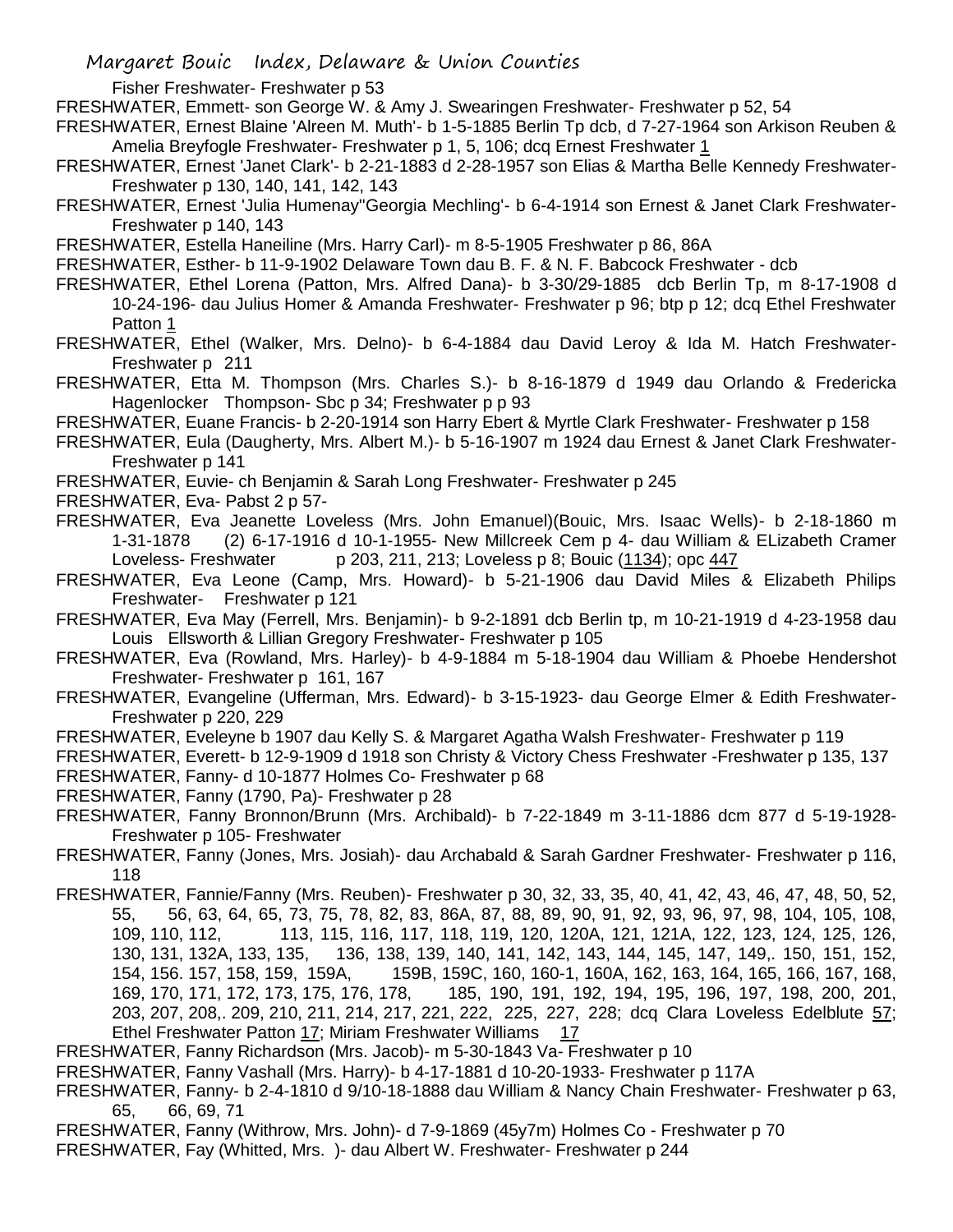Fisher Freshwater- Freshwater p 53

FRESHWATER, Emmett- son George W. & Amy J. Swearingen Freshwater- Freshwater p 52, 54

FRESHWATER, Ernest Blaine 'Alreen M. Muth'- b 1-5-1885 Berlin Tp dcb, d 7-27-1964 son Arkison Reuben & Amelia Breyfogle Freshwater- Freshwater p 1, 5, 106; dcq Ernest Freshwater 1

FRESHWATER, Ernest 'Janet Clark'- b 2-21-1883 d 2-28-1957 son Elias & Martha Belle Kennedy Freshwater- Freshwater p 130, 140, 141, 142, 143

FRESHWATER, Ernest 'Julia Humenay''Georgia Mechling'- b 6-4-1914 son Ernest & Janet Clark Freshwater- Freshwater p 140, 143

FRESHWATER, Estella Haneiline (Mrs. Harry Carl)- m 8-5-1905 Freshwater p 86, 86A

FRESHWATER, Esther- b 11-9-1902 Delaware Town dau B. F. & N. F. Babcock Freshwater - dcb

FRESHWATER, Ethel Lorena (Patton, Mrs. Alfred Dana)- b 3-30/29-1885 dcb Berlin Tp, m 8-17-1908 d 10-24-196- dau Julius Homer & Amanda Freshwater- Freshwater p 96; btp p 12; dcq Ethel Freshwater Patton 1

FRESHWATER, Ethel (Walker, Mrs. Delno)- b 6-4-1884 dau David Leroy & Ida M. Hatch Freshwater- Freshwater p 211

FRESHWATER, Etta M. Thompson (Mrs. Charles S.)- b 8-16-1879 d 1949 dau Orlando & Fredericka Hagenlocker Thompson- Sbc p 34; Freshwater p p 93

FRESHWATER, Euane Francis- b 2-20-1914 son Harry Ebert & Myrtle Clark Freshwater- Freshwater p 158

FRESHWATER, Eula (Daugherty, Mrs. Albert M.)- b 5-16-1907 m 1924 dau Ernest & Janet Clark Freshwater- Freshwater p 141

FRESHWATER, Euvie- ch Benjamin & Sarah Long Freshwater- Freshwater p 245

FRESHWATER, Eva- Pabst 2 p 57-

FRESHWATER, Eva Jeanette Loveless (Mrs. John Emanuel)(Bouic, Mrs. Isaac Wells)- b 2-18-1860 m 1-31-1878 (2) 6-17-1916 d 10-1-1955- New Millcreek Cem p 4- dau William & ELizabeth Cramer Loveless- Freshwater p 203, 211, 213; Loveless p 8; Bouic (1134); opc 447

FRESHWATER, Eva Leone (Camp, Mrs. Howard)- b 5-21-1906 dau David Miles & Elizabeth Philips Freshwater- Freshwater p 121

FRESHWATER, Eva May (Ferrell, Mrs. Benjamin)- b 9-2-1891 dcb Berlin tp, m 10-21-1919 d 4-23-1958 dau Louis Ellsworth & Lillian Gregory Freshwater- Freshwater p 105

FRESHWATER, Eva (Rowland, Mrs. Harley)- b 4-9-1884 m 5-18-1904 dau William & Phoebe Hendershot Freshwater- Freshwater p 161, 167

FRESHWATER, Evangeline (Ufferman, Mrs. Edward)- b 3-15-1923- dau George Elmer & Edith Freshwater- Freshwater p 220, 229

FRESHWATER, Eveleyne b 1907 dau Kelly S. & Margaret Agatha Walsh Freshwater- Freshwater p 119

FRESHWATER, Everett- b 12-9-1909 d 1918 son Christy & Victory Chess Freshwater -Freshwater p 135, 137

FRESHWATER, Fanny- d 10-1877 Holmes Co- Freshwater p 68

FRESHWATER, Fanny (1790, Pa)- Freshwater p 28

FRESHWATER, Fanny Bronnon/Brunn (Mrs. Archibald)- b 7-22-1849 m 3-11-1886 dcm 877 d 5-19-1928- Freshwater p 105- Freshwater

FRESHWATER, Fanny (Jones, Mrs. Josiah)- dau Archabald & Sarah Gardner Freshwater- Freshwater p 116, 118

FRESHWATER, Fannie/Fanny (Mrs. Reuben)- Freshwater p 30, 32, 33, 35, 40, 41, 42, 43, 46, 47, 48, 50, 52, 55, 56, 63, 64, 65, 73, 75, 78, 82, 83, 86A, 87, 88, 89, 90, 91, 92, 93, 96, 97, 98, 104, 105, 108, 109, 110, 112, 113, 115, 116, 117, 118, 119, 120, 120A, 121, 121A, 122, 123, 124, 125, 126, 130, 131, 132A, 133, 135, 136, 138, 139, 140, 141, 142, 143, 144, 145, 147, 149,. 150, 151, 152, 154, 156. 157, 158, 159, 159A, 159B, 159C, 160, 160-1, 160A, 162, 163, 164, 165, 166, 167, 168, 169, 170, 171, 172, 173, 175, 176, 178, 185, 190, 191, 192, 194, 195, 196, 197, 198, 200, 201, 203, 207, 208,. 209, 210, 211, 214, 217, 221, 222, 225, 227, 228; dcq Clara Loveless Edelblute 57; Ethel Freshwater Patton 17; Miriam Freshwater Williams 17

FRESHWATER, Fanny Richardson (Mrs. Jacob)- m 5-30-1843 Va- Freshwater p 10

FRESHWATER, Fanny Vashall (Mrs. Harry)- b 4-17-1881 d 10-20-1933- Freshwater p 117A

FRESHWATER, Fanny- b 2-4-1810 d 9/10-18-1888 dau William & Nancy Chain Freshwater- Freshwater p 63, 65, 66, 69, 71

FRESHWATER, Fanny (Withrow, Mrs. John)- d 7-9-1869 (45y7m) Holmes Co - Freshwater p 70

FRESHWATER, Fay (Whitted, Mrs. )- dau Albert W. Freshwater- Freshwater p 244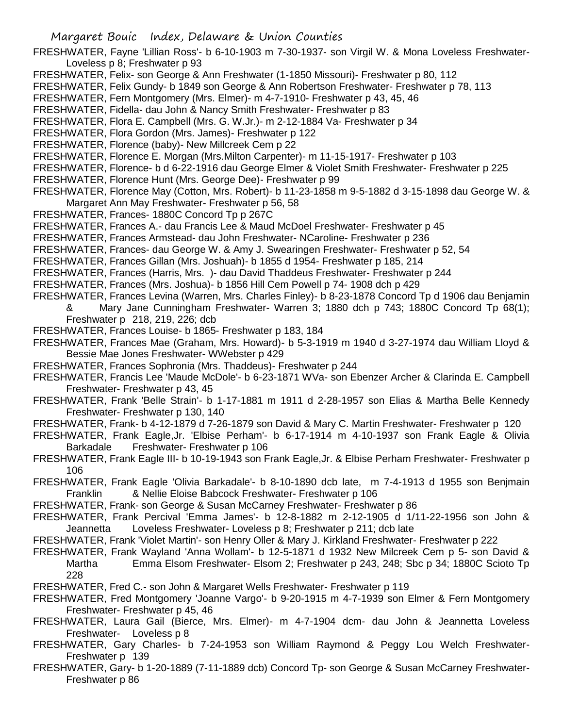FRESHWATER, Fayne 'Lillian Ross'- b 6-10-1903 m 7-30-1937- son Virgil W. & Mona Loveless Freshwater- Loveless p 8; Freshwater p 93

FRESHWATER, Felix- son George & Ann Freshwater (1-1850 Missouri)- Freshwater p 80, 112

FRESHWATER, Felix Gundy- b 1849 son George & Ann Robertson Freshwater- Freshwater p 78, 113

FRESHWATER, Fern Montgomery (Mrs. Elmer)- m 4-7-1910- Freshwater p 43, 45, 46

FRESHWATER, Fidella- dau John & Nancy Smith Freshwater- Freshwater p 83

FRESHWATER, Flora E. Campbell (Mrs. G. W.Jr.)- m 2-12-1884 Va- Freshwater p 34

FRESHWATER, Flora Gordon (Mrs. James)- Freshwater p 122

FRESHWATER, Florence (baby)- New Millcreek Cem p 22

FRESHWATER, Florence E. Morgan (Mrs.Milton Carpenter)- m 11-15-1917- Freshwater p 103

FRESHWATER, Florence- b d 6-22-1916 dau George Elmer & Violet Smith Freshwater- Freshwater p 225

FRESHWATER, Florence Hunt (Mrs. George Dee)- Freshwater p 99

FRESHWATER, Florence May (Cotton, Mrs. Robert)- b 11-23-1858 m 9-5-1882 d 3-15-1898 dau George W. & Margaret Ann May Freshwater- Freshwater p 56, 58

FRESHWATER, Frances- 1880C Concord Tp p 267C

FRESHWATER, Frances A.- dau Francis Lee & Maud McDoel Freshwater- Freshwater p 45

FRESHWATER, Frances Armstead- dau John Freshwater- NCaroline- Freshwater p 236

FRESHWATER, Frances- dau George W. & Amy J. Swearingen Freshwater- Freshwater p 52, 54

FRESHWATER, Frances Gillan (Mrs. Joshuah)- b 1855 d 1954- Freshwater p 185, 214

FRESHWATER, Frances (Harris, Mrs. )- dau David Thaddeus Freshwater- Freshwater p 244

FRESHWATER, Frances (Mrs. Joshua)- b 1856 Hill Cem Powell p 74- 1908 dch p 429

FRESHWATER, Frances Levina (Warren, Mrs. Charles Finley)- b 8-23-1878 Concord Tp d 1906 dau Benjamin & Mary Jane Cunningham Freshwater- Warren 3; 1880 dch p 743; 1880C Concord Tp 68(1); Freshwater p 218, 219, 226; dcb

FRESHWATER, Frances Louise- b 1865- Freshwater p 183, 184

FRESHWATER, Frances Mae (Graham, Mrs. Howard)- b 5-3-1919 m 1940 d 3-27-1974 dau William Lloyd & Bessie Mae Jones Freshwater- WWebster p 429

FRESHWATER, Frances Sophronia (Mrs. Thaddeus)- Freshwater p 244

FRESHWATER, Francis Lee 'Maude McDole'- b 6-23-1871 WVa- son Ebenzer Archer & Clarinda E. Campbell Freshwater- Freshwater p 43, 45

FRESHWATER, Frank 'Belle Strain'- b 1-17-1881 m 1911 d 2-28-1957 son Elias & Martha Belle Kennedy Freshwater- Freshwater p 130, 140

FRESHWATER, Frank- b 4-12-1879 d 7-26-1879 son David & Mary C. Martin Freshwater- Freshwater p 120

FRESHWATER, Frank Eagle,Jr. 'Elbise Perham'- b 6-17-1914 m 4-10-1937 son Frank Eagle & Olivia Barkadale Freshwater- Freshwater p 106

FRESHWATER, Frank Eagle III- b 10-19-1943 son Frank Eagle,Jr. & Elbise Perham Freshwater- Freshwater p 106

FRESHWATER, Frank Eagle 'Olivia Barkadale'- b 8-10-1890 dcb late, m 7-4-1913 d 1955 son Benjmain Franklin & Nellie Eloise Babcock Freshwater- Freshwater p 106

FRESHWATER, Frank- son George & Susan McCarney Freshwater- Freshwater p 86

FRESHWATER, Frank Percival 'Emma James'- b 12-8-1882 m 2-12-1905 d 1/11-22-1956 son John & Jeannetta Loveless Freshwater- Loveless p 8; Freshwater p 211; dcb late

FRESHWATER, Frank 'Violet Martin'- son Henry Oller & Mary J. Kirkland Freshwater- Freshwater p 222

FRESHWATER, Frank Wayland 'Anna Wollam'- b 12-5-1871 d 1932 New Milcreek Cem p 5- son David & Martha Emma Elsom Freshwater- Elsom 2; Freshwater p 243, 248; Sbc p 34; 1880C Scioto Tp 228

FRESHWATER, Fred C.- son John & Margaret Wells Freshwater- Freshwater p 119

FRESHWATER, Fred Montgomery 'Joanne Vargo'- b 9-20-1915 m 4-7-1939 son Elmer & Fern Montgomery Freshwater- Freshwater p 45, 46

FRESHWATER, Laura Gail (Bierce, Mrs. Elmer)- m 4-7-1904 dcm- dau John & Jeannetta Loveless Freshwater- Loveless p 8

FRESHWATER, Gary Charles- b 7-24-1953 son William Raymond & Peggy Lou Welch Freshwater- Freshwater p 139

FRESHWATER, Gary- b 1-20-1889 (7-11-1889 dcb) Concord Tp- son George & Susan McCarney Freshwater- Freshwater p 86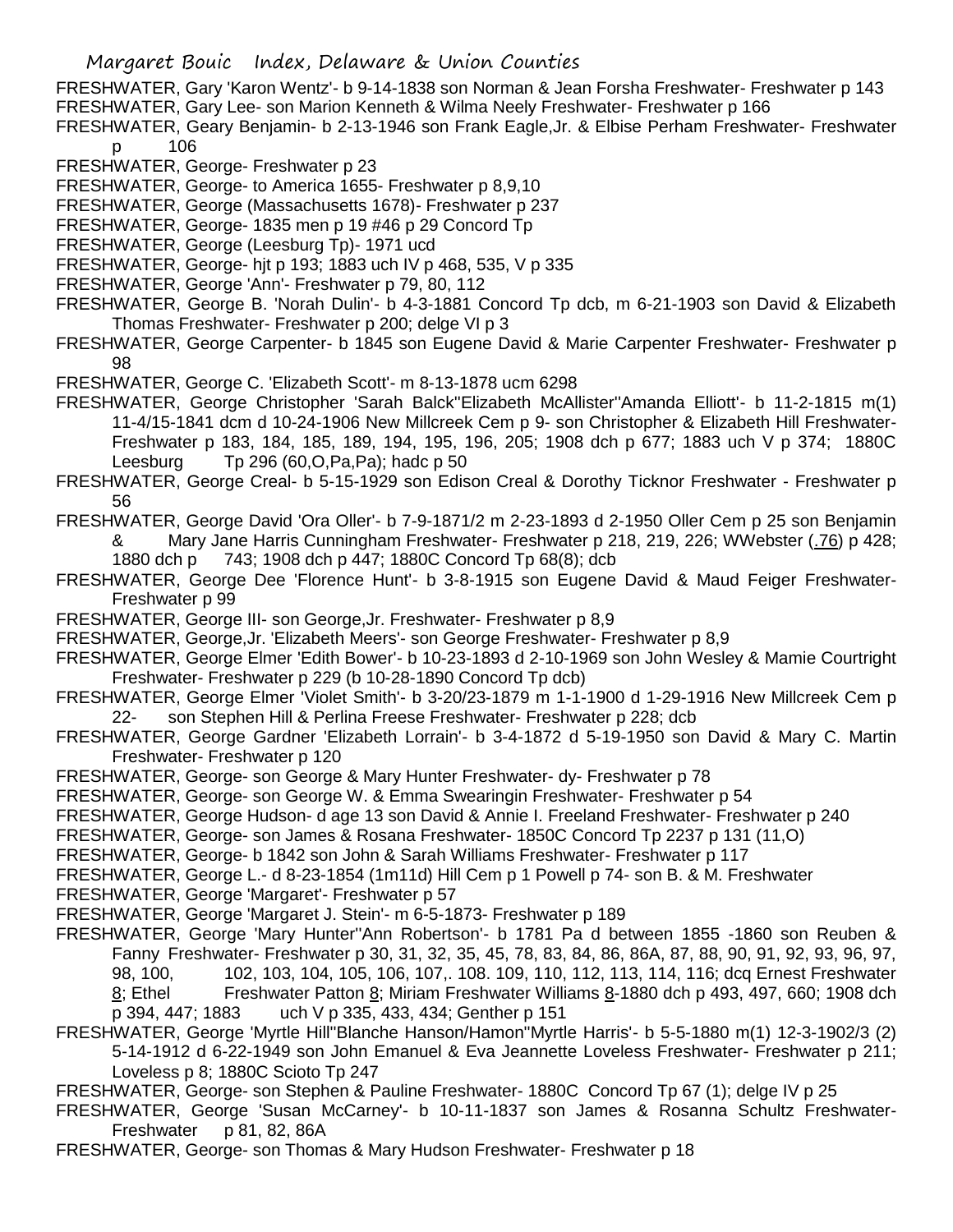FRESHWATER, Gary 'Karon Wentz'- b 9-14-1838 son Norman & Jean Forsha Freshwater- Freshwater p 143

FRESHWATER, Gary Lee- son Marion Kenneth & Wilma Neely Freshwater- Freshwater p 166

FRESHWATER, Geary Benjamin- b 2-13-1946 son Frank Eagle,Jr. & Elbise Perham Freshwater- Freshwater p 106

FRESHWATER, George- Freshwater p 23

FRESHWATER, George- to America 1655- Freshwater p 8,9,10

FRESHWATER, George (Massachusetts 1678)- Freshwater p 237

FRESHWATER, George- 1835 men p 19 #46 p 29 Concord Tp

FRESHWATER, George (Leesburg Tp)- 1971 ucd

FRESHWATER, George- hjt p 193; 1883 uch IV p 468, 535, V p 335

FRESHWATER, George 'Ann'- Freshwater p 79, 80, 112

FRESHWATER, George B. 'Norah Dulin'- b 4-3-1881 Concord Tp dcb, m 6-21-1903 son David & Elizabeth Thomas Freshwater- Freshwater p 200; delge VI p 3

FRESHWATER, George Carpenter- b 1845 son Eugene David & Marie Carpenter Freshwater- Freshwater p 98

FRESHWATER, George C. 'Elizabeth Scott'- m 8-13-1878 ucm 6298

FRESHWATER, George Christopher 'Sarah Balck''Elizabeth McAllister''Amanda Elliott'- b 11-2-1815 m(1) 11-4/15-1841 dcm d 10-24-1906 New Millcreek Cem p 9- son Christopher & Elizabeth Hill Freshwater- Freshwater p 183, 184, 185, 189, 194, 195, 196, 205; 1908 dch p 677; 1883 uch V p 374; 1880C Leesburg Tp 296 (60,O,Pa,Pa); hadc p 50

FRESHWATER, George Creal- b 5-15-1929 son Edison Creal & Dorothy Ticknor Freshwater - Freshwater p 56

FRESHWATER, George David 'Ora Oller'- b 7-9-1871/2 m 2-23-1893 d 2-1950 Oller Cem p 25 son Benjamin & Mary Jane Harris Cunningham Freshwater- Freshwater p 218, 219, 226; WWebster (.76) p 428; 1880 dch p 743; 1908 dch p 447; 1880C Concord Tp 68(8); dcb

FRESHWATER, George Dee 'Florence Hunt'- b 3-8-1915 son Eugene David & Maud Feiger Freshwater- Freshwater p 99

FRESHWATER, George III- son George,Jr. Freshwater- Freshwater p 8,9

FRESHWATER, George,Jr. 'Elizabeth Meers'- son George Freshwater- Freshwater p 8,9

FRESHWATER, George Elmer 'Edith Bower'- b 10-23-1893 d 2-10-1969 son John Wesley & Mamie Courtright Freshwater- Freshwater p 229 (b 10-28-1890 Concord Tp dcb)

FRESHWATER, George Elmer 'Violet Smith'- b 3-20/23-1879 m 1-1-1900 d 1-29-1916 New Millcreek Cem p 22- son Stephen Hill & Perlina Freese Freshwater- Freshwater p 228; dcb

FRESHWATER, George Gardner 'Elizabeth Lorrain'- b 3-4-1872 d 5-19-1950 son David & Mary C. Martin Freshwater- Freshwater p 120

FRESHWATER, George- son George & Mary Hunter Freshwater- dy- Freshwater p 78

FRESHWATER, George- son George W. & Emma Swearingin Freshwater- Freshwater p 54

FRESHWATER, George Hudson- d age 13 son David & Annie I. Freeland Freshwater- Freshwater p 240

FRESHWATER, George- son James & Rosana Freshwater- 1850C Concord Tp 2237 p 131 (11,O)

FRESHWATER, George- b 1842 son John & Sarah Williams Freshwater- Freshwater p 117

FRESHWATER, George L.- d 8-23-1854 (1m11d) Hill Cem p 1 Powell p 74- son B. & M. Freshwater

FRESHWATER, George 'Margaret'- Freshwater p 57

FRESHWATER, George 'Margaret J. Stein'- m 6-5-1873- Freshwater p 189

FRESHWATER, George 'Mary Hunter''Ann Robertson'- b 1781 Pa d between 1855 -1860 son Reuben & Fanny Freshwater- Freshwater p 30, 31, 32, 35, 45, 78, 83, 84, 86, 86A, 87, 88, 90, 91, 92, 93, 96, 97, 98, 100, 102, 103, 104, 105, 106, 107,. 108. 109, 110, 112, 113, 114, 116; dcq Ernest Freshwater 8; Ethel Freshwater Patton 8; Miriam Freshwater Williams 8-1880 dch p 493, 497, 660; 1908 dch p 394, 447; 1883 uch V p 335, 433, 434; Genther p 151

FRESHWATER, George 'Myrtle Hill''Blanche Hanson/Hamon''Myrtle Harris'- b 5-5-1880 m(1) 12-3-1902/3 (2) 5-14-1912 d 6-22-1949 son John Emanuel & Eva Jeannette Loveless Freshwater- Freshwater p 211; Loveless p 8; 1880C Scioto Tp 247

FRESHWATER, George- son Stephen & Pauline Freshwater- 1880C Concord Tp 67 (1); delge IV p 25

FRESHWATER, George 'Susan McCarney'- b 10-11-1837 son James & Rosanna Schultz Freshwater- Freshwater p 81, 82, 86A

FRESHWATER, George- son Thomas & Mary Hudson Freshwater- Freshwater p 18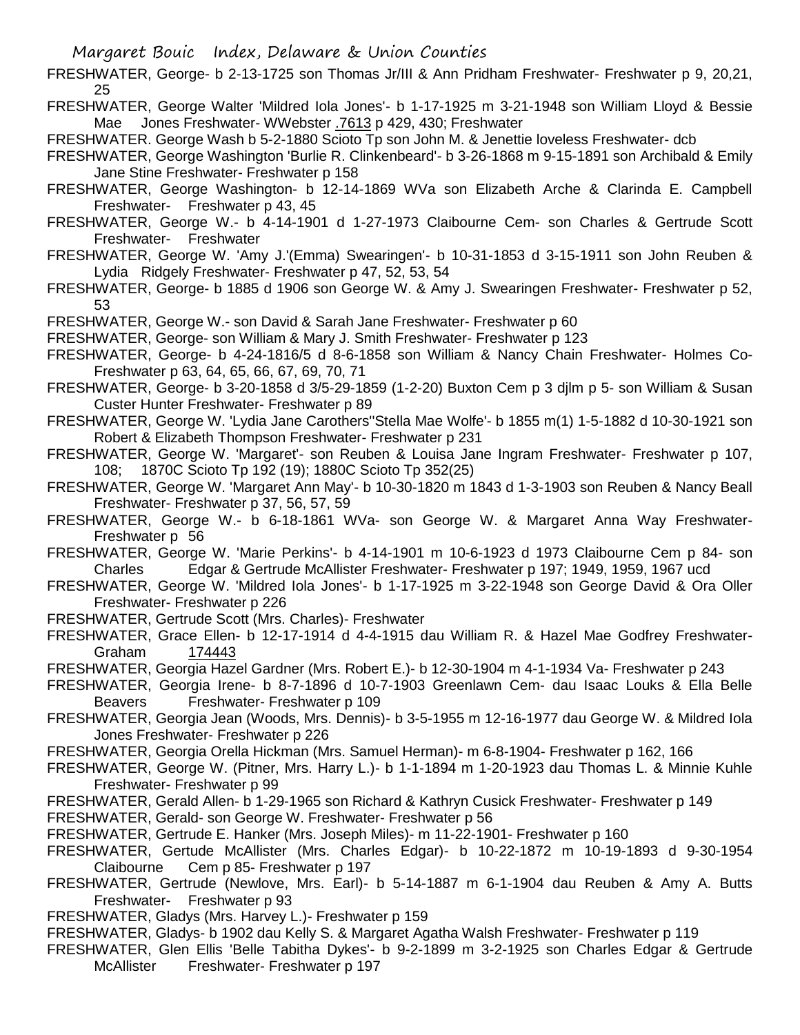FRESHWATER, George- b 2-13-1725 son Thomas Jr/III & Ann Pridham Freshwater- Freshwater p 9, 20,21, 25

FRESHWATER, George Walter 'Mildred Iola Jones'- b 1-17-1925 m 3-21-1948 son William Lloyd & Bessie Mae Jones Freshwater- WWebster .7613 p 429, 430; Freshwater

FRESHWATER. George Wash b 5-2-1880 Scioto Tp son John M. & Jenettie loveless Freshwater- dcb

FRESHWATER, George Washington 'Burlie R. Clinkenbeard'- b 3-26-1868 m 9-15-1891 son Archibald & Emily Jane Stine Freshwater- Freshwater p 158

FRESHWATER, George Washington- b 12-14-1869 WVa son Elizabeth Arche & Clarinda E. Campbell Freshwater- Freshwater p 43, 45

FRESHWATER, George W.- b 4-14-1901 d 1-27-1973 Claibourne Cem- son Charles & Gertrude Scott Freshwater- Freshwater

FRESHWATER, George W. 'Amy J.'(Emma) Swearingen'- b 10-31-1853 d 3-15-1911 son John Reuben & Lydia Ridgely Freshwater- Freshwater p 47, 52, 53, 54

FRESHWATER, George- b 1885 d 1906 son George W. & Amy J. Swearingen Freshwater- Freshwater p 52, 53

FRESHWATER, George W.- son David & Sarah Jane Freshwater- Freshwater p 60

FRESHWATER, George- son William & Mary J. Smith Freshwater- Freshwater p 123

FRESHWATER, George- b 4-24-1816/5 d 8-6-1858 son William & Nancy Chain Freshwater- Holmes Co- Freshwater p 63, 64, 65, 66, 67, 69, 70, 71

FRESHWATER, George- b 3-20-1858 d 3/5-29-1859 (1-2-20) Buxton Cem p 3 djlm p 5- son William & Susan Custer Hunter Freshwater- Freshwater p 89

FRESHWATER, George W. 'Lydia Jane Carothers''Stella Mae Wolfe'- b 1855 m(1) 1-5-1882 d 10-30-1921 son Robert & Elizabeth Thompson Freshwater- Freshwater p 231

FRESHWATER, George W. 'Margaret'- son Reuben & Louisa Jane Ingram Freshwater- Freshwater p 107, 108; 1870C Scioto Tp 192 (19); 1880C Scioto Tp 352(25)

FRESHWATER, George W. 'Margaret Ann May'- b 10-30-1820 m 1843 d 1-3-1903 son Reuben & Nancy Beall Freshwater- Freshwater p 37, 56, 57, 59

FRESHWATER, George W.- b 6-18-1861 WVa- son George W. & Margaret Anna Way Freshwater- Freshwater p 56

FRESHWATER, George W. 'Marie Perkins'- b 4-14-1901 m 10-6-1923 d 1973 Claibourne Cem p 84- son Charles Edgar & Gertrude McAllister Freshwater- Freshwater p 197; 1949, 1959, 1967 ucd

FRESHWATER, George W. 'Mildred Iola Jones'- b 1-17-1925 m 3-22-1948 son George David & Ora Oller Freshwater- Freshwater p 226

FRESHWATER, Gertrude Scott (Mrs. Charles)- Freshwater

FRESHWATER, Grace Ellen- b 12-17-1914 d 4-4-1915 dau William R. & Hazel Mae Godfrey Freshwater- Graham 174443

FRESHWATER, Georgia Hazel Gardner (Mrs. Robert E.)- b 12-30-1904 m 4-1-1934 Va- Freshwater p 243

FRESHWATER, Georgia Irene- b 8-7-1896 d 10-7-1903 Greenlawn Cem- dau Isaac Louks & Ella Belle Beavers Freshwater- Freshwater p 109

FRESHWATER, Georgia Jean (Woods, Mrs. Dennis)- b 3-5-1955 m 12-16-1977 dau George W. & Mildred Iola Jones Freshwater- Freshwater p 226

FRESHWATER, Georgia Orella Hickman (Mrs. Samuel Herman)- m 6-8-1904- Freshwater p 162, 166

FRESHWATER, George W. (Pitner, Mrs. Harry L.)- b 1-1-1894 m 1-20-1923 dau Thomas L. & Minnie Kuhle Freshwater- Freshwater p 99

FRESHWATER, Gerald Allen- b 1-29-1965 son Richard & Kathryn Cusick Freshwater- Freshwater p 149

FRESHWATER, Gerald- son George W. Freshwater- Freshwater p 56

FRESHWATER, Gertrude E. Hanker (Mrs. Joseph Miles)- m 11-22-1901- Freshwater p 160

FRESHWATER, Gertude McAllister (Mrs. Charles Edgar)- b 10-22-1872 m 10-19-1893 d 9-30-1954 Claibourne Cem p 85- Freshwater p 197

FRESHWATER, Gertrude (Newlove, Mrs. Earl)- b 5-14-1887 m 6-1-1904 dau Reuben & Amy A. Butts Freshwater- Freshwater p 93

FRESHWATER, Gladys (Mrs. Harvey L.)- Freshwater p 159

FRESHWATER, Gladys- b 1902 dau Kelly S. & Margaret Agatha Walsh Freshwater- Freshwater p 119

FRESHWATER, Glen Ellis 'Belle Tabitha Dykes'- b 9-2-1899 m 3-2-1925 son Charles Edgar & Gertrude McAllister Freshwater- Freshwater p 197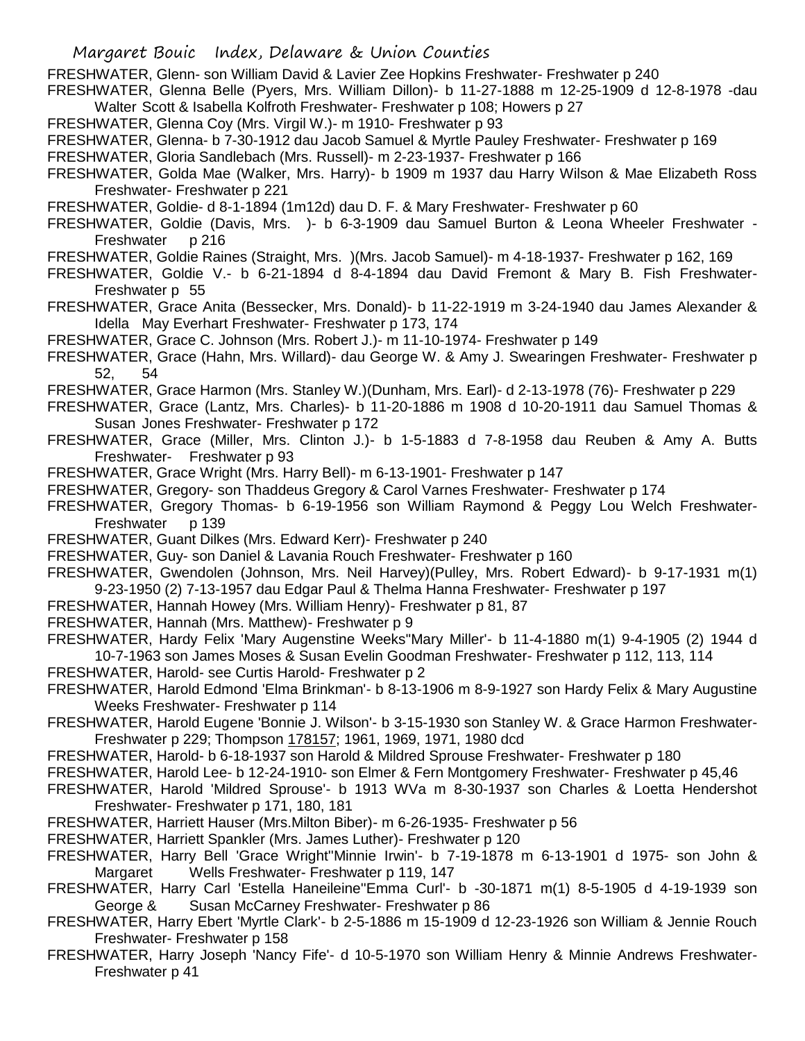FRESHWATER, Glenn- son William David & Lavier Zee Hopkins Freshwater- Freshwater p 240

FRESHWATER, Glenna Belle (Pyers, Mrs. William Dillon)- b 11-27-1888 m 12-25-1909 d 12-8-1978 -dau Walter Scott & Isabella Kolfroth Freshwater- Freshwater p 108; Howers p 27

FRESHWATER, Glenna Coy (Mrs. Virgil W.)- m 1910- Freshwater p 93

FRESHWATER, Glenna- b 7-30-1912 dau Jacob Samuel & Myrtle Pauley Freshwater- Freshwater p 169

FRESHWATER, Gloria Sandlebach (Mrs. Russell)- m 2-23-1937- Freshwater p 166

FRESHWATER, Golda Mae (Walker, Mrs. Harry)- b 1909 m 1937 dau Harry Wilson & Mae Elizabeth Ross Freshwater- Freshwater p 221

FRESHWATER, Goldie- d 8-1-1894 (1m12d) dau D. F. & Mary Freshwater- Freshwater p 60

FRESHWATER, Goldie (Davis, Mrs. )- b 6-3-1909 dau Samuel Burton & Leona Wheeler Freshwater - Freshwater p 216

FRESHWATER, Goldie Raines (Straight, Mrs. )(Mrs. Jacob Samuel)- m 4-18-1937- Freshwater p 162, 169

FRESHWATER, Goldie V.- b 6-21-1894 d 8-4-1894 dau David Fremont & Mary B. Fish Freshwater- Freshwater p 55

FRESHWATER, Grace Anita (Bessecker, Mrs. Donald)- b 11-22-1919 m 3-24-1940 dau James Alexander & Idella May Everhart Freshwater- Freshwater p 173, 174

FRESHWATER, Grace C. Johnson (Mrs. Robert J.)- m 11-10-1974- Freshwater p 149

FRESHWATER, Grace (Hahn, Mrs. Willard)- dau George W. & Amy J. Swearingen Freshwater- Freshwater p 52, 54

FRESHWATER, Grace Harmon (Mrs. Stanley W.)(Dunham, Mrs. Earl)- d 2-13-1978 (76)- Freshwater p 229

FRESHWATER, Grace (Lantz, Mrs. Charles)- b 11-20-1886 m 1908 d 10-20-1911 dau Samuel Thomas & Susan Jones Freshwater- Freshwater p 172

FRESHWATER, Grace (Miller, Mrs. Clinton J.)- b 1-5-1883 d 7-8-1958 dau Reuben & Amy A. Butts Freshwater- Freshwater p 93

FRESHWATER, Grace Wright (Mrs. Harry Bell)- m 6-13-1901- Freshwater p 147

FRESHWATER, Gregory- son Thaddeus Gregory & Carol Varnes Freshwater- Freshwater p 174

FRESHWATER, Gregory Thomas- b 6-19-1956 son William Raymond & Peggy Lou Welch Freshwater- Freshwater p 139

FRESHWATER, Guant Dilkes (Mrs. Edward Kerr)- Freshwater p 240

FRESHWATER, Guy- son Daniel & Lavania Rouch Freshwater- Freshwater p 160

FRESHWATER, Gwendolen (Johnson, Mrs. Neil Harvey)(Pulley, Mrs. Robert Edward)- b 9-17-1931 m(1) 9-23-1950 (2) 7-13-1957 dau Edgar Paul & Thelma Hanna Freshwater- Freshwater p 197

FRESHWATER, Hannah Howey (Mrs. William Henry)- Freshwater p 81, 87

FRESHWATER, Hannah (Mrs. Matthew)- Freshwater p 9

FRESHWATER, Hardy Felix 'Mary Augenstine Weeks''Mary Miller'- b 11-4-1880 m(1) 9-4-1905 (2) 1944 d 10-7-1963 son James Moses & Susan Evelin Goodman Freshwater- Freshwater p 112, 113, 114

FRESHWATER, Harold- see Curtis Harold- Freshwater p 2

FRESHWATER, Harold Edmond 'Elma Brinkman'- b 8-13-1906 m 8-9-1927 son Hardy Felix & Mary Augustine Weeks Freshwater- Freshwater p 114

FRESHWATER, Harold Eugene 'Bonnie J. Wilson'- b 3-15-1930 son Stanley W. & Grace Harmon Freshwater- Freshwater p 229; Thompson 178157; 1961, 1969, 1971, 1980 dcd

FRESHWATER, Harold- b 6-18-1937 son Harold & Mildred Sprouse Freshwater- Freshwater p 180

FRESHWATER, Harold Lee- b 12-24-1910- son Elmer & Fern Montgomery Freshwater- Freshwater p 45,46

FRESHWATER, Harold 'Mildred Sprouse'- b 1913 WVa m 8-30-1937 son Charles & Loetta Hendershot Freshwater- Freshwater p 171, 180, 181

FRESHWATER, Harriett Hauser (Mrs.Milton Biber)- m 6-26-1935- Freshwater p 56

FRESHWATER, Harriett Spankler (Mrs. James Luther)- Freshwater p 120

FRESHWATER, Harry Bell 'Grace Wright''Minnie Irwin'- b 7-19-1878 m 6-13-1901 d 1975- son John & Margaret Wells Freshwater- Freshwater p 119, 147

FRESHWATER, Harry Carl 'Estella Haneileine''Emma Curl'- b -30-1871 m(1) 8-5-1905 d 4-19-1939 son George & Susan McCarney Freshwater- Freshwater p 86

FRESHWATER, Harry Ebert 'Myrtle Clark'- b 2-5-1886 m 15-1909 d 12-23-1926 son William & Jennie Rouch Freshwater- Freshwater p 158

FRESHWATER, Harry Joseph 'Nancy Fife'- d 10-5-1970 son William Henry & Minnie Andrews Freshwater- Freshwater p 41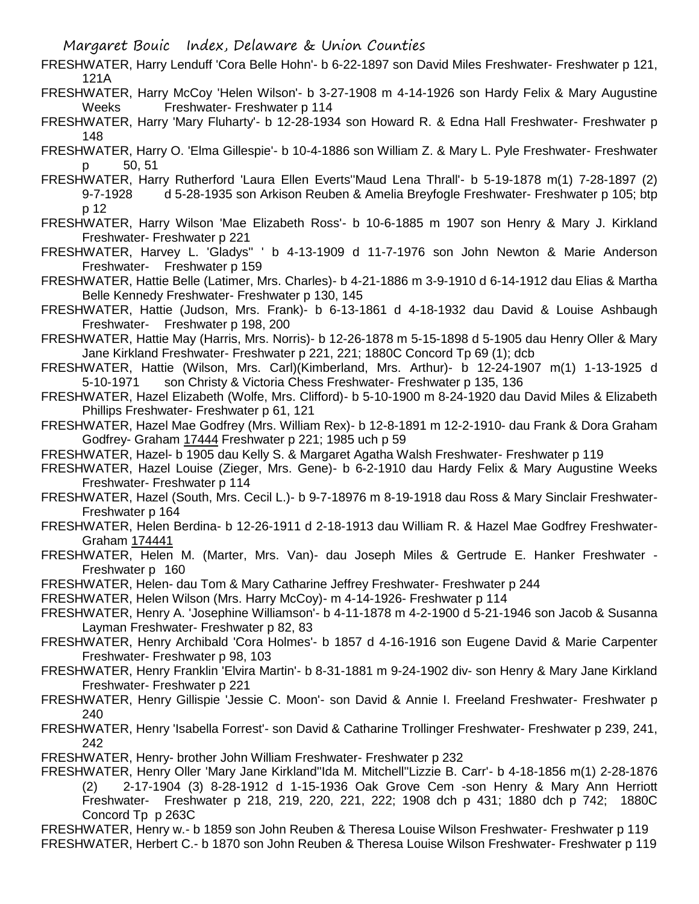FRESHWATER, Harry Lenduff 'Cora Belle Hohn'- b 6-22-1897 son David Miles Freshwater- Freshwater p 121, 121A

FRESHWATER, Harry McCoy 'Helen Wilson'- b 3-27-1908 m 4-14-1926 son Hardy Felix & Mary Augustine Weeks Freshwater- Freshwater p 114

FRESHWATER, Harry 'Mary Fluharty'- b 12-28-1934 son Howard R. & Edna Hall Freshwater- Freshwater p 148

FRESHWATER, Harry O. 'Elma Gillespie'- b 10-4-1886 son William Z. & Mary L. Pyle Freshwater- Freshwater p 50, 51

FRESHWATER, Harry Rutherford 'Laura Ellen Everts''Maud Lena Thrall'- b 5-19-1878 m(1) 7-28-1897 (2) 9-7-1928 d 5-28-1935 son Arkison Reuben & Amelia Breyfogle Freshwater- Freshwater p 105; btp p 12

FRESHWATER, Harry Wilson 'Mae Elizabeth Ross'- b 10-6-1885 m 1907 son Henry & Mary J. Kirkland Freshwater- Freshwater p 221

FRESHWATER, Harvey L. 'Gladys'' ' b 4-13-1909 d 11-7-1976 son John Newton & Marie Anderson Freshwater- Freshwater p 159

FRESHWATER, Hattie Belle (Latimer, Mrs. Charles)- b 4-21-1886 m 3-9-1910 d 6-14-1912 dau Elias & Martha Belle Kennedy Freshwater- Freshwater p 130, 145

FRESHWATER, Hattie (Judson, Mrs. Frank)- b 6-13-1861 d 4-18-1932 dau David & Louise Ashbaugh Freshwater- Freshwater p 198, 200

FRESHWATER, Hattie May (Harris, Mrs. Norris)- b 12-26-1878 m 5-15-1898 d 5-1905 dau Henry Oller & Mary Jane Kirkland Freshwater- Freshwater p 221, 221; 1880C Concord Tp 69 (1); dcb

FRESHWATER, Hattie (Wilson, Mrs. Carl)(Kimberland, Mrs. Arthur)- b 12-24-1907 m(1) 1-13-1925 d 5-10-1971 son Christy & Victoria Chess Freshwater- Freshwater p 135, 136

FRESHWATER, Hazel Elizabeth (Wolfe, Mrs. Clifford)- b 5-10-1900 m 8-24-1920 dau David Miles & Elizabeth Phillips Freshwater- Freshwater p 61, 121

FRESHWATER, Hazel Mae Godfrey (Mrs. William Rex)- b 12-8-1891 m 12-2-1910- dau Frank & Dora Graham Godfrey- Graham 17444 Freshwater p 221; 1985 uch p 59

FRESHWATER, Hazel- b 1905 dau Kelly S. & Margaret Agatha Walsh Freshwater- Freshwater p 119

FRESHWATER, Hazel Louise (Zieger, Mrs. Gene)- b 6-2-1910 dau Hardy Felix & Mary Augustine Weeks Freshwater- Freshwater p 114

FRESHWATER, Hazel (South, Mrs. Cecil L.)- b 9-7-18976 m 8-19-1918 dau Ross & Mary Sinclair Freshwater- Freshwater p 164

FRESHWATER, Helen Berdina- b 12-26-1911 d 2-18-1913 dau William R. & Hazel Mae Godfrey Freshwater- Graham 174441

FRESHWATER, Helen M. (Marter, Mrs. Van)- dau Joseph Miles & Gertrude E. Hanker Freshwater - Freshwater p 160

FRESHWATER, Helen- dau Tom & Mary Catharine Jeffrey Freshwater- Freshwater p 244

FRESHWATER, Helen Wilson (Mrs. Harry McCoy)- m 4-14-1926- Freshwater p 114

FRESHWATER, Henry A. 'Josephine Williamson'- b 4-11-1878 m 4-2-1900 d 5-21-1946 son Jacob & Susanna Layman Freshwater- Freshwater p 82, 83

FRESHWATER, Henry Archibald 'Cora Holmes'- b 1857 d 4-16-1916 son Eugene David & Marie Carpenter Freshwater- Freshwater p 98, 103

FRESHWATER, Henry Franklin 'Elvira Martin'- b 8-31-1881 m 9-24-1902 div- son Henry & Mary Jane Kirkland Freshwater- Freshwater p 221

FRESHWATER, Henry Gillispie 'Jessie C. Moon'- son David & Annie I. Freeland Freshwater- Freshwater p 240

FRESHWATER, Henry 'Isabella Forrest'- son David & Catharine Trollinger Freshwater- Freshwater p 239, 241, 242

FRESHWATER, Henry- brother John William Freshwater- Freshwater p 232

FRESHWATER, Henry Oller 'Mary Jane Kirkland''Ida M. Mitchell''Lizzie B. Carr'- b 4-18-1856 m(1) 2-28-1876 (2) 2-17-1904 (3) 8-28-1912 d 1-15-1936 Oak Grove Cem -son Henry & Mary Ann Herriott Freshwater- Freshwater p 218, 219, 220, 221, 222; 1908 dch p 431; 1880 dch p 742; 1880C Concord Tp p 263C

FRESHWATER, Henry w.- b 1859 son John Reuben & Theresa Louise Wilson Freshwater- Freshwater p 119

FRESHWATER, Herbert C.- b 1870 son John Reuben & Theresa Louise Wilson Freshwater- Freshwater p 119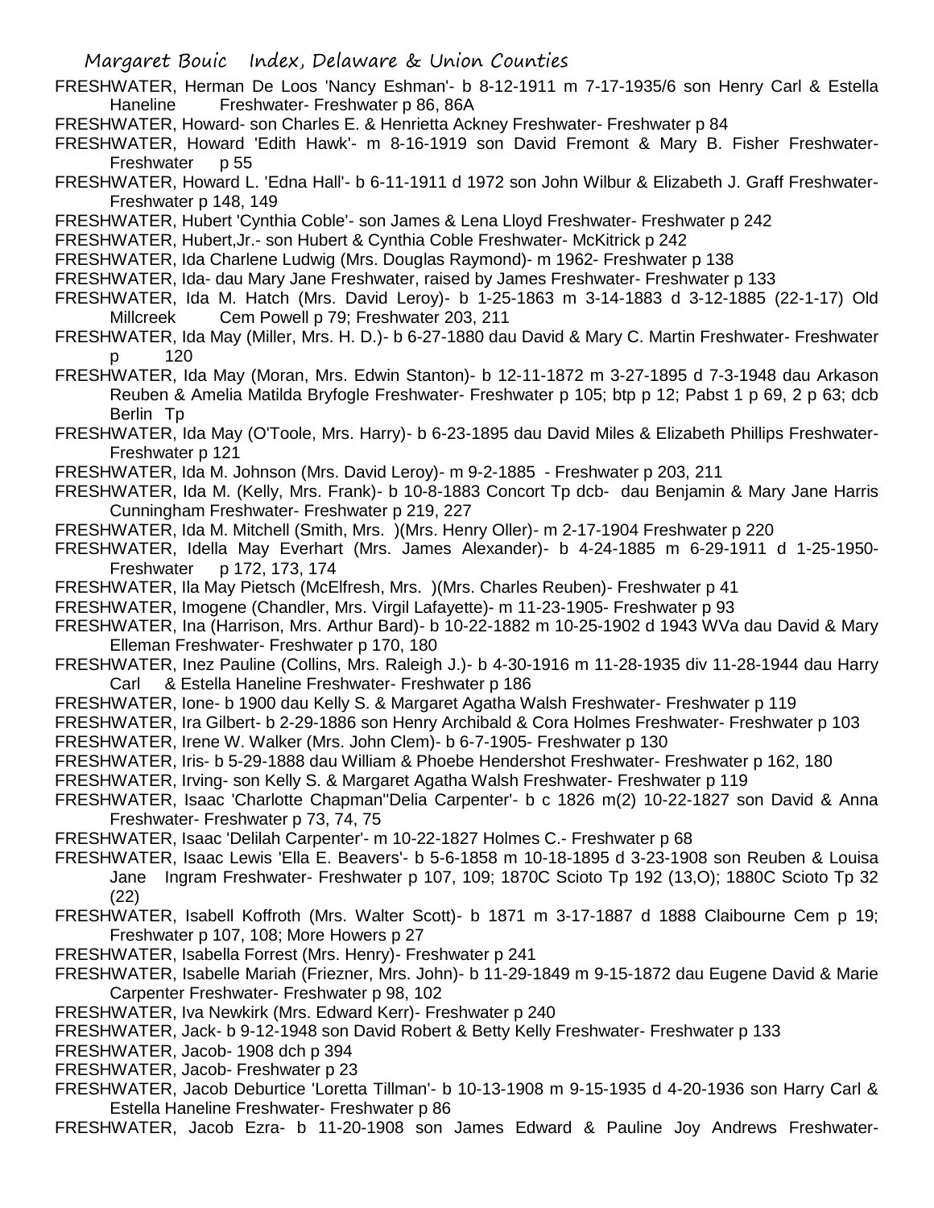FRESHWATER, Herman De Loos 'Nancy Eshman'- b 8-12-1911 m 7-17-1935/6 son Henry Carl & Estella Haneline Freshwater- Freshwater p 86, 86A

FRESHWATER, Howard- son Charles E. & Henrietta Ackney Freshwater- Freshwater p 84

FRESHWATER, Howard 'Edith Hawk'- m 8-16-1919 son David Fremont & Mary B. Fisher Freshwater- Freshwater p 55

FRESHWATER, Howard L. 'Edna Hall'- b 6-11-1911 d 1972 son John Wilbur & Elizabeth J. Graff Freshwater- Freshwater p 148, 149

FRESHWATER, Hubert 'Cynthia Coble'- son James & Lena Lloyd Freshwater- Freshwater p 242

FRESHWATER, Hubert,Jr.- son Hubert & Cynthia Coble Freshwater- McKitrick p 242

FRESHWATER, Ida Charlene Ludwig (Mrs. Douglas Raymond)- m 1962- Freshwater p 138

FRESHWATER, Ida- dau Mary Jane Freshwater, raised by James Freshwater- Freshwater p 133

FRESHWATER, Ida M. Hatch (Mrs. David Leroy)- b 1-25-1863 m 3-14-1883 d 3-12-1885 (22-1-17) Old Millcreek Cem Powell p 79; Freshwater 203, 211

FRESHWATER, Ida May (Miller, Mrs. H. D.)- b 6-27-1880 dau David & Mary C. Martin Freshwater- Freshwater p 120

FRESHWATER, Ida May (Moran, Mrs. Edwin Stanton)- b 12-11-1872 m 3-27-1895 d 7-3-1948 dau Arkason Reuben & Amelia Matilda Bryfogle Freshwater- Freshwater p 105; btp p 12; Pabst 1 p 69, 2 p 63; dcb Berlin Tp

FRESHWATER, Ida May (O'Toole, Mrs. Harry)- b 6-23-1895 dau David Miles & Elizabeth Phillips Freshwater- Freshwater p 121

FRESHWATER, Ida M. Johnson (Mrs. David Leroy)- m 9-2-1885 - Freshwater p 203, 211

FRESHWATER, Ida M. (Kelly, Mrs. Frank)- b 10-8-1883 Concort Tp dcb- dau Benjamin & Mary Jane Harris Cunningham Freshwater- Freshwater p 219, 227

FRESHWATER, Ida M. Mitchell (Smith, Mrs. )(Mrs. Henry Oller)- m 2-17-1904 Freshwater p 220

FRESHWATER, Idella May Everhart (Mrs. James Alexander)- b 4-24-1885 m 6-29-1911 d 1-25-1950- Freshwater p 172, 173, 174

FRESHWATER, Ila May Pietsch (McElfresh, Mrs. )(Mrs. Charles Reuben)- Freshwater p 41

FRESHWATER, Imogene (Chandler, Mrs. Virgil Lafayette)- m 11-23-1905- Freshwater p 93

FRESHWATER, Ina (Harrison, Mrs. Arthur Bard)- b 10-22-1882 m 10-25-1902 d 1943 WVa dau David & Mary Elleman Freshwater- Freshwater p 170, 180

FRESHWATER, Inez Pauline (Collins, Mrs. Raleigh J.)- b 4-30-1916 m 11-28-1935 div 11-28-1944 dau Harry Carl & Estella Haneline Freshwater- Freshwater p 186

FRESHWATER, Ione- b 1900 dau Kelly S. & Margaret Agatha Walsh Freshwater- Freshwater p 119

FRESHWATER, Ira Gilbert- b 2-29-1886 son Henry Archibald & Cora Holmes Freshwater- Freshwater p 103

FRESHWATER, Irene W. Walker (Mrs. John Clem)- b 6-7-1905- Freshwater p 130

FRESHWATER, Iris- b 5-29-1888 dau William & Phoebe Hendershot Freshwater- Freshwater p 162, 180

FRESHWATER, Irving- son Kelly S. & Margaret Agatha Walsh Freshwater- Freshwater p 119

FRESHWATER, Isaac 'Charlotte Chapman''Delia Carpenter'- b c 1826 m(2) 10-22-1827 son David & Anna Freshwater- Freshwater p 73, 74, 75

FRESHWATER, Isaac 'Delilah Carpenter'- m 10-22-1827 Holmes C.- Freshwater p 68

FRESHWATER, Isaac Lewis 'Ella E. Beavers'- b 5-6-1858 m 10-18-1895 d 3-23-1908 son Reuben & Louisa Jane Ingram Freshwater- Freshwater p 107, 109; 1870C Scioto Tp 192 (13,O); 1880C Scioto Tp 32 (22)

FRESHWATER, Isabell Koffroth (Mrs. Walter Scott)- b 1871 m 3-17-1887 d 1888 Claibourne Cem p 19; Freshwater p 107, 108; More Howers p 27

FRESHWATER, Isabella Forrest (Mrs. Henry)- Freshwater p 241

FRESHWATER, Isabelle Mariah (Friezner, Mrs. John)- b 11-29-1849 m 9-15-1872 dau Eugene David & Marie Carpenter Freshwater- Freshwater p 98, 102

FRESHWATER, Iva Newkirk (Mrs. Edward Kerr)- Freshwater p 240

FRESHWATER, Jack- b 9-12-1948 son David Robert & Betty Kelly Freshwater- Freshwater p 133

FRESHWATER, Jacob- 1908 dch p 394

FRESHWATER, Jacob- Freshwater p 23

FRESHWATER, Jacob Deburtice 'Loretta Tillman'- b 10-13-1908 m 9-15-1935 d 4-20-1936 son Harry Carl & Estella Haneline Freshwater- Freshwater p 86

FRESHWATER, Jacob Ezra- b 11-20-1908 son James Edward & Pauline Joy Andrews Freshwater-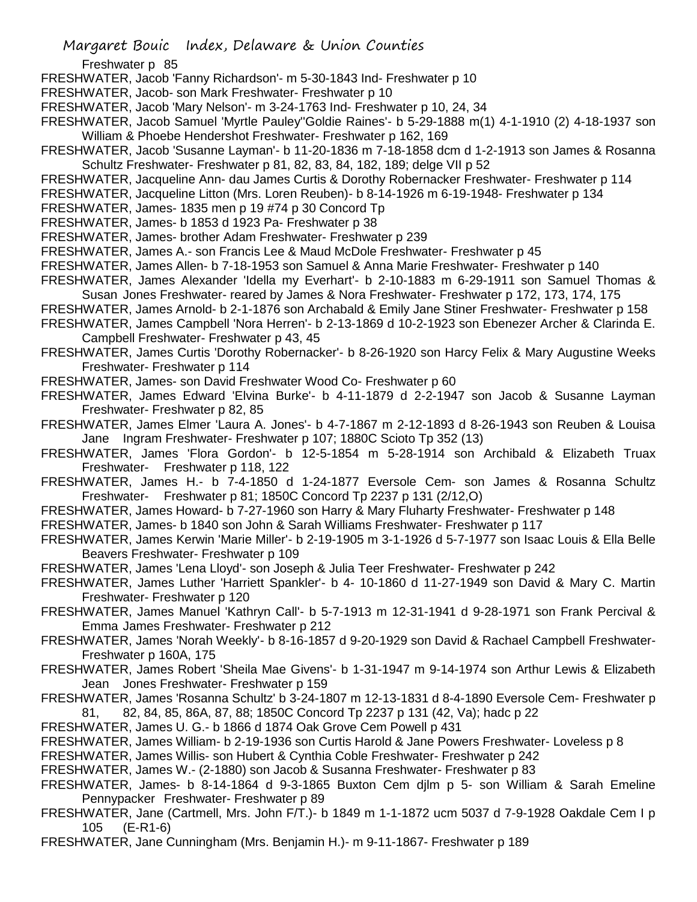Freshwater p 85

FRESHWATER, Jacob 'Fanny Richardson'- m 5-30-1843 Ind- Freshwater p 10

FRESHWATER, Jacob- son Mark Freshwater- Freshwater p 10

FRESHWATER, Jacob 'Mary Nelson'- m 3-24-1763 Ind- Freshwater p 10, 24, 34

FRESHWATER, Jacob Samuel 'Myrtle Pauley''Goldie Raines'- b 5-29-1888 m(1) 4-1-1910 (2) 4-18-1937 son William & Phoebe Hendershot Freshwater- Freshwater p 162, 169

FRESHWATER, Jacob 'Susanne Layman'- b 11-20-1836 m 7-18-1858 dcm d 1-2-1913 son James & Rosanna Schultz Freshwater- Freshwater p 81, 82, 83, 84, 182, 189; delge VII p 52

FRESHWATER, Jacqueline Ann- dau James Curtis & Dorothy Robernacker Freshwater- Freshwater p 114

FRESHWATER, Jacqueline Litton (Mrs. Loren Reuben)- b 8-14-1926 m 6-19-1948- Freshwater p 134

FRESHWATER, James- 1835 men p 19 #74 p 30 Concord Tp

FRESHWATER, James- b 1853 d 1923 Pa- Freshwater p 38

FRESHWATER, James- brother Adam Freshwater- Freshwater p 239

FRESHWATER, James A.- son Francis Lee & Maud McDole Freshwater- Freshwater p 45

FRESHWATER, James Allen- b 7-18-1953 son Samuel & Anna Marie Freshwater- Freshwater p 140

FRESHWATER, James Alexander 'Idella my Everhart'- b 2-10-1883 m 6-29-1911 son Samuel Thomas & Susan Jones Freshwater- reared by James & Nora Freshwater- Freshwater p 172, 173, 174, 175

FRESHWATER, James Arnold- b 2-1-1876 son Archabald & Emily Jane Stiner Freshwater- Freshwater p 158

FRESHWATER, James Campbell 'Nora Herren'- b 2-13-1869 d 10-2-1923 son Ebenezer Archer & Clarinda E. Campbell Freshwater- Freshwater p 43, 45

FRESHWATER, James Curtis 'Dorothy Robernacker'- b 8-26-1920 son Harcy Felix & Mary Augustine Weeks Freshwater- Freshwater p 114

FRESHWATER, James- son David Freshwater Wood Co- Freshwater p 60

FRESHWATER, James Edward 'Elvina Burke'- b 4-11-1879 d 2-2-1947 son Jacob & Susanne Layman Freshwater- Freshwater p 82, 85

FRESHWATER, James Elmer 'Laura A. Jones'- b 4-7-1867 m 2-12-1893 d 8-26-1943 son Reuben & Louisa Jane Ingram Freshwater- Freshwater p 107; 1880C Scioto Tp 352 (13)

FRESHWATER, James 'Flora Gordon'- b 12-5-1854 m 5-28-1914 son Archibald & Elizabeth Truax Freshwater- Freshwater p 118, 122

FRESHWATER, James H.- b 7-4-1850 d 1-24-1877 Eversole Cem- son James & Rosanna Schultz Freshwater- Freshwater p 81; 1850C Concord Tp 2237 p 131 (2/12,O)

FRESHWATER, James Howard- b 7-27-1960 son Harry & Mary Fluharty Freshwater- Freshwater p 148

FRESHWATER, James- b 1840 son John & Sarah Williams Freshwater- Freshwater p 117

FRESHWATER, James Kerwin 'Marie Miller'- b 2-19-1905 m 3-1-1926 d 5-7-1977 son Isaac Louis & Ella Belle Beavers Freshwater- Freshwater p 109

FRESHWATER, James 'Lena Lloyd'- son Joseph & Julia Teer Freshwater- Freshwater p 242

FRESHWATER, James Luther 'Harriett Spankler'- b 4- 10-1860 d 11-27-1949 son David & Mary C. Martin Freshwater- Freshwater p 120

FRESHWATER, James Manuel 'Kathryn Call'- b 5-7-1913 m 12-31-1941 d 9-28-1971 son Frank Percival & Emma James Freshwater- Freshwater p 212

FRESHWATER, James 'Norah Weekly'- b 8-16-1857 d 9-20-1929 son David & Rachael Campbell Freshwater- Freshwater p 160A, 175

FRESHWATER, James Robert 'Sheila Mae Givens'- b 1-31-1947 m 9-14-1974 son Arthur Lewis & Elizabeth Jean Jones Freshwater- Freshwater p 159

FRESHWATER, James 'Rosanna Schultz' b 3-24-1807 m 12-13-1831 d 8-4-1890 Eversole Cem- Freshwater p 81, 82, 84, 85, 86A, 87, 88; 1850C Concord Tp 2237 p 131 (42, Va); hadc p 22

FRESHWATER, James U. G.- b 1866 d 1874 Oak Grove Cem Powell p 431

FRESHWATER, James William- b 2-19-1936 son Curtis Harold & Jane Powers Freshwater- Loveless p 8

FRESHWATER, James Willis- son Hubert & Cynthia Coble Freshwater- Freshwater p 242

FRESHWATER, James W.- (2-1880) son Jacob & Susanna Freshwater- Freshwater p 83

FRESHWATER, James- b 8-14-1864 d 9-3-1865 Buxton Cem djlm p 5- son William & Sarah Emeline Pennypacker Freshwater- Freshwater p 89

FRESHWATER, Jane (Cartmell, Mrs. John F/T.)- b 1849 m 1-1-1872 ucm 5037 d 7-9-1928 Oakdale Cem I p 105 (E-R1-6)

FRESHWATER, Jane Cunningham (Mrs. Benjamin H.)- m 9-11-1867- Freshwater p 189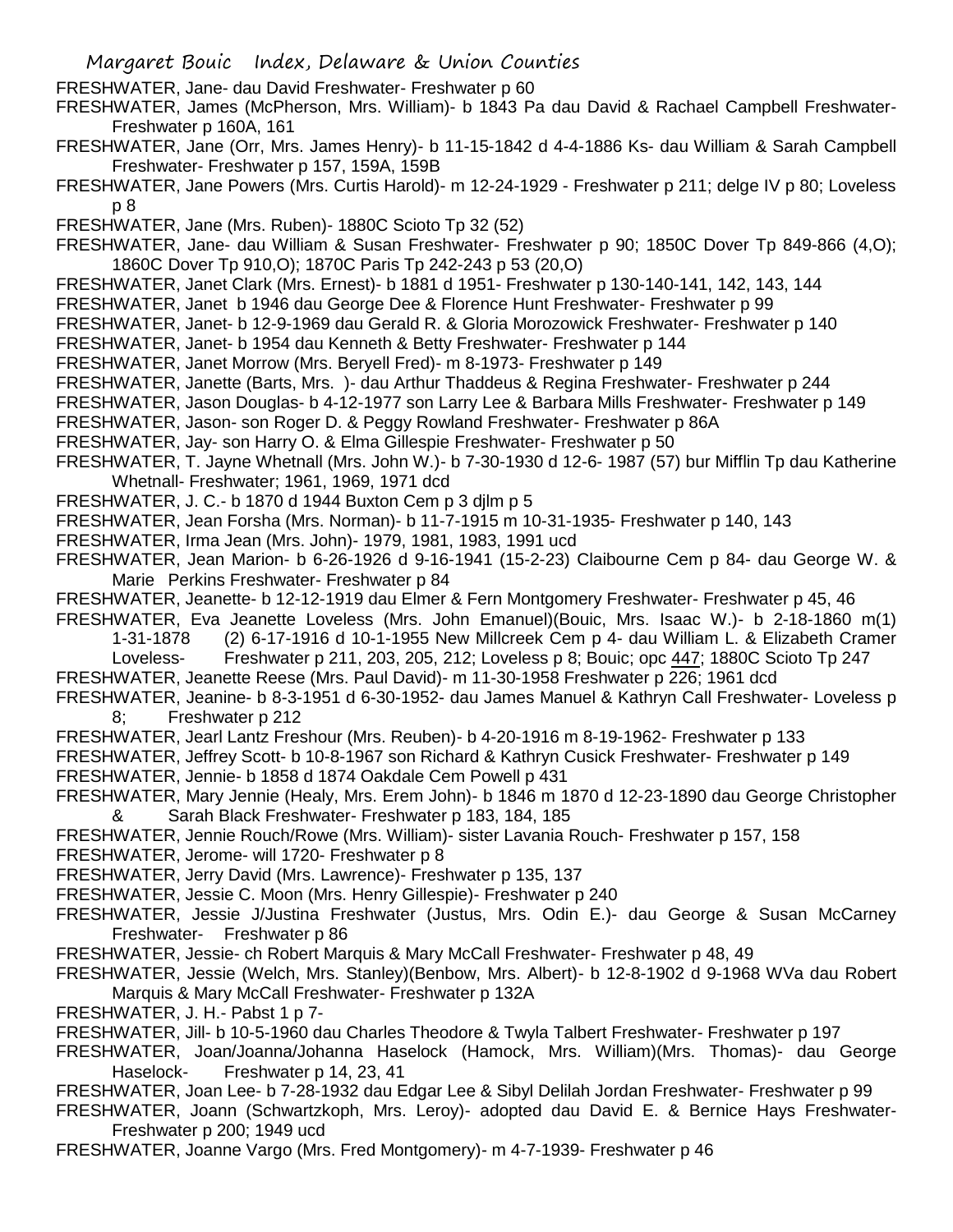FRESHWATER, Jane- dau David Freshwater- Freshwater p 60

FRESHWATER, James (McPherson, Mrs. William)- b 1843 Pa dau David & Rachael Campbell Freshwater- Freshwater p 160A, 161

FRESHWATER, Jane (Orr, Mrs. James Henry)- b 11-15-1842 d 4-4-1886 Ks- dau William & Sarah Campbell Freshwater- Freshwater p 157, 159A, 159B

FRESHWATER, Jane Powers (Mrs. Curtis Harold)- m 12-24-1929 - Freshwater p 211; delge IV p 80; Loveless p 8

FRESHWATER, Jane (Mrs. Ruben)- 1880C Scioto Tp 32 (52)

FRESHWATER, Jane- dau William & Susan Freshwater- Freshwater p 90; 1850C Dover Tp 849-866 (4,O); 1860C Dover Tp 910,O); 1870C Paris Tp 242-243 p 53 (20,O)

FRESHWATER, Janet Clark (Mrs. Ernest)- b 1881 d 1951- Freshwater p 130-140-141, 142, 143, 144

FRESHWATER, Janet b 1946 dau George Dee & Florence Hunt Freshwater- Freshwater p 99

FRESHWATER, Janet- b 12-9-1969 dau Gerald R. & Gloria Morozowick Freshwater- Freshwater p 140

FRESHWATER, Janet- b 1954 dau Kenneth & Betty Freshwater- Freshwater p 144

FRESHWATER, Janet Morrow (Mrs. Beryell Fred)- m 8-1973- Freshwater p 149

FRESHWATER, Janette (Barts, Mrs. )- dau Arthur Thaddeus & Regina Freshwater- Freshwater p 244

FRESHWATER, Jason Douglas- b 4-12-1977 son Larry Lee & Barbara Mills Freshwater- Freshwater p 149

FRESHWATER, Jason- son Roger D. & Peggy Rowland Freshwater- Freshwater p 86A

FRESHWATER, Jay- son Harry O. & Elma Gillespie Freshwater- Freshwater p 50

FRESHWATER, T. Jayne Whetnall (Mrs. John W.)- b 7-30-1930 d 12-6- 1987 (57) bur Mifflin Tp dau Katherine Whetnall- Freshwater; 1961, 1969, 1971 dcd

FRESHWATER, J. C.- b 1870 d 1944 Buxton Cem p 3 djlm p 5

FRESHWATER, Jean Forsha (Mrs. Norman)- b 11-7-1915 m 10-31-1935- Freshwater p 140, 143

FRESHWATER, Irma Jean (Mrs. John)- 1979, 1981, 1983, 1991 ucd

FRESHWATER, Jean Marion- b 6-26-1926 d 9-16-1941 (15-2-23) Claibourne Cem p 84- dau George W. & Marie Perkins Freshwater- Freshwater p 84

FRESHWATER, Jeanette- b 12-12-1919 dau Elmer & Fern Montgomery Freshwater- Freshwater p 45, 46

FRESHWATER, Eva Jeanette Loveless (Mrs. John Emanuel)(Bouic, Mrs. Isaac W.)- b 2-18-1860 m(1) 1-31-1878 (2) 6-17-1916 d 10-1-1955 New Millcreek Cem p 4- dau William L. & Elizabeth Cramer Loveless- Freshwater p 211, 203, 205, 212; Loveless p 8; Bouic; opc 447; 1880C Scioto Tp 247

FRESHWATER, Jeanette Reese (Mrs. Paul David)- m 11-30-1958 Freshwater p 226; 1961 dcd

FRESHWATER, Jeanine- b 8-3-1951 d 6-30-1952- dau James Manuel & Kathryn Call Freshwater- Loveless p 8; Freshwater p 212

FRESHWATER, Jearl Lantz Freshour (Mrs. Reuben)- b 4-20-1916 m 8-19-1962- Freshwater p 133

FRESHWATER, Jeffrey Scott- b 10-8-1967 son Richard & Kathryn Cusick Freshwater- Freshwater p 149

FRESHWATER, Jennie- b 1858 d 1874 Oakdale Cem Powell p 431

FRESHWATER, Mary Jennie (Healy, Mrs. Erem John)- b 1846 m 1870 d 12-23-1890 dau George Christopher & Sarah Black Freshwater- Freshwater p 183, 184, 185

FRESHWATER, Jennie Rouch/Rowe (Mrs. William)- sister Lavania Rouch- Freshwater p 157, 158

FRESHWATER, Jerome- will 1720- Freshwater p 8

FRESHWATER, Jerry David (Mrs. Lawrence)- Freshwater p 135, 137

FRESHWATER, Jessie C. Moon (Mrs. Henry Gillespie)- Freshwater p 240

FRESHWATER, Jessie J/Justina Freshwater (Justus, Mrs. Odin E.)- dau George & Susan McCarney Freshwater- Freshwater p 86

FRESHWATER, Jessie- ch Robert Marquis & Mary McCall Freshwater- Freshwater p 48, 49

FRESHWATER, Jessie (Welch, Mrs. Stanley)(Benbow, Mrs. Albert)- b 12-8-1902 d 9-1968 WVa dau Robert Marquis & Mary McCall Freshwater- Freshwater p 132A

FRESHWATER, J. H.- Pabst 1 p 7-

FRESHWATER, Jill- b 10-5-1960 dau Charles Theodore & Twyla Talbert Freshwater- Freshwater p 197

FRESHWATER, Joan/Joanna/Johanna Haselock (Hamock, Mrs. William)(Mrs. Thomas)- dau George Haselock- Freshwater p 14, 23, 41

FRESHWATER, Joan Lee- b 7-28-1932 dau Edgar Lee & Sibyl Delilah Jordan Freshwater- Freshwater p 99

FRESHWATER, Joann (Schwartzkoph, Mrs. Leroy)- adopted dau David E. & Bernice Hays Freshwater- Freshwater p 200; 1949 ucd

FRESHWATER, Joanne Vargo (Mrs. Fred Montgomery)- m 4-7-1939- Freshwater p 46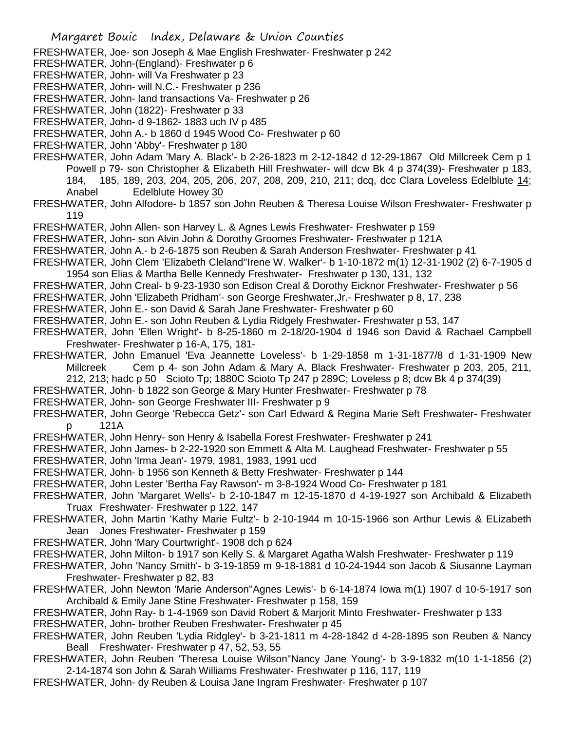FRESHWATER, Joe- son Joseph & Mae English Freshwater- Freshwater p 242

FRESHWATER, John-(England)- Freshwater p 6

FRESHWATER, John- will Va Freshwater p 23

FRESHWATER, John- will N.C.- Freshwater p 236

FRESHWATER, John- land transactions Va- Freshwater p 26

FRESHWATER, John (1822)- Freshwater p 33

FRESHWATER, John- d 9-1862- 1883 uch IV p 485

FRESHWATER, John A.- b 1860 d 1945 Wood Co- Freshwater p 60

FRESHWATER, John 'Abby'- Freshwater p 180

FRESHWATER, John Adam 'Mary A. Black'- b 2-26-1823 m 2-12-1842 d 12-29-1867 Old Millcreek Cem p 1 Powell p 79- son Christopher & Elizabeth Hill Freshwater- will dcw Bk 4 p 374(39)- Freshwater p 183, 184, 185, 189, 203, 204, 205, 206, 207, 208, 209, 210, 211; dcq, dcc Clara Loveless Edelblute 14; Anabel Edelblute Howey 30

FRESHWATER, John Alfodore- b 1857 son John Reuben & Theresa Louise Wilson Freshwater- Freshwater p 119

FRESHWATER, John Allen- son Harvey L. & Agnes Lewis Freshwater- Freshwater p 159

FRESHWATER, John- son Alvin John & Dorothy Groomes Freshwater- Freshwater p 121A

FRESHWATER, John A.- b 2-6-1875 son Reuben & Sarah Anderson Freshwater- Freshwater p 41

FRESHWATER, John Clem 'Elizabeth Cleland''Irene W. Walker'- b 1-10-1872 m(1) 12-31-1902 (2) 6-7-1905 d 1954 son Elias & Martha Belle Kennedy Freshwater- Freshwater p 130, 131, 132

FRESHWATER, John Creal- b 9-23-1930 son Edison Creal & Dorothy Eicknor Freshwater- Freshwater p 56

FRESHWATER, John 'Elizabeth Pridham'- son George Freshwater,Jr.- Freshwater p 8, 17, 238

FRESHWATER, John E.- son David & Sarah Jane Freshwater- Freshwater p 60

FRESHWATER, John E.- son John Reuben & Lydia Ridgely Freshwater- Freshwater p 53, 147

FRESHWATER, John 'Ellen Wright'- b 8-25-1860 m 2-18/20-1904 d 1946 son David & Rachael Campbell Freshwater- Freshwater p 16-A, 175, 181-

FRESHWATER, John Emanuel 'Eva Jeannette Loveless'- b 1-29-1858 m 1-31-1877/8 d 1-31-1909 New Millcreek Cem p 4- son John Adam & Mary A. Black Freshwater- Freshwater p 203, 205, 211, 212, 213; hadc p 50 Scioto Tp; 1880C Scioto Tp 247 p 289C; Loveless p 8; dcw Bk 4 p 374(39)

FRESHWATER, John- b 1822 son George & Mary Hunter Freshwater- Freshwater p 78

FRESHWATER, John- son George Freshwater III- Freshwater p 9

FRESHWATER, John George 'Rebecca Getz'- son Carl Edward & Regina Marie Seft Freshwater- Freshwater p 121A

FRESHWATER, John Henry- son Henry & Isabella Forest Freshwater- Freshwater p 241

FRESHWATER, John James- b 2-22-1920 son Emmett & Alta M. Laughead Freshwater- Freshwater p 55

FRESHWATER, John 'Irma Jean'- 1979, 1981, 1983, 1991 ucd

FRESHWATER, John- b 1956 son Kenneth & Betty Freshwater- Freshwater p 144

FRESHWATER, John Lester 'Bertha Fay Rawson'- m 3-8-1924 Wood Co- Freshwater p 181

FRESHWATER, John 'Margaret Wells'- b 2-10-1847 m 12-15-1870 d 4-19-1927 son Archibald & Elizabeth Truax Freshwater- Freshwater p 122, 147

FRESHWATER, John Martin 'Kathy Marie Fultz'- b 2-10-1944 m 10-15-1966 son Arthur Lewis & ELizabeth Jean Jones Freshwater- Freshwater p 159

FRESHWATER, John 'Mary Courtwright'- 1908 dch p 624

FRESHWATER, John Milton- b 1917 son Kelly S. & Margaret Agatha Walsh Freshwater- Freshwater p 119

FRESHWATER, John 'Nancy Smith'- b 3-19-1859 m 9-18-1881 d 10-24-1944 son Jacob & Siusanne Layman Freshwater- Freshwater p 82, 83

FRESHWATER, John Newton 'Marie Anderson''Agnes Lewis'- b 6-14-1874 Iowa m(1) 1907 d 10-5-1917 son Archibald & Emily Jane Stine Freshwater- Freshwater p 158, 159

FRESHWATER, John Ray- b 1-4-1969 son David Robert & Marjorit Minto Freshwater- Freshwater p 133

FRESHWATER, John- brother Reuben Freshwater- Freshwater p 45

FRESHWATER, John Reuben 'Lydia Ridgley'- b 3-21-1811 m 4-28-1842 d 4-28-1895 son Reuben & Nancy Beall Freshwater- Freshwater p 47, 52, 53, 55

FRESHWATER, John Reuben 'Theresa Louise Wilson''Nancy Jane Young'- b 3-9-1832 m(10 1-1-1856 (2) 2-14-1874 son John & Sarah Williams Freshwater- Freshwater p 116, 117, 119

FRESHWATER, John- dy Reuben & Louisa Jane Ingram Freshwater- Freshwater p 107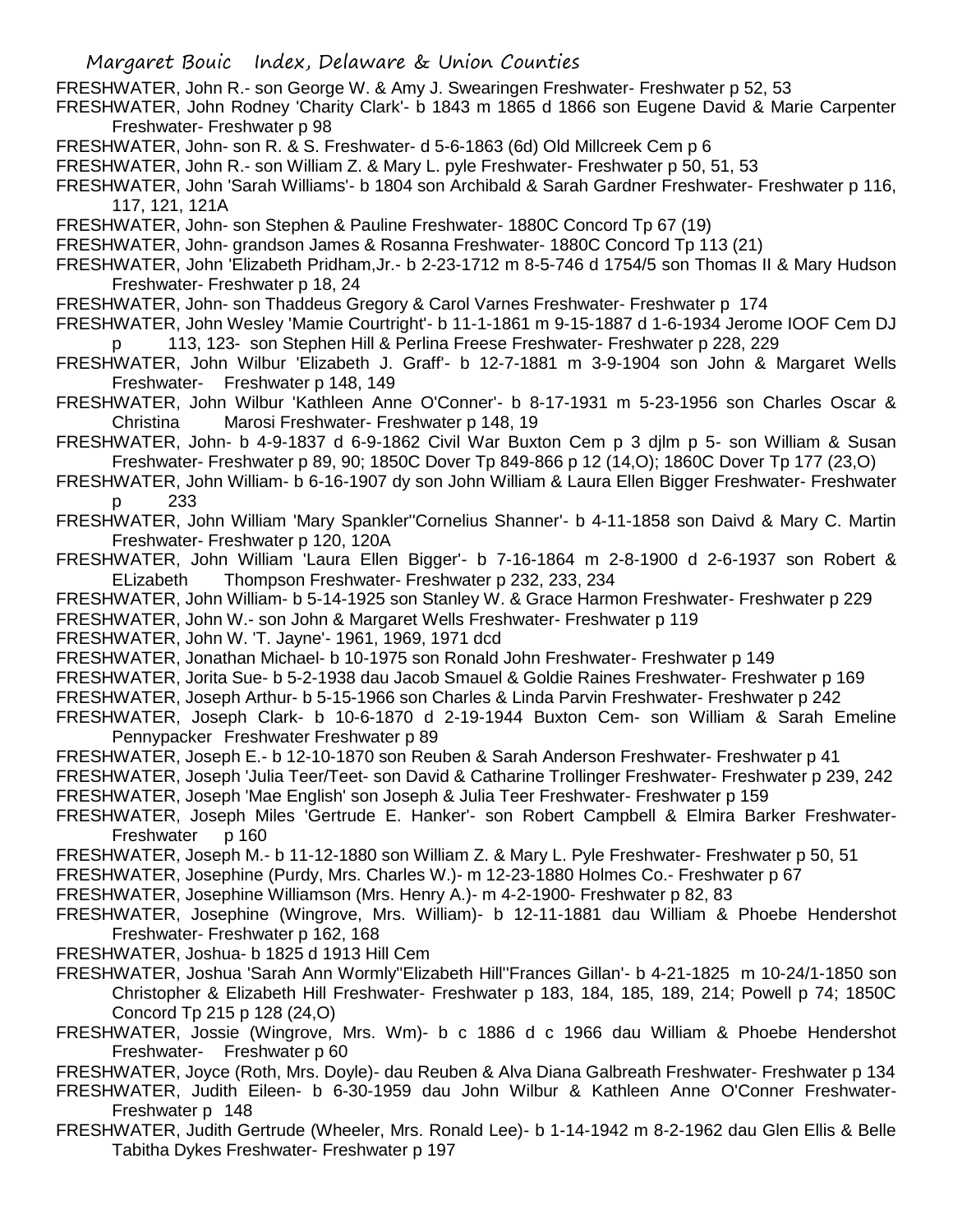FRESHWATER, John R.- son George W. & Amy J. Swearingen Freshwater- Freshwater p 52, 53

FRESHWATER, John Rodney 'Charity Clark'- b 1843 m 1865 d 1866 son Eugene David & Marie Carpenter Freshwater- Freshwater p 98

FRESHWATER, John- son R. & S. Freshwater- d 5-6-1863 (6d) Old Millcreek Cem p 6

FRESHWATER, John R.- son William Z. & Mary L. pyle Freshwater- Freshwater p 50, 51, 53

FRESHWATER, John 'Sarah Williams'- b 1804 son Archibald & Sarah Gardner Freshwater- Freshwater p 116, 117, 121, 121A

FRESHWATER, John- son Stephen & Pauline Freshwater- 1880C Concord Tp 67 (19)

FRESHWATER, John- grandson James & Rosanna Freshwater- 1880C Concord Tp 113 (21)

FRESHWATER, John 'Elizabeth Pridham,Jr.- b 2-23-1712 m 8-5-746 d 1754/5 son Thomas II & Mary Hudson Freshwater- Freshwater p 18, 24

FRESHWATER, John- son Thaddeus Gregory & Carol Varnes Freshwater- Freshwater p 174

FRESHWATER, John Wesley 'Mamie Courtright'- b 11-1-1861 m 9-15-1887 d 1-6-1934 Jerome IOOF Cem DJ p 113, 123- son Stephen Hill & Perlina Freese Freshwater- Freshwater p 228, 229

FRESHWATER, John Wilbur 'Elizabeth J. Graff'- b 12-7-1881 m 3-9-1904 son John & Margaret Wells Freshwater- Freshwater p 148, 149

FRESHWATER, John Wilbur 'Kathleen Anne O'Conner'- b 8-17-1931 m 5-23-1956 son Charles Oscar & Christina Marosi Freshwater- Freshwater p 148, 19

FRESHWATER, John- b 4-9-1837 d 6-9-1862 Civil War Buxton Cem p 3 djlm p 5- son William & Susan Freshwater- Freshwater p 89, 90; 1850C Dover Tp 849-866 p 12 (14,O); 1860C Dover Tp 177 (23,O)

FRESHWATER, John William- b 6-16-1907 dy son John William & Laura Ellen Bigger Freshwater- Freshwater p 233

FRESHWATER, John William 'Mary Spankler''Cornelius Shanner'- b 4-11-1858 son Daivd & Mary C. Martin Freshwater- Freshwater p 120, 120A

FRESHWATER, John William 'Laura Ellen Bigger'- b 7-16-1864 m 2-8-1900 d 2-6-1937 son Robert & ELizabeth Thompson Freshwater- Freshwater p 232, 233, 234

FRESHWATER, John William- b 5-14-1925 son Stanley W. & Grace Harmon Freshwater- Freshwater p 229

FRESHWATER, John W.- son John & Margaret Wells Freshwater- Freshwater p 119

FRESHWATER, John W. 'T. Jayne'- 1961, 1969, 1971 dcd

FRESHWATER, Jonathan Michael- b 10-1975 son Ronald John Freshwater- Freshwater p 149

FRESHWATER, Jorita Sue- b 5-2-1938 dau Jacob Smauel & Goldie Raines Freshwater- Freshwater p 169

FRESHWATER, Joseph Arthur- b 5-15-1966 son Charles & Linda Parvin Freshwater- Freshwater p 242

FRESHWATER, Joseph Clark- b 10-6-1870 d 2-19-1944 Buxton Cem- son William & Sarah Emeline Pennypacker Freshwater Freshwater p 89

FRESHWATER, Joseph E.- b 12-10-1870 son Reuben & Sarah Anderson Freshwater- Freshwater p 41

FRESHWATER, Joseph 'Julia Teer/Teet- son David & Catharine Trollinger Freshwater- Freshwater p 239, 242

FRESHWATER, Joseph 'Mae English' son Joseph & Julia Teer Freshwater- Freshwater p 159

FRESHWATER, Joseph Miles 'Gertrude E. Hanker'- son Robert Campbell & Elmira Barker Freshwater- Freshwater p 160

FRESHWATER, Joseph M.- b 11-12-1880 son William Z. & Mary L. Pyle Freshwater- Freshwater p 50, 51

FRESHWATER, Josephine (Purdy, Mrs. Charles W.)- m 12-23-1880 Holmes Co.- Freshwater p 67

FRESHWATER, Josephine Williamson (Mrs. Henry A.)- m 4-2-1900- Freshwater p 82, 83

FRESHWATER, Josephine (Wingrove, Mrs. William)- b 12-11-1881 dau William & Phoebe Hendershot Freshwater- Freshwater p 162, 168

FRESHWATER, Joshua- b 1825 d 1913 Hill Cem

FRESHWATER, Joshua 'Sarah Ann Wormly''Elizabeth Hill''Frances Gillan'- b 4-21-1825 m 10-24/1-1850 son Christopher & Elizabeth Hill Freshwater- Freshwater p 183, 184, 185, 189, 214; Powell p 74; 1850C Concord Tp 215 p 128 (24,O)

FRESHWATER, Jossie (Wingrove, Mrs. Wm)- b c 1886 d c 1966 dau William & Phoebe Hendershot Freshwater- Freshwater p 60

FRESHWATER, Joyce (Roth, Mrs. Doyle)- dau Reuben & Alva Diana Galbreath Freshwater- Freshwater p 134

FRESHWATER, Judith Eileen- b 6-30-1959 dau John Wilbur & Kathleen Anne O'Conner Freshwater- Freshwater p 148

FRESHWATER, Judith Gertrude (Wheeler, Mrs. Ronald Lee)- b 1-14-1942 m 8-2-1962 dau Glen Ellis & Belle Tabitha Dykes Freshwater- Freshwater p 197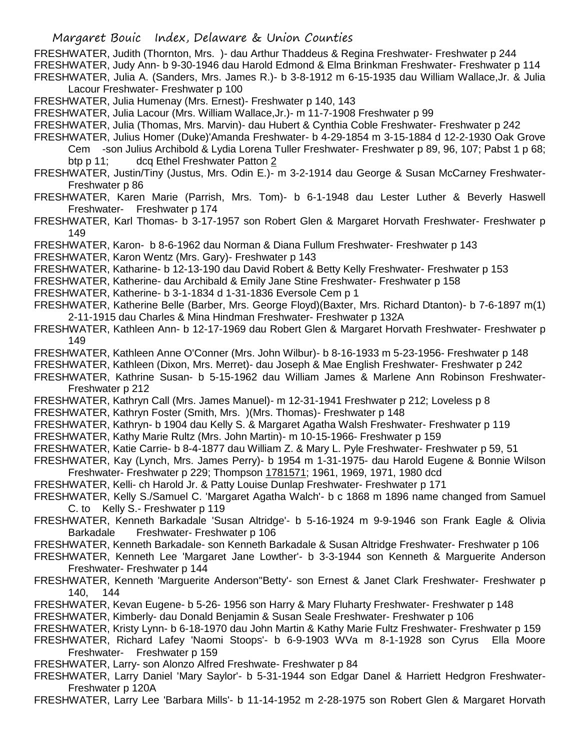FRESHWATER, Judith (Thornton, Mrs. )- dau Arthur Thaddeus & Regina Freshwater- Freshwater p 244

FRESHWATER, Judy Ann- b 9-30-1946 dau Harold Edmond & Elma Brinkman Freshwater- Freshwater p 114

FRESHWATER, Julia A. (Sanders, Mrs. James R.)- b 3-8-1912 m 6-15-1935 dau William Wallace,Jr. & Julia Lacour Freshwater- Freshwater p 100

FRESHWATER, Julia Humenay (Mrs. Ernest)- Freshwater p 140, 143

FRESHWATER, Julia Lacour (Mrs. William Wallace,Jr.)- m 11-7-1908 Freshwater p 99

FRESHWATER, Julia (Thomas, Mrs. Marvin)- dau Hubert & Cynthia Coble Freshwater- Freshwater p 242

FRESHWATER, Julius Homer (Duke)'Amanda Freshwater- b 4-29-1854 m 3-15-1884 d 12-2-1930 Oak Grove Cem -son Julius Archibold & Lydia Lorena Tuller Freshwater- Freshwater p 89, 96, 107; Pabst 1 p 68; btp p 11; dcq Ethel Freshwater Patton 2

FRESHWATER, Justin/Tiny (Justus, Mrs. Odin E.)- m 3-2-1914 dau George & Susan McCarney Freshwater- Freshwater p 86

FRESHWATER, Karen Marie (Parrish, Mrs. Tom)- b 6-1-1948 dau Lester Luther & Beverly Haswell Freshwater- Freshwater p 174

FRESHWATER, Karl Thomas- b 3-17-1957 son Robert Glen & Margaret Horvath Freshwater- Freshwater p 149

FRESHWATER, Karon- b 8-6-1962 dau Norman & Diana Fullum Freshwater- Freshwater p 143

FRESHWATER, Karon Wentz (Mrs. Gary)- Freshwater p 143

FRESHWATER, Katharine- b 12-13-190 dau David Robert & Betty Kelly Freshwater- Freshwater p 153

FRESHWATER, Katherine- dau Archibald & Emily Jane Stine Freshwater- Freshwater p 158

FRESHWATER, Katherine- b 3-1-1834 d 1-31-1836 Eversole Cem p 1

FRESHWATER, Katherine Belle (Barber, Mrs. George Floyd)(Baxter, Mrs. Richard Dtanton)- b 7-6-1897 m(1) 2-11-1915 dau Charles & Mina Hindman Freshwater- Freshwater p 132A

FRESHWATER, Kathleen Ann- b 12-17-1969 dau Robert Glen & Margaret Horvath Freshwater- Freshwater p 149

FRESHWATER, Kathleen Anne O'Conner (Mrs. John Wilbur)- b 8-16-1933 m 5-23-1956- Freshwater p 148

FRESHWATER, Kathleen (Dixon, Mrs. Merret)- dau Joseph & Mae English Freshwater- Freshwater p 242

FRESHWATER, Kathrine Susan- b 5-15-1962 dau William James & Marlene Ann Robinson Freshwater- Freshwater p 212

FRESHWATER, Kathryn Call (Mrs. James Manuel)- m 12-31-1941 Freshwater p 212; Loveless p 8

FRESHWATER, Kathryn Foster (Smith, Mrs. )(Mrs. Thomas)- Freshwater p 148

FRESHWATER, Kathryn- b 1904 dau Kelly S. & Margaret Agatha Walsh Freshwater- Freshwater p 119

FRESHWATER, Kathy Marie Rultz (Mrs. John Martin)- m 10-15-1966- Freshwater p 159

FRESHWATER, Katie Carrie- b 8-4-1877 dau William Z. & Mary L. Pyle Freshwater- Freshwater p 59, 51

FRESHWATER, Kay (Lynch, Mrs. James Perry)- b 1954 m 1-31-1975- dau Harold Eugene & Bonnie Wilson Freshwater- Freshwater p 229; Thompson 1781571; 1961, 1969, 1971, 1980 dcd

FRESHWATER, Kelli- ch Harold Jr. & Patty Louise Dunlap Freshwater- Freshwater p 171

FRESHWATER, Kelly S./Samuel C. 'Margaret Agatha Walch'- b c 1868 m 1896 name changed from Samuel C. to Kelly S.- Freshwater p 119

FRESHWATER, Kenneth Barkadale 'Susan Altridge'- b 5-16-1924 m 9-9-1946 son Frank Eagle & Olivia Barkadale Freshwater- Freshwater p 106

FRESHWATER, Kenneth Barkadale- son Kenneth Barkadale & Susan Altridge Freshwater- Freshwater p 106

FRESHWATER, Kenneth Lee 'Margaret Jane Lowther'- b 3-3-1944 son Kenneth & Marguerite Anderson Freshwater- Freshwater p 144

FRESHWATER, Kenneth 'Marguerite Anderson"Betty'- son Ernest & Janet Clark Freshwater- Freshwater p 140, 144

FRESHWATER, Kevan Eugene- b 5-26- 1956 son Harry & Mary Fluharty Freshwater- Freshwater p 148

FRESHWATER, Kimberly- dau Donald Benjamin & Susan Seale Freshwater- Freshwater p 106

FRESHWATER, Kristy Lynn- b 6-18-1970 dau John Martin & Kathy Marie Fultz Freshwater- Freshwater p 159

FRESHWATER, Richard Lafey 'Naomi Stoops'- b 6-9-1903 WVa m 8-1-1928 son Cyrus Ella Moore Freshwater- Freshwater p 159

FRESHWATER, Larry- son Alonzo Alfred Freshwate- Freshwater p 84

FRESHWATER, Larry Daniel 'Mary Saylor'- b 5-31-1944 son Edgar Danel & Harriett Hedgron Freshwater- Freshwater p 120A

FRESHWATER, Larry Lee 'Barbara Mills'- b 11-14-1952 m 2-28-1975 son Robert Glen & Margaret Horvath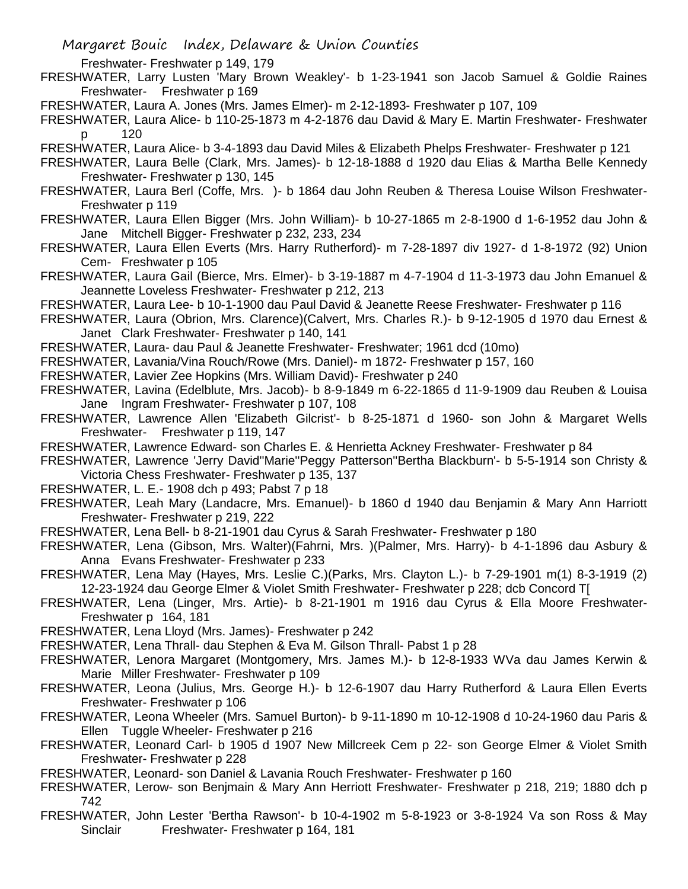Freshwater- Freshwater p 149, 179

FRESHWATER, Larry Lusten 'Mary Brown Weakley'- b 1-23-1941 son Jacob Samuel & Goldie Raines Freshwater- Freshwater p 169

FRESHWATER, Laura A. Jones (Mrs. James Elmer)- m 2-12-1893- Freshwater p 107, 109

FRESHWATER, Laura Alice- b 110-25-1873 m 4-2-1876 dau David & Mary E. Martin Freshwater- Freshwater p 120

FRESHWATER, Laura Alice- b 3-4-1893 dau David Miles & Elizabeth Phelps Freshwater- Freshwater p 121

FRESHWATER, Laura Belle (Clark, Mrs. James)- b 12-18-1888 d 1920 dau Elias & Martha Belle Kennedy Freshwater- Freshwater p 130, 145

FRESHWATER, Laura Berl (Coffe, Mrs. )- b 1864 dau John Reuben & Theresa Louise Wilson Freshwater- Freshwater p 119

FRESHWATER, Laura Ellen Bigger (Mrs. John William)- b 10-27-1865 m 2-8-1900 d 1-6-1952 dau John & Jane Mitchell Bigger- Freshwater p 232, 233, 234

FRESHWATER, Laura Ellen Everts (Mrs. Harry Rutherford)- m 7-28-1897 div 1927- d 1-8-1972 (92) Union Cem- Freshwater p 105

FRESHWATER, Laura Gail (Bierce, Mrs. Elmer)- b 3-19-1887 m 4-7-1904 d 11-3-1973 dau John Emanuel & Jeannette Loveless Freshwater- Freshwater p 212, 213

FRESHWATER, Laura Lee- b 10-1-1900 dau Paul David & Jeanette Reese Freshwater- Freshwater p 116

FRESHWATER, Laura (Obrion, Mrs. Clarence)(Calvert, Mrs. Charles R.)- b 9-12-1905 d 1970 dau Ernest & Janet Clark Freshwater- Freshwater p 140, 141

FRESHWATER, Laura- dau Paul & Jeanette Freshwater- Freshwater; 1961 dcd (10mo)

FRESHWATER, Lavania/Vina Rouch/Rowe (Mrs. Daniel)- m 1872- Freshwater p 157, 160

FRESHWATER, Lavier Zee Hopkins (Mrs. William David)- Freshwater p 240

FRESHWATER, Lavina (Edelblute, Mrs. Jacob)- b 8-9-1849 m 6-22-1865 d 11-9-1909 dau Reuben & Louisa Jane Ingram Freshwater- Freshwater p 107, 108

FRESHWATER, Lawrence Allen 'Elizabeth Gilcrist'- b 8-25-1871 d 1960- son John & Margaret Wells Freshwater- Freshwater p 119, 147

FRESHWATER, Lawrence Edward- son Charles E. & Henrietta Ackney Freshwater- Freshwater p 84

FRESHWATER, Lawrence 'Jerry David''Marie''Peggy Patterson''Bertha Blackburn'- b 5-5-1914 son Christy & Victoria Chess Freshwater- Freshwater p 135, 137

FRESHWATER, L. E.- 1908 dch p 493; Pabst 7 p 18

FRESHWATER, Leah Mary (Landacre, Mrs. Emanuel)- b 1860 d 1940 dau Benjamin & Mary Ann Harriott Freshwater- Freshwater p 219, 222

FRESHWATER, Lena Bell- b 8-21-1901 dau Cyrus & Sarah Freshwater- Freshwater p 180

FRESHWATER, Lena (Gibson, Mrs. Walter)(Fahrni, Mrs. )(Palmer, Mrs. Harry)- b 4-1-1896 dau Asbury & Anna Evans Freshwater- Freshwater p 233

FRESHWATER, Lena May (Hayes, Mrs. Leslie C.)(Parks, Mrs. Clayton L.)- b 7-29-1901 m(1) 8-3-1919 (2) 12-23-1924 dau George Elmer & Violet Smith Freshwater- Freshwater p 228; dcb Concord T[

FRESHWATER, Lena (Linger, Mrs. Artie)- b 8-21-1901 m 1916 dau Cyrus & Ella Moore Freshwater- Freshwater p 164, 181

FRESHWATER, Lena Lloyd (Mrs. James)- Freshwater p 242

FRESHWATER, Lena Thrall- dau Stephen & Eva M. Gilson Thrall- Pabst 1 p 28

FRESHWATER, Lenora Margaret (Montgomery, Mrs. James M.)- b 12-8-1933 WVa dau James Kerwin & Marie Miller Freshwater- Freshwater p 109

FRESHWATER, Leona (Julius, Mrs. George H.)- b 12-6-1907 dau Harry Rutherford & Laura Ellen Everts Freshwater- Freshwater p 106

FRESHWATER, Leona Wheeler (Mrs. Samuel Burton)- b 9-11-1890 m 10-12-1908 d 10-24-1960 dau Paris & Ellen Tuggle Wheeler- Freshwater p 216

FRESHWATER, Leonard Carl- b 1905 d 1907 New Millcreek Cem p 22- son George Elmer & Violet Smith Freshwater- Freshwater p 228

FRESHWATER, Leonard- son Daniel & Lavania Rouch Freshwater- Freshwater p 160

FRESHWATER, Lerow- son Benjmain & Mary Ann Herriott Freshwater- Freshwater p 218, 219; 1880 dch p 742

FRESHWATER, John Lester 'Bertha Rawson'- b 10-4-1902 m 5-8-1923 or 3-8-1924 Va son Ross & May Sinclair Freshwater- Freshwater p 164, 181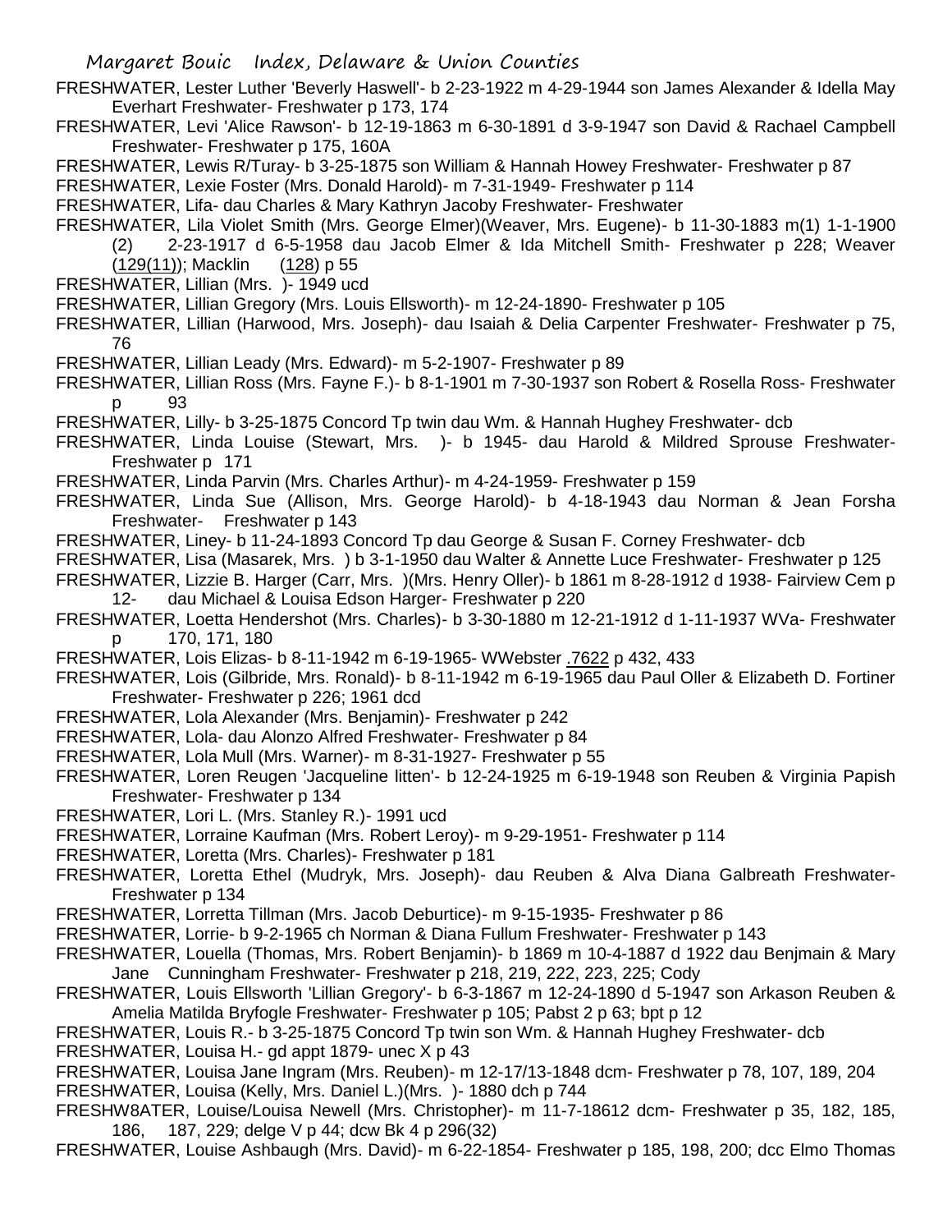FRESHWATER, Lester Luther 'Beverly Haswell'- b 2-23-1922 m 4-29-1944 son James Alexander & Idella May Everhart Freshwater- Freshwater p 173, 174

FRESHWATER, Levi 'Alice Rawson'- b 12-19-1863 m 6-30-1891 d 3-9-1947 son David & Rachael Campbell Freshwater- Freshwater p 175, 160A

FRESHWATER, Lewis R/Turay- b 3-25-1875 son William & Hannah Howey Freshwater- Freshwater p 87

FRESHWATER, Lexie Foster (Mrs. Donald Harold)- m 7-31-1949- Freshwater p 114

FRESHWATER, Lifa- dau Charles & Mary Kathryn Jacoby Freshwater- Freshwater

FRESHWATER, Lila Violet Smith (Mrs. George Elmer)(Weaver, Mrs. Eugene)- b 11-30-1883 m(1) 1-1-1900 (2) 2-23-1917 d 6-5-1958 dau Jacob Elmer & Ida Mitchell Smith- Freshwater p 228; Weaver (129(11)); Macklin (128) p 55

FRESHWATER, Lillian (Mrs. )- 1949 ucd

FRESHWATER, Lillian Gregory (Mrs. Louis Ellsworth)- m 12-24-1890- Freshwater p 105

FRESHWATER, Lillian (Harwood, Mrs. Joseph)- dau Isaiah & Delia Carpenter Freshwater- Freshwater p 75, 76

FRESHWATER, Lillian Leady (Mrs. Edward)- m 5-2-1907- Freshwater p 89

FRESHWATER, Lillian Ross (Mrs. Fayne F.)- b 8-1-1901 m 7-30-1937 son Robert & Rosella Ross- Freshwater p 93

FRESHWATER, Lilly- b 3-25-1875 Concord Tp twin dau Wm. & Hannah Hughey Freshwater- dcb

FRESHWATER, Linda Louise (Stewart, Mrs. )- b 1945- dau Harold & Mildred Sprouse Freshwater- Freshwater p 171

FRESHWATER, Linda Parvin (Mrs. Charles Arthur)- m 4-24-1959- Freshwater p 159

FRESHWATER, Linda Sue (Allison, Mrs. George Harold)- b 4-18-1943 dau Norman & Jean Forsha Freshwater- Freshwater p 143

FRESHWATER, Liney- b 11-24-1893 Concord Tp dau George & Susan F. Corney Freshwater- dcb

FRESHWATER, Lisa (Masarek, Mrs. ) b 3-1-1950 dau Walter & Annette Luce Freshwater- Freshwater p 125

FRESHWATER, Lizzie B. Harger (Carr, Mrs. )(Mrs. Henry Oller)- b 1861 m 8-28-1912 d 1938- Fairview Cem p 12- dau Michael & Louisa Edson Harger- Freshwater p 220

FRESHWATER, Loetta Hendershot (Mrs. Charles)- b 3-30-1880 m 12-21-1912 d 1-11-1937 WVa- Freshwater p 170, 171, 180

FRESHWATER, Lois Elizas- b 8-11-1942 m 6-19-1965- WWebster .7622 p 432, 433

FRESHWATER, Lois (Gilbride, Mrs. Ronald)- b 8-11-1942 m 6-19-1965 dau Paul Oller & Elizabeth D. Fortiner Freshwater- Freshwater p 226; 1961 dcd

FRESHWATER, Lola Alexander (Mrs. Benjamin)- Freshwater p 242

FRESHWATER, Lola- dau Alonzo Alfred Freshwater- Freshwater p 84

FRESHWATER, Lola Mull (Mrs. Warner)- m 8-31-1927- Freshwater p 55

FRESHWATER, Loren Reugen 'Jacqueline litten'- b 12-24-1925 m 6-19-1948 son Reuben & Virginia Papish Freshwater- Freshwater p 134

FRESHWATER, Lori L. (Mrs. Stanley R.)- 1991 ucd

FRESHWATER, Lorraine Kaufman (Mrs. Robert Leroy)- m 9-29-1951- Freshwater p 114

FRESHWATER, Loretta (Mrs. Charles)- Freshwater p 181

FRESHWATER, Loretta Ethel (Mudryk, Mrs. Joseph)- dau Reuben & Alva Diana Galbreath Freshwater- Freshwater p 134

FRESHWATER, Lorretta Tillman (Mrs. Jacob Deburtice)- m 9-15-1935- Freshwater p 86

FRESHWATER, Lorrie- b 9-2-1965 ch Norman & Diana Fullum Freshwater- Freshwater p 143

FRESHWATER, Louella (Thomas, Mrs. Robert Benjamin)- b 1869 m 10-4-1887 d 1922 dau Benjmain & Mary Jane Cunningham Freshwater- Freshwater p 218, 219, 222, 223, 225; Cody

FRESHWATER, Louis Ellsworth 'Lillian Gregory'- b 6-3-1867 m 12-24-1890 d 5-1947 son Arkason Reuben & Amelia Matilda Bryfogle Freshwater- Freshwater p 105; Pabst 2 p 63; bpt p 12

FRESHWATER, Louis R.- b 3-25-1875 Concord Tp twin son Wm. & Hannah Hughey Freshwater- dcb

FRESHWATER, Louisa H.- gd appt 1879- unec X p 43

FRESHWATER, Louisa Jane Ingram (Mrs. Reuben)- m 12-17/13-1848 dcm- Freshwater p 78, 107, 189, 204

FRESHWATER, Louisa (Kelly, Mrs. Daniel L.)(Mrs. )- 1880 dch p 744

FRESHW8ATER, Louise/Louisa Newell (Mrs. Christopher)- m 11-7-18612 dcm- Freshwater p 35, 182, 185, 186, 187, 229; delge V p 44; dcw Bk 4 p 296(32)

FRESHWATER, Louise Ashbaugh (Mrs. David)- m 6-22-1854- Freshwater p 185, 198, 200; dcc Elmo Thomas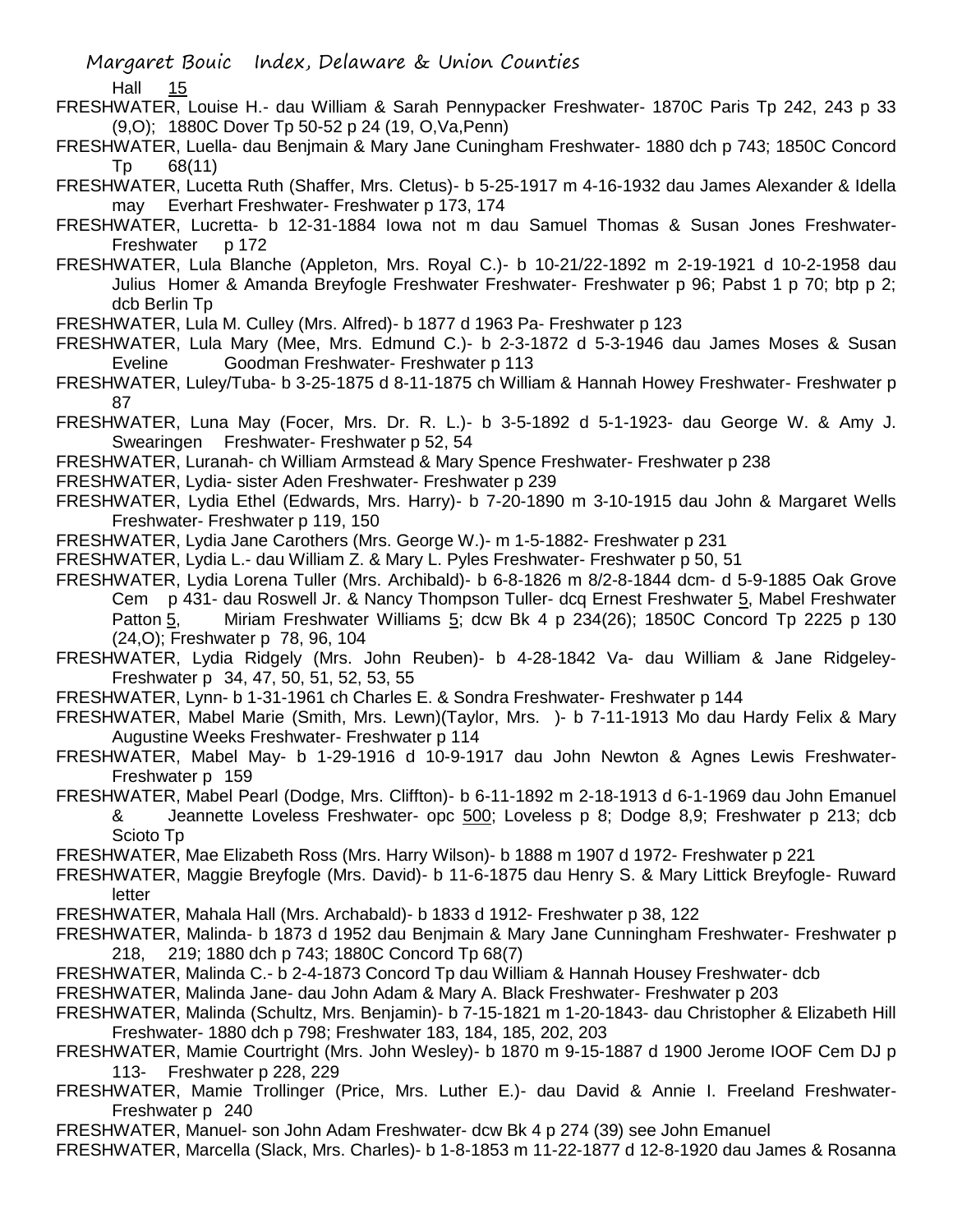Hall 15

FRESHWATER, Louise H.- dau William & Sarah Pennypacker Freshwater- 1870C Paris Tp 242, 243 p 33 (9,O); 1880C Dover Tp 50-52 p 24 (19, O,Va,Penn)

FRESHWATER, Luella- dau Benjmain & Mary Jane Cuningham Freshwater- 1880 dch p 743; 1850C Concord Tp 68(11)

FRESHWATER, Lucetta Ruth (Shaffer, Mrs. Cletus)- b 5-25-1917 m 4-16-1932 dau James Alexander & Idella may Everhart Freshwater- Freshwater p 173, 174

FRESHWATER, Lucretta- b 12-31-1884 Iowa not m dau Samuel Thomas & Susan Jones Freshwater- Freshwater p 172

FRESHWATER, Lula Blanche (Appleton, Mrs. Royal C.)- b 10-21/22-1892 m 2-19-1921 d 10-2-1958 dau Julius Homer & Amanda Breyfogle Freshwater Freshwater- Freshwater p 96; Pabst 1 p 70; btp p 2; dcb Berlin Tp

FRESHWATER, Lula M. Culley (Mrs. Alfred)- b 1877 d 1963 Pa- Freshwater p 123

FRESHWATER, Lula Mary (Mee, Mrs. Edmund C.)- b 2-3-1872 d 5-3-1946 dau James Moses & Susan Eveline Goodman Freshwater- Freshwater p 113

FRESHWATER, Luley/Tuba- b 3-25-1875 d 8-11-1875 ch William & Hannah Howey Freshwater- Freshwater p 87

FRESHWATER, Luna May (Focer, Mrs. Dr. R. L.)- b 3-5-1892 d 5-1-1923- dau George W. & Amy J. Swearingen Freshwater- Freshwater p 52, 54

FRESHWATER, Luranah- ch William Armstead & Mary Spence Freshwater- Freshwater p 238

FRESHWATER, Lydia- sister Aden Freshwater- Freshwater p 239

FRESHWATER, Lydia Ethel (Edwards, Mrs. Harry)- b 7-20-1890 m 3-10-1915 dau John & Margaret Wells Freshwater- Freshwater p 119, 150

FRESHWATER, Lydia Jane Carothers (Mrs. George W.)- m 1-5-1882- Freshwater p 231

FRESHWATER, Lydia L.- dau William Z. & Mary L. Pyles Freshwater- Freshwater p 50, 51

FRESHWATER, Lydia Lorena Tuller (Mrs. Archibald)- b 6-8-1826 m 8/2-8-1844 dcm- d 5-9-1885 Oak Grove Cem p 431- dau Roswell Jr. & Nancy Thompson Tuller- dcq Ernest Freshwater 5, Mabel Freshwater Patton 5, Miriam Freshwater Williams 5; dcw Bk 4 p 234(26); 1850C Concord Tp 2225 p 130 (24,O); Freshwater p 78, 96, 104

FRESHWATER, Lydia Ridgely (Mrs. John Reuben)- b 4-28-1842 Va- dau William & Jane Ridgeley- Freshwater p 34, 47, 50, 51, 52, 53, 55

FRESHWATER, Lynn- b 1-31-1961 ch Charles E. & Sondra Freshwater- Freshwater p 144

FRESHWATER, Mabel Marie (Smith, Mrs. Lewn)(Taylor, Mrs. )- b 7-11-1913 Mo dau Hardy Felix & Mary Augustine Weeks Freshwater- Freshwater p 114

FRESHWATER, Mabel May- b 1-29-1916 d 10-9-1917 dau John Newton & Agnes Lewis Freshwater- Freshwater p 159

FRESHWATER, Mabel Pearl (Dodge, Mrs. Cliffton)- b 6-11-1892 m 2-18-1913 d 6-1-1969 dau John Emanuel & Jeannette Loveless Freshwater- opc 500; Loveless p 8; Dodge 8,9; Freshwater p 213; dcb Scioto Tp

FRESHWATER, Mae Elizabeth Ross (Mrs. Harry Wilson)- b 1888 m 1907 d 1972- Freshwater p 221

FRESHWATER, Maggie Breyfogle (Mrs. David)- b 11-6-1875 dau Henry S. & Mary Littick Breyfogle- Ruward letter

FRESHWATER, Mahala Hall (Mrs. Archabald)- b 1833 d 1912- Freshwater p 38, 122

FRESHWATER, Malinda- b 1873 d 1952 dau Benjmain & Mary Jane Cunningham Freshwater- Freshwater p 218, 219; 1880 dch p 743; 1880C Concord Tp 68(7)

FRESHWATER, Malinda C.- b 2-4-1873 Concord Tp dau William & Hannah Housey Freshwater- dcb

FRESHWATER, Malinda Jane- dau John Adam & Mary A. Black Freshwater- Freshwater p 203

FRESHWATER, Malinda (Schultz, Mrs. Benjamin)- b 7-15-1821 m 1-20-1843- dau Christopher & Elizabeth Hill Freshwater- 1880 dch p 798; Freshwater 183, 184, 185, 202, 203

FRESHWATER, Mamie Courtright (Mrs. John Wesley)- b 1870 m 9-15-1887 d 1900 Jerome IOOF Cem DJ p 113- Freshwater p 228, 229

FRESHWATER, Mamie Trollinger (Price, Mrs. Luther E.)- dau David & Annie I. Freeland Freshwater- Freshwater p 240

FRESHWATER, Manuel- son John Adam Freshwater- dcw Bk 4 p 274 (39) see John Emanuel

FRESHWATER, Marcella (Slack, Mrs. Charles)- b 1-8-1853 m 11-22-1877 d 12-8-1920 dau James & Rosanna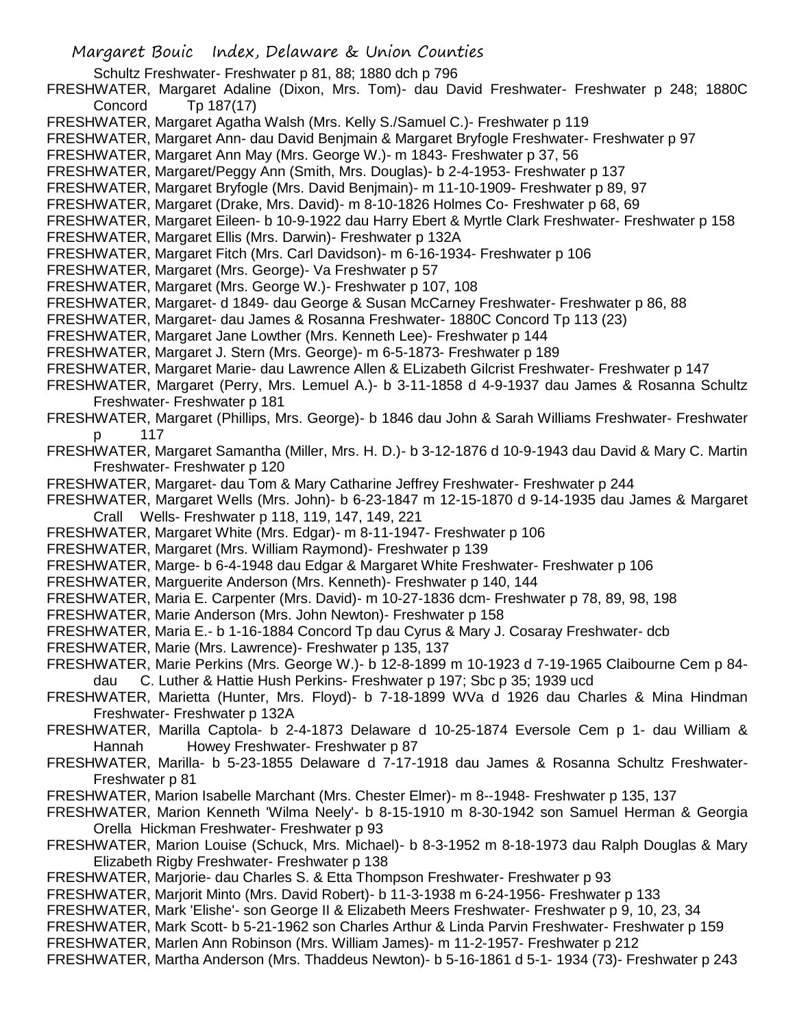Schultz Freshwater- Freshwater p 81, 88; 1880 dch p 796

FRESHWATER, Margaret Adaline (Dixon, Mrs. Tom)- dau David Freshwater- Freshwater p 248; 1880C Concord Tp 187(17)

FRESHWATER, Margaret Agatha Walsh (Mrs. Kelly S./Samuel C.)- Freshwater p 119

FRESHWATER, Margaret Ann- dau David Benjmain & Margaret Bryfogle Freshwater- Freshwater p 97

FRESHWATER, Margaret Ann May (Mrs. George W.)- m 1843- Freshwater p 37, 56

FRESHWATER, Margaret/Peggy Ann (Smith, Mrs. Douglas)- b 2-4-1953- Freshwater p 137

FRESHWATER, Margaret Bryfogle (Mrs. David Benjmain)- m 11-10-1909- Freshwater p 89, 97

FRESHWATER, Margaret (Drake, Mrs. David)- m 8-10-1826 Holmes Co- Freshwater p 68, 69

FRESHWATER, Margaret Eileen- b 10-9-1922 dau Harry Ebert & Myrtle Clark Freshwater- Freshwater p 158

FRESHWATER, Margaret Ellis (Mrs. Darwin)- Freshwater p 132A

FRESHWATER, Margaret Fitch (Mrs. Carl Davidson)- m 6-16-1934- Freshwater p 106

FRESHWATER, Margaret (Mrs. George)- Va Freshwater p 57

FRESHWATER, Margaret (Mrs. George W.)- Freshwater p 107, 108

FRESHWATER, Margaret- d 1849- dau George & Susan McCarney Freshwater- Freshwater p 86, 88

FRESHWATER, Margaret- dau James & Rosanna Freshwater- 1880C Concord Tp 113 (23)

FRESHWATER, Margaret Jane Lowther (Mrs. Kenneth Lee)- Freshwater p 144

FRESHWATER, Margaret J. Stern (Mrs. George)- m 6-5-1873- Freshwater p 189

FRESHWATER, Margaret Marie- dau Lawrence Allen & ELizabeth Gilcrist Freshwater- Freshwater p 147

FRESHWATER, Margaret (Perry, Mrs. Lemuel A.)- b 3-11-1858 d 4-9-1937 dau James & Rosanna Schultz Freshwater- Freshwater p 181

FRESHWATER, Margaret (Phillips, Mrs. George)- b 1846 dau John & Sarah Williams Freshwater- Freshwater p 117

FRESHWATER, Margaret Samantha (Miller, Mrs. H. D.)- b 3-12-1876 d 10-9-1943 dau David & Mary C. Martin Freshwater- Freshwater p 120

FRESHWATER, Margaret- dau Tom & Mary Catharine Jeffrey Freshwater- Freshwater p 244

FRESHWATER, Margaret Wells (Mrs. John)- b 6-23-1847 m 12-15-1870 d 9-14-1935 dau James & Margaret Crall Wells- Freshwater p 118, 119, 147, 149, 221

FRESHWATER, Margaret White (Mrs. Edgar)- m 8-11-1947- Freshwater p 106

FRESHWATER, Margaret (Mrs. William Raymond)- Freshwater p 139

FRESHWATER, Marge- b 6-4-1948 dau Edgar & Margaret White Freshwater- Freshwater p 106

FRESHWATER, Marguerite Anderson (Mrs. Kenneth)- Freshwater p 140, 144

FRESHWATER, Maria E. Carpenter (Mrs. David)- m 10-27-1836 dcm- Freshwater p 78, 89, 98, 198

FRESHWATER, Marie Anderson (Mrs. John Newton)- Freshwater p 158

FRESHWATER, Maria E.- b 1-16-1884 Concord Tp dau Cyrus & Mary J. Cosaray Freshwater- dcb

FRESHWATER, Marie (Mrs. Lawrence)- Freshwater p 135, 137

FRESHWATER, Marie Perkins (Mrs. George W.)- b 12-8-1899 m 10-1923 d 7-19-1965 Claibourne Cem p 84- dau C. Luther & Hattie Hush Perkins- Freshwater p 197; Sbc p 35; 1939 ucd

FRESHWATER, Marietta (Hunter, Mrs. Floyd)- b 7-18-1899 WVa d 1926 dau Charles & Mina Hindman Freshwater- Freshwater p 132A

FRESHWATER, Marilla Captola- b 2-4-1873 Delaware d 10-25-1874 Eversole Cem p 1- dau William & Hannah Howey Freshwater- Freshwater p 87

FRESHWATER, Marilla- b 5-23-1855 Delaware d 7-17-1918 dau James & Rosanna Schultz Freshwater- Freshwater p 81

FRESHWATER, Marion Isabelle Marchant (Mrs. Chester Elmer)- m 8--1948- Freshwater p 135, 137

FRESHWATER, Marion Kenneth 'Wilma Neely'- b 8-15-1910 m 8-30-1942 son Samuel Herman & Georgia Orella Hickman Freshwater- Freshwater p 93

FRESHWATER, Marion Louise (Schuck, Mrs. Michael)- b 8-3-1952 m 8-18-1973 dau Ralph Douglas & Mary Elizabeth Rigby Freshwater- Freshwater p 138

FRESHWATER, Marjorie- dau Charles S. & Etta Thompson Freshwater- Freshwater p 93

FRESHWATER, Marjorit Minto (Mrs. David Robert)- b 11-3-1938 m 6-24-1956- Freshwater p 133

FRESHWATER, Mark 'Elishe'- son George II & Elizabeth Meers Freshwater- Freshwater p 9, 10, 23, 34

FRESHWATER, Mark Scott- b 5-21-1962 son Charles Arthur & Linda Parvin Freshwater- Freshwater p 159

FRESHWATER, Marlen Ann Robinson (Mrs. William James)- m 11-2-1957- Freshwater p 212

FRESHWATER, Martha Anderson (Mrs. Thaddeus Newton)- b 5-16-1861 d 5-1- 1934 (73)- Freshwater p 243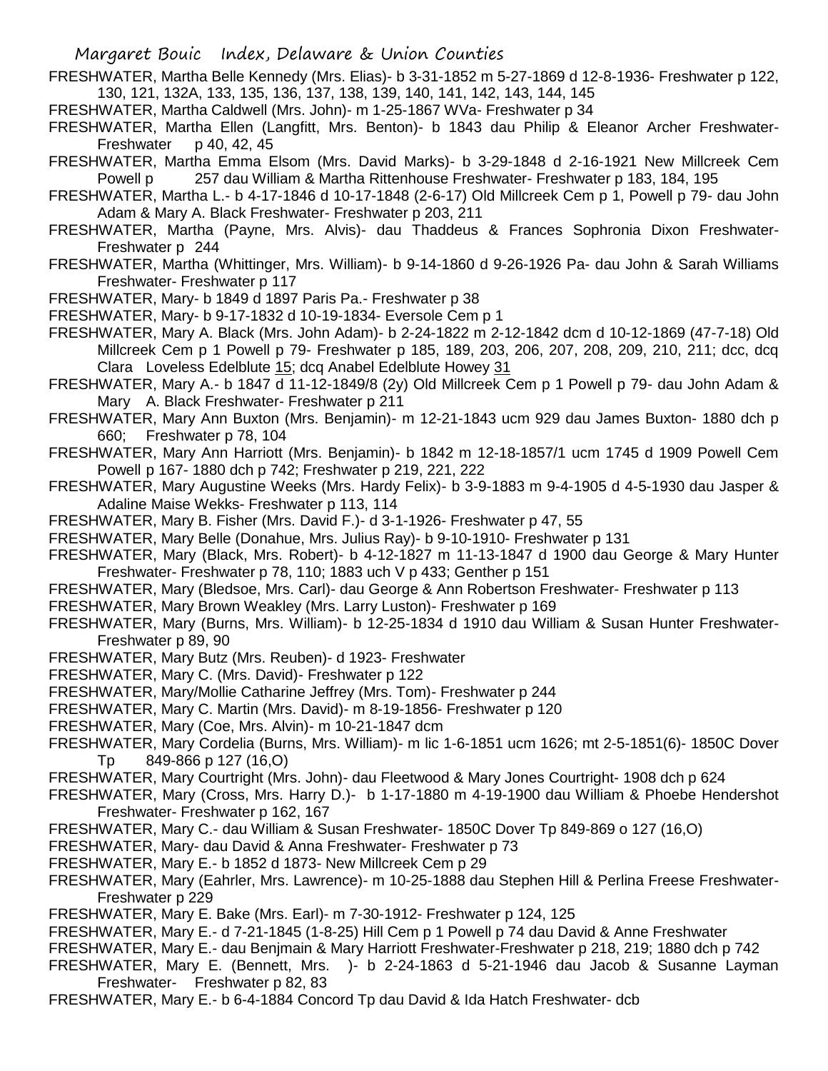FRESHWATER, Martha Belle Kennedy (Mrs. Elias)- b 3-31-1852 m 5-27-1869 d 12-8-1936- Freshwater p 122, 130, 121, 132A, 133, 135, 136, 137, 138, 139, 140, 141, 142, 143, 144, 145

FRESHWATER, Martha Caldwell (Mrs. John)- m 1-25-1867 WVa- Freshwater p 34

FRESHWATER, Martha Ellen (Langfitt, Mrs. Benton)- b 1843 dau Philip & Eleanor Archer Freshwater- Freshwater p 40, 42, 45

FRESHWATER, Martha Emma Elsom (Mrs. David Marks)- b 3-29-1848 d 2-16-1921 New Millcreek Cem Powell p 257 dau William & Martha Rittenhouse Freshwater- Freshwater p 183, 184, 195

FRESHWATER, Martha L.- b 4-17-1846 d 10-17-1848 (2-6-17) Old Millcreek Cem p 1, Powell p 79- dau John Adam & Mary A. Black Freshwater- Freshwater p 203, 211

FRESHWATER, Martha (Payne, Mrs. Alvis)- dau Thaddeus & Frances Sophronia Dixon Freshwater- Freshwater p 244

FRESHWATER, Martha (Whittinger, Mrs. William)- b 9-14-1860 d 9-26-1926 Pa- dau John & Sarah Williams Freshwater- Freshwater p 117

FRESHWATER, Mary- b 1849 d 1897 Paris Pa.- Freshwater p 38

FRESHWATER, Mary- b 9-17-1832 d 10-19-1834- Eversole Cem p 1

FRESHWATER, Mary A. Black (Mrs. John Adam)- b 2-24-1822 m 2-12-1842 dcm d 10-12-1869 (47-7-18) Old Millcreek Cem p 1 Powell p 79- Freshwater p 185, 189, 203, 206, 207, 208, 209, 210, 211; dcc, dcq Clara Loveless Edelblute 15; dcq Anabel Edelblute Howey 31

FRESHWATER, Mary A.- b 1847 d 11-12-1849/8 (2y) Old Millcreek Cem p 1 Powell p 79- dau John Adam & Mary A. Black Freshwater- Freshwater p 211

FRESHWATER, Mary Ann Buxton (Mrs. Benjamin)- m 12-21-1843 ucm 929 dau James Buxton- 1880 dch p 660; Freshwater p 78, 104

FRESHWATER, Mary Ann Harriott (Mrs. Benjamin)- b 1842 m 12-18-1857/1 ucm 1745 d 1909 Powell Cem Powell p 167- 1880 dch p 742; Freshwater p 219, 221, 222

FRESHWATER, Mary Augustine Weeks (Mrs. Hardy Felix)- b 3-9-1883 m 9-4-1905 d 4-5-1930 dau Jasper & Adaline Maise Wekks- Freshwater p 113, 114

FRESHWATER, Mary B. Fisher (Mrs. David F.)- d 3-1-1926- Freshwater p 47, 55

FRESHWATER, Mary Belle (Donahue, Mrs. Julius Ray)- b 9-10-1910- Freshwater p 131

FRESHWATER, Mary (Black, Mrs. Robert)- b 4-12-1827 m 11-13-1847 d 1900 dau George & Mary Hunter Freshwater- Freshwater p 78, 110; 1883 uch V p 433; Genther p 151

FRESHWATER, Mary (Bledsoe, Mrs. Carl)- dau George & Ann Robertson Freshwater- Freshwater p 113

FRESHWATER, Mary Brown Weakley (Mrs. Larry Luston)- Freshwater p 169

FRESHWATER, Mary (Burns, Mrs. William)- b 12-25-1834 d 1910 dau William & Susan Hunter Freshwater- Freshwater p 89, 90

FRESHWATER, Mary Butz (Mrs. Reuben)- d 1923- Freshwater

FRESHWATER, Mary C. (Mrs. David)- Freshwater p 122

FRESHWATER, Mary/Mollie Catharine Jeffrey (Mrs. Tom)- Freshwater p 244

FRESHWATER, Mary C. Martin (Mrs. David)- m 8-19-1856- Freshwater p 120

FRESHWATER, Mary (Coe, Mrs. Alvin)- m 10-21-1847 dcm

FRESHWATER, Mary Cordelia (Burns, Mrs. William)- m lic 1-6-1851 ucm 1626; mt 2-5-1851(6)- 1850C Dover Tp 849-866 p 127 (16,O)

FRESHWATER, Mary Courtright (Mrs. John)- dau Fleetwood & Mary Jones Courtright- 1908 dch p 624

FRESHWATER, Mary (Cross, Mrs. Harry D.)- b 1-17-1880 m 4-19-1900 dau William & Phoebe Hendershot Freshwater- Freshwater p 162, 167

FRESHWATER, Mary C.- dau William & Susan Freshwater- 1850C Dover Tp 849-869 o 127 (16,O)

FRESHWATER, Mary- dau David & Anna Freshwater- Freshwater p 73

FRESHWATER, Mary E.- b 1852 d 1873- New Millcreek Cem p 29

FRESHWATER, Mary (Eahrler, Mrs. Lawrence)- m 10-25-1888 dau Stephen Hill & Perlina Freese Freshwater- Freshwater p 229

FRESHWATER, Mary E. Bake (Mrs. Earl)- m 7-30-1912- Freshwater p 124, 125

FRESHWATER, Mary E.- d 7-21-1845 (1-8-25) Hill Cem p 1 Powell p 74 dau David & Anne Freshwater

FRESHWATER, Mary E.- dau Benjmain & Mary Harriott Freshwater-Freshwater p 218, 219; 1880 dch p 742

FRESHWATER, Mary E. (Bennett, Mrs. )- b 2-24-1863 d 5-21-1946 dau Jacob & Susanne Layman Freshwater- Freshwater p 82, 83

FRESHWATER, Mary E.- b 6-4-1884 Concord Tp dau David & Ida Hatch Freshwater- dcb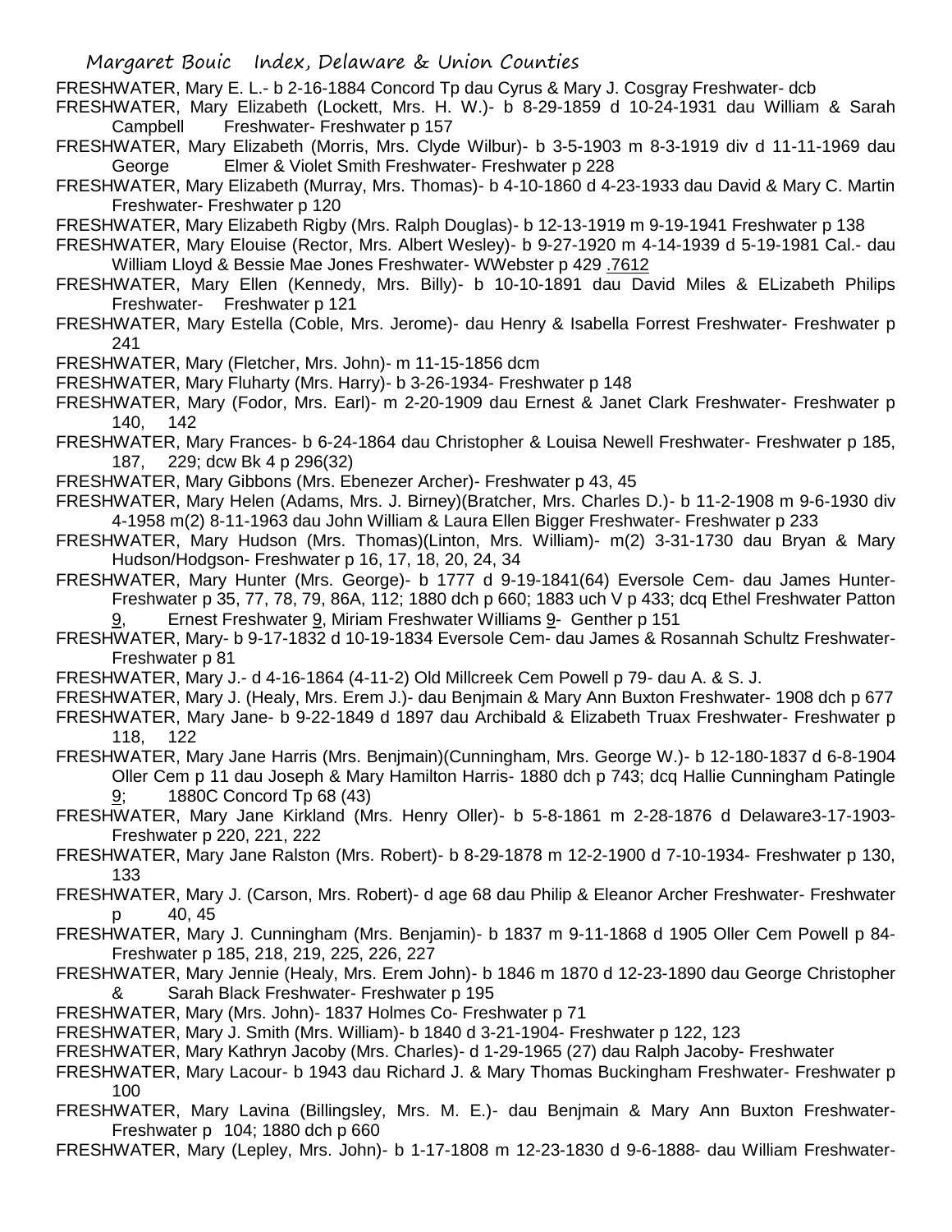FRESHWATER, Mary E. L.- b 2-16-1884 Concord Tp dau Cyrus & Mary J. Cosgray Freshwater- dcb

FRESHWATER, Mary Elizabeth (Lockett, Mrs. H. W.)- b 8-29-1859 d 10-24-1931 dau William & Sarah Campbell Freshwater- Freshwater p 157

FRESHWATER, Mary Elizabeth (Morris, Mrs. Clyde Wilbur)- b 3-5-1903 m 8-3-1919 div d 11-11-1969 dau George Elmer & Violet Smith Freshwater- Freshwater p 228

FRESHWATER, Mary Elizabeth (Murray, Mrs. Thomas)- b 4-10-1860 d 4-23-1933 dau David & Mary C. Martin Freshwater- Freshwater p 120

FRESHWATER, Mary Elizabeth Rigby (Mrs. Ralph Douglas)- b 12-13-1919 m 9-19-1941 Freshwater p 138

FRESHWATER, Mary Elouise (Rector, Mrs. Albert Wesley)- b 9-27-1920 m 4-14-1939 d 5-19-1981 Cal.- dau William Lloyd & Bessie Mae Jones Freshwater- WWebster p 429 .7612

FRESHWATER, Mary Ellen (Kennedy, Mrs. Billy)- b 10-10-1891 dau David Miles & ELizabeth Philips Freshwater- Freshwater p 121

FRESHWATER, Mary Estella (Coble, Mrs. Jerome)- dau Henry & Isabella Forrest Freshwater- Freshwater p 241

FRESHWATER, Mary (Fletcher, Mrs. John)- m 11-15-1856 dcm

FRESHWATER, Mary Fluharty (Mrs. Harry)- b 3-26-1934- Freshwater p 148

FRESHWATER, Mary (Fodor, Mrs. Earl)- m 2-20-1909 dau Ernest & Janet Clark Freshwater- Freshwater p 140, 142

FRESHWATER, Mary Frances- b 6-24-1864 dau Christopher & Louisa Newell Freshwater- Freshwater p 185, 187, 229; dcw Bk 4 p 296(32)

FRESHWATER, Mary Gibbons (Mrs. Ebenezer Archer)- Freshwater p 43, 45

FRESHWATER, Mary Helen (Adams, Mrs. J. Birney)(Bratcher, Mrs. Charles D.)- b 11-2-1908 m 9-6-1930 div 4-1958 m(2) 8-11-1963 dau John William & Laura Ellen Bigger Freshwater- Freshwater p 233

FRESHWATER, Mary Hudson (Mrs. Thomas)(Linton, Mrs. William)- m(2) 3-31-1730 dau Bryan & Mary Hudson/Hodgson- Freshwater p 16, 17, 18, 20, 24, 34

FRESHWATER, Mary Hunter (Mrs. George)- b 1777 d 9-19-1841(64) Eversole Cem- dau James Hunter- Freshwater p 35, 77, 78, 79, 86A, 112; 1880 dch p 660; 1883 uch V p 433; dcq Ethel Freshwater Patton 9, Ernest Freshwater 9, Miriam Freshwater Williams 9- Genther p 151

FRESHWATER, Mary- b 9-17-1832 d 10-19-1834 Eversole Cem- dau James & Rosannah Schultz Freshwater- Freshwater p 81

FRESHWATER, Mary J.- d 4-16-1864 (4-11-2) Old Millcreek Cem Powell p 79- dau A. & S. J.

FRESHWATER, Mary J. (Healy, Mrs. Erem J.)- dau Benjmain & Mary Ann Buxton Freshwater- 1908 dch p 677

FRESHWATER, Mary Jane- b 9-22-1849 d 1897 dau Archibald & Elizabeth Truax Freshwater- Freshwater p 118, 122

FRESHWATER, Mary Jane Harris (Mrs. Benjmain)(Cunningham, Mrs. George W.)- b 12-180-1837 d 6-8-1904 Oller Cem p 11 dau Joseph & Mary Hamilton Harris- 1880 dch p 743; dcq Hallie Cunningham Patingle 9; 1880C Concord Tp 68 (43)

FRESHWATER, Mary Jane Kirkland (Mrs. Henry Oller)- b 5-8-1861 m 2-28-1876 d Delaware3-17-1903- Freshwater p 220, 221, 222

FRESHWATER, Mary Jane Ralston (Mrs. Robert)- b 8-29-1878 m 12-2-1900 d 7-10-1934- Freshwater p 130, 133

FRESHWATER, Mary J. (Carson, Mrs. Robert)- d age 68 dau Philip & Eleanor Archer Freshwater- Freshwater p 40, 45

FRESHWATER, Mary J. Cunningham (Mrs. Benjamin)- b 1837 m 9-11-1868 d 1905 Oller Cem Powell p 84- Freshwater p 185, 218, 219, 225, 226, 227

FRESHWATER, Mary Jennie (Healy, Mrs. Erem John)- b 1846 m 1870 d 12-23-1890 dau George Christopher & Sarah Black Freshwater- Freshwater p 195

FRESHWATER, Mary (Mrs. John)- 1837 Holmes Co- Freshwater p 71

FRESHWATER, Mary J. Smith (Mrs. William)- b 1840 d 3-21-1904- Freshwater p 122, 123

FRESHWATER, Mary Kathryn Jacoby (Mrs. Charles)- d 1-29-1965 (27) dau Ralph Jacoby- Freshwater

FRESHWATER, Mary Lacour- b 1943 dau Richard J. & Mary Thomas Buckingham Freshwater- Freshwater p 100

FRESHWATER, Mary Lavina (Billingsley, Mrs. M. E.)- dau Benjmain & Mary Ann Buxton Freshwater- Freshwater p 104; 1880 dch p 660

FRESHWATER, Mary (Lepley, Mrs. John)- b 1-17-1808 m 12-23-1830 d 9-6-1888- dau William Freshwater-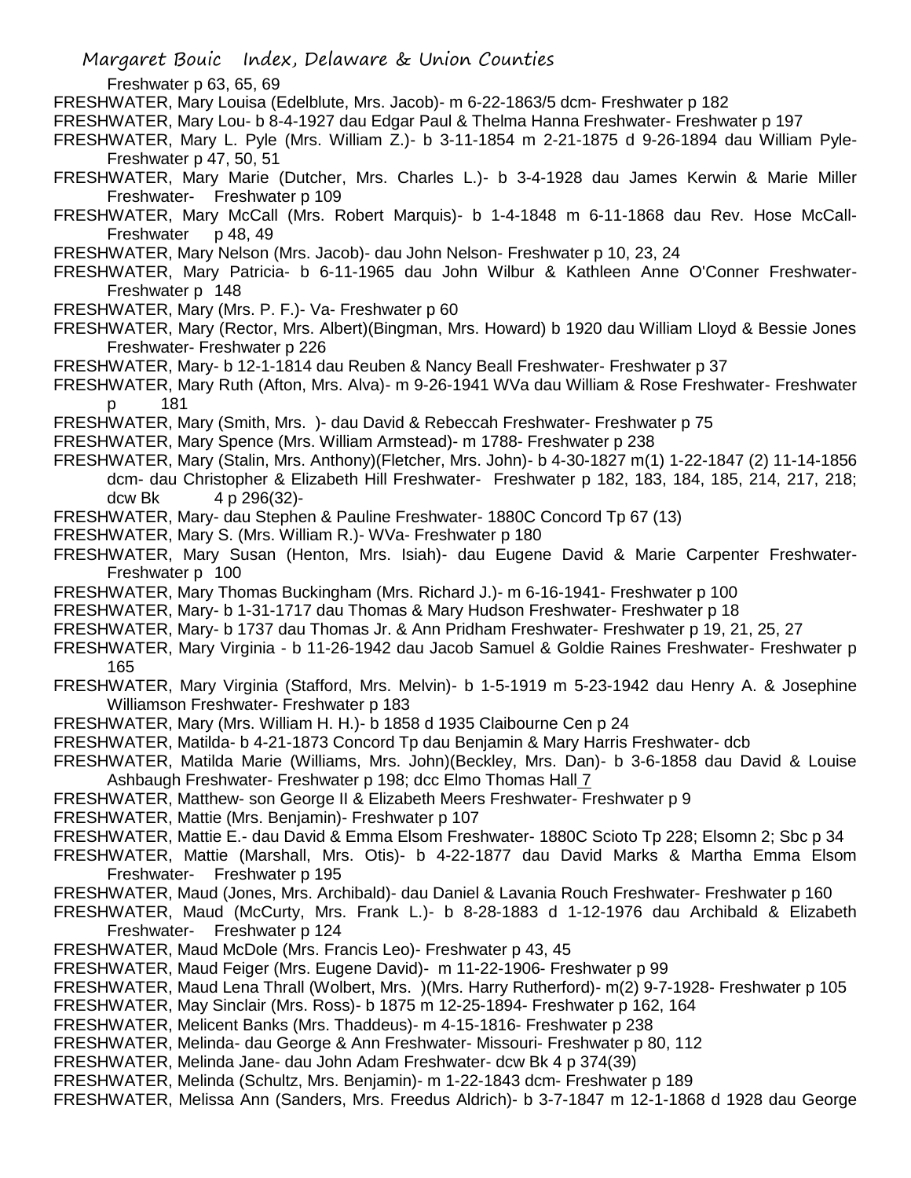Freshwater p 63, 65, 69

FRESHWATER, Mary Louisa (Edelblute, Mrs. Jacob)- m 6-22-1863/5 dcm- Freshwater p 182

FRESHWATER, Mary Lou- b 8-4-1927 dau Edgar Paul & Thelma Hanna Freshwater- Freshwater p 197

FRESHWATER, Mary L. Pyle (Mrs. William Z.)- b 3-11-1854 m 2-21-1875 d 9-26-1894 dau William Pyle- Freshwater p 47, 50, 51

FRESHWATER, Mary Marie (Dutcher, Mrs. Charles L.)- b 3-4-1928 dau James Kerwin & Marie Miller Freshwater- Freshwater p 109

FRESHWATER, Mary McCall (Mrs. Robert Marquis)- b 1-4-1848 m 6-11-1868 dau Rev. Hose McCall- Freshwater p 48, 49

FRESHWATER, Mary Nelson (Mrs. Jacob)- dau John Nelson- Freshwater p 10, 23, 24

FRESHWATER, Mary Patricia- b 6-11-1965 dau John Wilbur & Kathleen Anne O'Conner Freshwater- Freshwater p 148

FRESHWATER, Mary (Mrs. P. F.)- Va- Freshwater p 60

FRESHWATER, Mary (Rector, Mrs. Albert)(Bingman, Mrs. Howard) b 1920 dau William Lloyd & Bessie Jones Freshwater- Freshwater p 226

FRESHWATER, Mary- b 12-1-1814 dau Reuben & Nancy Beall Freshwater- Freshwater p 37

FRESHWATER, Mary Ruth (Afton, Mrs. Alva)- m 9-26-1941 WVa dau William & Rose Freshwater- Freshwater p 181

FRESHWATER, Mary (Smith, Mrs. )- dau David & Rebeccah Freshwater- Freshwater p 75

FRESHWATER, Mary Spence (Mrs. William Armstead)- m 1788- Freshwater p 238

FRESHWATER, Mary (Stalin, Mrs. Anthony)(Fletcher, Mrs. John)- b 4-30-1827 m(1) 1-22-1847 (2) 11-14-1856 dcm- dau Christopher & Elizabeth Hill Freshwater- Freshwater p 182, 183, 184, 185, 214, 217, 218; dcw Bk 4 p 296(32)-

FRESHWATER, Mary- dau Stephen & Pauline Freshwater- 1880C Concord Tp 67 (13)

FRESHWATER, Mary S. (Mrs. William R.)- WVa- Freshwater p 180

FRESHWATER, Mary Susan (Henton, Mrs. Isiah)- dau Eugene David & Marie Carpenter Freshwater- Freshwater p 100

FRESHWATER, Mary Thomas Buckingham (Mrs. Richard J.)- m 6-16-1941- Freshwater p 100

FRESHWATER, Mary- b 1-31-1717 dau Thomas & Mary Hudson Freshwater- Freshwater p 18

FRESHWATER, Mary- b 1737 dau Thomas Jr. & Ann Pridham Freshwater- Freshwater p 19, 21, 25, 27

FRESHWATER, Mary Virginia - b 11-26-1942 dau Jacob Samuel & Goldie Raines Freshwater- Freshwater p 165

FRESHWATER, Mary Virginia (Stafford, Mrs. Melvin)- b 1-5-1919 m 5-23-1942 dau Henry A. & Josephine Williamson Freshwater- Freshwater p 183

FRESHWATER, Mary (Mrs. William H. H.)- b 1858 d 1935 Claibourne Cen p 24

FRESHWATER, Matilda- b 4-21-1873 Concord Tp dau Benjamin & Mary Harris Freshwater- dcb

FRESHWATER, Matilda Marie (Williams, Mrs. John)(Beckley, Mrs. Dan)- b 3-6-1858 dau David & Louise Ashbaugh Freshwater- Freshwater p 198; dcc Elmo Thomas Hall 7

FRESHWATER, Matthew- son George II & Elizabeth Meers Freshwater- Freshwater p 9

FRESHWATER, Mattie (Mrs. Benjamin)- Freshwater p 107

FRESHWATER, Mattie E.- dau David & Emma Elsom Freshwater- 1880C Scioto Tp 228; Elsomn 2; Sbc p 34

FRESHWATER, Mattie (Marshall, Mrs. Otis)- b 4-22-1877 dau David Marks & Martha Emma Elsom Freshwater- Freshwater p 195

FRESHWATER, Maud (Jones, Mrs. Archibald)- dau Daniel & Lavania Rouch Freshwater- Freshwater p 160

FRESHWATER, Maud (McCurty, Mrs. Frank L.)- b 8-28-1883 d 1-12-1976 dau Archibald & Elizabeth Freshwater- Freshwater p 124

FRESHWATER, Maud McDole (Mrs. Francis Leo)- Freshwater p 43, 45

FRESHWATER, Maud Feiger (Mrs. Eugene David)- m 11-22-1906- Freshwater p 99

FRESHWATER, Maud Lena Thrall (Wolbert, Mrs. )(Mrs. Harry Rutherford)- m(2) 9-7-1928- Freshwater p 105

FRESHWATER, May Sinclair (Mrs. Ross)- b 1875 m 12-25-1894- Freshwater p 162, 164

FRESHWATER, Melicent Banks (Mrs. Thaddeus)- m 4-15-1816- Freshwater p 238

FRESHWATER, Melinda- dau George & Ann Freshwater- Missouri- Freshwater p 80, 112

FRESHWATER, Melinda Jane- dau John Adam Freshwater- dcw Bk 4 p 374(39)

FRESHWATER, Melinda (Schultz, Mrs. Benjamin)- m 1-22-1843 dcm- Freshwater p 189

FRESHWATER, Melissa Ann (Sanders, Mrs. Freedus Aldrich)- b 3-7-1847 m 12-1-1868 d 1928 dau George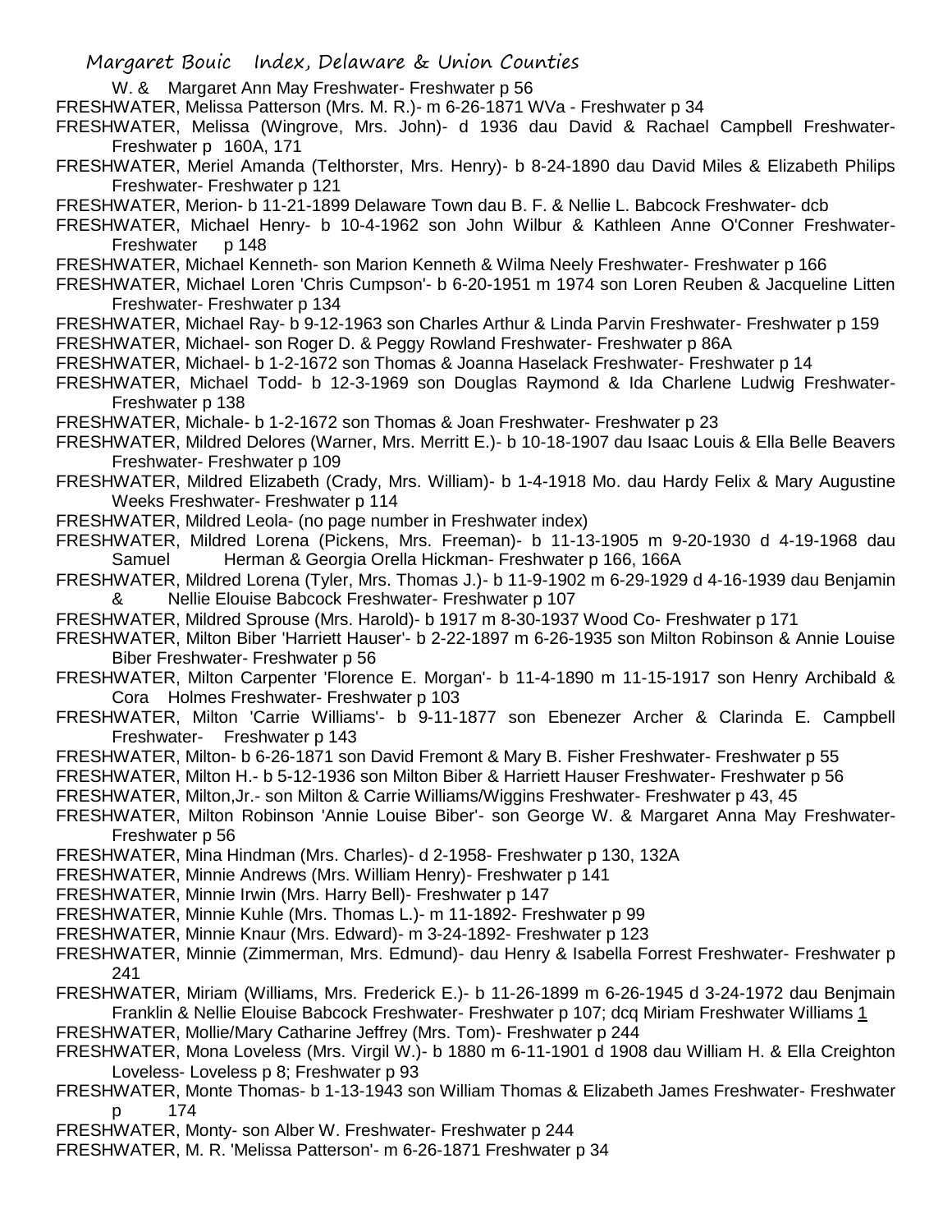W. & Margaret Ann May Freshwater- Freshwater p 56

FRESHWATER, Melissa Patterson (Mrs. M. R.)- m 6-26-1871 WVa - Freshwater p 34

FRESHWATER, Melissa (Wingrove, Mrs. John)- d 1936 dau David & Rachael Campbell Freshwater- Freshwater p 160A, 171

FRESHWATER, Meriel Amanda (Telthorster, Mrs. Henry)- b 8-24-1890 dau David Miles & Elizabeth Philips Freshwater- Freshwater p 121

FRESHWATER, Merion- b 11-21-1899 Delaware Town dau B. F. & Nellie L. Babcock Freshwater- dcb

FRESHWATER, Michael Henry- b 10-4-1962 son John Wilbur & Kathleen Anne O'Conner Freshwater- Freshwater p 148

FRESHWATER, Michael Kenneth- son Marion Kenneth & Wilma Neely Freshwater- Freshwater p 166

FRESHWATER, Michael Loren 'Chris Cumpson'- b 6-20-1951 m 1974 son Loren Reuben & Jacqueline Litten Freshwater- Freshwater p 134

FRESHWATER, Michael Ray- b 9-12-1963 son Charles Arthur & Linda Parvin Freshwater- Freshwater p 159

FRESHWATER, Michael- son Roger D. & Peggy Rowland Freshwater- Freshwater p 86A

FRESHWATER, Michael- b 1-2-1672 son Thomas & Joanna Haselack Freshwater- Freshwater p 14

FRESHWATER, Michael Todd- b 12-3-1969 son Douglas Raymond & Ida Charlene Ludwig Freshwater- Freshwater p 138

FRESHWATER, Michale- b 1-2-1672 son Thomas & Joan Freshwater- Freshwater p 23

FRESHWATER, Mildred Delores (Warner, Mrs. Merritt E.)- b 10-18-1907 dau Isaac Louis & Ella Belle Beavers Freshwater- Freshwater p 109

FRESHWATER, Mildred Elizabeth (Crady, Mrs. William)- b 1-4-1918 Mo. dau Hardy Felix & Mary Augustine Weeks Freshwater- Freshwater p 114

FRESHWATER, Mildred Leola- (no page number in Freshwater index)

FRESHWATER, Mildred Lorena (Pickens, Mrs. Freeman)- b 11-13-1905 m 9-20-1930 d 4-19-1968 dau Samuel Herman & Georgia Orella Hickman- Freshwater p 166, 166A

FRESHWATER, Mildred Lorena (Tyler, Mrs. Thomas J.)- b 11-9-1902 m 6-29-1929 d 4-16-1939 dau Benjamin & Nellie Elouise Babcock Freshwater- Freshwater p 107

FRESHWATER, Mildred Sprouse (Mrs. Harold)- b 1917 m 8-30-1937 Wood Co- Freshwater p 171

FRESHWATER, Milton Biber 'Harriett Hauser'- b 2-22-1897 m 6-26-1935 son Milton Robinson & Annie Louise Biber Freshwater- Freshwater p 56

FRESHWATER, Milton Carpenter 'Florence E. Morgan'- b 11-4-1890 m 11-15-1917 son Henry Archibald & Cora Holmes Freshwater- Freshwater p 103

FRESHWATER, Milton 'Carrie Williams'- b 9-11-1877 son Ebenezer Archer & Clarinda E. Campbell Freshwater- Freshwater p 143

FRESHWATER, Milton- b 6-26-1871 son David Fremont & Mary B. Fisher Freshwater- Freshwater p 55

FRESHWATER, Milton H.- b 5-12-1936 son Milton Biber & Harriett Hauser Freshwater- Freshwater p 56

FRESHWATER, Milton,Jr.- son Milton & Carrie Williams/Wiggins Freshwater- Freshwater p 43, 45

FRESHWATER, Milton Robinson 'Annie Louise Biber'- son George W. & Margaret Anna May Freshwater- Freshwater p 56

FRESHWATER, Mina Hindman (Mrs. Charles)- d 2-1958- Freshwater p 130, 132A

FRESHWATER, Minnie Andrews (Mrs. William Henry)- Freshwater p 141

FRESHWATER, Minnie Irwin (Mrs. Harry Bell)- Freshwater p 147

FRESHWATER, Minnie Kuhle (Mrs. Thomas L.)- m 11-1892- Freshwater p 99

FRESHWATER, Minnie Knaur (Mrs. Edward)- m 3-24-1892- Freshwater p 123

FRESHWATER, Minnie (Zimmerman, Mrs. Edmund)- dau Henry & Isabella Forrest Freshwater- Freshwater p 241

FRESHWATER, Miriam (Williams, Mrs. Frederick E.)- b 11-26-1899 m 6-26-1945 d 3-24-1972 dau Benjmain Franklin & Nellie Elouise Babcock Freshwater- Freshwater p 107; dcq Miriam Freshwater Williams 1

FRESHWATER, Mollie/Mary Catharine Jeffrey (Mrs. Tom)- Freshwater p 244

FRESHWATER, Mona Loveless (Mrs. Virgil W.)- b 1880 m 6-11-1901 d 1908 dau William H. & Ella Creighton Loveless- Loveless p 8; Freshwater p 93

FRESHWATER, Monte Thomas- b 1-13-1943 son William Thomas & Elizabeth James Freshwater- Freshwater p 174

FRESHWATER, Monty- son Alber W. Freshwater- Freshwater p 244

FRESHWATER, M. R. 'Melissa Patterson'- m 6-26-1871 Freshwater p 34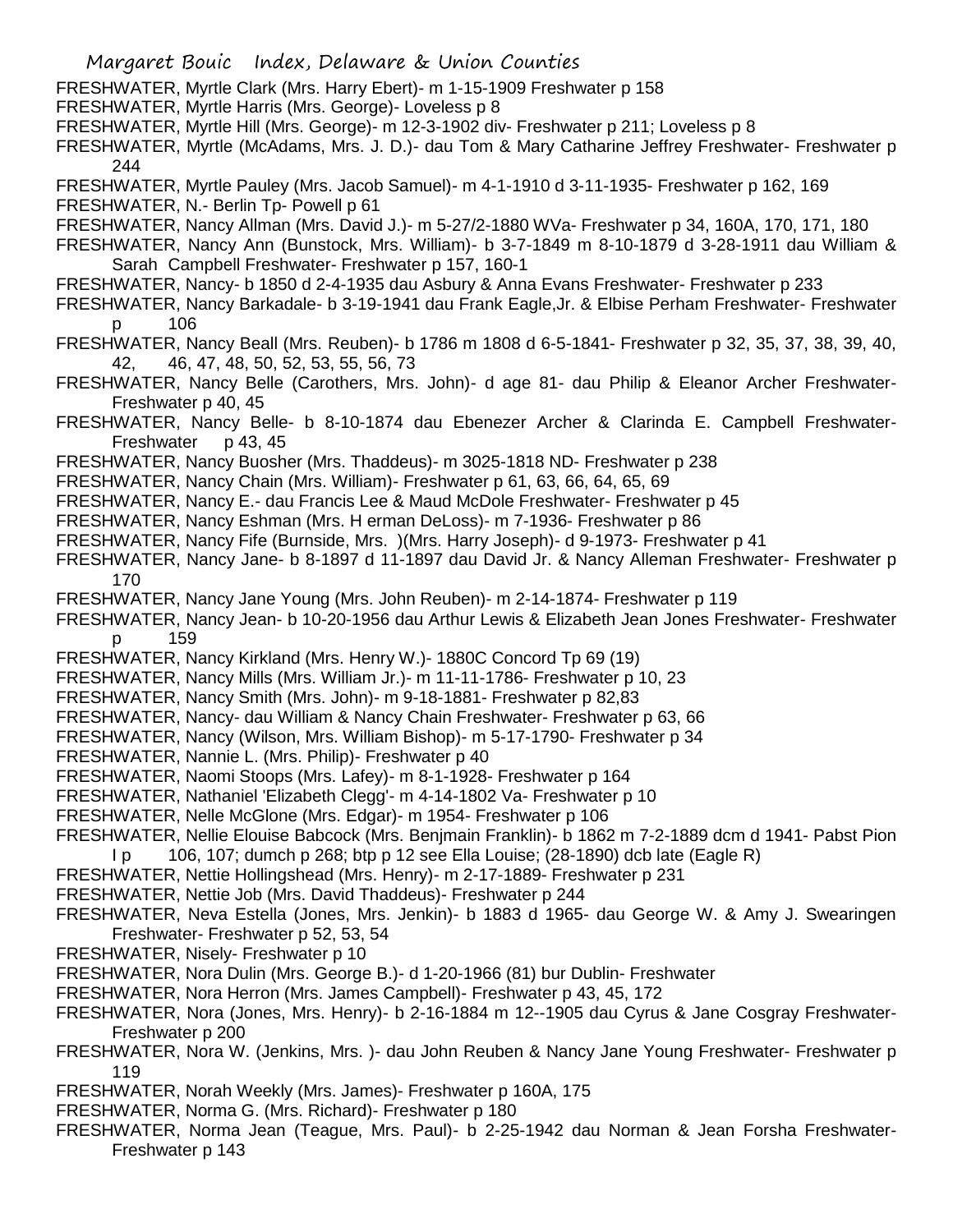FRESHWATER, Myrtle Clark (Mrs. Harry Ebert)- m 1-15-1909 Freshwater p 158

FRESHWATER, Myrtle Harris (Mrs. George)- Loveless p 8

FRESHWATER, Myrtle Hill (Mrs. George)- m 12-3-1902 div- Freshwater p 211; Loveless p 8

FRESHWATER, Myrtle (McAdams, Mrs. J. D.)- dau Tom & Mary Catharine Jeffrey Freshwater- Freshwater p 244

FRESHWATER, Myrtle Pauley (Mrs. Jacob Samuel)- m 4-1-1910 d 3-11-1935- Freshwater p 162, 169

FRESHWATER, N.- Berlin Tp- Powell p 61

FRESHWATER, Nancy Allman (Mrs. David J.)- m 5-27/2-1880 WVa- Freshwater p 34, 160A, 170, 171, 180

FRESHWATER, Nancy Ann (Bunstock, Mrs. William)- b 3-7-1849 m 8-10-1879 d 3-28-1911 dau William & Sarah Campbell Freshwater- Freshwater p 157, 160-1

FRESHWATER, Nancy- b 1850 d 2-4-1935 dau Asbury & Anna Evans Freshwater- Freshwater p 233

FRESHWATER, Nancy Barkadale- b 3-19-1941 dau Frank Eagle,Jr. & Elbise Perham Freshwater- Freshwater p 106

FRESHWATER, Nancy Beall (Mrs. Reuben)- b 1786 m 1808 d 6-5-1841- Freshwater p 32, 35, 37, 38, 39, 40, 42, 46, 47, 48, 50, 52, 53, 55, 56, 73

FRESHWATER, Nancy Belle (Carothers, Mrs. John)- d age 81- dau Philip & Eleanor Archer Freshwater- Freshwater p 40, 45

FRESHWATER, Nancy Belle- b 8-10-1874 dau Ebenezer Archer & Clarinda E. Campbell Freshwater- Freshwater p 43, 45

FRESHWATER, Nancy Buosher (Mrs. Thaddeus)- m 3025-1818 ND- Freshwater p 238

FRESHWATER, Nancy Chain (Mrs. William)- Freshwater p 61, 63, 66, 64, 65, 69

FRESHWATER, Nancy E.- dau Francis Lee & Maud McDole Freshwater- Freshwater p 45

FRESHWATER, Nancy Eshman (Mrs. H erman DeLoss)- m 7-1936- Freshwater p 86

FRESHWATER, Nancy Fife (Burnside, Mrs. )(Mrs. Harry Joseph)- d 9-1973- Freshwater p 41

FRESHWATER, Nancy Jane- b 8-1897 d 11-1897 dau David Jr. & Nancy Alleman Freshwater- Freshwater p 170

FRESHWATER, Nancy Jane Young (Mrs. John Reuben)- m 2-14-1874- Freshwater p 119

FRESHWATER, Nancy Jean- b 10-20-1956 dau Arthur Lewis & Elizabeth Jean Jones Freshwater- Freshwater p 159

FRESHWATER, Nancy Kirkland (Mrs. Henry W.)- 1880C Concord Tp 69 (19)

FRESHWATER, Nancy Mills (Mrs. William Jr.)- m 11-11-1786- Freshwater p 10, 23

FRESHWATER, Nancy Smith (Mrs. John)- m 9-18-1881- Freshwater p 82,83

FRESHWATER, Nancy- dau William & Nancy Chain Freshwater- Freshwater p 63, 66

FRESHWATER, Nancy (Wilson, Mrs. William Bishop)- m 5-17-1790- Freshwater p 34

FRESHWATER, Nannie L. (Mrs. Philip)- Freshwater p 40

FRESHWATER, Naomi Stoops (Mrs. Lafey)- m 8-1-1928- Freshwater p 164

FRESHWATER, Nathaniel 'Elizabeth Clegg'- m 4-14-1802 Va- Freshwater p 10

FRESHWATER, Nelle McGlone (Mrs. Edgar)- m 1954- Freshwater p 106

FRESHWATER, Nellie Elouise Babcock (Mrs. Benjmain Franklin)- b 1862 m 7-2-1889 dcm d 1941- Pabst Pion I p 106, 107; dumch p 268; btp p 12 see Ella Louise; (28-1890) dcb late (Eagle R)

FRESHWATER, Nettie Hollingshead (Mrs. Henry)- m 2-17-1889- Freshwater p 231

FRESHWATER, Nettie Job (Mrs. David Thaddeus)- Freshwater p 244

FRESHWATER, Neva Estella (Jones, Mrs. Jenkin)- b 1883 d 1965- dau George W. & Amy J. Swearingen Freshwater- Freshwater p 52, 53, 54

FRESHWATER, Nisely- Freshwater p 10

FRESHWATER, Nora Dulin (Mrs. George B.)- d 1-20-1966 (81) bur Dublin- Freshwater

FRESHWATER, Nora Herron (Mrs. James Campbell)- Freshwater p 43, 45, 172

FRESHWATER, Nora (Jones, Mrs. Henry)- b 2-16-1884 m 12--1905 dau Cyrus & Jane Cosgray Freshwater- Freshwater p 200

FRESHWATER, Nora W. (Jenkins, Mrs. )- dau John Reuben & Nancy Jane Young Freshwater- Freshwater p 119

FRESHWATER, Norah Weekly (Mrs. James)- Freshwater p 160A, 175

FRESHWATER, Norma G. (Mrs. Richard)- Freshwater p 180

FRESHWATER, Norma Jean (Teague, Mrs. Paul)- b 2-25-1942 dau Norman & Jean Forsha Freshwater- Freshwater p 143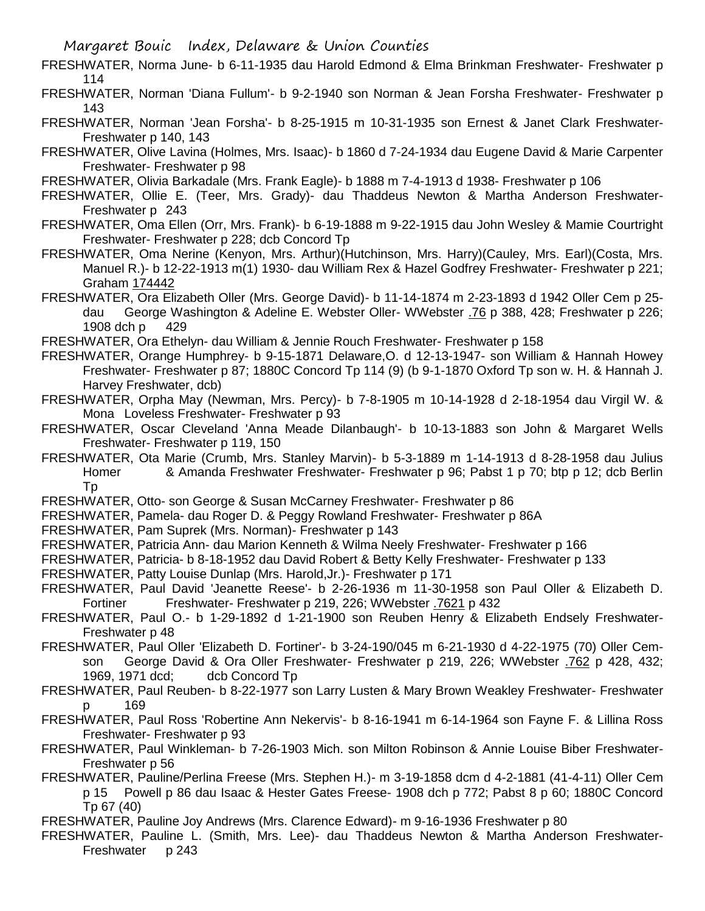FRESHWATER, Norma June- b 6-11-1935 dau Harold Edmond & Elma Brinkman Freshwater- Freshwater p 114

FRESHWATER, Norman 'Diana Fullum'- b 9-2-1940 son Norman & Jean Forsha Freshwater- Freshwater p 143

FRESHWATER, Norman 'Jean Forsha'- b 8-25-1915 m 10-31-1935 son Ernest & Janet Clark Freshwater- Freshwater p 140, 143

FRESHWATER, Olive Lavina (Holmes, Mrs. Isaac)- b 1860 d 7-24-1934 dau Eugene David & Marie Carpenter Freshwater- Freshwater p 98

FRESHWATER, Olivia Barkadale (Mrs. Frank Eagle)- b 1888 m 7-4-1913 d 1938- Freshwater p 106

FRESHWATER, Ollie E. (Teer, Mrs. Grady)- dau Thaddeus Newton & Martha Anderson Freshwater- Freshwater p 243

FRESHWATER, Oma Ellen (Orr, Mrs. Frank)- b 6-19-1888 m 9-22-1915 dau John Wesley & Mamie Courtright Freshwater- Freshwater p 228; dcb Concord Tp

FRESHWATER, Oma Nerine (Kenyon, Mrs. Arthur)(Hutchinson, Mrs. Harry)(Cauley, Mrs. Earl)(Costa, Mrs. Manuel R.)- b 12-22-1913 m(1) 1930- dau William Rex & Hazel Godfrey Freshwater- Freshwater p 221; Graham 174442

FRESHWATER, Ora Elizabeth Oller (Mrs. George David)- b 11-14-1874 m 2-23-1893 d 1942 Oller Cem p 25- dau George Washington & Adeline E. Webster Oller- WWebster .76 p 388, 428; Freshwater p 226; 1908 dch p 429

FRESHWATER, Ora Ethelyn- dau William & Jennie Rouch Freshwater- Freshwater p 158

FRESHWATER, Orange Humphrey- b 9-15-1871 Delaware,O. d 12-13-1947- son William & Hannah Howey Freshwater- Freshwater p 87; 1880C Concord Tp 114 (9) (b 9-1-1870 Oxford Tp son w. H. & Hannah J. Harvey Freshwater, dcb)

FRESHWATER, Orpha May (Newman, Mrs. Percy)- b 7-8-1905 m 10-14-1928 d 2-18-1954 dau Virgil W. & Mona Loveless Freshwater- Freshwater p 93

FRESHWATER, Oscar Cleveland 'Anna Meade Dilanbaugh'- b 10-13-1883 son John & Margaret Wells Freshwater- Freshwater p 119, 150

FRESHWATER, Ota Marie (Crumb, Mrs. Stanley Marvin)- b 5-3-1889 m 1-14-1913 d 8-28-1958 dau Julius Homer & Amanda Freshwater Freshwater- Freshwater p 96; Pabst 1 p 70; btp p 12; dcb Berlin Tp

FRESHWATER, Otto- son George & Susan McCarney Freshwater- Freshwater p 86

FRESHWATER, Pamela- dau Roger D. & Peggy Rowland Freshwater- Freshwater p 86A

FRESHWATER, Pam Suprek (Mrs. Norman)- Freshwater p 143

FRESHWATER, Patricia Ann- dau Marion Kenneth & Wilma Neely Freshwater- Freshwater p 166

FRESHWATER, Patricia- b 8-18-1952 dau David Robert & Betty Kelly Freshwater- Freshwater p 133

FRESHWATER, Patty Louise Dunlap (Mrs. Harold,Jr.)- Freshwater p 171

FRESHWATER, Paul David 'Jeanette Reese'- b 2-26-1936 m 11-30-1958 son Paul Oller & Elizabeth D. Fortiner Freshwater- Freshwater p 219, 226; WWebster .7621 p 432

FRESHWATER, Paul O.- b 1-29-1892 d 1-21-1900 son Reuben Henry & Elizabeth Endsely Freshwater- Freshwater p 48

FRESHWATER, Paul Oller 'Elizabeth D. Fortiner'- b 3-24-190/045 m 6-21-1930 d 4-22-1975 (70) Oller Cem- son George David & Ora Oller Freshwater- Freshwater p 219, 226; WWebster .762 p 428, 432; 1969, 1971 dcd; dcb Concord Tp

FRESHWATER, Paul Reuben- b 8-22-1977 son Larry Lusten & Mary Brown Weakley Freshwater- Freshwater p 169

FRESHWATER, Paul Ross 'Robertine Ann Nekervis'- b 8-16-1941 m 6-14-1964 son Fayne F. & Lillina Ross Freshwater- Freshwater p 93

FRESHWATER, Paul Winkleman- b 7-26-1903 Mich. son Milton Robinson & Annie Louise Biber Freshwater- Freshwater p 56

FRESHWATER, Pauline/Perlina Freese (Mrs. Stephen H.)- m 3-19-1858 dcm d 4-2-1881 (41-4-11) Oller Cem p 15 Powell p 86 dau Isaac & Hester Gates Freese- 1908 dch p 772; Pabst 8 p 60; 1880C Concord Tp 67 (40)

FRESHWATER, Pauline Joy Andrews (Mrs. Clarence Edward)- m 9-16-1936 Freshwater p 80

FRESHWATER, Pauline L. (Smith, Mrs. Lee)- dau Thaddeus Newton & Martha Anderson Freshwater- Freshwater p 243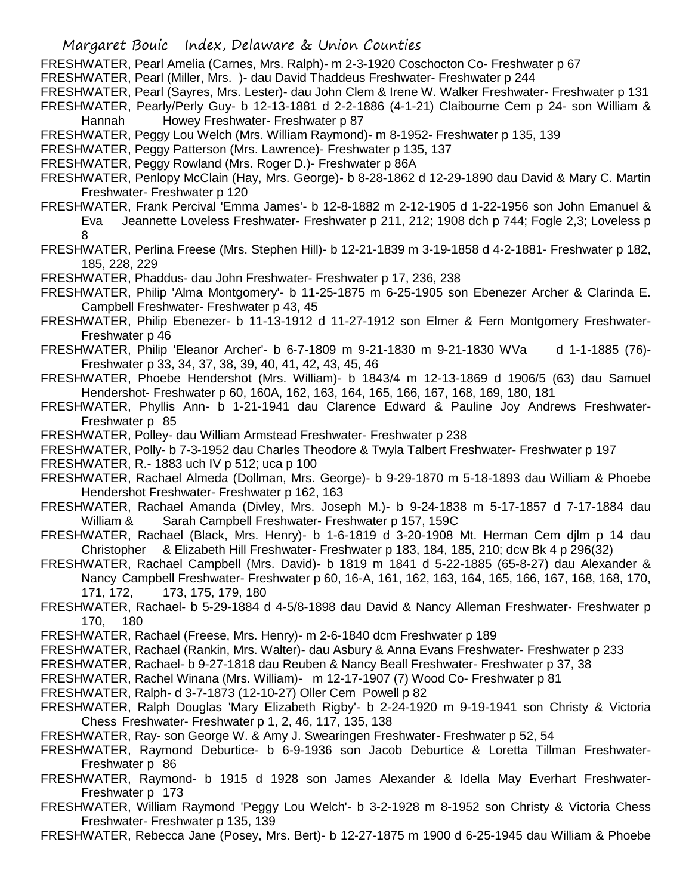FRESHWATER, Pearl Amelia (Carnes, Mrs. Ralph)- m 2-3-1920 Coschocton Co- Freshwater p 67

FRESHWATER, Pearl (Miller, Mrs. )- dau David Thaddeus Freshwater- Freshwater p 244

FRESHWATER, Pearl (Sayres, Mrs. Lester)- dau John Clem & Irene W. Walker Freshwater- Freshwater p 131

FRESHWATER, Pearly/Perly Guy- b 12-13-1881 d 2-2-1886 (4-1-21) Claibourne Cem p 24- son William & Hannah Howey Freshwater- Freshwater p 87

FRESHWATER, Peggy Lou Welch (Mrs. William Raymond)- m 8-1952- Freshwater p 135, 139

FRESHWATER, Peggy Patterson (Mrs. Lawrence)- Freshwater p 135, 137

FRESHWATER, Peggy Rowland (Mrs. Roger D.)- Freshwater p 86A

FRESHWATER, Penlopy McClain (Hay, Mrs. George)- b 8-28-1862 d 12-29-1890 dau David & Mary C. Martin Freshwater- Freshwater p 120

FRESHWATER, Frank Percival 'Emma James'- b 12-8-1882 m 2-12-1905 d 1-22-1956 son John Emanuel & Eva Jeannette Loveless Freshwater- Freshwater p 211, 212; 1908 dch p 744; Fogle 2,3; Loveless p 8

FRESHWATER, Perlina Freese (Mrs. Stephen Hill)- b 12-21-1839 m 3-19-1858 d 4-2-1881- Freshwater p 182, 185, 228, 229

FRESHWATER, Phaddus- dau John Freshwater- Freshwater p 17, 236, 238

FRESHWATER, Philip 'Alma Montgomery'- b 11-25-1875 m 6-25-1905 son Ebenezer Archer & Clarinda E. Campbell Freshwater- Freshwater p 43, 45

FRESHWATER, Philip Ebenezer- b 11-13-1912 d 11-27-1912 son Elmer & Fern Montgomery Freshwater- Freshwater p 46

FRESHWATER, Philip 'Eleanor Archer'- b 6-7-1809 m 9-21-1830 m 9-21-1830 WVa d 1-1-1885 (76)- Freshwater p 33, 34, 37, 38, 39, 40, 41, 42, 43, 45, 46

FRESHWATER, Phoebe Hendershot (Mrs. William)- b 1843/4 m 12-13-1869 d 1906/5 (63) dau Samuel Hendershot- Freshwater p 60, 160A, 162, 163, 164, 165, 166, 167, 168, 169, 180, 181

FRESHWATER, Phyllis Ann- b 1-21-1941 dau Clarence Edward & Pauline Joy Andrews Freshwater- Freshwater p 85

FRESHWATER, Polley- dau William Armstead Freshwater- Freshwater p 238

FRESHWATER, Polly- b 7-3-1952 dau Charles Theodore & Twyla Talbert Freshwater- Freshwater p 197

FRESHWATER, R.- 1883 uch IV p 512; uca p 100

FRESHWATER, Rachael Almeda (Dollman, Mrs. George)- b 9-29-1870 m 5-18-1893 dau William & Phoebe Hendershot Freshwater- Freshwater p 162, 163

FRESHWATER, Rachael Amanda (Divley, Mrs. Joseph M.)- b 9-24-1838 m 5-17-1857 d 7-17-1884 dau William & Sarah Campbell Freshwater- Freshwater p 157, 159C

FRESHWATER, Rachael (Black, Mrs. Henry)- b 1-6-1819 d 3-20-1908 Mt. Herman Cem djlm p 14 dau Christopher & Elizabeth Hill Freshwater- Freshwater p 183, 184, 185, 210; dcw Bk 4 p 296(32)

FRESHWATER, Rachael Campbell (Mrs. David)- b 1819 m 1841 d 5-22-1885 (65-8-27) dau Alexander & Nancy Campbell Freshwater- Freshwater p 60, 16-A, 161, 162, 163, 164, 165, 166, 167, 168, 168, 170, 171, 172, 173, 175, 179, 180

FRESHWATER, Rachael- b 5-29-1884 d 4-5/8-1898 dau David & Nancy Alleman Freshwater- Freshwater p 170, 180

FRESHWATER, Rachael (Freese, Mrs. Henry)- m 2-6-1840 dcm Freshwater p 189

FRESHWATER, Rachael (Rankin, Mrs. Walter)- dau Asbury & Anna Evans Freshwater- Freshwater p 233

FRESHWATER, Rachael- b 9-27-1818 dau Reuben & Nancy Beall Freshwater- Freshwater p 37, 38

FRESHWATER, Rachel Winana (Mrs. William)- m 12-17-1907 (7) Wood Co- Freshwater p 81

FRESHWATER, Ralph- d 3-7-1873 (12-10-27) Oller Cem Powell p 82

FRESHWATER, Ralph Douglas 'Mary Elizabeth Rigby'- b 2-24-1920 m 9-19-1941 son Christy & Victoria Chess Freshwater- Freshwater p 1, 2, 46, 117, 135, 138

FRESHWATER, Ray- son George W. & Amy J. Swearingen Freshwater- Freshwater p 52, 54

FRESHWATER, Raymond Deburtice- b 6-9-1936 son Jacob Deburtice & Loretta Tillman Freshwater- Freshwater p 86

FRESHWATER, Raymond- b 1915 d 1928 son James Alexander & Idella May Everhart Freshwater- Freshwater p 173

FRESHWATER, William Raymond 'Peggy Lou Welch'- b 3-2-1928 m 8-1952 son Christy & Victoria Chess Freshwater- Freshwater p 135, 139

FRESHWATER, Rebecca Jane (Posey, Mrs. Bert)- b 12-27-1875 m 1900 d 6-25-1945 dau William & Phoebe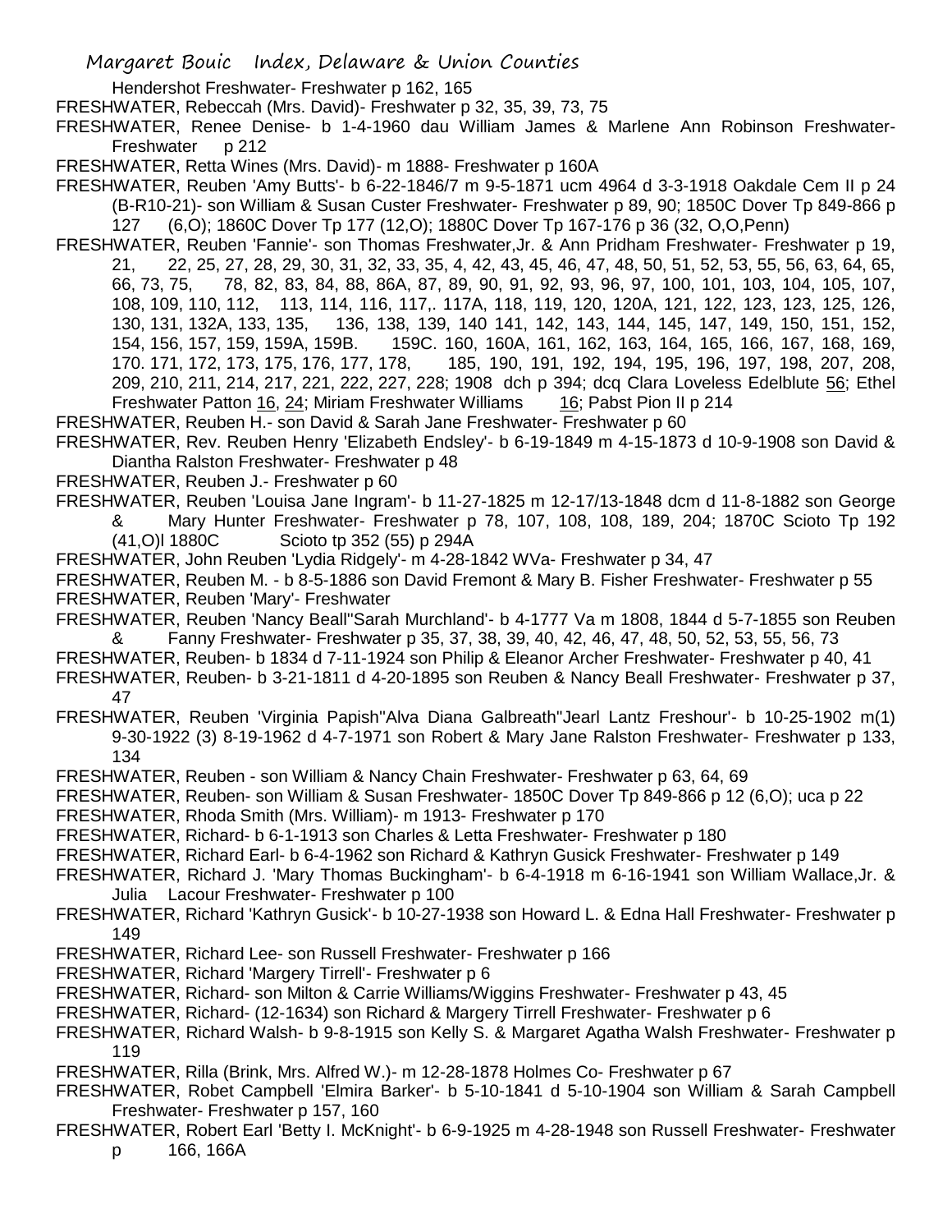Hendershot Freshwater- Freshwater p 162, 165

FRESHWATER, Rebeccah (Mrs. David)- Freshwater p 32, 35, 39, 73, 75

FRESHWATER, Renee Denise- b 1-4-1960 dau William James & Marlene Ann Robinson Freshwater- Freshwater p 212

FRESHWATER, Retta Wines (Mrs. David)- m 1888- Freshwater p 160A

FRESHWATER, Reuben 'Amy Butts'- b 6-22-1846/7 m 9-5-1871 ucm 4964 d 3-3-1918 Oakdale Cem II p 24 (B-R10-21)- son William & Susan Custer Freshwater- Freshwater p 89, 90; 1850C Dover Tp 849-866 p 127 (6,O); 1860C Dover Tp 177 (12,O); 1880C Dover Tp 167-176 p 36 (32, O,O,Penn)

FRESHWATER, Reuben 'Fannie'- son Thomas Freshwater,Jr. & Ann Pridham Freshwater- Freshwater p 19, 21, 22, 25, 27, 28, 29, 30, 31, 32, 33, 35, 4, 42, 43, 45, 46, 47, 48, 50, 51, 52, 53, 55, 56, 63, 64, 65, 66, 73, 75, 78, 82, 83, 84, 88, 86A, 87, 89, 90, 91, 92, 93, 96, 97, 100, 101, 103, 104, 105, 107, 108, 109, 110, 112, 113, 114, 116, 117,. 117A, 118, 119, 120, 120A, 121, 122, 123, 123, 125, 126, 130, 131, 132A, 133, 135, 136, 138, 139, 140 141, 142, 143, 144, 145, 147, 149, 150, 151, 152, 154, 156, 157, 159, 159A, 159B. 159C. 160, 160A, 161, 162, 163, 164, 165, 166, 167, 168, 169, 170. 171, 172, 173, 175, 176, 177, 178, 185, 190, 191, 192, 194, 195, 196, 197, 198, 207, 208, 209, 210, 211, 214, 217, 221, 222, 227, 228; 1908 dch p 394; dcq Clara Loveless Edelblute 56; Ethel Freshwater Patton 16, 24; Miriam Freshwater Williams 16; Pabst Pion II p 214

FRESHWATER, Reuben H.- son David & Sarah Jane Freshwater- Freshwater p 60

FRESHWATER, Rev. Reuben Henry 'Elizabeth Endsley'- b 6-19-1849 m 4-15-1873 d 10-9-1908 son David & Diantha Ralston Freshwater- Freshwater p 48

FRESHWATER, Reuben J.- Freshwater p 60

FRESHWATER, Reuben 'Louisa Jane Ingram'- b 11-27-1825 m 12-17/13-1848 dcm d 11-8-1882 son George & Mary Hunter Freshwater- Freshwater p 78, 107, 108, 108, 189, 204; 1870C Scioto Tp 192 (41,O)l 1880C Scioto tp 352 (55) p 294A

FRESHWATER, John Reuben 'Lydia Ridgely'- m 4-28-1842 WVa- Freshwater p 34, 47

FRESHWATER, Reuben M. - b 8-5-1886 son David Fremont & Mary B. Fisher Freshwater- Freshwater p 55

FRESHWATER, Reuben 'Mary'- Freshwater

FRESHWATER, Reuben 'Nancy Beall''Sarah Murchland'- b 4-1777 Va m 1808, 1844 d 5-7-1855 son Reuben & Fanny Freshwater- Freshwater p 35, 37, 38, 39, 40, 42, 46, 47, 48, 50, 52, 53, 55, 56, 73

FRESHWATER, Reuben- b 1834 d 7-11-1924 son Philip & Eleanor Archer Freshwater- Freshwater p 40, 41

FRESHWATER, Reuben- b 3-21-1811 d 4-20-1895 son Reuben & Nancy Beall Freshwater- Freshwater p 37, 47

FRESHWATER, Reuben 'Virginia Papish''Alva Diana Galbreath''Jearl Lantz Freshour'- b 10-25-1902 m(1) 9-30-1922 (3) 8-19-1962 d 4-7-1971 son Robert & Mary Jane Ralston Freshwater- Freshwater p 133, 134

FRESHWATER, Reuben - son William & Nancy Chain Freshwater- Freshwater p 63, 64, 69

FRESHWATER, Reuben- son William & Susan Freshwater- 1850C Dover Tp 849-866 p 12 (6,O); uca p 22

FRESHWATER, Rhoda Smith (Mrs. William)- m 1913- Freshwater p 170

FRESHWATER, Richard- b 6-1-1913 son Charles & Letta Freshwater- Freshwater p 180

FRESHWATER, Richard Earl- b 6-4-1962 son Richard & Kathryn Gusick Freshwater- Freshwater p 149

FRESHWATER, Richard J. 'Mary Thomas Buckingham'- b 6-4-1918 m 6-16-1941 son William Wallace,Jr. & Julia Lacour Freshwater- Freshwater p 100

FRESHWATER, Richard 'Kathryn Gusick'- b 10-27-1938 son Howard L. & Edna Hall Freshwater- Freshwater p 149

FRESHWATER, Richard Lee- son Russell Freshwater- Freshwater p 166

FRESHWATER, Richard 'Margery Tirrell'- Freshwater p 6

FRESHWATER, Richard- son Milton & Carrie Williams/Wiggins Freshwater- Freshwater p 43, 45

FRESHWATER, Richard- (12-1634) son Richard & Margery Tirrell Freshwater- Freshwater p 6

FRESHWATER, Richard Walsh- b 9-8-1915 son Kelly S. & Margaret Agatha Walsh Freshwater- Freshwater p 119

FRESHWATER, Rilla (Brink, Mrs. Alfred W.)- m 12-28-1878 Holmes Co- Freshwater p 67

FRESHWATER, Robet Campbell 'Elmira Barker'- b 5-10-1841 d 5-10-1904 son William & Sarah Campbell Freshwater- Freshwater p 157, 160

FRESHWATER, Robert Earl 'Betty I. McKnight'- b 6-9-1925 m 4-28-1948 son Russell Freshwater- Freshwater p 166, 166A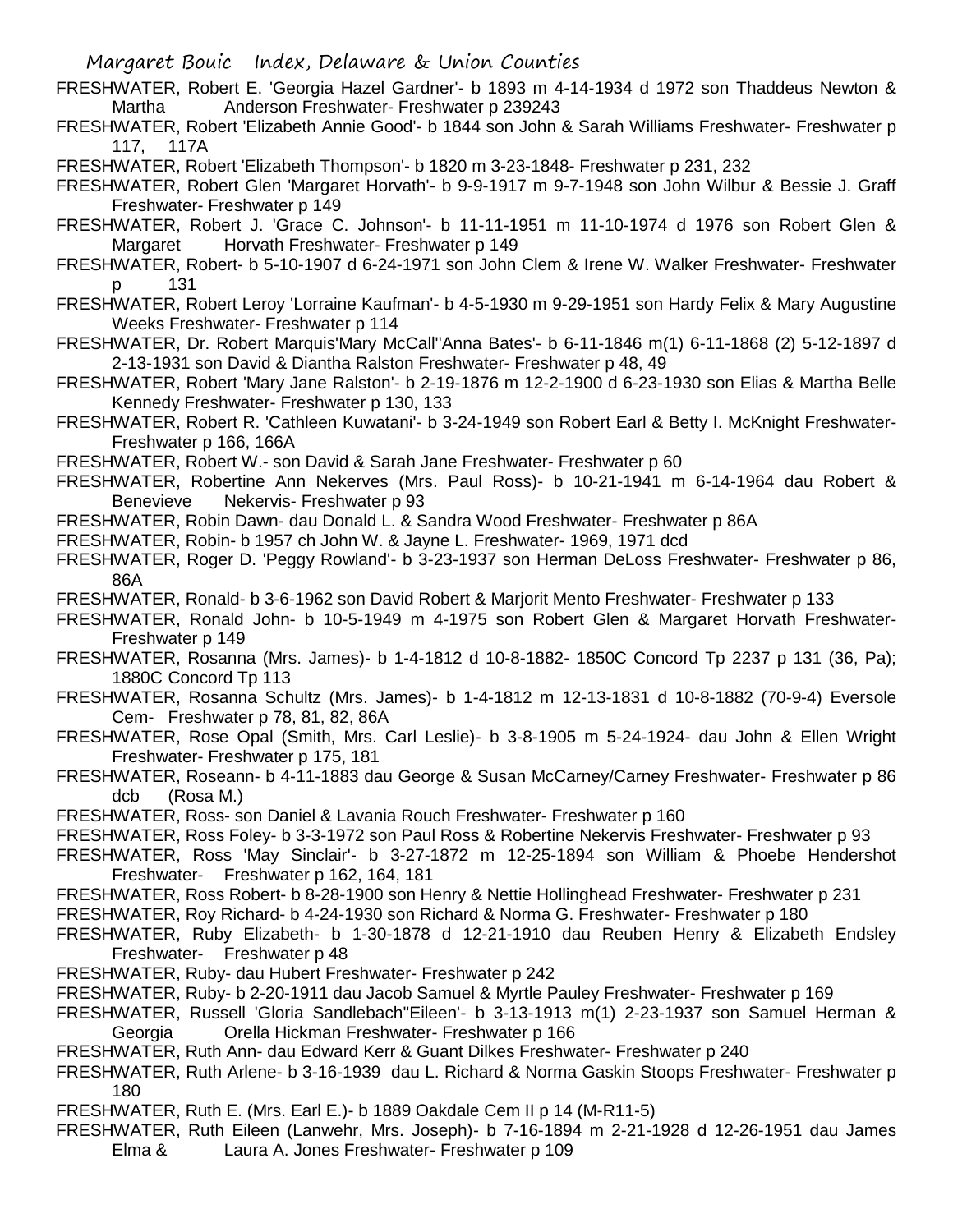FRESHWATER, Robert E. 'Georgia Hazel Gardner'- b 1893 m 4-14-1934 d 1972 son Thaddeus Newton & Martha Anderson Freshwater- Freshwater p 239243

FRESHWATER, Robert 'Elizabeth Annie Good'- b 1844 son John & Sarah Williams Freshwater- Freshwater p 117, 117A

FRESHWATER, Robert 'Elizabeth Thompson'- b 1820 m 3-23-1848- Freshwater p 231, 232

FRESHWATER, Robert Glen 'Margaret Horvath'- b 9-9-1917 m 9-7-1948 son John Wilbur & Bessie J. Graff Freshwater- Freshwater p 149

FRESHWATER, Robert J. 'Grace C. Johnson'- b 11-11-1951 m 11-10-1974 d 1976 son Robert Glen & Margaret Horvath Freshwater- Freshwater p 149

FRESHWATER, Robert- b 5-10-1907 d 6-24-1971 son John Clem & Irene W. Walker Freshwater- Freshwater p 131

FRESHWATER, Robert Leroy 'Lorraine Kaufman'- b 4-5-1930 m 9-29-1951 son Hardy Felix & Mary Augustine Weeks Freshwater- Freshwater p 114

FRESHWATER, Dr. Robert Marquis'Mary McCall''Anna Bates'- b 6-11-1846 m(1) 6-11-1868 (2) 5-12-1897 d 2-13-1931 son David & Diantha Ralston Freshwater- Freshwater p 48, 49

FRESHWATER, Robert 'Mary Jane Ralston'- b 2-19-1876 m 12-2-1900 d 6-23-1930 son Elias & Martha Belle Kennedy Freshwater- Freshwater p 130, 133

FRESHWATER, Robert R. 'Cathleen Kuwatani'- b 3-24-1949 son Robert Earl & Betty I. McKnight Freshwater- Freshwater p 166, 166A

FRESHWATER, Robert W.- son David & Sarah Jane Freshwater- Freshwater p 60

FRESHWATER, Robertine Ann Nekerves (Mrs. Paul Ross)- b 10-21-1941 m 6-14-1964 dau Robert & Benevieve Nekervis- Freshwater p 93

FRESHWATER, Robin Dawn- dau Donald L. & Sandra Wood Freshwater- Freshwater p 86A

FRESHWATER, Robin- b 1957 ch John W. & Jayne L. Freshwater- 1969, 1971 dcd

FRESHWATER, Roger D. 'Peggy Rowland'- b 3-23-1937 son Herman DeLoss Freshwater- Freshwater p 86, 86A

FRESHWATER, Ronald- b 3-6-1962 son David Robert & Marjorit Mento Freshwater- Freshwater p 133

FRESHWATER, Ronald John- b 10-5-1949 m 4-1975 son Robert Glen & Margaret Horvath Freshwater- Freshwater p 149

FRESHWATER, Rosanna (Mrs. James)- b 1-4-1812 d 10-8-1882- 1850C Concord Tp 2237 p 131 (36, Pa); 1880C Concord Tp 113

FRESHWATER, Rosanna Schultz (Mrs. James)- b 1-4-1812 m 12-13-1831 d 10-8-1882 (70-9-4) Eversole Cem- Freshwater p 78, 81, 82, 86A

FRESHWATER, Rose Opal (Smith, Mrs. Carl Leslie)- b 3-8-1905 m 5-24-1924- dau John & Ellen Wright Freshwater- Freshwater p 175, 181

FRESHWATER, Roseann- b 4-11-1883 dau George & Susan McCarney/Carney Freshwater- Freshwater p 86 dcb (Rosa M.)

FRESHWATER, Ross- son Daniel & Lavania Rouch Freshwater- Freshwater p 160

FRESHWATER, Ross Foley- b 3-3-1972 son Paul Ross & Robertine Nekervis Freshwater- Freshwater p 93

FRESHWATER, Ross 'May Sinclair'- b 3-27-1872 m 12-25-1894 son William & Phoebe Hendershot Freshwater- Freshwater p 162, 164, 181

FRESHWATER, Ross Robert- b 8-28-1900 son Henry & Nettie Hollinghead Freshwater- Freshwater p 231

FRESHWATER, Roy Richard- b 4-24-1930 son Richard & Norma G. Freshwater- Freshwater p 180

FRESHWATER, Ruby Elizabeth- b 1-30-1878 d 12-21-1910 dau Reuben Henry & Elizabeth Endsley Freshwater- Freshwater p 48

FRESHWATER, Ruby- dau Hubert Freshwater- Freshwater p 242

FRESHWATER, Ruby- b 2-20-1911 dau Jacob Samuel & Myrtle Pauley Freshwater- Freshwater p 169

FRESHWATER, Russell 'Gloria Sandlebach''Eileen'- b 3-13-1913 m(1) 2-23-1937 son Samuel Herman & Georgia Orella Hickman Freshwater- Freshwater p 166

FRESHWATER, Ruth Ann- dau Edward Kerr & Guant Dilkes Freshwater- Freshwater p 240

FRESHWATER, Ruth Arlene- b 3-16-1939 dau L. Richard & Norma Gaskin Stoops Freshwater- Freshwater p 180

FRESHWATER, Ruth E. (Mrs. Earl E.)- b 1889 Oakdale Cem II p 14 (M-R11-5)

FRESHWATER, Ruth Eileen (Lanwehr, Mrs. Joseph)- b 7-16-1894 m 2-21-1928 d 12-26-1951 dau James Elma & Laura A. Jones Freshwater- Freshwater p 109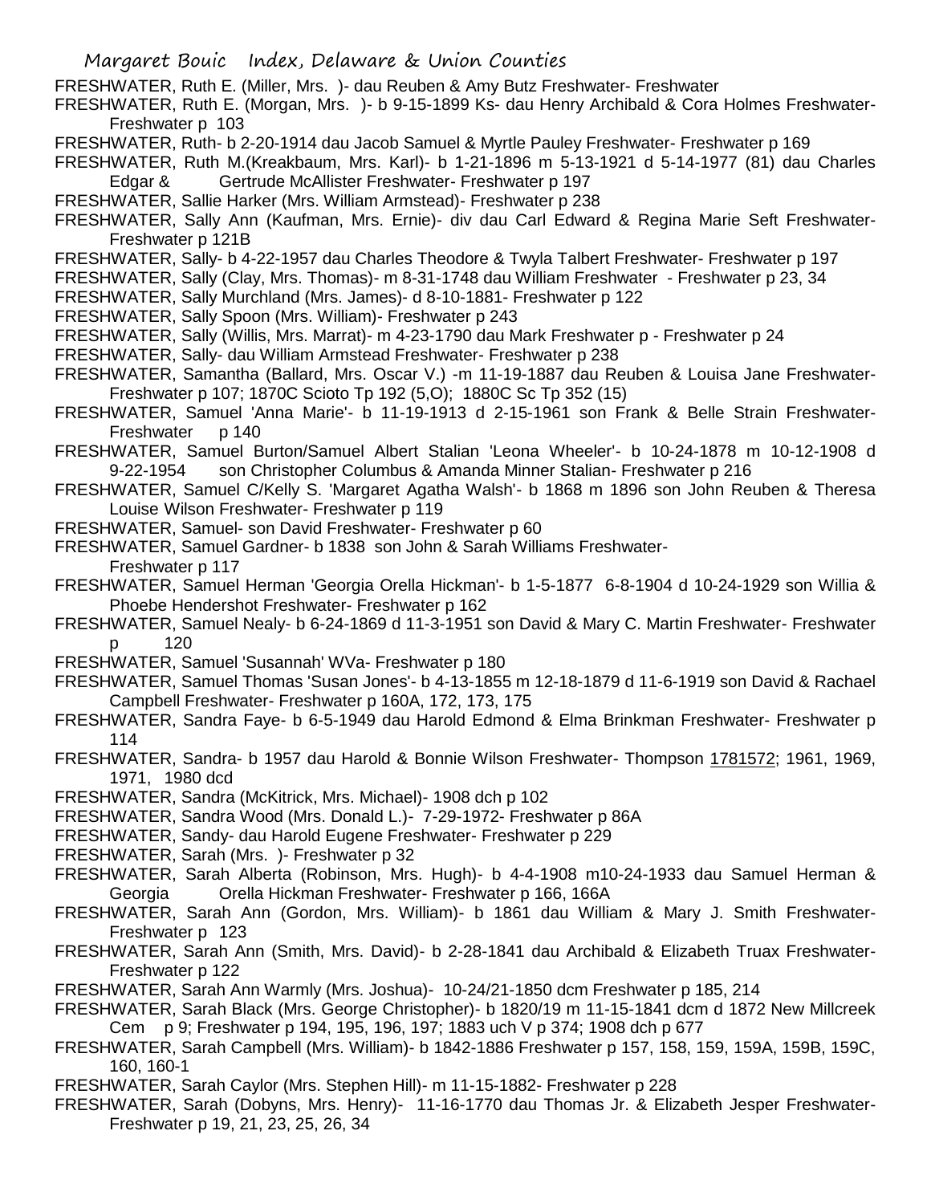FRESHWATER, Ruth E. (Miller, Mrs. )- dau Reuben & Amy Butz Freshwater- Freshwater
FRESHWATER, Ruth E. (Morgan, Mrs. )- b 9-15-1899 Ks- dau Henry Archibald & Cora Holmes Freshwater- Freshwater p 103
FRESHWATER, Ruth- b 2-20-1914 dau Jacob Samuel & Myrtle Pauley Freshwater- Freshwater p 169
FRESHWATER, Ruth M.(Kreakbaum, Mrs. Karl)- b 1-21-1896 m 5-13-1921 d 5-14-1977 (81) dau Charles Edgar & Gertrude McAllister Freshwater- Freshwater p 197
FRESHWATER, Sallie Harker (Mrs. William Armstead)- Freshwater p 238
FRESHWATER, Sally Ann (Kaufman, Mrs. Ernie)- div dau Carl Edward & Regina Marie Seft Freshwater- Freshwater p 121B
FRESHWATER, Sally- b 4-22-1957 dau Charles Theodore & Twyla Talbert Freshwater- Freshwater p 197
FRESHWATER, Sally (Clay, Mrs. Thomas)- m 8-31-1748 dau William Freshwater - Freshwater p 23, 34
FRESHWATER, Sally Murchland (Mrs. James)- d 8-10-1881- Freshwater p 122
FRESHWATER, Sally Spoon (Mrs. William)- Freshwater p 243
FRESHWATER, Sally (Willis, Mrs. Marrat)- m 4-23-1790 dau Mark Freshwater p - Freshwater p 24
FRESHWATER, Sally- dau William Armstead Freshwater- Freshwater p 238
FRESHWATER, Samantha (Ballard, Mrs. Oscar V.) -m 11-19-1887 dau Reuben & Louisa Jane Freshwater- Freshwater p 107; 1870C Scioto Tp 192 (5,O); 1880C Sc Tp 352 (15)
FRESHWATER, Samuel 'Anna Marie'- b 11-19-1913 d 2-15-1961 son Frank & Belle Strain Freshwater- Freshwater p 140
FRESHWATER, Samuel Burton/Samuel Albert Stalian 'Leona Wheeler'- b 10-24-1878 m 10-12-1908 d 9-22-1954 son Christopher Columbus & Amanda Minner Stalian- Freshwater p 216
FRESHWATER, Samuel C/Kelly S. 'Margaret Agatha Walsh'- b 1868 m 1896 son John Reuben & Theresa Louise Wilson Freshwater- Freshwater p 119
FRESHWATER, Samuel- son David Freshwater- Freshwater p 60
FRESHWATER, Samuel Gardner- b 1838 son John & Sarah Williams Freshwater- Freshwater p 117
FRESHWATER, Samuel Herman 'Georgia Orella Hickman'- b 1-5-1877 6-8-1904 d 10-24-1929 son Willia & Phoebe Hendershot Freshwater- Freshwater p 162
FRESHWATER, Samuel Nealy- b 6-24-1869 d 11-3-1951 son David & Mary C. Martin Freshwater- Freshwater p 120
FRESHWATER, Samuel 'Susannah' WVa- Freshwater p 180
FRESHWATER, Samuel Thomas 'Susan Jones'- b 4-13-1855 m 12-18-1879 d 11-6-1919 son David & Rachael Campbell Freshwater- Freshwater p 160A, 172, 173, 175
FRESHWATER, Sandra Faye- b 6-5-1949 dau Harold Edmond & Elma Brinkman Freshwater- Freshwater p 114
FRESHWATER, Sandra- b 1957 dau Harold & Bonnie Wilson Freshwater- Thompson 1781572; 1961, 1969, 1971, 1980 dcd
FRESHWATER, Sandra (McKitrick, Mrs. Michael)- 1908 dch p 102
FRESHWATER, Sandra Wood (Mrs. Donald L.)- 7-29-1972- Freshwater p 86A
FRESHWATER, Sandy- dau Harold Eugene Freshwater- Freshwater p 229
FRESHWATER, Sarah (Mrs. )- Freshwater p 32
FRESHWATER, Sarah Alberta (Robinson, Mrs. Hugh)- b 4-4-1908 m10-24-1933 dau Samuel Herman & Georgia Orella Hickman Freshwater- Freshwater p 166, 166A
FRESHWATER, Sarah Ann (Gordon, Mrs. William)- b 1861 dau William & Mary J. Smith Freshwater- Freshwater p 123
FRESHWATER, Sarah Ann (Smith, Mrs. David)- b 2-28-1841 dau Archibald & Elizabeth Truax Freshwater- Freshwater p 122
FRESHWATER, Sarah Ann Warmly (Mrs. Joshua)- 10-24/21-1850 dcm Freshwater p 185, 214
FRESHWATER, Sarah Black (Mrs. George Christopher)- b 1820/19 m 11-15-1841 dcm d 1872 New Millcreek Cem p 9; Freshwater p 194, 195, 196, 197; 1883 uch V p 374; 1908 dch p 677
FRESHWATER, Sarah Campbell (Mrs. William)- b 1842-1886 Freshwater p 157, 158, 159, 159A, 159B, 159C, 160, 160-1
FRESHWATER, Sarah Caylor (Mrs. Stephen Hill)- m 11-15-1882- Freshwater p 228
FRESHWATER, Sarah (Dobyns, Mrs. Henry)- 11-16-1770 dau Thomas Jr. & Elizabeth Jesper Freshwater- Freshwater p 19, 21, 23, 25, 26, 34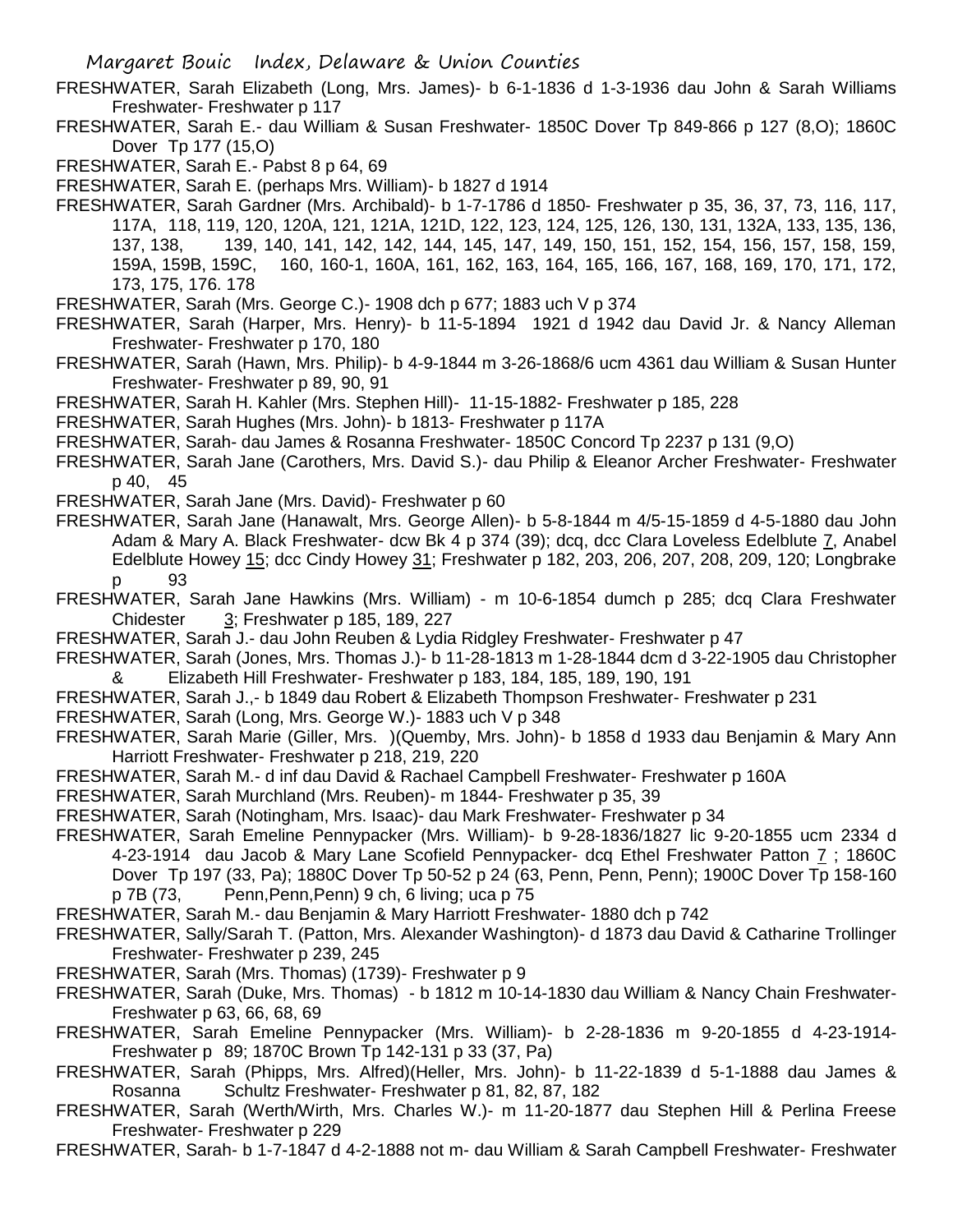FRESHWATER, Sarah Elizabeth (Long, Mrs. James)- b 6-1-1836 d 1-3-1936 dau John & Sarah Williams Freshwater- Freshwater p 117

FRESHWATER, Sarah E.- dau William & Susan Freshwater- 1850C Dover Tp 849-866 p 127 (8,O); 1860C Dover Tp 177 (15,O)

FRESHWATER, Sarah E.- Pabst 8 p 64, 69

FRESHWATER, Sarah E. (perhaps Mrs. William)- b 1827 d 1914

FRESHWATER, Sarah Gardner (Mrs. Archibald)- b 1-7-1786 d 1850- Freshwater p 35, 36, 37, 73, 116, 117, 117A, 118, 119, 120, 120A, 121, 121A, 121D, 122, 123, 124, 125, 126, 130, 131, 132A, 133, 135, 136, 137, 138, 139, 140, 141, 142, 142, 144, 145, 147, 149, 150, 151, 152, 154, 156, 157, 158, 159, 159A, 159B, 159C, 160, 160-1, 160A, 161, 162, 163, 164, 165, 166, 167, 168, 169, 170, 171, 172, 173, 175, 176. 178

FRESHWATER, Sarah (Mrs. George C.)- 1908 dch p 677; 1883 uch V p 374

FRESHWATER, Sarah (Harper, Mrs. Henry)- b 11-5-1894 1921 d 1942 dau David Jr. & Nancy Alleman Freshwater- Freshwater p 170, 180

FRESHWATER, Sarah (Hawn, Mrs. Philip)- b 4-9-1844 m 3-26-1868/6 ucm 4361 dau William & Susan Hunter Freshwater- Freshwater p 89, 90, 91

FRESHWATER, Sarah H. Kahler (Mrs. Stephen Hill)- 11-15-1882- Freshwater p 185, 228

FRESHWATER, Sarah Hughes (Mrs. John)- b 1813- Freshwater p 117A

FRESHWATER, Sarah- dau James & Rosanna Freshwater- 1850C Concord Tp 2237 p 131 (9,O)

FRESHWATER, Sarah Jane (Carothers, Mrs. David S.)- dau Philip & Eleanor Archer Freshwater- Freshwater p 40, 45

FRESHWATER, Sarah Jane (Mrs. David)- Freshwater p 60

FRESHWATER, Sarah Jane (Hanawalt, Mrs. George Allen)- b 5-8-1844 m 4/5-15-1859 d 4-5-1880 dau John Adam & Mary A. Black Freshwater- dcw Bk 4 p 374 (39); dcq, dcc Clara Loveless Edelblute 7, Anabel Edelblute Howey 15; dcc Cindy Howey 31; Freshwater p 182, 203, 206, 207, 208, 209, 120; Longbrake p 93

FRESHWATER, Sarah Jane Hawkins (Mrs. William) - m 10-6-1854 dumch p 285; dcq Clara Freshwater Chidester 3; Freshwater p 185, 189, 227

FRESHWATER, Sarah J.- dau John Reuben & Lydia Ridgley Freshwater- Freshwater p 47

FRESHWATER, Sarah (Jones, Mrs. Thomas J.)- b 11-28-1813 m 1-28-1844 dcm d 3-22-1905 dau Christopher & Elizabeth Hill Freshwater- Freshwater p 183, 184, 185, 189, 190, 191

FRESHWATER, Sarah J.,- b 1849 dau Robert & Elizabeth Thompson Freshwater- Freshwater p 231

FRESHWATER, Sarah (Long, Mrs. George W.)- 1883 uch V p 348

FRESHWATER, Sarah Marie (Giller, Mrs. )(Quemby, Mrs. John)- b 1858 d 1933 dau Benjamin & Mary Ann Harriott Freshwater- Freshwater p 218, 219, 220

FRESHWATER, Sarah M.- d inf dau David & Rachael Campbell Freshwater- Freshwater p 160A

FRESHWATER, Sarah Murchland (Mrs. Reuben)- m 1844- Freshwater p 35, 39

FRESHWATER, Sarah (Notingham, Mrs. Isaac)- dau Mark Freshwater- Freshwater p 34

FRESHWATER, Sarah Emeline Pennypacker (Mrs. William)- b 9-28-1836/1827 lic 9-20-1855 ucm 2334 d 4-23-1914 dau Jacob & Mary Lane Scofield Pennypacker- dcq Ethel Freshwater Patton 7 ; 1860C Dover Tp 197 (33, Pa); 1880C Dover Tp 50-52 p 24 (63, Penn, Penn, Penn); 1900C Dover Tp 158-160 p 7B (73, Penn,Penn,Penn) 9 ch, 6 living; uca p 75

FRESHWATER, Sarah M.- dau Benjamin & Mary Harriott Freshwater- 1880 dch p 742

FRESHWATER, Sally/Sarah T. (Patton, Mrs. Alexander Washington)- d 1873 dau David & Catharine Trollinger Freshwater- Freshwater p 239, 245

FRESHWATER, Sarah (Mrs. Thomas) (1739)- Freshwater p 9

FRESHWATER, Sarah (Duke, Mrs. Thomas) - b 1812 m 10-14-1830 dau William & Nancy Chain Freshwater- Freshwater p 63, 66, 68, 69

FRESHWATER, Sarah Emeline Pennypacker (Mrs. William)- b 2-28-1836 m 9-20-1855 d 4-23-1914- Freshwater p 89; 1870C Brown Tp 142-131 p 33 (37, Pa)

FRESHWATER, Sarah (Phipps, Mrs. Alfred)(Heller, Mrs. John)- b 11-22-1839 d 5-1-1888 dau James & Rosanna Schultz Freshwater- Freshwater p 81, 82, 87, 182

FRESHWATER, Sarah (Werth/Wirth, Mrs. Charles W.)- m 11-20-1877 dau Stephen Hill & Perlina Freese Freshwater- Freshwater p 229

FRESHWATER, Sarah- b 1-7-1847 d 4-2-1888 not m- dau William & Sarah Campbell Freshwater- Freshwater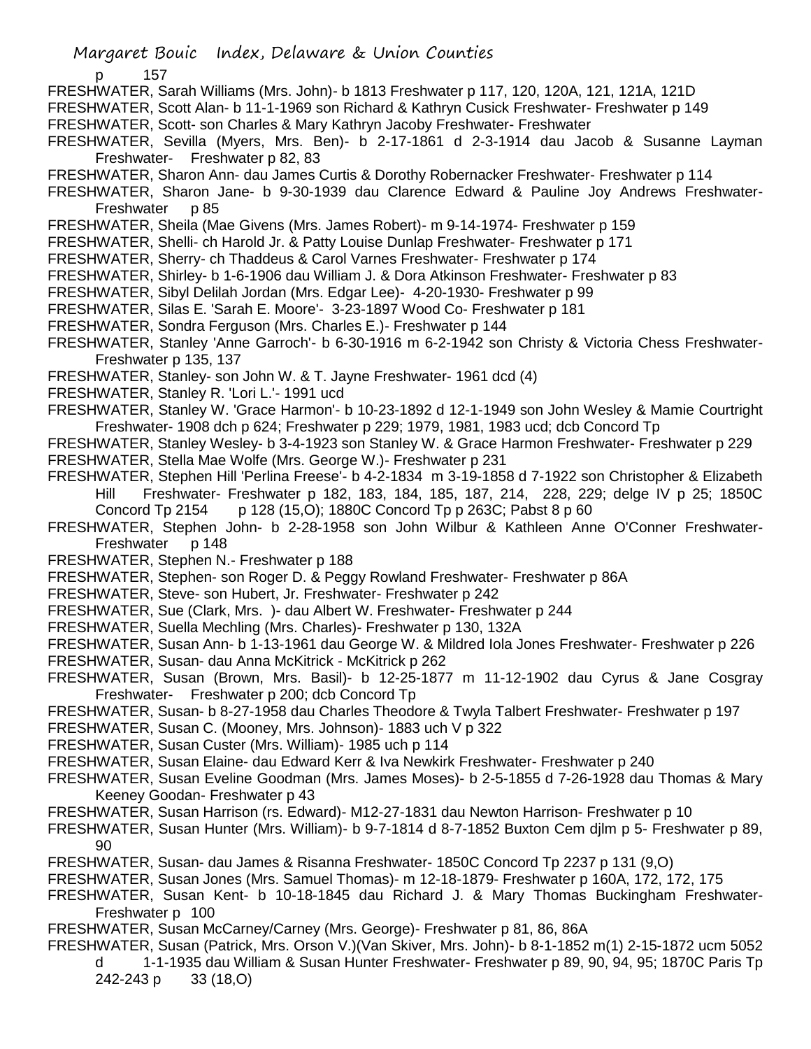p 157

FRESHWATER, Sarah Williams (Mrs. John)- b 1813 Freshwater p 117, 120, 120A, 121, 121A, 121D

FRESHWATER, Scott Alan- b 11-1-1969 son Richard & Kathryn Cusick Freshwater- Freshwater p 149

FRESHWATER, Scott- son Charles & Mary Kathryn Jacoby Freshwater- Freshwater

FRESHWATER, Sevilla (Myers, Mrs. Ben)- b 2-17-1861 d 2-3-1914 dau Jacob & Susanne Layman Freshwater- Freshwater p 82, 83

FRESHWATER, Sharon Ann- dau James Curtis & Dorothy Robernacker Freshwater- Freshwater p 114

FRESHWATER, Sharon Jane- b 9-30-1939 dau Clarence Edward & Pauline Joy Andrews Freshwater- Freshwater p 85

FRESHWATER, Sheila (Mae Givens (Mrs. James Robert)- m 9-14-1974- Freshwater p 159

FRESHWATER, Shelli- ch Harold Jr. & Patty Louise Dunlap Freshwater- Freshwater p 171

FRESHWATER, Sherry- ch Thaddeus & Carol Varnes Freshwater- Freshwater p 174

FRESHWATER, Shirley- b 1-6-1906 dau William J. & Dora Atkinson Freshwater- Freshwater p 83

FRESHWATER, Sibyl Delilah Jordan (Mrs. Edgar Lee)- 4-20-1930- Freshwater p 99

FRESHWATER, Silas E. 'Sarah E. Moore'- 3-23-1897 Wood Co- Freshwater p 181

FRESHWATER, Sondra Ferguson (Mrs. Charles E.)- Freshwater p 144

FRESHWATER, Stanley 'Anne Garroch'- b 6-30-1916 m 6-2-1942 son Christy & Victoria Chess Freshwater- Freshwater p 135, 137

FRESHWATER, Stanley- son John W. & T. Jayne Freshwater- 1961 dcd (4)

FRESHWATER, Stanley R. 'Lori L.'- 1991 ucd

FRESHWATER, Stanley W. 'Grace Harmon'- b 10-23-1892 d 12-1-1949 son John Wesley & Mamie Courtright Freshwater- 1908 dch p 624; Freshwater p 229; 1979, 1981, 1983 ucd; dcb Concord Tp

FRESHWATER, Stanley Wesley- b 3-4-1923 son Stanley W. & Grace Harmon Freshwater- Freshwater p 229

FRESHWATER, Stella Mae Wolfe (Mrs. George W.)- Freshwater p 231

FRESHWATER, Stephen Hill 'Perlina Freese'- b 4-2-1834 m 3-19-1858 d 7-1922 son Christopher & Elizabeth Hill Freshwater- Freshwater p 182, 183, 184, 185, 187, 214, 228, 229; delge IV p 25; 1850C Concord Tp 2154 p 128 (15,O); 1880C Concord Tp p 263C; Pabst 8 p 60

FRESHWATER, Stephen John- b 2-28-1958 son John Wilbur & Kathleen Anne O'Conner Freshwater- Freshwater p 148

FRESHWATER, Stephen N.- Freshwater p 188

FRESHWATER, Stephen- son Roger D. & Peggy Rowland Freshwater- Freshwater p 86A

FRESHWATER, Steve- son Hubert, Jr. Freshwater- Freshwater p 242

FRESHWATER, Sue (Clark, Mrs. )- dau Albert W. Freshwater- Freshwater p 244

FRESHWATER, Suella Mechling (Mrs. Charles)- Freshwater p 130, 132A

FRESHWATER, Susan Ann- b 1-13-1961 dau George W. & Mildred Iola Jones Freshwater- Freshwater p 226

FRESHWATER, Susan- dau Anna McKitrick - McKitrick p 262

FRESHWATER, Susan (Brown, Mrs. Basil)- b 12-25-1877 m 11-12-1902 dau Cyrus & Jane Cosgray Freshwater- Freshwater p 200; dcb Concord Tp

FRESHWATER, Susan- b 8-27-1958 dau Charles Theodore & Twyla Talbert Freshwater- Freshwater p 197

FRESHWATER, Susan C. (Mooney, Mrs. Johnson)- 1883 uch V p 322

FRESHWATER, Susan Custer (Mrs. William)- 1985 uch p 114

FRESHWATER, Susan Elaine- dau Edward Kerr & Iva Newkirk Freshwater- Freshwater p 240

FRESHWATER, Susan Eveline Goodman (Mrs. James Moses)- b 2-5-1855 d 7-26-1928 dau Thomas & Mary Keeney Goodan- Freshwater p 43

FRESHWATER, Susan Harrison (rs. Edward)- M12-27-1831 dau Newton Harrison- Freshwater p 10

FRESHWATER, Susan Hunter (Mrs. William)- b 9-7-1814 d 8-7-1852 Buxton Cem djlm p 5- Freshwater p 89, 90

FRESHWATER, Susan- dau James & Risanna Freshwater- 1850C Concord Tp 2237 p 131 (9,O)

FRESHWATER, Susan Jones (Mrs. Samuel Thomas)- m 12-18-1879- Freshwater p 160A, 172, 172, 175

FRESHWATER, Susan Kent- b 10-18-1845 dau Richard J. & Mary Thomas Buckingham Freshwater- Freshwater p 100

FRESHWATER, Susan McCarney/Carney (Mrs. George)- Freshwater p 81, 86, 86A

FRESHWATER, Susan (Patrick, Mrs. Orson V.)(Van Skiver, Mrs. John)- b 8-1-1852 m(1) 2-15-1872 ucm 5052 d 1-1-1935 dau William & Susan Hunter Freshwater- Freshwater p 89, 90, 94, 95; 1870C Paris Tp 242-243 p 33 (18,O)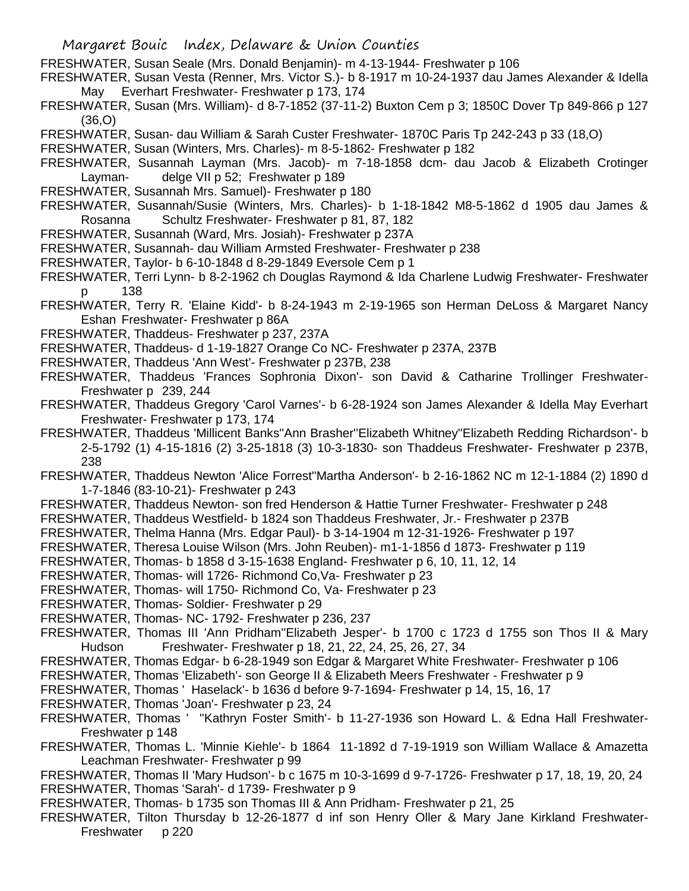FRESHWATER, Susan Seale (Mrs. Donald Benjamin)- m 4-13-1944- Freshwater p 106

FRESHWATER, Susan Vesta (Renner, Mrs. Victor S.)- b 8-1917 m 10-24-1937 dau James Alexander & Idella May Everhart Freshwater- Freshwater p 173, 174

FRESHWATER, Susan (Mrs. William)- d 8-7-1852 (37-11-2) Buxton Cem p 3; 1850C Dover Tp 849-866 p 127 (36,O)

FRESHWATER, Susan- dau William & Sarah Custer Freshwater- 1870C Paris Tp 242-243 p 33 (18,O)

FRESHWATER, Susan (Winters, Mrs. Charles)- m 8-5-1862- Freshwater p 182

FRESHWATER, Susannah Layman (Mrs. Jacob)- m 7-18-1858 dcm- dau Jacob & Elizabeth Crotinger Layman- delge VII p 52; Freshwater p 189

FRESHWATER, Susannah Mrs. Samuel)- Freshwater p 180

FRESHWATER, Susannah/Susie (Winters, Mrs. Charles)- b 1-18-1842 M8-5-1862 d 1905 dau James & Rosanna Schultz Freshwater- Freshwater p 81, 87, 182

FRESHWATER, Susannah (Ward, Mrs. Josiah)- Freshwater p 237A

FRESHWATER, Susannah- dau William Armsted Freshwater- Freshwater p 238

FRESHWATER, Taylor- b 6-10-1848 d 8-29-1849 Eversole Cem p 1

FRESHWATER, Terri Lynn- b 8-2-1962 ch Douglas Raymond & Ida Charlene Ludwig Freshwater- Freshwater p 138

FRESHWATER, Terry R. 'Elaine Kidd'- b 8-24-1943 m 2-19-1965 son Herman DeLoss & Margaret Nancy Eshan Freshwater- Freshwater p 86A

FRESHWATER, Thaddeus- Freshwater p 237, 237A

FRESHWATER, Thaddeus- d 1-19-1827 Orange Co NC- Freshwater p 237A, 237B

FRESHWATER, Thaddeus 'Ann West'- Freshwater p 237B, 238

FRESHWATER, Thaddeus 'Frances Sophronia Dixon'- son David & Catharine Trollinger Freshwater- Freshwater p 239, 244

FRESHWATER, Thaddeus Gregory 'Carol Varnes'- b 6-28-1924 son James Alexander & Idella May Everhart Freshwater- Freshwater p 173, 174

FRESHWATER, Thaddeus 'Millicent Banks''Ann Brasher''Elizabeth Whitney''Elizabeth Redding Richardson'- b 2-5-1792 (1) 4-15-1816 (2) 3-25-1818 (3) 10-3-1830- son Thaddeus Freshwater- Freshwater p 237B, 238

FRESHWATER, Thaddeus Newton 'Alice Forrest''Martha Anderson'- b 2-16-1862 NC m 12-1-1884 (2) 1890 d 1-7-1846 (83-10-21)- Freshwater p 243

FRESHWATER, Thaddeus Newton- son fred Henderson & Hattie Turner Freshwater- Freshwater p 248

FRESHWATER, Thaddeus Westfield- b 1824 son Thaddeus Freshwater, Jr.- Freshwater p 237B

FRESHWATER, Thelma Hanna (Mrs. Edgar Paul)- b 3-14-1904 m 12-31-1926- Freshwater p 197

FRESHWATER, Theresa Louise Wilson (Mrs. John Reuben)- m1-1-1856 d 1873- Freshwater p 119

FRESHWATER, Thomas- b 1858 d 3-15-1638 England- Freshwater p 6, 10, 11, 12, 14

FRESHWATER, Thomas- will 1726- Richmond Co,Va- Freshwater p 23

FRESHWATER, Thomas- will 1750- Richmond Co, Va- Freshwater p 23

FRESHWATER, Thomas- Soldier- Freshwater p 29

FRESHWATER, Thomas- NC- 1792- Freshwater p 236, 237

FRESHWATER, Thomas III 'Ann Pridham''Elizabeth Jesper'- b 1700 c 1723 d 1755 son Thos II & Mary Hudson Freshwater- Freshwater p 18, 21, 22, 24, 25, 26, 27, 34

FRESHWATER, Thomas Edgar- b 6-28-1949 son Edgar & Margaret White Freshwater- Freshwater p 106

FRESHWATER, Thomas 'Elizabeth'- son George II & Elizabeth Meers Freshwater - Freshwater p 9

FRESHWATER, Thomas ' Haselack'- b 1636 d before 9-7-1694- Freshwater p 14, 15, 16, 17

FRESHWATER, Thomas 'Joan'- Freshwater p 23, 24

FRESHWATER, Thomas ' ''Kathryn Foster Smith'- b 11-27-1936 son Howard L. & Edna Hall Freshwater- Freshwater p 148

FRESHWATER, Thomas L. 'Minnie Kiehle'- b 1864 11-1892 d 7-19-1919 son William Wallace & Amazetta Leachman Freshwater- Freshwater p 99

FRESHWATER, Thomas II 'Mary Hudson'- b c 1675 m 10-3-1699 d 9-7-1726- Freshwater p 17, 18, 19, 20, 24

FRESHWATER, Thomas 'Sarah'- d 1739- Freshwater p 9

FRESHWATER, Thomas- b 1735 son Thomas III & Ann Pridham- Freshwater p 21, 25

FRESHWATER, Tilton Thursday b 12-26-1877 d inf son Henry Oller & Mary Jane Kirkland Freshwater- Freshwater p 220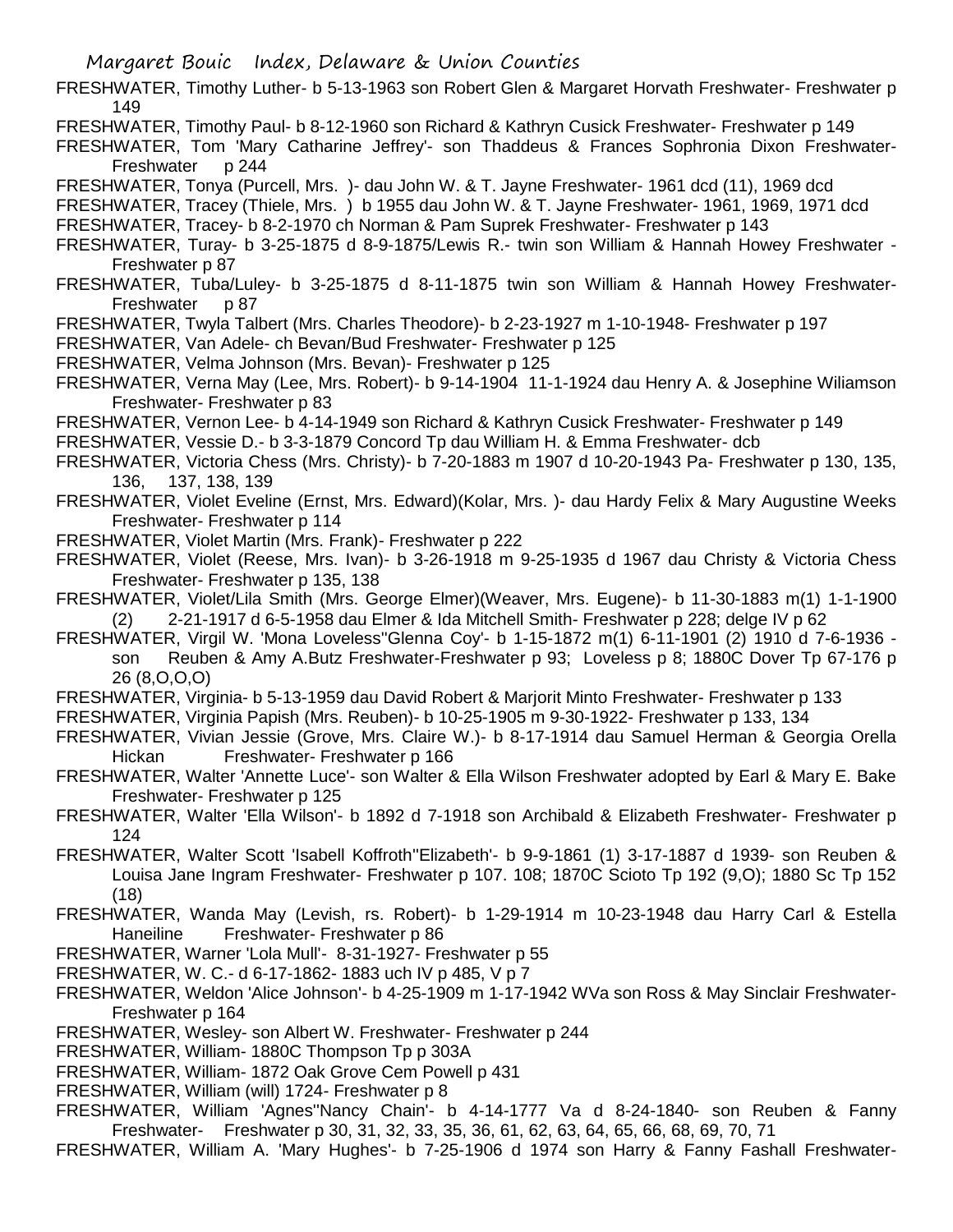FRESHWATER, Timothy Luther- b 5-13-1963 son Robert Glen & Margaret Horvath Freshwater- Freshwater p 149

FRESHWATER, Timothy Paul- b 8-12-1960 son Richard & Kathryn Cusick Freshwater- Freshwater p 149

FRESHWATER, Tom 'Mary Catharine Jeffrey'- son Thaddeus & Frances Sophronia Dixon Freshwater- Freshwater p 244

FRESHWATER, Tonya (Purcell, Mrs. )- dau John W. & T. Jayne Freshwater- 1961 dcd (11), 1969 dcd

FRESHWATER, Tracey (Thiele, Mrs. ) b 1955 dau John W. & T. Jayne Freshwater- 1961, 1969, 1971 dcd

FRESHWATER, Tracey- b 8-2-1970 ch Norman & Pam Suprek Freshwater- Freshwater p 143

FRESHWATER, Turay- b 3-25-1875 d 8-9-1875/Lewis R.- twin son William & Hannah Howey Freshwater - Freshwater p 87

FRESHWATER, Tuba/Luley- b 3-25-1875 d 8-11-1875 twin son William & Hannah Howey Freshwater- Freshwater p 87

FRESHWATER, Twyla Talbert (Mrs. Charles Theodore)- b 2-23-1927 m 1-10-1948- Freshwater p 197

FRESHWATER, Van Adele- ch Bevan/Bud Freshwater- Freshwater p 125

FRESHWATER, Velma Johnson (Mrs. Bevan)- Freshwater p 125

FRESHWATER, Verna May (Lee, Mrs. Robert)- b 9-14-1904 11-1-1924 dau Henry A. & Josephine Wiliamson Freshwater- Freshwater p 83

FRESHWATER, Vernon Lee- b 4-14-1949 son Richard & Kathryn Cusick Freshwater- Freshwater p 149

FRESHWATER, Vessie D.- b 3-3-1879 Concord Tp dau William H. & Emma Freshwater- dcb

FRESHWATER, Victoria Chess (Mrs. Christy)- b 7-20-1883 m 1907 d 10-20-1943 Pa- Freshwater p 130, 135, 136, 137, 138, 139

FRESHWATER, Violet Eveline (Ernst, Mrs. Edward)(Kolar, Mrs. )- dau Hardy Felix & Mary Augustine Weeks Freshwater- Freshwater p 114

FRESHWATER, Violet Martin (Mrs. Frank)- Freshwater p 222

FRESHWATER, Violet (Reese, Mrs. Ivan)- b 3-26-1918 m 9-25-1935 d 1967 dau Christy & Victoria Chess Freshwater- Freshwater p 135, 138

FRESHWATER, Violet/Lila Smith (Mrs. George Elmer)(Weaver, Mrs. Eugene)- b 11-30-1883 m(1) 1-1-1900 (2) 2-21-1917 d 6-5-1958 dau Elmer & Ida Mitchell Smith- Freshwater p 228; delge IV p 62

FRESHWATER, Virgil W. 'Mona Loveless''Glenna Coy'- b 1-15-1872 m(1) 6-11-1901 (2) 1910 d 7-6-1936 - son Reuben & Amy A.Butz Freshwater-Freshwater p 93; Loveless p 8; 1880C Dover Tp 67-176 p 26 (8,O,O,O)

FRESHWATER, Virginia- b 5-13-1959 dau David Robert & Marjorit Minto Freshwater- Freshwater p 133

FRESHWATER, Virginia Papish (Mrs. Reuben)- b 10-25-1905 m 9-30-1922- Freshwater p 133, 134

FRESHWATER, Vivian Jessie (Grove, Mrs. Claire W.)- b 8-17-1914 dau Samuel Herman & Georgia Orella Hickan Freshwater- Freshwater p 166

FRESHWATER, Walter 'Annette Luce'- son Walter & Ella Wilson Freshwater adopted by Earl & Mary E. Bake Freshwater- Freshwater p 125

FRESHWATER, Walter 'Ella Wilson'- b 1892 d 7-1918 son Archibald & Elizabeth Freshwater- Freshwater p 124

FRESHWATER, Walter Scott 'Isabell Koffroth''Elizabeth'- b 9-9-1861 (1) 3-17-1887 d 1939- son Reuben & Louisa Jane Ingram Freshwater- Freshwater p 107. 108; 1870C Scioto Tp 192 (9,O); 1880 Sc Tp 152 (18)

FRESHWATER, Wanda May (Levish, rs. Robert)- b 1-29-1914 m 10-23-1948 dau Harry Carl & Estella Haneiline Freshwater- Freshwater p 86

FRESHWATER, Warner 'Lola Mull'- 8-31-1927- Freshwater p 55

FRESHWATER, W. C.- d 6-17-1862- 1883 uch IV p 485, V p 7

FRESHWATER, Weldon 'Alice Johnson'- b 4-25-1909 m 1-17-1942 WVa son Ross & May Sinclair Freshwater- Freshwater p 164

FRESHWATER, Wesley- son Albert W. Freshwater- Freshwater p 244

FRESHWATER, William- 1880C Thompson Tp p 303A

FRESHWATER, William- 1872 Oak Grove Cem Powell p 431

FRESHWATER, William (will) 1724- Freshwater p 8

FRESHWATER, William 'Agnes''Nancy Chain'- b 4-14-1777 Va d 8-24-1840- son Reuben & Fanny Freshwater- Freshwater p 30, 31, 32, 33, 35, 36, 61, 62, 63, 64, 65, 66, 68, 69, 70, 71

FRESHWATER, William A. 'Mary Hughes'- b 7-25-1906 d 1974 son Harry & Fanny Fashall Freshwater-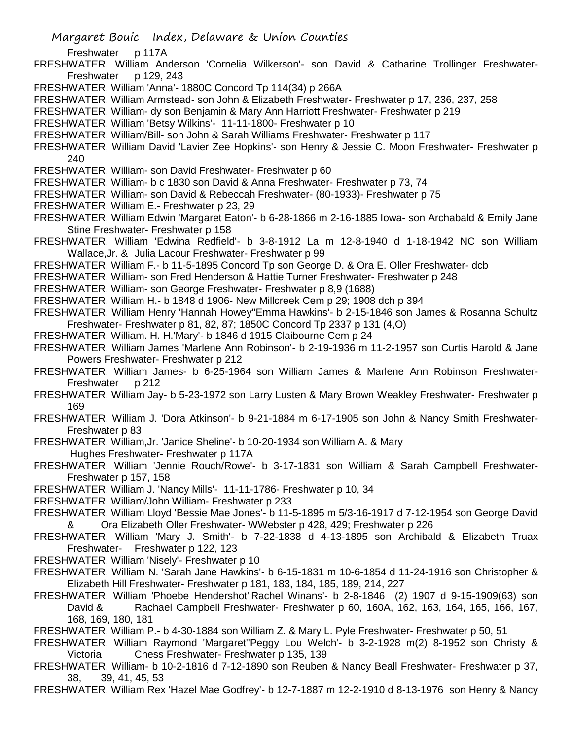Freshwater p 117A

FRESHWATER, William Anderson 'Cornelia Wilkerson'- son David & Catharine Trollinger Freshwater- Freshwater p 129, 243

FRESHWATER, William 'Anna'- 1880C Concord Tp 114(34) p 266A

FRESHWATER, William Armstead- son John & Elizabeth Freshwater- Freshwater p 17, 236, 237, 258

FRESHWATER, William- dy son Benjamin & Mary Ann Harriott Freshwater- Freshwater p 219

FRESHWATER, William 'Betsy Wilkins'- 11-11-1800- Freshwater p 10

FRESHWATER, William/Bill- son John & Sarah Williams Freshwater- Freshwater p 117

FRESHWATER, William David 'Lavier Zee Hopkins'- son Henry & Jessie C. Moon Freshwater- Freshwater p 240

FRESHWATER, William- son David Freshwater- Freshwater p 60

FRESHWATER, William- b c 1830 son David & Anna Freshwater- Freshwater p 73, 74

FRESHWATER, William- son David & Rebeccah Freshwater- (80-1933)- Freshwater p 75

FRESHWATER, William E.- Freshwater p 23, 29

FRESHWATER, William Edwin 'Margaret Eaton'- b 6-28-1866 m 2-16-1885 Iowa- son Archabald & Emily Jane Stine Freshwater- Freshwater p 158

FRESHWATER, William 'Edwina Redfield'- b 3-8-1912 La m 12-8-1940 d 1-18-1942 NC son William Wallace,Jr. & Julia Lacour Freshwater- Freshwater p 99

FRESHWATER, William F.- b 11-5-1895 Concord Tp son George D. & Ora E. Oller Freshwater- dcb

FRESHWATER, William- son Fred Henderson & Hattie Turner Freshwater- Freshwater p 248

FRESHWATER, William- son George Freshwater- Freshwater p 8,9 (1688)

FRESHWATER, William H.- b 1848 d 1906- New Millcreek Cem p 29; 1908 dch p 394

FRESHWATER, William Henry 'Hannah Howey''Emma Hawkins'- b 2-15-1846 son James & Rosanna Schultz Freshwater- Freshwater p 81, 82, 87; 1850C Concord Tp 2337 p 131 (4,O)

FRESHWATER, William. H. H.'Mary'- b 1846 d 1915 Claibourne Cem p 24

FRESHWATER, William James 'Marlene Ann Robinson'- b 2-19-1936 m 11-2-1957 son Curtis Harold & Jane Powers Freshwater- Freshwater p 212

FRESHWATER, William James- b 6-25-1964 son William James & Marlene Ann Robinson Freshwater- Freshwater p 212

FRESHWATER, William Jay- b 5-23-1972 son Larry Lusten & Mary Brown Weakley Freshwater- Freshwater p 169

FRESHWATER, William J. 'Dora Atkinson'- b 9-21-1884 m 6-17-1905 son John & Nancy Smith Freshwater- Freshwater p 83

FRESHWATER, William,Jr. 'Janice Sheline'- b 10-20-1934 son William A. & Mary Hughes Freshwater- Freshwater p 117A

FRESHWATER, William 'Jennie Rouch/Rowe'- b 3-17-1831 son William & Sarah Campbell Freshwater- Freshwater p 157, 158

FRESHWATER, William J. 'Nancy Mills'- 11-11-1786- Freshwater p 10, 34

FRESHWATER, William/John William- Freshwater p 233

FRESHWATER, William Lloyd 'Bessie Mae Jones'- b 11-5-1895 m 5/3-16-1917 d 7-12-1954 son George David & Ora Elizabeth Oller Freshwater- WWebster p 428, 429; Freshwater p 226

FRESHWATER, William 'Mary J. Smith'- b 7-22-1838 d 4-13-1895 son Archibald & Elizabeth Truax Freshwater- Freshwater p 122, 123

FRESHWATER, William 'Nisely'- Freshwater p 10

FRESHWATER, William N. 'Sarah Jane Hawkins'- b 6-15-1831 m 10-6-1854 d 11-24-1916 son Christopher & Elizabeth Hill Freshwater- Freshwater p 181, 183, 184, 185, 189, 214, 227

FRESHWATER, William 'Phoebe Hendershot''Rachel Winans'- b 2-8-1846 (2) 1907 d 9-15-1909(63) son David & Rachael Campbell Freshwater- Freshwater p 60, 160A, 162, 163, 164, 165, 166, 167, 168, 169, 180, 181

FRESHWATER, William P.- b 4-30-1884 son William Z. & Mary L. Pyle Freshwater- Freshwater p 50, 51

FRESHWATER, William Raymond 'Margaret''Peggy Lou Welch'- b 3-2-1928 m(2) 8-1952 son Christy & Victoria Chess Freshwater- Freshwater p 135, 139

FRESHWATER, William- b 10-2-1816 d 7-12-1890 son Reuben & Nancy Beall Freshwater- Freshwater p 37, 38, 39, 41, 45, 53

FRESHWATER, William Rex 'Hazel Mae Godfrey'- b 12-7-1887 m 12-2-1910 d 8-13-1976 son Henry & Nancy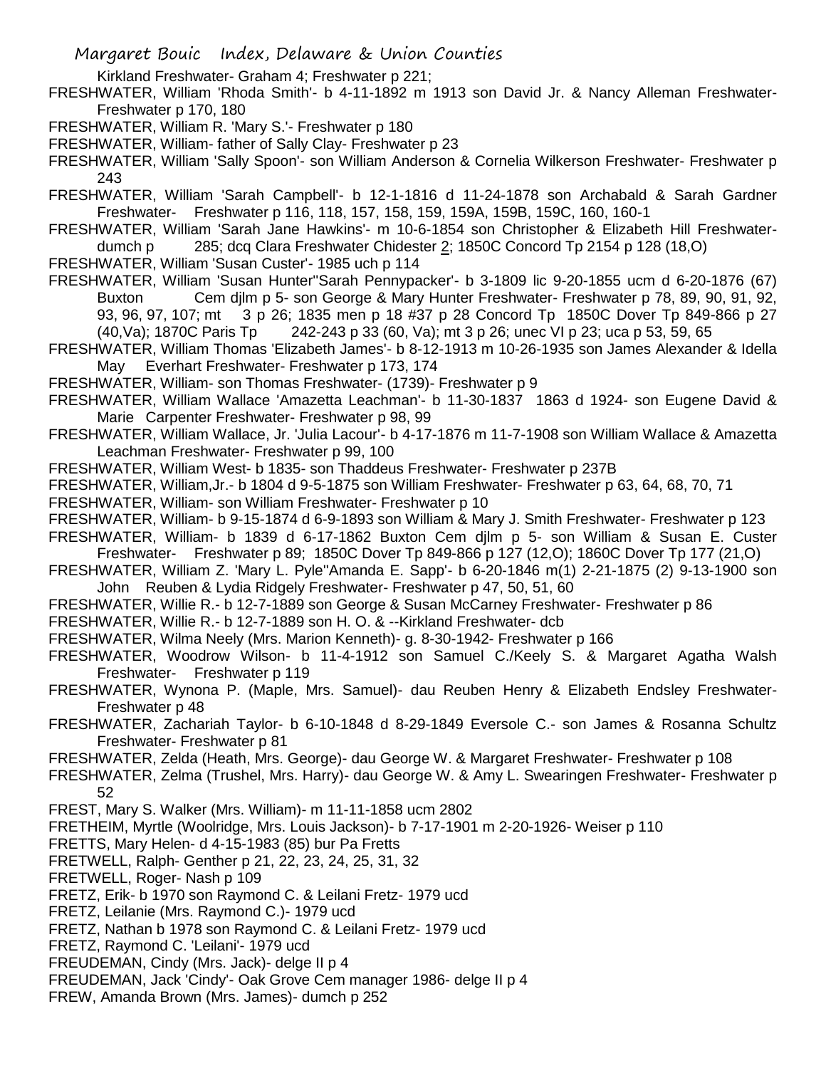Kirkland Freshwater- Graham 4; Freshwater p 221;

FRESHWATER, William 'Rhoda Smith'- b 4-11-1892 m 1913 son David Jr. & Nancy Alleman Freshwater- Freshwater p 170, 180

FRESHWATER, William R. 'Mary S.'- Freshwater p 180

FRESHWATER, William- father of Sally Clay- Freshwater p 23

FRESHWATER, William 'Sally Spoon'- son William Anderson & Cornelia Wilkerson Freshwater- Freshwater p 243

FRESHWATER, William 'Sarah Campbell'- b 12-1-1816 d 11-24-1878 son Archabald & Sarah Gardner Freshwater- Freshwater p 116, 118, 157, 158, 159, 159A, 159B, 159C, 160, 160-1

FRESHWATER, William 'Sarah Jane Hawkins'- m 10-6-1854 son Christopher & Elizabeth Hill Freshwater- dumch p 285; dcq Clara Freshwater Chidester 2; 1850C Concord Tp 2154 p 128 (18,O)

FRESHWATER, William 'Susan Custer'- 1985 uch p 114

FRESHWATER, William 'Susan Hunter''Sarah Pennypacker'- b 3-1809 lic 9-20-1855 ucm d 6-20-1876 (67) Buxton Cem djlm p 5- son George & Mary Hunter Freshwater- Freshwater p 78, 89, 90, 91, 92, 93, 96, 97, 107; mt 3 p 26; 1835 men p 18 #37 p 28 Concord Tp 1850C Dover Tp 849-866 p 27 (40,Va); 1870C Paris Tp 242-243 p 33 (60, Va); mt 3 p 26; unec VI p 23; uca p 53, 59, 65

FRESHWATER, William Thomas 'Elizabeth James'- b 8-12-1913 m 10-26-1935 son James Alexander & Idella May Everhart Freshwater- Freshwater p 173, 174

FRESHWATER, William- son Thomas Freshwater- (1739)- Freshwater p 9

FRESHWATER, William Wallace 'Amazetta Leachman'- b 11-30-1837 1863 d 1924- son Eugene David & Marie Carpenter Freshwater- Freshwater p 98, 99

FRESHWATER, William Wallace, Jr. 'Julia Lacour'- b 4-17-1876 m 11-7-1908 son William Wallace & Amazetta Leachman Freshwater- Freshwater p 99, 100

FRESHWATER, William West- b 1835- son Thaddeus Freshwater- Freshwater p 237B

FRESHWATER, William,Jr.- b 1804 d 9-5-1875 son William Freshwater- Freshwater p 63, 64, 68, 70, 71

FRESHWATER, William- son William Freshwater- Freshwater p 10

FRESHWATER, William- b 9-15-1874 d 6-9-1893 son William & Mary J. Smith Freshwater- Freshwater p 123

FRESHWATER, William- b 1839 d 6-17-1862 Buxton Cem djlm p 5- son William & Susan E. Custer Freshwater- Freshwater p 89; 1850C Dover Tp 849-866 p 127 (12,O); 1860C Dover Tp 177 (21,O)

FRESHWATER, William Z. 'Mary L. Pyle''Amanda E. Sapp'- b 6-20-1846 m(1) 2-21-1875 (2) 9-13-1900 son John Reuben & Lydia Ridgely Freshwater- Freshwater p 47, 50, 51, 60

FRESHWATER, Willie R.- b 12-7-1889 son George & Susan McCarney Freshwater- Freshwater p 86

FRESHWATER, Willie R.- b 12-7-1889 son H. O. & --Kirkland Freshwater- dcb

FRESHWATER, Wilma Neely (Mrs. Marion Kenneth)- g. 8-30-1942- Freshwater p 166

FRESHWATER, Woodrow Wilson- b 11-4-1912 son Samuel C./Keely S. & Margaret Agatha Walsh Freshwater- Freshwater p 119

FRESHWATER, Wynona P. (Maple, Mrs. Samuel)- dau Reuben Henry & Elizabeth Endsley Freshwater- Freshwater p 48

FRESHWATER, Zachariah Taylor- b 6-10-1848 d 8-29-1849 Eversole C.- son James & Rosanna Schultz Freshwater- Freshwater p 81

FRESHWATER, Zelda (Heath, Mrs. George)- dau George W. & Margaret Freshwater- Freshwater p 108

FRESHWATER, Zelma (Trushel, Mrs. Harry)- dau George W. & Amy L. Swearingen Freshwater- Freshwater p 52

FREST, Mary S. Walker (Mrs. William)- m 11-11-1858 ucm 2802

FRETHEIM, Myrtle (Woolridge, Mrs. Louis Jackson)- b 7-17-1901 m 2-20-1926- Weiser p 110

FRETTS, Mary Helen- d 4-15-1983 (85) bur Pa Fretts

FRETWELL, Ralph- Genther p 21, 22, 23, 24, 25, 31, 32

FRETWELL, Roger- Nash p 109

FRETZ, Erik- b 1970 son Raymond C. & Leilani Fretz- 1979 ucd

FRETZ, Leilanie (Mrs. Raymond C.)- 1979 ucd

FRETZ, Nathan b 1978 son Raymond C. & Leilani Fretz- 1979 ucd

FRETZ, Raymond C. 'Leilani'- 1979 ucd

FREUDEMAN, Cindy (Mrs. Jack)- delge II p 4

FREUDEMAN, Jack 'Cindy'- Oak Grove Cem manager 1986- delge II p 4

FREW, Amanda Brown (Mrs. James)- dumch p 252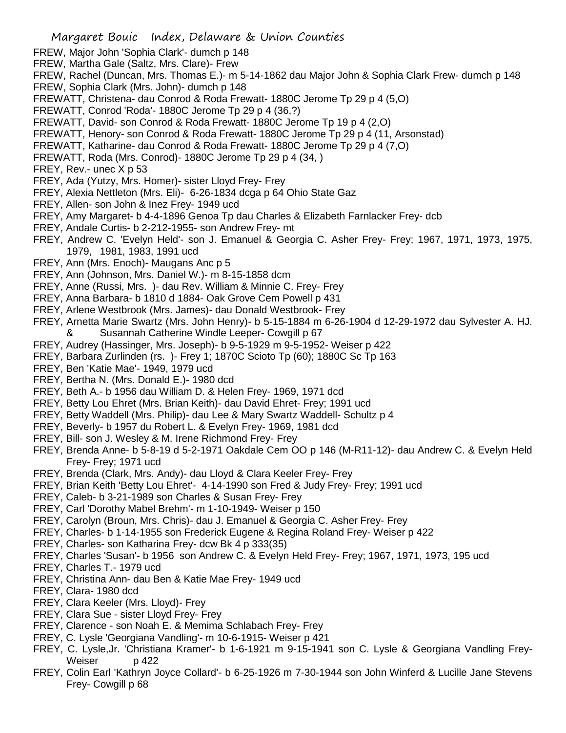FREW, Major John 'Sophia Clark'- dumch p 148
FREW, Martha Gale (Saltz, Mrs. Clare)- Frew
FREW, Rachel (Duncan, Mrs. Thomas E.)- m 5-14-1862 dau Major John & Sophia Clark Frew- dumch p 148
FREW, Sophia Clark (Mrs. John)- dumch p 148
FREWATT, Christena- dau Conrod & Roda Frewatt- 1880C Jerome Tp 29 p 4 (5,O)
FREWATT, Conrod 'Roda'- 1880C Jerome Tp 29 p 4 (36,?)
FREWATT, David- son Conrod & Roda Frewatt- 1880C Jerome Tp 19 p 4 (2,O)
FREWATT, Henory- son Conrod & Roda Frewatt- 1880C Jerome Tp 29 p 4 (11, Arsonstad)
FREWATT, Katharine- dau Conrod & Roda Frewatt- 1880C Jerome Tp 29 p 4 (7,O)
FREWATT, Roda (Mrs. Conrod)- 1880C Jerome Tp 29 p 4 (34, )
FREY, Rev.- unec X p 53
FREY, Ada (Yutzy, Mrs. Homer)- sister Lloyd Frey- Frey
FREY, Alexia Nettleton (Mrs. Eli)- 6-26-1834 dcga p 64 Ohio State Gaz
FREY, Allen- son John & Inez Frey- 1949 ucd
FREY, Amy Margaret- b 4-4-1896 Genoa Tp dau Charles & Elizabeth Farnlacker Frey- dcb
FREY, Andale Curtis- b 2-212-1955- son Andrew Frey- mt
FREY, Andrew C. 'Evelyn Held'- son J. Emanuel & Georgia C. Asher Frey- Frey; 1967, 1971, 1973, 1975, 1979, 1981, 1983, 1991 ucd
FREY, Ann (Mrs. Enoch)- Maugans Anc p 5
FREY, Ann (Johnson, Mrs. Daniel W.)- m 8-15-1858 dcm
FREY, Anne (Russi, Mrs. )- dau Rev. William & Minnie C. Frey- Frey
FREY, Anna Barbara- b 1810 d 1884- Oak Grove Cem Powell p 431
FREY, Arlene Westbrook (Mrs. James)- dau Donald Westbrook- Frey
FREY, Arnetta Marie Swartz (Mrs. John Henry)- b 5-15-1884 m 6-26-1904 d 12-29-1972 dau Sylvester A. HJ. & Susannah Catherine Windle Leeper- Cowgill p 67
FREY, Audrey (Hassinger, Mrs. Joseph)- b 9-5-1929 m 9-5-1952- Weiser p 422
FREY, Barbara Zurlinden (rs. )- Frey 1; 1870C Scioto Tp (60); 1880C Sc Tp 163
FREY, Ben 'Katie Mae'- 1949, 1979 ucd
FREY, Bertha N. (Mrs. Donald E.)- 1980 dcd
FREY, Beth A.- b 1956 dau William D. & Helen Frey- 1969, 1971 dcd
FREY, Betty Lou Ehret (Mrs. Brian Keith)- dau David Ehret- Frey; 1991 ucd
FREY, Betty Waddell (Mrs. Philip)- dau Lee & Mary Swartz Waddell- Schultz p 4
FREY, Beverly- b 1957 du Robert L. & Evelyn Frey- 1969, 1981 dcd
FREY, Bill- son J. Wesley & M. Irene Richmond Frey- Frey
FREY, Brenda Anne- b 5-8-19 d 5-2-1971 Oakdale Cem OO p 146 (M-R11-12)- dau Andrew C. & Evelyn Held Frey- Frey; 1971 ucd
FREY, Brenda (Clark, Mrs. Andy)- dau Lloyd & Clara Keeler Frey- Frey
FREY, Brian Keith 'Betty Lou Ehret'- 4-14-1990 son Fred & Judy Frey- Frey; 1991 ucd
FREY, Caleb- b 3-21-1989 son Charles & Susan Frey- Frey
FREY, Carl 'Dorothy Mabel Brehm'- m 1-10-1949- Weiser p 150
FREY, Carolyn (Broun, Mrs. Chris)- dau J. Emanuel & Georgia C. Asher Frey- Frey
FREY, Charles- b 1-14-1955 son Frederick Eugene & Regina Roland Frey- Weiser p 422
FREY, Charles- son Katharina Frey- dcw Bk 4 p 333(35)
FREY, Charles 'Susan'- b 1956 son Andrew C. & Evelyn Held Frey- Frey; 1967, 1971, 1973, 195 ucd
FREY, Charles T.- 1979 ucd
FREY, Christina Ann- dau Ben & Katie Mae Frey- 1949 ucd
FREY, Clara- 1980 dcd
FREY, Clara Keeler (Mrs. Lloyd)- Frey
FREY, Clara Sue - sister Lloyd Frey- Frey
FREY, Clarence - son Noah E. & Memima Schlabach Frey- Frey
FREY, C. Lysle 'Georgiana Vandling'- m 10-6-1915- Weiser p 421
FREY, C. Lysle,Jr. 'Christiana Kramer'- b 1-6-1921 m 9-15-1941 son C. Lysle & Georgiana Vandling Frey- Weiser p 422
FREY, Colin Earl 'Kathryn Joyce Collard'- b 6-25-1926 m 7-30-1944 son John Winferd & Lucille Jane Stevens Frey- Cowgill p 68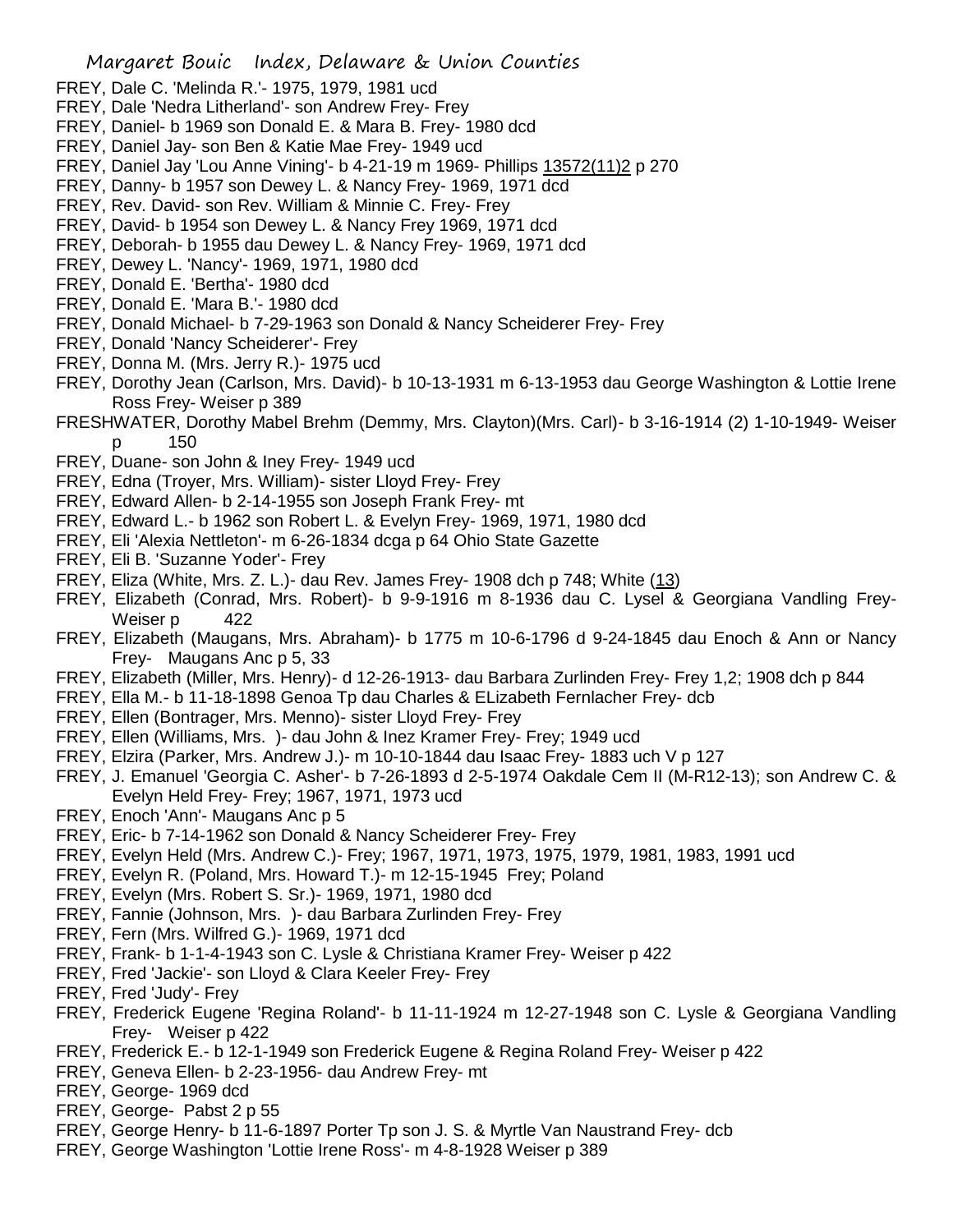FREY, Dale C. 'Melinda R.'- 1975, 1979, 1981 ucd
FREY, Dale 'Nedra Litherland'- son Andrew Frey- Frey
FREY, Daniel- b 1969 son Donald E. & Mara B. Frey- 1980 dcd
FREY, Daniel Jay- son Ben & Katie Mae Frey- 1949 ucd
FREY, Daniel Jay 'Lou Anne Vining'- b 4-21-19 m 1969- Phillips 13572(11)2 p 270
FREY, Danny- b 1957 son Dewey L. & Nancy Frey- 1969, 1971 dcd
FREY, Rev. David- son Rev. William & Minnie C. Frey- Frey
FREY, David- b 1954 son Dewey L. & Nancy Frey 1969, 1971 dcd
FREY, Deborah- b 1955 dau Dewey L. & Nancy Frey- 1969, 1971 dcd
FREY, Dewey L. 'Nancy'- 1969, 1971, 1980 dcd
FREY, Donald E. 'Bertha'- 1980 dcd
FREY, Donald E. 'Mara B.'- 1980 dcd
FREY, Donald Michael- b 7-29-1963 son Donald & Nancy Scheiderer Frey- Frey
FREY, Donald 'Nancy Scheiderer'- Frey
FREY, Donna M. (Mrs. Jerry R.)- 1975 ucd
FREY, Dorothy Jean (Carlson, Mrs. David)- b 10-13-1931 m 6-13-1953 dau George Washington & Lottie Irene Ross Frey- Weiser p 389
FRESHWATER, Dorothy Mabel Brehm (Demmy, Mrs. Clayton)(Mrs. Carl)- b 3-16-1914 (2) 1-10-1949- Weiser p 150
FREY, Duane- son John & Iney Frey- 1949 ucd
FREY, Edna (Troyer, Mrs. William)- sister Lloyd Frey- Frey
FREY, Edward Allen- b 2-14-1955 son Joseph Frank Frey- mt
FREY, Edward L.- b 1962 son Robert L. & Evelyn Frey- 1969, 1971, 1980 dcd
FREY, Eli 'Alexia Nettleton'- m 6-26-1834 dcga p 64 Ohio State Gazette
FREY, Eli B. 'Suzanne Yoder'- Frey
FREY, Eliza (White, Mrs. Z. L.)- dau Rev. James Frey- 1908 dch p 748; White (13)
FREY, Elizabeth (Conrad, Mrs. Robert)- b 9-9-1916 m 8-1936 dau C. Lysel & Georgiana Vandling Frey- Weiser p 422
FREY, Elizabeth (Maugans, Mrs. Abraham)- b 1775 m 10-6-1796 d 9-24-1845 dau Enoch & Ann or Nancy Frey- Maugans Anc p 5, 33
FREY, Elizabeth (Miller, Mrs. Henry)- d 12-26-1913- dau Barbara Zurlinden Frey- Frey 1,2; 1908 dch p 844
FREY, Ella M.- b 11-18-1898 Genoa Tp dau Charles & ELizabeth Fernlacher Frey- dcb
FREY, Ellen (Bontrager, Mrs. Menno)- sister Lloyd Frey- Frey
FREY, Ellen (Williams, Mrs. )- dau John & Inez Kramer Frey- Frey; 1949 ucd
FREY, Elzira (Parker, Mrs. Andrew J.)- m 10-10-1844 dau Isaac Frey- 1883 uch V p 127
FREY, J. Emanuel 'Georgia C. Asher'- b 7-26-1893 d 2-5-1974 Oakdale Cem II (M-R12-13); son Andrew C. & Evelyn Held Frey- Frey; 1967, 1971, 1973 ucd
FREY, Enoch 'Ann'- Maugans Anc p 5
FREY, Eric- b 7-14-1962 son Donald & Nancy Scheiderer Frey- Frey
FREY, Evelyn Held (Mrs. Andrew C.)- Frey; 1967, 1971, 1973, 1975, 1979, 1981, 1983, 1991 ucd
FREY, Evelyn R. (Poland, Mrs. Howard T.)- m 12-15-1945 Frey; Poland
FREY, Evelyn (Mrs. Robert S. Sr.)- 1969, 1971, 1980 dcd
FREY, Fannie (Johnson, Mrs. )- dau Barbara Zurlinden Frey- Frey
FREY, Fern (Mrs. Wilfred G.)- 1969, 1971 dcd
FREY, Frank- b 1-1-4-1943 son C. Lysle & Christiana Kramer Frey- Weiser p 422
FREY, Fred 'Jackie'- son Lloyd & Clara Keeler Frey- Frey
FREY, Fred 'Judy'- Frey
FREY, Frederick Eugene 'Regina Roland'- b 11-11-1924 m 12-27-1948 son C. Lysle & Georgiana Vandling Frey- Weiser p 422
FREY, Frederick E.- b 12-1-1949 son Frederick Eugene & Regina Roland Frey- Weiser p 422
FREY, Geneva Ellen- b 2-23-1956- dau Andrew Frey- mt
FREY, George- 1969 dcd
FREY, George- Pabst 2 p 55
FREY, George Henry- b 11-6-1897 Porter Tp son J. S. & Myrtle Van Naustrand Frey- dcb
FREY, George Washington 'Lottie Irene Ross'- m 4-8-1928 Weiser p 389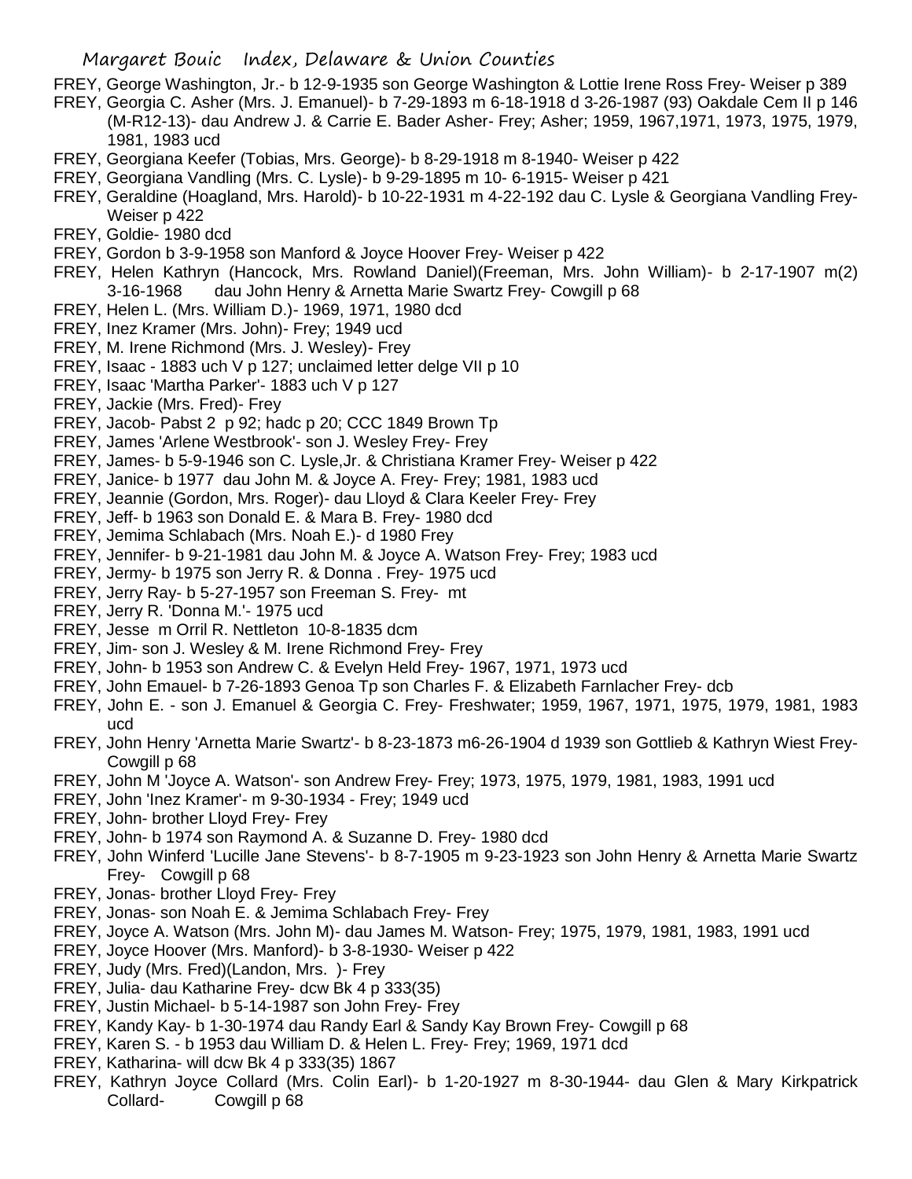FREY, George Washington, Jr.- b 12-9-1935 son George Washington & Lottie Irene Ross Frey- Weiser p 389

FREY, Georgia C. Asher (Mrs. J. Emanuel)- b 7-29-1893 m 6-18-1918 d 3-26-1987 (93) Oakdale Cem II p 146 (M-R12-13)- dau Andrew J. & Carrie E. Bader Asher- Frey; Asher; 1959, 1967,1971, 1973, 1975, 1979, 1981, 1983 ucd

FREY, Georgiana Keefer (Tobias, Mrs. George)- b 8-29-1918 m 8-1940- Weiser p 422

FREY, Georgiana Vandling (Mrs. C. Lysle)- b 9-29-1895 m 10- 6-1915- Weiser p 421

FREY, Geraldine (Hoagland, Mrs. Harold)- b 10-22-1931 m 4-22-192 dau C. Lysle & Georgiana Vandling Frey- Weiser p 422

FREY, Goldie- 1980 dcd

FREY, Gordon b 3-9-1958 son Manford & Joyce Hoover Frey- Weiser p 422

FREY, Helen Kathryn (Hancock, Mrs. Rowland Daniel)(Freeman, Mrs. John William)- b 2-17-1907 m(2) 3-16-1968 dau John Henry & Arnetta Marie Swartz Frey- Cowgill p 68

FREY, Helen L. (Mrs. William D.)- 1969, 1971, 1980 dcd

FREY, Inez Kramer (Mrs. John)- Frey; 1949 ucd

FREY, M. Irene Richmond (Mrs. J. Wesley)- Frey

FREY, Isaac - 1883 uch V p 127; unclaimed letter delge VII p 10

FREY, Isaac 'Martha Parker'- 1883 uch V p 127

FREY, Jackie (Mrs. Fred)- Frey

FREY, Jacob- Pabst 2 p 92; hadc p 20; CCC 1849 Brown Tp

FREY, James 'Arlene Westbrook'- son J. Wesley Frey- Frey

FREY, James- b 5-9-1946 son C. Lysle,Jr. & Christiana Kramer Frey- Weiser p 422

FREY, Janice- b 1977 dau John M. & Joyce A. Frey- Frey; 1981, 1983 ucd

FREY, Jeannie (Gordon, Mrs. Roger)- dau Lloyd & Clara Keeler Frey- Frey

FREY, Jeff- b 1963 son Donald E. & Mara B. Frey- 1980 dcd

FREY, Jemima Schlabach (Mrs. Noah E.)- d 1980 Frey

FREY, Jennifer- b 9-21-1981 dau John M. & Joyce A. Watson Frey- Frey; 1983 ucd

FREY, Jermy- b 1975 son Jerry R. & Donna . Frey- 1975 ucd

FREY, Jerry Ray- b 5-27-1957 son Freeman S. Frey- mt

FREY, Jerry R. 'Donna M.'- 1975 ucd

FREY, Jesse m Orril R. Nettleton 10-8-1835 dcm

FREY, Jim- son J. Wesley & M. Irene Richmond Frey- Frey

FREY, John- b 1953 son Andrew C. & Evelyn Held Frey- 1967, 1971, 1973 ucd

FREY, John Emauel- b 7-26-1893 Genoa Tp son Charles F. & Elizabeth Farnlacher Frey- dcb

FREY, John E. - son J. Emanuel & Georgia C. Frey- Freshwater; 1959, 1967, 1971, 1975, 1979, 1981, 1983 ucd

FREY, John Henry 'Arnetta Marie Swartz'- b 8-23-1873 m6-26-1904 d 1939 son Gottlieb & Kathryn Wiest Frey- Cowgill p 68

FREY, John M 'Joyce A. Watson'- son Andrew Frey- Frey; 1973, 1975, 1979, 1981, 1983, 1991 ucd

FREY, John 'Inez Kramer'- m 9-30-1934 - Frey; 1949 ucd

FREY, John- brother Lloyd Frey- Frey

FREY, John- b 1974 son Raymond A. & Suzanne D. Frey- 1980 dcd

FREY, John Winferd 'Lucille Jane Stevens'- b 8-7-1905 m 9-23-1923 son John Henry & Arnetta Marie Swartz Frey- Cowgill p 68

FREY, Jonas- brother Lloyd Frey- Frey

FREY, Jonas- son Noah E. & Jemima Schlabach Frey- Frey

FREY, Joyce A. Watson (Mrs. John M)- dau James M. Watson- Frey; 1975, 1979, 1981, 1983, 1991 ucd

FREY, Joyce Hoover (Mrs. Manford)- b 3-8-1930- Weiser p 422

FREY, Judy (Mrs. Fred)(Landon, Mrs. )- Frey

FREY, Julia- dau Katharine Frey- dcw Bk 4 p 333(35)

FREY, Justin Michael- b 5-14-1987 son John Frey- Frey

FREY, Kandy Kay- b 1-30-1974 dau Randy Earl & Sandy Kay Brown Frey- Cowgill p 68

FREY, Karen S. - b 1953 dau William D. & Helen L. Frey- Frey; 1969, 1971 dcd

FREY, Katharina- will dcw Bk 4 p 333(35) 1867

FREY, Kathryn Joyce Collard (Mrs. Colin Earl)- b 1-20-1927 m 8-30-1944- dau Glen & Mary Kirkpatrick Collard- Cowgill p 68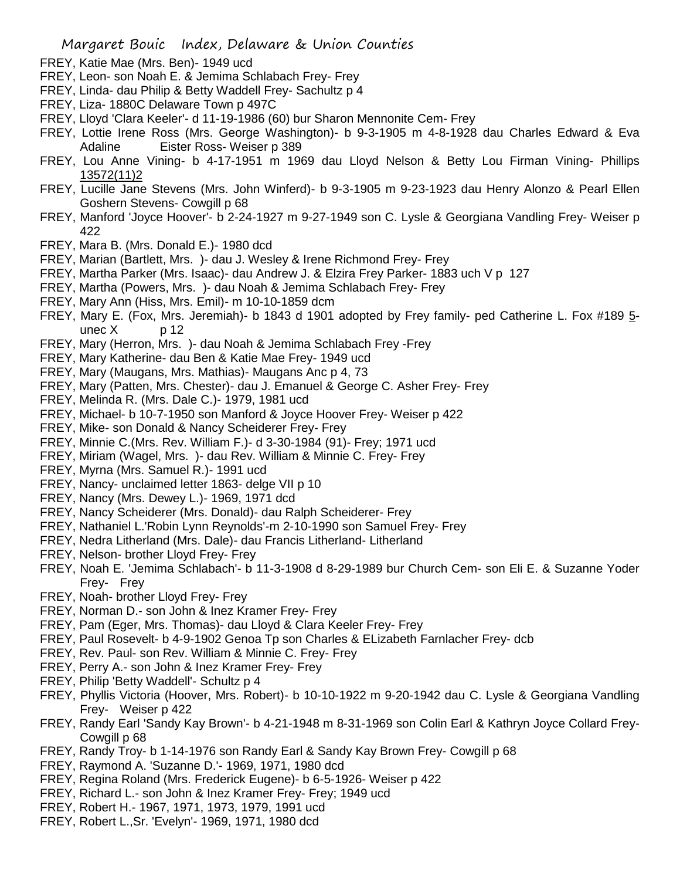FREY, Katie Mae (Mrs. Ben)- 1949 ucd

FREY, Leon- son Noah E. & Jemima Schlabach Frey- Frey

FREY, Linda- dau Philip & Betty Waddell Frey- Sachultz p 4

FREY, Liza- 1880C Delaware Town p 497C

FREY, Lloyd 'Clara Keeler'- d 11-19-1986 (60) bur Sharon Mennonite Cem- Frey

FREY, Lottie Irene Ross (Mrs. George Washington)- b 9-3-1905 m 4-8-1928 dau Charles Edward & Eva Adaline Eister Ross- Weiser p 389

FREY, Lou Anne Vining- b 4-17-1951 m 1969 dau Lloyd Nelson & Betty Lou Firman Vining- Phillips 13572(11)2

FREY, Lucille Jane Stevens (Mrs. John Winferd)- b 9-3-1905 m 9-23-1923 dau Henry Alonzo & Pearl Ellen Goshern Stevens- Cowgill p 68

FREY, Manford 'Joyce Hoover'- b 2-24-1927 m 9-27-1949 son C. Lysle & Georgiana Vandling Frey- Weiser p 422

FREY, Mara B. (Mrs. Donald E.)- 1980 dcd

FREY, Marian (Bartlett, Mrs. )- dau J. Wesley & Irene Richmond Frey- Frey

FREY, Martha Parker (Mrs. Isaac)- dau Andrew J. & Elzira Frey Parker- 1883 uch V p 127

FREY, Martha (Powers, Mrs. )- dau Noah & Jemima Schlabach Frey- Frey

FREY, Mary Ann (Hiss, Mrs. Emil)- m 10-10-1859 dcm

FREY, Mary E. (Fox, Mrs. Jeremiah)- b 1843 d 1901 adopted by Frey family- ped Catherine L. Fox #189 5-unec X p 12

FREY, Mary (Herron, Mrs. )- dau Noah & Jemima Schlabach Frey -Frey

FREY, Mary Katherine- dau Ben & Katie Mae Frey- 1949 ucd

FREY, Mary (Maugans, Mrs. Mathias)- Maugans Anc p 4, 73

FREY, Mary (Patten, Mrs. Chester)- dau J. Emanuel & George C. Asher Frey- Frey

FREY, Melinda R. (Mrs. Dale C.)- 1979, 1981 ucd

FREY, Michael- b 10-7-1950 son Manford & Joyce Hoover Frey- Weiser p 422

FREY, Mike- son Donald & Nancy Scheiderer Frey- Frey

FREY, Minnie C.(Mrs. Rev. William F.)- d 3-30-1984 (91)- Frey; 1971 ucd

FREY, Miriam (Wagel, Mrs. )- dau Rev. William & Minnie C. Frey- Frey

FREY, Myrna (Mrs. Samuel R.)- 1991 ucd

FREY, Nancy- unclaimed letter 1863- delge VII p 10

FREY, Nancy (Mrs. Dewey L.)- 1969, 1971 dcd

FREY, Nancy Scheiderer (Mrs. Donald)- dau Ralph Scheiderer- Frey

FREY, Nathaniel L.'Robin Lynn Reynolds'-m 2-10-1990 son Samuel Frey- Frey

FREY, Nedra Litherland (Mrs. Dale)- dau Francis Litherland- Litherland

FREY, Nelson- brother Lloyd Frey- Frey

FREY, Noah E. 'Jemima Schlabach'- b 11-3-1908 d 8-29-1989 bur Church Cem- son Eli E. & Suzanne Yoder Frey- Frey

FREY, Noah- brother Lloyd Frey- Frey

FREY, Norman D.- son John & Inez Kramer Frey- Frey

FREY, Pam (Eger, Mrs. Thomas)- dau Lloyd & Clara Keeler Frey- Frey

FREY, Paul Rosevelt- b 4-9-1902 Genoa Tp son Charles & ELizabeth Farnlacher Frey- dcb

FREY, Rev. Paul- son Rev. William & Minnie C. Frey- Frey

FREY, Perry A.- son John & Inez Kramer Frey- Frey

FREY, Philip 'Betty Waddell'- Schultz p 4

FREY, Phyllis Victoria (Hoover, Mrs. Robert)- b 10-10-1922 m 9-20-1942 dau C. Lysle & Georgiana Vandling Frey- Weiser p 422

FREY, Randy Earl 'Sandy Kay Brown'- b 4-21-1948 m 8-31-1969 son Colin Earl & Kathryn Joyce Collard Frey- Cowgill p 68

FREY, Randy Troy- b 1-14-1976 son Randy Earl & Sandy Kay Brown Frey- Cowgill p 68

FREY, Raymond A. 'Suzanne D.'- 1969, 1971, 1980 dcd

FREY, Regina Roland (Mrs. Frederick Eugene)- b 6-5-1926- Weiser p 422

FREY, Richard L.- son John & Inez Kramer Frey- Frey; 1949 ucd

FREY, Robert H.- 1967, 1971, 1973, 1979, 1991 ucd

FREY, Robert L.,Sr. 'Evelyn'- 1969, 1971, 1980 dcd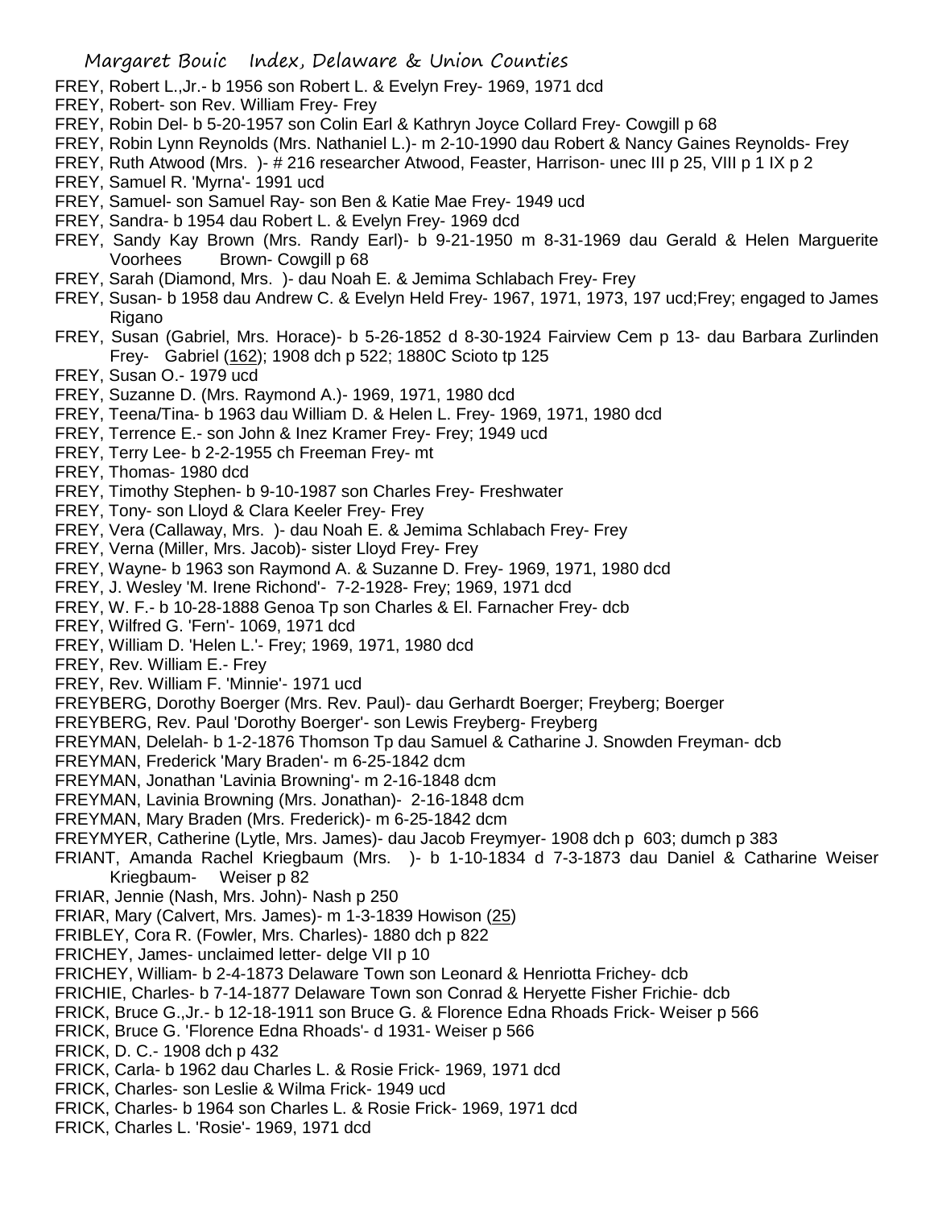FREY, Robert L.,Jr.- b 1956 son Robert L. & Evelyn Frey- 1969, 1971 dcd

FREY, Robert- son Rev. William Frey- Frey

FREY, Robin Del- b 5-20-1957 son Colin Earl & Kathryn Joyce Collard Frey- Cowgill p 68

FREY, Robin Lynn Reynolds (Mrs. Nathaniel L.)- m 2-10-1990 dau Robert & Nancy Gaines Reynolds- Frey

FREY, Ruth Atwood (Mrs. )- # 216 researcher Atwood, Feaster, Harrison- unec III p 25, VIII p 1 IX p 2

FREY, Samuel R. 'Myrna'- 1991 ucd

FREY, Samuel- son Samuel Ray- son Ben & Katie Mae Frey- 1949 ucd

FREY, Sandra- b 1954 dau Robert L. & Evelyn Frey- 1969 dcd

FREY, Sandy Kay Brown (Mrs. Randy Earl)- b 9-21-1950 m 8-31-1969 dau Gerald & Helen Marguerite Voorhees Brown- Cowgill p 68

FREY, Sarah (Diamond, Mrs. )- dau Noah E. & Jemima Schlabach Frey- Frey

FREY, Susan- b 1958 dau Andrew C. & Evelyn Held Frey- 1967, 1971, 1973, 197 ucd;Frey; engaged to James Rigano

FREY, Susan (Gabriel, Mrs. Horace)- b 5-26-1852 d 8-30-1924 Fairview Cem p 13- dau Barbara Zurlinden Frey- Gabriel (162); 1908 dch p 522; 1880C Scioto tp 125

FREY, Susan O.- 1979 ucd

FREY, Suzanne D. (Mrs. Raymond A.)- 1969, 1971, 1980 dcd

FREY, Teena/Tina- b 1963 dau William D. & Helen L. Frey- 1969, 1971, 1980 dcd

FREY, Terrence E.- son John & Inez Kramer Frey- Frey; 1949 ucd

FREY, Terry Lee- b 2-2-1955 ch Freeman Frey- mt

FREY, Thomas- 1980 dcd

FREY, Timothy Stephen- b 9-10-1987 son Charles Frey- Freshwater

FREY, Tony- son Lloyd & Clara Keeler Frey- Frey

FREY, Vera (Callaway, Mrs. )- dau Noah E. & Jemima Schlabach Frey- Frey

FREY, Verna (Miller, Mrs. Jacob)- sister Lloyd Frey- Frey

FREY, Wayne- b 1963 son Raymond A. & Suzanne D. Frey- 1969, 1971, 1980 dcd

FREY, J. Wesley 'M. Irene Richond'- 7-2-1928- Frey; 1969, 1971 dcd

FREY, W. F.- b 10-28-1888 Genoa Tp son Charles & El. Farnacher Frey- dcb

FREY, Wilfred G. 'Fern'- 1069, 1971 dcd

FREY, William D. 'Helen L.'- Frey; 1969, 1971, 1980 dcd

FREY, Rev. William E.- Frey

FREY, Rev. William F. 'Minnie'- 1971 ucd

FREYBERG, Dorothy Boerger (Mrs. Rev. Paul)- dau Gerhardt Boerger; Freyberg; Boerger

FREYBERG, Rev. Paul 'Dorothy Boerger'- son Lewis Freyberg- Freyberg

FREYMAN, Delelah- b 1-2-1876 Thomson Tp dau Samuel & Catharine J. Snowden Freyman- dcb

FREYMAN, Frederick 'Mary Braden'- m 6-25-1842 dcm

FREYMAN, Jonathan 'Lavinia Browning'- m 2-16-1848 dcm

FREYMAN, Lavinia Browning (Mrs. Jonathan)- 2-16-1848 dcm

FREYMAN, Mary Braden (Mrs. Frederick)- m 6-25-1842 dcm

FREYMYER, Catherine (Lytle, Mrs. James)- dau Jacob Freymyer- 1908 dch p 603; dumch p 383

FRIANT, Amanda Rachel Kriegbaum (Mrs. )- b 1-10-1834 d 7-3-1873 dau Daniel & Catharine Weiser Kriegbaum- Weiser p 82

FRIAR, Jennie (Nash, Mrs. John)- Nash p 250

FRIAR, Mary (Calvert, Mrs. James)- m 1-3-1839 Howison (25)

FRIBLEY, Cora R. (Fowler, Mrs. Charles)- 1880 dch p 822

FRICHEY, James- unclaimed letter- delge VII p 10

FRICHEY, William- b 2-4-1873 Delaware Town son Leonard & Henriotta Frichey- dcb

FRICHIE, Charles- b 7-14-1877 Delaware Town son Conrad & Heryette Fisher Frichie- dcb

FRICK, Bruce G.,Jr.- b 12-18-1911 son Bruce G. & Florence Edna Rhoads Frick- Weiser p 566

FRICK, Bruce G. 'Florence Edna Rhoads'- d 1931- Weiser p 566

FRICK, D. C.- 1908 dch p 432

FRICK, Carla- b 1962 dau Charles L. & Rosie Frick- 1969, 1971 dcd

FRICK, Charles- son Leslie & Wilma Frick- 1949 ucd

FRICK, Charles- b 1964 son Charles L. & Rosie Frick- 1969, 1971 dcd

FRICK, Charles L. 'Rosie'- 1969, 1971 dcd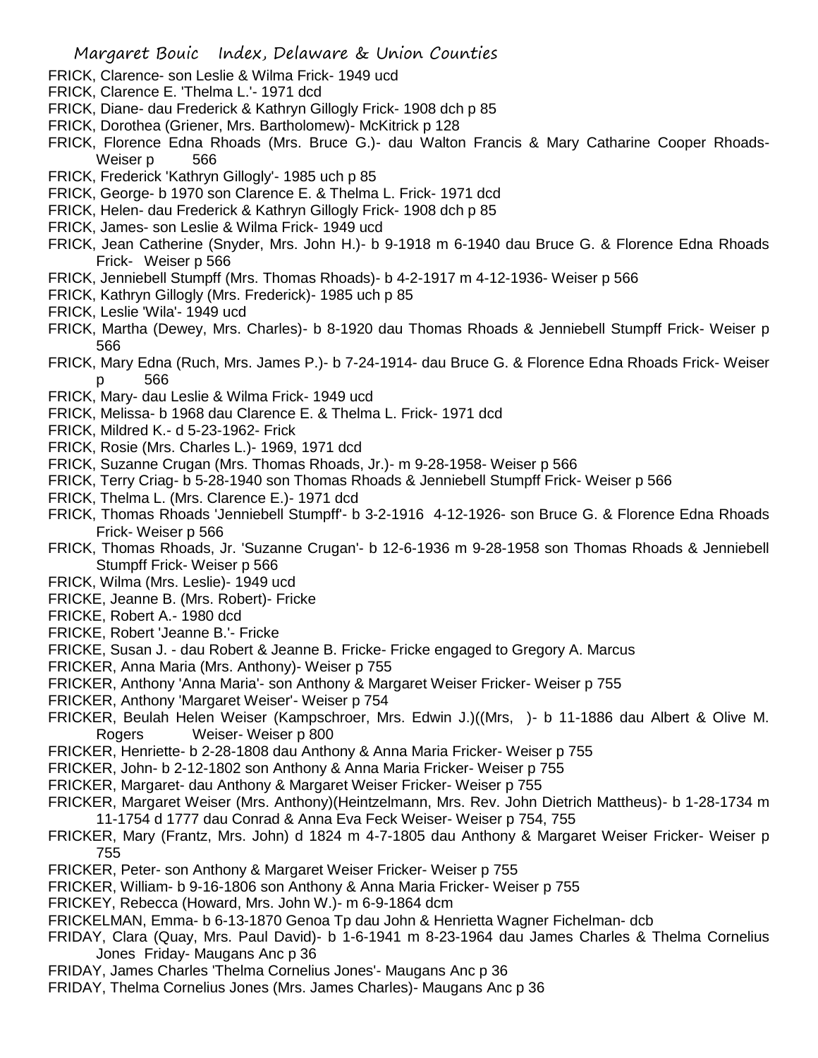FRICK, Clarence- son Leslie & Wilma Frick- 1949 ucd
FRICK, Clarence E. 'Thelma L.'- 1971 dcd
FRICK, Diane- dau Frederick & Kathryn Gillogly Frick- 1908 dch p 85
FRICK, Dorothea (Griener, Mrs. Bartholomew)- McKitrick p 128
FRICK, Florence Edna Rhoads (Mrs. Bruce G.)- dau Walton Francis & Mary Catharine Cooper Rhoads- Weiser p 566
FRICK, Frederick 'Kathryn Gillogly'- 1985 uch p 85
FRICK, George- b 1970 son Clarence E. & Thelma L. Frick- 1971 dcd
FRICK, Helen- dau Frederick & Kathryn Gillogly Frick- 1908 dch p 85
FRICK, James- son Leslie & Wilma Frick- 1949 ucd
FRICK, Jean Catherine (Snyder, Mrs. John H.)- b 9-1918 m 6-1940 dau Bruce G. & Florence Edna Rhoads Frick- Weiser p 566
FRICK, Jenniebell Stumpff (Mrs. Thomas Rhoads)- b 4-2-1917 m 4-12-1936- Weiser p 566
FRICK, Kathryn Gillogly (Mrs. Frederick)- 1985 uch p 85
FRICK, Leslie 'Wila'- 1949 ucd
FRICK, Martha (Dewey, Mrs. Charles)- b 8-1920 dau Thomas Rhoads & Jenniebell Stumpff Frick- Weiser p 566
FRICK, Mary Edna (Ruch, Mrs. James P.)- b 7-24-1914- dau Bruce G. & Florence Edna Rhoads Frick- Weiser p 566
FRICK, Mary- dau Leslie & Wilma Frick- 1949 ucd
FRICK, Melissa- b 1968 dau Clarence E. & Thelma L. Frick- 1971 dcd
FRICK, Mildred K.- d 5-23-1962- Frick
FRICK, Rosie (Mrs. Charles L.)- 1969, 1971 dcd
FRICK, Suzanne Crugan (Mrs. Thomas Rhoads, Jr.)- m 9-28-1958- Weiser p 566
FRICK, Terry Criag- b 5-28-1940 son Thomas Rhoads & Jenniebell Stumpff Frick- Weiser p 566
FRICK, Thelma L. (Mrs. Clarence E.)- 1971 dcd
FRICK, Thomas Rhoads 'Jenniebell Stumpff'- b 3-2-1916 4-12-1926- son Bruce G. & Florence Edna Rhoads Frick- Weiser p 566
FRICK, Thomas Rhoads, Jr. 'Suzanne Crugan'- b 12-6-1936 m 9-28-1958 son Thomas Rhoads & Jenniebell Stumpff Frick- Weiser p 566
FRICK, Wilma (Mrs. Leslie)- 1949 ucd
FRICKE, Jeanne B. (Mrs. Robert)- Fricke
FRICKE, Robert A.- 1980 dcd
FRICKE, Robert 'Jeanne B.'- Fricke
FRICKE, Susan J. - dau Robert & Jeanne B. Fricke- Fricke engaged to Gregory A. Marcus
FRICKER, Anna Maria (Mrs. Anthony)- Weiser p 755
FRICKER, Anthony 'Anna Maria'- son Anthony & Margaret Weiser Fricker- Weiser p 755
FRICKER, Anthony 'Margaret Weiser'- Weiser p 754
FRICKER, Beulah Helen Weiser (Kampschroer, Mrs. Edwin J.)((Mrs, )- b 11-1886 dau Albert & Olive M. Rogers Weiser- Weiser p 800
FRICKER, Henriette- b 2-28-1808 dau Anthony & Anna Maria Fricker- Weiser p 755
FRICKER, John- b 2-12-1802 son Anthony & Anna Maria Fricker- Weiser p 755
FRICKER, Margaret- dau Anthony & Margaret Weiser Fricker- Weiser p 755
FRICKER, Margaret Weiser (Mrs. Anthony)(Heintzelmann, Mrs. Rev. John Dietrich Mattheus)- b 1-28-1734 m 11-1754 d 1777 dau Conrad & Anna Eva Feck Weiser- Weiser p 754, 755
FRICKER, Mary (Frantz, Mrs. John) d 1824 m 4-7-1805 dau Anthony & Margaret Weiser Fricker- Weiser p 755
FRICKER, Peter- son Anthony & Margaret Weiser Fricker- Weiser p 755
FRICKER, William- b 9-16-1806 son Anthony & Anna Maria Fricker- Weiser p 755
FRICKEY, Rebecca (Howard, Mrs. John W.)- m 6-9-1864 dcm
FRICKELMAN, Emma- b 6-13-1870 Genoa Tp dau John & Henrietta Wagner Fichelman- dcb
FRIDAY, Clara (Quay, Mrs. Paul David)- b 1-6-1941 m 8-23-1964 dau James Charles & Thelma Cornelius Jones Friday- Maugans Anc p 36
FRIDAY, James Charles 'Thelma Cornelius Jones'- Maugans Anc p 36
FRIDAY, Thelma Cornelius Jones (Mrs. James Charles)- Maugans Anc p 36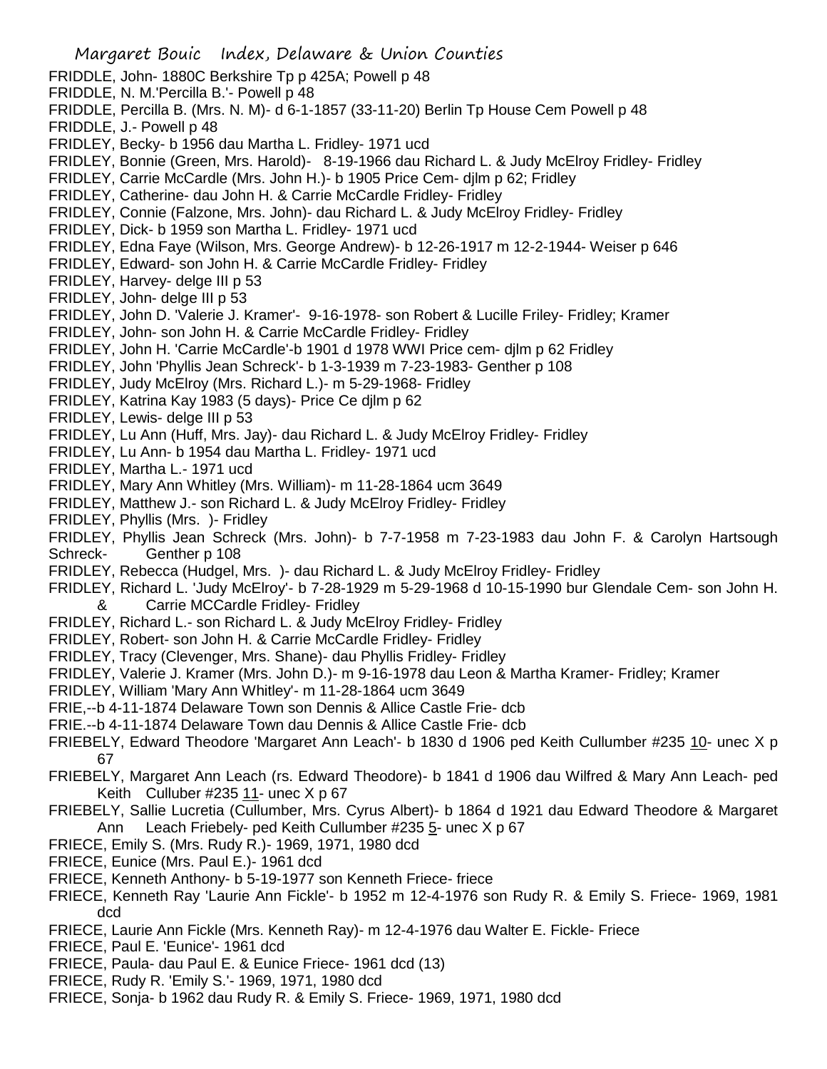FRIDDLE, John- 1880C Berkshire Tp p 425A; Powell p 48
FRIDDLE, N. M.'Percilla B.'- Powell p 48
FRIDDLE, Percilla B. (Mrs. N. M)- d 6-1-1857 (33-11-20) Berlin Tp House Cem Powell p 48
FRIDDLE, J.- Powell p 48
FRIDLEY, Becky- b 1956 dau Martha L. Fridley- 1971 ucd
FRIDLEY, Bonnie (Green, Mrs. Harold)- 8-19-1966 dau Richard L. & Judy McElroy Fridley- Fridley
FRIDLEY, Carrie McCardle (Mrs. John H.)- b 1905 Price Cem- djlm p 62; Fridley
FRIDLEY, Catherine- dau John H. & Carrie McCardle Fridley- Fridley
FRIDLEY, Connie (Falzone, Mrs. John)- dau Richard L. & Judy McElroy Fridley- Fridley
FRIDLEY, Dick- b 1959 son Martha L. Fridley- 1971 ucd
FRIDLEY, Edna Faye (Wilson, Mrs. George Andrew)- b 12-26-1917 m 12-2-1944- Weiser p 646
FRIDLEY, Edward- son John H. & Carrie McCardle Fridley- Fridley
FRIDLEY, Harvey- delge III p 53
FRIDLEY, John- delge III p 53
FRIDLEY, John D. 'Valerie J. Kramer'- 9-16-1978- son Robert & Lucille Friley- Fridley; Kramer
FRIDLEY, John- son John H. & Carrie McCardle Fridley- Fridley
FRIDLEY, John H. 'Carrie McCardle'-b 1901 d 1978 WWI Price cem- djlm p 62 Fridley
FRIDLEY, John 'Phyllis Jean Schreck'- b 1-3-1939 m 7-23-1983- Genther p 108
FRIDLEY, Judy McElroy (Mrs. Richard L.)- m 5-29-1968- Fridley
FRIDLEY, Katrina Kay 1983 (5 days)- Price Ce djlm p 62
FRIDLEY, Lewis- delge III p 53
FRIDLEY, Lu Ann (Huff, Mrs. Jay)- dau Richard L. & Judy McElroy Fridley- Fridley
FRIDLEY, Lu Ann- b 1954 dau Martha L. Fridley- 1971 ucd
FRIDLEY, Martha L.- 1971 ucd
FRIDLEY, Mary Ann Whitley (Mrs. William)- m 11-28-1864 ucm 3649
FRIDLEY, Matthew J.- son Richard L. & Judy McElroy Fridley- Fridley
FRIDLEY, Phyllis (Mrs. )- Fridley
FRIDLEY, Phyllis Jean Schreck (Mrs. John)- b 7-7-1958 m 7-23-1983 dau John F. & Carolyn Hartsough Schreck- Genther p 108
FRIDLEY, Rebecca (Hudgel, Mrs. )- dau Richard L. & Judy McElroy Fridley- Fridley
FRIDLEY, Richard L. 'Judy McElroy'- b 7-28-1929 m 5-29-1968 d 10-15-1990 bur Glendale Cem- son John H. & Carrie MCCardle Fridley- Fridley
FRIDLEY, Richard L.- son Richard L. & Judy McElroy Fridley- Fridley
FRIDLEY, Robert- son John H. & Carrie McCardle Fridley- Fridley
FRIDLEY, Tracy (Clevenger, Mrs. Shane)- dau Phyllis Fridley- Fridley
FRIDLEY, Valerie J. Kramer (Mrs. John D.)- m 9-16-1978 dau Leon & Martha Kramer- Fridley; Kramer
FRIDLEY, William 'Mary Ann Whitley'- m 11-28-1864 ucm 3649
FRIE,--b 4-11-1874 Delaware Town son Dennis & Allice Castle Frie- dcb
FRIE.--b 4-11-1874 Delaware Town dau Dennis & Allice Castle Frie- dcb
FRIEBELY, Edward Theodore 'Margaret Ann Leach'- b 1830 d 1906 ped Keith Cullumber #235 10- unec X p 67
FRIEBELY, Margaret Ann Leach (rs. Edward Theodore)- b 1841 d 1906 dau Wilfred & Mary Ann Leach- ped Keith Culluber #235 11- unec X p 67
FRIEBELY, Sallie Lucretia (Cullumber, Mrs. Cyrus Albert)- b 1864 d 1921 dau Edward Theodore & Margaret Ann Leach Friebely- ped Keith Cullumber #235 5- unec X p 67
FRIECE, Emily S. (Mrs. Rudy R.)- 1969, 1971, 1980 dcd
FRIECE, Eunice (Mrs. Paul E.)- 1961 dcd
FRIECE, Kenneth Anthony- b 5-19-1977 son Kenneth Friece- friece
FRIECE, Kenneth Ray 'Laurie Ann Fickle'- b 1952 m 12-4-1976 son Rudy R. & Emily S. Friece- 1969, 1981 dcd
FRIECE, Laurie Ann Fickle (Mrs. Kenneth Ray)- m 12-4-1976 dau Walter E. Fickle- Friece
FRIECE, Paul E. 'Eunice'- 1961 dcd
FRIECE, Paula- dau Paul E. & Eunice Friece- 1961 dcd (13)
FRIECE, Rudy R. 'Emily S.'- 1969, 1971, 1980 dcd
FRIECE, Sonja- b 1962 dau Rudy R. & Emily S. Friece- 1969, 1971, 1980 dcd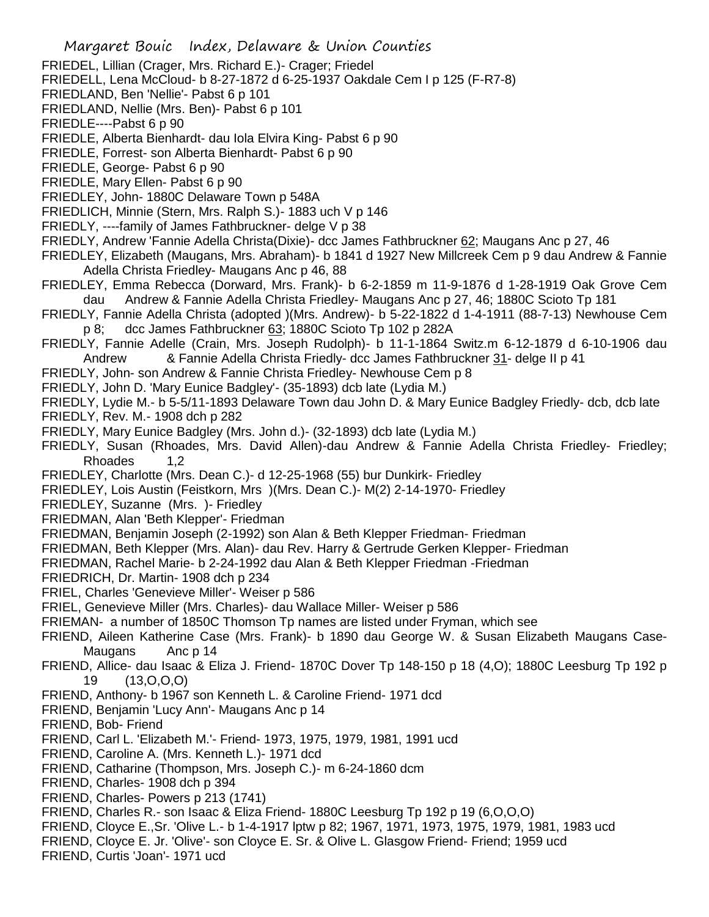FRIEDEL, Lillian (Crager, Mrs. Richard E.)- Crager; Friedel
FRIEDELL, Lena McCloud- b 8-27-1872 d 6-25-1937 Oakdale Cem I p 125 (F-R7-8)
FRIEDLAND, Ben 'Nellie'- Pabst 6 p 101
FRIEDLAND, Nellie (Mrs. Ben)- Pabst 6 p 101
FRIEDLE----Pabst 6 p 90
FRIEDLE, Alberta Bienhardt- dau Iola Elvira King- Pabst 6 p 90
FRIEDLE, Forrest- son Alberta Bienhardt- Pabst 6 p 90
FRIEDLE, George- Pabst 6 p 90
FRIEDLE, Mary Ellen- Pabst 6 p 90
FRIEDLEY, John- 1880C Delaware Town p 548A
FRIEDLICH, Minnie (Stern, Mrs. Ralph S.)- 1883 uch V p 146
FRIEDLY, ----family of James Fathbruckner- delge V p 38
FRIEDLY, Andrew 'Fannie Adella Christa(Dixie)- dcc James Fathbruckner 62; Maugans Anc p 27, 46
FRIEDLEY, Elizabeth (Maugans, Mrs. Abraham)- b 1841 d 1927 New Millcreek Cem p 9 dau Andrew & Fannie Adella Christa Friedley- Maugans Anc p 46, 88
FRIEDLEY, Emma Rebecca (Dorward, Mrs. Frank)- b 6-2-1859 m 11-9-1876 d 1-28-1919 Oak Grove Cem dau Andrew & Fannie Adella Christa Friedley- Maugans Anc p 27, 46; 1880C Scioto Tp 181
FRIEDLY, Fannie Adella Christa (adopted )(Mrs. Andrew)- b 5-22-1822 d 1-4-1911 (88-7-13) Newhouse Cem p 8; dcc James Fathbruckner 63; 1880C Scioto Tp 102 p 282A
FRIEDLY, Fannie Adelle (Crain, Mrs. Joseph Rudolph)- b 11-1-1864 Switz.m 6-12-1879 d 6-10-1906 dau Andrew & Fannie Adella Christa Friedly- dcc James Fathbruckner 31- delge II p 41
FRIEDLY, John- son Andrew & Fannie Christa Friedley- Newhouse Cem p 8
FRIEDLY, John D. 'Mary Eunice Badgley'- (35-1893) dcb late (Lydia M.)
FRIEDLY, Lydie M.- b 5-5/11-1893 Delaware Town dau John D. & Mary Eunice Badgley Friedly- dcb, dcb late
FRIEDLY, Rev. M.- 1908 dch p 282
FRIEDLY, Mary Eunice Badgley (Mrs. John d.)- (32-1893) dcb late (Lydia M.)
FRIEDLY, Susan (Rhoades, Mrs. David Allen)-dau Andrew & Fannie Adella Christa Friedley- Friedley; Rhoades 1,2
FRIEDLEY, Charlotte (Mrs. Dean C.)- d 12-25-1968 (55) bur Dunkirk- Friedley
FRIEDLEY, Lois Austin (Feistkorn, Mrs )(Mrs. Dean C.)- M(2) 2-14-1970- Friedley
FRIEDLEY, Suzanne (Mrs. )- Friedley
FRIEDMAN, Alan 'Beth Klepper'- Friedman
FRIEDMAN, Benjamin Joseph (2-1992) son Alan & Beth Klepper Friedman- Friedman
FRIEDMAN, Beth Klepper (Mrs. Alan)- dau Rev. Harry & Gertrude Gerken Klepper- Friedman
FRIEDMAN, Rachel Marie- b 2-24-1992 dau Alan & Beth Klepper Friedman -Friedman
FRIEDRICH, Dr. Martin- 1908 dch p 234
FRIEL, Charles 'Genevieve Miller'- Weiser p 586
FRIEL, Genevieve Miller (Mrs. Charles)- dau Wallace Miller- Weiser p 586
FRIEMAN- a number of 1850C Thomson Tp names are listed under Fryman, which see
FRIEND, Aileen Katherine Case (Mrs. Frank)- b 1890 dau George W. & Susan Elizabeth Maugans Case- Maugans Anc p 14
FRIEND, Allice- dau Isaac & Eliza J. Friend- 1870C Dover Tp 148-150 p 18 (4,O); 1880C Leesburg Tp 192 p 19 (13,O,O,O)
FRIEND, Anthony- b 1967 son Kenneth L. & Caroline Friend- 1971 dcd
FRIEND, Benjamin 'Lucy Ann'- Maugans Anc p 14
FRIEND, Bob- Friend
FRIEND, Carl L. 'Elizabeth M.'- Friend- 1973, 1975, 1979, 1981, 1991 ucd
FRIEND, Caroline A. (Mrs. Kenneth L.)- 1971 dcd
FRIEND, Catharine (Thompson, Mrs. Joseph C.)- m 6-24-1860 dcm
FRIEND, Charles- 1908 dch p 394
FRIEND, Charles- Powers p 213 (1741)
FRIEND, Charles R.- son Isaac & Eliza Friend- 1880C Leesburg Tp 192 p 19 (6,O,O,O)
FRIEND, Cloyce E.,Sr. 'Olive L.- b 1-4-1917 lptw p 82; 1967, 1971, 1973, 1975, 1979, 1981, 1983 ucd
FRIEND, Cloyce E. Jr. 'Olive'- son Cloyce E. Sr. & Olive L. Glasgow Friend- Friend; 1959 ucd
FRIEND, Curtis 'Joan'- 1971 ucd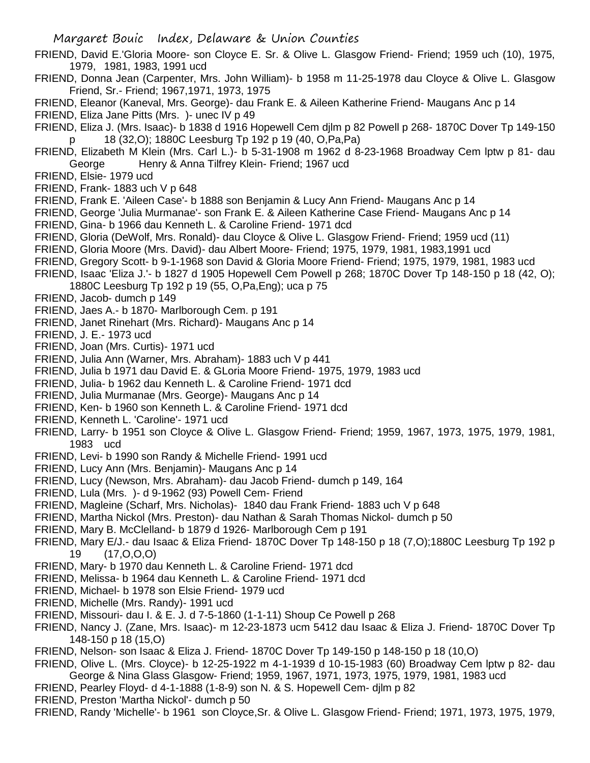FRIEND, David E.'Gloria Moore- son Cloyce E. Sr. & Olive L. Glasgow Friend- Friend; 1959 uch (10), 1975, 1979, 1981, 1983, 1991 ucd

FRIEND, Donna Jean (Carpenter, Mrs. John William)- b 1958 m 11-25-1978 dau Cloyce & Olive L. Glasgow Friend, Sr.- Friend; 1967,1971, 1973, 1975

FRIEND, Eleanor (Kaneval, Mrs. George)- dau Frank E. & Aileen Katherine Friend- Maugans Anc p 14

FRIEND, Eliza Jane Pitts (Mrs. )- unec IV p 49

FRIEND, Eliza J. (Mrs. Isaac)- b 1838 d 1916 Hopewell Cem djlm p 82 Powell p 268- 1870C Dover Tp 149-150 p 18 (32,O); 1880C Leesburg Tp 192 p 19 (40, O,Pa,Pa)

FRIEND, Elizabeth M Klein (Mrs. Carl L.)- b 5-31-1908 m 1962 d 8-23-1968 Broadway Cem lptw p 81- dau George Henry & Anna Tilfrey Klein- Friend; 1967 ucd

FRIEND, Elsie- 1979 ucd

FRIEND, Frank- 1883 uch V p 648

FRIEND, Frank E. 'Aileen Case'- b 1888 son Benjamin & Lucy Ann Friend- Maugans Anc p 14

FRIEND, George 'Julia Murmanae'- son Frank E. & Aileen Katherine Case Friend- Maugans Anc p 14

FRIEND, Gina- b 1966 dau Kenneth L. & Caroline Friend- 1971 dcd

FRIEND, Gloria (DeWolf, Mrs. Ronald)- dau Cloyce & Olive L. Glasgow Friend- Friend; 1959 ucd (11)

FRIEND, Gloria Moore (Mrs. David)- dau Albert Moore- Friend; 1975, 1979, 1981, 1983,1991 ucd

FRIEND, Gregory Scott- b 9-1-1968 son David & Gloria Moore Friend- Friend; 1975, 1979, 1981, 1983 ucd

FRIEND, Isaac 'Eliza J.'- b 1827 d 1905 Hopewell Cem Powell p 268; 1870C Dover Tp 148-150 p 18 (42, O); 1880C Leesburg Tp 192 p 19 (55, O,Pa,Eng); uca p 75

FRIEND, Jacob- dumch p 149

FRIEND, Jaes A.- b 1870- Marlborough Cem. p 191

FRIEND, Janet Rinehart (Mrs. Richard)- Maugans Anc p 14

FRIEND, J. E.- 1973 ucd

FRIEND, Joan (Mrs. Curtis)- 1971 ucd

FRIEND, Julia Ann (Warner, Mrs. Abraham)- 1883 uch V p 441

FRIEND, Julia b 1971 dau David E. & GLoria Moore Friend- 1975, 1979, 1983 ucd

FRIEND, Julia- b 1962 dau Kenneth L. & Caroline Friend- 1971 dcd

FRIEND, Julia Murmanae (Mrs. George)- Maugans Anc p 14

FRIEND, Ken- b 1960 son Kenneth L. & Caroline Friend- 1971 dcd

FRIEND, Kenneth L. 'Caroline'- 1971 ucd

FRIEND, Larry- b 1951 son Cloyce & Olive L. Glasgow Friend- Friend; 1959, 1967, 1973, 1975, 1979, 1981, 1983 ucd

FRIEND, Levi- b 1990 son Randy & Michelle Friend- 1991 ucd

FRIEND, Lucy Ann (Mrs. Benjamin)- Maugans Anc p 14

FRIEND, Lucy (Newson, Mrs. Abraham)- dau Jacob Friend- dumch p 149, 164

FRIEND, Lula (Mrs. )- d 9-1962 (93) Powell Cem- Friend

FRIEND, Magleine (Scharf, Mrs. Nicholas)- 1840 dau Frank Friend- 1883 uch V p 648

FRIEND, Martha Nickol (Mrs. Preston)- dau Nathan & Sarah Thomas Nickol- dumch p 50

FRIEND, Mary B. McClelland- b 1879 d 1926- Marlborough Cem p 191

FRIEND, Mary E/J.- dau Isaac & Eliza Friend- 1870C Dover Tp 148-150 p 18 (7,O);1880C Leesburg Tp 192 p 19 (17,O,O,O)

FRIEND, Mary- b 1970 dau Kenneth L. & Caroline Friend- 1971 dcd

FRIEND, Melissa- b 1964 dau Kenneth L. & Caroline Friend- 1971 dcd

FRIEND, Michael- b 1978 son Elsie Friend- 1979 ucd

FRIEND, Michelle (Mrs. Randy)- 1991 ucd

FRIEND, Missouri- dau I. & E. J. d 7-5-1860 (1-1-11) Shoup Ce Powell p 268

FRIEND, Nancy J. (Zane, Mrs. Isaac)- m 12-23-1873 ucm 5412 dau Isaac & Eliza J. Friend- 1870C Dover Tp 148-150 p 18 (15,O)

FRIEND, Nelson- son Isaac & Eliza J. Friend- 1870C Dover Tp 149-150 p 148-150 p 18 (10,O)

FRIEND, Olive L. (Mrs. Cloyce)- b 12-25-1922 m 4-1-1939 d 10-15-1983 (60) Broadway Cem lptw p 82- dau George & Nina Glass Glasgow- Friend; 1959, 1967, 1971, 1973, 1975, 1979, 1981, 1983 ucd

FRIEND, Pearley Floyd- d 4-1-1888 (1-8-9) son N. & S. Hopewell Cem- djlm p 82

FRIEND, Preston 'Martha Nickol'- dumch p 50

FRIEND, Randy 'Michelle'- b 1961 son Cloyce,Sr. & Olive L. Glasgow Friend- Friend; 1971, 1973, 1975, 1979,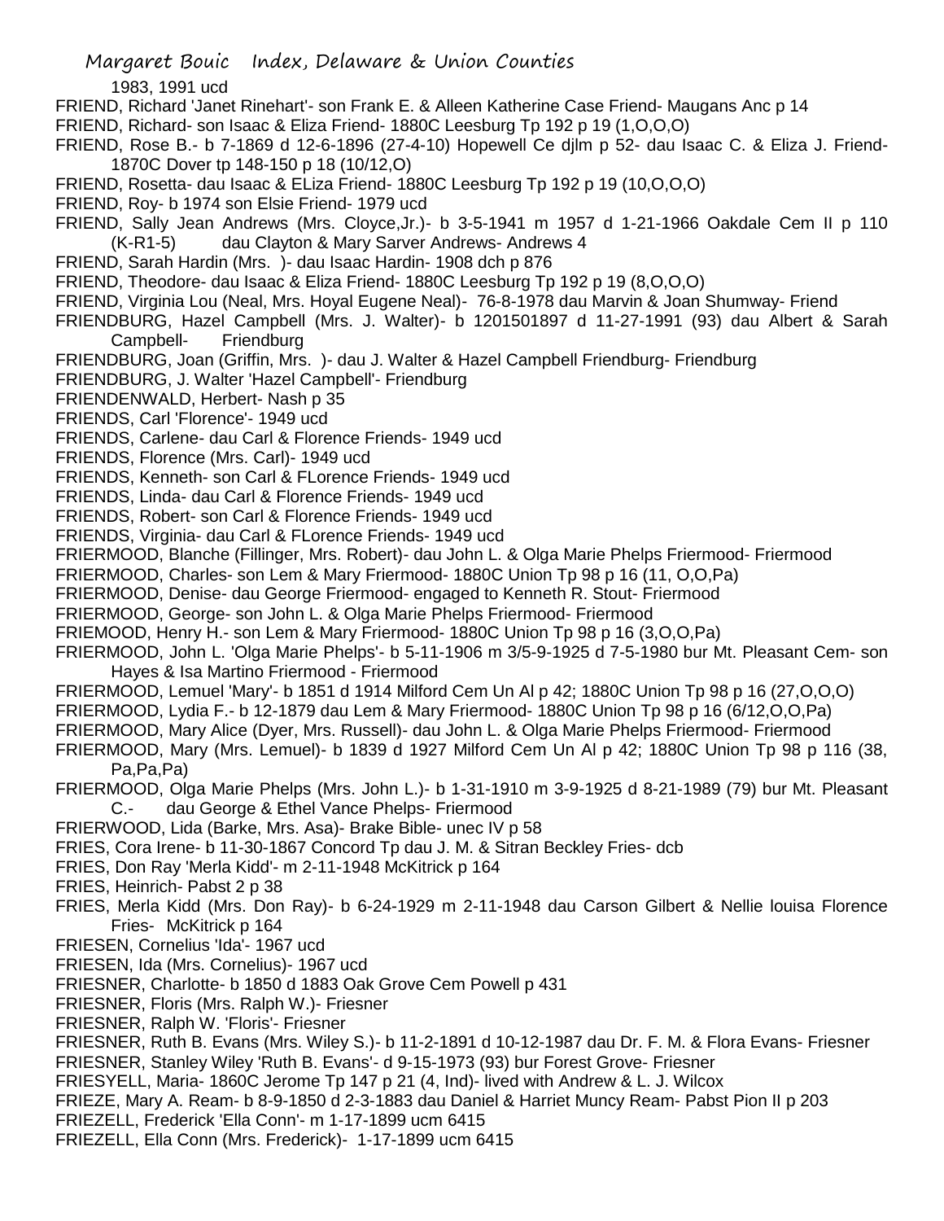1983, 1991 ucd

FRIEND, Richard 'Janet Rinehart'- son Frank E. & Alleen Katherine Case Friend- Maugans Anc p 14

FRIEND, Richard- son Isaac & Eliza Friend- 1880C Leesburg Tp 192 p 19 (1,O,O,O)

FRIEND, Rose B.- b 7-1869 d 12-6-1896 (27-4-10) Hopewell Ce djlm p 52- dau Isaac C. & Eliza J. Friend- 1870C Dover tp 148-150 p 18 (10/12,O)

FRIEND, Rosetta- dau Isaac & ELiza Friend- 1880C Leesburg Tp 192 p 19 (10,O,O,O)

FRIEND, Roy- b 1974 son Elsie Friend- 1979 ucd

FRIEND, Sally Jean Andrews (Mrs. Cloyce,Jr.)- b 3-5-1941 m 1957 d 1-21-1966 Oakdale Cem II p 110 (K-R1-5) dau Clayton & Mary Sarver Andrews- Andrews 4

FRIEND, Sarah Hardin (Mrs. )- dau Isaac Hardin- 1908 dch p 876

FRIEND, Theodore- dau Isaac & Eliza Friend- 1880C Leesburg Tp 192 p 19 (8,O,O,O)

FRIEND, Virginia Lou (Neal, Mrs. Hoyal Eugene Neal)- 76-8-1978 dau Marvin & Joan Shumway- Friend

FRIENDBURG, Hazel Campbell (Mrs. J. Walter)- b 1201501897 d 11-27-1991 (93) dau Albert & Sarah Campbell- Friendburg

FRIENDBURG, Joan (Griffin, Mrs. )- dau J. Walter & Hazel Campbell Friendburg- Friendburg

FRIENDBURG, J. Walter 'Hazel Campbell'- Friendburg

FRIENDENWALD, Herbert- Nash p 35

FRIENDS, Carl 'Florence'- 1949 ucd

FRIENDS, Carlene- dau Carl & Florence Friends- 1949 ucd

FRIENDS, Florence (Mrs. Carl)- 1949 ucd

FRIENDS, Kenneth- son Carl & FLorence Friends- 1949 ucd

FRIENDS, Linda- dau Carl & Florence Friends- 1949 ucd

FRIENDS, Robert- son Carl & Florence Friends- 1949 ucd

FRIENDS, Virginia- dau Carl & FLorence Friends- 1949 ucd

FRIERMOOD, Blanche (Fillinger, Mrs. Robert)- dau John L. & Olga Marie Phelps Friermood- Friermood

FRIERMOOD, Charles- son Lem & Mary Friermood- 1880C Union Tp 98 p 16 (11, O,O,Pa)

FRIERMOOD, Denise- dau George Friermood- engaged to Kenneth R. Stout- Friermood

FRIERMOOD, George- son John L. & Olga Marie Phelps Friermood- Friermood

FRIEMOOD, Henry H.- son Lem & Mary Friermood- 1880C Union Tp 98 p 16 (3,O,O,Pa)

FRIERMOOD, John L. 'Olga Marie Phelps'- b 5-11-1906 m 3/5-9-1925 d 7-5-1980 bur Mt. Pleasant Cem- son Hayes & Isa Martino Friermood - Friermood

FRIERMOOD, Lemuel 'Mary'- b 1851 d 1914 Milford Cem Un Al p 42; 1880C Union Tp 98 p 16 (27,O,O,O)

FRIERMOOD, Lydia F.- b 12-1879 dau Lem & Mary Friermood- 1880C Union Tp 98 p 16 (6/12,O,O,Pa)

FRIERMOOD, Mary Alice (Dyer, Mrs. Russell)- dau John L. & Olga Marie Phelps Friermood- Friermood

FRIERMOOD, Mary (Mrs. Lemuel)- b 1839 d 1927 Milford Cem Un Al p 42; 1880C Union Tp 98 p 116 (38, Pa,Pa,Pa)

FRIERMOOD, Olga Marie Phelps (Mrs. John L.)- b 1-31-1910 m 3-9-1925 d 8-21-1989 (79) bur Mt. Pleasant C.- dau George & Ethel Vance Phelps- Friermood

FRIERWOOD, Lida (Barke, Mrs. Asa)- Brake Bible- unec IV p 58

FRIES, Cora Irene- b 11-30-1867 Concord Tp dau J. M. & Sitran Beckley Fries- dcb

FRIES, Don Ray 'Merla Kidd'- m 2-11-1948 McKitrick p 164

FRIES, Heinrich- Pabst 2 p 38

FRIES, Merla Kidd (Mrs. Don Ray)- b 6-24-1929 m 2-11-1948 dau Carson Gilbert & Nellie louisa Florence Fries- McKitrick p 164

FRIESEN, Cornelius 'Ida'- 1967 ucd

FRIESEN, Ida (Mrs. Cornelius)- 1967 ucd

FRIESNER, Charlotte- b 1850 d 1883 Oak Grove Cem Powell p 431

FRIESNER, Floris (Mrs. Ralph W.)- Friesner

FRIESNER, Ralph W. 'Floris'- Friesner

FRIESNER, Ruth B. Evans (Mrs. Wiley S.)- b 11-2-1891 d 10-12-1987 dau Dr. F. M. & Flora Evans- Friesner

FRIESNER, Stanley Wiley 'Ruth B. Evans'- d 9-15-1973 (93) bur Forest Grove- Friesner

FRIESYELL, Maria- 1860C Jerome Tp 147 p 21 (4, Ind)- lived with Andrew & L. J. Wilcox

FRIEZE, Mary A. Ream- b 8-9-1850 d 2-3-1883 dau Daniel & Harriet Muncy Ream- Pabst Pion II p 203

FRIEZELL, Frederick 'Ella Conn'- m 1-17-1899 ucm 6415

FRIEZELL, Ella Conn (Mrs. Frederick)- 1-17-1899 ucm 6415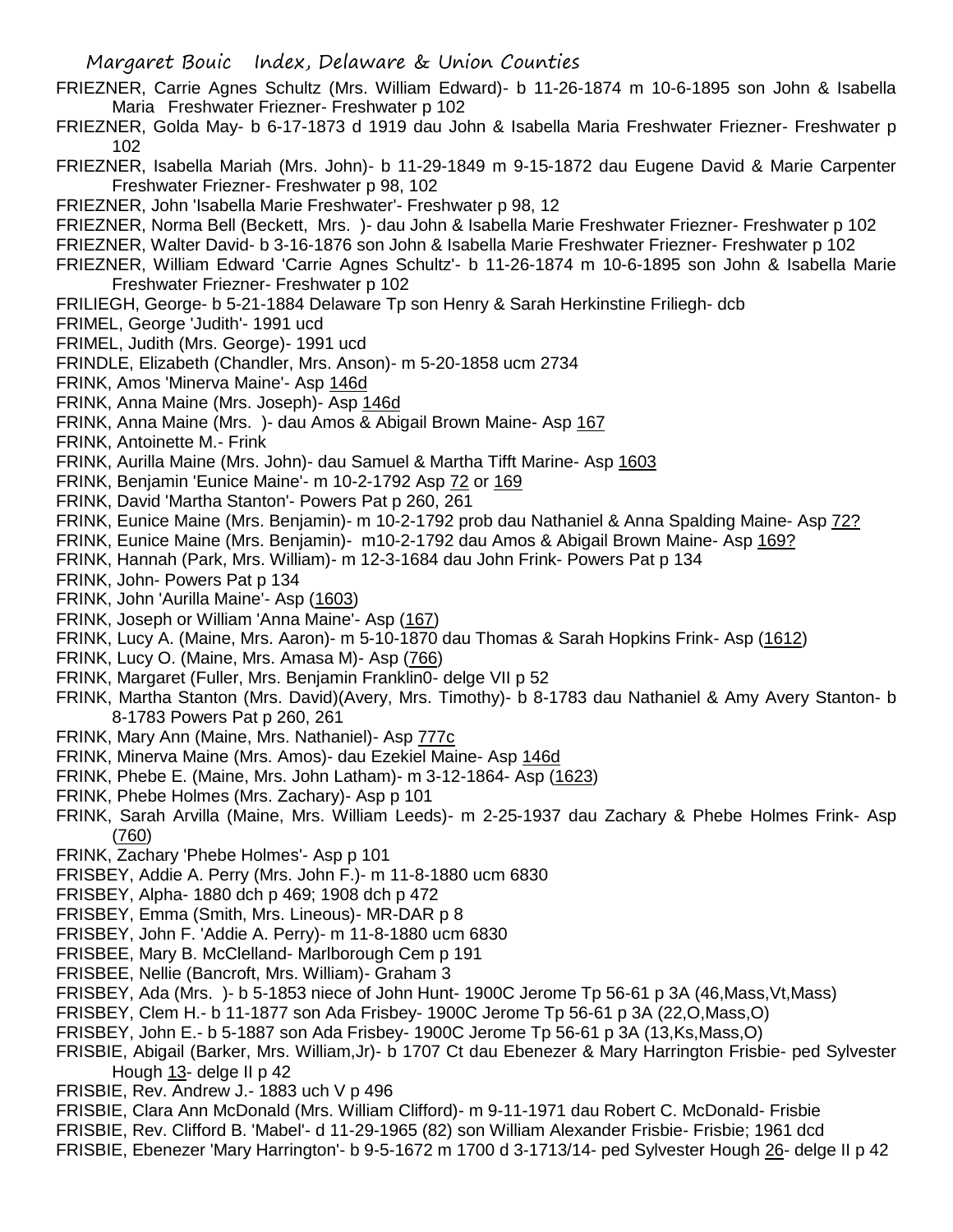FRIEZNER, Carrie Agnes Schultz (Mrs. William Edward)- b 11-26-1874 m 10-6-1895 son John & Isabella Maria Freshwater Friezner- Freshwater p 102

FRIEZNER, Golda May- b 6-17-1873 d 1919 dau John & Isabella Maria Freshwater Friezner- Freshwater p 102

FRIEZNER, Isabella Mariah (Mrs. John)- b 11-29-1849 m 9-15-1872 dau Eugene David & Marie Carpenter Freshwater Friezner- Freshwater p 98, 102

FRIEZNER, John 'Isabella Marie Freshwater'- Freshwater p 98, 12

FRIEZNER, Norma Bell (Beckett, Mrs. )- dau John & Isabella Marie Freshwater Friezner- Freshwater p 102

FRIEZNER, Walter David- b 3-16-1876 son John & Isabella Marie Freshwater Friezner- Freshwater p 102

FRIEZNER, William Edward 'Carrie Agnes Schultz'- b 11-26-1874 m 10-6-1895 son John & Isabella Marie Freshwater Friezner- Freshwater p 102

FRILIEGH, George- b 5-21-1884 Delaware Tp son Henry & Sarah Herkinstine Friliegh- dcb

FRIMEL, George 'Judith'- 1991 ucd

FRIMEL, Judith (Mrs. George)- 1991 ucd

FRINDLE, Elizabeth (Chandler, Mrs. Anson)- m 5-20-1858 ucm 2734

FRINK, Amos 'Minerva Maine'- Asp 146d

FRINK, Anna Maine (Mrs. Joseph)- Asp 146d

FRINK, Anna Maine (Mrs. )- dau Amos & Abigail Brown Maine- Asp 167

FRINK, Antoinette M.- Frink

FRINK, Aurilla Maine (Mrs. John)- dau Samuel & Martha Tifft Marine- Asp 1603

FRINK, Benjamin 'Eunice Maine'- m 10-2-1792 Asp 72 or 169

FRINK, David 'Martha Stanton'- Powers Pat p 260, 261

FRINK, Eunice Maine (Mrs. Benjamin)- m 10-2-1792 prob dau Nathaniel & Anna Spalding Maine- Asp 72?

FRINK, Eunice Maine (Mrs. Benjamin)- m10-2-1792 dau Amos & Abigail Brown Maine- Asp 169?

FRINK, Hannah (Park, Mrs. William)- m 12-3-1684 dau John Frink- Powers Pat p 134

FRINK, John- Powers Pat p 134

FRINK, John 'Aurilla Maine'- Asp (1603)

FRINK, Joseph or William 'Anna Maine'- Asp (167)

FRINK, Lucy A. (Maine, Mrs. Aaron)- m 5-10-1870 dau Thomas & Sarah Hopkins Frink- Asp (1612)

FRINK, Lucy O. (Maine, Mrs. Amasa M)- Asp (766)

FRINK, Margaret (Fuller, Mrs. Benjamin Franklin0- delge VII p 52

FRINK, Martha Stanton (Mrs. David)(Avery, Mrs. Timothy)- b 8-1783 dau Nathaniel & Amy Avery Stanton- b 8-1783 Powers Pat p 260, 261

FRINK, Mary Ann (Maine, Mrs. Nathaniel)- Asp 777c

FRINK, Minerva Maine (Mrs. Amos)- dau Ezekiel Maine- Asp 146d

FRINK, Phebe E. (Maine, Mrs. John Latham)- m 3-12-1864- Asp (1623)

FRINK, Phebe Holmes (Mrs. Zachary)- Asp p 101

FRINK, Sarah Arvilla (Maine, Mrs. William Leeds)- m 2-25-1937 dau Zachary & Phebe Holmes Frink- Asp (760)

FRINK, Zachary 'Phebe Holmes'- Asp p 101

FRISBEY, Addie A. Perry (Mrs. John F.)- m 11-8-1880 ucm 6830

FRISBEY, Alpha- 1880 dch p 469; 1908 dch p 472

FRISBEY, Emma (Smith, Mrs. Lineous)- MR-DAR p 8

FRISBEY, John F. 'Addie A. Perry)- m 11-8-1880 ucm 6830

FRISBEE, Mary B. McClelland- Marlborough Cem p 191

FRISBEE, Nellie (Bancroft, Mrs. William)- Graham 3

FRISBEY, Ada (Mrs. )- b 5-1853 niece of John Hunt- 1900C Jerome Tp 56-61 p 3A (46,Mass,Vt,Mass)

FRISBEY, Clem H.- b 11-1877 son Ada Frisbey- 1900C Jerome Tp 56-61 p 3A (22,O,Mass,O)

FRISBEY, John E.- b 5-1887 son Ada Frisbey- 1900C Jerome Tp 56-61 p 3A (13,Ks,Mass,O)

FRISBIE, Abigail (Barker, Mrs. William,Jr)- b 1707 Ct dau Ebenezer & Mary Harrington Frisbie- ped Sylvester Hough 13- delge II p 42

FRISBIE, Rev. Andrew J.- 1883 uch V p 496

FRISBIE, Clara Ann McDonald (Mrs. William Clifford)- m 9-11-1971 dau Robert C. McDonald- Frisbie

FRISBIE, Rev. Clifford B. 'Mabel'- d 11-29-1965 (82) son William Alexander Frisbie- Frisbie; 1961 dcd

FRISBIE, Ebenezer 'Mary Harrington'- b 9-5-1672 m 1700 d 3-1713/14- ped Sylvester Hough 26- delge II p 42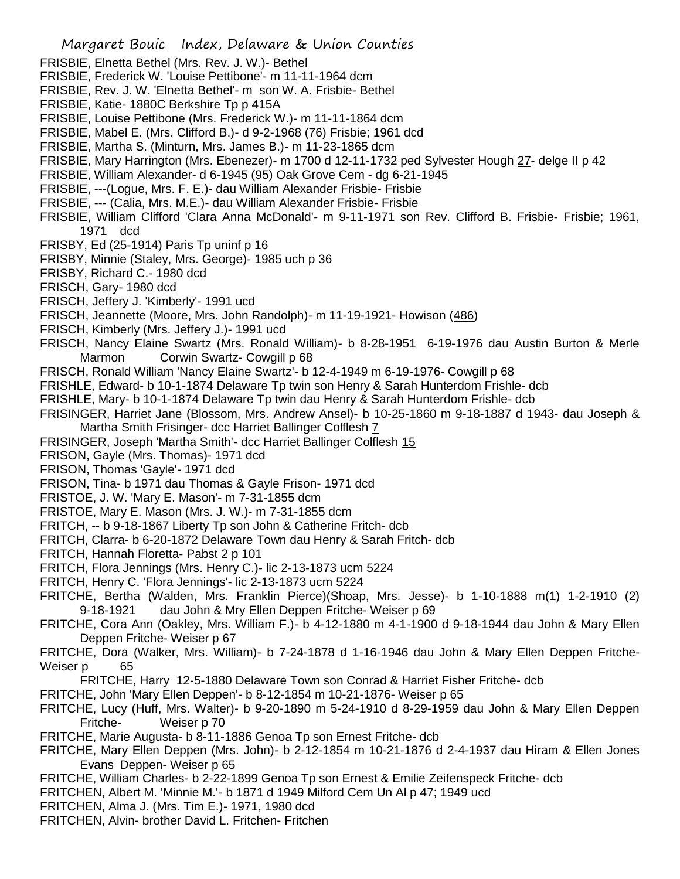FRISBIE, Elnetta Bethel (Mrs. Rev. J. W.)- Bethel
FRISBIE, Frederick W. 'Louise Pettibone'- m 11-11-1964 dcm
FRISBIE, Rev. J. W. 'Elnetta Bethel'- m son W. A. Frisbie- Bethel
FRISBIE, Katie- 1880C Berkshire Tp p 415A
FRISBIE, Louise Pettibone (Mrs. Frederick W.)- m 11-11-1864 dcm
FRISBIE, Mabel E. (Mrs. Clifford B.)- d 9-2-1968 (76) Frisbie; 1961 dcd
FRISBIE, Martha S. (Minturn, Mrs. James B.)- m 11-23-1865 dcm
FRISBIE, Mary Harrington (Mrs. Ebenezer)- m 1700 d 12-11-1732 ped Sylvester Hough 27- delge II p 42
FRISBIE, William Alexander- d 6-1945 (95) Oak Grove Cem - dg 6-21-1945
FRISBIE, ---(Logue, Mrs. F. E.)- dau William Alexander Frisbie- Frisbie
FRISBIE, --- (Calia, Mrs. M.E.)- dau William Alexander Frisbie- Frisbie
FRISBIE, William Clifford 'Clara Anna McDonald'- m 9-11-1971 son Rev. Clifford B. Frisbie- Frisbie; 1961, 1971 dcd
FRISBY, Ed (25-1914) Paris Tp uninf p 16
FRISBY, Minnie (Staley, Mrs. George)- 1985 uch p 36
FRISBY, Richard C.- 1980 dcd
FRISCH, Gary- 1980 dcd
FRISCH, Jeffery J. 'Kimberly'- 1991 ucd
FRISCH, Jeannette (Moore, Mrs. John Randolph)- m 11-19-1921- Howison (486)
FRISCH, Kimberly (Mrs. Jeffery J.)- 1991 ucd
FRISCH, Nancy Elaine Swartz (Mrs. Ronald William)- b 8-28-1951 6-19-1976 dau Austin Burton & Merle Marmon Corwin Swartz- Cowgill p 68
FRISCH, Ronald William 'Nancy Elaine Swartz'- b 12-4-1949 m 6-19-1976- Cowgill p 68
FRISHLE, Edward- b 10-1-1874 Delaware Tp twin son Henry & Sarah Hunterdom Frishle- dcb
FRISHLE, Mary- b 10-1-1874 Delaware Tp twin dau Henry & Sarah Hunterdom Frishle- dcb
FRISINGER, Harriet Jane (Blossom, Mrs. Andrew Ansel)- b 10-25-1860 m 9-18-1887 d 1943- dau Joseph & Martha Smith Frisinger- dcc Harriet Ballinger Colflesh 7
FRISINGER, Joseph 'Martha Smith'- dcc Harriet Ballinger Colflesh 15
FRISON, Gayle (Mrs. Thomas)- 1971 dcd
FRISON, Thomas 'Gayle'- 1971 dcd
FRISON, Tina- b 1971 dau Thomas & Gayle Frison- 1971 dcd
FRISTOE, J. W. 'Mary E. Mason'- m 7-31-1855 dcm
FRISTOE, Mary E. Mason (Mrs. J. W.)- m 7-31-1855 dcm
FRITCH, -- b 9-18-1867 Liberty Tp son John & Catherine Fritch- dcb
FRITCH, Clarra- b 6-20-1872 Delaware Town dau Henry & Sarah Fritch- dcb
FRITCH, Hannah Floretta- Pabst 2 p 101
FRITCH, Flora Jennings (Mrs. Henry C.)- lic 2-13-1873 ucm 5224
FRITCH, Henry C. 'Flora Jennings'- lic 2-13-1873 ucm 5224
FRITCHE, Bertha (Walden, Mrs. Franklin Pierce)(Shoap, Mrs. Jesse)- b 1-10-1888 m(1) 1-2-1910 (2) 9-18-1921 dau John & Mry Ellen Deppen Fritche- Weiser p 69
FRITCHE, Cora Ann (Oakley, Mrs. William F.)- b 4-12-1880 m 4-1-1900 d 9-18-1944 dau John & Mary Ellen Deppen Fritche- Weiser p 67
FRITCHE, Dora (Walker, Mrs. William)- b 7-24-1878 d 1-16-1946 dau John & Mary Ellen Deppen Fritche- Weiser p 65
FRITCHE, Harry 12-5-1880 Delaware Town son Conrad & Harriet Fisher Fritche- dcb
FRITCHE, John 'Mary Ellen Deppen'- b 8-12-1854 m 10-21-1876- Weiser p 65
FRITCHE, Lucy (Huff, Mrs. Walter)- b 9-20-1890 m 5-24-1910 d 8-29-1959 dau John & Mary Ellen Deppen Fritche- Weiser p 70
FRITCHE, Marie Augusta- b 8-11-1886 Genoa Tp son Ernest Fritche- dcb
FRITCHE, Mary Ellen Deppen (Mrs. John)- b 2-12-1854 m 10-21-1876 d 2-4-1937 dau Hiram & Ellen Jones Evans Deppen- Weiser p 65
FRITCHE, William Charles- b 2-22-1899 Genoa Tp son Ernest & Emilie Zeifenspeck Fritche- dcb
FRITCHEN, Albert M. 'Minnie M.'- b 1871 d 1949 Milford Cem Un Al p 47; 1949 ucd
FRITCHEN, Alma J. (Mrs. Tim E.)- 1971, 1980 dcd
FRITCHEN, Alvin- brother David L. Fritchen- Fritchen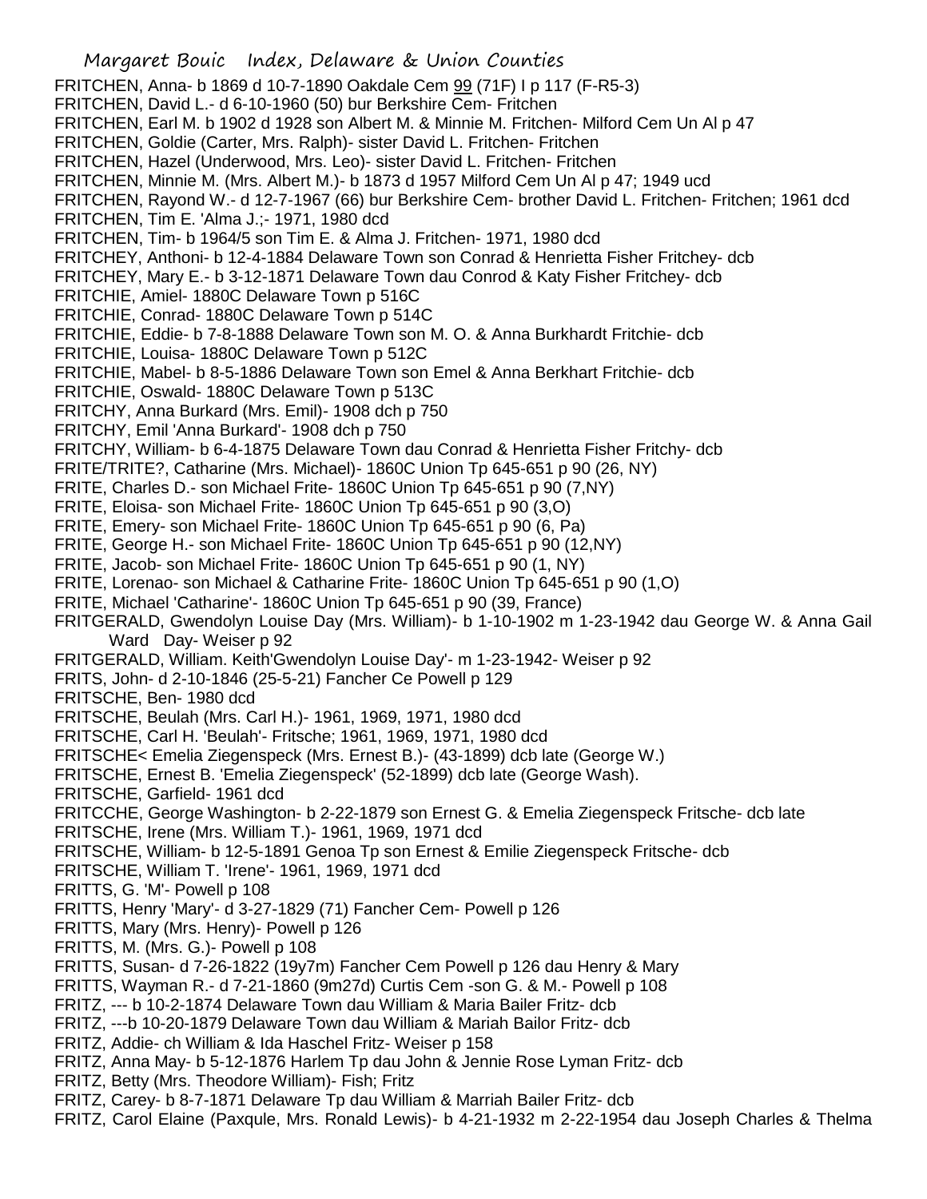FRITCHEN, Anna- b 1869 d 10-7-1890 Oakdale Cem 99 (71F) I p 117 (F-R5-3)
FRITCHEN, David L.- d 6-10-1960 (50) bur Berkshire Cem- Fritchen
FRITCHEN, Earl M. b 1902 d 1928 son Albert M. & Minnie M. Fritchen- Milford Cem Un Al p 47
FRITCHEN, Goldie (Carter, Mrs. Ralph)- sister David L. Fritchen- Fritchen
FRITCHEN, Hazel (Underwood, Mrs. Leo)- sister David L. Fritchen- Fritchen
FRITCHEN, Minnie M. (Mrs. Albert M.)- b 1873 d 1957 Milford Cem Un Al p 47; 1949 ucd
FRITCHEN, Rayond W.- d 12-7-1967 (66) bur Berkshire Cem- brother David L. Fritchen- Fritchen; 1961 dcd
FRITCHEN, Tim E. 'Alma J.;- 1971, 1980 dcd
FRITCHEN, Tim- b 1964/5 son Tim E. & Alma J. Fritchen- 1971, 1980 dcd
FRITCHEY, Anthoni- b 12-4-1884 Delaware Town son Conrad & Henrietta Fisher Fritchey- dcb
FRITCHEY, Mary E.- b 3-12-1871 Delaware Town dau Conrod & Katy Fisher Fritchey- dcb
FRITCHIE, Amiel- 1880C Delaware Town p 516C
FRITCHIE, Conrad- 1880C Delaware Town p 514C
FRITCHIE, Eddie- b 7-8-1888 Delaware Town son M. O. & Anna Burkhardt Fritchie- dcb
FRITCHIE, Louisa- 1880C Delaware Town p 512C
FRITCHIE, Mabel- b 8-5-1886 Delaware Town son Emel & Anna Berkhart Fritchie- dcb
FRITCHIE, Oswald- 1880C Delaware Town p 513C
FRITCHY, Anna Burkard (Mrs. Emil)- 1908 dch p 750
FRITCHY, Emil 'Anna Burkard'- 1908 dch p 750
FRITCHY, William- b 6-4-1875 Delaware Town dau Conrad & Henrietta Fisher Fritchy- dcb
FRITE/TRITE?, Catharine (Mrs. Michael)- 1860C Union Tp 645-651 p 90 (26, NY)
FRITE, Charles D.- son Michael Frite- 1860C Union Tp 645-651 p 90 (7,NY)
FRITE, Eloisa- son Michael Frite- 1860C Union Tp 645-651 p 90 (3,O)
FRITE, Emery- son Michael Frite- 1860C Union Tp 645-651 p 90 (6, Pa)
FRITE, George H.- son Michael Frite- 1860C Union Tp 645-651 p 90 (12,NY)
FRITE, Jacob- son Michael Frite- 1860C Union Tp 645-651 p 90 (1, NY)
FRITE, Lorenao- son Michael & Catharine Frite- 1860C Union Tp 645-651 p 90 (1,O)
FRITE, Michael 'Catharine'- 1860C Union Tp 645-651 p 90 (39, France)
FRITGERALD, Gwendolyn Louise Day (Mrs. William)- b 1-10-1902 m 1-23-1942 dau George W. & Anna Gail Ward Day- Weiser p 92
FRITGERALD, William. Keith'Gwendolyn Louise Day'- m 1-23-1942- Weiser p 92
FRITS, John- d 2-10-1846 (25-5-21) Fancher Ce Powell p 129
FRITSCHE, Ben- 1980 dcd
FRITSCHE, Beulah (Mrs. Carl H.)- 1961, 1969, 1971, 1980 dcd
FRITSCHE, Carl H. 'Beulah'- Fritsche; 1961, 1969, 1971, 1980 dcd
FRITSCHE< Emelia Ziegenspeck (Mrs. Ernest B.)- (43-1899) dcb late (George W.)
FRITSCHE, Ernest B. 'Emelia Ziegenspeck' (52-1899) dcb late (George Wash).
FRITSCHE, Garfield- 1961 dcd
FRITCCHE, George Washington- b 2-22-1879 son Ernest G. & Emelia Ziegenspeck Fritsche- dcb late
FRITSCHE, Irene (Mrs. William T.)- 1961, 1969, 1971 dcd
FRITSCHE, William- b 12-5-1891 Genoa Tp son Ernest & Emilie Ziegenspeck Fritsche- dcb
FRITSCHE, William T. 'Irene'- 1961, 1969, 1971 dcd
FRITTS, G. 'M'- Powell p 108
FRITTS, Henry 'Mary'- d 3-27-1829 (71) Fancher Cem- Powell p 126
FRITTS, Mary (Mrs. Henry)- Powell p 126
FRITTS, M. (Mrs. G.)- Powell p 108
FRITTS, Susan- d 7-26-1822 (19y7m) Fancher Cem Powell p 126 dau Henry & Mary
FRITTS, Wayman R.- d 7-21-1860 (9m27d) Curtis Cem -son G. & M.- Powell p 108
FRITZ, --- b 10-2-1874 Delaware Town dau William & Maria Bailer Fritz- dcb
FRITZ, ---b 10-20-1879 Delaware Town dau William & Mariah Bailor Fritz- dcb
FRITZ, Addie- ch William & Ida Haschel Fritz- Weiser p 158
FRITZ, Anna May- b 5-12-1876 Harlem Tp dau John & Jennie Rose Lyman Fritz- dcb
FRITZ, Betty (Mrs. Theodore William)- Fish; Fritz
FRITZ, Carey- b 8-7-1871 Delaware Tp dau William & Marriah Bailer Fritz- dcb
FRITZ, Carol Elaine (Paxqule, Mrs. Ronald Lewis)- b 4-21-1932 m 2-22-1954 dau Joseph Charles & Thelma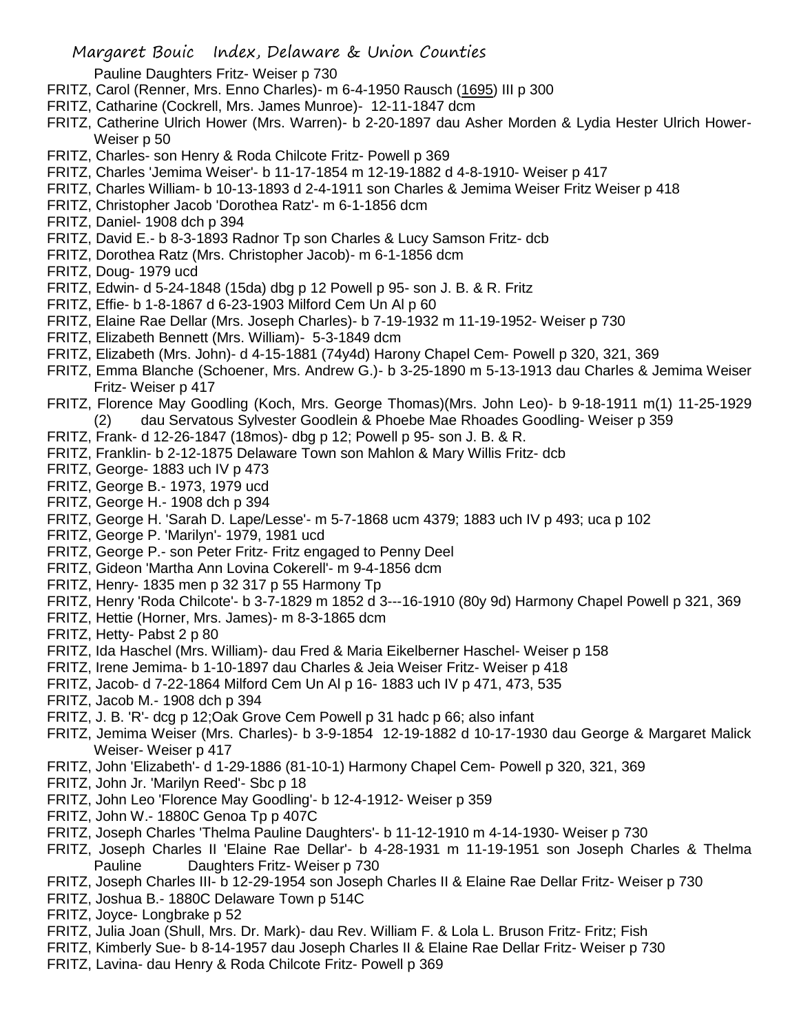Pauline Daughters Fritz- Weiser p 730

FRITZ, Carol (Renner, Mrs. Enno Charles)- m 6-4-1950 Rausch (1695) III p 300

FRITZ, Catharine (Cockrell, Mrs. James Munroe)- 12-11-1847 dcm

FRITZ, Catherine Ulrich Hower (Mrs. Warren)- b 2-20-1897 dau Asher Morden & Lydia Hester Ulrich Hower- Weiser p 50

FRITZ, Charles- son Henry & Roda Chilcote Fritz- Powell p 369

FRITZ, Charles 'Jemima Weiser'- b 11-17-1854 m 12-19-1882 d 4-8-1910- Weiser p 417

FRITZ, Charles William- b 10-13-1893 d 2-4-1911 son Charles & Jemima Weiser Fritz Weiser p 418

FRITZ, Christopher Jacob 'Dorothea Ratz'- m 6-1-1856 dcm

FRITZ, Daniel- 1908 dch p 394

FRITZ, David E.- b 8-3-1893 Radnor Tp son Charles & Lucy Samson Fritz- dcb

FRITZ, Dorothea Ratz (Mrs. Christopher Jacob)- m 6-1-1856 dcm

FRITZ, Doug- 1979 ucd

FRITZ, Edwin- d 5-24-1848 (15da) dbg p 12 Powell p 95- son J. B. & R. Fritz

FRITZ, Effie- b 1-8-1867 d 6-23-1903 Milford Cem Un Al p 60

FRITZ, Elaine Rae Dellar (Mrs. Joseph Charles)- b 7-19-1932 m 11-19-1952- Weiser p 730

FRITZ, Elizabeth Bennett (Mrs. William)- 5-3-1849 dcm

FRITZ, Elizabeth (Mrs. John)- d 4-15-1881 (74y4d) Harony Chapel Cem- Powell p 320, 321, 369

FRITZ, Emma Blanche (Schoener, Mrs. Andrew G.)- b 3-25-1890 m 5-13-1913 dau Charles & Jemima Weiser Fritz- Weiser p 417

FRITZ, Florence May Goodling (Koch, Mrs. George Thomas)(Mrs. John Leo)- b 9-18-1911 m(1) 11-25-1929 (2) dau Servatous Sylvester Goodlein & Phoebe Mae Rhoades Goodling- Weiser p 359

FRITZ, Frank- d 12-26-1847 (18mos)- dbg p 12; Powell p 95- son J. B. & R.

FRITZ, Franklin- b 2-12-1875 Delaware Town son Mahlon & Mary Willis Fritz- dcb

FRITZ, George- 1883 uch IV p 473

FRITZ, George B.- 1973, 1979 ucd

FRITZ, George H.- 1908 dch p 394

FRITZ, George H. 'Sarah D. Lape/Lesse'- m 5-7-1868 ucm 4379; 1883 uch IV p 493; uca p 102

FRITZ, George P. 'Marilyn'- 1979, 1981 ucd

FRITZ, George P.- son Peter Fritz- Fritz engaged to Penny Deel

FRITZ, Gideon 'Martha Ann Lovina Cokerell'- m 9-4-1856 dcm

FRITZ, Henry- 1835 men p 32 317 p 55 Harmony Tp

FRITZ, Henry 'Roda Chilcote'- b 3-7-1829 m 1852 d 3---16-1910 (80y 9d) Harmony Chapel Powell p 321, 369

FRITZ, Hettie (Horner, Mrs. James)- m 8-3-1865 dcm

FRITZ, Hetty- Pabst 2 p 80

FRITZ, Ida Haschel (Mrs. William)- dau Fred & Maria Eikelberner Haschel- Weiser p 158

FRITZ, Irene Jemima- b 1-10-1897 dau Charles & Jeia Weiser Fritz- Weiser p 418

FRITZ, Jacob- d 7-22-1864 Milford Cem Un Al p 16- 1883 uch IV p 471, 473, 535

FRITZ, Jacob M.- 1908 dch p 394

FRITZ, J. B. 'R'- dcg p 12;Oak Grove Cem Powell p 31 hadc p 66; also infant

FRITZ, Jemima Weiser (Mrs. Charles)- b 3-9-1854 12-19-1882 d 10-17-1930 dau George & Margaret Malick Weiser- Weiser p 417

FRITZ, John 'Elizabeth'- d 1-29-1886 (81-10-1) Harmony Chapel Cem- Powell p 320, 321, 369

FRITZ, John Jr. 'Marilyn Reed'- Sbc p 18

FRITZ, John Leo 'Florence May Goodling'- b 12-4-1912- Weiser p 359

FRITZ, John W.- 1880C Genoa Tp p 407C

FRITZ, Joseph Charles 'Thelma Pauline Daughters'- b 11-12-1910 m 4-14-1930- Weiser p 730

FRITZ, Joseph Charles II 'Elaine Rae Dellar'- b 4-28-1931 m 11-19-1951 son Joseph Charles & Thelma Pauline Daughters Fritz- Weiser p 730

FRITZ, Joseph Charles III- b 12-29-1954 son Joseph Charles II & Elaine Rae Dellar Fritz- Weiser p 730

FRITZ, Joshua B.- 1880C Delaware Town p 514C

FRITZ, Joyce- Longbrake p 52

FRITZ, Julia Joan (Shull, Mrs. Dr. Mark)- dau Rev. William F. & Lola L. Bruson Fritz- Fritz; Fish

FRITZ, Kimberly Sue- b 8-14-1957 dau Joseph Charles II & Elaine Rae Dellar Fritz- Weiser p 730

FRITZ, Lavina- dau Henry & Roda Chilcote Fritz- Powell p 369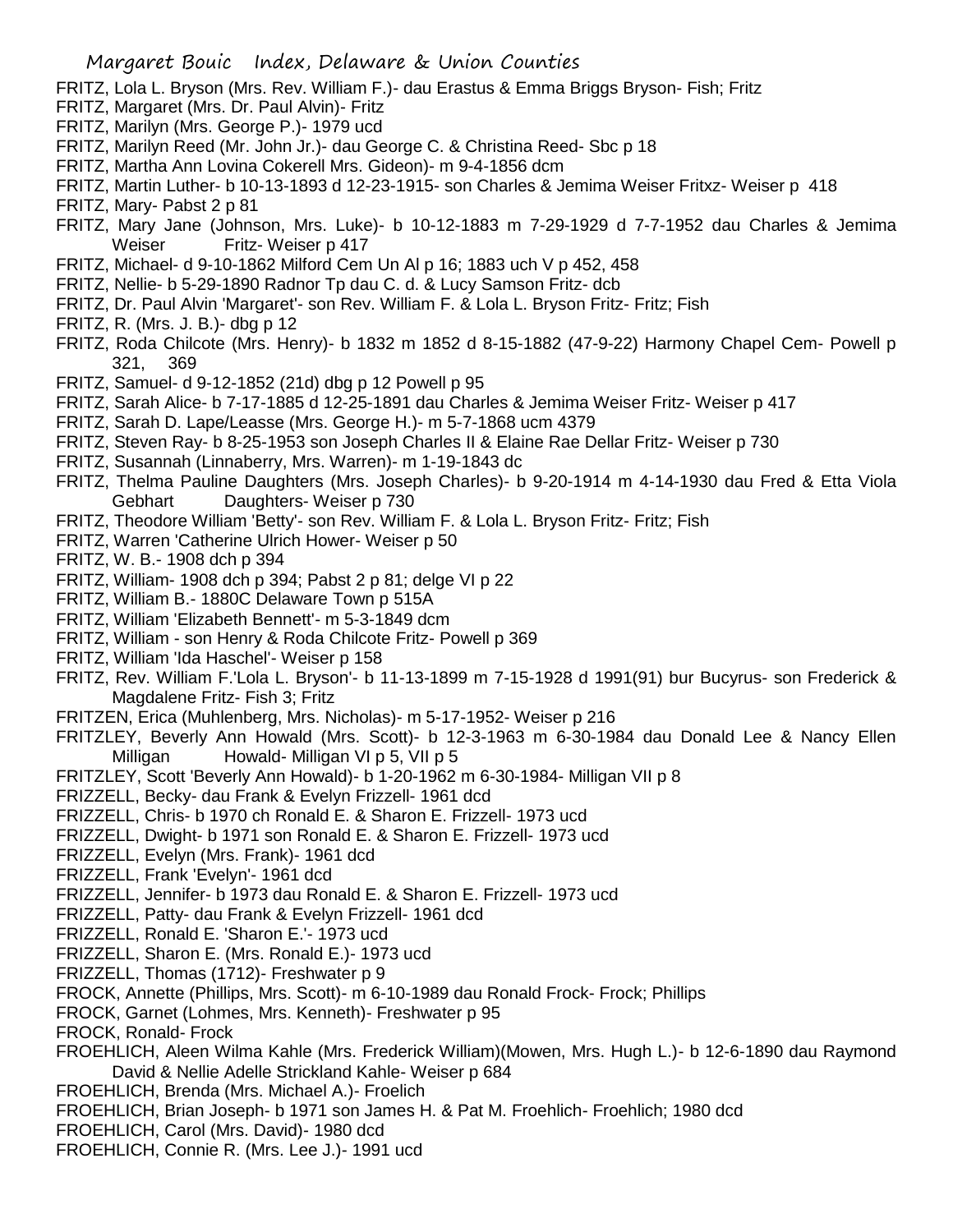FRITZ, Lola L. Bryson (Mrs. Rev. William F.)- dau Erastus & Emma Briggs Bryson- Fish; Fritz
FRITZ, Margaret (Mrs. Dr. Paul Alvin)- Fritz
FRITZ, Marilyn (Mrs. George P.)- 1979 ucd
FRITZ, Marilyn Reed (Mr. John Jr.)- dau George C. & Christina Reed- Sbc p 18
FRITZ, Martha Ann Lovina Cokerell Mrs. Gideon)- m 9-4-1856 dcm
FRITZ, Martin Luther- b 10-13-1893 d 12-23-1915- son Charles & Jemima Weiser Fritxz- Weiser p 418
FRITZ, Mary- Pabst 2 p 81
FRITZ, Mary Jane (Johnson, Mrs. Luke)- b 10-12-1883 m 7-29-1929 d 7-7-1952 dau Charles & Jemima Weiser Fritz- Weiser p 417
FRITZ, Michael- d 9-10-1862 Milford Cem Un Al p 16; 1883 uch V p 452, 458
FRITZ, Nellie- b 5-29-1890 Radnor Tp dau C. d. & Lucy Samson Fritz- dcb
FRITZ, Dr. Paul Alvin 'Margaret'- son Rev. William F. & Lola L. Bryson Fritz- Fritz; Fish
FRITZ, R. (Mrs. J. B.)- dbg p 12
FRITZ, Roda Chilcote (Mrs. Henry)- b 1832 m 1852 d 8-15-1882 (47-9-22) Harmony Chapel Cem- Powell p 321, 369
FRITZ, Samuel- d 9-12-1852 (21d) dbg p 12 Powell p 95
FRITZ, Sarah Alice- b 7-17-1885 d 12-25-1891 dau Charles & Jemima Weiser Fritz- Weiser p 417
FRITZ, Sarah D. Lape/Leasse (Mrs. George H.)- m 5-7-1868 ucm 4379
FRITZ, Steven Ray- b 8-25-1953 son Joseph Charles II & Elaine Rae Dellar Fritz- Weiser p 730
FRITZ, Susannah (Linnaberry, Mrs. Warren)- m 1-19-1843 dc
FRITZ, Thelma Pauline Daughters (Mrs. Joseph Charles)- b 9-20-1914 m 4-14-1930 dau Fred & Etta Viola Gebhart Daughters- Weiser p 730
FRITZ, Theodore William 'Betty'- son Rev. William F. & Lola L. Bryson Fritz- Fritz; Fish
FRITZ, Warren 'Catherine Ulrich Hower- Weiser p 50
FRITZ, W. B.- 1908 dch p 394
FRITZ, William- 1908 dch p 394; Pabst 2 p 81; delge VI p 22
FRITZ, William B.- 1880C Delaware Town p 515A
FRITZ, William 'Elizabeth Bennett'- m 5-3-1849 dcm
FRITZ, William - son Henry & Roda Chilcote Fritz- Powell p 369
FRITZ, William 'Ida Haschel'- Weiser p 158
FRITZ, Rev. William F.'Lola L. Bryson'- b 11-13-1899 m 7-15-1928 d 1991(91) bur Bucyrus- son Frederick & Magdalene Fritz- Fish 3; Fritz
FRITZEN, Erica (Muhlenberg, Mrs. Nicholas)- m 5-17-1952- Weiser p 216
FRITZLEY, Beverly Ann Howald (Mrs. Scott)- b 12-3-1963 m 6-30-1984 dau Donald Lee & Nancy Ellen Milligan Howald- Milligan VI p 5, VII p 5
FRITZLEY, Scott 'Beverly Ann Howald)- b 1-20-1962 m 6-30-1984- Milligan VII p 8
FRIZZELL, Becky- dau Frank & Evelyn Frizzell- 1961 dcd
FRIZZELL, Chris- b 1970 ch Ronald E. & Sharon E. Frizzell- 1973 ucd
FRIZZELL, Dwight- b 1971 son Ronald E. & Sharon E. Frizzell- 1973 ucd
FRIZZELL, Evelyn (Mrs. Frank)- 1961 dcd
FRIZZELL, Frank 'Evelyn'- 1961 dcd
FRIZZELL, Jennifer- b 1973 dau Ronald E. & Sharon E. Frizzell- 1973 ucd
FRIZZELL, Patty- dau Frank & Evelyn Frizzell- 1961 dcd
FRIZZELL, Ronald E. 'Sharon E.'- 1973 ucd
FRIZZELL, Sharon E. (Mrs. Ronald E.)- 1973 ucd
FRIZZELL, Thomas (1712)- Freshwater p 9
FROCK, Annette (Phillips, Mrs. Scott)- m 6-10-1989 dau Ronald Frock- Frock; Phillips
FROCK, Garnet (Lohmes, Mrs. Kenneth)- Freshwater p 95
FROCK, Ronald- Frock
FROEHLICH, Aleen Wilma Kahle (Mrs. Frederick William)(Mowen, Mrs. Hugh L.)- b 12-6-1890 dau Raymond David & Nellie Adelle Strickland Kahle- Weiser p 684
FROEHLICH, Brenda (Mrs. Michael A.)- Froelich
FROEHLICH, Brian Joseph- b 1971 son James H. & Pat M. Froehlich- Froehlich; 1980 dcd
FROEHLICH, Carol (Mrs. David)- 1980 dcd
FROEHLICH, Connie R. (Mrs. Lee J.)- 1991 ucd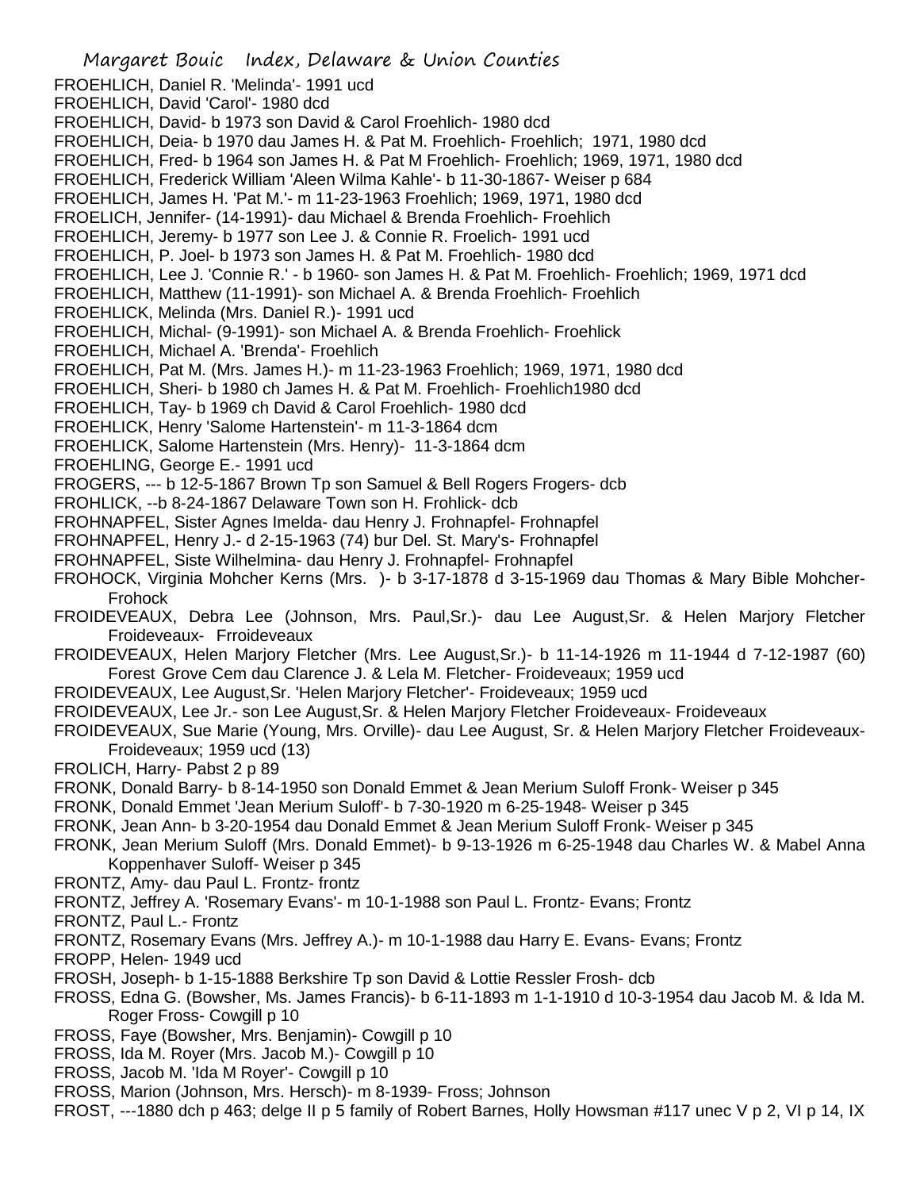FROEHLICH, Daniel R. 'Melinda'- 1991 ucd
FROEHLICH, David 'Carol'- 1980 dcd
FROEHLICH, David- b 1973 son David & Carol Froehlich- 1980 dcd
FROEHLICH, Deia- b 1970 dau James H. & Pat M. Froehlich- Froehlich; 1971, 1980 dcd
FROEHLICH, Fred- b 1964 son James H. & Pat M Froehlich- Froehlich; 1969, 1971, 1980 dcd
FROEHLICH, Frederick William 'Aleen Wilma Kahle'- b 11-30-1867- Weiser p 684
FROEHLICH, James H. 'Pat M.'- m 11-23-1963 Froehlich; 1969, 1971, 1980 dcd
FROELICH, Jennifer- (14-1991)- dau Michael & Brenda Froehlich- Froehlich
FROEHLICH, Jeremy- b 1977 son Lee J. & Connie R. Froelich- 1991 ucd
FROEHLICH, P. Joel- b 1973 son James H. & Pat M. Froehlich- 1980 dcd
FROEHLICH, Lee J. 'Connie R.' - b 1960- son James H. & Pat M. Froehlich- Froehlich; 1969, 1971 dcd
FROEHLICH, Matthew (11-1991)- son Michael A. & Brenda Froehlich- Froehlich
FROEHLICK, Melinda (Mrs. Daniel R.)- 1991 ucd
FROEHLICH, Michal- (9-1991)- son Michael A. & Brenda Froehlich- Froehlick
FROEHLICH, Michael A. 'Brenda'- Froehlich
FROEHLICH, Pat M. (Mrs. James H.)- m 11-23-1963 Froehlich; 1969, 1971, 1980 dcd
FROEHLICH, Sheri- b 1980 ch James H. & Pat M. Froehlich- Froehlich1980 dcd
FROEHLICH, Tay- b 1969 ch David & Carol Froehlich- 1980 dcd
FROEHLICK, Henry 'Salome Hartenstein'- m 11-3-1864 dcm
FROEHLICK, Salome Hartenstein (Mrs. Henry)- 11-3-1864 dcm
FROEHLING, George E.- 1991 ucd
FROGERS, --- b 12-5-1867 Brown Tp son Samuel & Bell Rogers Frogers- dcb
FROHLICK, --b 8-24-1867 Delaware Town son H. Frohlick- dcb
FROHNAPFEL, Sister Agnes Imelda- dau Henry J. Frohnapfel- Frohnapfel
FROHNAPFEL, Henry J.- d 2-15-1963 (74) bur Del. St. Mary's- Frohnapfel
FROHNAPFEL, Siste Wilhelmina- dau Henry J. Frohnapfel- Frohnapfel
FROHOCK, Virginia Mohcher Kerns (Mrs. )- b 3-17-1878 d 3-15-1969 dau Thomas & Mary Bible Mohcher- Frohock
FROIDEVEAUX, Debra Lee (Johnson, Mrs. Paul,Sr.)- dau Lee August,Sr. & Helen Marjory Fletcher Froideveaux- Frroideveaux
FROIDEVEAUX, Helen Marjory Fletcher (Mrs. Lee August,Sr.)- b 11-14-1926 m 11-1944 d 7-12-1987 (60) Forest Grove Cem dau Clarence J. & Lela M. Fletcher- Froideveaux; 1959 ucd
FROIDEVEAUX, Lee August,Sr. 'Helen Marjory Fletcher'- Froideveaux; 1959 ucd
FROIDEVEAUX, Lee Jr.- son Lee August,Sr. & Helen Marjory Fletcher Froideveaux- Froideveaux
FROIDEVEAUX, Sue Marie (Young, Mrs. Orville)- dau Lee August, Sr. & Helen Marjory Fletcher Froideveaux- Froideveaux; 1959 ucd (13)
FROLICH, Harry- Pabst 2 p 89
FRONK, Donald Barry- b 8-14-1950 son Donald Emmet & Jean Merium Suloff Fronk- Weiser p 345
FRONK, Donald Emmet 'Jean Merium Suloff'- b 7-30-1920 m 6-25-1948- Weiser p 345
FRONK, Jean Ann- b 3-20-1954 dau Donald Emmet & Jean Merium Suloff Fronk- Weiser p 345
FRONK, Jean Merium Suloff (Mrs. Donald Emmet)- b 9-13-1926 m 6-25-1948 dau Charles W. & Mabel Anna Koppenhaver Suloff- Weiser p 345
FRONTZ, Amy- dau Paul L. Frontz- frontz
FRONTZ, Jeffrey A. 'Rosemary Evans'- m 10-1-1988 son Paul L. Frontz- Evans; Frontz
FRONTZ, Paul L.- Frontz
FRONTZ, Rosemary Evans (Mrs. Jeffrey A.)- m 10-1-1988 dau Harry E. Evans- Evans; Frontz
FROPP, Helen- 1949 ucd
FROSH, Joseph- b 1-15-1888 Berkshire Tp son David & Lottie Ressler Frosh- dcb
FROSS, Edna G. (Bowsher, Ms. James Francis)- b 6-11-1893 m 1-1-1910 d 10-3-1954 dau Jacob M. & Ida M. Roger Fross- Cowgill p 10
FROSS, Faye (Bowsher, Mrs. Benjamin)- Cowgill p 10
FROSS, Ida M. Royer (Mrs. Jacob M.)- Cowgill p 10
FROSS, Jacob M. 'Ida M Royer'- Cowgill p 10
FROSS, Marion (Johnson, Mrs. Hersch)- m 8-1939- Fross; Johnson
FROST, ---1880 dch p 463; delge II p 5 family of Robert Barnes, Holly Howsman #117 unec V p 2, VI p 14, IX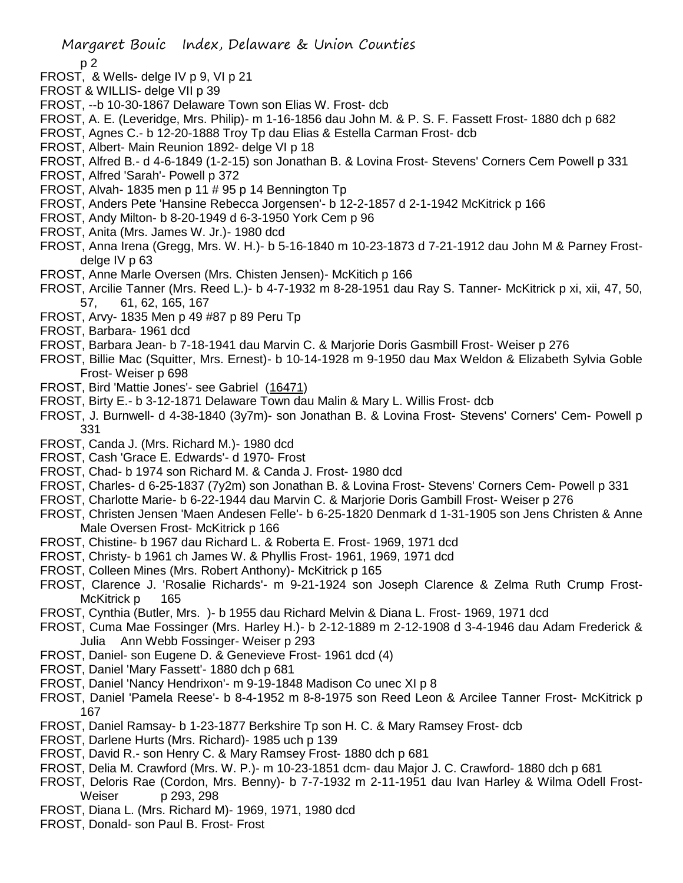Margaret Bouic Index, Delaware & Union Counties

p 2

FROST, & Wells- delge IV p 9, VI p 21

FROST & WILLIS- delge VII p 39

FROST, --b 10-30-1867 Delaware Town son Elias W. Frost- dcb

FROST, A. E. (Leveridge, Mrs. Philip)- m 1-16-1856 dau John M. & P. S. F. Fassett Frost- 1880 dch p 682

FROST, Agnes C.- b 12-20-1888 Troy Tp dau Elias & Estella Carman Frost- dcb

FROST, Albert- Main Reunion 1892- delge VI p 18

FROST, Alfred B.- d 4-6-1849 (1-2-15) son Jonathan B. & Lovina Frost- Stevens' Corners Cem Powell p 331

FROST, Alfred 'Sarah'- Powell p 372

FROST, Alvah- 1835 men p 11 # 95 p 14 Bennington Tp

FROST, Anders Pete 'Hansine Rebecca Jorgensen'- b 12-2-1857 d 2-1-1942 McKitrick p 166

FROST, Andy Milton- b 8-20-1949 d 6-3-1950 York Cem p 96

FROST, Anita (Mrs. James W. Jr.)- 1980 dcd

FROST, Anna Irena (Gregg, Mrs. W. H.)- b 5-16-1840 m 10-23-1873 d 7-21-1912 dau John M & Parney Frost- delge IV p 63

FROST, Anne Marle Oversen (Mrs. Chisten Jensen)- McKitich p 166

FROST, Arcilie Tanner (Mrs. Reed L.)- b 4-7-1932 m 8-28-1951 dau Ray S. Tanner- McKitrick p xi, xii, 47, 50, 57, 61, 62, 165, 167

FROST, Arvy- 1835 Men p 49 #87 p 89 Peru Tp

FROST, Barbara- 1961 dcd

FROST, Barbara Jean- b 7-18-1941 dau Marvin C. & Marjorie Doris Gasmbill Frost- Weiser p 276

FROST, Billie Mac (Squitter, Mrs. Ernest)- b 10-14-1928 m 9-1950 dau Max Weldon & Elizabeth Sylvia Goble Frost- Weiser p 698

FROST, Bird 'Mattie Jones'- see Gabriel (16471)

FROST, Birty E.- b 3-12-1871 Delaware Town dau Malin & Mary L. Willis Frost- dcb

FROST, J. Burnwell- d 4-38-1840 (3y7m)- son Jonathan B. & Lovina Frost- Stevens' Corners' Cem- Powell p 331

FROST, Canda J. (Mrs. Richard M.)- 1980 dcd

FROST, Cash 'Grace E. Edwards'- d 1970- Frost

FROST, Chad- b 1974 son Richard M. & Canda J. Frost- 1980 dcd

FROST, Charles- d 6-25-1837 (7y2m) son Jonathan B. & Lovina Frost- Stevens' Corners Cem- Powell p 331

FROST, Charlotte Marie- b 6-22-1944 dau Marvin C. & Marjorie Doris Gambill Frost- Weiser p 276

FROST, Christen Jensen 'Maen Andesen Felle'- b 6-25-1820 Denmark d 1-31-1905 son Jens Christen & Anne Male Oversen Frost- McKitrick p 166

FROST, Chistine- b 1967 dau Richard L. & Roberta E. Frost- 1969, 1971 dcd

FROST, Christy- b 1961 ch James W. & Phyllis Frost- 1961, 1969, 1971 dcd

FROST, Colleen Mines (Mrs. Robert Anthony)- McKitrick p 165

FROST, Clarence J. 'Rosalie Richards'- m 9-21-1924 son Joseph Clarence & Zelma Ruth Crump Frost- McKitrick p 165

FROST, Cynthia (Butler, Mrs. )- b 1955 dau Richard Melvin & Diana L. Frost- 1969, 1971 dcd

FROST, Cuma Mae Fossinger (Mrs. Harley H.)- b 2-12-1889 m 2-12-1908 d 3-4-1946 dau Adam Frederick & Julia Ann Webb Fossinger- Weiser p 293

FROST, Daniel- son Eugene D. & Genevieve Frost- 1961 dcd (4)

FROST, Daniel 'Mary Fassett'- 1880 dch p 681

FROST, Daniel 'Nancy Hendrixon'- m 9-19-1848 Madison Co unec XI p 8

FROST, Daniel 'Pamela Reese'- b 8-4-1952 m 8-8-1975 son Reed Leon & Arcilee Tanner Frost- McKitrick p 167

FROST, Daniel Ramsay- b 1-23-1877 Berkshire Tp son H. C. & Mary Ramsey Frost- dcb

FROST, Darlene Hurts (Mrs. Richard)- 1985 uch p 139

FROST, David R.- son Henry C. & Mary Ramsey Frost- 1880 dch p 681

FROST, Delia M. Crawford (Mrs. W. P.)- m 10-23-1851 dcm- dau Major J. C. Crawford- 1880 dch p 681

FROST, Deloris Rae (Cordon, Mrs. Benny)- b 7-7-1932 m 2-11-1951 dau Ivan Harley & Wilma Odell Frost- Weiser p 293, 298

FROST, Diana L. (Mrs. Richard M)- 1969, 1971, 1980 dcd

FROST, Donald- son Paul B. Frost- Frost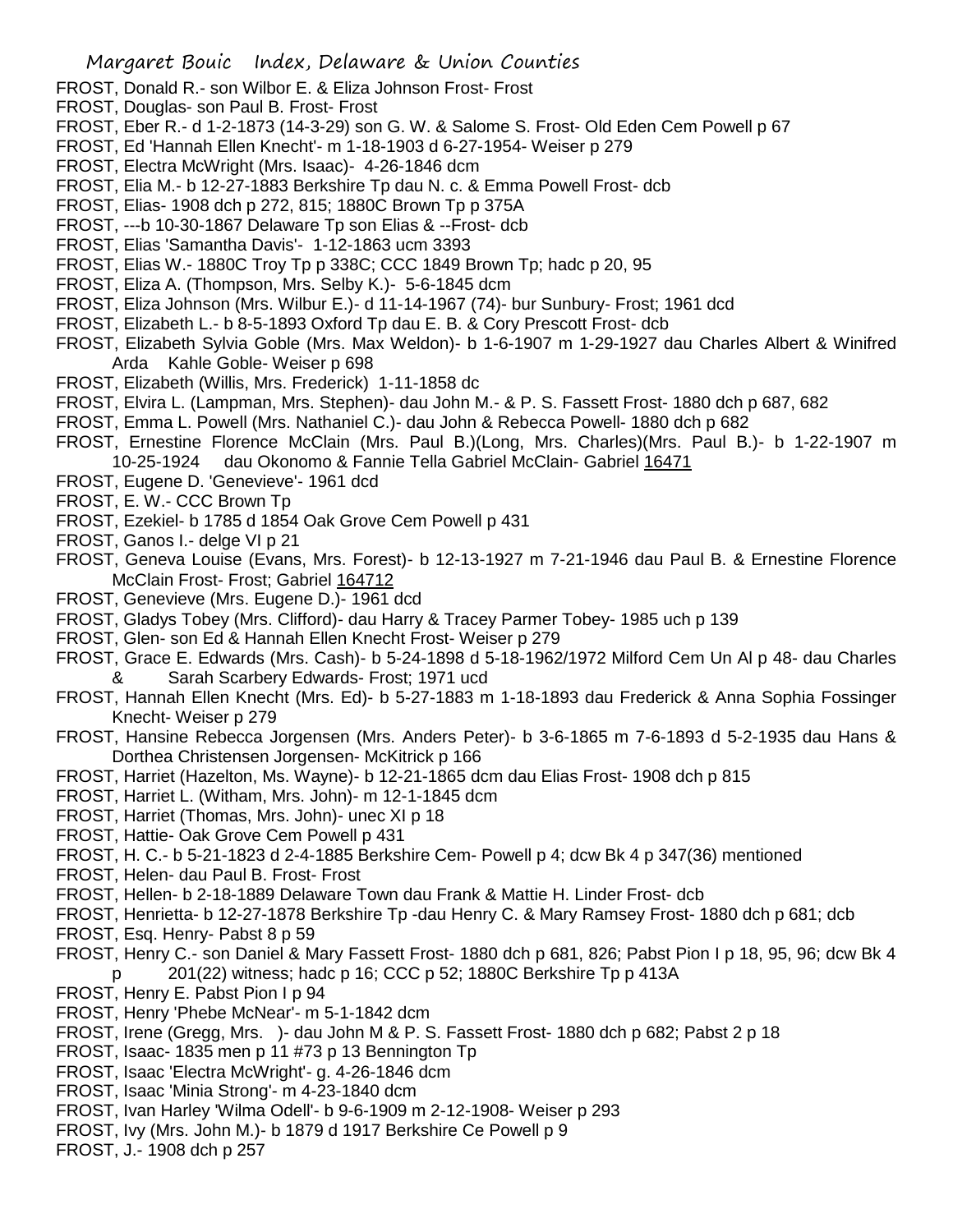FROST, Donald R.- son Wilbor E. & Eliza Johnson Frost- Frost

FROST, Douglas- son Paul B. Frost- Frost

FROST, Eber R.- d 1-2-1873 (14-3-29) son G. W. & Salome S. Frost- Old Eden Cem Powell p 67

FROST, Ed 'Hannah Ellen Knecht'- m 1-18-1903 d 6-27-1954- Weiser p 279

FROST, Electra McWright (Mrs. Isaac)- 4-26-1846 dcm

FROST, Elia M.- b 12-27-1883 Berkshire Tp dau N. c. & Emma Powell Frost- dcb

FROST, Elias- 1908 dch p 272, 815; 1880C Brown Tp p 375A

FROST, ---b 10-30-1867 Delaware Tp son Elias & --Frost- dcb

FROST, Elias 'Samantha Davis'- 1-12-1863 ucm 3393

FROST, Elias W.- 1880C Troy Tp p 338C; CCC 1849 Brown Tp; hadc p 20, 95

FROST, Eliza A. (Thompson, Mrs. Selby K.)- 5-6-1845 dcm

FROST, Eliza Johnson (Mrs. Wilbur E.)- d 11-14-1967 (74)- bur Sunbury- Frost; 1961 dcd

FROST, Elizabeth L.- b 8-5-1893 Oxford Tp dau E. B. & Cory Prescott Frost- dcb

FROST, Elizabeth Sylvia Goble (Mrs. Max Weldon)- b 1-6-1907 m 1-29-1927 dau Charles Albert & Winifred Arda Kahle Goble- Weiser p 698

FROST, Elizabeth (Willis, Mrs. Frederick) 1-11-1858 dc

FROST, Elvira L. (Lampman, Mrs. Stephen)- dau John M.- & P. S. Fassett Frost- 1880 dch p 687, 682

FROST, Emma L. Powell (Mrs. Nathaniel C.)- dau John & Rebecca Powell- 1880 dch p 682

FROST, Ernestine Florence McClain (Mrs. Paul B.)(Long, Mrs. Charles)(Mrs. Paul B.)- b 1-22-1907 m 10-25-1924 dau Okonomo & Fannie Tella Gabriel McClain- Gabriel 16471

FROST, Eugene D. 'Genevieve'- 1961 dcd

FROST, E. W.- CCC Brown Tp

FROST, Ezekiel- b 1785 d 1854 Oak Grove Cem Powell p 431

FROST, Ganos I.- delge VI p 21

FROST, Geneva Louise (Evans, Mrs. Forest)- b 12-13-1927 m 7-21-1946 dau Paul B. & Ernestine Florence McClain Frost- Frost; Gabriel 164712

FROST, Genevieve (Mrs. Eugene D.)- 1961 dcd

FROST, Gladys Tobey (Mrs. Clifford)- dau Harry & Tracey Parmer Tobey- 1985 uch p 139

FROST, Glen- son Ed & Hannah Ellen Knecht Frost- Weiser p 279

FROST, Grace E. Edwards (Mrs. Cash)- b 5-24-1898 d 5-18-1962/1972 Milford Cem Un Al p 48- dau Charles & Sarah Scarbery Edwards- Frost; 1971 ucd

FROST, Hannah Ellen Knecht (Mrs. Ed)- b 5-27-1883 m 1-18-1893 dau Frederick & Anna Sophia Fossinger Knecht- Weiser p 279

FROST, Hansine Rebecca Jorgensen (Mrs. Anders Peter)- b 3-6-1865 m 7-6-1893 d 5-2-1935 dau Hans & Dorthea Christensen Jorgensen- McKitrick p 166

FROST, Harriet (Hazelton, Ms. Wayne)- b 12-21-1865 dcm dau Elias Frost- 1908 dch p 815

FROST, Harriet L. (Witham, Mrs. John)- m 12-1-1845 dcm

FROST, Harriet (Thomas, Mrs. John)- unec XI p 18

FROST, Hattie- Oak Grove Cem Powell p 431

FROST, H. C.- b 5-21-1823 d 2-4-1885 Berkshire Cem- Powell p 4; dcw Bk 4 p 347(36) mentioned

FROST, Helen- dau Paul B. Frost- Frost

FROST, Hellen- b 2-18-1889 Delaware Town dau Frank & Mattie H. Linder Frost- dcb

FROST, Henrietta- b 12-27-1878 Berkshire Tp -dau Henry C. & Mary Ramsey Frost- 1880 dch p 681; dcb

FROST, Esq. Henry- Pabst 8 p 59

FROST, Henry C.- son Daniel & Mary Fassett Frost- 1880 dch p 681, 826; Pabst Pion I p 18, 95, 96; dcw Bk 4 p 201(22) witness; hadc p 16; CCC p 52; 1880C Berkshire Tp p 413A

FROST, Henry E. Pabst Pion I p 94

FROST, Henry 'Phebe McNear'- m 5-1-1842 dcm

FROST, Irene (Gregg, Mrs. )- dau John M & P. S. Fassett Frost- 1880 dch p 682; Pabst 2 p 18

FROST, Isaac- 1835 men p 11 #73 p 13 Bennington Tp

FROST, Isaac 'Electra McWright'- g. 4-26-1846 dcm

FROST, Isaac 'Minia Strong'- m 4-23-1840 dcm

FROST, Ivan Harley 'Wilma Odell'- b 9-6-1909 m 2-12-1908- Weiser p 293

FROST, Ivy (Mrs. John M.)- b 1879 d 1917 Berkshire Ce Powell p 9

FROST, J.- 1908 dch p 257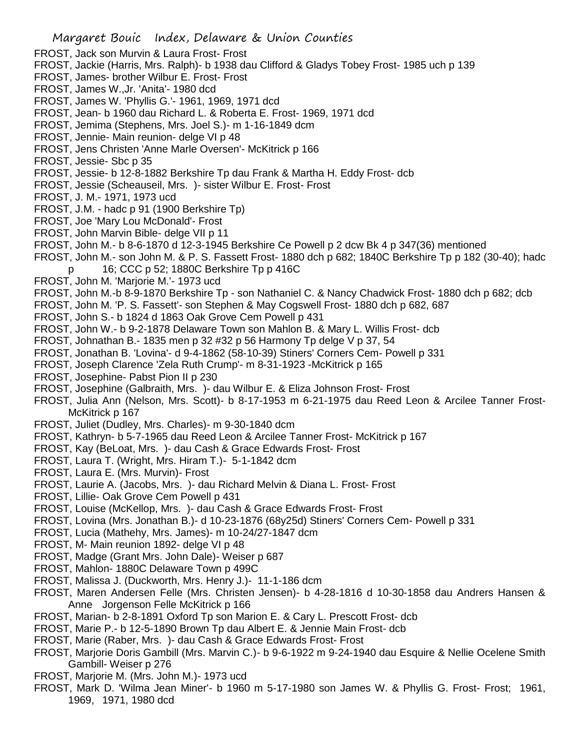FROST, Jack son Murvin & Laura Frost- Frost
FROST, Jackie (Harris, Mrs. Ralph)- b 1938 dau Clifford & Gladys Tobey Frost- 1985 uch p 139
FROST, James- brother Wilbur E. Frost- Frost
FROST, James W.,Jr. 'Anita'- 1980 dcd
FROST, James W. 'Phyllis G.'- 1961, 1969, 1971 dcd
FROST, Jean- b 1960 dau Richard L. & Roberta E. Frost- 1969, 1971 dcd
FROST, Jemima (Stephens, Mrs. Joel S.)- m 1-16-1849 dcm
FROST, Jennie- Main reunion- delge VI p 48
FROST, Jens Christen 'Anne Marle Oversen'- McKitrick p 166
FROST, Jessie- Sbc p 35
FROST, Jessie- b 12-8-1882 Berkshire Tp dau Frank & Martha H. Eddy Frost- dcb
FROST, Jessie (Scheauseil, Mrs. )- sister Wilbur E. Frost- Frost
FROST, J. M.- 1971, 1973 ucd
FROST, J.M. - hadc p 91 (1900 Berkshire Tp)
FROST, Joe 'Mary Lou McDonald'- Frost
FROST, John Marvin Bible- delge VII p 11
FROST, John M.- b 8-6-1870 d 12-3-1945 Berkshire Ce Powell p 2 dcw Bk 4 p 347(36) mentioned
FROST, John M.- son John M. & P. S. Fassett Frost- 1880 dch p 682; 1840C Berkshire Tp p 182 (30-40); hadc p 16; CCC p 52; 1880C Berkshire Tp p 416C
FROST, John M. 'Marjorie M.'- 1973 ucd
FROST, John M.-b 8-9-1870 Berkshire Tp - son Nathaniel C. & Nancy Chadwick Frost- 1880 dch p 682; dcb
FROST, John M. 'P. S. Fassett'- son Stephen & May Cogswell Frost- 1880 dch p 682, 687
FROST, John S.- b 1824 d 1863 Oak Grove Cem Powell p 431
FROST, John W.- b 9-2-1878 Delaware Town son Mahlon B. & Mary L. Willis Frost- dcb
FROST, Johnathan B.- 1835 men p 32 #32 p 56 Harmony Tp delge V p 37, 54
FROST, Jonathan B. 'Lovina'- d 9-4-1862 (58-10-39) Stiners' Corners Cem- Powell p 331
FROST, Joseph Clarence 'Zela Ruth Crump'- m 8-31-1923 -McKitrick p 165
FROST, Josephine- Pabst Pion II p 230
FROST, Josephine (Galbraith, Mrs. )- dau Wilbur E. & Eliza Johnson Frost- Frost
FROST, Julia Ann (Nelson, Mrs. Scott)- b 8-17-1953 m 6-21-1975 dau Reed Leon & Arcilee Tanner Frost- McKitrick p 167
FROST, Juliet (Dudley, Mrs. Charles)- m 9-30-1840 dcm
FROST, Kathryn- b 5-7-1965 dau Reed Leon & Arcilee Tanner Frost- McKitrick p 167
FROST, Kay (BeLoat, Mrs. )- dau Cash & Grace Edwards Frost- Frost
FROST, Laura T. (Wright, Mrs. Hiram T.)- 5-1-1842 dcm
FROST, Laura E. (Mrs. Murvin)- Frost
FROST, Laurie A. (Jacobs, Mrs. )- dau Richard Melvin & Diana L. Frost- Frost
FROST, Lillie- Oak Grove Cem Powell p 431
FROST, Louise (McKellop, Mrs. )- dau Cash & Grace Edwards Frost- Frost
FROST, Lovina (Mrs. Jonathan B.)- d 10-23-1876 (68y25d) Stiners' Corners Cem- Powell p 331
FROST, Lucia (Mathehy, Mrs. James)- m 10-24/27-1847 dcm
FROST, M- Main reunion 1892- delge VI p 48
FROST, Madge (Grant Mrs. John Dale)- Weiser p 687
FROST, Mahlon- 1880C Delaware Town p 499C
FROST, Malissa J. (Duckworth, Mrs. Henry J.)- 11-1-186 dcm
FROST, Maren Andersen Felle (Mrs. Christen Jensen)- b 4-28-1816 d 10-30-1858 dau Andrers Hansen & Anne Jorgenson Felle McKitrick p 166
FROST, Marian- b 2-8-1891 Oxford Tp son Marion E. & Cary L. Prescott Frost- dcb
FROST, Marie P.- b 12-5-1890 Brown Tp dau Albert E. & Jennie Main Frost- dcb
FROST, Marie (Raber, Mrs. )- dau Cash & Grace Edwards Frost- Frost
FROST, Marjorie Doris Gambill (Mrs. Marvin C.)- b 9-6-1922 m 9-24-1940 dau Esquire & Nellie Ocelene Smith Gambill- Weiser p 276
FROST, Marjorie M. (Mrs. John M.)- 1973 ucd
FROST, Mark D. 'Wilma Jean Miner'- b 1960 m 5-17-1980 son James W. & Phyllis G. Frost- Frost; 1961, 1969, 1971, 1980 dcd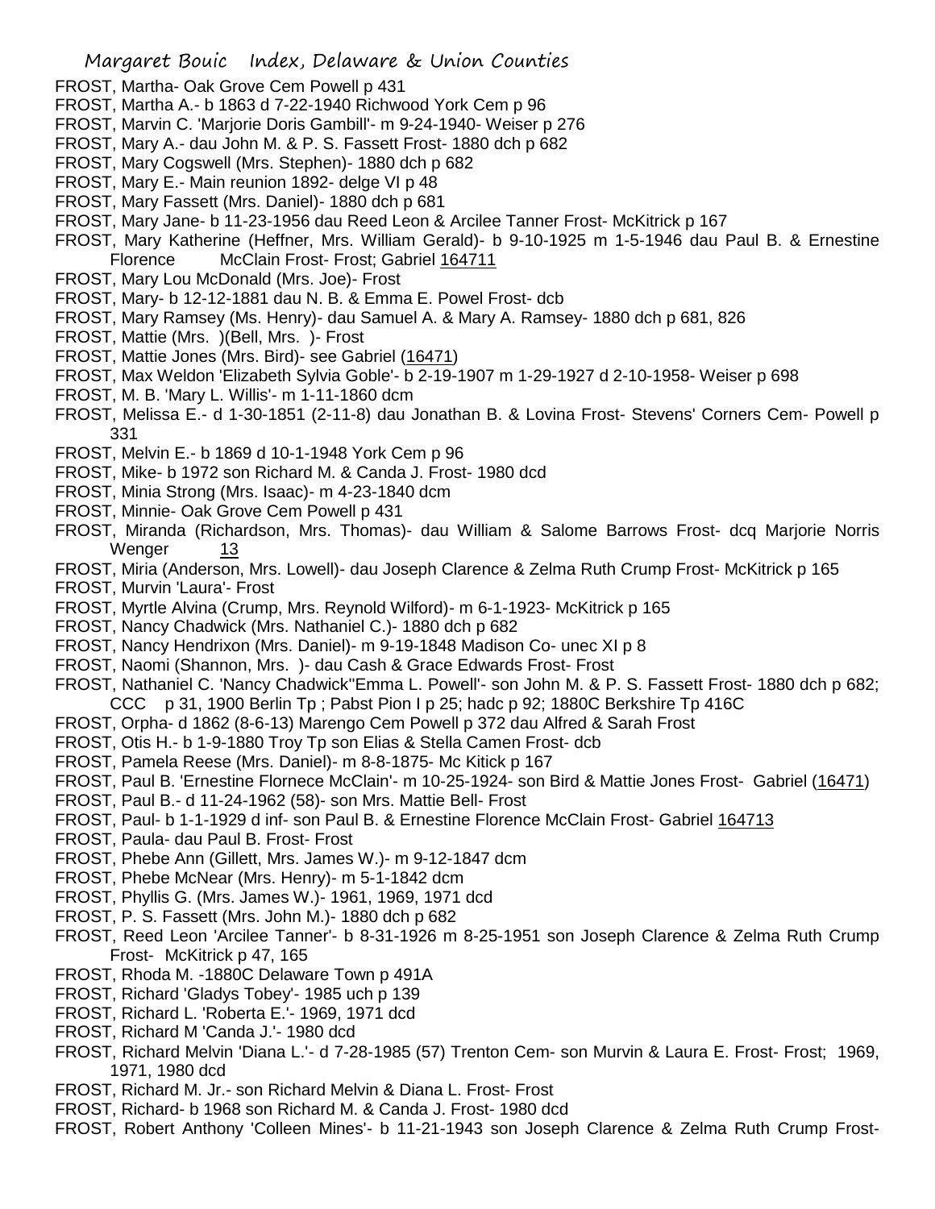FROST, Martha- Oak Grove Cem Powell p 431

FROST, Martha A.- b 1863 d 7-22-1940 Richwood York Cem p 96

FROST, Marvin C. 'Marjorie Doris Gambill'- m 9-24-1940- Weiser p 276

FROST, Mary A.- dau John M. & P. S. Fassett Frost- 1880 dch p 682

FROST, Mary Cogswell (Mrs. Stephen)- 1880 dch p 682

FROST, Mary E.- Main reunion 1892- delge VI p 48

FROST, Mary Fassett (Mrs. Daniel)- 1880 dch p 681

FROST, Mary Jane- b 11-23-1956 dau Reed Leon & Arcilee Tanner Frost- McKitrick p 167

FROST, Mary Katherine (Heffner, Mrs. William Gerald)- b 9-10-1925 m 1-5-1946 dau Paul B. & Ernestine Florence McClain Frost- Frost; Gabriel 164711

FROST, Mary Lou McDonald (Mrs. Joe)- Frost

FROST, Mary- b 12-12-1881 dau N. B. & Emma E. Powel Frost- dcb

FROST, Mary Ramsey (Ms. Henry)- dau Samuel A. & Mary A. Ramsey- 1880 dch p 681, 826

FROST, Mattie (Mrs. )(Bell, Mrs. )- Frost

FROST, Mattie Jones (Mrs. Bird)- see Gabriel (16471)

FROST, Max Weldon 'Elizabeth Sylvia Goble'- b 2-19-1907 m 1-29-1927 d 2-10-1958- Weiser p 698

FROST, M. B. 'Mary L. Willis'- m 1-11-1860 dcm

FROST, Melissa E.- d 1-30-1851 (2-11-8) dau Jonathan B. & Lovina Frost- Stevens' Corners Cem- Powell p 331

FROST, Melvin E.- b 1869 d 10-1-1948 York Cem p 96

FROST, Mike- b 1972 son Richard M. & Canda J. Frost- 1980 dcd

FROST, Minia Strong (Mrs. Isaac)- m 4-23-1840 dcm

FROST, Minnie- Oak Grove Cem Powell p 431

FROST, Miranda (Richardson, Mrs. Thomas)- dau William & Salome Barrows Frost- dcq Marjorie Norris Wenger 13

FROST, Miria (Anderson, Mrs. Lowell)- dau Joseph Clarence & Zelma Ruth Crump Frost- McKitrick p 165

FROST, Murvin 'Laura'- Frost

FROST, Myrtle Alvina (Crump, Mrs. Reynold Wilford)- m 6-1-1923- McKitrick p 165

FROST, Nancy Chadwick (Mrs. Nathaniel C.)- 1880 dch p 682

FROST, Nancy Hendrixon (Mrs. Daniel)- m 9-19-1848 Madison Co- unec XI p 8

FROST, Naomi (Shannon, Mrs. )- dau Cash & Grace Edwards Frost- Frost

FROST, Nathaniel C. 'Nancy Chadwick''Emma L. Powell'- son John M. & P. S. Fassett Frost- 1880 dch p 682; CCC p 31, 1900 Berlin Tp ; Pabst Pion I p 25; hadc p 92; 1880C Berkshire Tp 416C

FROST, Orpha- d 1862 (8-6-13) Marengo Cem Powell p 372 dau Alfred & Sarah Frost

FROST, Otis H.- b 1-9-1880 Troy Tp son Elias & Stella Camen Frost- dcb

FROST, Pamela Reese (Mrs. Daniel)- m 8-8-1875- Mc Kitick p 167

FROST, Paul B. 'Ernestine Flornece McClain'- m 10-25-1924- son Bird & Mattie Jones Frost- Gabriel (16471)

FROST, Paul B.- d 11-24-1962 (58)- son Mrs. Mattie Bell- Frost

FROST, Paul- b 1-1-1929 d inf- son Paul B. & Ernestine Florence McClain Frost- Gabriel 164713

FROST, Paula- dau Paul B. Frost- Frost

FROST, Phebe Ann (Gillett, Mrs. James W.)- m 9-12-1847 dcm

FROST, Phebe McNear (Mrs. Henry)- m 5-1-1842 dcm

FROST, Phyllis G. (Mrs. James W.)- 1961, 1969, 1971 dcd

FROST, P. S. Fassett (Mrs. John M.)- 1880 dch p 682

FROST, Reed Leon 'Arcilee Tanner'- b 8-31-1926 m 8-25-1951 son Joseph Clarence & Zelma Ruth Crump Frost- McKitrick p 47, 165

FROST, Rhoda M. -1880C Delaware Town p 491A

FROST, Richard 'Gladys Tobey'- 1985 uch p 139

FROST, Richard L. 'Roberta E.'- 1969, 1971 dcd

FROST, Richard M 'Canda J.'- 1980 dcd

FROST, Richard Melvin 'Diana L.'- d 7-28-1985 (57) Trenton Cem- son Murvin & Laura E. Frost- Frost; 1969, 1971, 1980 dcd

FROST, Richard M. Jr.- son Richard Melvin & Diana L. Frost- Frost

FROST, Richard- b 1968 son Richard M. & Canda J. Frost- 1980 dcd

FROST, Robert Anthony 'Colleen Mines'- b 11-21-1943 son Joseph Clarence & Zelma Ruth Crump Frost-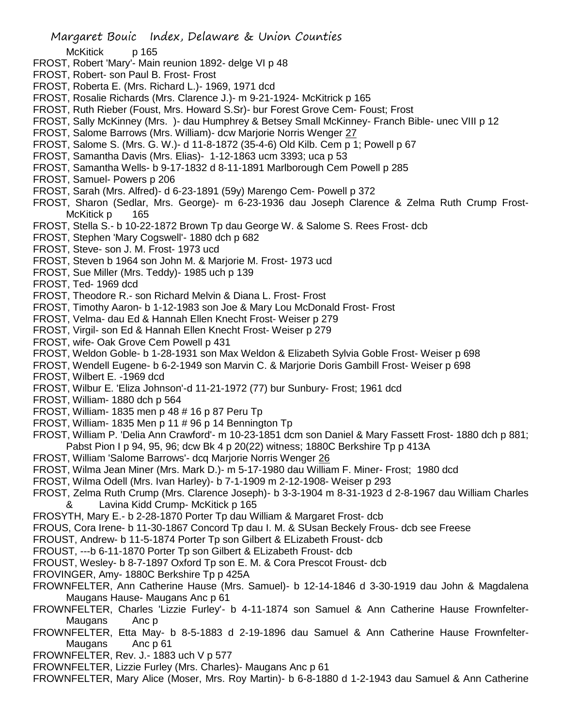McKitick p 165

FROST, Robert 'Mary'- Main reunion 1892- delge VI p 48

FROST, Robert- son Paul B. Frost- Frost

FROST, Roberta E. (Mrs. Richard L.)- 1969, 1971 dcd

FROST, Rosalie Richards (Mrs. Clarence J.)- m 9-21-1924- McKitrick p 165

FROST, Ruth Rieber (Foust, Mrs. Howard S.Sr)- bur Forest Grove Cem- Foust; Frost

FROST, Sally McKinney (Mrs. )- dau Humphrey & Betsey Small McKinney- Franch Bible- unec VIII p 12

FROST, Salome Barrows (Mrs. William)- dcw Marjorie Norris Wenger 27

FROST, Salome S. (Mrs. G. W.)- d 11-8-1872 (35-4-6) Old Kilb. Cem p 1; Powell p 67

FROST, Samantha Davis (Mrs. Elias)- 1-12-1863 ucm 3393; uca p 53

FROST, Samantha Wells- b 9-17-1832 d 8-11-1891 Marlborough Cem Powell p 285

FROST, Samuel- Powers p 206

FROST, Sarah (Mrs. Alfred)- d 6-23-1891 (59y) Marengo Cem- Powell p 372

FROST, Sharon (Sedlar, Mrs. George)- m 6-23-1936 dau Joseph Clarence & Zelma Ruth Crump Frost- McKitick p 165

FROST, Stella S.- b 10-22-1872 Brown Tp dau George W. & Salome S. Rees Frost- dcb

FROST, Stephen 'Mary Cogswell'- 1880 dch p 682

FROST, Steve- son J. M. Frost- 1973 ucd

FROST, Steven b 1964 son John M. & Marjorie M. Frost- 1973 ucd

FROST, Sue Miller (Mrs. Teddy)- 1985 uch p 139

FROST, Ted- 1969 dcd

FROST, Theodore R.- son Richard Melvin & Diana L. Frost- Frost

FROST, Timothy Aaron- b 1-12-1983 son Joe & Mary Lou McDonald Frost- Frost

FROST, Velma- dau Ed & Hannah Ellen Knecht Frost- Weiser p 279

FROST, Virgil- son Ed & Hannah Ellen Knecht Frost- Weiser p 279

FROST, wife- Oak Grove Cem Powell p 431

FROST, Weldon Goble- b 1-28-1931 son Max Weldon & Elizabeth Sylvia Goble Frost- Weiser p 698

FROST, Wendell Eugene- b 6-2-1949 son Marvin C. & Marjorie Doris Gambill Frost- Weiser p 698

FROST, Wilbert E. -1969 dcd

FROST, Wilbur E. 'Eliza Johnson'-d 11-21-1972 (77) bur Sunbury- Frost; 1961 dcd

FROST, William- 1880 dch p 564

FROST, William- 1835 men p 48 # 16 p 87 Peru Tp

FROST, William- 1835 Men p 11 # 96 p 14 Bennington Tp

FROST, William P. 'Delia Ann Crawford'- m 10-23-1851 dcm son Daniel & Mary Fassett Frost- 1880 dch p 881; Pabst Pion I p 94, 95, 96; dcw Bk 4 p 20(22) witness; 1880C Berkshire Tp p 413A

FROST, William 'Salome Barrows'- dcq Marjorie Norris Wenger 26

FROST, Wilma Jean Miner (Mrs. Mark D.)- m 5-17-1980 dau William F. Miner- Frost; 1980 dcd

FROST, Wilma Odell (Mrs. Ivan Harley)- b 7-1-1909 m 2-12-1908- Weiser p 293

FROST, Zelma Ruth Crump (Mrs. Clarence Joseph)- b 3-3-1904 m 8-31-1923 d 2-8-1967 dau William Charles & Lavina Kidd Crump- McKitick p 165

FROSYTH, Mary E.- b 2-28-1870 Porter Tp dau William & Margaret Frost- dcb

FROUS, Cora Irene- b 11-30-1867 Concord Tp dau I. M. & SUsan Beckely Frous- dcb see Freese

FROUST, Andrew- b 11-5-1874 Porter Tp son Gilbert & ELizabeth Froust- dcb

FROUST, ---b 6-11-1870 Porter Tp son Gilbert & ELizabeth Froust- dcb

FROUST, Wesley- b 8-7-1897 Oxford Tp son E. M. & Cora Prescot Froust- dcb

FROVINGER, Amy- 1880C Berkshire Tp p 425A

FROWNFELTER, Ann Catherine Hause (Mrs. Samuel)- b 12-14-1846 d 3-30-1919 dau John & Magdalena Maugans Hause- Maugans Anc p 61

FROWNFELTER, Charles 'Lizzie Furley'- b 4-11-1874 son Samuel & Ann Catherine Hause Frownfelter- Maugans Anc p

FROWNFELTER, Etta May- b 8-5-1883 d 2-19-1896 dau Samuel & Ann Catherine Hause Frownfelter- Maugans Anc p 61

FROWNFELTER, Rev. J.- 1883 uch V p 577

FROWNFELTER, Lizzie Furley (Mrs. Charles)- Maugans Anc p 61

FROWNFELTER, Mary Alice (Moser, Mrs. Roy Martin)- b 6-8-1880 d 1-2-1943 dau Samuel & Ann Catherine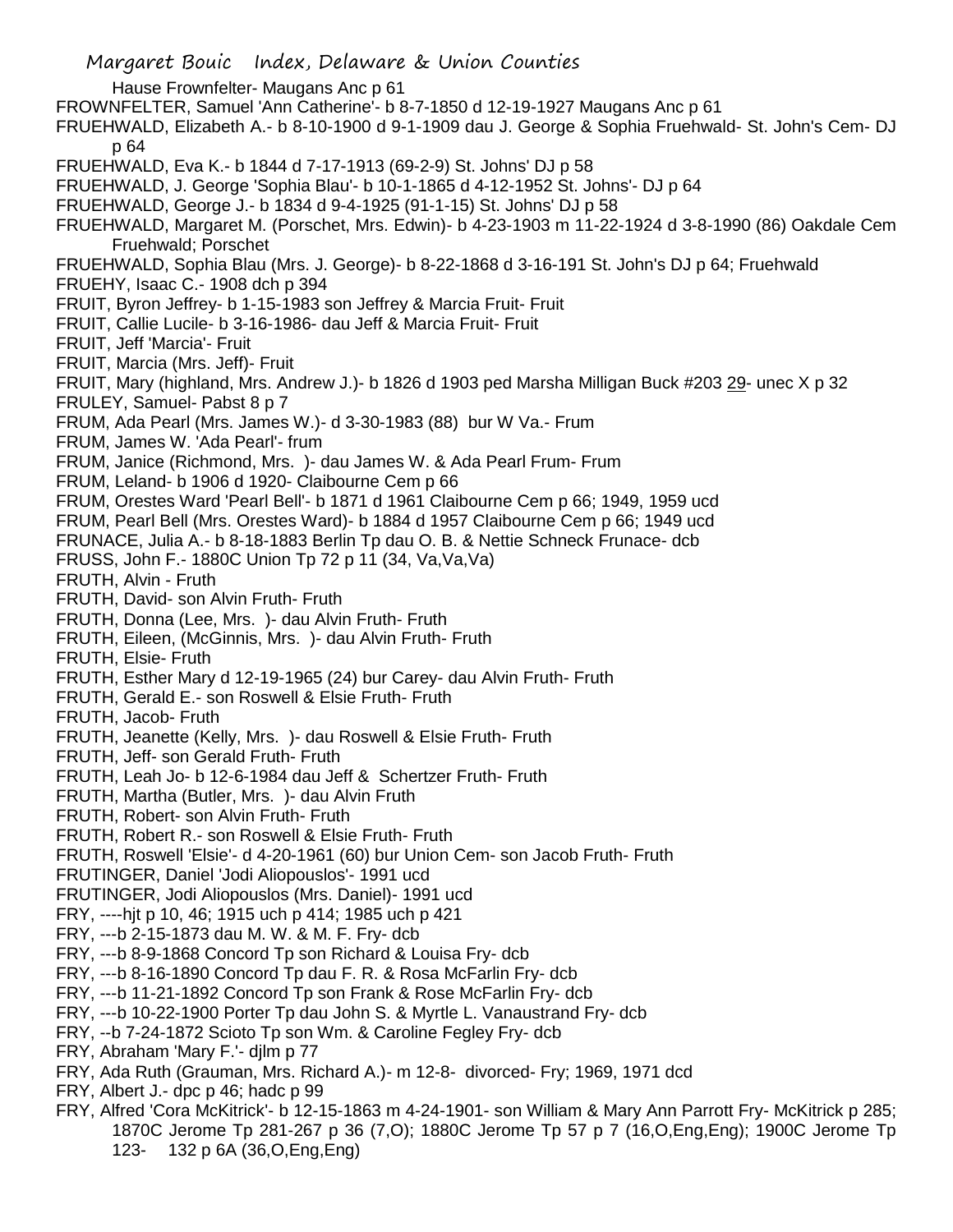Hause Frownfelter- Maugans Anc p 61

FROWNFELTER, Samuel 'Ann Catherine'- b 8-7-1850 d 12-19-1927 Maugans Anc p 61

FRUEHWALD, Elizabeth A.- b 8-10-1900 d 9-1-1909 dau J. George & Sophia Fruehwald- St. John's Cem- DJ p 64

FRUEHWALD, Eva K.- b 1844 d 7-17-1913 (69-2-9) St. Johns' DJ p 58

FRUEHWALD, J. George 'Sophia Blau'- b 10-1-1865 d 4-12-1952 St. Johns'- DJ p 64

FRUEHWALD, George J.- b 1834 d 9-4-1925 (91-1-15) St. Johns' DJ p 58

FRUEHWALD, Margaret M. (Porschet, Mrs. Edwin)- b 4-23-1903 m 11-22-1924 d 3-8-1990 (86) Oakdale Cem Fruehwald; Porschet

FRUEHWALD, Sophia Blau (Mrs. J. George)- b 8-22-1868 d 3-16-191 St. John's DJ p 64; Fruehwald

FRUEHY, Isaac C.- 1908 dch p 394

FRUIT, Byron Jeffrey- b 1-15-1983 son Jeffrey & Marcia Fruit- Fruit

FRUIT, Callie Lucile- b 3-16-1986- dau Jeff & Marcia Fruit- Fruit

FRUIT, Jeff 'Marcia'- Fruit

FRUIT, Marcia (Mrs. Jeff)- Fruit

FRUIT, Mary (highland, Mrs. Andrew J.)- b 1826 d 1903 ped Marsha Milligan Buck #203 29- unec X p 32

FRULEY, Samuel- Pabst 8 p 7

FRUM, Ada Pearl (Mrs. James W.)- d 3-30-1983 (88) bur W Va.- Frum

FRUM, James W. 'Ada Pearl'- frum

FRUM, Janice (Richmond, Mrs. )- dau James W. & Ada Pearl Frum- Frum

FRUM, Leland- b 1906 d 1920- Claibourne Cem p 66

FRUM, Orestes Ward 'Pearl Bell'- b 1871 d 1961 Claibourne Cem p 66; 1949, 1959 ucd

FRUM, Pearl Bell (Mrs. Orestes Ward)- b 1884 d 1957 Claibourne Cem p 66; 1949 ucd

FRUNACE, Julia A.- b 8-18-1883 Berlin Tp dau O. B. & Nettie Schneck Frunace- dcb

FRUSS, John F.- 1880C Union Tp 72 p 11 (34, Va,Va,Va)

FRUTH, Alvin - Fruth

FRUTH, David- son Alvin Fruth- Fruth

FRUTH, Donna (Lee, Mrs. )- dau Alvin Fruth- Fruth

FRUTH, Eileen, (McGinnis, Mrs. )- dau Alvin Fruth- Fruth

FRUTH, Elsie- Fruth

FRUTH, Esther Mary d 12-19-1965 (24) bur Carey- dau Alvin Fruth- Fruth

FRUTH, Gerald E.- son Roswell & Elsie Fruth- Fruth

FRUTH, Jacob- Fruth

FRUTH, Jeanette (Kelly, Mrs. )- dau Roswell & Elsie Fruth- Fruth

FRUTH, Jeff- son Gerald Fruth- Fruth

FRUTH, Leah Jo- b 12-6-1984 dau Jeff & Schertzer Fruth- Fruth

FRUTH, Martha (Butler, Mrs. )- dau Alvin Fruth

FRUTH, Robert- son Alvin Fruth- Fruth

FRUTH, Robert R.- son Roswell & Elsie Fruth- Fruth

FRUTH, Roswell 'Elsie'- d 4-20-1961 (60) bur Union Cem- son Jacob Fruth- Fruth

FRUTINGER, Daniel 'Jodi Aliopouslos'- 1991 ucd

FRUTINGER, Jodi Aliopouslos (Mrs. Daniel)- 1991 ucd

FRY, ----hjt p 10, 46; 1915 uch p 414; 1985 uch p 421

FRY, ---b 2-15-1873 dau M. W. & M. F. Fry- dcb

FRY, ---b 8-9-1868 Concord Tp son Richard & Louisa Fry- dcb

FRY, ---b 8-16-1890 Concord Tp dau F. R. & Rosa McFarlin Fry- dcb

FRY, ---b 11-21-1892 Concord Tp son Frank & Rose McFarlin Fry- dcb

FRY, ---b 10-22-1900 Porter Tp dau John S. & Myrtle L. Vanaustrand Fry- dcb

FRY, --b 7-24-1872 Scioto Tp son Wm. & Caroline Fegley Fry- dcb

FRY, Abraham 'Mary F.'- djlm p 77

FRY, Ada Ruth (Grauman, Mrs. Richard A.)- m 12-8- divorced- Fry; 1969, 1971 dcd

FRY, Albert J.- dpc p 46; hadc p 99

FRY, Alfred 'Cora McKitrick'- b 12-15-1863 m 4-24-1901- son William & Mary Ann Parrott Fry- McKitrick p 285; 1870C Jerome Tp 281-267 p 36 (7,O); 1880C Jerome Tp 57 p 7 (16,O,Eng,Eng); 1900C Jerome Tp 123- 132 p 6A (36,O,Eng,Eng)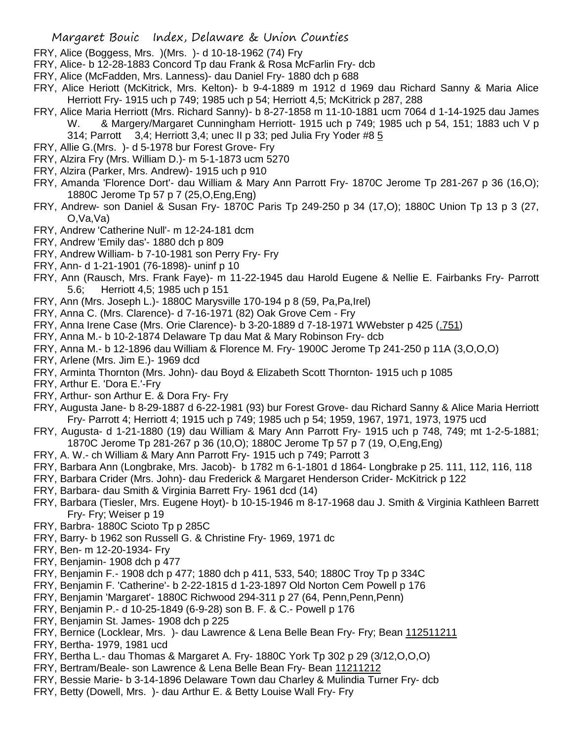FRY, Alice (Boggess, Mrs. )(Mrs. )- d 10-18-1962 (74) Fry

FRY, Alice- b 12-28-1883 Concord Tp dau Frank & Rosa McFarlin Fry- dcb

FRY, Alice (McFadden, Mrs. Lanness)- dau Daniel Fry- 1880 dch p 688

FRY, Alice Heriott (McKitrick, Mrs. Kelton)- b 9-4-1889 m 1912 d 1969 dau Richard Sanny & Maria Alice Herriott Fry- 1915 uch p 749; 1985 uch p 54; Herriott 4,5; McKitrick p 287, 288

FRY, Alice Maria Herriott (Mrs. Richard Sanny)- b 8-27-1858 m 11-10-1881 ucm 7064 d 1-14-1925 dau James W. & Margery/Margaret Cunningham Herriott- 1915 uch p 749; 1985 uch p 54, 151; 1883 uch V p 314; Parrott 3,4; Herriott 3,4; unec II p 33; ped Julia Fry Yoder #8 5

FRY, Allie G.(Mrs. )- d 5-1978 bur Forest Grove- Fry

FRY, Alzira Fry (Mrs. William D.)- m 5-1-1873 ucm 5270

FRY, Alzira (Parker, Mrs. Andrew)- 1915 uch p 910

FRY, Amanda 'Florence Dort'- dau William & Mary Ann Parrott Fry- 1870C Jerome Tp 281-267 p 36 (16,O); 1880C Jerome Tp 57 p 7 (25,O,Eng,Eng)

FRY, Andrew- son Daniel & Susan Fry- 1870C Paris Tp 249-250 p 34 (17,O); 1880C Union Tp 13 p 3 (27, O,Va,Va)

FRY, Andrew 'Catherine Null'- m 12-24-181 dcm

FRY, Andrew 'Emily das'- 1880 dch p 809

FRY, Andrew William- b 7-10-1981 son Perry Fry- Fry

FRY, Ann- d 1-21-1901 (76-1898)- uninf p 10

FRY, Ann (Rausch, Mrs. Frank Faye)- m 11-22-1945 dau Harold Eugene & Nellie E. Fairbanks Fry- Parrott 5.6; Herriott 4,5; 1985 uch p 151

FRY, Ann (Mrs. Joseph L.)- 1880C Marysville 170-194 p 8 (59, Pa,Pa,Irel)

FRY, Anna C. (Mrs. Clarence)- d 7-16-1971 (82) Oak Grove Cem - Fry

FRY, Anna Irene Case (Mrs. Orie Clarence)- b 3-20-1889 d 7-18-1971 WWebster p 425 (.751)

FRY, Anna M.- b 10-2-1874 Delaware Tp dau Mat & Mary Robinson Fry- dcb

FRY, Anna M.- b 12-1896 dau William & Florence M. Fry- 1900C Jerome Tp 241-250 p 11A (3,O,O,O)

FRY, Arlene (Mrs. Jim E.)- 1969 dcd

FRY, Arminta Thornton (Mrs. John)- dau Boyd & Elizabeth Scott Thornton- 1915 uch p 1085

FRY, Arthur E. 'Dora E.'-Fry

FRY, Arthur- son Arthur E. & Dora Fry- Fry

FRY, Augusta Jane- b 8-29-1887 d 6-22-1981 (93) bur Forest Grove- dau Richard Sanny & Alice Maria Herriott Fry- Parrott 4; Herriott 4; 1915 uch p 749; 1985 uch p 54; 1959, 1967, 1971, 1973, 1975 ucd

FRY, Augusta- d 1-21-1880 (19) dau William & Mary Ann Parrott Fry- 1915 uch p 748, 749; mt 1-2-5-1881; 1870C Jerome Tp 281-267 p 36 (10,O); 1880C Jerome Tp 57 p 7 (19, O,Eng,Eng)

FRY, A. W.- ch William & Mary Ann Parrott Fry- 1915 uch p 749; Parrott 3

FRY, Barbara Ann (Longbrake, Mrs. Jacob)- b 1782 m 6-1-1801 d 1864- Longbrake p 25. 111, 112, 116, 118

FRY, Barbara Crider (Mrs. John)- dau Frederick & Margaret Henderson Crider- McKitrick p 122

FRY, Barbara- dau Smith & Virginia Barrett Fry- 1961 dcd (14)

FRY, Barbara (Tiesler, Mrs. Eugene Hoyt)- b 10-15-1946 m 8-17-1968 dau J. Smith & Virginia Kathleen Barrett Fry- Fry; Weiser p 19

FRY, Barbra- 1880C Scioto Tp p 285C

FRY, Barry- b 1962 son Russell G. & Christine Fry- 1969, 1971 dc

FRY, Ben- m 12-20-1934- Fry

FRY, Benjamin- 1908 dch p 477

FRY, Benjamin F.- 1908 dch p 477; 1880 dch p 411, 533, 540; 1880C Troy Tp p 334C

FRY, Benjamin F. 'Catherine'- b 2-22-1815 d 1-23-1897 Old Norton Cem Powell p 176

FRY, Benjamin 'Margaret'- 1880C Richwood 294-311 p 27 (64, Penn,Penn,Penn)

FRY, Benjamin P.- d 10-25-1849 (6-9-28) son B. F. & C.- Powell p 176

FRY, Benjamin St. James- 1908 dch p 225

FRY, Bernice (Locklear, Mrs. )- dau Lawrence & Lena Belle Bean Fry- Fry; Bean 112511211

FRY, Bertha- 1979, 1981 ucd

FRY, Bertha L.- dau Thomas & Margaret A. Fry- 1880C York Tp 302 p 29 (3/12,O,O,O)

FRY, Bertram/Beale- son Lawrence & Lena Belle Bean Fry- Bean 11211212

FRY, Bessie Marie- b 3-14-1896 Delaware Town dau Charley & Mulindia Turner Fry- dcb

FRY, Betty (Dowell, Mrs. )- dau Arthur E. & Betty Louise Wall Fry- Fry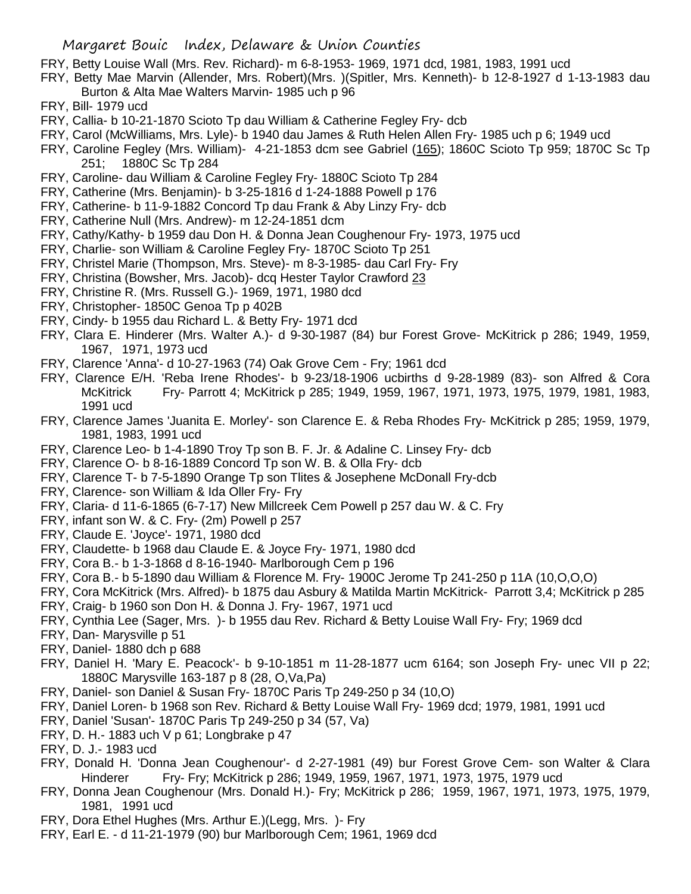FRY, Betty Louise Wall (Mrs. Rev. Richard)- m 6-8-1953- 1969, 1971 dcd, 1981, 1983, 1991 ucd

FRY, Betty Mae Marvin (Allender, Mrs. Robert)(Mrs. )(Spitler, Mrs. Kenneth)- b 12-8-1927 d 1-13-1983 dau Burton & Alta Mae Walters Marvin- 1985 uch p 96

FRY, Bill- 1979 ucd

FRY, Callia- b 10-21-1870 Scioto Tp dau William & Catherine Fegley Fry- dcb

FRY, Carol (McWilliams, Mrs. Lyle)- b 1940 dau James & Ruth Helen Allen Fry- 1985 uch p 6; 1949 ucd

FRY, Caroline Fegley (Mrs. William)- 4-21-1853 dcm see Gabriel (165); 1860C Scioto Tp 959; 1870C Sc Tp 251; 1880C Sc Tp 284

FRY, Caroline- dau William & Caroline Fegley Fry- 1880C Scioto Tp 284

FRY, Catherine (Mrs. Benjamin)- b 3-25-1816 d 1-24-1888 Powell p 176

FRY, Catherine- b 11-9-1882 Concord Tp dau Frank & Aby Linzy Fry- dcb

FRY, Catherine Null (Mrs. Andrew)- m 12-24-1851 dcm

FRY, Cathy/Kathy- b 1959 dau Don H. & Donna Jean Coughenour Fry- 1973, 1975 ucd

FRY, Charlie- son William & Caroline Fegley Fry- 1870C Scioto Tp 251

FRY, Christel Marie (Thompson, Mrs. Steve)- m 8-3-1985- dau Carl Fry- Fry

FRY, Christina (Bowsher, Mrs. Jacob)- dcq Hester Taylor Crawford 23

FRY, Christine R. (Mrs. Russell G.)- 1969, 1971, 1980 dcd

FRY, Christopher- 1850C Genoa Tp p 402B

FRY, Cindy- b 1955 dau Richard L. & Betty Fry- 1971 dcd

FRY, Clara E. Hinderer (Mrs. Walter A.)- d 9-30-1987 (84) bur Forest Grove- McKitrick p 286; 1949, 1959, 1967, 1971, 1973 ucd

FRY, Clarence 'Anna'- d 10-27-1963 (74) Oak Grove Cem - Fry; 1961 dcd

FRY, Clarence E/H. 'Reba Irene Rhodes'- b 9-23/18-1906 ucbirths d 9-28-1989 (83)- son Alfred & Cora McKitrick Fry- Parrott 4; McKitrick p 285; 1949, 1959, 1967, 1971, 1973, 1975, 1979, 1981, 1983, 1991 ucd

FRY, Clarence James 'Juanita E. Morley'- son Clarence E. & Reba Rhodes Fry- McKitrick p 285; 1959, 1979, 1981, 1983, 1991 ucd

FRY, Clarence Leo- b 1-4-1890 Troy Tp son B. F. Jr. & Adaline C. Linsey Fry- dcb

FRY, Clarence O- b 8-16-1889 Concord Tp son W. B. & Olla Fry- dcb

FRY, Clarence T- b 7-5-1890 Orange Tp son Tlites & Josephene McDonall Fry-dcb

FRY, Clarence- son William & Ida Oller Fry- Fry

FRY, Claria- d 11-6-1865 (6-7-17) New Millcreek Cem Powell p 257 dau W. & C. Fry

FRY, infant son W. & C. Fry- (2m) Powell p 257

FRY, Claude E. 'Joyce'- 1971, 1980 dcd

FRY, Claudette- b 1968 dau Claude E. & Joyce Fry- 1971, 1980 dcd

FRY, Cora B.- b 1-3-1868 d 8-16-1940- Marlborough Cem p 196

FRY, Cora B.- b 5-1890 dau William & Florence M. Fry- 1900C Jerome Tp 241-250 p 11A (10,O,O,O)

FRY, Cora McKitrick (Mrs. Alfred)- b 1875 dau Asbury & Matilda Martin McKitrick- Parrott 3,4; McKitrick p 285

FRY, Craig- b 1960 son Don H. & Donna J. Fry- 1967, 1971 ucd

FRY, Cynthia Lee (Sager, Mrs. )- b 1955 dau Rev. Richard & Betty Louise Wall Fry- Fry; 1969 dcd

FRY, Dan- Marysville p 51

FRY, Daniel- 1880 dch p 688

FRY, Daniel H. 'Mary E. Peacock'- b 9-10-1851 m 11-28-1877 ucm 6164; son Joseph Fry- unec VII p 22; 1880C Marysville 163-187 p 8 (28, O,Va,Pa)

FRY, Daniel- son Daniel & Susan Fry- 1870C Paris Tp 249-250 p 34 (10,O)

FRY, Daniel Loren- b 1968 son Rev. Richard & Betty Louise Wall Fry- 1969 dcd; 1979, 1981, 1991 ucd

FRY, Daniel 'Susan'- 1870C Paris Tp 249-250 p 34 (57, Va)

FRY, D. H.- 1883 uch V p 61; Longbrake p 47

FRY, D. J.- 1983 ucd

FRY, Donald H. 'Donna Jean Coughenour'- d 2-27-1981 (49) bur Forest Grove Cem- son Walter & Clara Hinderer Fry- Fry; McKitrick p 286; 1949, 1959, 1967, 1971, 1973, 1975, 1979 ucd

FRY, Donna Jean Coughenour (Mrs. Donald H.)- Fry; McKitrick p 286; 1959, 1967, 1971, 1973, 1975, 1979, 1981, 1991 ucd

FRY, Dora Ethel Hughes (Mrs. Arthur E.)(Legg, Mrs. )- Fry

FRY, Earl E. - d 11-21-1979 (90) bur Marlborough Cem; 1961, 1969 dcd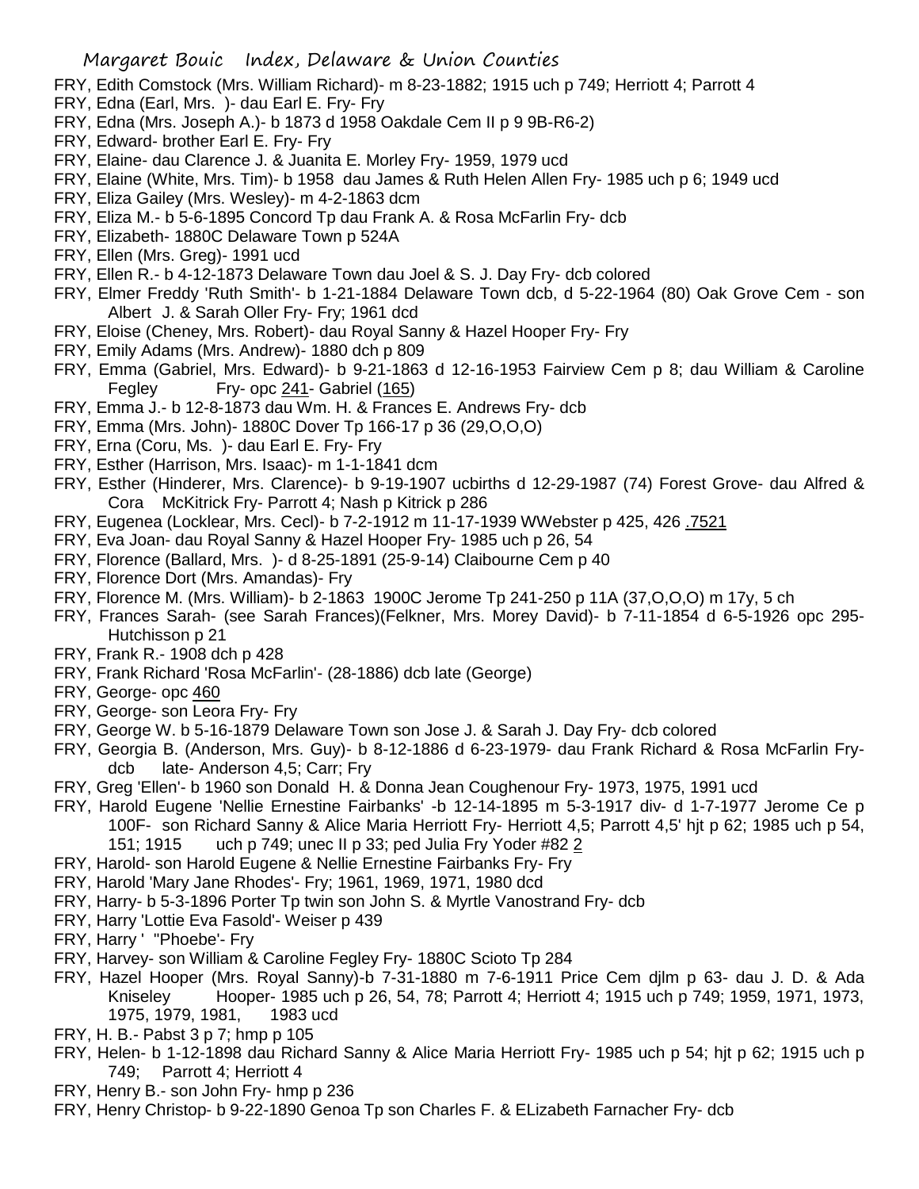FRY, Edith Comstock (Mrs. William Richard)- m 8-23-1882; 1915 uch p 749; Herriott 4; Parrott 4

FRY, Edna (Earl, Mrs. )- dau Earl E. Fry- Fry

FRY, Edna (Mrs. Joseph A.)- b 1873 d 1958 Oakdale Cem II p 9 9B-R6-2)

FRY, Edward- brother Earl E. Fry- Fry

FRY, Elaine- dau Clarence J. & Juanita E. Morley Fry- 1959, 1979 ucd

FRY, Elaine (White, Mrs. Tim)- b 1958 dau James & Ruth Helen Allen Fry- 1985 uch p 6; 1949 ucd

FRY, Eliza Gailey (Mrs. Wesley)- m 4-2-1863 dcm

FRY, Eliza M.- b 5-6-1895 Concord Tp dau Frank A. & Rosa McFarlin Fry- dcb

FRY, Elizabeth- 1880C Delaware Town p 524A

FRY, Ellen (Mrs. Greg)- 1991 ucd

FRY, Ellen R.- b 4-12-1873 Delaware Town dau Joel & S. J. Day Fry- dcb colored

FRY, Elmer Freddy 'Ruth Smith'- b 1-21-1884 Delaware Town dcb, d 5-22-1964 (80) Oak Grove Cem - son Albert J. & Sarah Oller Fry- Fry; 1961 dcd

FRY, Eloise (Cheney, Mrs. Robert)- dau Royal Sanny & Hazel Hooper Fry- Fry

FRY, Emily Adams (Mrs. Andrew)- 1880 dch p 809

FRY, Emma (Gabriel, Mrs. Edward)- b 9-21-1863 d 12-16-1953 Fairview Cem p 8; dau William & Caroline Fegley Fry- opc 241- Gabriel (165)

FRY, Emma J.- b 12-8-1873 dau Wm. H. & Frances E. Andrews Fry- dcb

FRY, Emma (Mrs. John)- 1880C Dover Tp 166-17 p 36 (29,O,O,O)

FRY, Erna (Coru, Ms. )- dau Earl E. Fry- Fry

FRY, Esther (Harrison, Mrs. Isaac)- m 1-1-1841 dcm

FRY, Esther (Hinderer, Mrs. Clarence)- b 9-19-1907 ucbirths d 12-29-1987 (74) Forest Grove- dau Alfred & Cora McKitrick Fry- Parrott 4; Nash p Kitrick p 286

FRY, Eugenea (Locklear, Mrs. Cecl)- b 7-2-1912 m 11-17-1939 WWebster p 425, 426 .7521

FRY, Eva Joan- dau Royal Sanny & Hazel Hooper Fry- 1985 uch p 26, 54

FRY, Florence (Ballard, Mrs. )- d 8-25-1891 (25-9-14) Claibourne Cem p 40

FRY, Florence Dort (Mrs. Amandas)- Fry

FRY, Florence M. (Mrs. William)- b 2-1863 1900C Jerome Tp 241-250 p 11A (37,O,O,O) m 17y, 5 ch

FRY, Frances Sarah- (see Sarah Frances)(Felkner, Mrs. Morey David)- b 7-11-1854 d 6-5-1926 opc 295- Hutchisson p 21

FRY, Frank R.- 1908 dch p 428

FRY, Frank Richard 'Rosa McFarlin'- (28-1886) dcb late (George)

FRY, George- opc 460

FRY, George- son Leora Fry- Fry

FRY, George W. b 5-16-1879 Delaware Town son Jose J. & Sarah J. Day Fry- dcb colored

FRY, Georgia B. (Anderson, Mrs. Guy)- b 8-12-1886 d 6-23-1979- dau Frank Richard & Rosa McFarlin Fry- dcb late- Anderson 4,5; Carr; Fry

FRY, Greg 'Ellen'- b 1960 son Donald H. & Donna Jean Coughenour Fry- 1973, 1975, 1991 ucd

FRY, Harold Eugene 'Nellie Ernestine Fairbanks' -b 12-14-1895 m 5-3-1917 div- d 1-7-1977 Jerome Ce p 100F- son Richard Sanny & Alice Maria Herriott Fry- Herriott 4,5; Parrott 4,5' hjt p 62; 1985 uch p 54, 151; 1915 uch p 749; unec II p 33; ped Julia Fry Yoder #82 2

FRY, Harold- son Harold Eugene & Nellie Ernestine Fairbanks Fry- Fry

FRY, Harold 'Mary Jane Rhodes'- Fry; 1961, 1969, 1971, 1980 dcd

FRY, Harry- b 5-3-1896 Porter Tp twin son John S. & Myrtle Vanostrand Fry- dcb

FRY, Harry 'Lottie Eva Fasold'- Weiser p 439

FRY, Harry ' "Phoebe'- Fry

FRY, Harvey- son William & Caroline Fegley Fry- 1880C Scioto Tp 284

FRY, Hazel Hooper (Mrs. Royal Sanny)-b 7-31-1880 m 7-6-1911 Price Cem djlm p 63- dau J. D. & Ada Kniseley Hooper- 1985 uch p 26, 54, 78; Parrott 4; Herriott 4; 1915 uch p 749; 1959, 1971, 1973, 1975, 1979, 1981, 1983 ucd

FRY, H. B.- Pabst 3 p 7; hmp p 105

FRY, Helen- b 1-12-1898 dau Richard Sanny & Alice Maria Herriott Fry- 1985 uch p 54; hjt p 62; 1915 uch p 749; Parrott 4; Herriott 4

FRY, Henry B.- son John Fry- hmp p 236

FRY, Henry Christop- b 9-22-1890 Genoa Tp son Charles F. & ELizabeth Farnacher Fry- dcb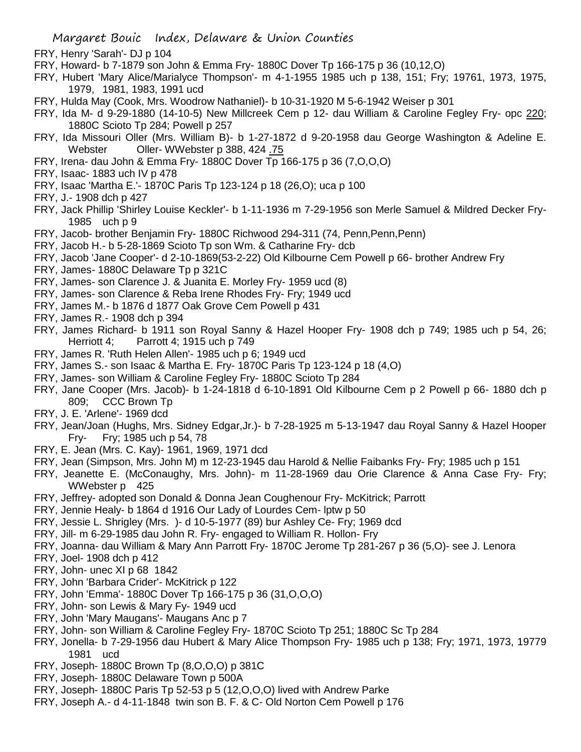FRY, Henry 'Sarah'- DJ p 104

FRY, Howard- b 7-1879 son John & Emma Fry- 1880C Dover Tp 166-175 p 36 (10,12,O)

FRY, Hubert 'Mary Alice/Marialyce Thompson'- m 4-1-1955 1985 uch p 138, 151; Fry; 19761, 1973, 1975, 1979, 1981, 1983, 1991 ucd

FRY, Hulda May (Cook, Mrs. Woodrow Nathaniel)- b 10-31-1920 M 5-6-1942 Weiser p 301

FRY, Ida M- d 9-29-1880 (14-10-5) New Millcreek Cem p 12- dau William & Caroline Fegley Fry- opc 220; 1880C Scioto Tp 284; Powell p 257

FRY, Ida Missouri Oller (Mrs. William B)- b 1-27-1872 d 9-20-1958 dau George Washington & Adeline E. Webster Oller- WWebster p 388, 424 .75

FRY, Irena- dau John & Emma Fry- 1880C Dover Tp 166-175 p 36 (7,O,O,O)

FRY, Isaac- 1883 uch IV p 478

FRY, Isaac 'Martha E.'- 1870C Paris Tp 123-124 p 18 (26,O); uca p 100

FRY, J.- 1908 dch p 427

FRY, Jack Phillip 'Shirley Louise Keckler'- b 1-11-1936 m 7-29-1956 son Merle Samuel & Mildred Decker Fry- 1985 uch p 9

FRY, Jacob- brother Benjamin Fry- 1880C Richwood 294-311 (74, Penn,Penn,Penn)

FRY, Jacob H.- b 5-28-1869 Scioto Tp son Wm. & Catharine Fry- dcb

FRY, Jacob 'Jane Cooper'- d 2-10-1869(53-2-22) Old Kilbourne Cem Powell p 66- brother Andrew Fry

FRY, James- 1880C Delaware Tp p 321C

FRY, James- son Clarence J. & Juanita E. Morley Fry- 1959 ucd (8)

FRY, James- son Clarence & Reba Irene Rhodes Fry- Fry; 1949 ucd

FRY, James M.- b 1876 d 1877 Oak Grove Cem Powell p 431

FRY, James R.- 1908 dch p 394

FRY, James Richard- b 1911 son Royal Sanny & Hazel Hooper Fry- 1908 dch p 749; 1985 uch p 54, 26; Herriott 4; Parrott 4; 1915 uch p 749

FRY, James R. 'Ruth Helen Allen'- 1985 uch p 6; 1949 ucd

FRY, James S.- son Isaac & Martha E. Fry- 1870C Paris Tp 123-124 p 18 (4,O)

FRY, James- son William & Caroline Fegley Fry- 1880C Scioto Tp 284

FRY, Jane Cooper (Mrs. Jacob)- b 1-24-1818 d 6-10-1891 Old Kilbourne Cem p 2 Powell p 66- 1880 dch p 809; CCC Brown Tp

FRY, J. E. 'Arlene'- 1969 dcd

FRY, Jean/Joan (Hughs, Mrs. Sidney Edgar,Jr.)- b 7-28-1925 m 5-13-1947 dau Royal Sanny & Hazel Hooper Fry- Fry; 1985 uch p 54, 78

FRY, E. Jean (Mrs. C. Kay)- 1961, 1969, 1971 dcd

FRY, Jean (Simpson, Mrs. John M) m 12-23-1945 dau Harold & Nellie Faibanks Fry- Fry; 1985 uch p 151

FRY, Jeanette E. (McConaughy, Mrs. John)- m 11-28-1969 dau Orie Clarence & Anna Case Fry- Fry; WWebster p 425

FRY, Jeffrey- adopted son Donald & Donna Jean Coughenour Fry- McKitrick; Parrott

FRY, Jennie Healy- b 1864 d 1916 Our Lady of Lourdes Cem- lptw p 50

FRY, Jessie L. Shrigley (Mrs. )- d 10-5-1977 (89) bur Ashley Ce- Fry; 1969 dcd

FRY, Jill- m 6-29-1985 dau John R. Fry- engaged to William R. Hollon- Fry

FRY, Joanna- dau William & Mary Ann Parrott Fry- 1870C Jerome Tp 281-267 p 36 (5,O)- see J. Lenora

FRY, Joel- 1908 dch p 412

FRY, John- unec XI p 68 1842

FRY, John 'Barbara Crider'- McKitrick p 122

FRY, John 'Emma'- 1880C Dover Tp 166-175 p 36 (31,O,O,O)

FRY, John- son Lewis & Mary Fy- 1949 ucd

FRY, John 'Mary Maugans'- Maugans Anc p 7

FRY, John- son William & Caroline Fegley Fry- 1870C Scioto Tp 251; 1880C Sc Tp 284

FRY, Jonella- b 7-29-1956 dau Hubert & Mary Alice Thompson Fry- 1985 uch p 138; Fry; 1971, 1973, 19779 1981 ucd

FRY, Joseph- 1880C Brown Tp (8,O,O,O) p 381C

FRY, Joseph- 1880C Delaware Town p 500A

FRY, Joseph- 1880C Paris Tp 52-53 p 5 (12,O,O,O) lived with Andrew Parke

FRY, Joseph A.- d 4-11-1848 twin son B. F. & C- Old Norton Cem Powell p 176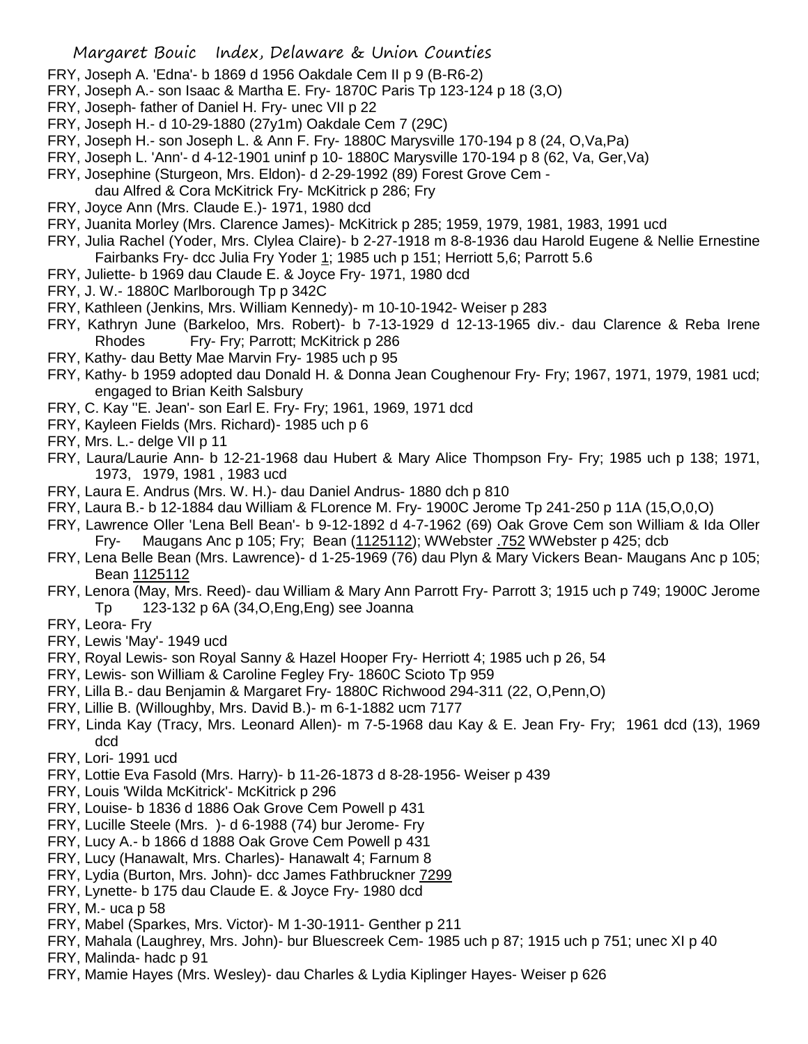FRY, Joseph A. 'Edna'- b 1869 d 1956 Oakdale Cem II p 9 (B-R6-2)

FRY, Joseph A.- son Isaac & Martha E. Fry- 1870C Paris Tp 123-124 p 18 (3,O)

FRY, Joseph- father of Daniel H. Fry- unec VII p 22

FRY, Joseph H.- d 10-29-1880 (27y1m) Oakdale Cem 7 (29C)

FRY, Joseph H.- son Joseph L. & Ann F. Fry- 1880C Marysville 170-194 p 8 (24, O,Va,Pa)

FRY, Joseph L. 'Ann'- d 4-12-1901 uninf p 10- 1880C Marysville 170-194 p 8 (62, Va, Ger,Va)

FRY, Josephine (Sturgeon, Mrs. Eldon)- d 2-29-1992 (89) Forest Grove Cem - dau Alfred & Cora McKitrick Fry- McKitrick p 286; Fry

FRY, Joyce Ann (Mrs. Claude E.)- 1971, 1980 dcd

FRY, Juanita Morley (Mrs. Clarence James)- McKitrick p 285; 1959, 1979, 1981, 1983, 1991 ucd

FRY, Julia Rachel (Yoder, Mrs. Clylea Claire)- b 2-27-1918 m 8-8-1936 dau Harold Eugene & Nellie Ernestine Fairbanks Fry- dcc Julia Fry Yoder 1; 1985 uch p 151; Herriott 5,6; Parrott 5.6

FRY, Juliette- b 1969 dau Claude E. & Joyce Fry- 1971, 1980 dcd

FRY, J. W.- 1880C Marlborough Tp p 342C

FRY, Kathleen (Jenkins, Mrs. William Kennedy)- m 10-10-1942- Weiser p 283

FRY, Kathryn June (Barkeloo, Mrs. Robert)- b 7-13-1929 d 12-13-1965 div.- dau Clarence & Reba Irene Rhodes Fry- Fry; Parrott; McKitrick p 286

FRY, Kathy- dau Betty Mae Marvin Fry- 1985 uch p 95

FRY, Kathy- b 1959 adopted dau Donald H. & Donna Jean Coughenour Fry- Fry; 1967, 1971, 1979, 1981 ucd; engaged to Brian Keith Salsbury

FRY, C. Kay ''E. Jean'- son Earl E. Fry- Fry; 1961, 1969, 1971 dcd

FRY, Kayleen Fields (Mrs. Richard)- 1985 uch p 6

FRY, Mrs. L.- delge VII p 11

FRY, Laura/Laurie Ann- b 12-21-1968 dau Hubert & Mary Alice Thompson Fry- Fry; 1985 uch p 138; 1971, 1973, 1979, 1981 , 1983 ucd

FRY, Laura E. Andrus (Mrs. W. H.)- dau Daniel Andrus- 1880 dch p 810

FRY, Laura B.- b 12-1884 dau William & FLorence M. Fry- 1900C Jerome Tp 241-250 p 11A (15,O,0,O)

FRY, Lawrence Oller 'Lena Bell Bean'- b 9-12-1892 d 4-7-1962 (69) Oak Grove Cem son William & Ida Oller Fry- Maugans Anc p 105; Fry; Bean (1125112); WWebster .752 WWebster p 425; dcb

FRY, Lena Belle Bean (Mrs. Lawrence)- d 1-25-1969 (76) dau Plyn & Mary Vickers Bean- Maugans Anc p 105; Bean 1125112

FRY, Lenora (May, Mrs. Reed)- dau William & Mary Ann Parrott Fry- Parrott 3; 1915 uch p 749; 1900C Jerome Tp 123-132 p 6A (34,O,Eng,Eng) see Joanna

FRY, Leora- Fry

FRY, Lewis 'May'- 1949 ucd

FRY, Royal Lewis- son Royal Sanny & Hazel Hooper Fry- Herriott 4; 1985 uch p 26, 54

FRY, Lewis- son William & Caroline Fegley Fry- 1860C Scioto Tp 959

FRY, Lilla B.- dau Benjamin & Margaret Fry- 1880C Richwood 294-311 (22, O,Penn,O)

FRY, Lillie B. (Willoughby, Mrs. David B.)- m 6-1-1882 ucm 7177

FRY, Linda Kay (Tracy, Mrs. Leonard Allen)- m 7-5-1968 dau Kay & E. Jean Fry- Fry; 1961 dcd (13), 1969 dcd

FRY, Lori- 1991 ucd

FRY, Lottie Eva Fasold (Mrs. Harry)- b 11-26-1873 d 8-28-1956- Weiser p 439

FRY, Louis 'Wilda McKitrick'- McKitrick p 296

FRY, Louise- b 1836 d 1886 Oak Grove Cem Powell p 431

FRY, Lucille Steele (Mrs. )- d 6-1988 (74) bur Jerome- Fry

FRY, Lucy A.- b 1866 d 1888 Oak Grove Cem Powell p 431

FRY, Lucy (Hanawalt, Mrs. Charles)- Hanawalt 4; Farnum 8

FRY, Lydia (Burton, Mrs. John)- dcc James Fathbruckner 7299

FRY, Lynette- b 175 dau Claude E. & Joyce Fry- 1980 dcd

FRY, M.- uca p 58

FRY, Mabel (Sparkes, Mrs. Victor)- M 1-30-1911- Genther p 211

FRY, Mahala (Laughrey, Mrs. John)- bur Bluescreek Cem- 1985 uch p 87; 1915 uch p 751; unec XI p 40

FRY, Malinda- hadc p 91

FRY, Mamie Hayes (Mrs. Wesley)- dau Charles & Lydia Kiplinger Hayes- Weiser p 626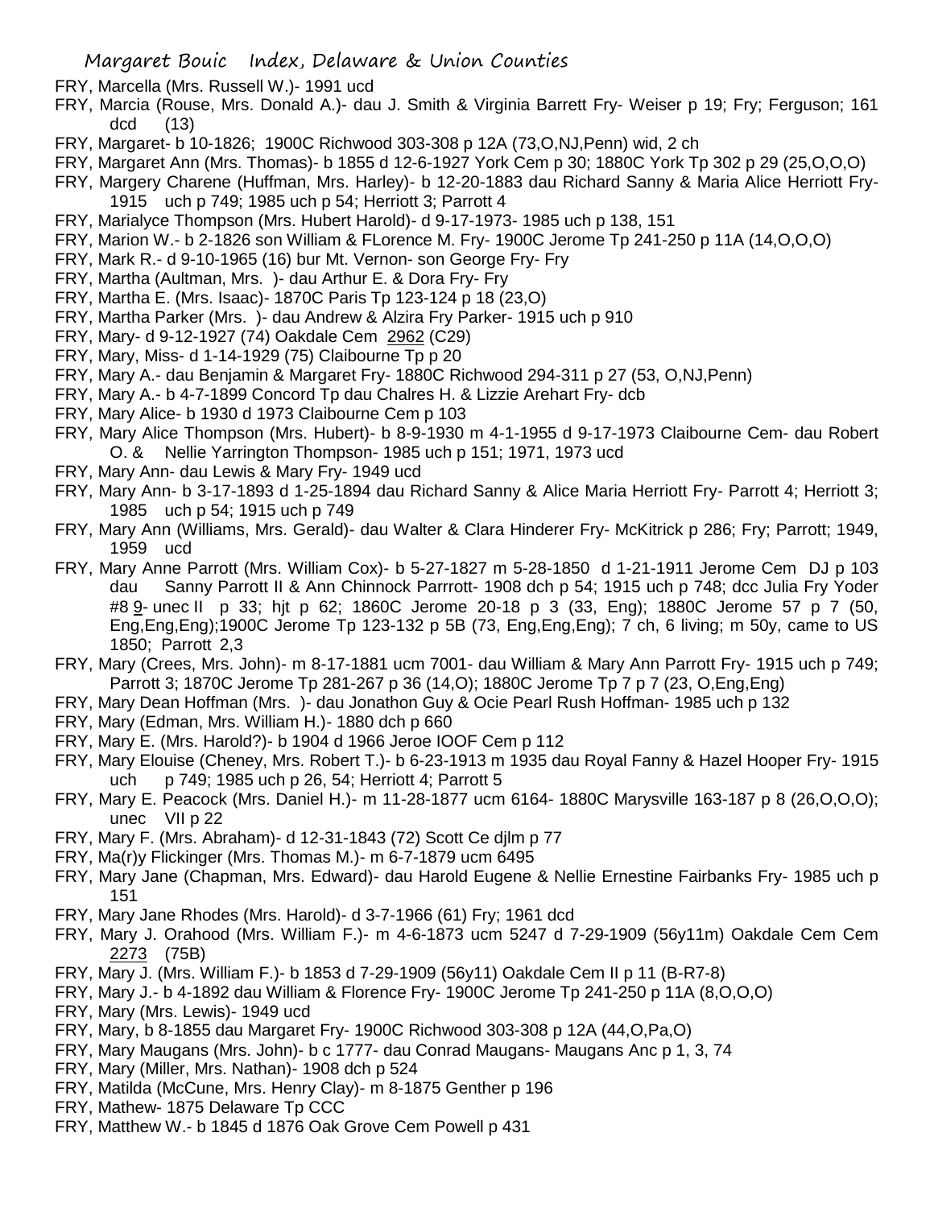FRY, Marcella (Mrs. Russell W.)- 1991 ucd

FRY, Marcia (Rouse, Mrs. Donald A.)- dau J. Smith & Virginia Barrett Fry- Weiser p 19; Fry; Ferguson; 161 dcd (13)

FRY, Margaret- b 10-1826; 1900C Richwood 303-308 p 12A (73,O,NJ,Penn) wid, 2 ch

FRY, Margaret Ann (Mrs. Thomas)- b 1855 d 12-6-1927 York Cem p 30; 1880C York Tp 302 p 29 (25,O,O,O)

FRY, Margery Charene (Huffman, Mrs. Harley)- b 12-20-1883 dau Richard Sanny & Maria Alice Herriott Fry- 1915 uch p 749; 1985 uch p 54; Herriott 3; Parrott 4

FRY, Marialyce Thompson (Mrs. Hubert Harold)- d 9-17-1973- 1985 uch p 138, 151

FRY, Marion W.- b 2-1826 son William & FLorence M. Fry- 1900C Jerome Tp 241-250 p 11A (14,O,O,O)

FRY, Mark R.- d 9-10-1965 (16) bur Mt. Vernon- son George Fry- Fry

FRY, Martha (Aultman, Mrs. )- dau Arthur E. & Dora Fry- Fry

FRY, Martha E. (Mrs. Isaac)- 1870C Paris Tp 123-124 p 18 (23,O)

FRY, Martha Parker (Mrs. )- dau Andrew & Alzira Fry Parker- 1915 uch p 910

FRY, Mary- d 9-12-1927 (74) Oakdale Cem 2962 (C29)

FRY, Mary, Miss- d 1-14-1929 (75) Claibourne Tp p 20

FRY, Mary A.- dau Benjamin & Margaret Fry- 1880C Richwood 294-311 p 27 (53, O,NJ,Penn)

FRY, Mary A.- b 4-7-1899 Concord Tp dau Chalres H. & Lizzie Arehart Fry- dcb

FRY, Mary Alice- b 1930 d 1973 Claibourne Cem p 103

FRY, Mary Alice Thompson (Mrs. Hubert)- b 8-9-1930 m 4-1-1955 d 9-17-1973 Claibourne Cem- dau Robert O. & Nellie Yarrington Thompson- 1985 uch p 151; 1971, 1973 ucd

FRY, Mary Ann- dau Lewis & Mary Fry- 1949 ucd

FRY, Mary Ann- b 3-17-1893 d 1-25-1894 dau Richard Sanny & Alice Maria Herriott Fry- Parrott 4; Herriott 3; 1985 uch p 54; 1915 uch p 749

FRY, Mary Ann (Williams, Mrs. Gerald)- dau Walter & Clara Hinderer Fry- McKitrick p 286; Fry; Parrott; 1949, 1959 ucd

FRY, Mary Anne Parrott (Mrs. William Cox)- b 5-27-1827 m 5-28-1850 d 1-21-1911 Jerome Cem DJ p 103 dau Sanny Parrott II & Ann Chinnock Parrrott- 1908 dch p 54; 1915 uch p 748; dcc Julia Fry Yoder #8 9- unec II p 33; hjt p 62; 1860C Jerome 20-18 p 3 (33, Eng); 1880C Jerome 57 p 7 (50, Eng,Eng,Eng);1900C Jerome Tp 123-132 p 5B (73, Eng,Eng,Eng); 7 ch, 6 living; m 50y, came to US 1850; Parrott 2,3

FRY, Mary (Crees, Mrs. John)- m 8-17-1881 ucm 7001- dau William & Mary Ann Parrott Fry- 1915 uch p 749; Parrott 3; 1870C Jerome Tp 281-267 p 36 (14,O); 1880C Jerome Tp 7 p 7 (23, O,Eng,Eng)

FRY, Mary Dean Hoffman (Mrs. )- dau Jonathon Guy & Ocie Pearl Rush Hoffman- 1985 uch p 132

FRY, Mary (Edman, Mrs. William H.)- 1880 dch p 660

FRY, Mary E. (Mrs. Harold?)- b 1904 d 1966 Jeroe IOOF Cem p 112

FRY, Mary Elouise (Cheney, Mrs. Robert T.)- b 6-23-1913 m 1935 dau Royal Fanny & Hazel Hooper Fry- 1915 uch p 749; 1985 uch p 26, 54; Herriott 4; Parrott 5

FRY, Mary E. Peacock (Mrs. Daniel H.)- m 11-28-1877 ucm 6164- 1880C Marysville 163-187 p 8 (26,O,O,O); unec VII p 22

FRY, Mary F. (Mrs. Abraham)- d 12-31-1843 (72) Scott Ce djlm p 77

FRY, Ma(r)y Flickinger (Mrs. Thomas M.)- m 6-7-1879 ucm 6495

FRY, Mary Jane (Chapman, Mrs. Edward)- dau Harold Eugene & Nellie Ernestine Fairbanks Fry- 1985 uch p 151

FRY, Mary Jane Rhodes (Mrs. Harold)- d 3-7-1966 (61) Fry; 1961 dcd

FRY, Mary J. Orahood (Mrs. William F.)- m 4-6-1873 ucm 5247 d 7-29-1909 (56y11m) Oakdale Cem Cem 2273 (75B)

FRY, Mary J. (Mrs. William F.)- b 1853 d 7-29-1909 (56y11) Oakdale Cem II p 11 (B-R7-8)

FRY, Mary J.- b 4-1892 dau William & Florence Fry- 1900C Jerome Tp 241-250 p 11A (8,O,O,O)

FRY, Mary (Mrs. Lewis)- 1949 ucd

FRY, Mary, b 8-1855 dau Margaret Fry- 1900C Richwood 303-308 p 12A (44,O,Pa,O)

FRY, Mary Maugans (Mrs. John)- b c 1777- dau Conrad Maugans- Maugans Anc p 1, 3, 74

FRY, Mary (Miller, Mrs. Nathan)- 1908 dch p 524

FRY, Matilda (McCune, Mrs. Henry Clay)- m 8-1875 Genther p 196

FRY, Mathew- 1875 Delaware Tp CCC

FRY, Matthew W.- b 1845 d 1876 Oak Grove Cem Powell p 431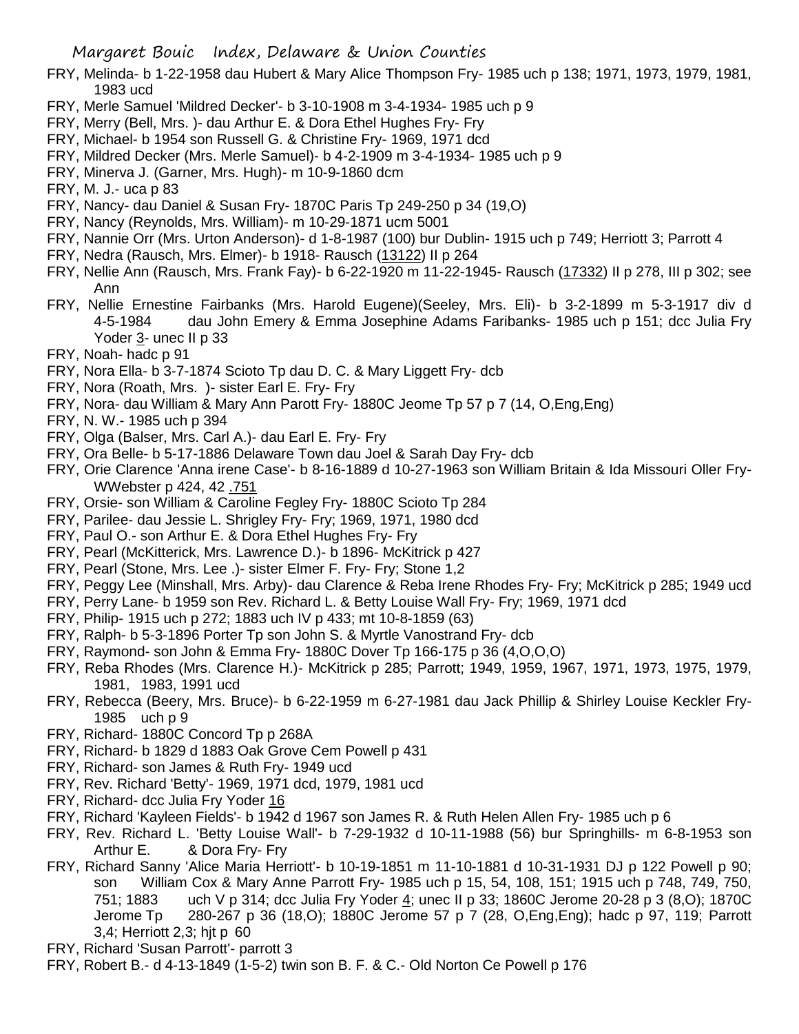FRY, Melinda- b 1-22-1958 dau Hubert & Mary Alice Thompson Fry- 1985 uch p 138; 1971, 1973, 1979, 1981, 1983 ucd

FRY, Merle Samuel 'Mildred Decker'- b 3-10-1908 m 3-4-1934- 1985 uch p 9

FRY, Merry (Bell, Mrs. )- dau Arthur E. & Dora Ethel Hughes Fry- Fry

FRY, Michael- b 1954 son Russell G. & Christine Fry- 1969, 1971 dcd

FRY, Mildred Decker (Mrs. Merle Samuel)- b 4-2-1909 m 3-4-1934- 1985 uch p 9

FRY, Minerva J. (Garner, Mrs. Hugh)- m 10-9-1860 dcm

FRY, M. J.- uca p 83

FRY, Nancy- dau Daniel & Susan Fry- 1870C Paris Tp 249-250 p 34 (19,O)

FRY, Nancy (Reynolds, Mrs. William)- m 10-29-1871 ucm 5001

FRY, Nannie Orr (Mrs. Urton Anderson)- d 1-8-1987 (100) bur Dublin- 1915 uch p 749; Herriott 3; Parrott 4

FRY, Nedra (Rausch, Mrs. Elmer)- b 1918- Rausch (13122) II p 264

FRY, Nellie Ann (Rausch, Mrs. Frank Fay)- b 6-22-1920 m 11-22-1945- Rausch (17332) II p 278, III p 302; see Ann

FRY, Nellie Ernestine Fairbanks (Mrs. Harold Eugene)(Seeley, Mrs. Eli)- b 3-2-1899 m 5-3-1917 div d 4-5-1984 dau John Emery & Emma Josephine Adams Faribanks- 1985 uch p 151; dcc Julia Fry Yoder 3- unec II p 33

FRY, Noah- hadc p 91

FRY, Nora Ella- b 3-7-1874 Scioto Tp dau D. C. & Mary Liggett Fry- dcb

FRY, Nora (Roath, Mrs. )- sister Earl E. Fry- Fry

FRY, Nora- dau William & Mary Ann Parott Fry- 1880C Jeome Tp 57 p 7 (14, O,Eng,Eng)

FRY, N. W.- 1985 uch p 394

FRY, Olga (Balser, Mrs. Carl A.)- dau Earl E. Fry- Fry

FRY, Ora Belle- b 5-17-1886 Delaware Town dau Joel & Sarah Day Fry- dcb

FRY, Orie Clarence 'Anna irene Case'- b 8-16-1889 d 10-27-1963 son William Britain & Ida Missouri Oller Fry- WWebster p 424, 42 .751

FRY, Orsie- son William & Caroline Fegley Fry- 1880C Scioto Tp 284

FRY, Parilee- dau Jessie L. Shrigley Fry- Fry; 1969, 1971, 1980 dcd

FRY, Paul O.- son Arthur E. & Dora Ethel Hughes Fry- Fry

FRY, Pearl (McKitterick, Mrs. Lawrence D.)- b 1896- McKitrick p 427

FRY, Pearl (Stone, Mrs. Lee .)- sister Elmer F. Fry- Fry; Stone 1,2

FRY, Peggy Lee (Minshall, Mrs. Arby)- dau Clarence & Reba Irene Rhodes Fry- Fry; McKitrick p 285; 1949 ucd

FRY, Perry Lane- b 1959 son Rev. Richard L. & Betty Louise Wall Fry- Fry; 1969, 1971 dcd

FRY, Philip- 1915 uch p 272; 1883 uch IV p 433; mt 10-8-1859 (63)

FRY, Ralph- b 5-3-1896 Porter Tp son John S. & Myrtle Vanostrand Fry- dcb

FRY, Raymond- son John & Emma Fry- 1880C Dover Tp 166-175 p 36 (4,O,O,O)

FRY, Reba Rhodes (Mrs. Clarence H.)- McKitrick p 285; Parrott; 1949, 1959, 1967, 1971, 1973, 1975, 1979, 1981, 1983, 1991 ucd

FRY, Rebecca (Beery, Mrs. Bruce)- b 6-22-1959 m 6-27-1981 dau Jack Phillip & Shirley Louise Keckler Fry- 1985 uch p 9

FRY, Richard- 1880C Concord Tp p 268A

FRY, Richard- b 1829 d 1883 Oak Grove Cem Powell p 431

FRY, Richard- son James & Ruth Fry- 1949 ucd

FRY, Rev. Richard 'Betty'- 1969, 1971 dcd, 1979, 1981 ucd

FRY, Richard- dcc Julia Fry Yoder 16

FRY, Richard 'Kayleen Fields'- b 1942 d 1967 son James R. & Ruth Helen Allen Fry- 1985 uch p 6

FRY, Rev. Richard L. 'Betty Louise Wall'- b 7-29-1932 d 10-11-1988 (56) bur Springhills- m 6-8-1953 son Arthur E. & Dora Fry- Fry

FRY, Richard Sanny 'Alice Maria Herriott'- b 10-19-1851 m 11-10-1881 d 10-31-1931 DJ p 122 Powell p 90; son William Cox & Mary Anne Parrott Fry- 1985 uch p 15, 54, 108, 151; 1915 uch p 748, 749, 750, 751; 1883 uch V p 314; dcc Julia Fry Yoder 4; unec II p 33; 1860C Jerome 20-28 p 3 (8,O); 1870C Jerome Tp 280-267 p 36 (18,O); 1880C Jerome 57 p 7 (28, O,Eng,Eng); hadc p 97, 119; Parrott 3,4; Herriott 2,3; hjt p 60

FRY, Richard 'Susan Parrott'- parrott 3

FRY, Robert B.- d 4-13-1849 (1-5-2) twin son B. F. & C.- Old Norton Ce Powell p 176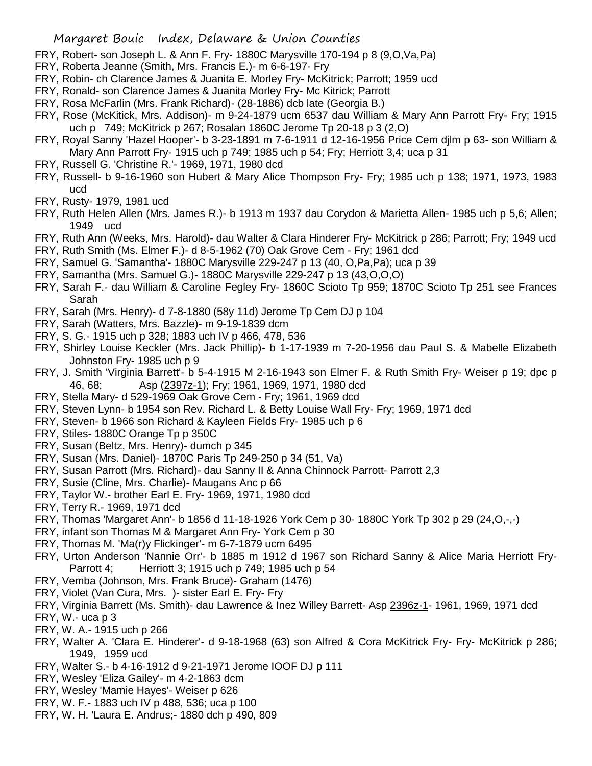FRY, Robert- son Joseph L. & Ann F. Fry- 1880C Marysville 170-194 p 8 (9,O,Va,Pa)

FRY, Roberta Jeanne (Smith, Mrs. Francis E.)- m 6-6-197- Fry

FRY, Robin- ch Clarence James & Juanita E. Morley Fry- McKitrick; Parrott; 1959 ucd

FRY, Ronald- son Clarence James & Juanita Morley Fry- Mc Kitrick; Parrott

FRY, Rosa McFarlin (Mrs. Frank Richard)- (28-1886) dcb late (Georgia B.)

FRY, Rose (McKitick, Mrs. Addison)- m 9-24-1879 ucm 6537 dau William & Mary Ann Parrott Fry- Fry; 1915 uch p 749; McKitrick p 267; Rosalan 1860C Jerome Tp 20-18 p 3 (2,O)

FRY, Royal Sanny 'Hazel Hooper'- b 3-23-1891 m 7-6-1911 d 12-16-1956 Price Cem djlm p 63- son William & Mary Ann Parrott Fry- 1915 uch p 749; 1985 uch p 54; Fry; Herriott 3,4; uca p 31

FRY, Russell G. 'Christine R.'- 1969, 1971, 1980 dcd

FRY, Russell- b 9-16-1960 son Hubert & Mary Alice Thompson Fry- Fry; 1985 uch p 138; 1971, 1973, 1983 ucd

FRY, Rusty- 1979, 1981 ucd

FRY, Ruth Helen Allen (Mrs. James R.)- b 1913 m 1937 dau Corydon & Marietta Allen- 1985 uch p 5,6; Allen; 1949 ucd

FRY, Ruth Ann (Weeks, Mrs. Harold)- dau Walter & Clara Hinderer Fry- McKitrick p 286; Parrott; Fry; 1949 ucd

FRY, Ruth Smith (Ms. Elmer F.)- d 8-5-1962 (70) Oak Grove Cem - Fry; 1961 dcd

FRY, Samuel G. 'Samantha'- 1880C Marysville 229-247 p 13 (40, O,Pa,Pa); uca p 39

FRY, Samantha (Mrs. Samuel G.)- 1880C Marysville 229-247 p 13 (43,O,O,O)

FRY, Sarah F.- dau William & Caroline Fegley Fry- 1860C Scioto Tp 959; 1870C Scioto Tp 251 see Frances Sarah

FRY, Sarah (Mrs. Henry)- d 7-8-1880 (58y 11d) Jerome Tp Cem DJ p 104

FRY, Sarah (Watters, Mrs. Bazzle)- m 9-19-1839 dcm

FRY, S. G.- 1915 uch p 328; 1883 uch IV p 466, 478, 536

FRY, Shirley Louise Keckler (Mrs. Jack Phillip)- b 1-17-1939 m 7-20-1956 dau Paul S. & Mabelle Elizabeth Johnston Fry- 1985 uch p 9

FRY, J. Smith 'Virginia Barrett'- b 5-4-1915 M 2-16-1943 son Elmer F. & Ruth Smith Fry- Weiser p 19; dpc p 46, 68; Asp (2397z-1); Fry; 1961, 1969, 1971, 1980 dcd

FRY, Stella Mary- d 529-1969 Oak Grove Cem - Fry; 1961, 1969 dcd

FRY, Steven Lynn- b 1954 son Rev. Richard L. & Betty Louise Wall Fry- Fry; 1969, 1971 dcd

FRY, Steven- b 1966 son Richard & Kayleen Fields Fry- 1985 uch p 6

FRY, Stiles- 1880C Orange Tp p 350C

FRY, Susan (Beltz, Mrs. Henry)- dumch p 345

FRY, Susan (Mrs. Daniel)- 1870C Paris Tp 249-250 p 34 (51, Va)

FRY, Susan Parrott (Mrs. Richard)- dau Sanny II & Anna Chinnock Parrott- Parrott 2,3

FRY, Susie (Cline, Mrs. Charlie)- Maugans Anc p 66

FRY, Taylor W.- brother Earl E. Fry- 1969, 1971, 1980 dcd

FRY, Terry R.- 1969, 1971 dcd

FRY, Thomas 'Margaret Ann'- b 1856 d 11-18-1926 York Cem p 30- 1880C York Tp 302 p 29 (24,O,-,-)

FRY, infant son Thomas M & Margaret Ann Fry- York Cem p 30

FRY, Thomas M. 'Ma(r)y Flickinger'- m 6-7-1879 ucm 6495

FRY, Urton Anderson 'Nannie Orr'- b 1885 m 1912 d 1967 son Richard Sanny & Alice Maria Herriott Fry- Parrott 4; Herriott 3; 1915 uch p 749; 1985 uch p 54

FRY, Vemba (Johnson, Mrs. Frank Bruce)- Graham (1476)

FRY, Violet (Van Cura, Mrs. )- sister Earl E. Fry- Fry

FRY, Virginia Barrett (Ms. Smith)- dau Lawrence & Inez Willey Barrett- Asp 2396z-1- 1961, 1969, 1971 dcd

FRY, W.- uca p 3

FRY, W. A.- 1915 uch p 266

FRY, Walter A. 'Clara E. Hinderer'- d 9-18-1968 (63) son Alfred & Cora McKitrick Fry- Fry- McKitrick p 286; 1949, 1959 ucd

FRY, Walter S.- b 4-16-1912 d 9-21-1971 Jerome IOOF DJ p 111

FRY, Wesley 'Eliza Gailey'- m 4-2-1863 dcm

FRY, Wesley 'Mamie Hayes'- Weiser p 626

FRY, W. F.- 1883 uch IV p 488, 536; uca p 100

FRY, W. H. 'Laura E. Andrus;- 1880 dch p 490, 809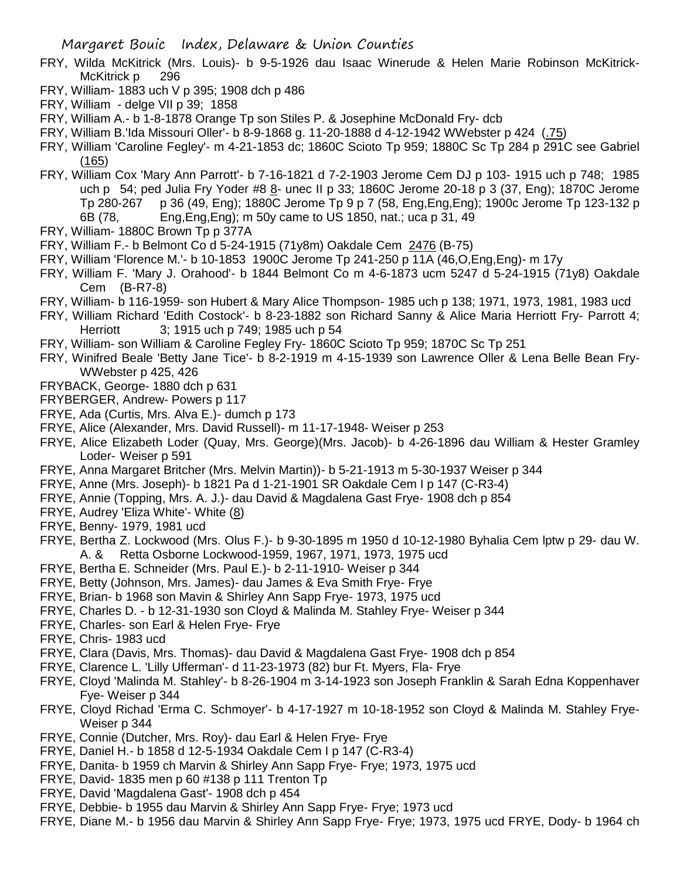FRY, Wilda McKitrick (Mrs. Louis)- b 9-5-1926 dau Isaac Winerude & Helen Marie Robinson McKitrick- McKitrick p 296

FRY, William- 1883 uch V p 395; 1908 dch p 486

FRY, William - delge VII p 39; 1858

FRY, William A.- b 1-8-1878 Orange Tp son Stiles P. & Josephine McDonald Fry- dcb

FRY, William B.'Ida Missouri Oller'- b 8-9-1868 g. 11-20-1888 d 4-12-1942 WWebster p 424 (.75)

FRY, William 'Caroline Fegley'- m 4-21-1853 dc; 1860C Scioto Tp 959; 1880C Sc Tp 284 p 291C see Gabriel (165)

FRY, William Cox 'Mary Ann Parrott'- b 7-16-1821 d 7-2-1903 Jerome Cem DJ p 103- 1915 uch p 748; 1985 uch p 54; ped Julia Fry Yoder #8 8- unec II p 33; 1860C Jerome 20-18 p 3 (37, Eng); 1870C Jerome Tp 280-267 p 36 (49, Eng); 1880C Jerome Tp 9 p 7 (58, Eng,Eng,Eng); 1900c Jerome Tp 123-132 p 6B (78, Eng,Eng,Eng); m 50y came to US 1850, nat.; uca p 31, 49

FRY, William- 1880C Brown Tp p 377A

FRY, William F.- b Belmont Co d 5-24-1915 (71y8m) Oakdale Cem 2476 (B-75)

FRY, William 'Florence M.'- b 10-1853 1900C Jerome Tp 241-250 p 11A (46,O,Eng,Eng)- m 17y

FRY, William F. 'Mary J. Orahood'- b 1844 Belmont Co m 4-6-1873 ucm 5247 d 5-24-1915 (71y8) Oakdale Cem (B-R7-8)

FRY, William- b 116-1959- son Hubert & Mary Alice Thompson- 1985 uch p 138; 1971, 1973, 1981, 1983 ucd

FRY, William Richard 'Edith Costock'- b 8-23-1882 son Richard Sanny & Alice Maria Herriott Fry- Parrott 4; Herriott 3; 1915 uch p 749; 1985 uch p 54

FRY, William- son William & Caroline Fegley Fry- 1860C Scioto Tp 959; 1870C Sc Tp 251

FRY, Winifred Beale 'Betty Jane Tice'- b 8-2-1919 m 4-15-1939 son Lawrence Oller & Lena Belle Bean Fry- WWebster p 425, 426

FRYBACK, George- 1880 dch p 631

FRYBERGER, Andrew- Powers p 117

FRYE, Ada (Curtis, Mrs. Alva E.)- dumch p 173

FRYE, Alice (Alexander, Mrs. David Russell)- m 11-17-1948- Weiser p 253

FRYE, Alice Elizabeth Loder (Quay, Mrs. George)(Mrs. Jacob)- b 4-26-1896 dau William & Hester Gramley Loder- Weiser p 591

FRYE, Anna Margaret Britcher (Mrs. Melvin Martin))- b 5-21-1913 m 5-30-1937 Weiser p 344

FRYE, Anne (Mrs. Joseph)- b 1821 Pa d 1-21-1901 SR Oakdale Cem I p 147 (C-R3-4)

FRYE, Annie (Topping, Mrs. A. J.)- dau David & Magdalena Gast Frye- 1908 dch p 854

FRYE, Audrey 'Eliza White'- White (8)

FRYE, Benny- 1979, 1981 ucd

FRYE, Bertha Z. Lockwood (Mrs. Olus F.)- b 9-30-1895 m 1950 d 10-12-1980 Byhalia Cem lptw p 29- dau W. A. & Retta Osborne Lockwood-1959, 1967, 1971, 1973, 1975 ucd

FRYE, Bertha E. Schneider (Mrs. Paul E.)- b 2-11-1910- Weiser p 344

FRYE, Betty (Johnson, Mrs. James)- dau James & Eva Smith Frye- Frye

FRYE, Brian- b 1968 son Mavin & Shirley Ann Sapp Frye- 1973, 1975 ucd

FRYE, Charles D. - b 12-31-1930 son Cloyd & Malinda M. Stahley Frye- Weiser p 344

FRYE, Charles- son Earl & Helen Frye- Frye

FRYE, Chris- 1983 ucd

FRYE, Clara (Davis, Mrs. Thomas)- dau David & Magdalena Gast Frye- 1908 dch p 854

FRYE, Clarence L. 'Lilly Ufferman'- d 11-23-1973 (82) bur Ft. Myers, Fla- Frye

FRYE, Cloyd 'Malinda M. Stahley'- b 8-26-1904 m 3-14-1923 son Joseph Franklin & Sarah Edna Koppenhaver Fye- Weiser p 344

FRYE, Cloyd Richad 'Erma C. Schmoyer'- b 4-17-1927 m 10-18-1952 son Cloyd & Malinda M. Stahley Frye- Weiser p 344

FRYE, Connie (Dutcher, Mrs. Roy)- dau Earl & Helen Frye- Frye

FRYE, Daniel H.- b 1858 d 12-5-1934 Oakdale Cem I p 147 (C-R3-4)

FRYE, Danita- b 1959 ch Marvin & Shirley Ann Sapp Frye- Frye; 1973, 1975 ucd

FRYE, David- 1835 men p 60 #138 p 111 Trenton Tp

FRYE, David 'Magdalena Gast'- 1908 dch p 454

FRYE, Debbie- b 1955 dau Marvin & Shirley Ann Sapp Frye- Frye; 1973 ucd

FRYE, Diane M.- b 1956 dau Marvin & Shirley Ann Sapp Frye- Frye; 1973, 1975 ucd FRYE, Dody- b 1964 ch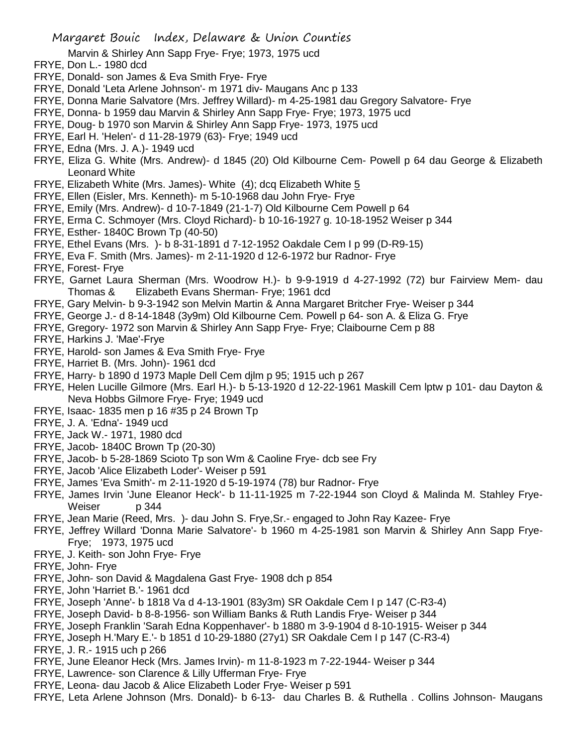Marvin & Shirley Ann Sapp Frye- Frye; 1973, 1975 ucd

FRYE, Don L.- 1980 dcd

FRYE, Donald- son James & Eva Smith Frye- Frye

FRYE, Donald 'Leta Arlene Johnson'- m 1971 div- Maugans Anc p 133

FRYE, Donna Marie Salvatore (Mrs. Jeffrey Willard)- m 4-25-1981 dau Gregory Salvatore- Frye

FRYE, Donna- b 1959 dau Marvin & Shirley Ann Sapp Frye- Frye; 1973, 1975 ucd

FRYE, Doug- b 1970 son Marvin & Shirley Ann Sapp Frye- 1973, 1975 ucd

FRYE, Earl H. 'Helen'- d 11-28-1979 (63)- Frye; 1949 ucd

FRYE, Edna (Mrs. J. A.)- 1949 ucd

FRYE, Eliza G. White (Mrs. Andrew)- d 1845 (20) Old Kilbourne Cem- Powell p 64 dau George & Elizabeth Leonard White

FRYE, Elizabeth White (Mrs. James)- White (4); dcq Elizabeth White 5

FRYE, Ellen (Eisler, Mrs. Kenneth)- m 5-10-1968 dau John Frye- Frye

FRYE, Emily (Mrs. Andrew)- d 10-7-1849 (21-1-7) Old Kilbourne Cem Powell p 64

FRYE, Erma C. Schmoyer (Mrs. Cloyd Richard)- b 10-16-1927 g. 10-18-1952 Weiser p 344

FRYE, Esther- 1840C Brown Tp (40-50)

FRYE, Ethel Evans (Mrs. )- b 8-31-1891 d 7-12-1952 Oakdale Cem I p 99 (D-R9-15)

FRYE, Eva F. Smith (Mrs. James)- m 2-11-1920 d 12-6-1972 bur Radnor- Frye

FRYE, Forest- Frye

FRYE, Garnet Laura Sherman (Mrs. Woodrow H.)- b 9-9-1919 d 4-27-1992 (72) bur Fairview Mem- dau Thomas & Elizabeth Evans Sherman- Frye; 1961 dcd

FRYE, Gary Melvin- b 9-3-1942 son Melvin Martin & Anna Margaret Britcher Frye- Weiser p 344

FRYE, George J.- d 8-14-1848 (3y9m) Old Kilbourne Cem. Powell p 64- son A. & Eliza G. Frye

FRYE, Gregory- 1972 son Marvin & Shirley Ann Sapp Frye- Frye; Claibourne Cem p 88

FRYE, Harkins J. 'Mae'-Frye

FRYE, Harold- son James & Eva Smith Frye- Frye

FRYE, Harriet B. (Mrs. John)- 1961 dcd

FRYE, Harry- b 1890 d 1973 Maple Dell Cem djlm p 95; 1915 uch p 267

FRYE, Helen Lucille Gilmore (Mrs. Earl H.)- b 5-13-1920 d 12-22-1961 Maskill Cem lptw p 101- dau Dayton & Neva Hobbs Gilmore Frye- Frye; 1949 ucd

FRYE, Isaac- 1835 men p 16 #35 p 24 Brown Tp

FRYE, J. A. 'Edna'- 1949 ucd

FRYE, Jack W.- 1971, 1980 dcd

FRYE, Jacob- 1840C Brown Tp (20-30)

FRYE, Jacob- b 5-28-1869 Scioto Tp son Wm & Caoline Frye- dcb see Fry

FRYE, Jacob 'Alice Elizabeth Loder'- Weiser p 591

FRYE, James 'Eva Smith'- m 2-11-1920 d 5-19-1974 (78) bur Radnor- Frye

FRYE, James Irvin 'June Eleanor Heck'- b 11-11-1925 m 7-22-1944 son Cloyd & Malinda M. Stahley Frye- Weiser p 344

FRYE, Jean Marie (Reed, Mrs. )- dau John S. Frye,Sr.- engaged to John Ray Kazee- Frye

FRYE, Jeffrey Willard 'Donna Marie Salvatore'- b 1960 m 4-25-1981 son Marvin & Shirley Ann Sapp Frye- Frye; 1973, 1975 ucd

FRYE, J. Keith- son John Frye- Frye

FRYE, John- Frye

FRYE, John- son David & Magdalena Gast Frye- 1908 dch p 854

FRYE, John 'Harriet B.'- 1961 dcd

FRYE, Joseph 'Anne'- b 1818 Va d 4-13-1901 (83y3m) SR Oakdale Cem I p 147 (C-R3-4)

FRYE, Joseph David- b 8-8-1956- son William Banks & Ruth Landis Frye- Weiser p 344

FRYE, Joseph Franklin 'Sarah Edna Koppenhaver'- b 1880 m 3-9-1904 d 8-10-1915- Weiser p 344

FRYE, Joseph H.'Mary E.'- b 1851 d 10-29-1880 (27y1) SR Oakdale Cem I p 147 (C-R3-4)

FRYE, J. R.- 1915 uch p 266

FRYE, June Eleanor Heck (Mrs. James Irvin)- m 11-8-1923 m 7-22-1944- Weiser p 344

FRYE, Lawrence- son Clarence & Lilly Ufferman Frye- Frye

FRYE, Leona- dau Jacob & Alice Elizabeth Loder Frye- Weiser p 591

FRYE, Leta Arlene Johnson (Mrs. Donald)- b 6-13- dau Charles B. & Ruthella . Collins Johnson- Maugans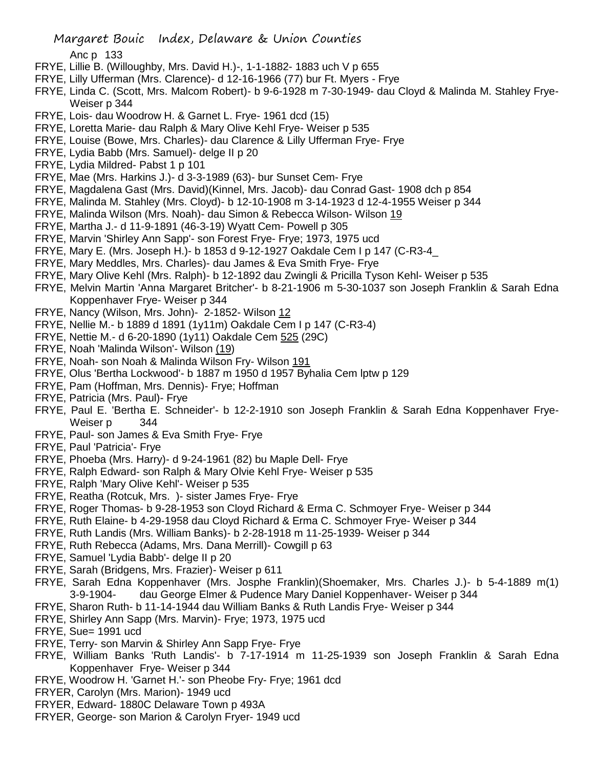Anc p 133

FRYE, Lillie B. (Willoughby, Mrs. David H.)-, 1-1-1882- 1883 uch V p 655

FRYE, Lilly Ufferman (Mrs. Clarence)- d 12-16-1966 (77) bur Ft. Myers - Frye

FRYE, Linda C. (Scott, Mrs. Malcom Robert)- b 9-6-1928 m 7-30-1949- dau Cloyd & Malinda M. Stahley Frye- Weiser p 344

FRYE, Lois- dau Woodrow H. & Garnet L. Frye- 1961 dcd (15)

FRYE, Loretta Marie- dau Ralph & Mary Olive Kehl Frye- Weiser p 535

FRYE, Louise (Bowe, Mrs. Charles)- dau Clarence & Lilly Ufferman Frye- Frye

FRYE, Lydia Babb (Mrs. Samuel)- delge II p 20

FRYE, Lydia Mildred- Pabst 1 p 101

FRYE, Mae (Mrs. Harkins J.)- d 3-3-1989 (63)- bur Sunset Cem- Frye

FRYE, Magdalena Gast (Mrs. David)(Kinnel, Mrs. Jacob)- dau Conrad Gast- 1908 dch p 854

FRYE, Malinda M. Stahley (Mrs. Cloyd)- b 12-10-1908 m 3-14-1923 d 12-4-1955 Weiser p 344

FRYE, Malinda Wilson (Mrs. Noah)- dau Simon & Rebecca Wilson- Wilson 19

FRYE, Martha J.- d 11-9-1891 (46-3-19) Wyatt Cem- Powell p 305

FRYE, Marvin 'Shirley Ann Sapp'- son Forest Frye- Frye; 1973, 1975 ucd

FRYE, Mary E. (Mrs. Joseph H.)- b 1853 d 9-12-1927 Oakdale Cem I p 147 (C-R3-4_

FRYE, Mary Meddles, Mrs. Charles)- dau James & Eva Smith Frye- Frye

FRYE, Mary Olive Kehl (Mrs. Ralph)- b 12-1892 dau Zwingli & Pricilla Tyson Kehl- Weiser p 535

FRYE, Melvin Martin 'Anna Margaret Britcher'- b 8-21-1906 m 5-30-1037 son Joseph Franklin & Sarah Edna Koppenhaver Frye- Weiser p 344

FRYE, Nancy (Wilson, Mrs. John)- 2-1852- Wilson 12

FRYE, Nellie M.- b 1889 d 1891 (1y11m) Oakdale Cem I p 147 (C-R3-4)

FRYE, Nettie M.- d 6-20-1890 (1y11) Oakdale Cem 525 (29C)

FRYE, Noah 'Malinda Wilson'- Wilson (19)

FRYE, Noah- son Noah & Malinda Wilson Fry- Wilson 191

FRYE, Olus 'Bertha Lockwood'- b 1887 m 1950 d 1957 Byhalia Cem lptw p 129

FRYE, Pam (Hoffman, Mrs. Dennis)- Frye; Hoffman

FRYE, Patricia (Mrs. Paul)- Frye

FRYE, Paul E. 'Bertha E. Schneider'- b 12-2-1910 son Joseph Franklin & Sarah Edna Koppenhaver Frye- Weiser p 344

FRYE, Paul- son James & Eva Smith Frye- Frye

FRYE, Paul 'Patricia'- Frye

FRYE, Phoeba (Mrs. Harry)- d 9-24-1961 (82) bu Maple Dell- Frye

FRYE, Ralph Edward- son Ralph & Mary Olvie Kehl Frye- Weiser p 535

FRYE, Ralph 'Mary Olive Kehl'- Weiser p 535

FRYE, Reatha (Rotcuk, Mrs. )- sister James Frye- Frye

FRYE, Roger Thomas- b 9-28-1953 son Cloyd Richard & Erma C. Schmoyer Frye- Weiser p 344

FRYE, Ruth Elaine- b 4-29-1958 dau Cloyd Richard & Erma C. Schmoyer Frye- Weiser p 344

FRYE, Ruth Landis (Mrs. William Banks)- b 2-28-1918 m 11-25-1939- Weiser p 344

FRYE, Ruth Rebecca (Adams, Mrs. Dana Merrill)- Cowgill p 63

FRYE, Samuel 'Lydia Babb'- delge II p 20

FRYE, Sarah (Bridgens, Mrs. Frazier)- Weiser p 611

FRYE, Sarah Edna Koppenhaver (Mrs. Josphe Franklin)(Shoemaker, Mrs. Charles J.)- b 5-4-1889 m(1) 3-9-1904- dau George Elmer & Pudence Mary Daniel Koppenhaver- Weiser p 344

FRYE, Sharon Ruth- b 11-14-1944 dau William Banks & Ruth Landis Frye- Weiser p 344

FRYE, Shirley Ann Sapp (Mrs. Marvin)- Frye; 1973, 1975 ucd

FRYE, Sue= 1991 ucd

FRYE, Terry- son Marvin & Shirley Ann Sapp Frye- Frye

FRYE, William Banks 'Ruth Landis'- b 7-17-1914 m 11-25-1939 son Joseph Franklin & Sarah Edna Koppenhaver Frye- Weiser p 344

FRYE, Woodrow H. 'Garnet H.'- son Pheobe Fry- Frye; 1961 dcd

FRYER, Carolyn (Mrs. Marion)- 1949 ucd

FRYER, Edward- 1880C Delaware Town p 493A

FRYER, George- son Marion & Carolyn Fryer- 1949 ucd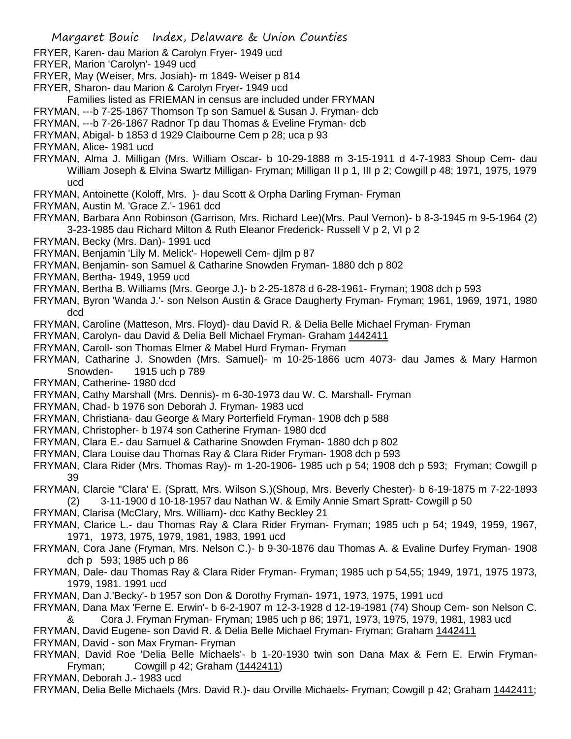FRYER, Karen- dau Marion & Carolyn Fryer- 1949 ucd

FRYER, Marion 'Carolyn'- 1949 ucd

FRYER, May (Weiser, Mrs. Josiah)- m 1849- Weiser p 814

FRYER, Sharon- dau Marion & Carolyn Fryer- 1949 ucd

Families listed as FRIEMAN in census are included under FRYMAN

FRYMAN, ---b 7-25-1867 Thomson Tp son Samuel & Susan J. Fryman- dcb

FRYMAN, ---b 7-26-1867 Radnor Tp dau Thomas & Eveline Fryman- dcb

FRYMAN, Abigal- b 1853 d 1929 Claibourne Cem p 28; uca p 93

FRYMAN, Alice- 1981 ucd

FRYMAN, Alma J. Milligan (Mrs. William Oscar- b 10-29-1888 m 3-15-1911 d 4-7-1983 Shoup Cem- dau William Joseph & Elvina Swartz Milligan- Fryman; Milligan II p 1, III p 2; Cowgill p 48; 1971, 1975, 1979 ucd

FRYMAN, Antoinette (Koloff, Mrs. )- dau Scott & Orpha Darling Fryman- Fryman

FRYMAN, Austin M. 'Grace Z.'- 1961 dcd

FRYMAN, Barbara Ann Robinson (Garrison, Mrs. Richard Lee)(Mrs. Paul Vernon)- b 8-3-1945 m 9-5-1964 (2) 3-23-1985 dau Richard Milton & Ruth Eleanor Frederick- Russell V p 2, VI p 2

FRYMAN, Becky (Mrs. Dan)- 1991 ucd

FRYMAN, Benjamin 'Lily M. Melick'- Hopewell Cem- djlm p 87

FRYMAN, Benjamin- son Samuel & Catharine Snowden Fryman- 1880 dch p 802

FRYMAN, Bertha- 1949, 1959 ucd

FRYMAN, Bertha B. Williams (Mrs. George J.)- b 2-25-1878 d 6-28-1961- Fryman; 1908 dch p 593

FRYMAN, Byron 'Wanda J.'- son Nelson Austin & Grace Daugherty Fryman- Fryman; 1961, 1969, 1971, 1980 dcd

FRYMAN, Caroline (Matteson, Mrs. Floyd)- dau David R. & Delia Belle Michael Fryman- Fryman

FRYMAN, Carolyn- dau David & Delia Bell Michael Fryman- Graham 1442411

FRYMAN, Caroll- son Thomas Elmer & Mabel Hurd Fryman- Fryman

FRYMAN, Catharine J. Snowden (Mrs. Samuel)- m 10-25-1866 ucm 4073- dau James & Mary Harmon Snowden- 1915 uch p 789

FRYMAN, Catherine- 1980 dcd

FRYMAN, Cathy Marshall (Mrs. Dennis)- m 6-30-1973 dau W. C. Marshall- Fryman

FRYMAN, Chad- b 1976 son Deborah J. Fryman- 1983 ucd

FRYMAN, Christiana- dau George & Mary Porterfield Fryman- 1908 dch p 588

FRYMAN, Christopher- b 1974 son Catherine Fryman- 1980 dcd

FRYMAN, Clara E.- dau Samuel & Catharine Snowden Fryman- 1880 dch p 802

FRYMAN, Clara Louise dau Thomas Ray & Clara Rider Fryman- 1908 dch p 593

FRYMAN, Clara Rider (Mrs. Thomas Ray)- m 1-20-1906- 1985 uch p 54; 1908 dch p 593; Fryman; Cowgill p 39

FRYMAN, Clarcie "Clara' E. (Spratt, Mrs. Wilson S.)(Shoup, Mrs. Beverly Chester)- b 6-19-1875 m 7-22-1893 (2) 3-11-1900 d 10-18-1957 dau Nathan W. & Emily Annie Smart Spratt- Cowgill p 50

FRYMAN, Clarisa (McClary, Mrs. William)- dcc Kathy Beckley 21

FRYMAN, Clarice L.- dau Thomas Ray & Clara Rider Fryman- Fryman; 1985 uch p 54; 1949, 1959, 1967, 1971, 1973, 1975, 1979, 1981, 1983, 1991 ucd

FRYMAN, Cora Jane (Fryman, Mrs. Nelson C.)- b 9-30-1876 dau Thomas A. & Evaline Durfey Fryman- 1908 dch p 593; 1985 uch p 86

FRYMAN, Dale- dau Thomas Ray & Clara Rider Fryman- Fryman; 1985 uch p 54,55; 1949, 1971, 1975 1973, 1979, 1981. 1991 ucd

FRYMAN, Dan J.'Becky'- b 1957 son Don & Dorothy Fryman- 1971, 1973, 1975, 1991 ucd

FRYMAN, Dana Max 'Ferne E. Erwin'- b 6-2-1907 m 12-3-1928 d 12-19-1981 (74) Shoup Cem- son Nelson C. & Cora J. Fryman Fryman- Fryman; 1985 uch p 86; 1971, 1973, 1975, 1979, 1981, 1983 ucd

FRYMAN, David Eugene- son David R. & Delia Belle Michael Fryman- Fryman; Graham 1442411

FRYMAN, David - son Max Fryman- Fryman

FRYMAN, David Roe 'Delia Belle Michaels'- b 1-20-1930 twin son Dana Max & Fern E. Erwin Fryman- Fryman; Cowgill p 42; Graham (1442411)

FRYMAN, Deborah J.- 1983 ucd

FRYMAN, Delia Belle Michaels (Mrs. David R.)- dau Orville Michaels- Fryman; Cowgill p 42; Graham 1442411;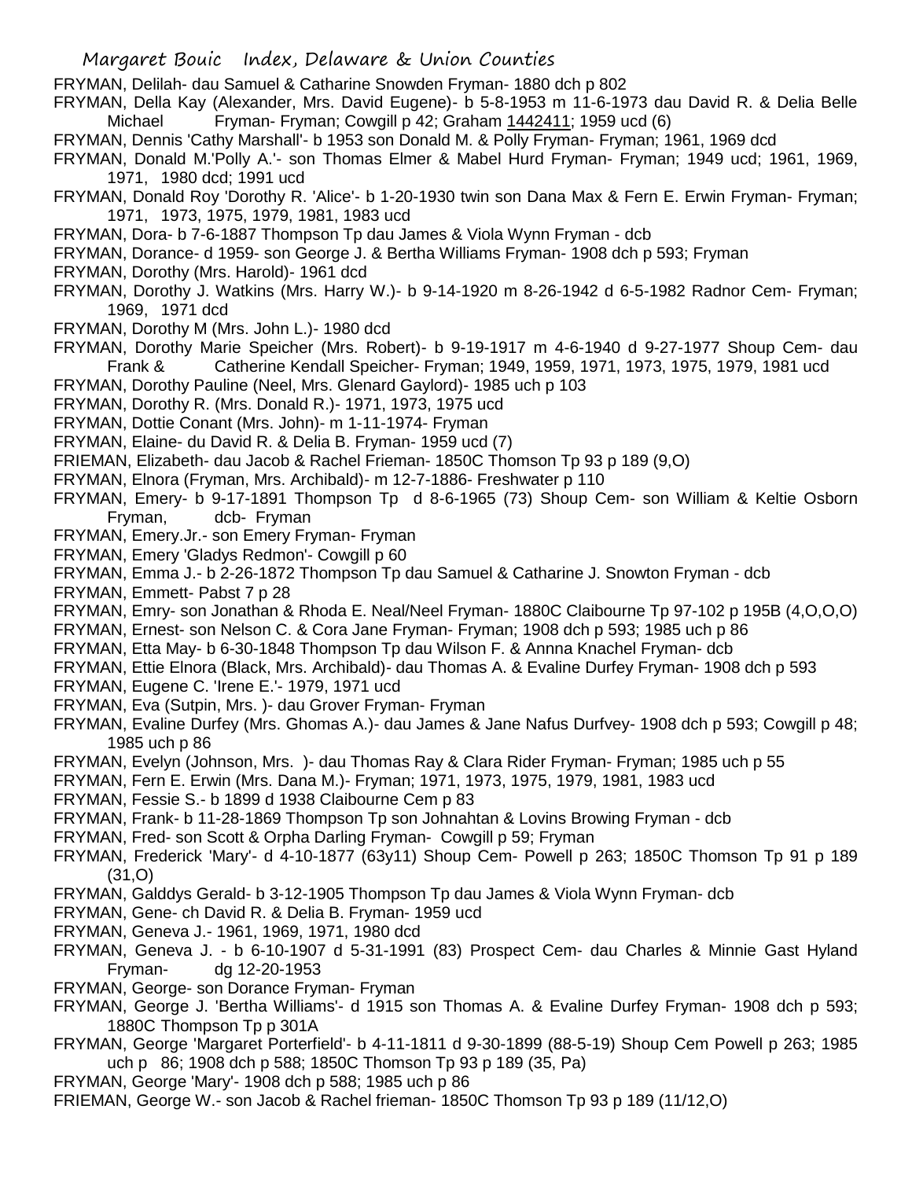FRYMAN, Delilah- dau Samuel & Catharine Snowden Fryman- 1880 dch p 802

FRYMAN, Della Kay (Alexander, Mrs. David Eugene)- b 5-8-1953 m 11-6-1973 dau David R. & Delia Belle Michael Fryman- Fryman; Cowgill p 42; Graham 1442411; 1959 ucd (6)

FRYMAN, Dennis 'Cathy Marshall'- b 1953 son Donald M. & Polly Fryman- Fryman; 1961, 1969 dcd

FRYMAN, Donald M.'Polly A.'- son Thomas Elmer & Mabel Hurd Fryman- Fryman; 1949 ucd; 1961, 1969, 1971, 1980 dcd; 1991 ucd

FRYMAN, Donald Roy 'Dorothy R. 'Alice'- b 1-20-1930 twin son Dana Max & Fern E. Erwin Fryman- Fryman; 1971, 1973, 1975, 1979, 1981, 1983 ucd

FRYMAN, Dora- b 7-6-1887 Thompson Tp dau James & Viola Wynn Fryman - dcb

FRYMAN, Dorance- d 1959- son George J. & Bertha Williams Fryman- 1908 dch p 593; Fryman

FRYMAN, Dorothy (Mrs. Harold)- 1961 dcd

FRYMAN, Dorothy J. Watkins (Mrs. Harry W.)- b 9-14-1920 m 8-26-1942 d 6-5-1982 Radnor Cem- Fryman; 1969, 1971 dcd

FRYMAN, Dorothy M (Mrs. John L.)- 1980 dcd

FRYMAN, Dorothy Marie Speicher (Mrs. Robert)- b 9-19-1917 m 4-6-1940 d 9-27-1977 Shoup Cem- dau Frank & Catherine Kendall Speicher- Fryman; 1949, 1959, 1971, 1973, 1975, 1979, 1981 ucd

FRYMAN, Dorothy Pauline (Neel, Mrs. Glenard Gaylord)- 1985 uch p 103

FRYMAN, Dorothy R. (Mrs. Donald R.)- 1971, 1973, 1975 ucd

FRYMAN, Dottie Conant (Mrs. John)- m 1-11-1974- Fryman

FRYMAN, Elaine- du David R. & Delia B. Fryman- 1959 ucd (7)

FRIEMAN, Elizabeth- dau Jacob & Rachel Frieman- 1850C Thomson Tp 93 p 189 (9,O)

FRYMAN, Elnora (Fryman, Mrs. Archibald)- m 12-7-1886- Freshwater p 110

FRYMAN, Emery- b 9-17-1891 Thompson Tp d 8-6-1965 (73) Shoup Cem- son William & Keltie Osborn Fryman, dcb- Fryman

FRYMAN, Emery.Jr.- son Emery Fryman- Fryman

FRYMAN, Emery 'Gladys Redmon'- Cowgill p 60

FRYMAN, Emma J.- b 2-26-1872 Thompson Tp dau Samuel & Catharine J. Snowton Fryman - dcb

FRYMAN, Emmett- Pabst 7 p 28

FRYMAN, Emry- son Jonathan & Rhoda E. Neal/Neel Fryman- 1880C Claibourne Tp 97-102 p 195B (4,O,O,O)

FRYMAN, Ernest- son Nelson C. & Cora Jane Fryman- Fryman; 1908 dch p 593; 1985 uch p 86

FRYMAN, Etta May- b 6-30-1848 Thompson Tp dau Wilson F. & Annna Knachel Fryman- dcb

FRYMAN, Ettie Elnora (Black, Mrs. Archibald)- dau Thomas A. & Evaline Durfey Fryman- 1908 dch p 593

FRYMAN, Eugene C. 'Irene E.'- 1979, 1971 ucd

FRYMAN, Eva (Sutpin, Mrs. )- dau Grover Fryman- Fryman

FRYMAN, Evaline Durfey (Mrs. Ghomas A.)- dau James & Jane Nafus Durfvey- 1908 dch p 593; Cowgill p 48; 1985 uch p 86

FRYMAN, Evelyn (Johnson, Mrs. )- dau Thomas Ray & Clara Rider Fryman- Fryman; 1985 uch p 55

FRYMAN, Fern E. Erwin (Mrs. Dana M.)- Fryman; 1971, 1973, 1975, 1979, 1981, 1983 ucd

FRYMAN, Fessie S.- b 1899 d 1938 Claibourne Cem p 83

FRYMAN, Frank- b 11-28-1869 Thompson Tp son Johnahtan & Lovins Browing Fryman - dcb

FRYMAN, Fred- son Scott & Orpha Darling Fryman- Cowgill p 59; Fryman

FRYMAN, Frederick 'Mary'- d 4-10-1877 (63y11) Shoup Cem- Powell p 263; 1850C Thomson Tp 91 p 189 (31,O)

FRYMAN, Galddys Gerald- b 3-12-1905 Thompson Tp dau James & Viola Wynn Fryman- dcb

FRYMAN, Gene- ch David R. & Delia B. Fryman- 1959 ucd

FRYMAN, Geneva J.- 1961, 1969, 1971, 1980 dcd

FRYMAN, Geneva J. - b 6-10-1907 d 5-31-1991 (83) Prospect Cem- dau Charles & Minnie Gast Hyland Fryman- dg 12-20-1953

FRYMAN, George- son Dorance Fryman- Fryman

FRYMAN, George J. 'Bertha Williams'- d 1915 son Thomas A. & Evaline Durfey Fryman- 1908 dch p 593; 1880C Thompson Tp p 301A

FRYMAN, George 'Margaret Porterfield'- b 4-11-1811 d 9-30-1899 (88-5-19) Shoup Cem Powell p 263; 1985 uch p 86; 1908 dch p 588; 1850C Thomson Tp 93 p 189 (35, Pa)

FRYMAN, George 'Mary'- 1908 dch p 588; 1985 uch p 86

FRIEMAN, George W.- son Jacob & Rachel frieman- 1850C Thomson Tp 93 p 189 (11/12,O)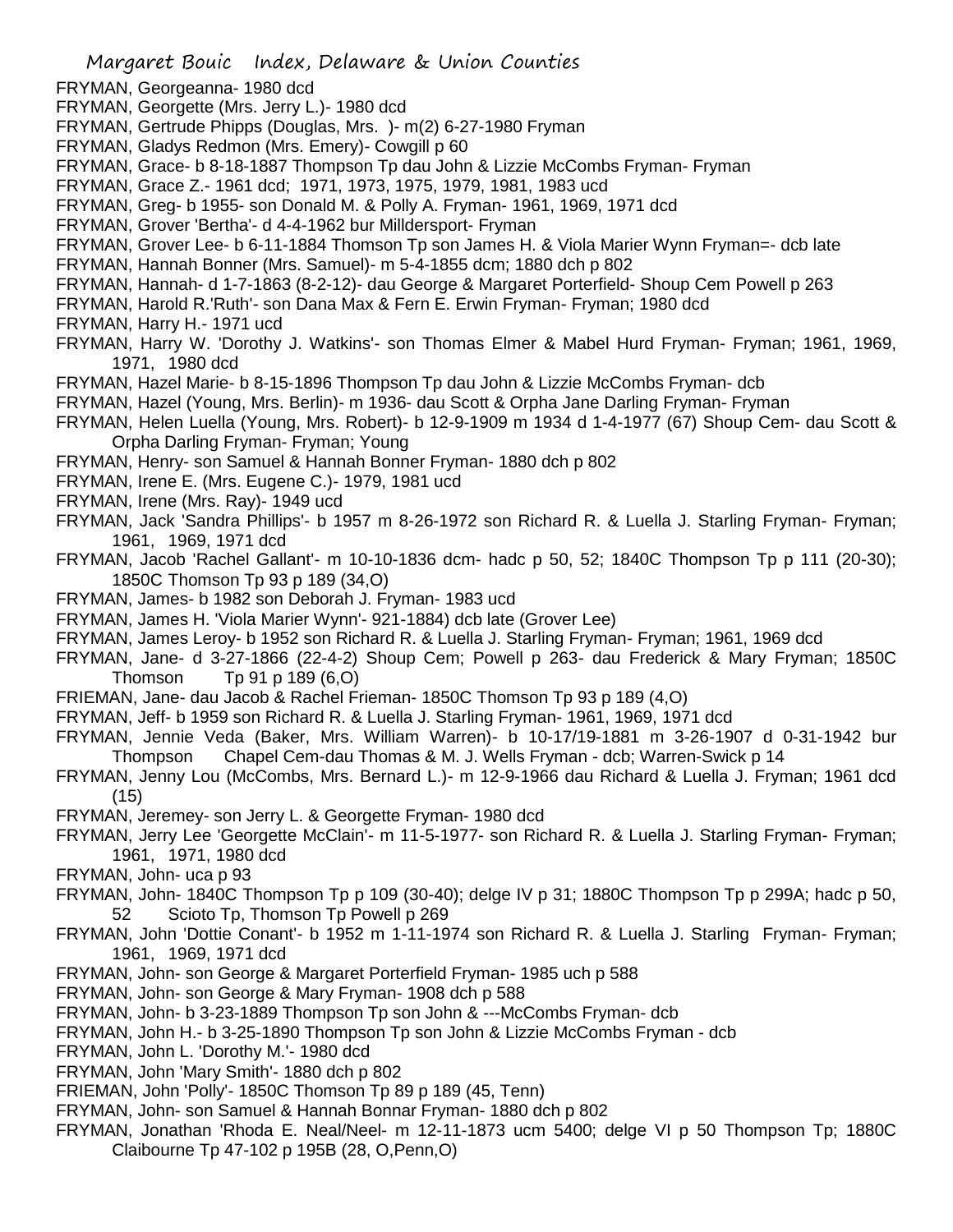FRYMAN, Georgeanna- 1980 dcd

FRYMAN, Georgette (Mrs. Jerry L.)- 1980 dcd

FRYMAN, Gertrude Phipps (Douglas, Mrs. )- m(2) 6-27-1980 Fryman

FRYMAN, Gladys Redmon (Mrs. Emery)- Cowgill p 60

FRYMAN, Grace- b 8-18-1887 Thompson Tp dau John & Lizzie McCombs Fryman- Fryman

FRYMAN, Grace Z.- 1961 dcd; 1971, 1973, 1975, 1979, 1981, 1983 ucd

FRYMAN, Greg- b 1955- son Donald M. & Polly A. Fryman- 1961, 1969, 1971 dcd

FRYMAN, Grover 'Bertha'- d 4-4-1962 bur Milldersport- Fryman

FRYMAN, Grover Lee- b 6-11-1884 Thomson Tp son James H. & Viola Marier Wynn Fryman=- dcb late

FRYMAN, Hannah Bonner (Mrs. Samuel)- m 5-4-1855 dcm; 1880 dch p 802

FRYMAN, Hannah- d 1-7-1863 (8-2-12)- dau George & Margaret Porterfield- Shoup Cem Powell p 263

FRYMAN, Harold R.'Ruth'- son Dana Max & Fern E. Erwin Fryman- Fryman; 1980 dcd

FRYMAN, Harry H.- 1971 ucd

FRYMAN, Harry W. 'Dorothy J. Watkins'- son Thomas Elmer & Mabel Hurd Fryman- Fryman; 1961, 1969, 1971, 1980 dcd

FRYMAN, Hazel Marie- b 8-15-1896 Thompson Tp dau John & Lizzie McCombs Fryman- dcb

FRYMAN, Hazel (Young, Mrs. Berlin)- m 1936- dau Scott & Orpha Jane Darling Fryman- Fryman

FRYMAN, Helen Luella (Young, Mrs. Robert)- b 12-9-1909 m 1934 d 1-4-1977 (67) Shoup Cem- dau Scott & Orpha Darling Fryman- Fryman; Young

FRYMAN, Henry- son Samuel & Hannah Bonner Fryman- 1880 dch p 802

FRYMAN, Irene E. (Mrs. Eugene C.)- 1979, 1981 ucd

FRYMAN, Irene (Mrs. Ray)- 1949 ucd

FRYMAN, Jack 'Sandra Phillips'- b 1957 m 8-26-1972 son Richard R. & Luella J. Starling Fryman- Fryman; 1961, 1969, 1971 dcd

FRYMAN, Jacob 'Rachel Gallant'- m 10-10-1836 dcm- hadc p 50, 52; 1840C Thompson Tp p 111 (20-30); 1850C Thomson Tp 93 p 189 (34,O)

FRYMAN, James- b 1982 son Deborah J. Fryman- 1983 ucd

FRYMAN, James H. 'Viola Marier Wynn'- 921-1884) dcb late (Grover Lee)

FRYMAN, James Leroy- b 1952 son Richard R. & Luella J. Starling Fryman- Fryman; 1961, 1969 dcd

FRYMAN, Jane- d 3-27-1866 (22-4-2) Shoup Cem; Powell p 263- dau Frederick & Mary Fryman; 1850C Thomson Tp 91 p 189 (6,O)

FRIEMAN, Jane- dau Jacob & Rachel Frieman- 1850C Thomson Tp 93 p 189 (4,O)

FRYMAN, Jeff- b 1959 son Richard R. & Luella J. Starling Fryman- 1961, 1969, 1971 dcd

FRYMAN, Jennie Veda (Baker, Mrs. William Warren)- b 10-17/19-1881 m 3-26-1907 d 0-31-1942 bur Thompson Chapel Cem-dau Thomas & M. J. Wells Fryman - dcb; Warren-Swick p 14

FRYMAN, Jenny Lou (McCombs, Mrs. Bernard L.)- m 12-9-1966 dau Richard & Luella J. Fryman; 1961 dcd (15)

FRYMAN, Jeremey- son Jerry L. & Georgette Fryman- 1980 dcd

FRYMAN, Jerry Lee 'Georgette McClain'- m 11-5-1977- son Richard R. & Luella J. Starling Fryman- Fryman; 1961, 1971, 1980 dcd

FRYMAN, John- uca p 93

FRYMAN, John- 1840C Thompson Tp p 109 (30-40); delge IV p 31; 1880C Thompson Tp p 299A; hadc p 50, 52 Scioto Tp, Thomson Tp Powell p 269

FRYMAN, John 'Dottie Conant'- b 1952 m 1-11-1974 son Richard R. & Luella J. Starling Fryman- Fryman; 1961, 1969, 1971 dcd

FRYMAN, John- son George & Margaret Porterfield Fryman- 1985 uch p 588

FRYMAN, John- son George & Mary Fryman- 1908 dch p 588

FRYMAN, John- b 3-23-1889 Thompson Tp son John & ---McCombs Fryman- dcb

FRYMAN, John H.- b 3-25-1890 Thompson Tp son John & Lizzie McCombs Fryman - dcb

FRYMAN, John L. 'Dorothy M.'- 1980 dcd

FRYMAN, John 'Mary Smith'- 1880 dch p 802

FRIEMAN, John 'Polly'- 1850C Thomson Tp 89 p 189 (45, Tenn)

FRYMAN, John- son Samuel & Hannah Bonnar Fryman- 1880 dch p 802

FRYMAN, Jonathan 'Rhoda E. Neal/Neel- m 12-11-1873 ucm 5400; delge VI p 50 Thompson Tp; 1880C Claibourne Tp 47-102 p 195B (28, O,Penn,O)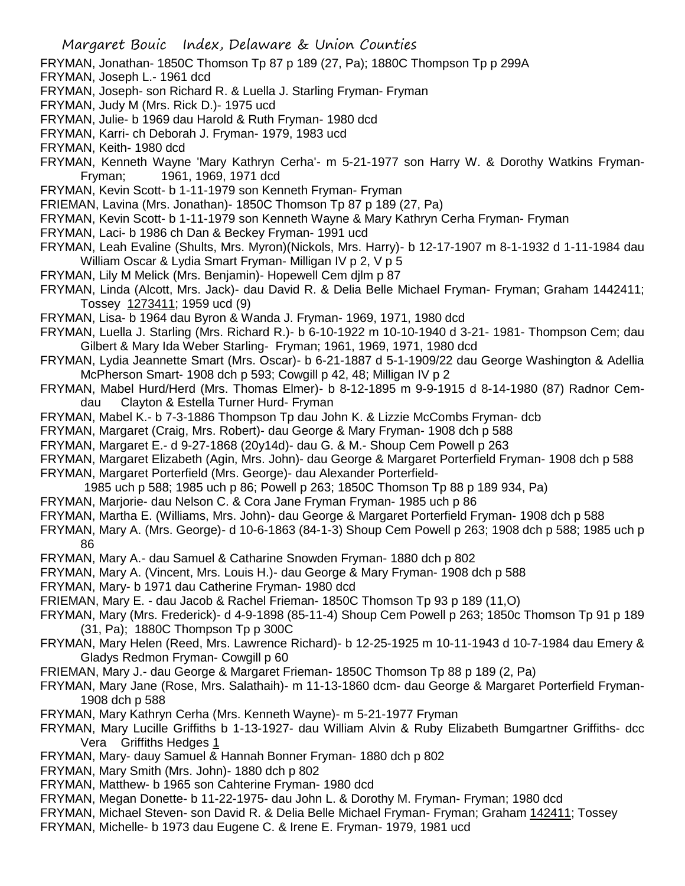FRYMAN, Jonathan- 1850C Thomson Tp 87 p 189 (27, Pa); 1880C Thompson Tp p 299A

FRYMAN, Joseph L.- 1961 dcd

FRYMAN, Joseph- son Richard R. & Luella J. Starling Fryman- Fryman

FRYMAN, Judy M (Mrs. Rick D.)- 1975 ucd

FRYMAN, Julie- b 1969 dau Harold & Ruth Fryman- 1980 dcd

FRYMAN, Karri- ch Deborah J. Fryman- 1979, 1983 ucd

FRYMAN, Keith- 1980 dcd

FRYMAN, Kenneth Wayne 'Mary Kathryn Cerha'- m 5-21-1977 son Harry W. & Dorothy Watkins Fryman- Fryman; 1961, 1969, 1971 dcd

FRYMAN, Kevin Scott- b 1-11-1979 son Kenneth Fryman- Fryman

FRIEMAN, Lavina (Mrs. Jonathan)- 1850C Thomson Tp 87 p 189 (27, Pa)

FRYMAN, Kevin Scott- b 1-11-1979 son Kenneth Wayne & Mary Kathryn Cerha Fryman- Fryman

FRYMAN, Laci- b 1986 ch Dan & Beckey Fryman- 1991 ucd

FRYMAN, Leah Evaline (Shults, Mrs. Myron)(Nickols, Mrs. Harry)- b 12-17-1907 m 8-1-1932 d 1-11-1984 dau William Oscar & Lydia Smart Fryman- Milligan IV p 2, V p 5

FRYMAN, Lily M Melick (Mrs. Benjamin)- Hopewell Cem djlm p 87

FRYMAN, Linda (Alcott, Mrs. Jack)- dau David R. & Delia Belle Michael Fryman- Fryman; Graham 1442411; Tossey 1273411; 1959 ucd (9)

FRYMAN, Lisa- b 1964 dau Byron & Wanda J. Fryman- 1969, 1971, 1980 dcd

FRYMAN, Luella J. Starling (Mrs. Richard R.)- b 6-10-1922 m 10-10-1940 d 3-21- 1981- Thompson Cem; dau Gilbert & Mary Ida Weber Starling- Fryman; 1961, 1969, 1971, 1980 dcd

FRYMAN, Lydia Jeannette Smart (Mrs. Oscar)- b 6-21-1887 d 5-1-1909/22 dau George Washington & Adellia McPherson Smart- 1908 dch p 593; Cowgill p 42, 48; Milligan IV p 2

FRYMAN, Mabel Hurd/Herd (Mrs. Thomas Elmer)- b 8-12-1895 m 9-9-1915 d 8-14-1980 (87) Radnor Cem- dau Clayton & Estella Turner Hurd- Fryman

FRYMAN, Mabel K.- b 7-3-1886 Thompson Tp dau John K. & Lizzie McCombs Fryman- dcb

FRYMAN, Margaret (Craig, Mrs. Robert)- dau George & Mary Fryman- 1908 dch p 588

FRYMAN, Margaret E.- d 9-27-1868 (20y14d)- dau G. & M.- Shoup Cem Powell p 263

FRYMAN, Margaret Elizabeth (Agin, Mrs. John)- dau George & Margaret Porterfield Fryman- 1908 dch p 588

FRYMAN, Margaret Porterfield (Mrs. George)- dau Alexander Porterfield- 1985 uch p 588; 1985 uch p 86; Powell p 263; 1850C Thomson Tp 88 p 189 934, Pa)

FRYMAN, Marjorie- dau Nelson C. & Cora Jane Fryman Fryman- 1985 uch p 86

FRYMAN, Martha E. (Williams, Mrs. John)- dau George & Margaret Porterfield Fryman- 1908 dch p 588

FRYMAN, Mary A. (Mrs. George)- d 10-6-1863 (84-1-3) Shoup Cem Powell p 263; 1908 dch p 588; 1985 uch p 86

FRYMAN, Mary A.- dau Samuel & Catharine Snowden Fryman- 1880 dch p 802

FRYMAN, Mary A. (Vincent, Mrs. Louis H.)- dau George & Mary Fryman- 1908 dch p 588

FRYMAN, Mary- b 1971 dau Catherine Fryman- 1980 dcd

FRIEMAN, Mary E. - dau Jacob & Rachel Frieman- 1850C Thomson Tp 93 p 189 (11,O)

FRYMAN, Mary (Mrs. Frederick)- d 4-9-1898 (85-11-4) Shoup Cem Powell p 263; 1850c Thomson Tp 91 p 189 (31, Pa); 1880C Thompson Tp p 300C

FRYMAN, Mary Helen (Reed, Mrs. Lawrence Richard)- b 12-25-1925 m 10-11-1943 d 10-7-1984 dau Emery & Gladys Redmon Fryman- Cowgill p 60

FRIEMAN, Mary J.- dau George & Margaret Frieman- 1850C Thomson Tp 88 p 189 (2, Pa)

FRYMAN, Mary Jane (Rose, Mrs. Salathaih)- m 11-13-1860 dcm- dau George & Margaret Porterfield Fryman- 1908 dch p 588

FRYMAN, Mary Kathryn Cerha (Mrs. Kenneth Wayne)- m 5-21-1977 Fryman

FRYMAN, Mary Lucille Griffiths b 1-13-1927- dau William Alvin & Ruby Elizabeth Bumgartner Griffiths- dcc Vera Griffiths Hedges 1

FRYMAN, Mary- dauy Samuel & Hannah Bonner Fryman- 1880 dch p 802

FRYMAN, Mary Smith (Mrs. John)- 1880 dch p 802

FRYMAN, Matthew- b 1965 son Cahterine Fryman- 1980 dcd

FRYMAN, Megan Donette- b 11-22-1975- dau John L. & Dorothy M. Fryman- Fryman; 1980 dcd

FRYMAN, Michael Steven- son David R. & Delia Belle Michael Fryman- Fryman; Graham 142411; Tossey

FRYMAN, Michelle- b 1973 dau Eugene C. & Irene E. Fryman- 1979, 1981 ucd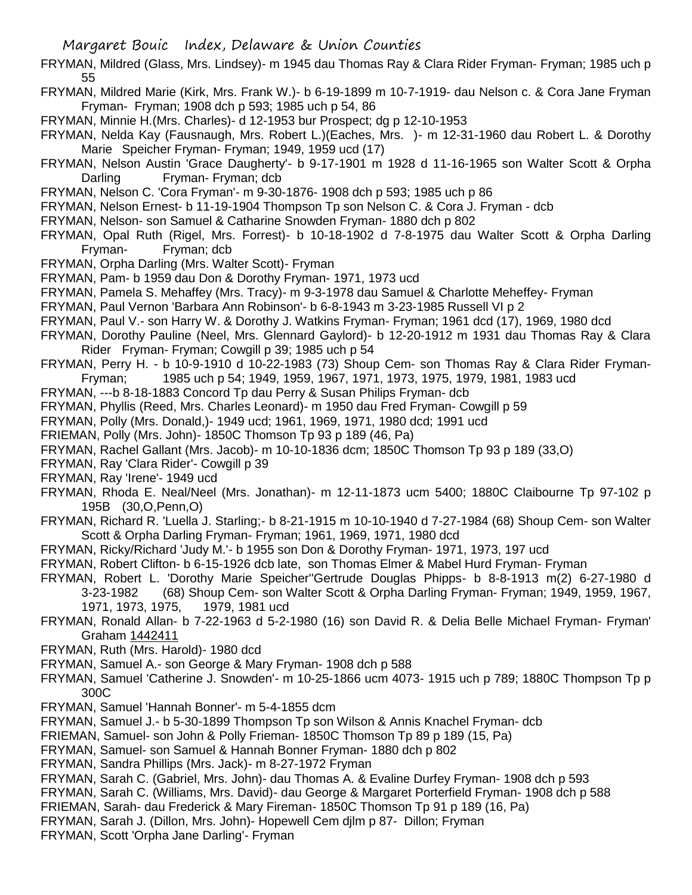FRYMAN, Mildred (Glass, Mrs. Lindsey)- m 1945 dau Thomas Ray & Clara Rider Fryman- Fryman; 1985 uch p 55

FRYMAN, Mildred Marie (Kirk, Mrs. Frank W.)- b 6-19-1899 m 10-7-1919- dau Nelson c. & Cora Jane Fryman Fryman- Fryman; 1908 dch p 593; 1985 uch p 54, 86

FRYMAN, Minnie H.(Mrs. Charles)- d 12-1953 bur Prospect; dg p 12-10-1953

FRYMAN, Nelda Kay (Fausnaugh, Mrs. Robert L.)(Eaches, Mrs. )- m 12-31-1960 dau Robert L. & Dorothy Marie Speicher Fryman- Fryman; 1949, 1959 ucd (17)

FRYMAN, Nelson Austin 'Grace Daugherty'- b 9-17-1901 m 1928 d 11-16-1965 son Walter Scott & Orpha Darling Fryman- Fryman; dcb

FRYMAN, Nelson C. 'Cora Fryman'- m 9-30-1876- 1908 dch p 593; 1985 uch p 86

FRYMAN, Nelson Ernest- b 11-19-1904 Thompson Tp son Nelson C. & Cora J. Fryman - dcb

FRYMAN, Nelson- son Samuel & Catharine Snowden Fryman- 1880 dch p 802

FRYMAN, Opal Ruth (Rigel, Mrs. Forrest)- b 10-18-1902 d 7-8-1975 dau Walter Scott & Orpha Darling Fryman- Fryman; dcb

FRYMAN, Orpha Darling (Mrs. Walter Scott)- Fryman

FRYMAN, Pam- b 1959 dau Don & Dorothy Fryman- 1971, 1973 ucd

FRYMAN, Pamela S. Mehaffey (Mrs. Tracy)- m 9-3-1978 dau Samuel & Charlotte Meheffey- Fryman

FRYMAN, Paul Vernon 'Barbara Ann Robinson'- b 6-8-1943 m 3-23-1985 Russell VI p 2

FRYMAN, Paul V.- son Harry W. & Dorothy J. Watkins Fryman- Fryman; 1961 dcd (17), 1969, 1980 dcd

FRYMAN, Dorothy Pauline (Neel, Mrs. Glennard Gaylord)- b 12-20-1912 m 1931 dau Thomas Ray & Clara Rider Fryman- Fryman; Cowgill p 39; 1985 uch p 54

FRYMAN, Perry H. - b 10-9-1910 d 10-22-1983 (73) Shoup Cem- son Thomas Ray & Clara Rider Fryman- Fryman; 1985 uch p 54; 1949, 1959, 1967, 1971, 1973, 1975, 1979, 1981, 1983 ucd

FRYMAN, ---b 8-18-1883 Concord Tp dau Perry & Susan Philips Fryman- dcb

FRYMAN, Phyllis (Reed, Mrs. Charles Leonard)- m 1950 dau Fred Fryman- Cowgill p 59

FRYMAN, Polly (Mrs. Donald,)- 1949 ucd; 1961, 1969, 1971, 1980 dcd; 1991 ucd

FRIEMAN, Polly (Mrs. John)- 1850C Thomson Tp 93 p 189 (46, Pa)

FRYMAN, Rachel Gallant (Mrs. Jacob)- m 10-10-1836 dcm; 1850C Thomson Tp 93 p 189 (33,O)

FRYMAN, Ray 'Clara Rider'- Cowgill p 39

FRYMAN, Ray 'Irene'- 1949 ucd

FRYMAN, Rhoda E. Neal/Neel (Mrs. Jonathan)- m 12-11-1873 ucm 5400; 1880C Claibourne Tp 97-102 p 195B (30,O,Penn,O)

FRYMAN, Richard R. 'Luella J. Starling;- b 8-21-1915 m 10-10-1940 d 7-27-1984 (68) Shoup Cem- son Walter Scott & Orpha Darling Fryman- Fryman; 1961, 1969, 1971, 1980 dcd

FRYMAN, Ricky/Richard 'Judy M.'- b 1955 son Don & Dorothy Fryman- 1971, 1973, 197 ucd

FRYMAN, Robert Clifton- b 6-15-1926 dcb late, son Thomas Elmer & Mabel Hurd Fryman- Fryman

FRYMAN, Robert L. 'Dorothy Marie Speicher''Gertrude Douglas Phipps- b 8-8-1913 m(2) 6-27-1980 d 3-23-1982 (68) Shoup Cem- son Walter Scott & Orpha Darling Fryman- Fryman; 1949, 1959, 1967, 1971, 1973, 1975, 1979, 1981 ucd

FRYMAN, Ronald Allan- b 7-22-1963 d 5-2-1980 (16) son David R. & Delia Belle Michael Fryman- Fryman' Graham 1442411

FRYMAN, Ruth (Mrs. Harold)- 1980 dcd

FRYMAN, Samuel A.- son George & Mary Fryman- 1908 dch p 588

FRYMAN, Samuel 'Catherine J. Snowden'- m 10-25-1866 ucm 4073- 1915 uch p 789; 1880C Thompson Tp p 300C

FRYMAN, Samuel 'Hannah Bonner'- m 5-4-1855 dcm

FRYMAN, Samuel J.- b 5-30-1899 Thompson Tp son Wilson & Annis Knachel Fryman- dcb

FRIEMAN, Samuel- son John & Polly Frieman- 1850C Thomson Tp 89 p 189 (15, Pa)

FRYMAN, Samuel- son Samuel & Hannah Bonner Fryman- 1880 dch p 802

FRYMAN, Sandra Phillips (Mrs. Jack)- m 8-27-1972 Fryman

FRYMAN, Sarah C. (Gabriel, Mrs. John)- dau Thomas A. & Evaline Durfey Fryman- 1908 dch p 593

FRYMAN, Sarah C. (Williams, Mrs. David)- dau George & Margaret Porterfield Fryman- 1908 dch p 588

FRIEMAN, Sarah- dau Frederick & Mary Fireman- 1850C Thomson Tp 91 p 189 (16, Pa)

FRYMAN, Sarah J. (Dillon, Mrs. John)- Hopewell Cem djlm p 87- Dillon; Fryman

FRYMAN, Scott 'Orpha Jane Darling'- Fryman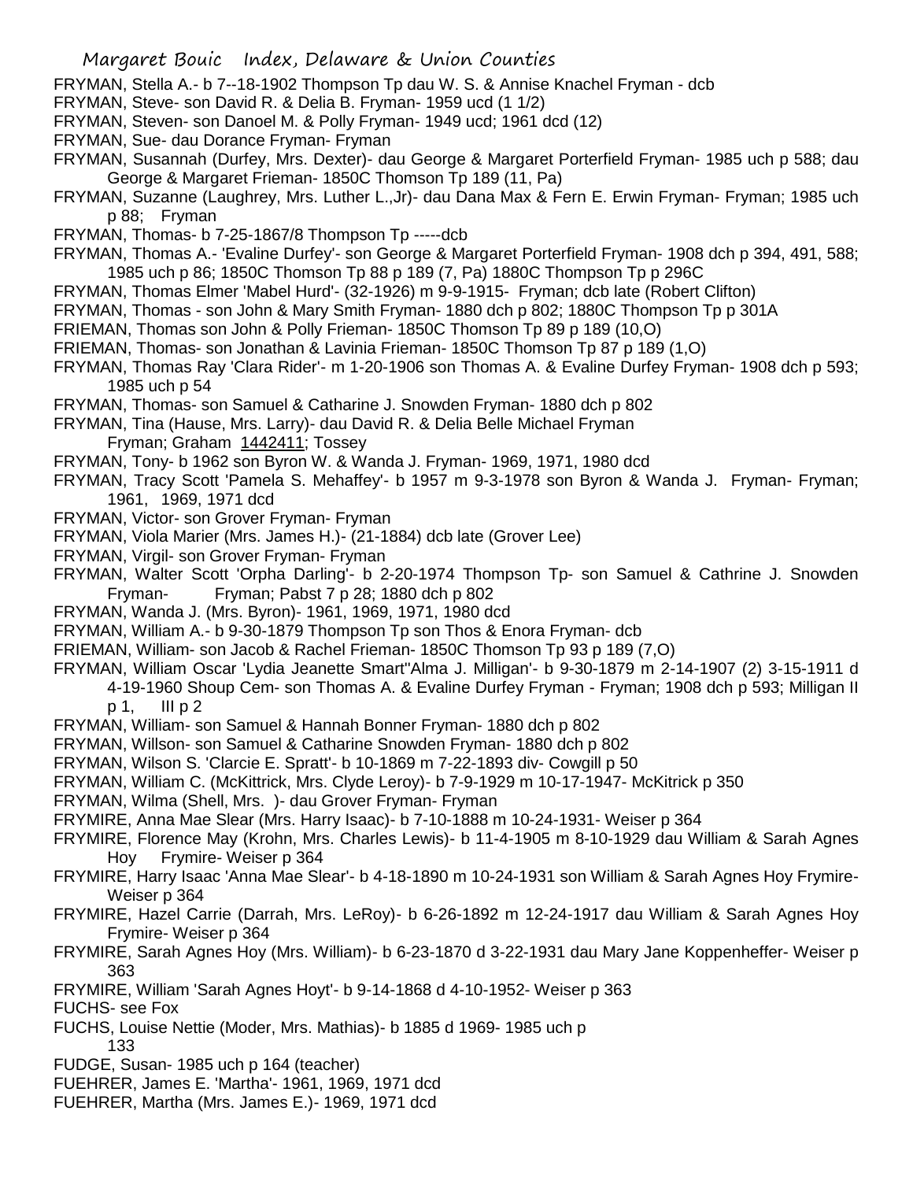FRYMAN, Stella A.- b 7--18-1902 Thompson Tp dau W. S. & Annise Knachel Fryman - dcb

FRYMAN, Steve- son David R. & Delia B. Fryman- 1959 ucd (1 1/2)

FRYMAN, Steven- son Danoel M. & Polly Fryman- 1949 ucd; 1961 dcd (12)

FRYMAN, Sue- dau Dorance Fryman- Fryman

FRYMAN, Susannah (Durfey, Mrs. Dexter)- dau George & Margaret Porterfield Fryman- 1985 uch p 588; dau George & Margaret Frieman- 1850C Thomson Tp 189 (11, Pa)

FRYMAN, Suzanne (Laughrey, Mrs. Luther L.,Jr)- dau Dana Max & Fern E. Erwin Fryman- Fryman; 1985 uch p 88; Fryman

FRYMAN, Thomas- b 7-25-1867/8 Thompson Tp -----dcb

FRYMAN, Thomas A.- 'Evaline Durfey'- son George & Margaret Porterfield Fryman- 1908 dch p 394, 491, 588; 1985 uch p 86; 1850C Thomson Tp 88 p 189 (7, Pa) 1880C Thompson Tp p 296C

FRYMAN, Thomas Elmer 'Mabel Hurd'- (32-1926) m 9-9-1915- Fryman; dcb late (Robert Clifton)

FRYMAN, Thomas - son John & Mary Smith Fryman- 1880 dch p 802; 1880C Thompson Tp p 301A

FRIEMAN, Thomas son John & Polly Frieman- 1850C Thomson Tp 89 p 189 (10,O)

FRIEMAN, Thomas- son Jonathan & Lavinia Frieman- 1850C Thomson Tp 87 p 189 (1,O)

FRYMAN, Thomas Ray 'Clara Rider'- m 1-20-1906 son Thomas A. & Evaline Durfey Fryman- 1908 dch p 593; 1985 uch p 54

FRYMAN, Thomas- son Samuel & Catharine J. Snowden Fryman- 1880 dch p 802

FRYMAN, Tina (Hause, Mrs. Larry)- dau David R. & Delia Belle Michael Fryman
Fryman; Graham 1442411; Tossey

FRYMAN, Tony- b 1962 son Byron W. & Wanda J. Fryman- 1969, 1971, 1980 dcd

FRYMAN, Tracy Scott 'Pamela S. Mehaffey'- b 1957 m 9-3-1978 son Byron & Wanda J. Fryman- Fryman; 1961, 1969, 1971 dcd

FRYMAN, Victor- son Grover Fryman- Fryman

FRYMAN, Viola Marier (Mrs. James H.)- (21-1884) dcb late (Grover Lee)

FRYMAN, Virgil- son Grover Fryman- Fryman

FRYMAN, Walter Scott 'Orpha Darling'- b 2-20-1974 Thompson Tp- son Samuel & Cathrine J. Snowden Fryman- Fryman; Pabst 7 p 28; 1880 dch p 802

FRYMAN, Wanda J. (Mrs. Byron)- 1961, 1969, 1971, 1980 dcd

FRYMAN, William A.- b 9-30-1879 Thompson Tp son Thos & Enora Fryman- dcb

FRIEMAN, William- son Jacob & Rachel Frieman- 1850C Thomson Tp 93 p 189 (7,O)

FRYMAN, William Oscar 'Lydia Jeanette Smart''Alma J. Milligan'- b 9-30-1879 m 2-14-1907 (2) 3-15-1911 d 4-19-1960 Shoup Cem- son Thomas A. & Evaline Durfey Fryman - Fryman; 1908 dch p 593; Milligan II p 1, III p 2

FRYMAN, William- son Samuel & Hannah Bonner Fryman- 1880 dch p 802

FRYMAN, Willson- son Samuel & Catharine Snowden Fryman- 1880 dch p 802

FRYMAN, Wilson S. 'Clarcie E. Spratt'- b 10-1869 m 7-22-1893 div- Cowgill p 50

FRYMAN, William C. (McKittrick, Mrs. Clyde Leroy)- b 7-9-1929 m 10-17-1947- McKitrick p 350

FRYMAN, Wilma (Shell, Mrs. )- dau Grover Fryman- Fryman

FRYMIRE, Anna Mae Slear (Mrs. Harry Isaac)- b 7-10-1888 m 10-24-1931- Weiser p 364

FRYMIRE, Florence May (Krohn, Mrs. Charles Lewis)- b 11-4-1905 m 8-10-1929 dau William & Sarah Agnes Hoy Frymire- Weiser p 364

FRYMIRE, Harry Isaac 'Anna Mae Slear'- b 4-18-1890 m 10-24-1931 son William & Sarah Agnes Hoy Frymire- Weiser p 364

FRYMIRE, Hazel Carrie (Darrah, Mrs. LeRoy)- b 6-26-1892 m 12-24-1917 dau William & Sarah Agnes Hoy Frymire- Weiser p 364

FRYMIRE, Sarah Agnes Hoy (Mrs. William)- b 6-23-1870 d 3-22-1931 dau Mary Jane Koppenheffer- Weiser p 363

FRYMIRE, William 'Sarah Agnes Hoyt'- b 9-14-1868 d 4-10-1952- Weiser p 363

FUCHS- see Fox

FUCHS, Louise Nettie (Moder, Mrs. Mathias)- b 1885 d 1969- 1985 uch p 133

FUDGE, Susan- 1985 uch p 164 (teacher)

FUEHRER, James E. 'Martha'- 1961, 1969, 1971 dcd

FUEHRER, Martha (Mrs. James E.)- 1969, 1971 dcd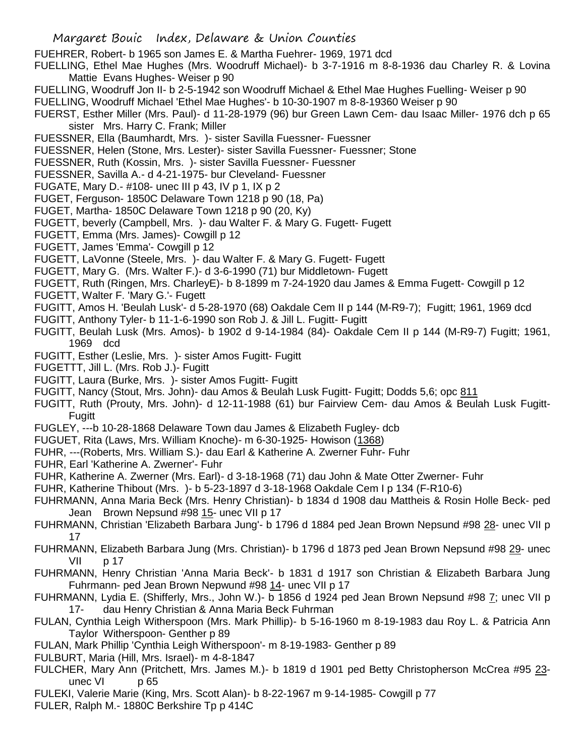FUEHRER, Robert- b 1965 son James E. & Martha Fuehrer- 1969, 1971 dcd

FUELLING, Ethel Mae Hughes (Mrs. Woodruff Michael)- b 3-7-1916 m 8-8-1936 dau Charley R. & Lovina Mattie Evans Hughes- Weiser p 90

FUELLING, Woodruff Jon II- b 2-5-1942 son Woodruff Michael & Ethel Mae Hughes Fuelling- Weiser p 90

FUELLING, Woodruff Michael 'Ethel Mae Hughes'- b 10-30-1907 m 8-8-19360 Weiser p 90

FUERST, Esther Miller (Mrs. Paul)- d 11-28-1979 (96) bur Green Lawn Cem- dau Isaac Miller- 1976 dch p 65 sister Mrs. Harry C. Frank; Miller

FUESSNER, Ella (Baumhardt, Mrs. )- sister Savilla Fuessner- Fuessner

FUESSNER, Helen (Stone, Mrs. Lester)- sister Savilla Fuessner- Fuessner; Stone

FUESSNER, Ruth (Kossin, Mrs. )- sister Savilla Fuessner- Fuessner

FUESSNER, Savilla A.- d 4-21-1975- bur Cleveland- Fuessner

FUGATE, Mary D.- #108- unec III p 43, IV p 1, IX p 2

FUGET, Ferguson- 1850C Delaware Town 1218 p 90 (18, Pa)

FUGET, Martha- 1850C Delaware Town 1218 p 90 (20, Ky)

FUGETT, beverly (Campbell, Mrs. )- dau Walter F. & Mary G. Fugett- Fugett

FUGETT, Emma (Mrs. James)- Cowgill p 12

FUGETT, James 'Emma'- Cowgill p 12

FUGETT, LaVonne (Steele, Mrs. )- dau Walter F. & Mary G. Fugett- Fugett

FUGETT, Mary G. (Mrs. Walter F.)- d 3-6-1990 (71) bur Middletown- Fugett

FUGETT, Ruth (Ringen, Mrs. CharleyE)- b 8-1899 m 7-24-1920 dau James & Emma Fugett- Cowgill p 12

FUGETT, Walter F. 'Mary G.'- Fugett

FUGITT, Amos H. 'Beulah Lusk'- d 5-28-1970 (68) Oakdale Cem II p 144 (M-R9-7); Fugitt; 1961, 1969 dcd

FUGITT, Anthony Tyler- b 11-1-6-1990 son Rob J. & Jill L. Fugitt- Fugitt

FUGITT, Beulah Lusk (Mrs. Amos)- b 1902 d 9-14-1984 (84)- Oakdale Cem II p 144 (M-R9-7) Fugitt; 1961, 1969 dcd

FUGITT, Esther (Leslie, Mrs. )- sister Amos Fugitt- Fugitt

FUGETTT, Jill L. (Mrs. Rob J.)- Fugitt

FUGITT, Laura (Burke, Mrs. )- sister Amos Fugitt- Fugitt

FUGITT, Nancy (Stout, Mrs. John)- dau Amos & Beulah Lusk Fugitt- Fugitt; Dodds 5,6; opc 811

FUGITT, Ruth (Prouty, Mrs. John)- d 12-11-1988 (61) bur Fairview Cem- dau Amos & Beulah Lusk Fugitt- Fugitt

FUGLEY, ---b 10-28-1868 Delaware Town dau James & Elizabeth Fugley- dcb

FUGUET, Rita (Laws, Mrs. William Knoche)- m 6-30-1925- Howison (1368)

FUHR, ---(Roberts, Mrs. William S.)- dau Earl & Katherine A. Zwerner Fuhr- Fuhr

FUHR, Earl 'Katherine A. Zwerner'- Fuhr

FUHR, Katherine A. Zwerner (Mrs. Earl)- d 3-18-1968 (71) dau John & Mate Otter Zwerner- Fuhr

FUHR, Katherine Thibout (Mrs. )- b 5-23-1897 d 3-18-1968 Oakdale Cem I p 134 (F-R10-6)

FUHRMANN, Anna Maria Beck (Mrs. Henry Christian)- b 1834 d 1908 dau Mattheis & Rosin Holle Beck- ped Jean Brown Nepsund #98 15- unec VII p 17

FUHRMANN, Christian 'Elizabeth Barbara Jung'- b 1796 d 1884 ped Jean Brown Nepsund #98 28- unec VII p 17

FUHRMANN, Elizabeth Barbara Jung (Mrs. Christian)- b 1796 d 1873 ped Jean Brown Nepsund #98 29- unec VII p 17

FUHRMANN, Henry Christian 'Anna Maria Beck'- b 1831 d 1917 son Christian & Elizabeth Barbara Jung Fuhrmann- ped Jean Brown Nepwund #98 14- unec VII p 17

FUHRMANN, Lydia E. (Shifferly, Mrs., John W.)- b 1856 d 1924 ped Jean Brown Nepsund #98 7; unec VII p 17- dau Henry Christian & Anna Maria Beck Fuhrman

FULAN, Cynthia Leigh Witherspoon (Mrs. Mark Phillip)- b 5-16-1960 m 8-19-1983 dau Roy L. & Patricia Ann Taylor Witherspoon- Genther p 89

FULAN, Mark Phillip 'Cynthia Leigh Witherspoon'- m 8-19-1983- Genther p 89

FULBURT, Maria (Hill, Mrs. Israel)- m 4-8-1847

FULCHER, Mary Ann (Pritchett, Mrs. James M.)- b 1819 d 1901 ped Betty Christopherson McCrea #95 23- unec VI p 65

FULEKI, Valerie Marie (King, Mrs. Scott Alan)- b 8-22-1967 m 9-14-1985- Cowgill p 77

FULER, Ralph M.- 1880C Berkshire Tp p 414C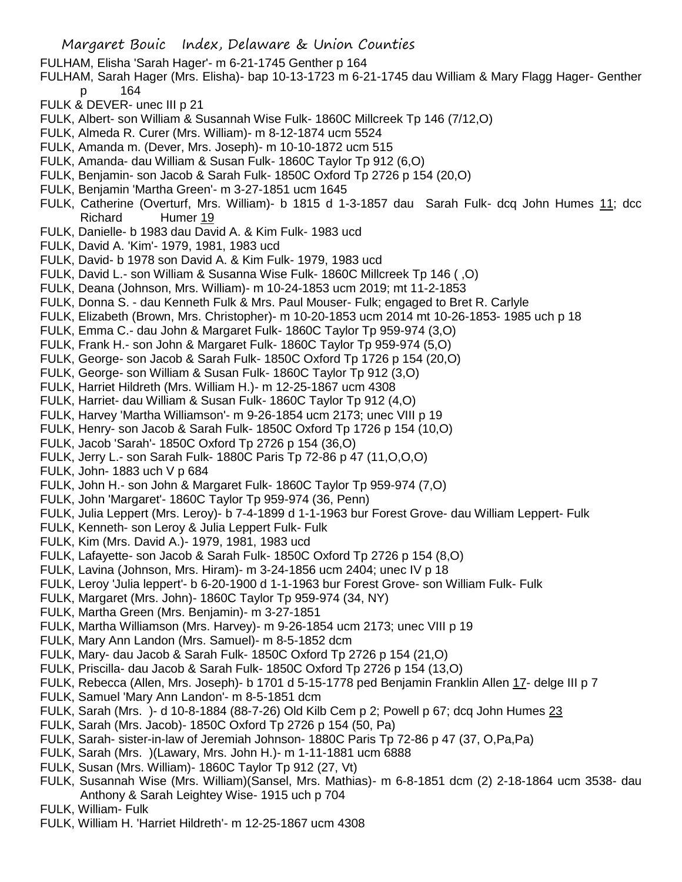FULHAM, Elisha 'Sarah Hager'- m 6-21-1745 Genther p 164

FULHAM, Sarah Hager (Mrs. Elisha)- bap 10-13-1723 m 6-21-1745 dau William & Mary Flagg Hager- Genther p 164

FULK & DEVER- unec III p 21

FULK, Albert- son William & Susannah Wise Fulk- 1860C Millcreek Tp 146 (7/12,O)

FULK, Almeda R. Curer (Mrs. William)- m 8-12-1874 ucm 5524

FULK, Amanda m. (Dever, Mrs. Joseph)- m 10-10-1872 ucm 515

FULK, Amanda- dau William & Susan Fulk- 1860C Taylor Tp 912 (6,O)

FULK, Benjamin- son Jacob & Sarah Fulk- 1850C Oxford Tp 2726 p 154 (20,O)

FULK, Benjamin 'Martha Green'- m 3-27-1851 ucm 1645

FULK, Catherine (Overturf, Mrs. William)- b 1815 d 1-3-1857 dau Sarah Fulk- dcq John Humes 11; dcc Richard Humer 19

FULK, Danielle- b 1983 dau David A. & Kim Fulk- 1983 ucd

FULK, David A. 'Kim'- 1979, 1981, 1983 ucd

FULK, David- b 1978 son David A. & Kim Fulk- 1979, 1983 ucd

FULK, David L.- son William & Susanna Wise Fulk- 1860C Millcreek Tp 146 ( ,O)

FULK, Deana (Johnson, Mrs. William)- m 10-24-1853 ucm 2019; mt 11-2-1853

FULK, Donna S. - dau Kenneth Fulk & Mrs. Paul Mouser- Fulk; engaged to Bret R. Carlyle

FULK, Elizabeth (Brown, Mrs. Christopher)- m 10-20-1853 ucm 2014 mt 10-26-1853- 1985 uch p 18

FULK, Emma C.- dau John & Margaret Fulk- 1860C Taylor Tp 959-974 (3,O)

FULK, Frank H.- son John & Margaret Fulk- 1860C Taylor Tp 959-974 (5,O)

FULK, George- son Jacob & Sarah Fulk- 1850C Oxford Tp 1726 p 154 (20,O)

FULK, George- son William & Susan Fulk- 1860C Taylor Tp 912 (3,O)

FULK, Harriet Hildreth (Mrs. William H.)- m 12-25-1867 ucm 4308

FULK, Harriet- dau William & Susan Fulk- 1860C Taylor Tp 912 (4,O)

FULK, Harvey 'Martha Williamson'- m 9-26-1854 ucm 2173; unec VIII p 19

FULK, Henry- son Jacob & Sarah Fulk- 1850C Oxford Tp 1726 p 154 (10,O)

FULK, Jacob 'Sarah'- 1850C Oxford Tp 2726 p 154 (36,O)

FULK, Jerry L.- son Sarah Fulk- 1880C Paris Tp 72-86 p 47 (11,O,O,O)

FULK, John- 1883 uch V p 684

FULK, John H.- son John & Margaret Fulk- 1860C Taylor Tp 959-974 (7,O)

FULK, John 'Margaret'- 1860C Taylor Tp 959-974 (36, Penn)

FULK, Julia Leppert (Mrs. Leroy)- b 7-4-1899 d 1-1-1963 bur Forest Grove- dau William Leppert- Fulk

FULK, Kenneth- son Leroy & Julia Leppert Fulk- Fulk

FULK, Kim (Mrs. David A.)- 1979, 1981, 1983 ucd

FULK, Lafayette- son Jacob & Sarah Fulk- 1850C Oxford Tp 2726 p 154 (8,O)

FULK, Lavina (Johnson, Mrs. Hiram)- m 3-24-1856 ucm 2404; unec IV p 18

FULK, Leroy 'Julia leppert'- b 6-20-1900 d 1-1-1963 bur Forest Grove- son William Fulk- Fulk

FULK, Margaret (Mrs. John)- 1860C Taylor Tp 959-974 (34, NY)

FULK, Martha Green (Mrs. Benjamin)- m 3-27-1851

FULK, Martha Williamson (Mrs. Harvey)- m 9-26-1854 ucm 2173; unec VIII p 19

FULK, Mary Ann Landon (Mrs. Samuel)- m 8-5-1852 dcm

FULK, Mary- dau Jacob & Sarah Fulk- 1850C Oxford Tp 2726 p 154 (21,O)

FULK, Priscilla- dau Jacob & Sarah Fulk- 1850C Oxford Tp 2726 p 154 (13,O)

FULK, Rebecca (Allen, Mrs. Joseph)- b 1701 d 5-15-1778 ped Benjamin Franklin Allen 17- delge III p 7

FULK, Samuel 'Mary Ann Landon'- m 8-5-1851 dcm

FULK, Sarah (Mrs. )- d 10-8-1884 (88-7-26) Old Kilb Cem p 2; Powell p 67; dcq John Humes 23

FULK, Sarah (Mrs. Jacob)- 1850C Oxford Tp 2726 p 154 (50, Pa)

FULK, Sarah- sister-in-law of Jeremiah Johnson- 1880C Paris Tp 72-86 p 47 (37, O,Pa,Pa)

FULK, Sarah (Mrs. )(Lawary, Mrs. John H.)- m 1-11-1881 ucm 6888

FULK, Susan (Mrs. William)- 1860C Taylor Tp 912 (27, Vt)

FULK, Susannah Wise (Mrs. William)(Sansel, Mrs. Mathias)- m 6-8-1851 dcm (2) 2-18-1864 ucm 3538- dau Anthony & Sarah Leightey Wise- 1915 uch p 704

FULK, William- Fulk

FULK, William H. 'Harriet Hildreth'- m 12-25-1867 ucm 4308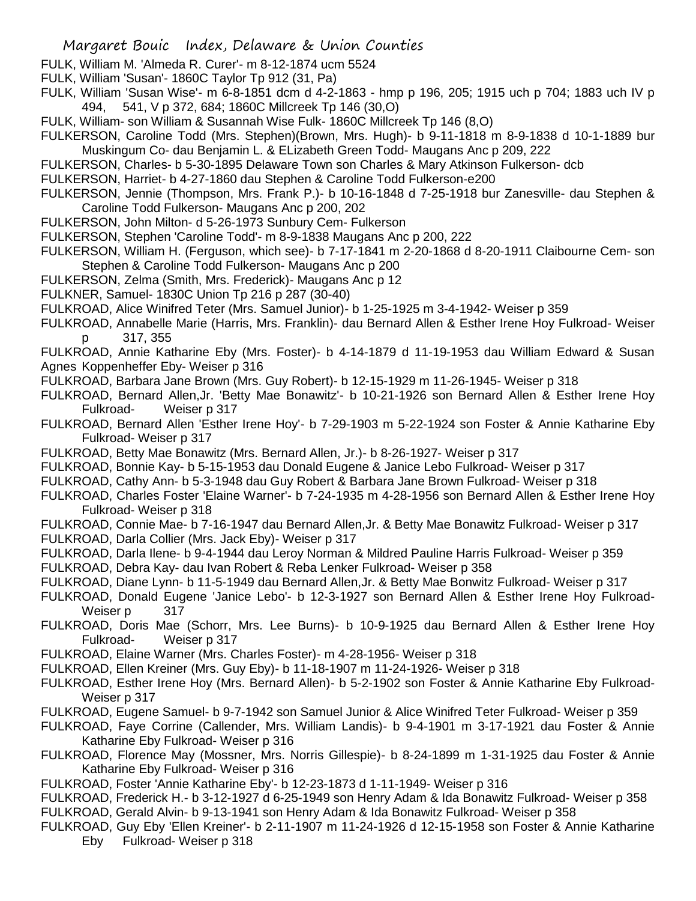FULK, William M. 'Almeda R. Curer'- m 8-12-1874 ucm 5524

FULK, William 'Susan'- 1860C Taylor Tp 912 (31, Pa)

FULK, William 'Susan Wise'- m 6-8-1851 dcm d 4-2-1863 - hmp p 196, 205; 1915 uch p 704; 1883 uch IV p 494, 541, V p 372, 684; 1860C Millcreek Tp 146 (30,O)

FULK, William- son William & Susannah Wise Fulk- 1860C Millcreek Tp 146 (8,O)

FULKERSON, Caroline Todd (Mrs. Stephen)(Brown, Mrs. Hugh)- b 9-11-1818 m 8-9-1838 d 10-1-1889 bur Muskingum Co- dau Benjamin L. & ELizabeth Green Todd- Maugans Anc p 209, 222

FULKERSON, Charles- b 5-30-1895 Delaware Town son Charles & Mary Atkinson Fulkerson- dcb

FULKERSON, Harriet- b 4-27-1860 dau Stephen & Caroline Todd Fulkerson-e200

FULKERSON, Jennie (Thompson, Mrs. Frank P.)- b 10-16-1848 d 7-25-1918 bur Zanesville- dau Stephen & Caroline Todd Fulkerson- Maugans Anc p 200, 202

FULKERSON, John Milton- d 5-26-1973 Sunbury Cem- Fulkerson

FULKERSON, Stephen 'Caroline Todd'- m 8-9-1838 Maugans Anc p 200, 222

FULKERSON, William H. (Ferguson, which see)- b 7-17-1841 m 2-20-1868 d 8-20-1911 Claibourne Cem- son Stephen & Caroline Todd Fulkerson- Maugans Anc p 200

FULKERSON, Zelma (Smith, Mrs. Frederick)- Maugans Anc p 12

FULKNER, Samuel- 1830C Union Tp 216 p 287 (30-40)

FULKROAD, Alice Winifred Teter (Mrs. Samuel Junior)- b 1-25-1925 m 3-4-1942- Weiser p 359

FULKROAD, Annabelle Marie (Harris, Mrs. Franklin)- dau Bernard Allen & Esther Irene Hoy Fulkroad- Weiser p 317, 355

FULKROAD, Annie Katharine Eby (Mrs. Foster)- b 4-14-1879 d 11-19-1953 dau William Edward & Susan Agnes Koppenheffer Eby- Weiser p 316

FULKROAD, Barbara Jane Brown (Mrs. Guy Robert)- b 12-15-1929 m 11-26-1945- Weiser p 318

FULKROAD, Bernard Allen,Jr. 'Betty Mae Bonawitz'- b 10-21-1926 son Bernard Allen & Esther Irene Hoy Fulkroad- Weiser p 317

FULKROAD, Bernard Allen 'Esther Irene Hoy'- b 7-29-1903 m 5-22-1924 son Foster & Annie Katharine Eby Fulkroad- Weiser p 317

FULKROAD, Betty Mae Bonawitz (Mrs. Bernard Allen, Jr.)- b 8-26-1927- Weiser p 317

FULKROAD, Bonnie Kay- b 5-15-1953 dau Donald Eugene & Janice Lebo Fulkroad- Weiser p 317

FULKROAD, Cathy Ann- b 5-3-1948 dau Guy Robert & Barbara Jane Brown Fulkroad- Weiser p 318

FULKROAD, Charles Foster 'Elaine Warner'- b 7-24-1935 m 4-28-1956 son Bernard Allen & Esther Irene Hoy Fulkroad- Weiser p 318

FULKROAD, Connie Mae- b 7-16-1947 dau Bernard Allen,Jr. & Betty Mae Bonawitz Fulkroad- Weiser p 317

FULKROAD, Darla Collier (Mrs. Jack Eby)- Weiser p 317

FULKROAD, Darla Ilene- b 9-4-1944 dau Leroy Norman & Mildred Pauline Harris Fulkroad- Weiser p 359

FULKROAD, Debra Kay- dau Ivan Robert & Reba Lenker Fulkroad- Weiser p 358

FULKROAD, Diane Lynn- b 11-5-1949 dau Bernard Allen,Jr. & Betty Mae Bonwitz Fulkroad- Weiser p 317

FULKROAD, Donald Eugene 'Janice Lebo'- b 12-3-1927 son Bernard Allen & Esther Irene Hoy Fulkroad- Weiser p 317

FULKROAD, Doris Mae (Schorr, Mrs. Lee Burns)- b 10-9-1925 dau Bernard Allen & Esther Irene Hoy Fulkroad- Weiser p 317

FULKROAD, Elaine Warner (Mrs. Charles Foster)- m 4-28-1956- Weiser p 318

FULKROAD, Ellen Kreiner (Mrs. Guy Eby)- b 11-18-1907 m 11-24-1926- Weiser p 318

FULKROAD, Esther Irene Hoy (Mrs. Bernard Allen)- b 5-2-1902 son Foster & Annie Katharine Eby Fulkroad- Weiser p 317

FULKROAD, Eugene Samuel- b 9-7-1942 son Samuel Junior & Alice Winifred Teter Fulkroad- Weiser p 359

FULKROAD, Faye Corrine (Callender, Mrs. William Landis)- b 9-4-1901 m 3-17-1921 dau Foster & Annie Katharine Eby Fulkroad- Weiser p 316

FULKROAD, Florence May (Mossner, Mrs. Norris Gillespie)- b 8-24-1899 m 1-31-1925 dau Foster & Annie Katharine Eby Fulkroad- Weiser p 316

FULKROAD, Foster 'Annie Katharine Eby'- b 12-23-1873 d 1-11-1949- Weiser p 316

FULKROAD, Frederick H.- b 3-12-1927 d 6-25-1949 son Henry Adam & Ida Bonawitz Fulkroad- Weiser p 358

FULKROAD, Gerald Alvin- b 9-13-1941 son Henry Adam & Ida Bonawitz Fulkroad- Weiser p 358

FULKROAD, Guy Eby 'Ellen Kreiner'- b 2-11-1907 m 11-24-1926 d 12-15-1958 son Foster & Annie Katharine Eby Fulkroad- Weiser p 318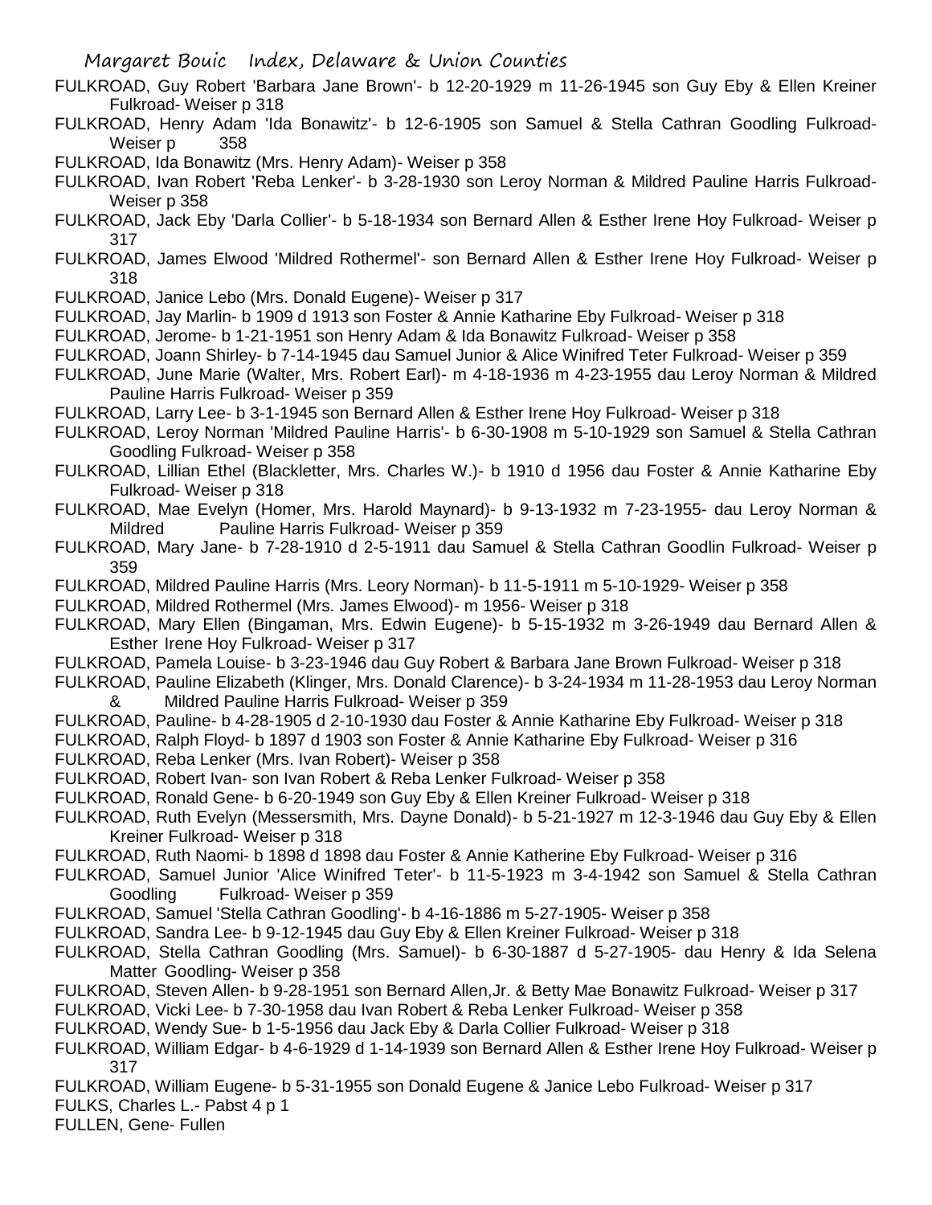FULKROAD, Guy Robert 'Barbara Jane Brown'- b 12-20-1929 m 11-26-1945 son Guy Eby & Ellen Kreiner Fulkroad- Weiser p 318

FULKROAD, Henry Adam 'Ida Bonawitz'- b 12-6-1905 son Samuel & Stella Cathran Goodling Fulkroad- Weiser p 358

FULKROAD, Ida Bonawitz (Mrs. Henry Adam)- Weiser p 358

FULKROAD, Ivan Robert 'Reba Lenker'- b 3-28-1930 son Leroy Norman & Mildred Pauline Harris Fulkroad- Weiser p 358

FULKROAD, Jack Eby 'Darla Collier'- b 5-18-1934 son Bernard Allen & Esther Irene Hoy Fulkroad- Weiser p 317

FULKROAD, James Elwood 'Mildred Rothermel'- son Bernard Allen & Esther Irene Hoy Fulkroad- Weiser p 318

FULKROAD, Janice Lebo (Mrs. Donald Eugene)- Weiser p 317

FULKROAD, Jay Marlin- b 1909 d 1913 son Foster & Annie Katharine Eby Fulkroad- Weiser p 318

FULKROAD, Jerome- b 1-21-1951 son Henry Adam & Ida Bonawitz Fulkroad- Weiser p 358

FULKROAD, Joann Shirley- b 7-14-1945 dau Samuel Junior & Alice Winifred Teter Fulkroad- Weiser p 359

FULKROAD, June Marie (Walter, Mrs. Robert Earl)- m 4-18-1936 m 4-23-1955 dau Leroy Norman & Mildred Pauline Harris Fulkroad- Weiser p 359

FULKROAD, Larry Lee- b 3-1-1945 son Bernard Allen & Esther Irene Hoy Fulkroad- Weiser p 318

FULKROAD, Leroy Norman 'Mildred Pauline Harris'- b 6-30-1908 m 5-10-1929 son Samuel & Stella Cathran Goodling Fulkroad- Weiser p 358

FULKROAD, Lillian Ethel (Blackletter, Mrs. Charles W.)- b 1910 d 1956 dau Foster & Annie Katharine Eby Fulkroad- Weiser p 318

FULKROAD, Mae Evelyn (Homer, Mrs. Harold Maynard)- b 9-13-1932 m 7-23-1955- dau Leroy Norman & Mildred Pauline Harris Fulkroad- Weiser p 359

FULKROAD, Mary Jane- b 7-28-1910 d 2-5-1911 dau Samuel & Stella Cathran Goodlin Fulkroad- Weiser p 359

FULKROAD, Mildred Pauline Harris (Mrs. Leory Norman)- b 11-5-1911 m 5-10-1929- Weiser p 358

FULKROAD, Mildred Rothermel (Mrs. James Elwood)- m 1956- Weiser p 318

FULKROAD, Mary Ellen (Bingaman, Mrs. Edwin Eugene)- b 5-15-1932 m 3-26-1949 dau Bernard Allen & Esther Irene Hoy Fulkroad- Weiser p 317

FULKROAD, Pamela Louise- b 3-23-1946 dau Guy Robert & Barbara Jane Brown Fulkroad- Weiser p 318

FULKROAD, Pauline Elizabeth (Klinger, Mrs. Donald Clarence)- b 3-24-1934 m 11-28-1953 dau Leroy Norman & Mildred Pauline Harris Fulkroad- Weiser p 359

FULKROAD, Pauline- b 4-28-1905 d 2-10-1930 dau Foster & Annie Katharine Eby Fulkroad- Weiser p 318

FULKROAD, Ralph Floyd- b 1897 d 1903 son Foster & Annie Katharine Eby Fulkroad- Weiser p 316

FULKROAD, Reba Lenker (Mrs. Ivan Robert)- Weiser p 358

FULKROAD, Robert Ivan- son Ivan Robert & Reba Lenker Fulkroad- Weiser p 358

FULKROAD, Ronald Gene- b 6-20-1949 son Guy Eby & Ellen Kreiner Fulkroad- Weiser p 318

FULKROAD, Ruth Evelyn (Messersmith, Mrs. Dayne Donald)- b 5-21-1927 m 12-3-1946 dau Guy Eby & Ellen Kreiner Fulkroad- Weiser p 318

FULKROAD, Ruth Naomi- b 1898 d 1898 dau Foster & Annie Katherine Eby Fulkroad- Weiser p 316

FULKROAD, Samuel Junior 'Alice Winifred Teter'- b 11-5-1923 m 3-4-1942 son Samuel & Stella Cathran Goodling Fulkroad- Weiser p 359

FULKROAD, Samuel 'Stella Cathran Goodling'- b 4-16-1886 m 5-27-1905- Weiser p 358

FULKROAD, Sandra Lee- b 9-12-1945 dau Guy Eby & Ellen Kreiner Fulkroad- Weiser p 318

FULKROAD, Stella Cathran Goodling (Mrs. Samuel)- b 6-30-1887 d 5-27-1905- dau Henry & Ida Selena Matter Goodling- Weiser p 358

FULKROAD, Steven Allen- b 9-28-1951 son Bernard Allen,Jr. & Betty Mae Bonawitz Fulkroad- Weiser p 317

FULKROAD, Vicki Lee- b 7-30-1958 dau Ivan Robert & Reba Lenker Fulkroad- Weiser p 358

FULKROAD, Wendy Sue- b 1-5-1956 dau Jack Eby & Darla Collier Fulkroad- Weiser p 318

FULKROAD, William Edgar- b 4-6-1929 d 1-14-1939 son Bernard Allen & Esther Irene Hoy Fulkroad- Weiser p 317

FULKROAD, William Eugene- b 5-31-1955 son Donald Eugene & Janice Lebo Fulkroad- Weiser p 317

FULKS, Charles L.- Pabst 4 p 1

FULLEN, Gene- Fullen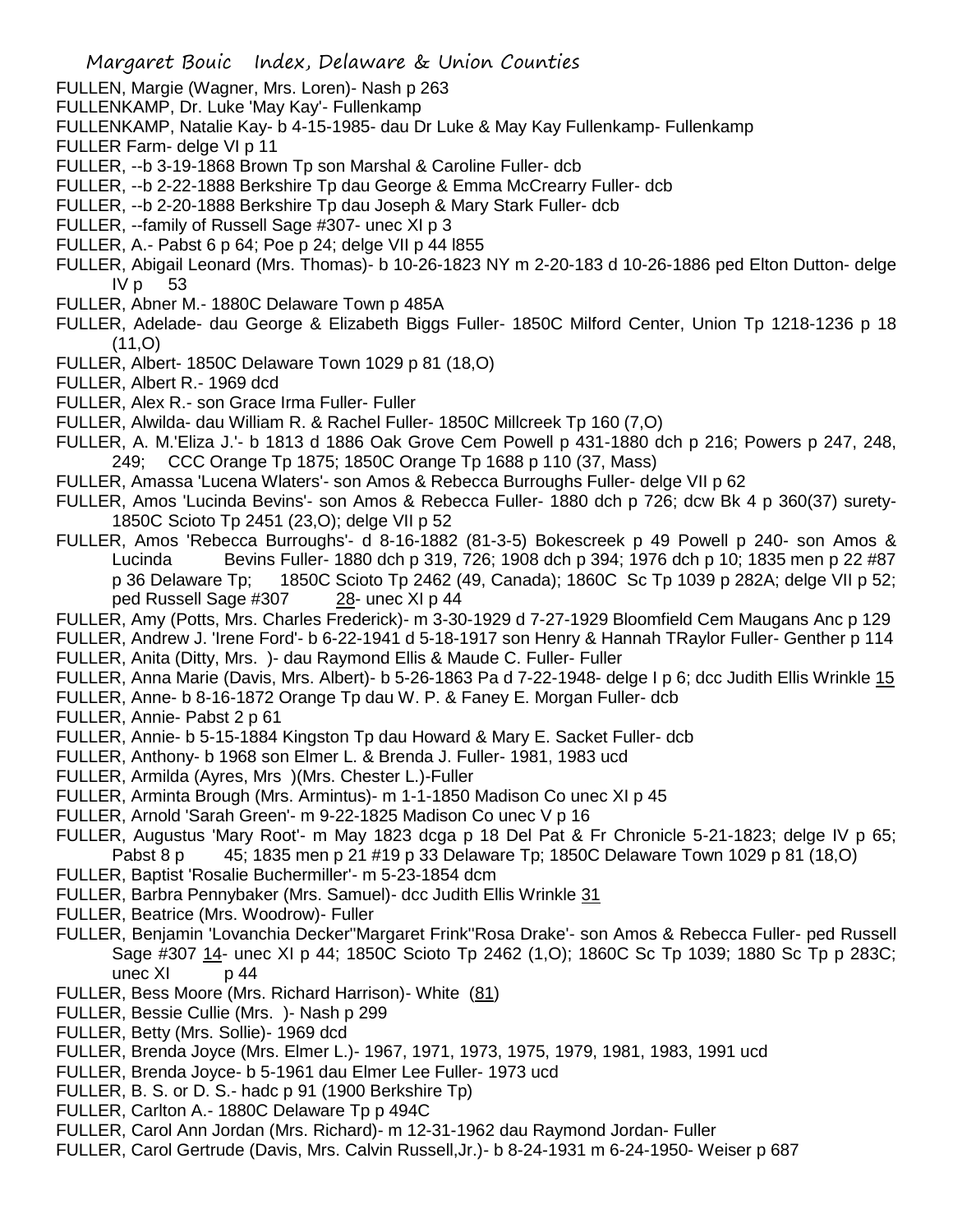FULLEN, Margie (Wagner, Mrs. Loren)- Nash p 263

FULLENKAMP, Dr. Luke 'May Kay'- Fullenkamp

FULLENKAMP, Natalie Kay- b 4-15-1985- dau Dr Luke & May Kay Fullenkamp- Fullenkamp

FULLER Farm- delge VI p 11

FULLER, --b 3-19-1868 Brown Tp son Marshal & Caroline Fuller- dcb

FULLER, --b 2-22-1888 Berkshire Tp dau George & Emma McCrearry Fuller- dcb

FULLER, --b 2-20-1888 Berkshire Tp dau Joseph & Mary Stark Fuller- dcb

FULLER, --family of Russell Sage #307- unec XI p 3

FULLER, A.- Pabst 6 p 64; Poe p 24; delge VII p 44 l855

FULLER, Abigail Leonard (Mrs. Thomas)- b 10-26-1823 NY m 2-20-183 d 10-26-1886 ped Elton Dutton- delge IV p 53

FULLER, Abner M.- 1880C Delaware Town p 485A

FULLER, Adelade- dau George & Elizabeth Biggs Fuller- 1850C Milford Center, Union Tp 1218-1236 p 18 (11,O)

FULLER, Albert- 1850C Delaware Town 1029 p 81 (18,O)

FULLER, Albert R.- 1969 dcd

FULLER, Alex R.- son Grace Irma Fuller- Fuller

FULLER, Alwilda- dau William R. & Rachel Fuller- 1850C Millcreek Tp 160 (7,O)

FULLER, A. M.'Eliza J.'- b 1813 d 1886 Oak Grove Cem Powell p 431-1880 dch p 216; Powers p 247, 248, 249; CCC Orange Tp 1875; 1850C Orange Tp 1688 p 110 (37, Mass)

FULLER, Amassa 'Lucena Wlaters'- son Amos & Rebecca Burroughs Fuller- delge VII p 62

FULLER, Amos 'Lucinda Bevins'- son Amos & Rebecca Fuller- 1880 dch p 726; dcw Bk 4 p 360(37) surety- 1850C Scioto Tp 2451 (23,O); delge VII p 52

FULLER, Amos 'Rebecca Burroughs'- d 8-16-1882 (81-3-5) Bokescreek p 49 Powell p 240- son Amos & Lucinda Bevins Fuller- 1880 dch p 319, 726; 1908 dch p 394; 1976 dch p 10; 1835 men p 22 #87 p 36 Delaware Tp; 1850C Scioto Tp 2462 (49, Canada); 1860C Sc Tp 1039 p 282A; delge VII p 52; ped Russell Sage #307 28- unec XI p 44

FULLER, Amy (Potts, Mrs. Charles Frederick)- m 3-30-1929 d 7-27-1929 Bloomfield Cem Maugans Anc p 129

FULLER, Andrew J. 'Irene Ford'- b 6-22-1941 d 5-18-1917 son Henry & Hannah TRaylor Fuller- Genther p 114

FULLER, Anita (Ditty, Mrs. )- dau Raymond Ellis & Maude C. Fuller- Fuller

FULLER, Anna Marie (Davis, Mrs. Albert)- b 5-26-1863 Pa d 7-22-1948- delge I p 6; dcc Judith Ellis Wrinkle 15

FULLER, Anne- b 8-16-1872 Orange Tp dau W. P. & Faney E. Morgan Fuller- dcb

FULLER, Annie- Pabst 2 p 61

FULLER, Annie- b 5-15-1884 Kingston Tp dau Howard & Mary E. Sacket Fuller- dcb

FULLER, Anthony- b 1968 son Elmer L. & Brenda J. Fuller- 1981, 1983 ucd

FULLER, Armilda (Ayres, Mrs )(Mrs. Chester L.)-Fuller

FULLER, Arminta Brough (Mrs. Armintus)- m 1-1-1850 Madison Co unec XI p 45

FULLER, Arnold 'Sarah Green'- m 9-22-1825 Madison Co unec V p 16

FULLER, Augustus 'Mary Root'- m May 1823 dcga p 18 Del Pat & Fr Chronicle 5-21-1823; delge IV p 65; Pabst 8 p 45; 1835 men p 21 #19 p 33 Delaware Tp; 1850C Delaware Town 1029 p 81 (18,O)

FULLER, Baptist 'Rosalie Buchermiller'- m 5-23-1854 dcm

FULLER, Barbra Pennybaker (Mrs. Samuel)- dcc Judith Ellis Wrinkle 31

FULLER, Beatrice (Mrs. Woodrow)- Fuller

FULLER, Benjamin 'Lovanchia Decker''Margaret Frink''Rosa Drake'- son Amos & Rebecca Fuller- ped Russell Sage #307 14- unec XI p 44; 1850C Scioto Tp 2462 (1,O); 1860C Sc Tp 1039; 1880 Sc Tp p 283C; unec XI p 44

FULLER, Bess Moore (Mrs. Richard Harrison)- White (81)

FULLER, Bessie Cullie (Mrs. )- Nash p 299

FULLER, Betty (Mrs. Sollie)- 1969 dcd

FULLER, Brenda Joyce (Mrs. Elmer L.)- 1967, 1971, 1973, 1975, 1979, 1981, 1983, 1991 ucd

FULLER, Brenda Joyce- b 5-1961 dau Elmer Lee Fuller- 1973 ucd

FULLER, B. S. or D. S.- hadc p 91 (1900 Berkshire Tp)

FULLER, Carlton A.- 1880C Delaware Tp p 494C

FULLER, Carol Ann Jordan (Mrs. Richard)- m 12-31-1962 dau Raymond Jordan- Fuller

FULLER, Carol Gertrude (Davis, Mrs. Calvin Russell,Jr.)- b 8-24-1931 m 6-24-1950- Weiser p 687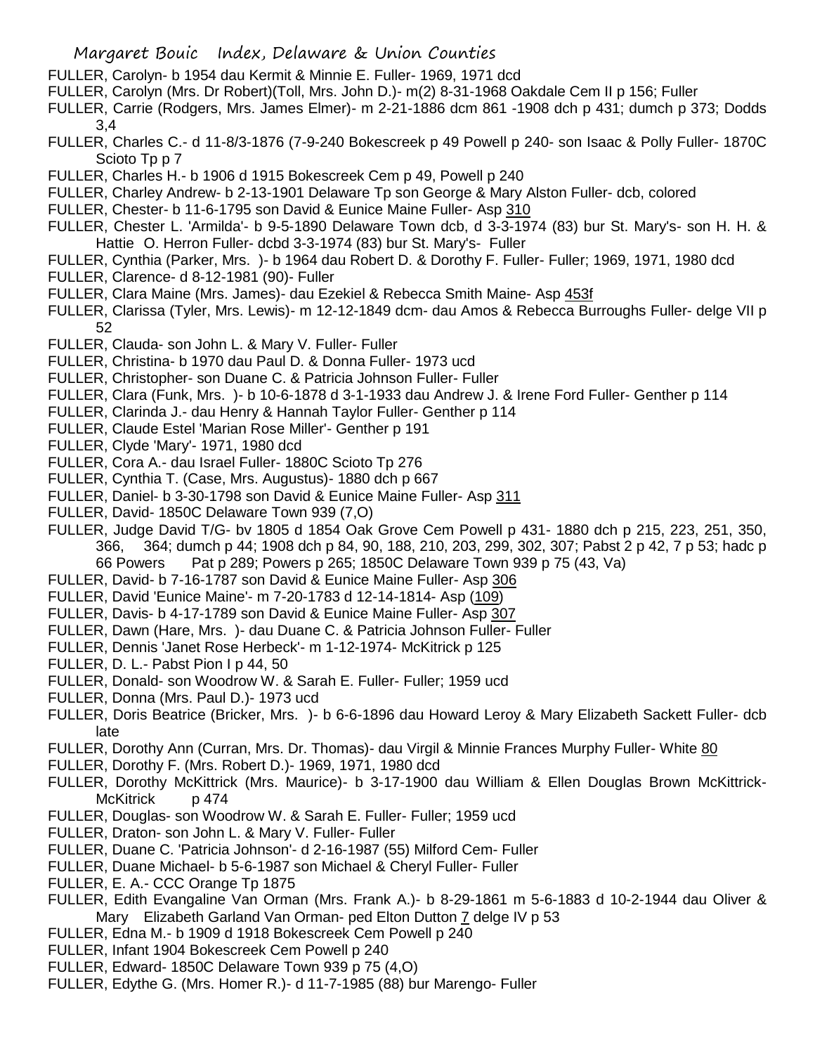FULLER, Carolyn- b 1954 dau Kermit & Minnie E. Fuller- 1969, 1971 dcd

FULLER, Carolyn (Mrs. Dr Robert)(Toll, Mrs. John D.)- m(2) 8-31-1968 Oakdale Cem II p 156; Fuller

FULLER, Carrie (Rodgers, Mrs. James Elmer)- m 2-21-1886 dcm 861 -1908 dch p 431; dumch p 373; Dodds 3,4

FULLER, Charles C.- d 11-8/3-1876 (7-9-240 Bokescreek p 49 Powell p 240- son Isaac & Polly Fuller- 1870C Scioto Tp p 7

FULLER, Charles H.- b 1906 d 1915 Bokescreek Cem p 49, Powell p 240

FULLER, Charley Andrew- b 2-13-1901 Delaware Tp son George & Mary Alston Fuller- dcb, colored

FULLER, Chester- b 11-6-1795 son David & Eunice Maine Fuller- Asp 310

FULLER, Chester L. 'Armilda'- b 9-5-1890 Delaware Town dcb, d 3-3-1974 (83) bur St. Mary's- son H. H. & Hattie O. Herron Fuller- dcbd 3-3-1974 (83) bur St. Mary's- Fuller

FULLER, Cynthia (Parker, Mrs. )- b 1964 dau Robert D. & Dorothy F. Fuller- Fuller; 1969, 1971, 1980 dcd

FULLER, Clarence- d 8-12-1981 (90)- Fuller

FULLER, Clara Maine (Mrs. James)- dau Ezekiel & Rebecca Smith Maine- Asp 453f

FULLER, Clarissa (Tyler, Mrs. Lewis)- m 12-12-1849 dcm- dau Amos & Rebecca Burroughs Fuller- delge VII p 52

FULLER, Clauda- son John L. & Mary V. Fuller- Fuller

FULLER, Christina- b 1970 dau Paul D. & Donna Fuller- 1973 ucd

FULLER, Christopher- son Duane C. & Patricia Johnson Fuller- Fuller

FULLER, Clara (Funk, Mrs. )- b 10-6-1878 d 3-1-1933 dau Andrew J. & Irene Ford Fuller- Genther p 114

FULLER, Clarinda J.- dau Henry & Hannah Taylor Fuller- Genther p 114

FULLER, Claude Estel 'Marian Rose Miller'- Genther p 191

FULLER, Clyde 'Mary'- 1971, 1980 dcd

FULLER, Cora A.- dau Israel Fuller- 1880C Scioto Tp 276

FULLER, Cynthia T. (Case, Mrs. Augustus)- 1880 dch p 667

FULLER, Daniel- b 3-30-1798 son David & Eunice Maine Fuller- Asp 311

FULLER, David- 1850C Delaware Town 939 (7,O)

FULLER, Judge David T/G- bv 1805 d 1854 Oak Grove Cem Powell p 431- 1880 dch p 215, 223, 251, 350, 366, 364; dumch p 44; 1908 dch p 84, 90, 188, 210, 203, 299, 302, 307; Pabst 2 p 42, 7 p 53; hadc p 66 Powers Pat p 289; Powers p 265; 1850C Delaware Town 939 p 75 (43, Va)

FULLER, David- b 7-16-1787 son David & Eunice Maine Fuller- Asp 306

FULLER, David 'Eunice Maine'- m 7-20-1783 d 12-14-1814- Asp (109)

FULLER, Davis- b 4-17-1789 son David & Eunice Maine Fuller- Asp 307

FULLER, Dawn (Hare, Mrs. )- dau Duane C. & Patricia Johnson Fuller- Fuller

FULLER, Dennis 'Janet Rose Herbeck'- m 1-12-1974- McKitrick p 125

FULLER, D. L.- Pabst Pion I p 44, 50

FULLER, Donald- son Woodrow W. & Sarah E. Fuller- Fuller; 1959 ucd

FULLER, Donna (Mrs. Paul D.)- 1973 ucd

FULLER, Doris Beatrice (Bricker, Mrs. )- b 6-6-1896 dau Howard Leroy & Mary Elizabeth Sackett Fuller- dcb late

FULLER, Dorothy Ann (Curran, Mrs. Dr. Thomas)- dau Virgil & Minnie Frances Murphy Fuller- White 80

FULLER, Dorothy F. (Mrs. Robert D.)- 1969, 1971, 1980 dcd

FULLER, Dorothy McKittrick (Mrs. Maurice)- b 3-17-1900 dau William & Ellen Douglas Brown McKittrick- McKitrick p 474

FULLER, Douglas- son Woodrow W. & Sarah E. Fuller- Fuller; 1959 ucd

FULLER, Draton- son John L. & Mary V. Fuller- Fuller

FULLER, Duane C. 'Patricia Johnson'- d 2-16-1987 (55) Milford Cem- Fuller

FULLER, Duane Michael- b 5-6-1987 son Michael & Cheryl Fuller- Fuller

FULLER, E. A.- CCC Orange Tp 1875

FULLER, Edith Evangaline Van Orman (Mrs. Frank A.)- b 8-29-1861 m 5-6-1883 d 10-2-1944 dau Oliver & Mary Elizabeth Garland Van Orman- ped Elton Dutton 7 delge IV p 53

FULLER, Edna M.- b 1909 d 1918 Bokescreek Cem Powell p 240

FULLER, Infant 1904 Bokescreek Cem Powell p 240

FULLER, Edward- 1850C Delaware Town 939 p 75 (4,O)

FULLER, Edythe G. (Mrs. Homer R.)- d 11-7-1985 (88) bur Marengo- Fuller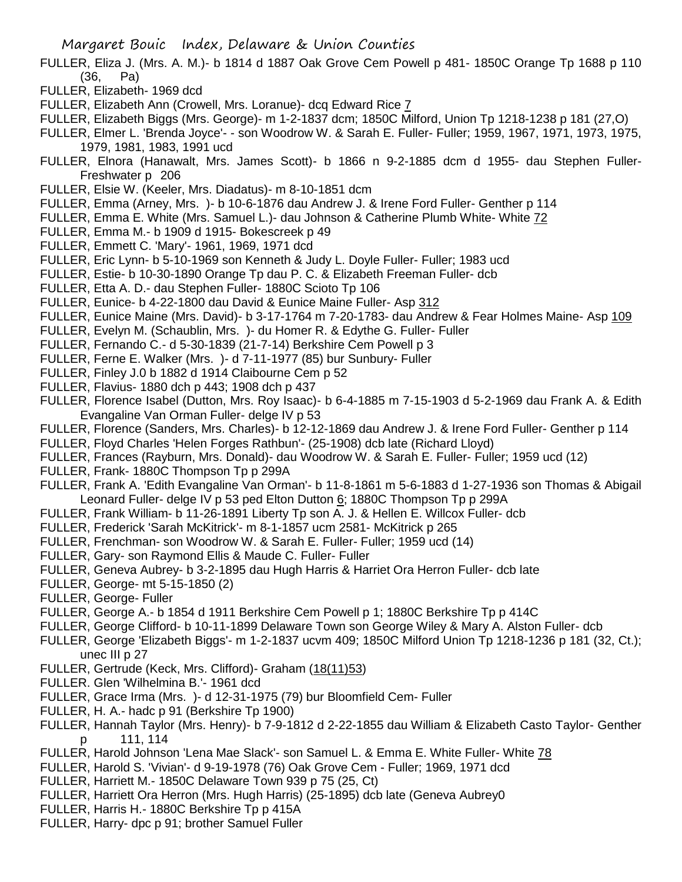FULLER, Eliza J. (Mrs. A. M.)- b 1814 d 1887 Oak Grove Cem Powell p 481- 1850C Orange Tp 1688 p 110 (36, Pa)

FULLER, Elizabeth- 1969 dcd

FULLER, Elizabeth Ann (Crowell, Mrs. Loranue)- dcq Edward Rice 7

FULLER, Elizabeth Biggs (Mrs. George)- m 1-2-1837 dcm; 1850C Milford, Union Tp 1218-1238 p 181 (27,O)

FULLER, Elmer L. 'Brenda Joyce'- - son Woodrow W. & Sarah E. Fuller- Fuller; 1959, 1967, 1971, 1973, 1975, 1979, 1981, 1983, 1991 ucd

FULLER, Elnora (Hanawalt, Mrs. James Scott)- b 1866 n 9-2-1885 dcm d 1955- dau Stephen Fuller- Freshwater p 206

FULLER, Elsie W. (Keeler, Mrs. Diadatus)- m 8-10-1851 dcm

FULLER, Emma (Arney, Mrs. )- b 10-6-1876 dau Andrew J. & Irene Ford Fuller- Genther p 114

FULLER, Emma E. White (Mrs. Samuel L.)- dau Johnson & Catherine Plumb White- White 72

FULLER, Emma M.- b 1909 d 1915- Bokescreek p 49

FULLER, Emmett C. 'Mary'- 1961, 1969, 1971 dcd

FULLER, Eric Lynn- b 5-10-1969 son Kenneth & Judy L. Doyle Fuller- Fuller; 1983 ucd

FULLER, Estie- b 10-30-1890 Orange Tp dau P. C. & Elizabeth Freeman Fuller- dcb

FULLER, Etta A. D.- dau Stephen Fuller- 1880C Scioto Tp 106

FULLER, Eunice- b 4-22-1800 dau David & Eunice Maine Fuller- Asp 312

FULLER, Eunice Maine (Mrs. David)- b 3-17-1764 m 7-20-1783- dau Andrew & Fear Holmes Maine- Asp 109

FULLER, Evelyn M. (Schaublin, Mrs. )- du Homer R. & Edythe G. Fuller- Fuller

FULLER, Fernando C.- d 5-30-1839 (21-7-14) Berkshire Cem Powell p 3

FULLER, Ferne E. Walker (Mrs. )- d 7-11-1977 (85) bur Sunbury- Fuller

FULLER, Finley J.0 b 1882 d 1914 Claibourne Cem p 52

FULLER, Flavius- 1880 dch p 443; 1908 dch p 437

FULLER, Florence Isabel (Dutton, Mrs. Roy Isaac)- b 6-4-1885 m 7-15-1903 d 5-2-1969 dau Frank A. & Edith Evangaline Van Orman Fuller- delge IV p 53

FULLER, Florence (Sanders, Mrs. Charles)- b 12-12-1869 dau Andrew J. & Irene Ford Fuller- Genther p 114

FULLER, Floyd Charles 'Helen Forges Rathbun'- (25-1908) dcb late (Richard Lloyd)

FULLER, Frances (Rayburn, Mrs. Donald)- dau Woodrow W. & Sarah E. Fuller- Fuller; 1959 ucd (12)

FULLER, Frank- 1880C Thompson Tp p 299A

FULLER, Frank A. 'Edith Evangaline Van Orman'- b 11-8-1861 m 5-6-1883 d 1-27-1936 son Thomas & Abigail Leonard Fuller- delge IV p 53 ped Elton Dutton 6; 1880C Thompson Tp p 299A

FULLER, Frank William- b 11-26-1891 Liberty Tp son A. J. & Hellen E. Willcox Fuller- dcb

FULLER, Frederick 'Sarah McKitrick'- m 8-1-1857 ucm 2581- McKitrick p 265

FULLER, Frenchman- son Woodrow W. & Sarah E. Fuller- Fuller; 1959 ucd (14)

FULLER, Gary- son Raymond Ellis & Maude C. Fuller- Fuller

FULLER, Geneva Aubrey- b 3-2-1895 dau Hugh Harris & Harriet Ora Herron Fuller- dcb late

FULLER, George- mt 5-15-1850 (2)

FULLER, George- Fuller

FULLER, George A.- b 1854 d 1911 Berkshire Cem Powell p 1; 1880C Berkshire Tp p 414C

FULLER, George Clifford- b 10-11-1899 Delaware Town son George Wiley & Mary A. Alston Fuller- dcb

FULLER, George 'Elizabeth Biggs'- m 1-2-1837 ucvm 409; 1850C Milford Union Tp 1218-1236 p 181 (32, Ct.); unec III p 27

FULLER, Gertrude (Keck, Mrs. Clifford)- Graham (18(11)53)

FULLER. Glen 'Wilhelmina B.'- 1961 dcd

FULLER, Grace Irma (Mrs. )- d 12-31-1975 (79) bur Bloomfield Cem- Fuller

FULLER, H. A.- hadc p 91 (Berkshire Tp 1900)

FULLER, Hannah Taylor (Mrs. Henry)- b 7-9-1812 d 2-22-1855 dau William & Elizabeth Casto Taylor- Genther p 111, 114

FULLER, Harold Johnson 'Lena Mae Slack'- son Samuel L. & Emma E. White Fuller- White 78

FULLER, Harold S. 'Vivian'- d 9-19-1978 (76) Oak Grove Cem - Fuller; 1969, 1971 dcd

FULLER, Harriett M.- 1850C Delaware Town 939 p 75 (25, Ct)

FULLER, Harriett Ora Herron (Mrs. Hugh Harris) (25-1895) dcb late (Geneva Aubrey0

FULLER, Harris H.- 1880C Berkshire Tp p 415A

FULLER, Harry- dpc p 91; brother Samuel Fuller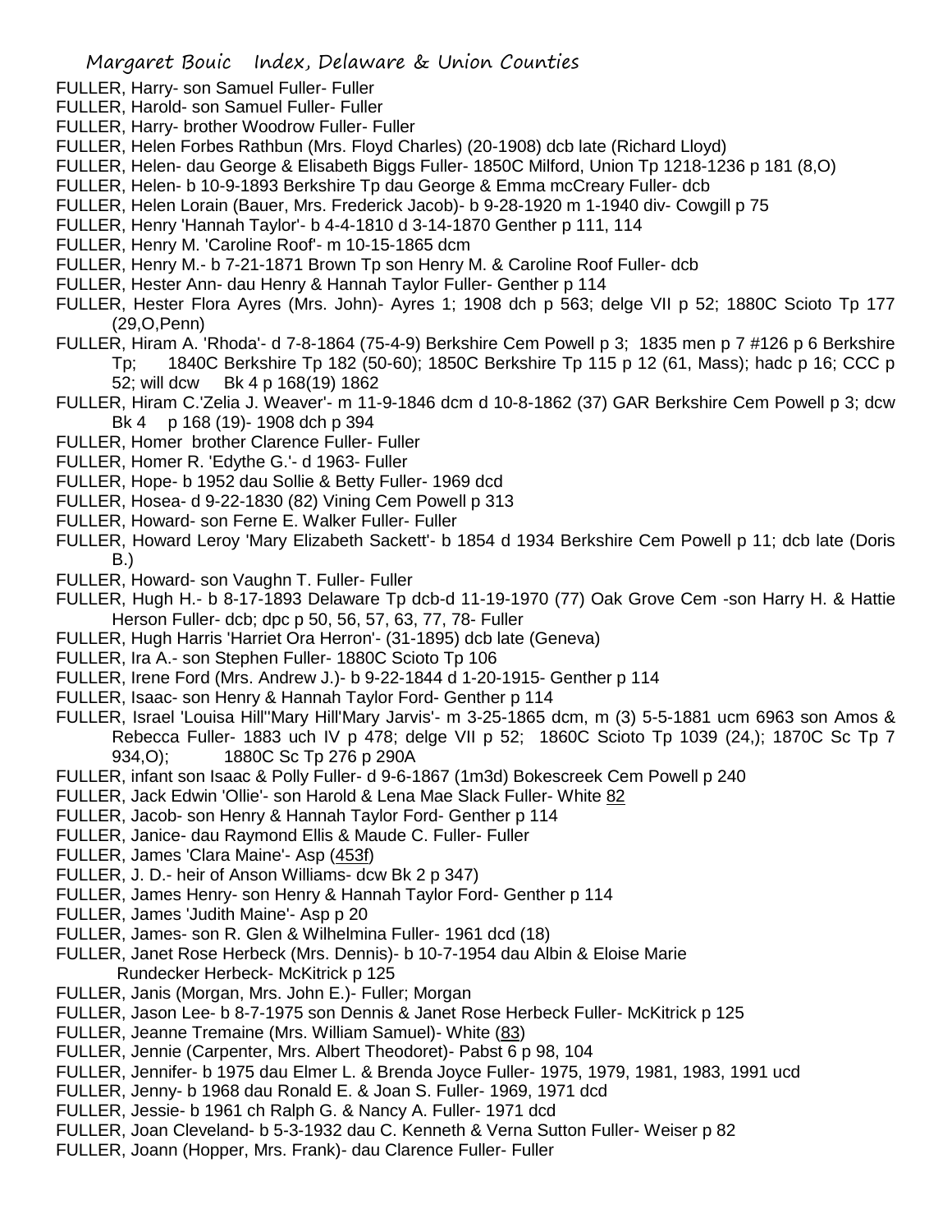FULLER, Harry- son Samuel Fuller- Fuller
FULLER, Harold- son Samuel Fuller- Fuller
FULLER, Harry- brother Woodrow Fuller- Fuller
FULLER, Helen Forbes Rathbun (Mrs. Floyd Charles) (20-1908) dcb late (Richard Lloyd)
FULLER, Helen- dau George & Elisabeth Biggs Fuller- 1850C Milford, Union Tp 1218-1236 p 181 (8,O)
FULLER, Helen- b 10-9-1893 Berkshire Tp dau George & Emma mcCreary Fuller- dcb
FULLER, Helen Lorain (Bauer, Mrs. Frederick Jacob)- b 9-28-1920 m 1-1940 div- Cowgill p 75
FULLER, Henry 'Hannah Taylor'- b 4-4-1810 d 3-14-1870 Genther p 111, 114
FULLER, Henry M. 'Caroline Roof'- m 10-15-1865 dcm
FULLER, Henry M.- b 7-21-1871 Brown Tp son Henry M. & Caroline Roof Fuller- dcb
FULLER, Hester Ann- dau Henry & Hannah Taylor Fuller- Genther p 114
FULLER, Hester Flora Ayres (Mrs. John)- Ayres 1; 1908 dch p 563; delge VII p 52; 1880C Scioto Tp 177 (29,O,Penn)
FULLER, Hiram A. 'Rhoda'- d 7-8-1864 (75-4-9) Berkshire Cem Powell p 3; 1835 men p 7 #126 p 6 Berkshire Tp; 1840C Berkshire Tp 182 (50-60); 1850C Berkshire Tp 115 p 12 (61, Mass); hadc p 16; CCC p 52; will dcw Bk 4 p 168(19) 1862
FULLER, Hiram C.'Zelia J. Weaver'- m 11-9-1846 dcm d 10-8-1862 (37) GAR Berkshire Cem Powell p 3; dcw Bk 4 p 168 (19)- 1908 dch p 394
FULLER, Homer brother Clarence Fuller- Fuller
FULLER, Homer R. 'Edythe G.'- d 1963- Fuller
FULLER, Hope- b 1952 dau Sollie & Betty Fuller- 1969 dcd
FULLER, Hosea- d 9-22-1830 (82) Vining Cem Powell p 313
FULLER, Howard- son Ferne E. Walker Fuller- Fuller
FULLER, Howard Leroy 'Mary Elizabeth Sackett'- b 1854 d 1934 Berkshire Cem Powell p 11; dcb late (Doris B.)
FULLER, Howard- son Vaughn T. Fuller- Fuller
FULLER, Hugh H.- b 8-17-1893 Delaware Tp dcb-d 11-19-1970 (77) Oak Grove Cem -son Harry H. & Hattie Herson Fuller- dcb; dpc p 50, 56, 57, 63, 77, 78- Fuller
FULLER, Hugh Harris 'Harriet Ora Herron'- (31-1895) dcb late (Geneva)
FULLER, Ira A.- son Stephen Fuller- 1880C Scioto Tp 106
FULLER, Irene Ford (Mrs. Andrew J.)- b 9-22-1844 d 1-20-1915- Genther p 114
FULLER, Isaac- son Henry & Hannah Taylor Fuller- Genther p 114
FULLER, Israel 'Louisa Hill''Mary Hill'Mary Jarvis'- m 3-25-1865 dcm, m (3) 5-5-1881 ucm 6963 son Amos & Rebecca Fuller- 1883 uch IV p 478; delge VII p 52; 1860C Scioto Tp 1039 (24,); 1870C Sc Tp 7 934,O); 1880C Sc Tp 276 p 290A
FULLER, infant son Isaac & Polly Fuller- d 9-6-1867 (1m3d) Bokescreek Cem Powell p 240
FULLER, Jack Edwin 'Ollie'- son Harold & Lena Mae Slack Fuller- White 82
FULLER, Jacob- son Henry & Hannah Taylor Ford- Genther p 114
FULLER, Janice- dau Raymond Ellis & Maude C. Fuller- Fuller
FULLER, James 'Clara Maine'- Asp (453f)
FULLER, J. D.- heir of Anson Williams- dcw Bk 2 p 347)
FULLER, James Henry- son Henry & Hannah Taylor Ford- Genther p 114
FULLER, James 'Judith Maine'- Asp p 20
FULLER, James- son R. Glen & Wilhelmina Fuller- 1961 dcd (18)
FULLER, Janet Rose Herbeck (Mrs. Dennis)- b 10-7-1954 dau Albin & Eloise Marie Rundecker Herbeck- McKitrick p 125
FULLER, Janis (Morgan, Mrs. John E.)- Fuller; Morgan
FULLER, Jason Lee- b 8-7-1975 son Dennis & Janet Rose Herbeck Fuller- McKitrick p 125
FULLER, Jeanne Tremaine (Mrs. William Samuel)- White (83)
FULLER, Jennie (Carpenter, Mrs. Albert Theodoret)- Pabst 6 p 98, 104
FULLER, Jennifer- b 1975 dau Elmer L. & Brenda Joyce Fuller- 1975, 1979, 1981, 1983, 1991 ucd
FULLER, Jenny- b 1968 dau Ronald E. & Joan S. Fuller- 1969, 1971 dcd
FULLER, Jessie- b 1961 ch Ralph G. & Nancy A. Fuller- 1971 dcd
FULLER, Joan Cleveland- b 5-3-1932 dau C. Kenneth & Verna Sutton Fuller- Weiser p 82
FULLER, Joann (Hopper, Mrs. Frank)- dau Clarence Fuller- Fuller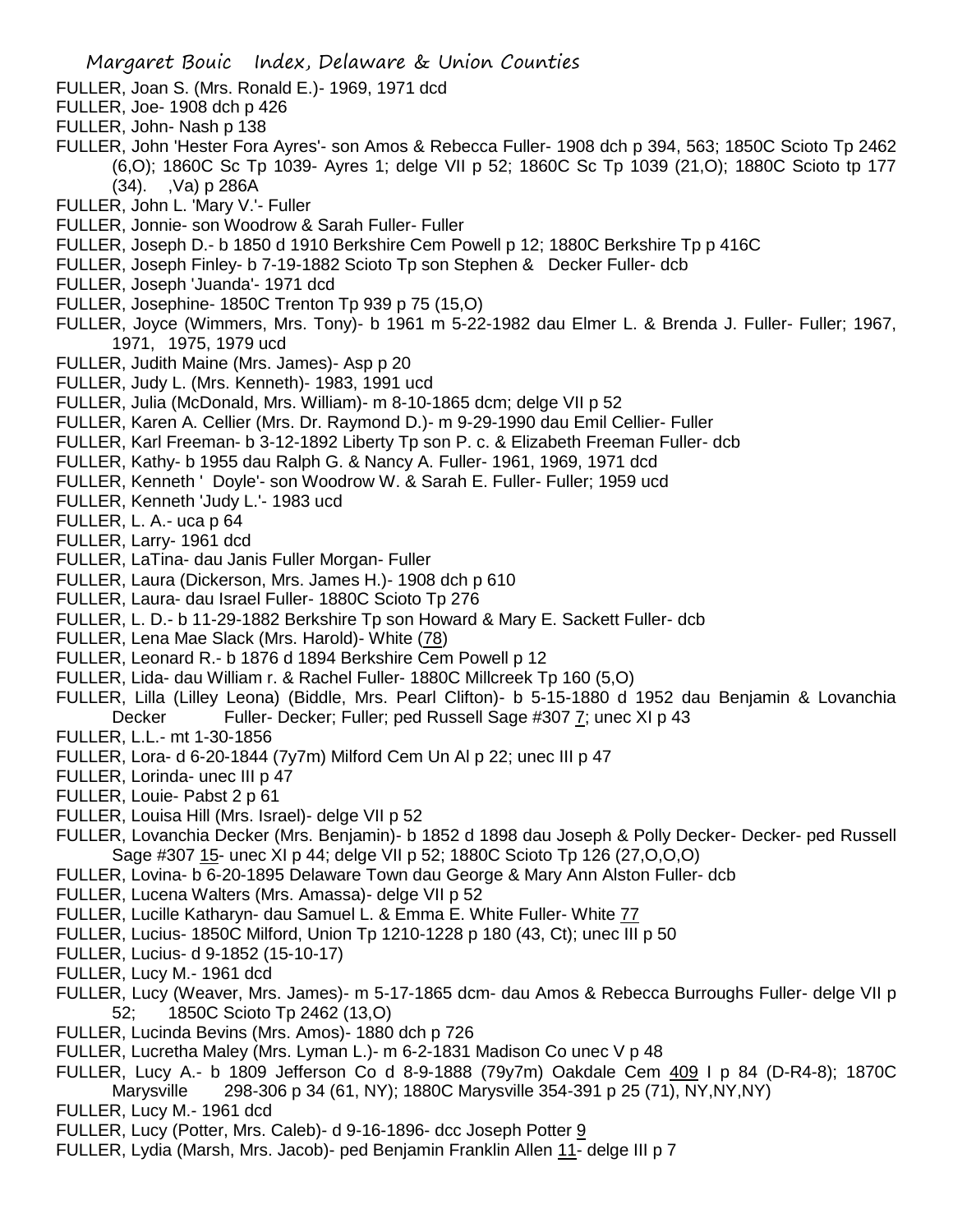FULLER, Joan S. (Mrs. Ronald E.)- 1969, 1971 dcd

FULLER, Joe- 1908 dch p 426

FULLER, John- Nash p 138

FULLER, John 'Hester Fora Ayres'- son Amos & Rebecca Fuller- 1908 dch p 394, 563; 1850C Scioto Tp 2462 (6,O); 1860C Sc Tp 1039- Ayres 1; delge VII p 52; 1860C Sc Tp 1039 (21,O); 1880C Scioto tp 177 (34). ,Va) p 286A

FULLER, John L. 'Mary V.'- Fuller

FULLER, Jonnie- son Woodrow & Sarah Fuller- Fuller

FULLER, Joseph D.- b 1850 d 1910 Berkshire Cem Powell p 12; 1880C Berkshire Tp p 416C

FULLER, Joseph Finley- b 7-19-1882 Scioto Tp son Stephen & Decker Fuller- dcb

FULLER, Joseph 'Juanda'- 1971 dcd

FULLER, Josephine- 1850C Trenton Tp 939 p 75 (15,O)

FULLER, Joyce (Wimmers, Mrs. Tony)- b 1961 m 5-22-1982 dau Elmer L. & Brenda J. Fuller- Fuller; 1967, 1971, 1975, 1979 ucd

FULLER, Judith Maine (Mrs. James)- Asp p 20

FULLER, Judy L. (Mrs. Kenneth)- 1983, 1991 ucd

FULLER, Julia (McDonald, Mrs. William)- m 8-10-1865 dcm; delge VII p 52

FULLER, Karen A. Cellier (Mrs. Dr. Raymond D.)- m 9-29-1990 dau Emil Cellier- Fuller

FULLER, Karl Freeman- b 3-12-1892 Liberty Tp son P. c. & Elizabeth Freeman Fuller- dcb

FULLER, Kathy- b 1955 dau Ralph G. & Nancy A. Fuller- 1961, 1969, 1971 dcd

FULLER, Kenneth ' Doyle'- son Woodrow W. & Sarah E. Fuller- Fuller; 1959 ucd

FULLER, Kenneth 'Judy L.'- 1983 ucd

FULLER, L. A.- uca p 64

FULLER, Larry- 1961 dcd

FULLER, LaTina- dau Janis Fuller Morgan- Fuller

FULLER, Laura (Dickerson, Mrs. James H.)- 1908 dch p 610

FULLER, Laura- dau Israel Fuller- 1880C Scioto Tp 276

FULLER, L. D.- b 11-29-1882 Berkshire Tp son Howard & Mary E. Sackett Fuller- dcb

FULLER, Lena Mae Slack (Mrs. Harold)- White (78)

FULLER, Leonard R.- b 1876 d 1894 Berkshire Cem Powell p 12

FULLER, Lida- dau William r. & Rachel Fuller- 1880C Millcreek Tp 160 (5,O)

FULLER, Lilla (Lilley Leona) (Biddle, Mrs. Pearl Clifton)- b 5-15-1880 d 1952 dau Benjamin & Lovanchia Decker Fuller- Decker; Fuller; ped Russell Sage #307 7; unec XI p 43

FULLER, L.L.- mt 1-30-1856

FULLER, Lora- d 6-20-1844 (7y7m) Milford Cem Un Al p 22; unec III p 47

FULLER, Lorinda- unec III p 47

FULLER, Louie- Pabst 2 p 61

FULLER, Louisa Hill (Mrs. Israel)- delge VII p 52

FULLER, Lovanchia Decker (Mrs. Benjamin)- b 1852 d 1898 dau Joseph & Polly Decker- Decker- ped Russell Sage #307 15- unec XI p 44; delge VII p 52; 1880C Scioto Tp 126 (27,O,O,O)

FULLER, Lovina- b 6-20-1895 Delaware Town dau George & Mary Ann Alston Fuller- dcb

FULLER, Lucena Walters (Mrs. Amassa)- delge VII p 52

FULLER, Lucille Katharyn- dau Samuel L. & Emma E. White Fuller- White 77

FULLER, Lucius- 1850C Milford, Union Tp 1210-1228 p 180 (43, Ct); unec III p 50

FULLER, Lucius- d 9-1852 (15-10-17)

FULLER, Lucy M.- 1961 dcd

FULLER, Lucy (Weaver, Mrs. James)- m 5-17-1865 dcm- dau Amos & Rebecca Burroughs Fuller- delge VII p 52; 1850C Scioto Tp 2462 (13,O)

FULLER, Lucinda Bevins (Mrs. Amos)- 1880 dch p 726

FULLER, Lucretha Maley (Mrs. Lyman L.)- m 6-2-1831 Madison Co unec V p 48

FULLER, Lucy A.- b 1809 Jefferson Co d 8-9-1888 (79y7m) Oakdale Cem 409 I p 84 (D-R4-8); 1870C Marysville 298-306 p 34 (61, NY); 1880C Marysville 354-391 p 25 (71), NY,NY,NY)

FULLER, Lucy M.- 1961 dcd

FULLER, Lucy (Potter, Mrs. Caleb)- d 9-16-1896- dcc Joseph Potter 9

FULLER, Lydia (Marsh, Mrs. Jacob)- ped Benjamin Franklin Allen 11- delge III p 7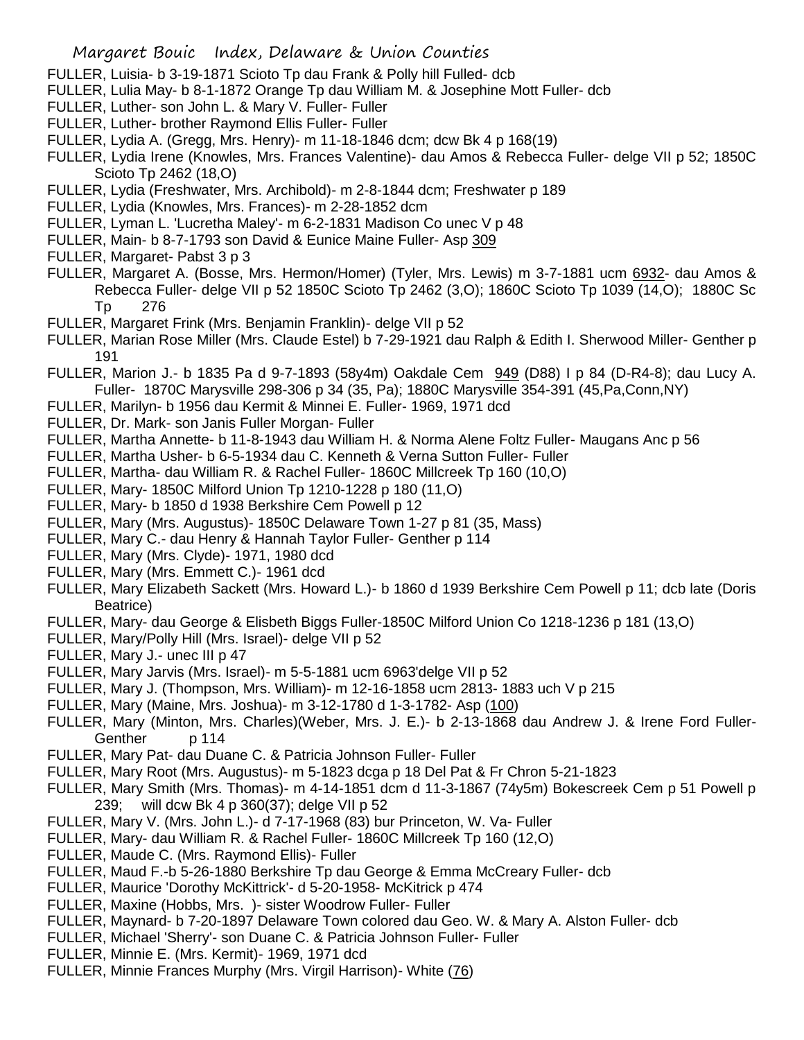FULLER, Luisia- b 3-19-1871 Scioto Tp dau Frank & Polly hill Fulled- dcb
FULLER, Lulia May- b 8-1-1872 Orange Tp dau William M. & Josephine Mott Fuller- dcb
FULLER, Luther- son John L. & Mary V. Fuller- Fuller
FULLER, Luther- brother Raymond Ellis Fuller- Fuller
FULLER, Lydia A. (Gregg, Mrs. Henry)- m 11-18-1846 dcm; dcw Bk 4 p 168(19)
FULLER, Lydia Irene (Knowles, Mrs. Frances Valentine)- dau Amos & Rebecca Fuller- delge VII p 52; 1850C Scioto Tp 2462 (18,O)
FULLER, Lydia (Freshwater, Mrs. Archibold)- m 2-8-1844 dcm; Freshwater p 189
FULLER, Lydia (Knowles, Mrs. Frances)- m 2-28-1852 dcm
FULLER, Lyman L. 'Lucretha Maley'- m 6-2-1831 Madison Co unec V p 48
FULLER, Main- b 8-7-1793 son David & Eunice Maine Fuller- Asp 309
FULLER, Margaret- Pabst 3 p 3
FULLER, Margaret A. (Bosse, Mrs. Hermon/Homer) (Tyler, Mrs. Lewis) m 3-7-1881 ucm 6932- dau Amos & Rebecca Fuller- delge VII p 52 1850C Scioto Tp 2462 (3,O); 1860C Scioto Tp 1039 (14,O); 1880C Sc Tp 276
FULLER, Margaret Frink (Mrs. Benjamin Franklin)- delge VII p 52
FULLER, Marian Rose Miller (Mrs. Claude Estel) b 7-29-1921 dau Ralph & Edith I. Sherwood Miller- Genther p 191
FULLER, Marion J.- b 1835 Pa d 9-7-1893 (58y4m) Oakdale Cem 949 (D88) I p 84 (D-R4-8); dau Lucy A. Fuller- 1870C Marysville 298-306 p 34 (35, Pa); 1880C Marysville 354-391 (45,Pa,Conn,NY)
FULLER, Marilyn- b 1956 dau Kermit & Minnei E. Fuller- 1969, 1971 dcd
FULLER, Dr. Mark- son Janis Fuller Morgan- Fuller
FULLER, Martha Annette- b 11-8-1943 dau William H. & Norma Alene Foltz Fuller- Maugans Anc p 56
FULLER, Martha Usher- b 6-5-1934 dau C. Kenneth & Verna Sutton Fuller- Fuller
FULLER, Martha- dau William R. & Rachel Fuller- 1860C Millcreek Tp 160 (10,O)
FULLER, Mary- 1850C Milford Union Tp 1210-1228 p 180 (11,O)
FULLER, Mary- b 1850 d 1938 Berkshire Cem Powell p 12
FULLER, Mary (Mrs. Augustus)- 1850C Delaware Town 1-27 p 81 (35, Mass)
FULLER, Mary C.- dau Henry & Hannah Taylor Fuller- Genther p 114
FULLER, Mary (Mrs. Clyde)- 1971, 1980 dcd
FULLER, Mary (Mrs. Emmett C.)- 1961 dcd
FULLER, Mary Elizabeth Sackett (Mrs. Howard L.)- b 1860 d 1939 Berkshire Cem Powell p 11; dcb late (Doris Beatrice)
FULLER, Mary- dau George & Elisbeth Biggs Fuller-1850C Milford Union Co 1218-1236 p 181 (13,O)
FULLER, Mary/Polly Hill (Mrs. Israel)- delge VII p 52
FULLER, Mary J.- unec III p 47
FULLER, Mary Jarvis (Mrs. Israel)- m 5-5-1881 ucm 6963'delge VII p 52
FULLER, Mary J. (Thompson, Mrs. William)- m 12-16-1858 ucm 2813- 1883 uch V p 215
FULLER, Mary (Maine, Mrs. Joshua)- m 3-12-1780 d 1-3-1782- Asp (100)
FULLER, Mary (Minton, Mrs. Charles)(Weber, Mrs. J. E.)- b 2-13-1868 dau Andrew J. & Irene Ford Fuller- Genther p 114
FULLER, Mary Pat- dau Duane C. & Patricia Johnson Fuller- Fuller
FULLER, Mary Root (Mrs. Augustus)- m 5-1823 dcga p 18 Del Pat & Fr Chron 5-21-1823
FULLER, Mary Smith (Mrs. Thomas)- m 4-14-1851 dcm d 11-3-1867 (74y5m) Bokescreek Cem p 51 Powell p 239; will dcw Bk 4 p 360(37); delge VII p 52
FULLER, Mary V. (Mrs. John L.)- d 7-17-1968 (83) bur Princeton, W. Va- Fuller
FULLER, Mary- dau William R. & Rachel Fuller- 1860C Millcreek Tp 160 (12,O)
FULLER, Maude C. (Mrs. Raymond Ellis)- Fuller
FULLER, Maud F.-b 5-26-1880 Berkshire Tp dau George & Emma McCreary Fuller- dcb
FULLER, Maurice 'Dorothy McKittrick'- d 5-20-1958- McKitrick p 474
FULLER, Maxine (Hobbs, Mrs. )- sister Woodrow Fuller- Fuller
FULLER, Maynard- b 7-20-1897 Delaware Town colored dau Geo. W. & Mary A. Alston Fuller- dcb
FULLER, Michael 'Sherry'- son Duane C. & Patricia Johnson Fuller- Fuller
FULLER, Minnie E. (Mrs. Kermit)- 1969, 1971 dcd
FULLER, Minnie Frances Murphy (Mrs. Virgil Harrison)- White (76)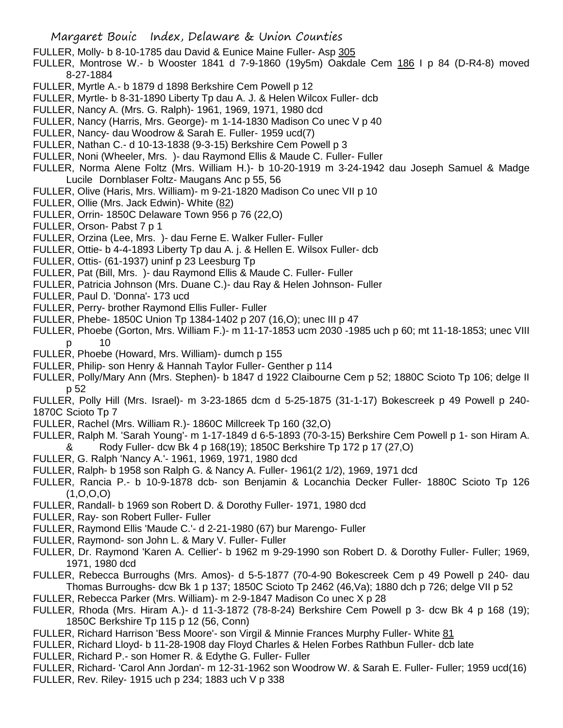FULLER, Molly- b 8-10-1785 dau David & Eunice Maine Fuller- Asp 305

FULLER, Montrose W.- b Wooster 1841 d 7-9-1860 (19y5m) Oakdale Cem 186 I p 84 (D-R4-8) moved 8-27-1884

FULLER, Myrtle A.- b 1879 d 1898 Berkshire Cem Powell p 12

FULLER, Myrtle- b 8-31-1890 Liberty Tp dau A. J. & Helen Wilcox Fuller- dcb

FULLER, Nancy A. (Mrs. G. Ralph)- 1961, 1969, 1971, 1980 dcd

FULLER, Nancy (Harris, Mrs. George)- m 1-14-1830 Madison Co unec V p 40

FULLER, Nancy- dau Woodrow & Sarah E. Fuller- 1959 ucd(7)

FULLER, Nathan C.- d 10-13-1838 (9-3-15) Berkshire Cem Powell p 3

FULLER, Noni (Wheeler, Mrs. )- dau Raymond Ellis & Maude C. Fuller- Fuller

FULLER, Norma Alene Foltz (Mrs. William H.)- b 10-20-1919 m 3-24-1942 dau Joseph Samuel & Madge Lucile Dornblaser Foltz- Maugans Anc p 55, 56

FULLER, Olive (Haris, Mrs. William)- m 9-21-1820 Madison Co unec VII p 10

FULLER, Ollie (Mrs. Jack Edwin)- White (82)

FULLER, Orrin- 1850C Delaware Town 956 p 76 (22,O)

FULLER, Orson- Pabst 7 p 1

FULLER, Orzina (Lee, Mrs. )- dau Ferne E. Walker Fuller- Fuller

FULLER, Ottie- b 4-4-1893 Liberty Tp dau A. j. & Hellen E. Wilsox Fuller- dcb

FULLER, Ottis- (61-1937) uninf p 23 Leesburg Tp

FULLER, Pat (Bill, Mrs. )- dau Raymond Ellis & Maude C. Fuller- Fuller

FULLER, Patricia Johnson (Mrs. Duane C.)- dau Ray & Helen Johnson- Fuller

FULLER, Paul D. 'Donna'- 173 ucd

FULLER, Perry- brother Raymond Ellis Fuller- Fuller

FULLER, Phebe- 1850C Union Tp 1384-1402 p 207 (16,O); unec III p 47

FULLER, Phoebe (Gorton, Mrs. William F.)- m 11-17-1853 ucm 2030 -1985 uch p 60; mt 11-18-1853; unec VIII p 10

FULLER, Phoebe (Howard, Mrs. William)- dumch p 155

FULLER, Philip- son Henry & Hannah Taylor Fuller- Genther p 114

FULLER, Polly/Mary Ann (Mrs. Stephen)- b 1847 d 1922 Claibourne Cem p 52; 1880C Scioto Tp 106; delge II p 52

FULLER, Polly Hill (Mrs. Israel)- m 3-23-1865 dcm d 5-25-1875 (31-1-17) Bokescreek p 49 Powell p 240- 1870C Scioto Tp 7

FULLER, Rachel (Mrs. William R.)- 1860C Millcreek Tp 160 (32,O)

FULLER, Ralph M. 'Sarah Young'- m 1-17-1849 d 6-5-1893 (70-3-15) Berkshire Cem Powell p 1- son Hiram A. & Rody Fuller- dcw Bk 4 p 168(19); 1850C Berkshire Tp 172 p 17 (27,O)

FULLER, G. Ralph 'Nancy A.'- 1961, 1969, 1971, 1980 dcd

FULLER, Ralph- b 1958 son Ralph G. & Nancy A. Fuller- 1961(2 1/2), 1969, 1971 dcd

FULLER, Rancia P.- b 10-9-1878 dcb- son Benjamin & Locanchia Decker Fuller- 1880C Scioto Tp 126 (1,O,O,O)

FULLER, Randall- b 1969 son Robert D. & Dorothy Fuller- 1971, 1980 dcd

FULLER, Ray- son Robert Fuller- Fuller

FULLER, Raymond Ellis 'Maude C.'- d 2-21-1980 (67) bur Marengo- Fuller

FULLER, Raymond- son John L. & Mary V. Fuller- Fuller

FULLER, Dr. Raymond 'Karen A. Cellier'- b 1962 m 9-29-1990 son Robert D. & Dorothy Fuller- Fuller; 1969, 1971, 1980 dcd

FULLER, Rebecca Burroughs (Mrs. Amos)- d 5-5-1877 (70-4-90 Bokescreek Cem p 49 Powell p 240- dau Thomas Burroughs- dcw Bk 1 p 137; 1850C Scioto Tp 2462 (46,Va); 1880 dch p 726; delge VII p 52

FULLER, Rebecca Parker (Mrs. William)- m 2-9-1847 Madison Co unec X p 28

FULLER, Rhoda (Mrs. Hiram A.)- d 11-3-1872 (78-8-24) Berkshire Cem Powell p 3- dcw Bk 4 p 168 (19); 1850C Berkshire Tp 115 p 12 (56, Conn)

FULLER, Richard Harrison 'Bess Moore'- son Virgil & Minnie Frances Murphy Fuller- White 81

FULLER, Richard Lloyd- b 11-28-1908 day Floyd Charles & Helen Forbes Rathbun Fuller- dcb late

FULLER, Richard P.- son Homer R. & Edythe G. Fuller- Fuller

FULLER, Richard- 'Carol Ann Jordan'- m 12-31-1962 son Woodrow W. & Sarah E. Fuller- Fuller; 1959 ucd(16)

FULLER, Rev. Riley- 1915 uch p 234; 1883 uch V p 338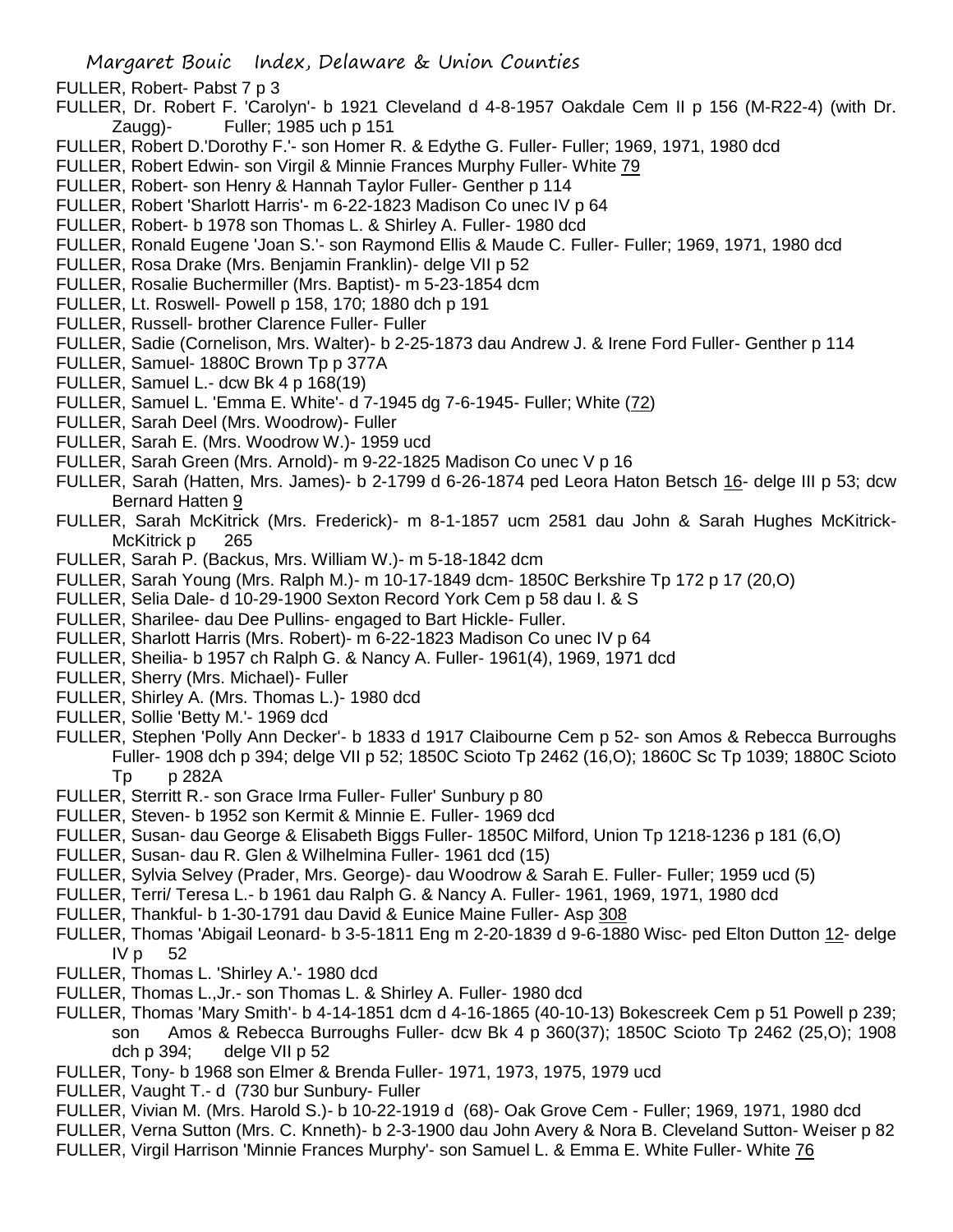FULLER, Robert- Pabst 7 p 3

FULLER, Dr. Robert F. 'Carolyn'- b 1921 Cleveland d 4-8-1957 Oakdale Cem II p 156 (M-R22-4) (with Dr. Zaugg)- Fuller; 1985 uch p 151

FULLER, Robert D.'Dorothy F.'- son Homer R. & Edythe G. Fuller- Fuller; 1969, 1971, 1980 dcd

FULLER, Robert Edwin- son Virgil & Minnie Frances Murphy Fuller- White 79

FULLER, Robert- son Henry & Hannah Taylor Fuller- Genther p 114

FULLER, Robert 'Sharlott Harris'- m 6-22-1823 Madison Co unec IV p 64

FULLER, Robert- b 1978 son Thomas L. & Shirley A. Fuller- 1980 dcd

FULLER, Ronald Eugene 'Joan S.'- son Raymond Ellis & Maude C. Fuller- Fuller; 1969, 1971, 1980 dcd

FULLER, Rosa Drake (Mrs. Benjamin Franklin)- delge VII p 52

FULLER, Rosalie Buchermiller (Mrs. Baptist)- m 5-23-1854 dcm

FULLER, Lt. Roswell- Powell p 158, 170; 1880 dch p 191

FULLER, Russell- brother Clarence Fuller- Fuller

FULLER, Sadie (Cornelison, Mrs. Walter)- b 2-25-1873 dau Andrew J. & Irene Ford Fuller- Genther p 114

FULLER, Samuel- 1880C Brown Tp p 377A

FULLER, Samuel L.- dcw Bk 4 p 168(19)

FULLER, Samuel L. 'Emma E. White'- d 7-1945 dg 7-6-1945- Fuller; White (72)

FULLER, Sarah Deel (Mrs. Woodrow)- Fuller

FULLER, Sarah E. (Mrs. Woodrow W.)- 1959 ucd

FULLER, Sarah Green (Mrs. Arnold)- m 9-22-1825 Madison Co unec V p 16

FULLER, Sarah (Hatten, Mrs. James)- b 2-1799 d 6-26-1874 ped Leora Haton Betsch 16- delge III p 53; dcw Bernard Hatten 9

FULLER, Sarah McKitrick (Mrs. Frederick)- m 8-1-1857 ucm 2581 dau John & Sarah Hughes McKitrick- McKitrick p 265

FULLER, Sarah P. (Backus, Mrs. William W.)- m 5-18-1842 dcm

FULLER, Sarah Young (Mrs. Ralph M.)- m 10-17-1849 dcm- 1850C Berkshire Tp 172 p 17 (20,O)

FULLER, Selia Dale- d 10-29-1900 Sexton Record York Cem p 58 dau I. & S

FULLER, Sharilee- dau Dee Pullins- engaged to Bart Hickle- Fuller.

FULLER, Sharlott Harris (Mrs. Robert)- m 6-22-1823 Madison Co unec IV p 64

FULLER, Sheilia- b 1957 ch Ralph G. & Nancy A. Fuller- 1961(4), 1969, 1971 dcd

FULLER, Sherry (Mrs. Michael)- Fuller

FULLER, Shirley A. (Mrs. Thomas L.)- 1980 dcd

FULLER, Sollie 'Betty M.'- 1969 dcd

FULLER, Stephen 'Polly Ann Decker'- b 1833 d 1917 Claibourne Cem p 52- son Amos & Rebecca Burroughs Fuller- 1908 dch p 394; delge VII p 52; 1850C Scioto Tp 2462 (16,O); 1860C Sc Tp 1039; 1880C Scioto Tp p 282A

FULLER, Sterritt R.- son Grace Irma Fuller- Fuller' Sunbury p 80

FULLER, Steven- b 1952 son Kermit & Minnie E. Fuller- 1969 dcd

FULLER, Susan- dau George & Elisabeth Biggs Fuller- 1850C Milford, Union Tp 1218-1236 p 181 (6,O)

FULLER, Susan- dau R. Glen & Wilhelmina Fuller- 1961 dcd (15)

FULLER, Sylvia Selvey (Prader, Mrs. George)- dau Woodrow & Sarah E. Fuller- Fuller; 1959 ucd (5)

FULLER, Terri/ Teresa L.- b 1961 dau Ralph G. & Nancy A. Fuller- 1961, 1969, 1971, 1980 dcd

FULLER, Thankful- b 1-30-1791 dau David & Eunice Maine Fuller- Asp 308

FULLER, Thomas 'Abigail Leonard- b 3-5-1811 Eng m 2-20-1839 d 9-6-1880 Wisc- ped Elton Dutton 12- delge IV p 52

FULLER, Thomas L. 'Shirley A.'- 1980 dcd

FULLER, Thomas L.,Jr.- son Thomas L. & Shirley A. Fuller- 1980 dcd

FULLER, Thomas 'Mary Smith'- b 4-14-1851 dcm d 4-16-1865 (40-10-13) Bokescreek Cem p 51 Powell p 239; son Amos & Rebecca Burroughs Fuller- dcw Bk 4 p 360(37); 1850C Scioto Tp 2462 (25,O); 1908 dch p 394; delge VII p 52

FULLER, Tony- b 1968 son Elmer & Brenda Fuller- 1971, 1973, 1975, 1979 ucd

FULLER, Vaught T.- d (730 bur Sunbury- Fuller

FULLER, Vivian M. (Mrs. Harold S.)- b 10-22-1919 d (68)- Oak Grove Cem - Fuller; 1969, 1971, 1980 dcd

FULLER, Verna Sutton (Mrs. C. Knneth)- b 2-3-1900 dau John Avery & Nora B. Cleveland Sutton- Weiser p 82

FULLER, Virgil Harrison 'Minnie Frances Murphy'- son Samuel L. & Emma E. White Fuller- White 76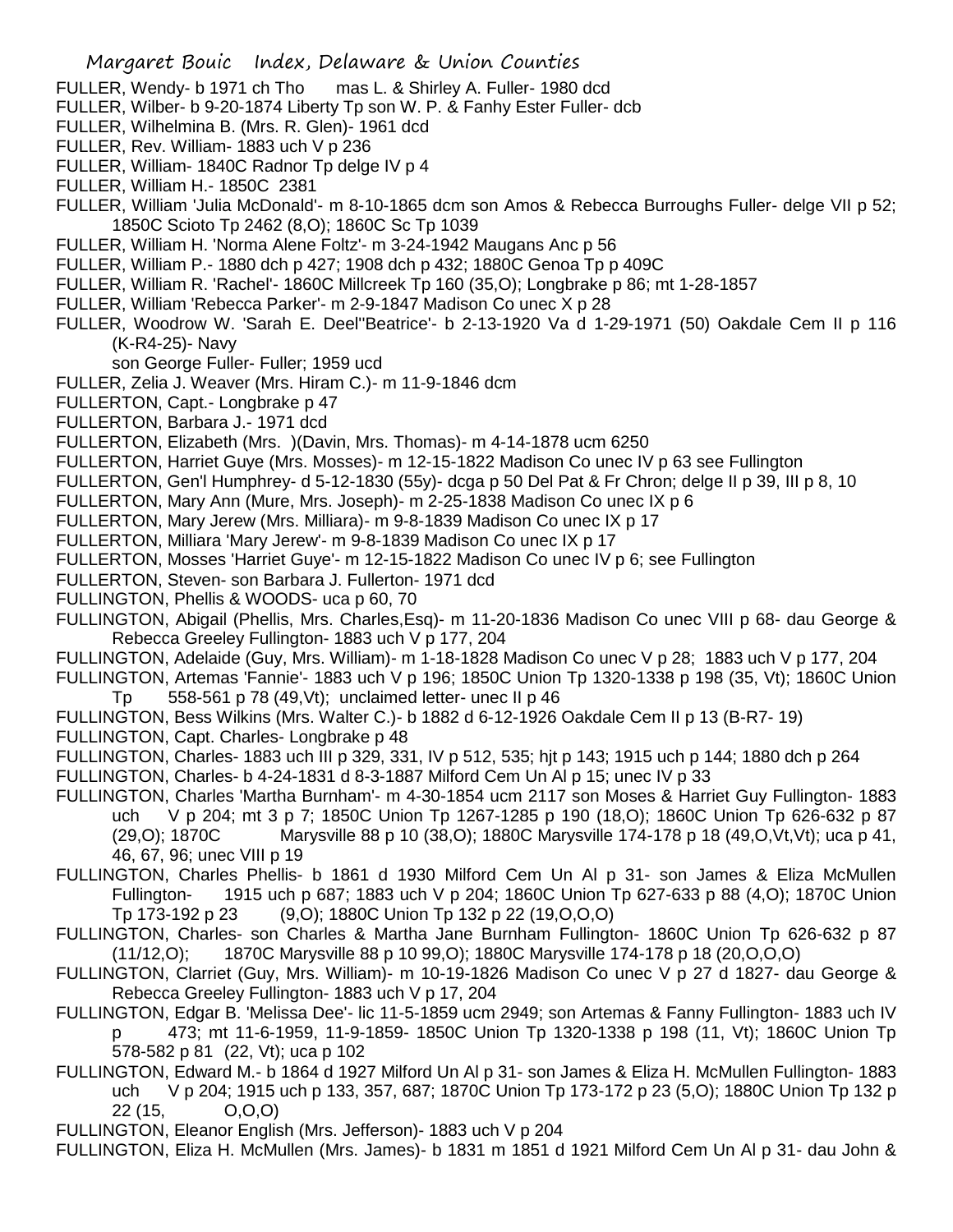FULLER, Wendy- b 1971 ch Thomas L. & Shirley A. Fuller- 1980 dcd
FULLER, Wilber- b 9-20-1874 Liberty Tp son W. P. & Fanhy Ester Fuller- dcb
FULLER, Wilhelmina B. (Mrs. R. Glen)- 1961 dcd
FULLER, Rev. William- 1883 uch V p 236
FULLER, William- 1840C Radnor Tp delge IV p 4
FULLER, William H.- 1850C 2381
FULLER, William 'Julia McDonald'- m 8-10-1865 dcm son Amos & Rebecca Burroughs Fuller- delge VII p 52; 1850C Scioto Tp 2462 (8,O); 1860C Sc Tp 1039
FULLER, William H. 'Norma Alene Foltz'- m 3-24-1942 Maugans Anc p 56
FULLER, William P.- 1880 dch p 427; 1908 dch p 432; 1880C Genoa Tp p 409C
FULLER, William R. 'Rachel'- 1860C Millcreek Tp 160 (35,O); Longbrake p 86; mt 1-28-1857
FULLER, William 'Rebecca Parker'- m 2-9-1847 Madison Co unec X p 28
FULLER, Woodrow W. 'Sarah E. Deel''Beatrice'- b 2-13-1920 Va d 1-29-1971 (50) Oakdale Cem II p 116 (K-R4-25)- Navy son George Fuller- Fuller; 1959 ucd
FULLER, Zelia J. Weaver (Mrs. Hiram C.)- m 11-9-1846 dcm
FULLERTON, Capt.- Longbrake p 47
FULLERTON, Barbara J.- 1971 dcd
FULLERTON, Elizabeth (Mrs. )(Davin, Mrs. Thomas)- m 4-14-1878 ucm 6250
FULLERTON, Harriet Guye (Mrs. Mosses)- m 12-15-1822 Madison Co unec IV p 63 see Fullington
FULLERTON, Gen'l Humphrey- d 5-12-1830 (55y)- dcga p 50 Del Pat & Fr Chron; delge II p 39, III p 8, 10
FULLERTON, Mary Ann (Mure, Mrs. Joseph)- m 2-25-1838 Madison Co unec IX p 6
FULLERTON, Mary Jerew (Mrs. Milliara)- m 9-8-1839 Madison Co unec IX p 17
FULLERTON, Milliara 'Mary Jerew'- m 9-8-1839 Madison Co unec IX p 17
FULLERTON, Mosses 'Harriet Guye'- m 12-15-1822 Madison Co unec IV p 6; see Fullington
FULLERTON, Steven- son Barbara J. Fullerton- 1971 dcd
FULLINGTON, Phellis & WOODS- uca p 60, 70
FULLINGTON, Abigail (Phellis, Mrs. Charles,Esq)- m 11-20-1836 Madison Co unec VIII p 68- dau George & Rebecca Greeley Fullington- 1883 uch V p 177, 204
FULLINGTON, Adelaide (Guy, Mrs. William)- m 1-18-1828 Madison Co unec V p 28; 1883 uch V p 177, 204
FULLINGTON, Artemas 'Fannie'- 1883 uch V p 196; 1850C Union Tp 1320-1338 p 198 (35, Vt); 1860C Union Tp 558-561 p 78 (49,Vt); unclaimed letter- unec II p 46
FULLINGTON, Bess Wilkins (Mrs. Walter C.)- b 1882 d 6-12-1926 Oakdale Cem II p 13 (B-R7- 19)
FULLINGTON, Capt. Charles- Longbrake p 48
FULLINGTON, Charles- 1883 uch III p 329, 331, IV p 512, 535; hjt p 143; 1915 uch p 144; 1880 dch p 264
FULLINGTON, Charles- b 4-24-1831 d 8-3-1887 Milford Cem Un Al p 15; unec IV p 33
FULLINGTON, Charles 'Martha Burnham'- m 4-30-1854 ucm 2117 son Moses & Harriet Guy Fullington- 1883 uch V p 204; mt 3 p 7; 1850C Union Tp 1267-1285 p 190 (18,O); 1860C Union Tp 626-632 p 87 (29,O); 1870C Marysville 88 p 10 (38,O); 1880C Marysville 174-178 p 18 (49,O,Vt,Vt); uca p 41, 46, 67, 96; unec VIII p 19
FULLINGTON, Charles Phellis- b 1861 d 1930 Milford Cem Un Al p 31- son James & Eliza McMullen Fullington- 1915 uch p 687; 1883 uch V p 204; 1860C Union Tp 627-633 p 88 (4,O); 1870C Union Tp 173-192 p 23 (9,O); 1880C Union Tp 132 p 22 (19,O,O,O)
FULLINGTON, Charles- son Charles & Martha Jane Burnham Fullington- 1860C Union Tp 626-632 p 87 (11/12,O); 1870C Marysville 88 p 10 99,O); 1880C Marysville 174-178 p 18 (20,O,O,O)
FULLINGTON, Clarriet (Guy, Mrs. William)- m 10-19-1826 Madison Co unec V p 27 d 1827- dau George & Rebecca Greeley Fullington- 1883 uch V p 17, 204
FULLINGTON, Edgar B. 'Melissa Dee'- lic 11-5-1859 ucm 2949; son Artemas & Fanny Fullington- 1883 uch IV p 473; mt 11-6-1959, 11-9-1859- 1850C Union Tp 1320-1338 p 198 (11, Vt); 1860C Union Tp 578-582 p 81 (22, Vt); uca p 102
FULLINGTON, Edward M.- b 1864 d 1927 Milford Un Al p 31- son James & Eliza H. McMullen Fullington- 1883 uch V p 204; 1915 uch p 133, 357, 687; 1870C Union Tp 173-172 p 23 (5,O); 1880C Union Tp 132 p 22 (15, O,O,O)
FULLINGTON, Eleanor English (Mrs. Jefferson)- 1883 uch V p 204
FULLINGTON, Eliza H. McMullen (Mrs. James)- b 1831 m 1851 d 1921 Milford Cem Un Al p 31- dau John &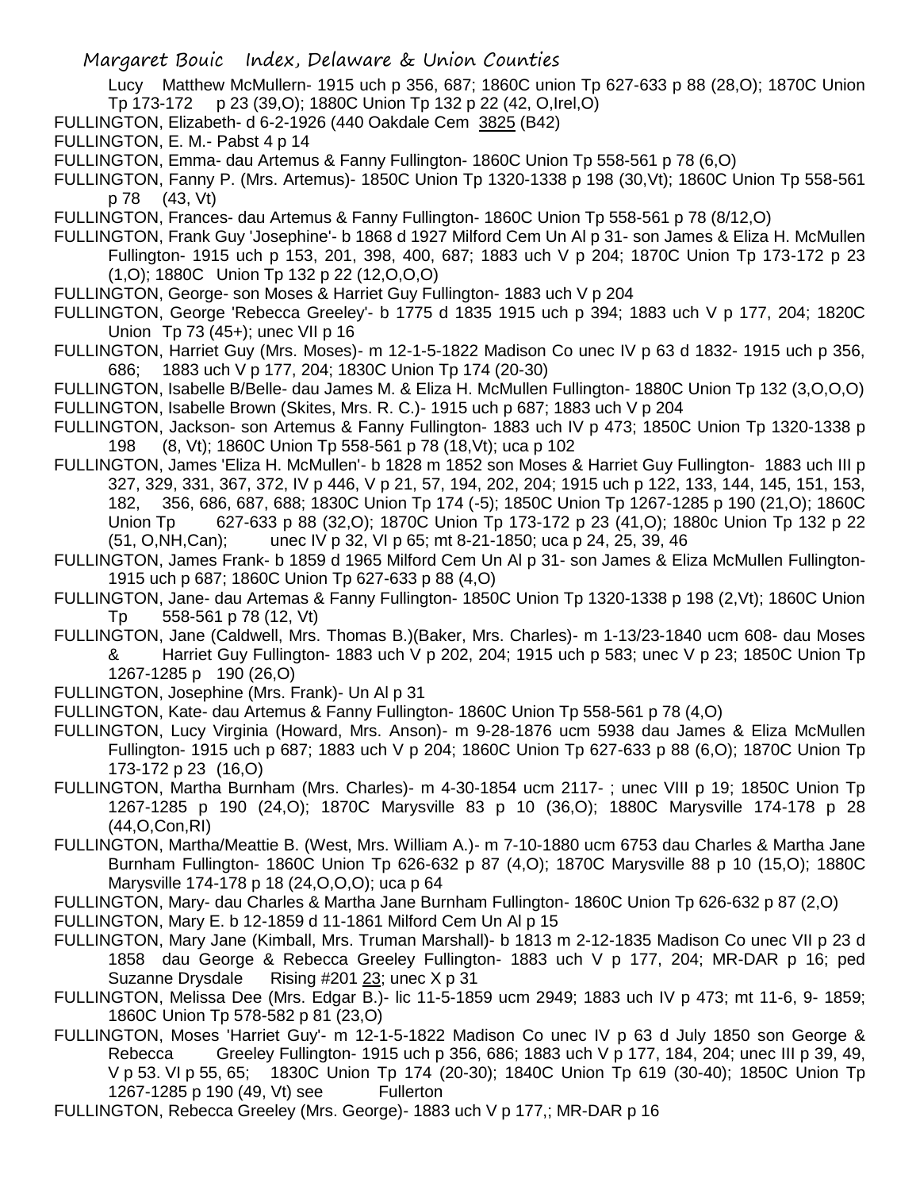Lucy Matthew McMullern- 1915 uch p 356, 687; 1860C union Tp 627-633 p 88 (28,O); 1870C Union Tp 173-172 p 23 (39,O); 1880C Union Tp 132 p 22 (42, O,Irel,O)

FULLINGTON, Elizabeth- d 6-2-1926 (440 Oakdale Cem 3825 (B42)

FULLINGTON, E. M.- Pabst 4 p 14

FULLINGTON, Emma- dau Artemus & Fanny Fullington- 1860C Union Tp 558-561 p 78 (6,O)

FULLINGTON, Fanny P. (Mrs. Artemus)- 1850C Union Tp 1320-1338 p 198 (30,Vt); 1860C Union Tp 558-561 p 78 (43, Vt)

FULLINGTON, Frances- dau Artemus & Fanny Fullington- 1860C Union Tp 558-561 p 78 (8/12,O)

FULLINGTON, Frank Guy 'Josephine'- b 1868 d 1927 Milford Cem Un Al p 31- son James & Eliza H. McMullen Fullington- 1915 uch p 153, 201, 398, 400, 687; 1883 uch V p 204; 1870C Union Tp 173-172 p 23 (1,O); 1880C Union Tp 132 p 22 (12,O,O,O)

FULLINGTON, George- son Moses & Harriet Guy Fullington- 1883 uch V p 204

FULLINGTON, George 'Rebecca Greeley'- b 1775 d 1835 1915 uch p 394; 1883 uch V p 177, 204; 1820C Union Tp 73 (45+); unec VII p 16

FULLINGTON, Harriet Guy (Mrs. Moses)- m 12-1-5-1822 Madison Co unec IV p 63 d 1832- 1915 uch p 356, 686; 1883 uch V p 177, 204; 1830C Union Tp 174 (20-30)

FULLINGTON, Isabelle B/Belle- dau James M. & Eliza H. McMullen Fullington- 1880C Union Tp 132 (3,O,O,O)

FULLINGTON, Isabelle Brown (Skites, Mrs. R. C.)- 1915 uch p 687; 1883 uch V p 204

FULLINGTON, Jackson- son Artemus & Fanny Fullington- 1883 uch IV p 473; 1850C Union Tp 1320-1338 p 198 (8, Vt); 1860C Union Tp 558-561 p 78 (18,Vt); uca p 102

FULLINGTON, James 'Eliza H. McMullen'- b 1828 m 1852 son Moses & Harriet Guy Fullington- 1883 uch III p 327, 329, 331, 367, 372, IV p 446, V p 21, 57, 194, 202, 204; 1915 uch p 122, 133, 144, 145, 151, 153, 182, 356, 686, 687, 688; 1830C Union Tp 174 (-5); 1850C Union Tp 1267-1285 p 190 (21,O); 1860C Union Tp 627-633 p 88 (32,O); 1870C Union Tp 173-172 p 23 (41,O); 1880c Union Tp 132 p 22 (51, O,NH,Can); unec IV p 32, VI p 65; mt 8-21-1850; uca p 24, 25, 39, 46

FULLINGTON, James Frank- b 1859 d 1965 Milford Cem Un Al p 31- son James & Eliza McMullen Fullington- 1915 uch p 687; 1860C Union Tp 627-633 p 88 (4,O)

FULLINGTON, Jane- dau Artemas & Fanny Fullington- 1850C Union Tp 1320-1338 p 198 (2,Vt); 1860C Union Tp 558-561 p 78 (12, Vt)

FULLINGTON, Jane (Caldwell, Mrs. Thomas B.)(Baker, Mrs. Charles)- m 1-13/23-1840 ucm 608- dau Moses & Harriet Guy Fullington- 1883 uch V p 202, 204; 1915 uch p 583; unec V p 23; 1850C Union Tp 1267-1285 p 190 (26,O)

FULLINGTON, Josephine (Mrs. Frank)- Un Al p 31

FULLINGTON, Kate- dau Artemus & Fanny Fullington- 1860C Union Tp 558-561 p 78 (4,O)

FULLINGTON, Lucy Virginia (Howard, Mrs. Anson)- m 9-28-1876 ucm 5938 dau James & Eliza McMullen Fullington- 1915 uch p 687; 1883 uch V p 204; 1860C Union Tp 627-633 p 88 (6,O); 1870C Union Tp 173-172 p 23 (16,O)

FULLINGTON, Martha Burnham (Mrs. Charles)- m 4-30-1854 ucm 2117- ; unec VIII p 19; 1850C Union Tp 1267-1285 p 190 (24,O); 1870C Marysville 83 p 10 (36,O); 1880C Marysville 174-178 p 28 (44,O,Con,RI)

FULLINGTON, Martha/Meattie B. (West, Mrs. William A.)- m 7-10-1880 ucm 6753 dau Charles & Martha Jane Burnham Fullington- 1860C Union Tp 626-632 p 87 (4,O); 1870C Marysville 88 p 10 (15,O); 1880C Marysville 174-178 p 18 (24,O,O,O); uca p 64

FULLINGTON, Mary- dau Charles & Martha Jane Burnham Fullington- 1860C Union Tp 626-632 p 87 (2,O)

FULLINGTON, Mary E. b 12-1859 d 11-1861 Milford Cem Un Al p 15

FULLINGTON, Mary Jane (Kimball, Mrs. Truman Marshall)- b 1813 m 2-12-1835 Madison Co unec VII p 23 d 1858 dau George & Rebecca Greeley Fullington- 1883 uch V p 177, 204; MR-DAR p 16; ped Suzanne Drysdale Rising #201 23; unec X p 31

FULLINGTON, Melissa Dee (Mrs. Edgar B.)- lic 11-5-1859 ucm 2949; 1883 uch IV p 473; mt 11-6, 9- 1859; 1860C Union Tp 578-582 p 81 (23,O)

FULLINGTON, Moses 'Harriet Guy'- m 12-1-5-1822 Madison Co unec IV p 63 d July 1850 son George & Rebecca Greeley Fullington- 1915 uch p 356, 686; 1883 uch V p 177, 184, 204; unec III p 39, 49, V p 53. VI p 55, 65; 1830C Union Tp 174 (20-30); 1840C Union Tp 619 (30-40); 1850C Union Tp 1267-1285 p 190 (49, Vt) see Fullerton

FULLINGTON, Rebecca Greeley (Mrs. George)- 1883 uch V p 177,; MR-DAR p 16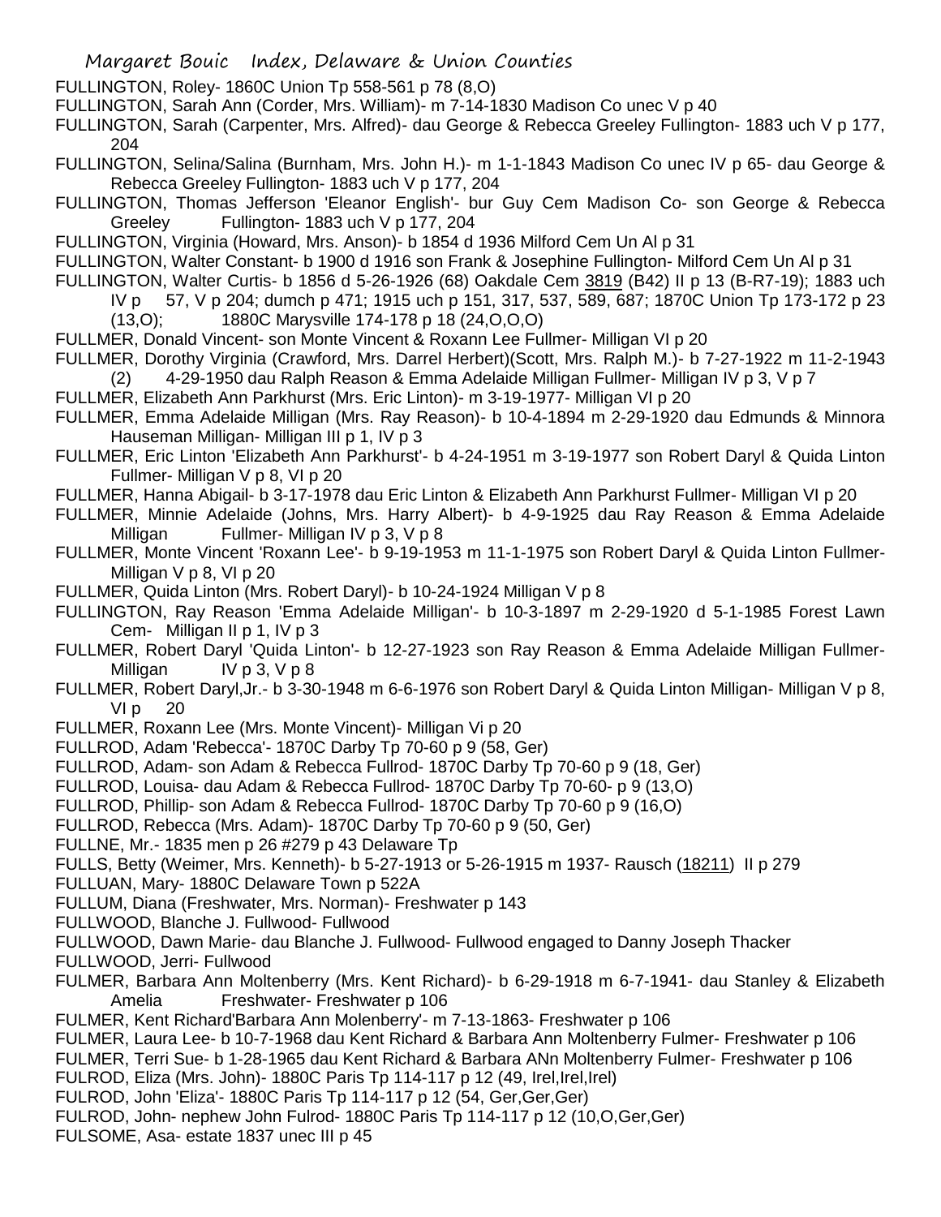FULLINGTON, Roley- 1860C Union Tp 558-561 p 78 (8,O)

FULLINGTON, Sarah Ann (Corder, Mrs. William)- m 7-14-1830 Madison Co unec V p 40

FULLINGTON, Sarah (Carpenter, Mrs. Alfred)- dau George & Rebecca Greeley Fullington- 1883 uch V p 177, 204

FULLINGTON, Selina/Salina (Burnham, Mrs. John H.)- m 1-1-1843 Madison Co unec IV p 65- dau George & Rebecca Greeley Fullington- 1883 uch V p 177, 204

FULLINGTON, Thomas Jefferson 'Eleanor English'- bur Guy Cem Madison Co- son George & Rebecca Greeley Fullington- 1883 uch V p 177, 204

FULLINGTON, Virginia (Howard, Mrs. Anson)- b 1854 d 1936 Milford Cem Un Al p 31

FULLINGTON, Walter Constant- b 1900 d 1916 son Frank & Josephine Fullington- Milford Cem Un Al p 31

FULLINGTON, Walter Curtis- b 1856 d 5-26-1926 (68) Oakdale Cem 3819 (B42) II p 13 (B-R7-19); 1883 uch IV p 57, V p 204; dumch p 471; 1915 uch p 151, 317, 537, 589, 687; 1870C Union Tp 173-172 p 23 (13,O); 1880C Marysville 174-178 p 18 (24,O,O,O)

FULLMER, Donald Vincent- son Monte Vincent & Roxann Lee Fullmer- Milligan VI p 20

FULLMER, Dorothy Virginia (Crawford, Mrs. Darrel Herbert)(Scott, Mrs. Ralph M.)- b 7-27-1922 m 11-2-1943 (2) 4-29-1950 dau Ralph Reason & Emma Adelaide Milligan Fullmer- Milligan IV p 3, V p 7

FULLMER, Elizabeth Ann Parkhurst (Mrs. Eric Linton)- m 3-19-1977- Milligan VI p 20

FULLMER, Emma Adelaide Milligan (Mrs. Ray Reason)- b 10-4-1894 m 2-29-1920 dau Edmunds & Minnora Hauseman Milligan- Milligan III p 1, IV p 3

FULLMER, Eric Linton 'Elizabeth Ann Parkhurst'- b 4-24-1951 m 3-19-1977 son Robert Daryl & Quida Linton Fullmer- Milligan V p 8, VI p 20

FULLMER, Hanna Abigail- b 3-17-1978 dau Eric Linton & Elizabeth Ann Parkhurst Fullmer- Milligan VI p 20

FULLMER, Minnie Adelaide (Johns, Mrs. Harry Albert)- b 4-9-1925 dau Ray Reason & Emma Adelaide Milligan Fullmer- Milligan IV p 3, V p 8

FULLMER, Monte Vincent 'Roxann Lee'- b 9-19-1953 m 11-1-1975 son Robert Daryl & Quida Linton Fullmer- Milligan V p 8, VI p 20

FULLMER, Quida Linton (Mrs. Robert Daryl)- b 10-24-1924 Milligan V p 8

FULLINGTON, Ray Reason 'Emma Adelaide Milligan'- b 10-3-1897 m 2-29-1920 d 5-1-1985 Forest Lawn Cem- Milligan II p 1, IV p 3

FULLMER, Robert Daryl 'Quida Linton'- b 12-27-1923 son Ray Reason & Emma Adelaide Milligan Fullmer- Milligan IV p 3, V p 8

FULLMER, Robert Daryl,Jr.- b 3-30-1948 m 6-6-1976 son Robert Daryl & Quida Linton Milligan- Milligan V p 8, VI p 20

FULLMER, Roxann Lee (Mrs. Monte Vincent)- Milligan Vi p 20

FULLROD, Adam 'Rebecca'- 1870C Darby Tp 70-60 p 9 (58, Ger)

FULLROD, Adam- son Adam & Rebecca Fullrod- 1870C Darby Tp 70-60 p 9 (18, Ger)

FULLROD, Louisa- dau Adam & Rebecca Fullrod- 1870C Darby Tp 70-60- p 9 (13,O)

FULLROD, Phillip- son Adam & Rebecca Fullrod- 1870C Darby Tp 70-60 p 9 (16,O)

FULLROD, Rebecca (Mrs. Adam)- 1870C Darby Tp 70-60 p 9 (50, Ger)

FULLNE, Mr.- 1835 men p 26 #279 p 43 Delaware Tp

FULLS, Betty (Weimer, Mrs. Kenneth)- b 5-27-1913 or 5-26-1915 m 1937- Rausch (18211) II p 279

FULLUAN, Mary- 1880C Delaware Town p 522A

FULLUM, Diana (Freshwater, Mrs. Norman)- Freshwater p 143

FULLWOOD, Blanche J. Fullwood- Fullwood

FULLWOOD, Dawn Marie- dau Blanche J. Fullwood- Fullwood engaged to Danny Joseph Thacker

FULLWOOD, Jerri- Fullwood

FULMER, Barbara Ann Moltenberry (Mrs. Kent Richard)- b 6-29-1918 m 6-7-1941- dau Stanley & Elizabeth Amelia Freshwater- Freshwater p 106

FULMER, Kent Richard'Barbara Ann Molenberry'- m 7-13-1863- Freshwater p 106

FULMER, Laura Lee- b 10-7-1968 dau Kent Richard & Barbara Ann Moltenberry Fulmer- Freshwater p 106

FULMER, Terri Sue- b 1-28-1965 dau Kent Richard & Barbara ANn Moltenberry Fulmer- Freshwater p 106

FULROD, Eliza (Mrs. John)- 1880C Paris Tp 114-117 p 12 (49, Irel,Irel,Irel)

FULROD, John 'Eliza'- 1880C Paris Tp 114-117 p 12 (54, Ger,Ger,Ger)

FULROD, John- nephew John Fulrod- 1880C Paris Tp 114-117 p 12 (10,O,Ger,Ger)

FULSOME, Asa- estate 1837 unec III p 45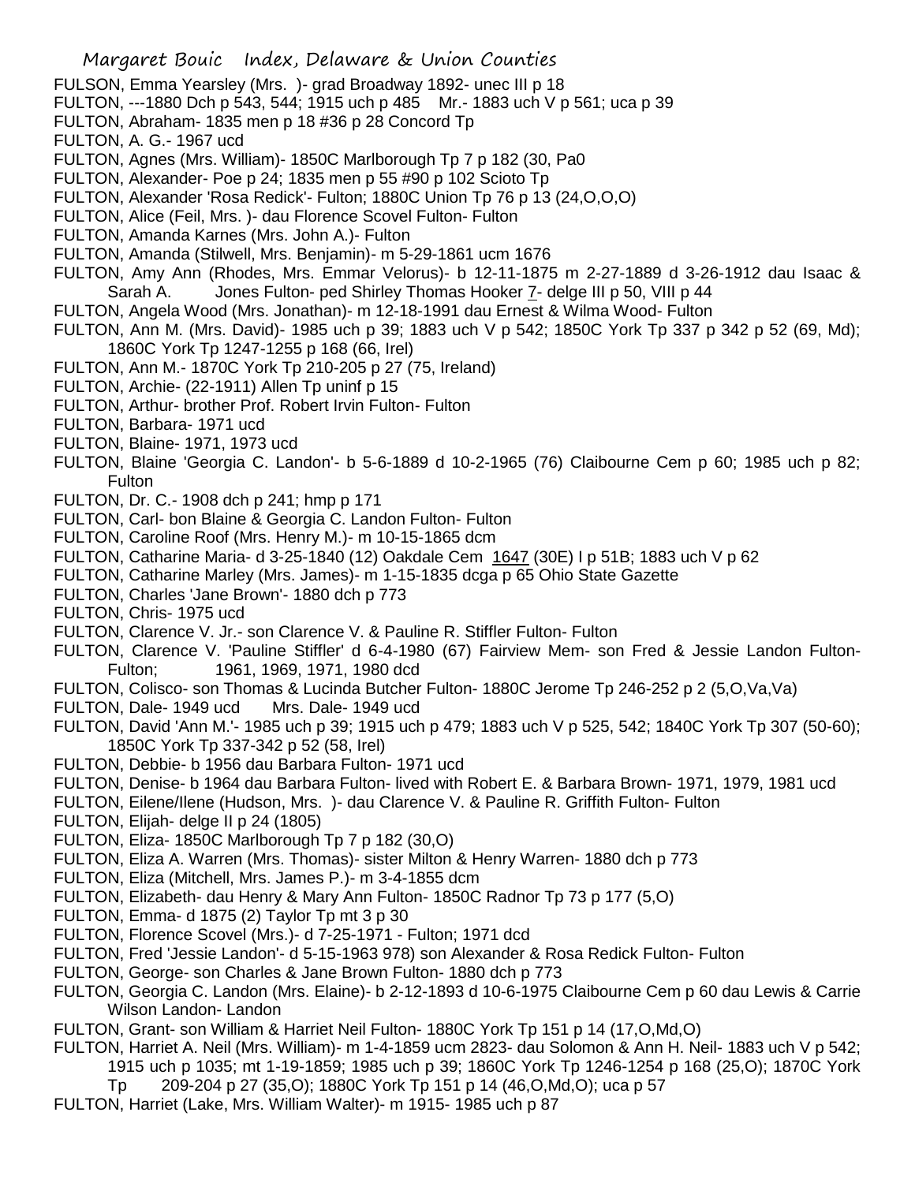FULSON, Emma Yearsley (Mrs. )- grad Broadway 1892- unec III p 18
FULTON, ---1880 Dch p 543, 544; 1915 uch p 485 Mr.- 1883 uch V p 561; uca p 39
FULTON, Abraham- 1835 men p 18 #36 p 28 Concord Tp
FULTON, A. G.- 1967 ucd
FULTON, Agnes (Mrs. William)- 1850C Marlborough Tp 7 p 182 (30, Pa0
FULTON, Alexander- Poe p 24; 1835 men p 55 #90 p 102 Scioto Tp
FULTON, Alexander 'Rosa Redick'- Fulton; 1880C Union Tp 76 p 13 (24,O,O,O)
FULTON, Alice (Feil, Mrs. )- dau Florence Scovel Fulton- Fulton
FULTON, Amanda Karnes (Mrs. John A.)- Fulton
FULTON, Amanda (Stilwell, Mrs. Benjamin)- m 5-29-1861 ucm 1676
FULTON, Amy Ann (Rhodes, Mrs. Emmar Velorus)- b 12-11-1875 m 2-27-1889 d 3-26-1912 dau Isaac & Sarah A. Jones Fulton- ped Shirley Thomas Hooker 7- delge III p 50, VIII p 44
FULTON, Angela Wood (Mrs. Jonathan)- m 12-18-1991 dau Ernest & Wilma Wood- Fulton
FULTON, Ann M. (Mrs. David)- 1985 uch p 39; 1883 uch V p 542; 1850C York Tp 337 p 342 p 52 (69, Md); 1860C York Tp 1247-1255 p 168 (66, Irel)
FULTON, Ann M.- 1870C York Tp 210-205 p 27 (75, Ireland)
FULTON, Archie- (22-1911) Allen Tp uninf p 15
FULTON, Arthur- brother Prof. Robert Irvin Fulton- Fulton
FULTON, Barbara- 1971 ucd
FULTON, Blaine- 1971, 1973 ucd
FULTON, Blaine 'Georgia C. Landon'- b 5-6-1889 d 10-2-1965 (76) Claibourne Cem p 60; 1985 uch p 82; Fulton
FULTON, Dr. C.- 1908 dch p 241; hmp p 171
FULTON, Carl- bon Blaine & Georgia C. Landon Fulton- Fulton
FULTON, Caroline Roof (Mrs. Henry M.)- m 10-15-1865 dcm
FULTON, Catharine Maria- d 3-25-1840 (12) Oakdale Cem 1647 (30E) I p 51B; 1883 uch V p 62
FULTON, Catharine Marley (Mrs. James)- m 1-15-1835 dcga p 65 Ohio State Gazette
FULTON, Charles 'Jane Brown'- 1880 dch p 773
FULTON, Chris- 1975 ucd
FULTON, Clarence V. Jr.- son Clarence V. & Pauline R. Stiffler Fulton- Fulton
FULTON, Clarence V. 'Pauline Stiffler' d 6-4-1980 (67) Fairview Mem- son Fred & Jessie Landon Fulton- Fulton; 1961, 1969, 1971, 1980 dcd
FULTON, Colisco- son Thomas & Lucinda Butcher Fulton- 1880C Jerome Tp 246-252 p 2 (5,O,Va,Va)
FULTON, Dale- 1949 ucd Mrs. Dale- 1949 ucd
FULTON, David 'Ann M.'- 1985 uch p 39; 1915 uch p 479; 1883 uch V p 525, 542; 1840C York Tp 307 (50-60); 1850C York Tp 337-342 p 52 (58, Irel)
FULTON, Debbie- b 1956 dau Barbara Fulton- 1971 ucd
FULTON, Denise- b 1964 dau Barbara Fulton- lived with Robert E. & Barbara Brown- 1971, 1979, 1981 ucd
FULTON, Eilene/Ilene (Hudson, Mrs. )- dau Clarence V. & Pauline R. Griffith Fulton- Fulton
FULTON, Elijah- delge II p 24 (1805)
FULTON, Eliza- 1850C Marlborough Tp 7 p 182 (30,O)
FULTON, Eliza A. Warren (Mrs. Thomas)- sister Milton & Henry Warren- 1880 dch p 773
FULTON, Eliza (Mitchell, Mrs. James P.)- m 3-4-1855 dcm
FULTON, Elizabeth- dau Henry & Mary Ann Fulton- 1850C Radnor Tp 73 p 177 (5,O)
FULTON, Emma- d 1875 (2) Taylor Tp mt 3 p 30
FULTON, Florence Scovel (Mrs.)- d 7-25-1971 - Fulton; 1971 dcd
FULTON, Fred 'Jessie Landon'- d 5-15-1963 978) son Alexander & Rosa Redick Fulton- Fulton
FULTON, George- son Charles & Jane Brown Fulton- 1880 dch p 773
FULTON, Georgia C. Landon (Mrs. Elaine)- b 2-12-1893 d 10-6-1975 Claibourne Cem p 60 dau Lewis & Carrie Wilson Landon- Landon
FULTON, Grant- son William & Harriet Neil Fulton- 1880C York Tp 151 p 14 (17,O,Md,O)
FULTON, Harriet A. Neil (Mrs. William)- m 1-4-1859 ucm 2823- dau Solomon & Ann H. Neil- 1883 uch V p 542; 1915 uch p 1035; mt 1-19-1859; 1985 uch p 39; 1860C York Tp 1246-1254 p 168 (25,O); 1870C York Tp 209-204 p 27 (35,O); 1880C York Tp 151 p 14 (46,O,Md,O); uca p 57
FULTON, Harriet (Lake, Mrs. William Walter)- m 1915- 1985 uch p 87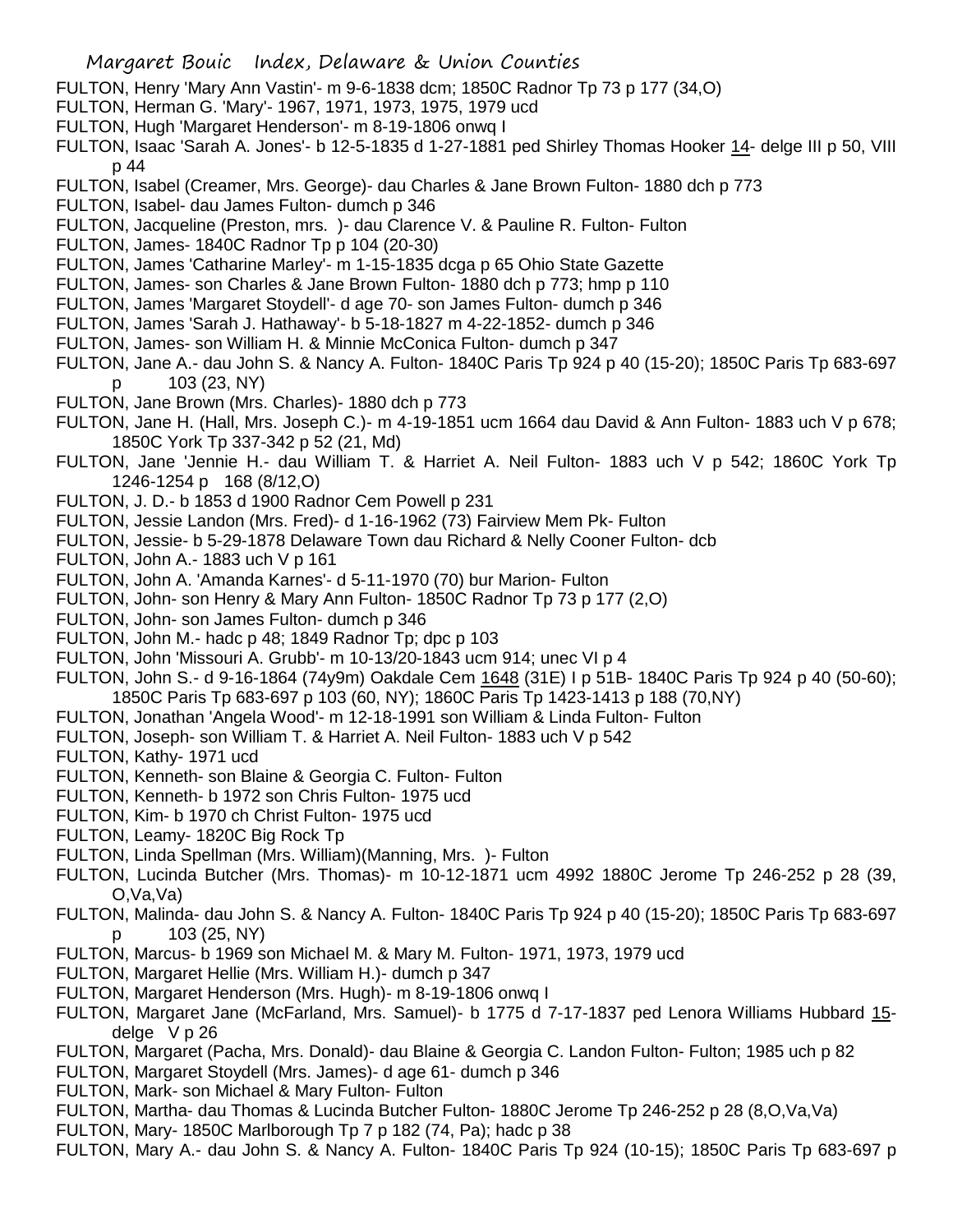FULTON, Henry 'Mary Ann Vastin'- m 9-6-1838 dcm; 1850C Radnor Tp 73 p 177 (34,O)

FULTON, Herman G. 'Mary'- 1967, 1971, 1973, 1975, 1979 ucd

FULTON, Hugh 'Margaret Henderson'- m 8-19-1806 onwq I

FULTON, Isaac 'Sarah A. Jones'- b 12-5-1835 d 1-27-1881 ped Shirley Thomas Hooker 14- delge III p 50, VIII p 44

FULTON, Isabel (Creamer, Mrs. George)- dau Charles & Jane Brown Fulton- 1880 dch p 773

FULTON, Isabel- dau James Fulton- dumch p 346

FULTON, Jacqueline (Preston, mrs. )- dau Clarence V. & Pauline R. Fulton- Fulton

FULTON, James- 1840C Radnor Tp p 104 (20-30)

FULTON, James 'Catharine Marley'- m 1-15-1835 dcga p 65 Ohio State Gazette

FULTON, James- son Charles & Jane Brown Fulton- 1880 dch p 773; hmp p 110

FULTON, James 'Margaret Stoydell'- d age 70- son James Fulton- dumch p 346

FULTON, James 'Sarah J. Hathaway'- b 5-18-1827 m 4-22-1852- dumch p 346

FULTON, James- son William H. & Minnie McConica Fulton- dumch p 347

FULTON, Jane A.- dau John S. & Nancy A. Fulton- 1840C Paris Tp 924 p 40 (15-20); 1850C Paris Tp 683-697 p 103 (23, NY)

FULTON, Jane Brown (Mrs. Charles)- 1880 dch p 773

FULTON, Jane H. (Hall, Mrs. Joseph C.)- m 4-19-1851 ucm 1664 dau David & Ann Fulton- 1883 uch V p 678; 1850C York Tp 337-342 p 52 (21, Md)

FULTON, Jane 'Jennie H.- dau William T. & Harriet A. Neil Fulton- 1883 uch V p 542; 1860C York Tp 1246-1254 p 168 (8/12,O)

FULTON, J. D.- b 1853 d 1900 Radnor Cem Powell p 231

FULTON, Jessie Landon (Mrs. Fred)- d 1-16-1962 (73) Fairview Mem Pk- Fulton

FULTON, Jessie- b 5-29-1878 Delaware Town dau Richard & Nelly Cooner Fulton- dcb

FULTON, John A.- 1883 uch V p 161

FULTON, John A. 'Amanda Karnes'- d 5-11-1970 (70) bur Marion- Fulton

FULTON, John- son Henry & Mary Ann Fulton- 1850C Radnor Tp 73 p 177 (2,O)

FULTON, John- son James Fulton- dumch p 346

FULTON, John M.- hadc p 48; 1849 Radnor Tp; dpc p 103

FULTON, John 'Missouri A. Grubb'- m 10-13/20-1843 ucm 914; unec VI p 4

FULTON, John S.- d 9-16-1864 (74y9m) Oakdale Cem 1648 (31E) I p 51B- 1840C Paris Tp 924 p 40 (50-60); 1850C Paris Tp 683-697 p 103 (60, NY); 1860C Paris Tp 1423-1413 p 188 (70,NY)

FULTON, Jonathan 'Angela Wood'- m 12-18-1991 son William & Linda Fulton- Fulton

FULTON, Joseph- son William T. & Harriet A. Neil Fulton- 1883 uch V p 542

FULTON, Kathy- 1971 ucd

FULTON, Kenneth- son Blaine & Georgia C. Fulton- Fulton

FULTON, Kenneth- b 1972 son Chris Fulton- 1975 ucd

FULTON, Kim- b 1970 ch Christ Fulton- 1975 ucd

FULTON, Leamy- 1820C Big Rock Tp

FULTON, Linda Spellman (Mrs. William)(Manning, Mrs. )- Fulton

FULTON, Lucinda Butcher (Mrs. Thomas)- m 10-12-1871 ucm 4992 1880C Jerome Tp 246-252 p 28 (39, O,Va,Va)

FULTON, Malinda- dau John S. & Nancy A. Fulton- 1840C Paris Tp 924 p 40 (15-20); 1850C Paris Tp 683-697 p 103 (25, NY)

FULTON, Marcus- b 1969 son Michael M. & Mary M. Fulton- 1971, 1973, 1979 ucd

FULTON, Margaret Hellie (Mrs. William H.)- dumch p 347

FULTON, Margaret Henderson (Mrs. Hugh)- m 8-19-1806 onwq I

FULTON, Margaret Jane (McFarland, Mrs. Samuel)- b 1775 d 7-17-1837 ped Lenora Williams Hubbard 15- delge V p 26

FULTON, Margaret (Pacha, Mrs. Donald)- dau Blaine & Georgia C. Landon Fulton- Fulton; 1985 uch p 82

FULTON, Margaret Stoydell (Mrs. James)- d age 61- dumch p 346

FULTON, Mark- son Michael & Mary Fulton- Fulton

FULTON, Martha- dau Thomas & Lucinda Butcher Fulton- 1880C Jerome Tp 246-252 p 28 (8,O,Va,Va)

FULTON, Mary- 1850C Marlborough Tp 7 p 182 (74, Pa); hadc p 38

FULTON, Mary A.- dau John S. & Nancy A. Fulton- 1840C Paris Tp 924 (10-15); 1850C Paris Tp 683-697 p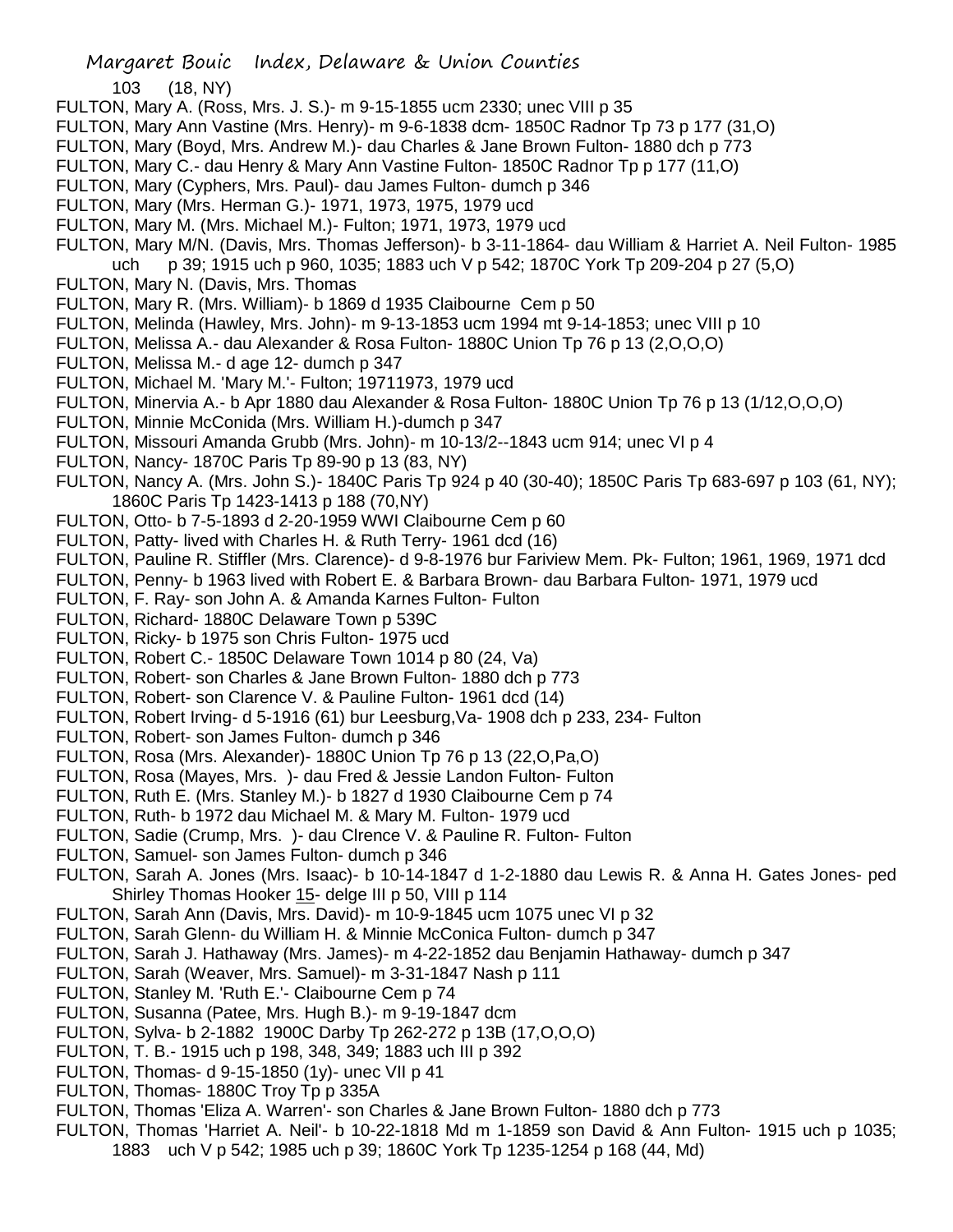103 (18, NY)

FULTON, Mary A. (Ross, Mrs. J. S.)- m 9-15-1855 ucm 2330; unec VIII p 35

FULTON, Mary Ann Vastine (Mrs. Henry)- m 9-6-1838 dcm- 1850C Radnor Tp 73 p 177 (31,O)

FULTON, Mary (Boyd, Mrs. Andrew M.)- dau Charles & Jane Brown Fulton- 1880 dch p 773

FULTON, Mary C.- dau Henry & Mary Ann Vastine Fulton- 1850C Radnor Tp p 177 (11,O)

FULTON, Mary (Cyphers, Mrs. Paul)- dau James Fulton- dumch p 346

FULTON, Mary (Mrs. Herman G.)- 1971, 1973, 1975, 1979 ucd

FULTON, Mary M. (Mrs. Michael M.)- Fulton; 1971, 1973, 1979 ucd

FULTON, Mary M/N. (Davis, Mrs. Thomas Jefferson)- b 3-11-1864- dau William & Harriet A. Neil Fulton- 1985 uch p 39; 1915 uch p 960, 1035; 1883 uch V p 542; 1870C York Tp 209-204 p 27 (5,O)

FULTON, Mary N. (Davis, Mrs. Thomas

FULTON, Mary R. (Mrs. William)- b 1869 d 1935 Claibourne Cem p 50

FULTON, Melinda (Hawley, Mrs. John)- m 9-13-1853 ucm 1994 mt 9-14-1853; unec VIII p 10

FULTON, Melissa A.- dau Alexander & Rosa Fulton- 1880C Union Tp 76 p 13 (2,O,O,O)

FULTON, Melissa M.- d age 12- dumch p 347

FULTON, Michael M. 'Mary M.'- Fulton; 19711973, 1979 ucd

FULTON, Minervia A.- b Apr 1880 dau Alexander & Rosa Fulton- 1880C Union Tp 76 p 13 (1/12,O,O,O)

FULTON, Minnie McConida (Mrs. William H.)-dumch p 347

FULTON, Missouri Amanda Grubb (Mrs. John)- m 10-13/2--1843 ucm 914; unec VI p 4

FULTON, Nancy- 1870C Paris Tp 89-90 p 13 (83, NY)

FULTON, Nancy A. (Mrs. John S.)- 1840C Paris Tp 924 p 40 (30-40); 1850C Paris Tp 683-697 p 103 (61, NY); 1860C Paris Tp 1423-1413 p 188 (70,NY)

FULTON, Otto- b 7-5-1893 d 2-20-1959 WWI Claibourne Cem p 60

FULTON, Patty- lived with Charles H. & Ruth Terry- 1961 dcd (16)

FULTON, Pauline R. Stiffler (Mrs. Clarence)- d 9-8-1976 bur Fariview Mem. Pk- Fulton; 1961, 1969, 1971 dcd

FULTON, Penny- b 1963 lived with Robert E. & Barbara Brown- dau Barbara Fulton- 1971, 1979 ucd

FULTON, F. Ray- son John A. & Amanda Karnes Fulton- Fulton

FULTON, Richard- 1880C Delaware Town p 539C

FULTON, Ricky- b 1975 son Chris Fulton- 1975 ucd

FULTON, Robert C.- 1850C Delaware Town 1014 p 80 (24, Va)

FULTON, Robert- son Charles & Jane Brown Fulton- 1880 dch p 773

FULTON, Robert- son Clarence V. & Pauline Fulton- 1961 dcd (14)

FULTON, Robert Irving- d 5-1916 (61) bur Leesburg,Va- 1908 dch p 233, 234- Fulton

FULTON, Robert- son James Fulton- dumch p 346

FULTON, Rosa (Mrs. Alexander)- 1880C Union Tp 76 p 13 (22,O,Pa,O)

FULTON, Rosa (Mayes, Mrs. )- dau Fred & Jessie Landon Fulton- Fulton

FULTON, Ruth E. (Mrs. Stanley M.)- b 1827 d 1930 Claibourne Cem p 74

FULTON, Ruth- b 1972 dau Michael M. & Mary M. Fulton- 1979 ucd

FULTON, Sadie (Crump, Mrs. )- dau Clrence V. & Pauline R. Fulton- Fulton

FULTON, Samuel- son James Fulton- dumch p 346

FULTON, Sarah A. Jones (Mrs. Isaac)- b 10-14-1847 d 1-2-1880 dau Lewis R. & Anna H. Gates Jones- ped Shirley Thomas Hooker 15- delge III p 50, VIII p 114

FULTON, Sarah Ann (Davis, Mrs. David)- m 10-9-1845 ucm 1075 unec VI p 32

FULTON, Sarah Glenn- du William H. & Minnie McConica Fulton- dumch p 347

FULTON, Sarah J. Hathaway (Mrs. James)- m 4-22-1852 dau Benjamin Hathaway- dumch p 347

FULTON, Sarah (Weaver, Mrs. Samuel)- m 3-31-1847 Nash p 111

FULTON, Stanley M. 'Ruth E.'- Claibourne Cem p 74

FULTON, Susanna (Patee, Mrs. Hugh B.)- m 9-19-1847 dcm

FULTON, Sylva- b 2-1882 1900C Darby Tp 262-272 p 13B (17,O,O,O)

FULTON, T. B.- 1915 uch p 198, 348, 349; 1883 uch III p 392

FULTON, Thomas- d 9-15-1850 (1y)- unec VII p 41

FULTON, Thomas- 1880C Troy Tp p 335A

FULTON, Thomas 'Eliza A. Warren'- son Charles & Jane Brown Fulton- 1880 dch p 773

FULTON, Thomas 'Harriet A. Neil'- b 10-22-1818 Md m 1-1859 son David & Ann Fulton- 1915 uch p 1035; 1883 uch V p 542; 1985 uch p 39; 1860C York Tp 1235-1254 p 168 (44, Md)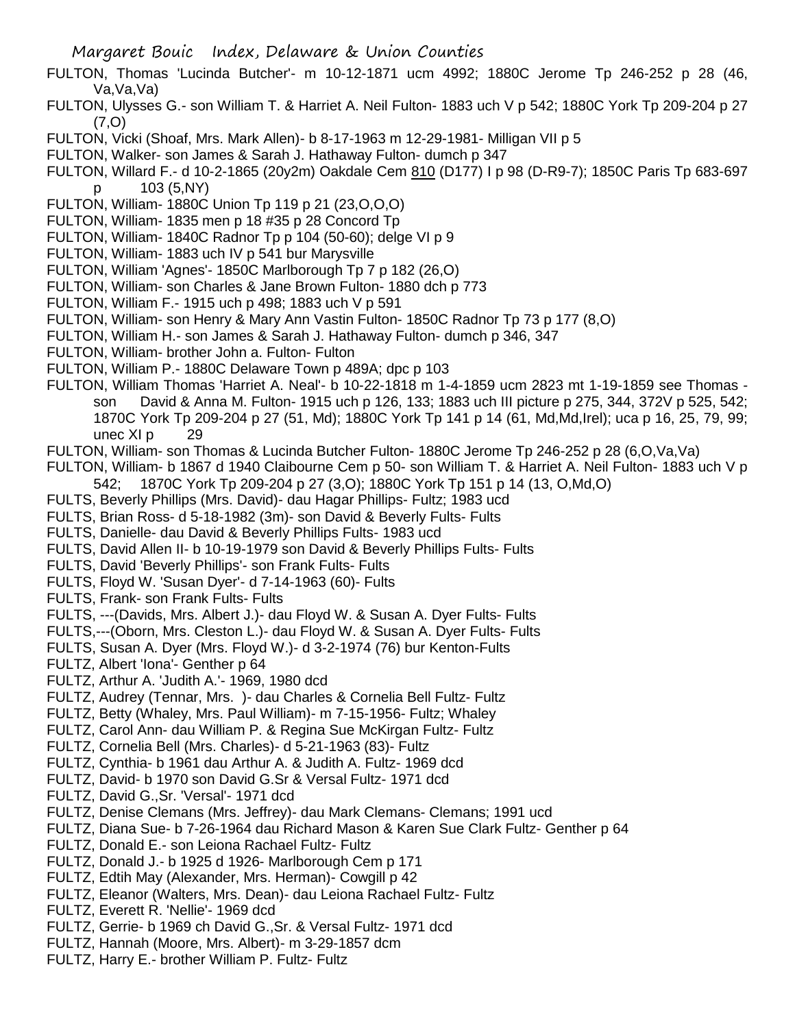FULTON, Thomas 'Lucinda Butcher'- m 10-12-1871 ucm 4992; 1880C Jerome Tp 246-252 p 28 (46, Va,Va,Va)

FULTON, Ulysses G.- son William T. & Harriet A. Neil Fulton- 1883 uch V p 542; 1880C York Tp 209-204 p 27 (7,O)

FULTON, Vicki (Shoaf, Mrs. Mark Allen)- b 8-17-1963 m 12-29-1981- Milligan VII p 5

FULTON, Walker- son James & Sarah J. Hathaway Fulton- dumch p 347

FULTON, Willard F.- d 10-2-1865 (20y2m) Oakdale Cem 810 (D177) I p 98 (D-R9-7); 1850C Paris Tp 683-697 p 103 (5,NY)

FULTON, William- 1880C Union Tp 119 p 21 (23,O,O,O)

FULTON, William- 1835 men p 18 #35 p 28 Concord Tp

FULTON, William- 1840C Radnor Tp p 104 (50-60); delge VI p 9

FULTON, William- 1883 uch IV p 541 bur Marysville

FULTON, William 'Agnes'- 1850C Marlborough Tp 7 p 182 (26,O)

FULTON, William- son Charles & Jane Brown Fulton- 1880 dch p 773

FULTON, William F.- 1915 uch p 498; 1883 uch V p 591

FULTON, William- son Henry & Mary Ann Vastin Fulton- 1850C Radnor Tp 73 p 177 (8,O)

FULTON, William H.- son James & Sarah J. Hathaway Fulton- dumch p 346, 347

FULTON, William- brother John a. Fulton- Fulton

FULTON, William P.- 1880C Delaware Town p 489A; dpc p 103

FULTON, William Thomas 'Harriet A. Neal'- b 10-22-1818 m 1-4-1859 ucm 2823 mt 1-19-1859 see Thomas - son David & Anna M. Fulton- 1915 uch p 126, 133; 1883 uch III picture p 275, 344, 372V p 525, 542; 1870C York Tp 209-204 p 27 (51, Md); 1880C York Tp 141 p 14 (61, Md,Md,Irel); uca p 16, 25, 79, 99; unec XI p 29

FULTON, William- son Thomas & Lucinda Butcher Fulton- 1880C Jerome Tp 246-252 p 28 (6,O,Va,Va)

FULTON, William- b 1867 d 1940 Claibourne Cem p 50- son William T. & Harriet A. Neil Fulton- 1883 uch V p 542; 1870C York Tp 209-204 p 27 (3,O); 1880C York Tp 151 p 14 (13, O,Md,O)

FULTS, Beverly Phillips (Mrs. David)- dau Hagar Phillips- Fultz; 1983 ucd

FULTS, Brian Ross- d 5-18-1982 (3m)- son David & Beverly Fults- Fults

FULTS, Danielle- dau David & Beverly Phillips Fults- 1983 ucd

FULTS, David Allen II- b 10-19-1979 son David & Beverly Phillips Fults- Fults

FULTS, David 'Beverly Phillips'- son Frank Fults- Fults

FULTS, Floyd W. 'Susan Dyer'- d 7-14-1963 (60)- Fults

FULTS, Frank- son Frank Fults- Fults

FULTS, ---(Davids, Mrs. Albert J.)- dau Floyd W. & Susan A. Dyer Fults- Fults

FULTS,---(Oborn, Mrs. Cleston L.)- dau Floyd W. & Susan A. Dyer Fults- Fults

FULTS, Susan A. Dyer (Mrs. Floyd W.)- d 3-2-1974 (76) bur Kenton-Fults

FULTZ, Albert 'Iona'- Genther p 64

FULTZ, Arthur A. 'Judith A.'- 1969, 1980 dcd

FULTZ, Audrey (Tennar, Mrs. )- dau Charles & Cornelia Bell Fultz- Fultz

FULTZ, Betty (Whaley, Mrs. Paul William)- m 7-15-1956- Fultz; Whaley

FULTZ, Carol Ann- dau William P. & Regina Sue McKirgan Fultz- Fultz

FULTZ, Cornelia Bell (Mrs. Charles)- d 5-21-1963 (83)- Fultz

FULTZ, Cynthia- b 1961 dau Arthur A. & Judith A. Fultz- 1969 dcd

FULTZ, David- b 1970 son David G.Sr & Versal Fultz- 1971 dcd

FULTZ, David G.,Sr. 'Versal'- 1971 dcd

FULTZ, Denise Clemans (Mrs. Jeffrey)- dau Mark Clemans- Clemans; 1991 ucd

FULTZ, Diana Sue- b 7-26-1964 dau Richard Mason & Karen Sue Clark Fultz- Genther p 64

FULTZ, Donald E.- son Leiona Rachael Fultz- Fultz

FULTZ, Donald J.- b 1925 d 1926- Marlborough Cem p 171

FULTZ, Edtih May (Alexander, Mrs. Herman)- Cowgill p 42

FULTZ, Eleanor (Walters, Mrs. Dean)- dau Leiona Rachael Fultz- Fultz

FULTZ, Everett R. 'Nellie'- 1969 dcd

FULTZ, Gerrie- b 1969 ch David G.,Sr. & Versal Fultz- 1971 dcd

FULTZ, Hannah (Moore, Mrs. Albert)- m 3-29-1857 dcm

FULTZ, Harry E.- brother William P. Fultz- Fultz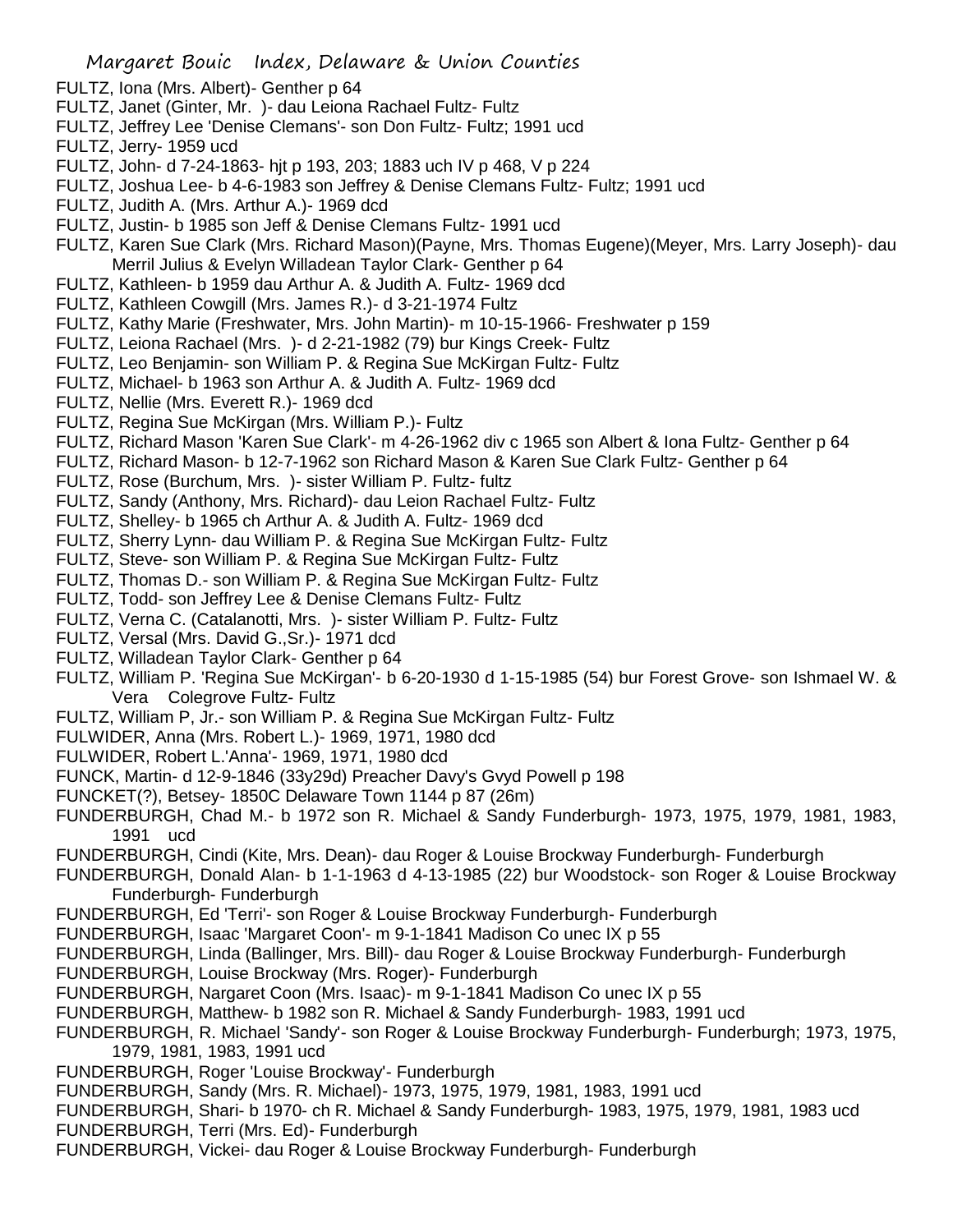FULTZ, Iona (Mrs. Albert)- Genther p 64
FULTZ, Janet (Ginter, Mr. )- dau Leiona Rachael Fultz- Fultz
FULTZ, Jeffrey Lee 'Denise Clemans'- son Don Fultz- Fultz; 1991 ucd
FULTZ, Jerry- 1959 ucd
FULTZ, John- d 7-24-1863- hjt p 193, 203; 1883 uch IV p 468, V p 224
FULTZ, Joshua Lee- b 4-6-1983 son Jeffrey & Denise Clemans Fultz- Fultz; 1991 ucd
FULTZ, Judith A. (Mrs. Arthur A.)- 1969 dcd
FULTZ, Justin- b 1985 son Jeff & Denise Clemans Fultz- 1991 ucd
FULTZ, Karen Sue Clark (Mrs. Richard Mason)(Payne, Mrs. Thomas Eugene)(Meyer, Mrs. Larry Joseph)- dau Merril Julius & Evelyn Willadean Taylor Clark- Genther p 64
FULTZ, Kathleen- b 1959 dau Arthur A. & Judith A. Fultz- 1969 dcd
FULTZ, Kathleen Cowgill (Mrs. James R.)- d 3-21-1974 Fultz
FULTZ, Kathy Marie (Freshwater, Mrs. John Martin)- m 10-15-1966- Freshwater p 159
FULTZ, Leiona Rachael (Mrs. )- d 2-21-1982 (79) bur Kings Creek- Fultz
FULTZ, Leo Benjamin- son William P. & Regina Sue McKirgan Fultz- Fultz
FULTZ, Michael- b 1963 son Arthur A. & Judith A. Fultz- 1969 dcd
FULTZ, Nellie (Mrs. Everett R.)- 1969 dcd
FULTZ, Regina Sue McKirgan (Mrs. William P.)- Fultz
FULTZ, Richard Mason 'Karen Sue Clark'- m 4-26-1962 div c 1965 son Albert & Iona Fultz- Genther p 64
FULTZ, Richard Mason- b 12-7-1962 son Richard Mason & Karen Sue Clark Fultz- Genther p 64
FULTZ, Rose (Burchum, Mrs. )- sister William P. Fultz- fultz
FULTZ, Sandy (Anthony, Mrs. Richard)- dau Leion Rachael Fultz- Fultz
FULTZ, Shelley- b 1965 ch Arthur A. & Judith A. Fultz- 1969 dcd
FULTZ, Sherry Lynn- dau William P. & Regina Sue McKirgan Fultz- Fultz
FULTZ, Steve- son William P. & Regina Sue McKirgan Fultz- Fultz
FULTZ, Thomas D.- son William P. & Regina Sue McKirgan Fultz- Fultz
FULTZ, Todd- son Jeffrey Lee & Denise Clemans Fultz- Fultz
FULTZ, Verna C. (Catalanotti, Mrs. )- sister William P. Fultz- Fultz
FULTZ, Versal (Mrs. David G.,Sr.)- 1971 dcd
FULTZ, Willadean Taylor Clark- Genther p 64
FULTZ, William P. 'Regina Sue McKirgan'- b 6-20-1930 d 1-15-1985 (54) bur Forest Grove- son Ishmael W. & Vera Colegrove Fultz- Fultz
FULTZ, William P, Jr.- son William P. & Regina Sue McKirgan Fultz- Fultz
FULWIDER, Anna (Mrs. Robert L.)- 1969, 1971, 1980 dcd
FULWIDER, Robert L.'Anna'- 1969, 1971, 1980 dcd
FUNCK, Martin- d 12-9-1846 (33y29d) Preacher Davy's Gvyd Powell p 198
FUNCKET(?), Betsey- 1850C Delaware Town 1144 p 87 (26m)
FUNDERBURGH, Chad M.- b 1972 son R. Michael & Sandy Funderburgh- 1973, 1975, 1979, 1981, 1983, 1991 ucd
FUNDERBURGH, Cindi (Kite, Mrs. Dean)- dau Roger & Louise Brockway Funderburgh- Funderburgh
FUNDERBURGH, Donald Alan- b 1-1-1963 d 4-13-1985 (22) bur Woodstock- son Roger & Louise Brockway Funderburgh- Funderburgh
FUNDERBURGH, Ed 'Terri'- son Roger & Louise Brockway Funderburgh- Funderburgh
FUNDERBURGH, Isaac 'Margaret Coon'- m 9-1-1841 Madison Co unec IX p 55
FUNDERBURGH, Linda (Ballinger, Mrs. Bill)- dau Roger & Louise Brockway Funderburgh- Funderburgh
FUNDERBURGH, Louise Brockway (Mrs. Roger)- Funderburgh
FUNDERBURGH, Nargaret Coon (Mrs. Isaac)- m 9-1-1841 Madison Co unec IX p 55
FUNDERBURGH, Matthew- b 1982 son R. Michael & Sandy Funderburgh- 1983, 1991 ucd
FUNDERBURGH, R. Michael 'Sandy'- son Roger & Louise Brockway Funderburgh- Funderburgh; 1973, 1975, 1979, 1981, 1983, 1991 ucd
FUNDERBURGH, Roger 'Louise Brockway'- Funderburgh
FUNDERBURGH, Sandy (Mrs. R. Michael)- 1973, 1975, 1979, 1981, 1983, 1991 ucd
FUNDERBURGH, Shari- b 1970- ch R. Michael & Sandy Funderburgh- 1983, 1975, 1979, 1981, 1983 ucd
FUNDERBURGH, Terri (Mrs. Ed)- Funderburgh
FUNDERBURGH, Vickei- dau Roger & Louise Brockway Funderburgh- Funderburgh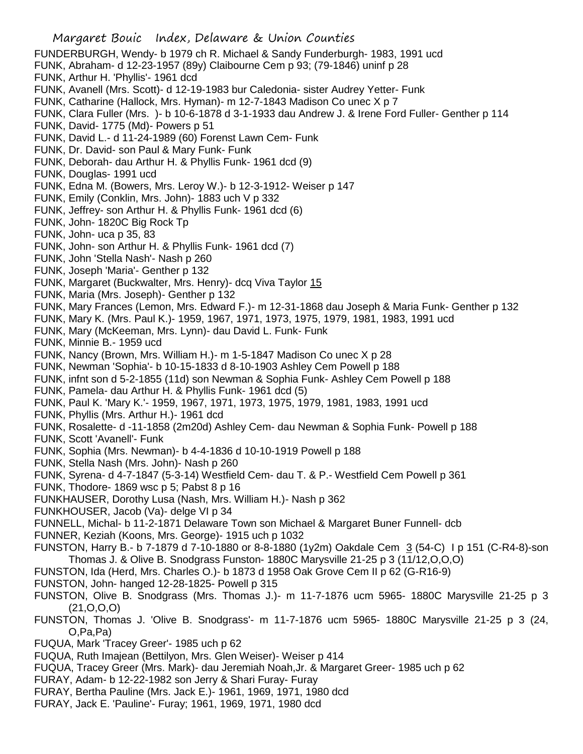FUNDERBURGH, Wendy- b 1979 ch R. Michael & Sandy Funderburgh- 1983, 1991 ucd
FUNK, Abraham- d 12-23-1957 (89y) Claibourne Cem p 93; (79-1846) uninf p 28
FUNK, Arthur H. 'Phyllis'- 1961 dcd
FUNK, Avanell (Mrs. Scott)- d 12-19-1983 bur Caledonia- sister Audrey Yetter- Funk
FUNK, Catharine (Hallock, Mrs. Hyman)- m 12-7-1843 Madison Co unec X p 7
FUNK, Clara Fuller (Mrs. )- b 10-6-1878 d 3-1-1933 dau Andrew J. & Irene Ford Fuller- Genther p 114
FUNK, David- 1775 (Md)- Powers p 51
FUNK, David L.- d 11-24-1989 (60) Forenst Lawn Cem- Funk
FUNK, Dr. David- son Paul & Mary Funk- Funk
FUNK, Deborah- dau Arthur H. & Phyllis Funk- 1961 dcd (9)
FUNK, Douglas- 1991 ucd
FUNK, Edna M. (Bowers, Mrs. Leroy W.)- b 12-3-1912- Weiser p 147
FUNK, Emily (Conklin, Mrs. John)- 1883 uch V p 332
FUNK, Jeffrey- son Arthur H. & Phyllis Funk- 1961 dcd (6)
FUNK, John- 1820C Big Rock Tp
FUNK, John- uca p 35, 83
FUNK, John- son Arthur H. & Phyllis Funk- 1961 dcd (7)
FUNK, John 'Stella Nash'- Nash p 260
FUNK, Joseph 'Maria'- Genther p 132
FUNK, Margaret (Buckwalter, Mrs. Henry)- dcq Viva Taylor 15
FUNK, Maria (Mrs. Joseph)- Genther p 132
FUNK, Mary Frances (Lemon, Mrs. Edward F.)- m 12-31-1868 dau Joseph & Maria Funk- Genther p 132
FUNK, Mary K. (Mrs. Paul K.)- 1959, 1967, 1971, 1973, 1975, 1979, 1981, 1983, 1991 ucd
FUNK, Mary (McKeeman, Mrs. Lynn)- dau David L. Funk- Funk
FUNK, Minnie B.- 1959 ucd
FUNK, Nancy (Brown, Mrs. William H.)- m 1-5-1847 Madison Co unec X p 28
FUNK, Newman 'Sophia'- b 10-15-1833 d 8-10-1903 Ashley Cem Powell p 188
FUNK, infnt son d 5-2-1855 (11d) son Newman & Sophia Funk- Ashley Cem Powell p 188
FUNK, Pamela- dau Arthur H. & Phyllis Funk- 1961 dcd (5)
FUNK, Paul K. 'Mary K.'- 1959, 1967, 1971, 1973, 1975, 1979, 1981, 1983, 1991 ucd
FUNK, Phyllis (Mrs. Arthur H.)- 1961 dcd
FUNK, Rosalette- d -11-1858 (2m20d) Ashley Cem- dau Newman & Sophia Funk- Powell p 188
FUNK, Scott 'Avanell'- Funk
FUNK, Sophia (Mrs. Newman)- b 4-4-1836 d 10-10-1919 Powell p 188
FUNK, Stella Nash (Mrs. John)- Nash p 260
FUNK, Syrena- d 4-7-1847 (5-3-14) Westfield Cem- dau T. & P.- Westfield Cem Powell p 361
FUNK, Thodore- 1869 wsc p 5; Pabst 8 p 16
FUNKHAUSER, Dorothy Lusa (Nash, Mrs. William H.)- Nash p 362
FUNKHOUSER, Jacob (Va)- delge VI p 34
FUNNELL, Michal- b 11-2-1871 Delaware Town son Michael & Margaret Buner Funnell- dcb
FUNNER, Keziah (Koons, Mrs. George)- 1915 uch p 1032
FUNSTON, Harry B.- b 7-1879 d 7-10-1880 or 8-8-1880 (1y2m) Oakdale Cem 3 (54-C) I p 151 (C-R4-8)-son Thomas J. & Olive B. Snodgrass Funston- 1880C Marysville 21-25 p 3 (11/12,O,O,O)
FUNSTON, Ida (Herd, Mrs. Charles O.)- b 1873 d 1958 Oak Grove Cem II p 62 (G-R16-9)
FUNSTON, John- hanged 12-28-1825- Powell p 315
FUNSTON, Olive B. Snodgrass (Mrs. Thomas J.)- m 11-7-1876 ucm 5965- 1880C Marysville 21-25 p 3 (21,O,O,O)
FUNSTON, Thomas J. 'Olive B. Snodgrass'- m 11-7-1876 ucm 5965- 1880C Marysville 21-25 p 3 (24, O,Pa,Pa)
FUQUA, Mark 'Tracey Greer'- 1985 uch p 62
FUQUA, Ruth Imajean (Bettilyon, Mrs. Glen Weiser)- Weiser p 414
FUQUA, Tracey Greer (Mrs. Mark)- dau Jeremiah Noah,Jr. & Margaret Greer- 1985 uch p 62
FURAY, Adam- b 12-22-1982 son Jerry & Shari Furay- Furay
FURAY, Bertha Pauline (Mrs. Jack E.)- 1961, 1969, 1971, 1980 dcd
FURAY, Jack E. 'Pauline'- Furay; 1961, 1969, 1971, 1980 dcd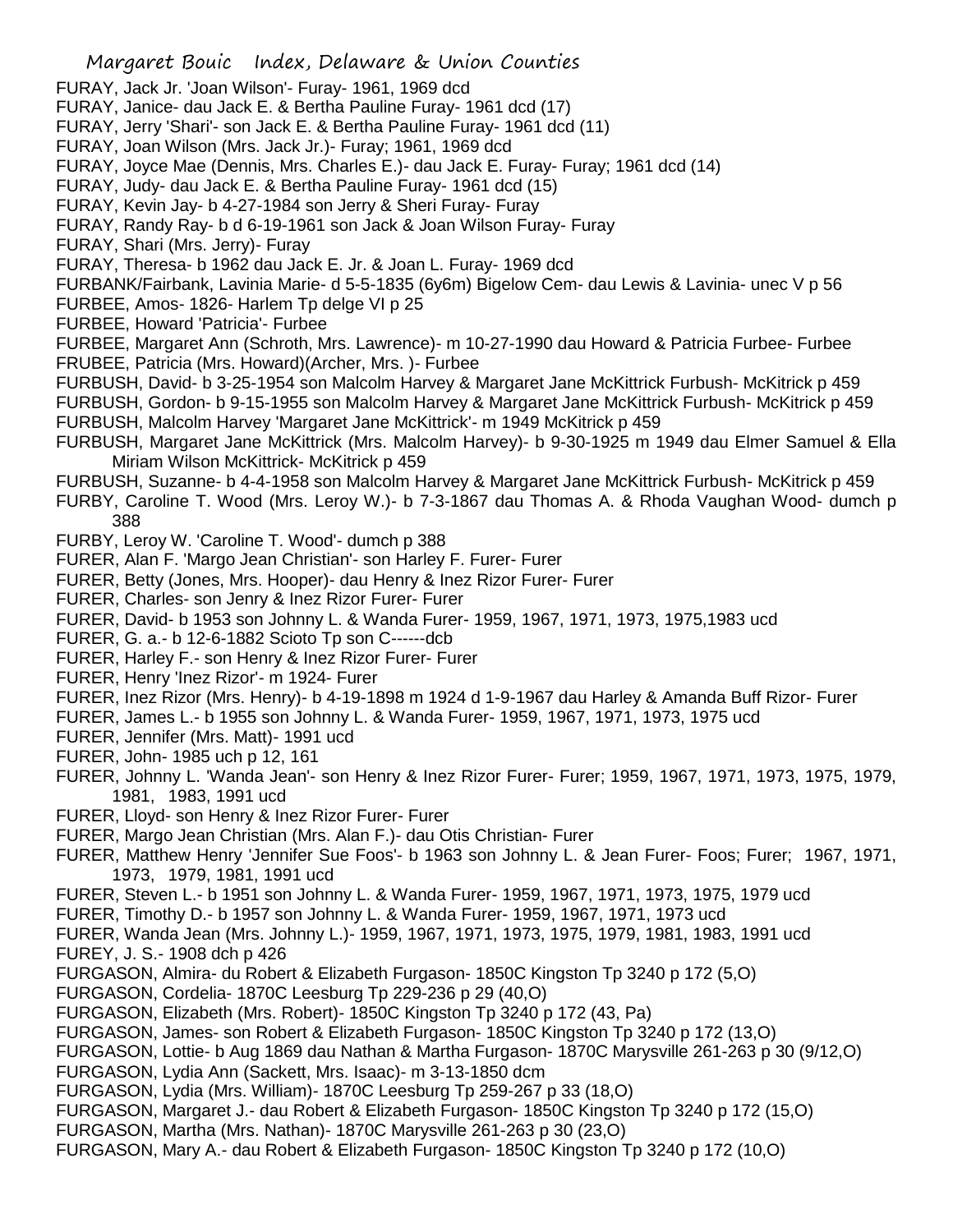FURAY, Jack Jr. 'Joan Wilson'- Furay- 1961, 1969 dcd
FURAY, Janice- dau Jack E. & Bertha Pauline Furay- 1961 dcd (17)
FURAY, Jerry 'Shari'- son Jack E. & Bertha Pauline Furay- 1961 dcd (11)
FURAY, Joan Wilson (Mrs. Jack Jr.)- Furay; 1961, 1969 dcd
FURAY, Joyce Mae (Dennis, Mrs. Charles E.)- dau Jack E. Furay- Furay; 1961 dcd (14)
FURAY, Judy- dau Jack E. & Bertha Pauline Furay- 1961 dcd (15)
FURAY, Kevin Jay- b 4-27-1984 son Jerry & Sheri Furay- Furay
FURAY, Randy Ray- b d 6-19-1961 son Jack & Joan Wilson Furay- Furay
FURAY, Shari (Mrs. Jerry)- Furay
FURAY, Theresa- b 1962 dau Jack E. Jr. & Joan L. Furay- 1969 dcd
FURBANK/Fairbank, Lavinia Marie- d 5-5-1835 (6y6m) Bigelow Cem- dau Lewis & Lavinia- unec V p 56
FURBEE, Amos- 1826- Harlem Tp delge VI p 25
FURBEE, Howard 'Patricia'- Furbee
FURBEE, Margaret Ann (Schroth, Mrs. Lawrence)- m 10-27-1990 dau Howard & Patricia Furbee- Furbee
FRUBEE, Patricia (Mrs. Howard)(Archer, Mrs. )- Furbee
FURBUSH, David- b 3-25-1954 son Malcolm Harvey & Margaret Jane McKittrick Furbush- McKitrick p 459
FURBUSH, Gordon- b 9-15-1955 son Malcolm Harvey & Margaret Jane McKittrick Furbush- McKitrick p 459
FURBUSH, Malcolm Harvey 'Margaret Jane McKittrick'- m 1949 McKitrick p 459
FURBUSH, Margaret Jane McKittrick (Mrs. Malcolm Harvey)- b 9-30-1925 m 1949 dau Elmer Samuel & Ella Miriam Wilson McKittrick- McKitrick p 459
FURBUSH, Suzanne- b 4-4-1958 son Malcolm Harvey & Margaret Jane McKittrick Furbush- McKitrick p 459
FURBY, Caroline T. Wood (Mrs. Leroy W.)- b 7-3-1867 dau Thomas A. & Rhoda Vaughan Wood- dumch p 388
FURBY, Leroy W. 'Caroline T. Wood'- dumch p 388
FURER, Alan F. 'Margo Jean Christian'- son Harley F. Furer- Furer
FURER, Betty (Jones, Mrs. Hooper)- dau Henry & Inez Rizor Furer- Furer
FURER, Charles- son Jenry & Inez Rizor Furer- Furer
FURER, David- b 1953 son Johnny L. & Wanda Furer- 1959, 1967, 1971, 1973, 1975,1983 ucd
FURER, G. a.- b 12-6-1882 Scioto Tp son C------dcb
FURER, Harley F.- son Henry & Inez Rizor Furer- Furer
FURER, Henry 'Inez Rizor'- m 1924- Furer
FURER, Inez Rizor (Mrs. Henry)- b 4-19-1898 m 1924 d 1-9-1967 dau Harley & Amanda Buff Rizor- Furer
FURER, James L.- b 1955 son Johnny L. & Wanda Furer- 1959, 1967, 1971, 1973, 1975 ucd
FURER, Jennifer (Mrs. Matt)- 1991 ucd
FURER, John- 1985 uch p 12, 161
FURER, Johnny L. 'Wanda Jean'- son Henry & Inez Rizor Furer- Furer; 1959, 1967, 1971, 1973, 1975, 1979, 1981, 1983, 1991 ucd
FURER, Lloyd- son Henry & Inez Rizor Furer- Furer
FURER, Margo Jean Christian (Mrs. Alan F.)- dau Otis Christian- Furer
FURER, Matthew Henry 'Jennifer Sue Foos'- b 1963 son Johnny L. & Jean Furer- Foos; Furer; 1967, 1971, 1973, 1979, 1981, 1991 ucd
FURER, Steven L.- b 1951 son Johnny L. & Wanda Furer- 1959, 1967, 1971, 1973, 1975, 1979 ucd
FURER, Timothy D.- b 1957 son Johnny L. & Wanda Furer- 1959, 1967, 1971, 1973 ucd
FURER, Wanda Jean (Mrs. Johnny L.)- 1959, 1967, 1971, 1973, 1975, 1979, 1981, 1983, 1991 ucd
FUREY, J. S.- 1908 dch p 426
FURGASON, Almira- du Robert & Elizabeth Furgason- 1850C Kingston Tp 3240 p 172 (5,O)
FURGASON, Cordelia- 1870C Leesburg Tp 229-236 p 29 (40,O)
FURGASON, Elizabeth (Mrs. Robert)- 1850C Kingston Tp 3240 p 172 (43, Pa)
FURGASON, James- son Robert & Elizabeth Furgason- 1850C Kingston Tp 3240 p 172 (13,O)
FURGASON, Lottie- b Aug 1869 dau Nathan & Martha Furgason- 1870C Marysville 261-263 p 30 (9/12,O)
FURGASON, Lydia Ann (Sackett, Mrs. Isaac)- m 3-13-1850 dcm
FURGASON, Lydia (Mrs. William)- 1870C Leesburg Tp 259-267 p 33 (18,O)
FURGASON, Margaret J.- dau Robert & Elizabeth Furgason- 1850C Kingston Tp 3240 p 172 (15,O)
FURGASON, Martha (Mrs. Nathan)- 1870C Marysville 261-263 p 30 (23,O)
FURGASON, Mary A.- dau Robert & Elizabeth Furgason- 1850C Kingston Tp 3240 p 172 (10,O)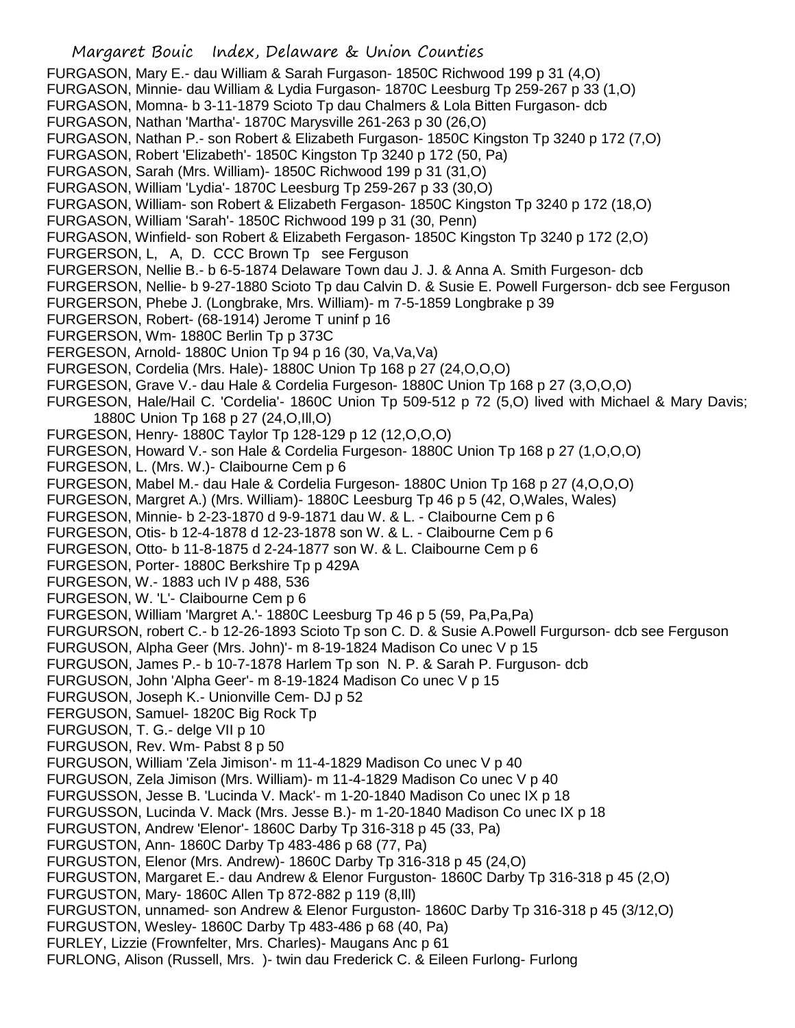FURGASON, Mary E.- dau William & Sarah Furgason- 1850C Richwood 199 p 31 (4,O)
FURGASON, Minnie- dau William & Lydia Furgason- 1870C Leesburg Tp 259-267 p 33 (1,O)
FURGASON, Momna- b 3-11-1879 Scioto Tp dau Chalmers & Lola Bitten Furgason- dcb
FURGASON, Nathan 'Martha'- 1870C Marysville 261-263 p 30 (26,O)
FURGASON, Nathan P.- son Robert & Elizabeth Furgason- 1850C Kingston Tp 3240 p 172 (7,O)
FURGASON, Robert 'Elizabeth'- 1850C Kingston Tp 3240 p 172 (50, Pa)
FURGASON, Sarah (Mrs. William)- 1850C Richwood 199 p 31 (31,O)
FURGASON, William 'Lydia'- 1870C Leesburg Tp 259-267 p 33 (30,O)
FURGASON, William- son Robert & Elizabeth Fergason- 1850C Kingston Tp 3240 p 172 (18,O)
FURGASON, William 'Sarah'- 1850C Richwood 199 p 31 (30, Penn)
FURGASON, Winfield- son Robert & Elizabeth Fergason- 1850C Kingston Tp 3240 p 172 (2,O)
FURGERSON, L, A, D. CCC Brown Tp see Ferguson
FURGERSON, Nellie B.- b 6-5-1874 Delaware Town dau J. J. & Anna A. Smith Furgeson- dcb
FURGERSON, Nellie- b 9-27-1880 Scioto Tp dau Calvin D. & Susie E. Powell Furgerson- dcb see Ferguson
FURGERSON, Phebe J. (Longbrake, Mrs. William)- m 7-5-1859 Longbrake p 39
FURGERSON, Robert- (68-1914) Jerome T uninf p 16
FURGERSON, Wm- 1880C Berlin Tp p 373C
FERGESON, Arnold- 1880C Union Tp 94 p 16 (30, Va,Va,Va)
FURGESON, Cordelia (Mrs. Hale)- 1880C Union Tp 168 p 27 (24,O,O,O)
FURGESON, Grave V.- dau Hale & Cordelia Furgeson- 1880C Union Tp 168 p 27 (3,O,O,O)
FURGESON, Hale/Hail C. 'Cordelia'- 1860C Union Tp 509-512 p 72 (5,O) lived with Michael & Mary Davis; 1880C Union Tp 168 p 27 (24,O,Ill,O)
FURGESON, Henry- 1880C Taylor Tp 128-129 p 12 (12,O,O,O)
FURGESON, Howard V.- son Hale & Cordelia Furgeson- 1880C Union Tp 168 p 27 (1,O,O,O)
FURGESON, L. (Mrs. W.)- Claibourne Cem p 6
FURGESON, Mabel M.- dau Hale & Cordelia Furgeson- 1880C Union Tp 168 p 27 (4,O,O,O)
FURGESON, Margret A.) (Mrs. William)- 1880C Leesburg Tp 46 p 5 (42, O,Wales, Wales)
FURGESON, Minnie- b 2-23-1870 d 9-9-1871 dau W. & L. - Claibourne Cem p 6
FURGESON, Otis- b 12-4-1878 d 12-23-1878 son W. & L. - Claibourne Cem p 6
FURGESON, Otto- b 11-8-1875 d 2-24-1877 son W. & L. Claibourne Cem p 6
FURGESON, Porter- 1880C Berkshire Tp p 429A
FURGESON, W.- 1883 uch IV p 488, 536
FURGESON, W. 'L'- Claibourne Cem p 6
FURGESON, William 'Margret A.'- 1880C Leesburg Tp 46 p 5 (59, Pa,Pa,Pa)
FURGURSON, robert C.- b 12-26-1893 Scioto Tp son C. D. & Susie A.Powell Furgurson- dcb see Ferguson
FURGUSON, Alpha Geer (Mrs. John)'- m 8-19-1824 Madison Co unec V p 15
FURGUSON, James P.- b 10-7-1878 Harlem Tp son N. P. & Sarah P. Furguson- dcb
FURGUSON, John 'Alpha Geer'- m 8-19-1824 Madison Co unec V p 15
FURGUSON, Joseph K.- Unionville Cem- DJ p 52
FERGUSON, Samuel- 1820C Big Rock Tp
FURGUSON, T. G.- delge VII p 10
FURGUSON, Rev. Wm- Pabst 8 p 50
FURGUSON, William 'Zela Jimison'- m 11-4-1829 Madison Co unec V p 40
FURGUSON, Zela Jimison (Mrs. William)- m 11-4-1829 Madison Co unec V p 40
FURGUSSON, Jesse B. 'Lucinda V. Mack'- m 1-20-1840 Madison Co unec IX p 18
FURGUSSON, Lucinda V. Mack (Mrs. Jesse B.)- m 1-20-1840 Madison Co unec IX p 18
FURGUSTON, Andrew 'Elenor'- 1860C Darby Tp 316-318 p 45 (33, Pa)
FURGUSTON, Ann- 1860C Darby Tp 483-486 p 68 (77, Pa)
FURGUSTON, Elenor (Mrs. Andrew)- 1860C Darby Tp 316-318 p 45 (24,O)
FURGUSTON, Margaret E.- dau Andrew & Elenor Furguston- 1860C Darby Tp 316-318 p 45 (2,O)
FURGUSTON, Mary- 1860C Allen Tp 872-882 p 119 (8,Ill)
FURGUSTON, unnamed- son Andrew & Elenor Furguston- 1860C Darby Tp 316-318 p 45 (3/12,O)
FURGUSTON, Wesley- 1860C Darby Tp 483-486 p 68 (40, Pa)
FURLEY, Lizzie (Frownfelter, Mrs. Charles)- Maugans Anc p 61
FURLONG, Alison (Russell, Mrs. )- twin dau Frederick C. & Eileen Furlong- Furlong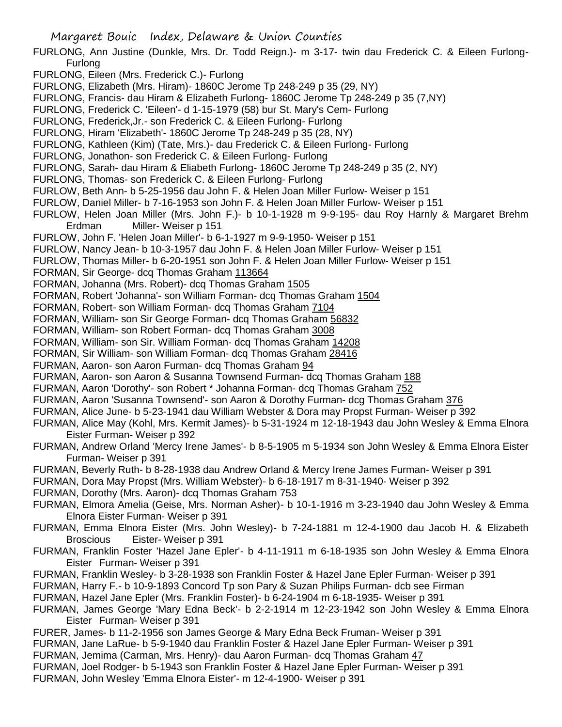FURLONG, Ann Justine (Dunkle, Mrs. Dr. Todd Reign.)- m 3-17- twin dau Frederick C. & Eileen Furlong- Furlong

FURLONG, Eileen (Mrs. Frederick C.)- Furlong

FURLONG, Elizabeth (Mrs. Hiram)- 1860C Jerome Tp 248-249 p 35 (29, NY)

FURLONG, Francis- dau Hiram & Elizabeth Furlong- 1860C Jerome Tp 248-249 p 35 (7,NY)

FURLONG, Frederick C. 'Eileen'- d 1-15-1979 (58) bur St. Mary's Cem- Furlong

FURLONG, Frederick,Jr.- son Frederick C. & Eileen Furlong- Furlong

FURLONG, Hiram 'Elizabeth'- 1860C Jerome Tp 248-249 p 35 (28, NY)

FURLONG, Kathleen (Kim) (Tate, Mrs.)- dau Frederick C. & Eileen Furlong- Furlong

FURLONG, Jonathon- son Frederick C. & Eileen Furlong- Furlong

FURLONG, Sarah- dau Hiram & Eliabeth Furlong- 1860C Jerome Tp 248-249 p 35 (2, NY)

FURLONG, Thomas- son Frederick C. & Eileen Furlong- Furlong

FURLOW, Beth Ann- b 5-25-1956 dau John F. & Helen Joan Miller Furlow- Weiser p 151

FURLOW, Daniel Miller- b 7-16-1953 son John F. & Helen Joan Miller Furlow- Weiser p 151

FURLOW, Helen Joan Miller (Mrs. John F.)- b 10-1-1928 m 9-9-195- dau Roy Harnly & Margaret Brehm Erdman Miller- Weiser p 151

FURLOW, John F. 'Helen Joan Miller'- b 6-1-1927 m 9-9-1950- Weiser p 151

FURLOW, Nancy Jean- b 10-3-1957 dau John F. & Helen Joan Miller Furlow- Weiser p 151

FURLOW, Thomas Miller- b 6-20-1951 son John F. & Helen Joan Miller Furlow- Weiser p 151

FORMAN, Sir George- dcq Thomas Graham 113664

FORMAN, Johanna (Mrs. Robert)- dcq Thomas Graham 1505

FORMAN, Robert 'Johanna'- son William Forman- dcq Thomas Graham 1504

FORMAN, Robert- son William Forman- dcq Thomas Graham 7104

FORMAN, William- son Sir George Forman- dcq Thomas Graham 56832

FORMAN, William- son Robert Forman- dcq Thomas Graham 3008

FORMAN, William- son Sir. William Forman- dcq Thomas Graham 14208

FORMAN, Sir William- son William Forman- dcq Thomas Graham 28416

FURMAN, Aaron- son Aaron Furman- dcq Thomas Graham 94

FURMAN, Aaron- son Aaron & Susanna Townsend Furman- dcq Thomas Graham 188

FURMAN, Aaron 'Dorothy'- son Robert * Johanna Forman- dcq Thomas Graham 752

FURMAN, Aaron 'Susanna Townsend'- son Aaron & Dorothy Furman- dcg Thomas Graham 376

FURMAN, Alice June- b 5-23-1941 dau William Webster & Dora may Propst Furman- Weiser p 392

FURMAN, Alice May (Kohl, Mrs. Kermit James)- b 5-31-1924 m 12-18-1943 dau John Wesley & Emma Elnora Eister Furman- Weiser p 392

FURMAN, Andrew Orland 'Mercy Irene James'- b 8-5-1905 m 5-1934 son John Wesley & Emma Elnora Eister Furman- Weiser p 391

FURMAN, Beverly Ruth- b 8-28-1938 dau Andrew Orland & Mercy Irene James Furman- Weiser p 391

FURMAN, Dora May Propst (Mrs. William Webster)- b 6-18-1917 m 8-31-1940- Weiser p 392

FURMAN, Dorothy (Mrs. Aaron)- dcq Thomas Graham 753

FURMAN, Elmora Amelia (Geise, Mrs. Norman Asher)- b 10-1-1916 m 3-23-1940 dau John Wesley & Emma Elnora Eister Furman- Weiser p 391

FURMAN, Emma Elnora Eister (Mrs. John Wesley)- b 7-24-1881 m 12-4-1900 dau Jacob H. & Elizabeth Broscious Eister- Weiser p 391

FURMAN, Franklin Foster 'Hazel Jane Epler'- b 4-11-1911 m 6-18-1935 son John Wesley & Emma Elnora Eister Furman- Weiser p 391

FURMAN, Franklin Wesley- b 3-28-1938 son Franklin Foster & Hazel Jane Epler Furman- Weiser p 391

FURMAN, Harry F.- b 10-9-1893 Concord Tp son Pary & Suzan Philips Furman- dcb see Firman

FURMAN, Hazel Jane Epler (Mrs. Franklin Foster)- b 6-24-1904 m 6-18-1935- Weiser p 391

FURMAN, James George 'Mary Edna Beck'- b 2-2-1914 m 12-23-1942 son John Wesley & Emma Elnora Eister Furman- Weiser p 391

FURER, James- b 11-2-1956 son James George & Mary Edna Beck Fruman- Weiser p 391

FURMAN, Jane LaRue- b 5-9-1940 dau Franklin Foster & Hazel Jane Epler Furman- Weiser p 391

FURMAN, Jemima (Carman, Mrs. Henry)- dau Aaron Furman- dcq Thomas Graham 47

FURMAN, Joel Rodger- b 5-1943 son Franklin Foster & Hazel Jane Epler Furman- Weiser p 391

FURMAN, John Wesley 'Emma Elnora Eister'- m 12-4-1900- Weiser p 391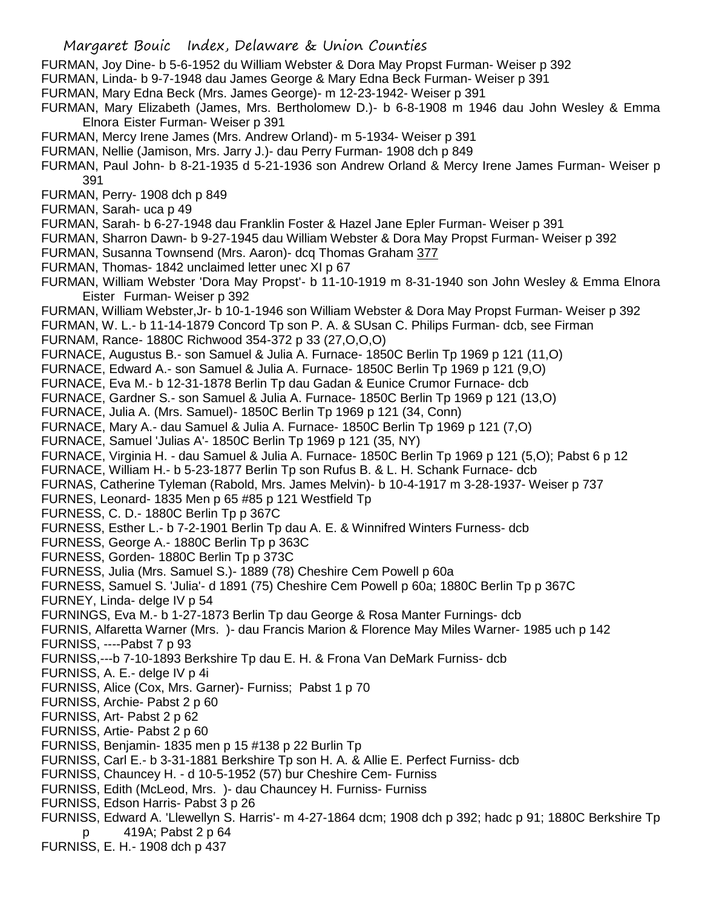FURMAN, Joy Dine- b 5-6-1952 du William Webster & Dora May Propst Furman- Weiser p 392

FURMAN, Linda- b 9-7-1948 dau James George & Mary Edna Beck Furman- Weiser p 391

FURMAN, Mary Edna Beck (Mrs. James George)- m 12-23-1942- Weiser p 391

FURMAN, Mary Elizabeth (James, Mrs. Bertholomew D.)- b 6-8-1908 m 1946 dau John Wesley & Emma Elnora Eister Furman- Weiser p 391

FURMAN, Mercy Irene James (Mrs. Andrew Orland)- m 5-1934- Weiser p 391

FURMAN, Nellie (Jamison, Mrs. Jarry J.)- dau Perry Furman- 1908 dch p 849

FURMAN, Paul John- b 8-21-1935 d 5-21-1936 son Andrew Orland & Mercy Irene James Furman- Weiser p 391

FURMAN, Perry- 1908 dch p 849

FURMAN, Sarah- uca p 49

FURMAN, Sarah- b 6-27-1948 dau Franklin Foster & Hazel Jane Epler Furman- Weiser p 391

FURMAN, Sharron Dawn- b 9-27-1945 dau William Webster & Dora May Propst Furman- Weiser p 392

FURMAN, Susanna Townsend (Mrs. Aaron)- dcq Thomas Graham 377

FURMAN, Thomas- 1842 unclaimed letter unec XI p 67

FURMAN, William Webster 'Dora May Propst'- b 11-10-1919 m 8-31-1940 son John Wesley & Emma Elnora Eister Furman- Weiser p 392

FURMAN, William Webster,Jr- b 10-1-1946 son William Webster & Dora May Propst Furman- Weiser p 392

FURMAN, W. L.- b 11-14-1879 Concord Tp son P. A. & SUsan C. Philips Furman- dcb, see Firman

FURNAM, Rance- 1880C Richwood 354-372 p 33 (27,O,O,O)

FURNACE, Augustus B.- son Samuel & Julia A. Furnace- 1850C Berlin Tp 1969 p 121 (11,O)

FURNACE, Edward A.- son Samuel & Julia A. Furnace- 1850C Berlin Tp 1969 p 121 (9,O)

FURNACE, Eva M.- b 12-31-1878 Berlin Tp dau Gadan & Eunice Crumor Furnace- dcb

FURNACE, Gardner S.- son Samuel & Julia A. Furnace- 1850C Berlin Tp 1969 p 121 (13,O)

FURNACE, Julia A. (Mrs. Samuel)- 1850C Berlin Tp 1969 p 121 (34, Conn)

FURNACE, Mary A.- dau Samuel & Julia A. Furnace- 1850C Berlin Tp 1969 p 121 (7,O)

FURNACE, Samuel 'Julias A'- 1850C Berlin Tp 1969 p 121 (35, NY)

FURNACE, Virginia H. - dau Samuel & Julia A. Furnace- 1850C Berlin Tp 1969 p 121 (5,O); Pabst 6 p 12

FURNACE, William H.- b 5-23-1877 Berlin Tp son Rufus B. & L. H. Schank Furnace- dcb

FURNAS, Catherine Tyleman (Rabold, Mrs. James Melvin)- b 10-4-1917 m 3-28-1937- Weiser p 737

FURNES, Leonard- 1835 Men p 65 #85 p 121 Westfield Tp

FURNESS, C. D.- 1880C Berlin Tp p 367C

FURNESS, Esther L.- b 7-2-1901 Berlin Tp dau A. E. & Winnifred Winters Furness- dcb

FURNESS, George A.- 1880C Berlin Tp p 363C

FURNESS, Gorden- 1880C Berlin Tp p 373C

FURNESS, Julia (Mrs. Samuel S.)- 1889 (78) Cheshire Cem Powell p 60a

FURNESS, Samuel S. 'Julia'- d 1891 (75) Cheshire Cem Powell p 60a; 1880C Berlin Tp p 367C

FURNEY, Linda- delge IV p 54

FURNINGS, Eva M.- b 1-27-1873 Berlin Tp dau George & Rosa Manter Furnings- dcb

FURNIS, Alfaretta Warner (Mrs. )- dau Francis Marion & Florence May Miles Warner- 1985 uch p 142

FURNISS, ----Pabst 7 p 93

FURNISS,---b 7-10-1893 Berkshire Tp dau E. H. & Frona Van DeMark Furniss- dcb

FURNISS, A. E.- delge IV p 4i

FURNISS, Alice (Cox, Mrs. Garner)- Furniss; Pabst 1 p 70

FURNISS, Archie- Pabst 2 p 60

FURNISS, Art- Pabst 2 p 62

FURNISS, Artie- Pabst 2 p 60

FURNISS, Benjamin- 1835 men p 15 #138 p 22 Burlin Tp

FURNISS, Carl E.- b 3-31-1881 Berkshire Tp son H. A. & Allie E. Perfect Furniss- dcb

FURNISS, Chauncey H. - d 10-5-1952 (57) bur Cheshire Cem- Furniss

FURNISS, Edith (McLeod, Mrs. )- dau Chauncey H. Furniss- Furniss

FURNISS, Edson Harris- Pabst 3 p 26

FURNISS, Edward A. 'Llewellyn S. Harris'- m 4-27-1864 dcm; 1908 dch p 392; hadc p 91; 1880C Berkshire Tp p 419A; Pabst 2 p 64

FURNISS, E. H.- 1908 dch p 437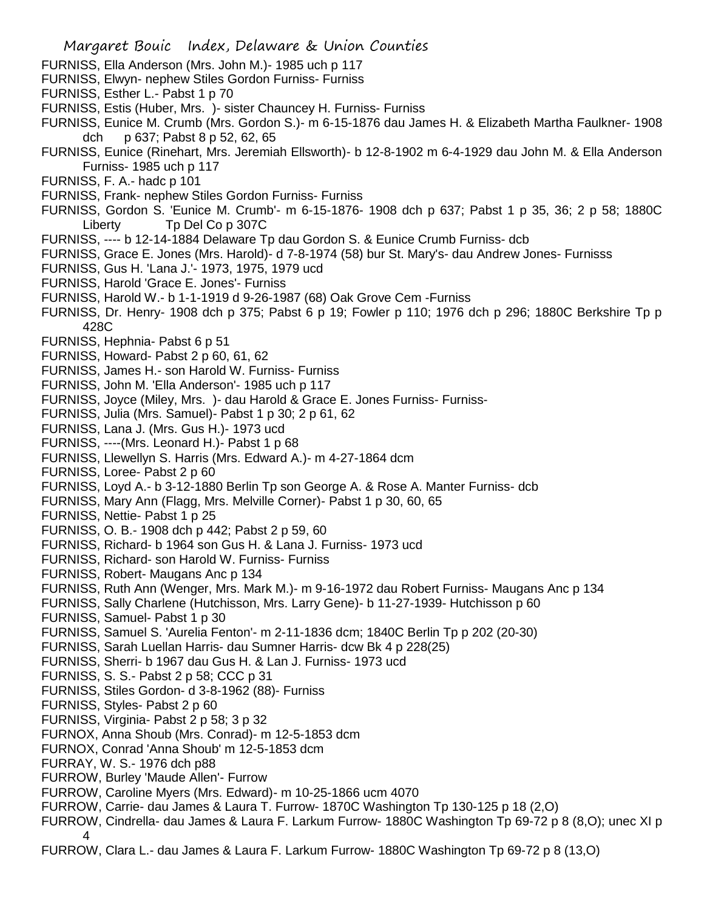FURNISS, Ella Anderson (Mrs. John M.)- 1985 uch p 117
FURNISS, Elwyn- nephew Stiles Gordon Furniss- Furniss
FURNISS, Esther L.- Pabst 1 p 70
FURNISS, Estis (Huber, Mrs. )- sister Chauncey H. Furniss- Furniss
FURNISS, Eunice M. Crumb (Mrs. Gordon S.)- m 6-15-1876 dau James H. & Elizabeth Martha Faulkner- 1908 dch p 637; Pabst 8 p 52, 62, 65
FURNISS, Eunice (Rinehart, Mrs. Jeremiah Ellsworth)- b 12-8-1902 m 6-4-1929 dau John M. & Ella Anderson Furniss- 1985 uch p 117
FURNISS, F. A.- hadc p 101
FURNISS, Frank- nephew Stiles Gordon Furniss- Furniss
FURNISS, Gordon S. 'Eunice M. Crumb'- m 6-15-1876- 1908 dch p 637; Pabst 1 p 35, 36; 2 p 58; 1880C Liberty Tp Del Co p 307C
FURNISS, ---- b 12-14-1884 Delaware Tp dau Gordon S. & Eunice Crumb Furniss- dcb
FURNISS, Grace E. Jones (Mrs. Harold)- d 7-8-1974 (58) bur St. Mary's- dau Andrew Jones- Furnisss
FURNISS, Gus H. 'Lana J.'- 1973, 1975, 1979 ucd
FURNISS, Harold 'Grace E. Jones'- Furniss
FURNISS, Harold W.- b 1-1-1919 d 9-26-1987 (68) Oak Grove Cem -Furniss
FURNISS, Dr. Henry- 1908 dch p 375; Pabst 6 p 19; Fowler p 110; 1976 dch p 296; 1880C Berkshire Tp p 428C
FURNISS, Hephnia- Pabst 6 p 51
FURNISS, Howard- Pabst 2 p 60, 61, 62
FURNISS, James H.- son Harold W. Furniss- Furniss
FURNISS, John M. 'Ella Anderson'- 1985 uch p 117
FURNISS, Joyce (Miley, Mrs. )- dau Harold & Grace E. Jones Furniss- Furniss-
FURNISS, Julia (Mrs. Samuel)- Pabst 1 p 30; 2 p 61, 62
FURNISS, Lana J. (Mrs. Gus H.)- 1973 ucd
FURNISS, ----(Mrs. Leonard H.)- Pabst 1 p 68
FURNISS, Llewellyn S. Harris (Mrs. Edward A.)- m 4-27-1864 dcm
FURNISS, Loree- Pabst 2 p 60
FURNISS, Loyd A.- b 3-12-1880 Berlin Tp son George A. & Rose A. Manter Furniss- dcb
FURNISS, Mary Ann (Flagg, Mrs. Melville Corner)- Pabst 1 p 30, 60, 65
FURNISS, Nettie- Pabst 1 p 25
FURNISS, O. B.- 1908 dch p 442; Pabst 2 p 59, 60
FURNISS, Richard- b 1964 son Gus H. & Lana J. Furniss- 1973 ucd
FURNISS, Richard- son Harold W. Furniss- Furniss
FURNISS, Robert- Maugans Anc p 134
FURNISS, Ruth Ann (Wenger, Mrs. Mark M.)- m 9-16-1972 dau Robert Furniss- Maugans Anc p 134
FURNISS, Sally Charlene (Hutchisson, Mrs. Larry Gene)- b 11-27-1939- Hutchisson p 60
FURNISS, Samuel- Pabst 1 p 30
FURNISS, Samuel S. 'Aurelia Fenton'- m 2-11-1836 dcm; 1840C Berlin Tp p 202 (20-30)
FURNISS, Sarah Luellan Harris- dau Sumner Harris- dcw Bk 4 p 228(25)
FURNISS, Sherri- b 1967 dau Gus H. & Lan J. Furniss- 1973 ucd
FURNISS, S. S.- Pabst 2 p 58; CCC p 31
FURNISS, Stiles Gordon- d 3-8-1962 (88)- Furniss
FURNISS, Styles- Pabst 2 p 60
FURNISS, Virginia- Pabst 2 p 58; 3 p 32
FURNOX, Anna Shoub (Mrs. Conrad)- m 12-5-1853 dcm
FURNOX, Conrad 'Anna Shoub' m 12-5-1853 dcm
FURRAY, W. S.- 1976 dch p88
FURROW, Burley 'Maude Allen'- Furrow
FURROW, Caroline Myers (Mrs. Edward)- m 10-25-1866 ucm 4070
FURROW, Carrie- dau James & Laura T. Furrow- 1870C Washington Tp 130-125 p 18 (2,O)
FURROW, Cindrella- dau James & Laura F. Larkum Furrow- 1880C Washington Tp 69-72 p 8 (8,O); unec XI p 4
FURROW, Clara L.- dau James & Laura F. Larkum Furrow- 1880C Washington Tp 69-72 p 8 (13,O)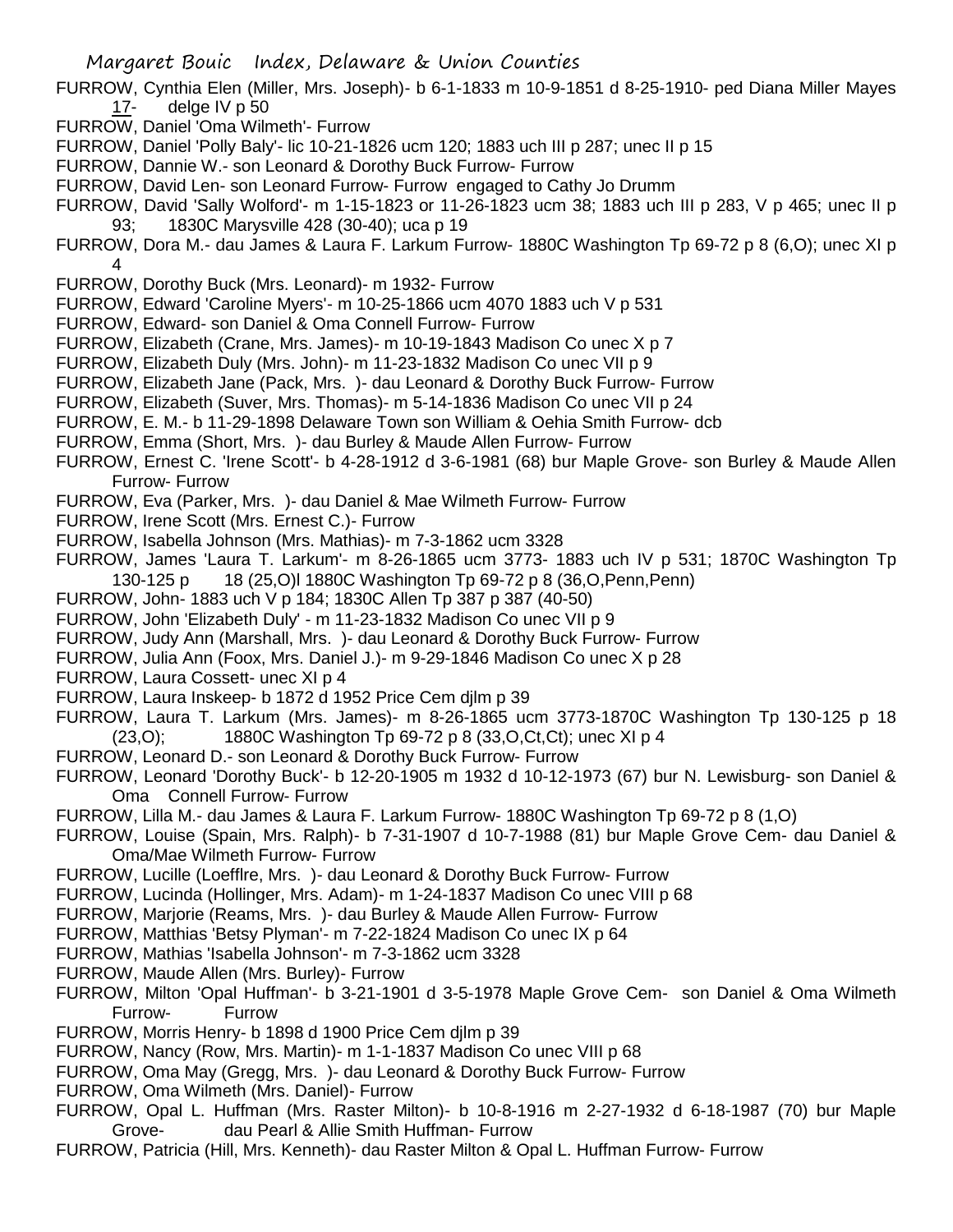FURROW, Cynthia Elen (Miller, Mrs. Joseph)- b 6-1-1833 m 10-9-1851 d 8-25-1910- ped Diana Miller Mayes 17- delge IV p 50

FURROW, Daniel 'Oma Wilmeth'- Furrow

FURROW, Daniel 'Polly Baly'- lic 10-21-1826 ucm 120; 1883 uch III p 287; unec II p 15

FURROW, Dannie W.- son Leonard & Dorothy Buck Furrow- Furrow

FURROW, David Len- son Leonard Furrow- Furrow engaged to Cathy Jo Drumm

FURROW, David 'Sally Wolford'- m 1-15-1823 or 11-26-1823 ucm 38; 1883 uch III p 283, V p 465; unec II p 93; 1830C Marysville 428 (30-40); uca p 19

FURROW, Dora M.- dau James & Laura F. Larkum Furrow- 1880C Washington Tp 69-72 p 8 (6,O); unec XI p 4

FURROW, Dorothy Buck (Mrs. Leonard)- m 1932- Furrow

FURROW, Edward 'Caroline Myers'- m 10-25-1866 ucm 4070 1883 uch V p 531

FURROW, Edward- son Daniel & Oma Connell Furrow- Furrow

FURROW, Elizabeth (Crane, Mrs. James)- m 10-19-1843 Madison Co unec X p 7

FURROW, Elizabeth Duly (Mrs. John)- m 11-23-1832 Madison Co unec VII p 9

FURROW, Elizabeth Jane (Pack, Mrs. )- dau Leonard & Dorothy Buck Furrow- Furrow

FURROW, Elizabeth (Suver, Mrs. Thomas)- m 5-14-1836 Madison Co unec VII p 24

FURROW, E. M.- b 11-29-1898 Delaware Town son William & Oehia Smith Furrow- dcb

FURROW, Emma (Short, Mrs. )- dau Burley & Maude Allen Furrow- Furrow

FURROW, Ernest C. 'Irene Scott'- b 4-28-1912 d 3-6-1981 (68) bur Maple Grove- son Burley & Maude Allen Furrow- Furrow

FURROW, Eva (Parker, Mrs. )- dau Daniel & Mae Wilmeth Furrow- Furrow

FURROW, Irene Scott (Mrs. Ernest C.)- Furrow

FURROW, Isabella Johnson (Mrs. Mathias)- m 7-3-1862 ucm 3328

FURROW, James 'Laura T. Larkum'- m 8-26-1865 ucm 3773- 1883 uch IV p 531; 1870C Washington Tp 130-125 p 18 (25,O)l 1880C Washington Tp 69-72 p 8 (36,O,Penn,Penn)

FURROW, John- 1883 uch V p 184; 1830C Allen Tp 387 p 387 (40-50)

FURROW, John 'Elizabeth Duly' - m 11-23-1832 Madison Co unec VII p 9

FURROW, Judy Ann (Marshall, Mrs. )- dau Leonard & Dorothy Buck Furrow- Furrow

FURROW, Julia Ann (Foox, Mrs. Daniel J.)- m 9-29-1846 Madison Co unec X p 28

FURROW, Laura Cossett- unec XI p 4

FURROW, Laura Inskeep- b 1872 d 1952 Price Cem djlm p 39

FURROW, Laura T. Larkum (Mrs. James)- m 8-26-1865 ucm 3773-1870C Washington Tp 130-125 p 18 (23,O); 1880C Washington Tp 69-72 p 8 (33,O,Ct,Ct); unec XI p 4

FURROW, Leonard D.- son Leonard & Dorothy Buck Furrow- Furrow

FURROW, Leonard 'Dorothy Buck'- b 12-20-1905 m 1932 d 10-12-1973 (67) bur N. Lewisburg- son Daniel & Oma Connell Furrow- Furrow

FURROW, Lilla M.- dau James & Laura F. Larkum Furrow- 1880C Washington Tp 69-72 p 8 (1,O)

FURROW, Louise (Spain, Mrs. Ralph)- b 7-31-1907 d 10-7-1988 (81) bur Maple Grove Cem- dau Daniel & Oma/Mae Wilmeth Furrow- Furrow

FURROW, Lucille (Loefflre, Mrs. )- dau Leonard & Dorothy Buck Furrow- Furrow

FURROW, Lucinda (Hollinger, Mrs. Adam)- m 1-24-1837 Madison Co unec VIII p 68

FURROW, Marjorie (Reams, Mrs. )- dau Burley & Maude Allen Furrow- Furrow

FURROW, Matthias 'Betsy Plyman'- m 7-22-1824 Madison Co unec IX p 64

FURROW, Mathias 'Isabella Johnson'- m 7-3-1862 ucm 3328

FURROW, Maude Allen (Mrs. Burley)- Furrow

FURROW, Milton 'Opal Huffman'- b 3-21-1901 d 3-5-1978 Maple Grove Cem- son Daniel & Oma Wilmeth Furrow- Furrow

FURROW, Morris Henry- b 1898 d 1900 Price Cem djlm p 39

FURROW, Nancy (Row, Mrs. Martin)- m 1-1-1837 Madison Co unec VIII p 68

FURROW, Oma May (Gregg, Mrs. )- dau Leonard & Dorothy Buck Furrow- Furrow

FURROW, Oma Wilmeth (Mrs. Daniel)- Furrow

FURROW, Opal L. Huffman (Mrs. Raster Milton)- b 10-8-1916 m 2-27-1932 d 6-18-1987 (70) bur Maple Grove- dau Pearl & Allie Smith Huffman- Furrow

FURROW, Patricia (Hill, Mrs. Kenneth)- dau Raster Milton & Opal L. Huffman Furrow- Furrow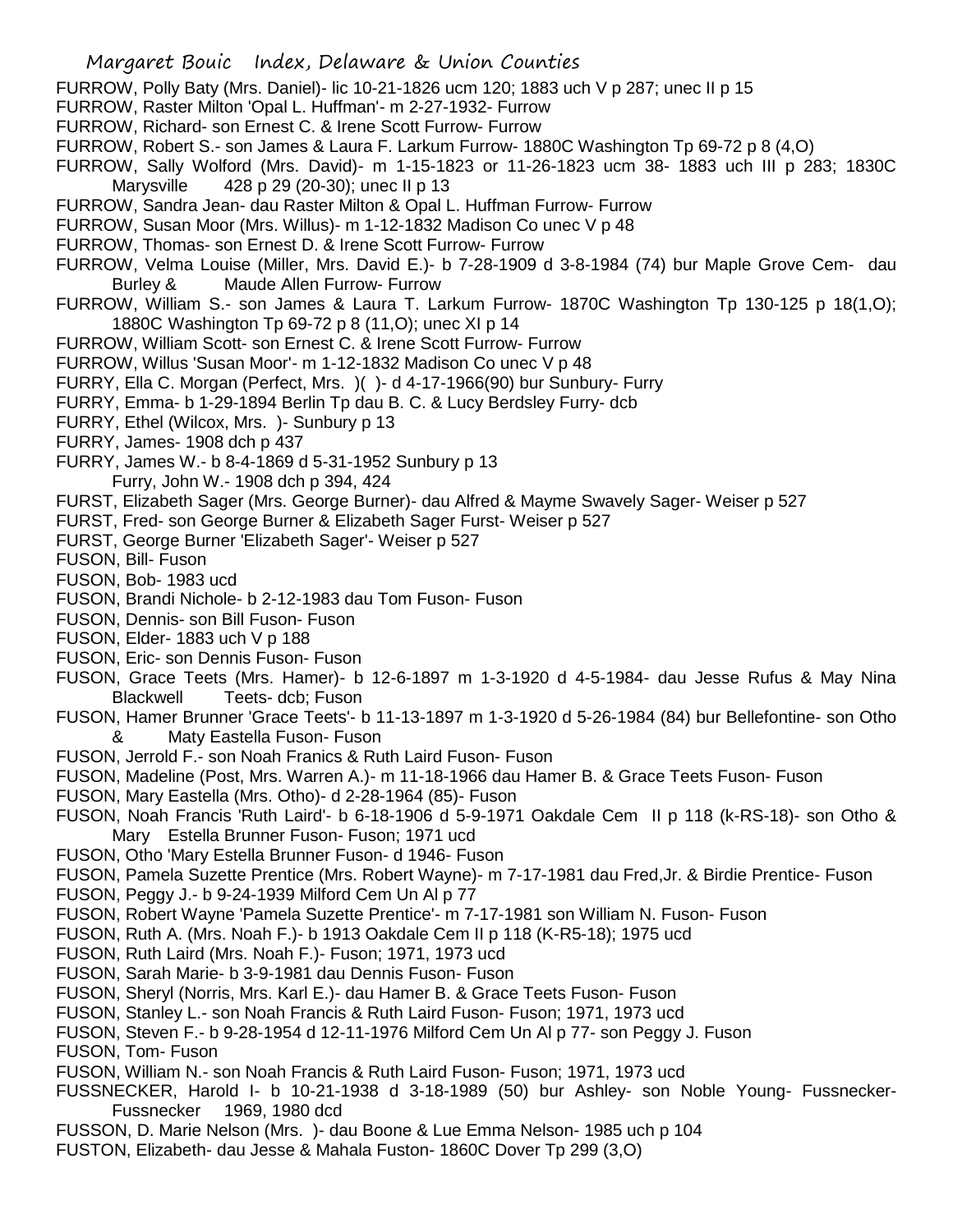FURROW, Polly Baty (Mrs. Daniel)- lic 10-21-1826 ucm 120; 1883 uch V p 287; unec II p 15

FURROW, Raster Milton 'Opal L. Huffman'- m 2-27-1932- Furrow

FURROW, Richard- son Ernest C. & Irene Scott Furrow- Furrow

FURROW, Robert S.- son James & Laura F. Larkum Furrow- 1880C Washington Tp 69-72 p 8 (4,O)

FURROW, Sally Wolford (Mrs. David)- m 1-15-1823 or 11-26-1823 ucm 38- 1883 uch III p 283; 1830C Marysville 428 p 29 (20-30); unec II p 13

FURROW, Sandra Jean- dau Raster Milton & Opal L. Huffman Furrow- Furrow

FURROW, Susan Moor (Mrs. Willus)- m 1-12-1832 Madison Co unec V p 48

FURROW, Thomas- son Ernest D. & Irene Scott Furrow- Furrow

FURROW, Velma Louise (Miller, Mrs. David E.)- b 7-28-1909 d 3-8-1984 (74) bur Maple Grove Cem- dau Burley & Maude Allen Furrow- Furrow

FURROW, William S.- son James & Laura T. Larkum Furrow- 1870C Washington Tp 130-125 p 18(1,O); 1880C Washington Tp 69-72 p 8 (11,O); unec XI p 14

FURROW, William Scott- son Ernest C. & Irene Scott Furrow- Furrow

FURROW, Willus 'Susan Moor'- m 1-12-1832 Madison Co unec V p 48

FURRY, Ella C. Morgan (Perfect, Mrs. )( )- d 4-17-1966(90) bur Sunbury- Furry

FURRY, Emma- b 1-29-1894 Berlin Tp dau B. C. & Lucy Berdsley Furry- dcb

FURRY, Ethel (Wilcox, Mrs. )- Sunbury p 13

FURRY, James- 1908 dch p 437

FURRY, James W.- b 8-4-1869 d 5-31-1952 Sunbury p 13

Furry, John W.- 1908 dch p 394, 424

FURST, Elizabeth Sager (Mrs. George Burner)- dau Alfred & Mayme Swavely Sager- Weiser p 527

FURST, Fred- son George Burner & Elizabeth Sager Furst- Weiser p 527

FURST, George Burner 'Elizabeth Sager'- Weiser p 527

FUSON, Bill- Fuson

FUSON, Bob- 1983 ucd

FUSON, Brandi Nichole- b 2-12-1983 dau Tom Fuson- Fuson

FUSON, Dennis- son Bill Fuson- Fuson

FUSON, Elder- 1883 uch V p 188

FUSON, Eric- son Dennis Fuson- Fuson

FUSON, Grace Teets (Mrs. Hamer)- b 12-6-1897 m 1-3-1920 d 4-5-1984- dau Jesse Rufus & May Nina Blackwell Teets- dcb; Fuson

FUSON, Hamer Brunner 'Grace Teets'- b 11-13-1897 m 1-3-1920 d 5-26-1984 (84) bur Bellefontine- son Otho & Maty Eastella Fuson- Fuson

FUSON, Jerrold F.- son Noah Franics & Ruth Laird Fuson- Fuson

FUSON, Madeline (Post, Mrs. Warren A.)- m 11-18-1966 dau Hamer B. & Grace Teets Fuson- Fuson

FUSON, Mary Eastella (Mrs. Otho)- d 2-28-1964 (85)- Fuson

FUSON, Noah Francis 'Ruth Laird'- b 6-18-1906 d 5-9-1971 Oakdale Cem II p 118 (k-RS-18)- son Otho & Mary Estella Brunner Fuson- Fuson; 1971 ucd

FUSON, Otho 'Mary Estella Brunner Fuson- d 1946- Fuson

FUSON, Pamela Suzette Prentice (Mrs. Robert Wayne)- m 7-17-1981 dau Fred,Jr. & Birdie Prentice- Fuson

FUSON, Peggy J.- b 9-24-1939 Milford Cem Un Al p 77

FUSON, Robert Wayne 'Pamela Suzette Prentice'- m 7-17-1981 son William N. Fuson- Fuson

FUSON, Ruth A. (Mrs. Noah F.)- b 1913 Oakdale Cem II p 118 (K-R5-18); 1975 ucd

FUSON, Ruth Laird (Mrs. Noah F.)- Fuson; 1971, 1973 ucd

FUSON, Sarah Marie- b 3-9-1981 dau Dennis Fuson- Fuson

FUSON, Sheryl (Norris, Mrs. Karl E.)- dau Hamer B. & Grace Teets Fuson- Fuson

FUSON, Stanley L.- son Noah Francis & Ruth Laird Fuson- Fuson; 1971, 1973 ucd

FUSON, Steven F.- b 9-28-1954 d 12-11-1976 Milford Cem Un Al p 77- son Peggy J. Fuson

FUSON, Tom- Fuson

FUSON, William N.- son Noah Francis & Ruth Laird Fuson- Fuson; 1971, 1973 ucd

FUSSNECKER, Harold I- b 10-21-1938 d 3-18-1989 (50) bur Ashley- son Noble Young- Fussnecker- Fussnecker 1969, 1980 dcd

FUSSON, D. Marie Nelson (Mrs. )- dau Boone & Lue Emma Nelson- 1985 uch p 104

FUSTON, Elizabeth- dau Jesse & Mahala Fuston- 1860C Dover Tp 299 (3,O)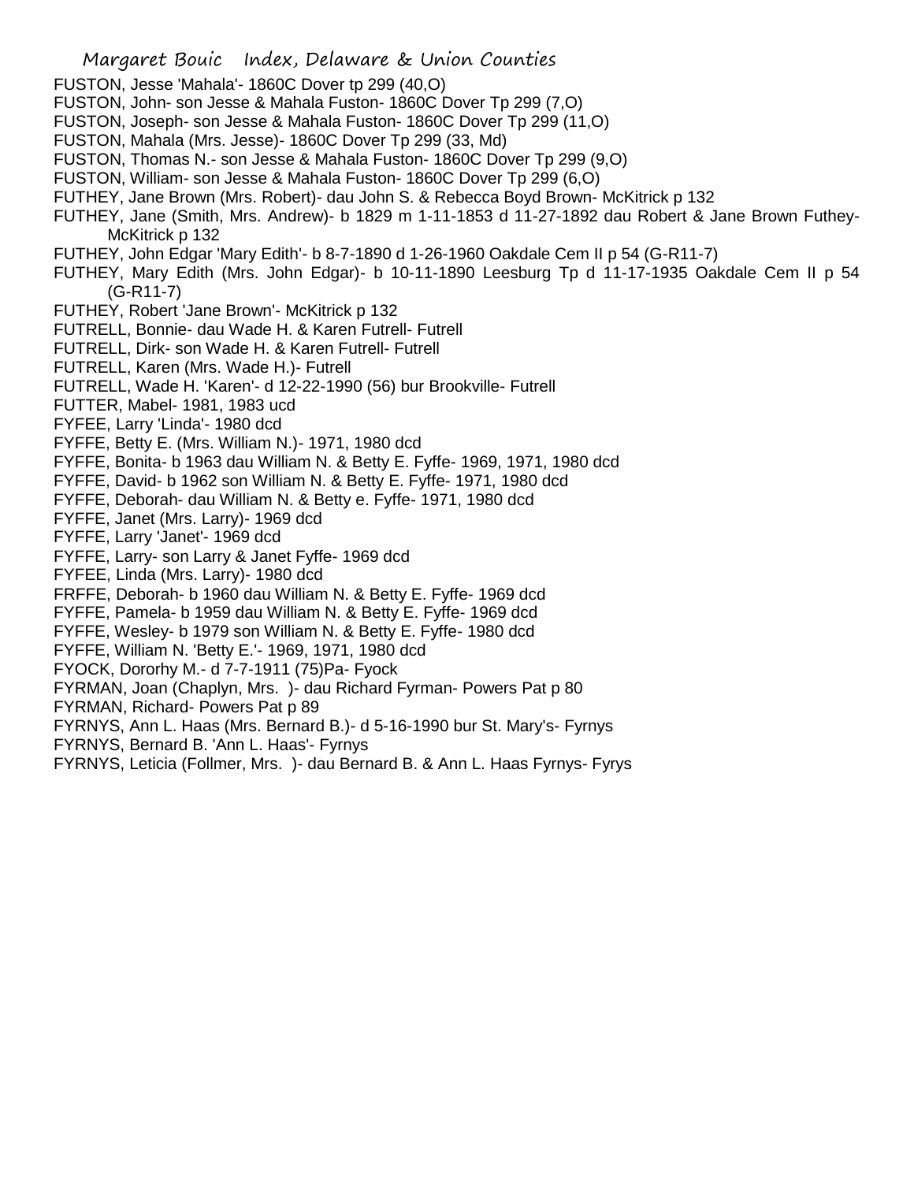FUSTON, Jesse 'Mahala'- 1860C Dover tp 299 (40,O)
FUSTON, John- son Jesse & Mahala Fuston- 1860C Dover Tp 299 (7,O)
FUSTON, Joseph- son Jesse & Mahala Fuston- 1860C Dover Tp 299 (11,O)
FUSTON, Mahala (Mrs. Jesse)- 1860C Dover Tp 299 (33, Md)
FUSTON, Thomas N.- son Jesse & Mahala Fuston- 1860C Dover Tp 299 (9,O)
FUSTON, William- son Jesse & Mahala Fuston- 1860C Dover Tp 299 (6,O)
FUTHEY, Jane Brown (Mrs. Robert)- dau John S. & Rebecca Boyd Brown- McKitrick p 132
FUTHEY, Jane (Smith, Mrs. Andrew)- b 1829 m 1-11-1853 d 11-27-1892 dau Robert & Jane Brown Futhey- McKitrick p 132
FUTHEY, John Edgar 'Mary Edith'- b 8-7-1890 d 1-26-1960 Oakdale Cem II p 54 (G-R11-7)
FUTHEY, Mary Edith (Mrs. John Edgar)- b 10-11-1890 Leesburg Tp d 11-17-1935 Oakdale Cem II p 54 (G-R11-7)
FUTHEY, Robert 'Jane Brown'- McKitrick p 132
FUTRELL, Bonnie- dau Wade H. & Karen Futrell- Futrell
FUTRELL, Dirk- son Wade H. & Karen Futrell- Futrell
FUTRELL, Karen (Mrs. Wade H.)- Futrell
FUTRELL, Wade H. 'Karen'- d 12-22-1990 (56) bur Brookville- Futrell
FUTTER, Mabel- 1981, 1983 ucd
FYFEE, Larry 'Linda'- 1980 dcd
FYFFE, Betty E. (Mrs. William N.)- 1971, 1980 dcd
FYFFE, Bonita- b 1963 dau William N. & Betty E. Fyffe- 1969, 1971, 1980 dcd
FYFFE, David- b 1962 son William N. & Betty E. Fyffe- 1971, 1980 dcd
FYFFE, Deborah- dau William N. & Betty e. Fyffe- 1971, 1980 dcd
FYFFE, Janet (Mrs. Larry)- 1969 dcd
FYFFE, Larry 'Janet'- 1969 dcd
FYFFE, Larry- son Larry & Janet Fyffe- 1969 dcd
FYFEE, Linda (Mrs. Larry)- 1980 dcd
FRFFE, Deborah- b 1960 dau William N. & Betty E. Fyffe- 1969 dcd
FYFFE, Pamela- b 1959 dau William N. & Betty E. Fyffe- 1969 dcd
FYFFE, Wesley- b 1979 son William N. & Betty E. Fyffe- 1980 dcd
FYFFE, William N. 'Betty E.'- 1969, 1971, 1980 dcd
FYOCK, Dororhy M.- d 7-7-1911 (75)Pa- Fyock
FYRMAN, Joan (Chaplyn, Mrs. )- dau Richard Fyrman- Powers Pat p 80
FYRMAN, Richard- Powers Pat p 89
FYRNYS, Ann L. Haas (Mrs. Bernard B.)- d 5-16-1990 bur St. Mary's- Fyrnys
FYRNYS, Bernard B. 'Ann L. Haas'- Fyrnys
FYRNYS, Leticia (Follmer, Mrs. )- dau Bernard B. & Ann L. Haas Fyrnys- Fyrys